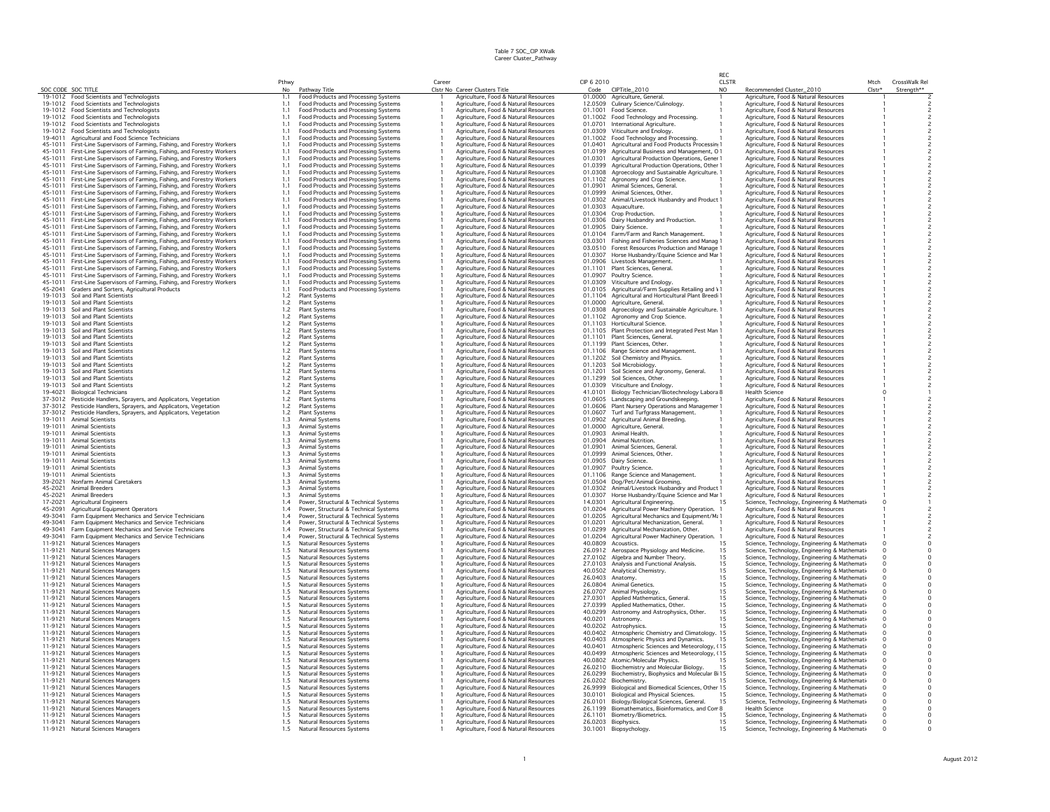Table 7 SOC_CIP XWalk
Career Cluster_Pathway

| SOC CODE | SOC TITLE | Pthwy No | Pathway Title | Career Clstr No | Career Clusters Title | CIP 6 2010 Code | CIPTitle_2010 | REC CLSTR NO | Recommended Cluster_2010 | Mtch Clstr* | CrossWalk Rel Strength** |
|---|---|---|---|---|---|---|---|---|---|---|---|
| 19-1012 | Food Scientists and Technologists | 1.1 | Food Products and Processing Systems | 1 | Agriculture, Food & Natural Resources | 01.0000 | Agriculture, General. | 1 | Agriculture, Food & Natural Resources | 1 | 2 |
| 19-1012 | Food Scientists and Technologists | 1.1 | Food Products and Processing Systems | 1 | Agriculture, Food & Natural Resources | 12.0509 | Culinary Science/Culinology. | 1 | Agriculture, Food & Natural Resources | 1 | 2 |
| 19-1012 | Food Scientists and Technologists | 1.1 | Food Products and Processing Systems | 1 | Agriculture, Food & Natural Resources | 01.1001 | Food Science. | 1 | Agriculture, Food & Natural Resources | 1 | 2 |
| 19-1012 | Food Scientists and Technologists | 1.1 | Food Products and Processing Systems | 1 | Agriculture, Food & Natural Resources | 01.1002 | Food Technology and Processing. | 1 | Agriculture, Food & Natural Resources | 1 | 2 |
| 19-1012 | Food Scientists and Technologists | 1.1 | Food Products and Processing Systems | 1 | Agriculture, Food & Natural Resources | 01.0701 | International Agriculture. | 1 | Agriculture, Food & Natural Resources | 1 | 2 |
| 19-1012 | Food Scientists and Technologists | 1.1 | Food Products and Processing Systems | 1 | Agriculture, Food & Natural Resources | 01.0309 | Viticulture and Enology. | 1 | Agriculture, Food & Natural Resources | 1 | 2 |
| 19-4011 | Agricultural and Food Science Technicians | 1.1 | Food Products and Processing Systems | 1 | Agriculture, Food & Natural Resources | 01.1002 | Food Technology and Processing. | 1 | Agriculture, Food & Natural Resources | 1 | 2 |
| 45-1011 | First-Line Supervisors of Farming, Fishing, and Forestry Workers | 1.1 | Food Products and Processing Systems | 1 | Agriculture, Food & Natural Resources | 01.0401 | Agricultural and Food Products Processing | 1 | Agriculture, Food & Natural Resources | 1 | 2 |
| 45-1011 | First-Line Supervisors of Farming, Fishing, and Forestry Workers | 1.1 | Food Products and Processing Systems | 1 | Agriculture, Food & Natural Resources | 01.0199 | Agricultural Business and Management, O | 1 | Agriculture, Food & Natural Resources | 1 | 2 |
| 45-1011 | First-Line Supervisors of Farming, Fishing, and Forestry Workers | 1.1 | Food Products and Processing Systems | 1 | Agriculture, Food & Natural Resources | 01.0301 | Agricultural Production Operations, Gener | 1 | Agriculture, Food & Natural Resources | 1 | 2 |
| 45-1011 | First-Line Supervisors of Farming, Fishing, and Forestry Workers | 1.1 | Food Products and Processing Systems | 1 | Agriculture, Food & Natural Resources | 01.0399 | Agricultural Production Operations, Other | 1 | Agriculture, Food & Natural Resources | 1 | 2 |
| 45-1011 | First-Line Supervisors of Farming, Fishing, and Forestry Workers | 1.1 | Food Products and Processing Systems | 1 | Agriculture, Food & Natural Resources | 01.0308 | Agroecology and Sustainable Agriculture. | 1 | Agriculture, Food & Natural Resources | 1 | 2 |
| 45-1011 | First-Line Supervisors of Farming, Fishing, and Forestry Workers | 1.1 | Food Products and Processing Systems | 1 | Agriculture, Food & Natural Resources | 01.1102 | Agronomy and Crop Science. | 1 | Agriculture, Food & Natural Resources | 1 | 2 |
| 45-1011 | First-Line Supervisors of Farming, Fishing, and Forestry Workers | 1.1 | Food Products and Processing Systems | 1 | Agriculture, Food & Natural Resources | 01.0901 | Animal Sciences, General. | 1 | Agriculture, Food & Natural Resources | 1 | 2 |
| 45-1011 | First-Line Supervisors of Farming, Fishing, and Forestry Workers | 1.1 | Food Products and Processing Systems | 1 | Agriculture, Food & Natural Resources | 01.0999 | Animal Sciences, Other. | 1 | Agriculture, Food & Natural Resources | 1 | 2 |
| 45-1011 | First-Line Supervisors of Farming, Fishing, and Forestry Workers | 1.1 | Food Products and Processing Systems | 1 | Agriculture, Food & Natural Resources | 01.0302 | Animal/Livestock Husbandry and Product | 1 | Agriculture, Food & Natural Resources | 1 | 2 |
| 45-1011 | First-Line Supervisors of Farming, Fishing, and Forestry Workers | 1.1 | Food Products and Processing Systems | 1 | Agriculture, Food & Natural Resources | 01.0303 | Aquaculture. | 1 | Agriculture, Food & Natural Resources | 1 | 2 |
| 45-1011 | First-Line Supervisors of Farming, Fishing, and Forestry Workers | 1.1 | Food Products and Processing Systems | 1 | Agriculture, Food & Natural Resources | 01.0304 | Crop Production. | 1 | Agriculture, Food & Natural Resources | 1 | 2 |
| 45-1011 | First-Line Supervisors of Farming, Fishing, and Forestry Workers | 1.1 | Food Products and Processing Systems | 1 | Agriculture, Food & Natural Resources | 01.0306 | Dairy Husbandry and Production. | 1 | Agriculture, Food & Natural Resources | 1 | 2 |
| 45-1011 | First-Line Supervisors of Farming, Fishing, and Forestry Workers | 1.1 | Food Products and Processing Systems | 1 | Agriculture, Food & Natural Resources | 01.0905 | Dairy Science. | 1 | Agriculture, Food & Natural Resources | 1 | 2 |
| 45-1011 | First-Line Supervisors of Farming, Fishing, and Forestry Workers | 1.1 | Food Products and Processing Systems | 1 | Agriculture, Food & Natural Resources | 01.0104 | Farm/Farm and Ranch Management. | 1 | Agriculture, Food & Natural Resources | 1 | 2 |
| 45-1011 | First-Line Supervisors of Farming, Fishing, and Forestry Workers | 1.1 | Food Products and Processing Systems | 1 | Agriculture, Food & Natural Resources | 03.0301 | Fishing and Fisheries Sciences and Manag | 1 | Agriculture, Food & Natural Resources | 1 | 2 |
| 45-1011 | First-Line Supervisors of Farming, Fishing, and Forestry Workers | 1.1 | Food Products and Processing Systems | 1 | Agriculture, Food & Natural Resources | 03.0510 | Forest Resources Production and Manage | 1 | Agriculture, Food & Natural Resources | 1 | 2 |
| 45-1011 | First-Line Supervisors of Farming, Fishing, and Forestry Workers | 1.1 | Food Products and Processing Systems | 1 | Agriculture, Food & Natural Resources | 01.0307 | Horse Husbandry/Equine Science and Mar | 1 | Agriculture, Food & Natural Resources | 1 | 2 |
| 45-1011 | First-Line Supervisors of Farming, Fishing, and Forestry Workers | 1.1 | Food Products and Processing Systems | 1 | Agriculture, Food & Natural Resources | 01.0906 | Livestock Management. | 1 | Agriculture, Food & Natural Resources | 1 | 2 |
| 45-1011 | First-Line Supervisors of Farming, Fishing, and Forestry Workers | 1.1 | Food Products and Processing Systems | 1 | Agriculture, Food & Natural Resources | 01.1101 | Plant Sciences, General. | 1 | Agriculture, Food & Natural Resources | 1 | 2 |
| 45-1011 | First-Line Supervisors of Farming, Fishing, and Forestry Workers | 1.1 | Food Products and Processing Systems | 1 | Agriculture, Food & Natural Resources | 01.0907 | Poultry Science. | 1 | Agriculture, Food & Natural Resources | 1 | 2 |
| 45-1011 | First-Line Supervisors of Farming, Fishing, and Forestry Workers | 1.1 | Food Products and Processing Systems | 1 | Agriculture, Food & Natural Resources | 01.0309 | Viticulture and Enology. | 1 | Agriculture, Food & Natural Resources | 1 | 2 |
| 45-2041 | Graders and Sorters, Agricultural Products | 1.1 | Food Products and Processing Systems | 1 | Agriculture, Food & Natural Resources | 01.0105 | Agricultural/Farm Supplies Retailing and W | 1 | Agriculture, Food & Natural Resources | 1 | 2 |
| 19-1013 | Soil and Plant Scientists | 1.2 | Plant Systems | 1 | Agriculture, Food & Natural Resources | 01.1104 | Agricultural and Horticultural Plant Breedi | 1 | Agriculture, Food & Natural Resources | 1 | 2 |
| 19-1013 | Soil and Plant Scientists | 1.2 | Plant Systems | 1 | Agriculture, Food & Natural Resources | 01.0000 | Agriculture, General. | 1 | Agriculture, Food & Natural Resources | 1 | 2 |
| 19-1013 | Soil and Plant Scientists | 1.2 | Plant Systems | 1 | Agriculture, Food & Natural Resources | 01.0308 | Agroecology and Sustainable Agriculture. | 1 | Agriculture, Food & Natural Resources | 1 | 2 |
| 19-1013 | Soil and Plant Scientists | 1.2 | Plant Systems | 1 | Agriculture, Food & Natural Resources | 01.1102 | Agronomy and Crop Science. | 1 | Agriculture, Food & Natural Resources | 1 | 2 |
| 19-1013 | Soil and Plant Scientists | 1.2 | Plant Systems | 1 | Agriculture, Food & Natural Resources | 01.1103 | Horticultural Science. | 1 | Agriculture, Food & Natural Resources | 1 | 2 |
| 19-1013 | Soil and Plant Scientists | 1.2 | Plant Systems | 1 | Agriculture, Food & Natural Resources | 01.1105 | Plant Protection and Integrated Pest Man | 1 | Agriculture, Food & Natural Resources | 1 | 2 |
| 19-1013 | Soil and Plant Scientists | 1.2 | Plant Systems | 1 | Agriculture, Food & Natural Resources | 01.1101 | Plant Sciences, General. | 1 | Agriculture, Food & Natural Resources | 1 | 2 |
| 19-1013 | Soil and Plant Scientists | 1.2 | Plant Systems | 1 | Agriculture, Food & Natural Resources | 01.1199 | Plant Sciences, Other. | 1 | Agriculture, Food & Natural Resources | 1 | 2 |
| 19-1013 | Soil and Plant Scientists | 1.2 | Plant Systems | 1 | Agriculture, Food & Natural Resources | 01.1106 | Range Science and Management. | 1 | Agriculture, Food & Natural Resources | 1 | 2 |
| 19-1013 | Soil and Plant Scientists | 1.2 | Plant Systems | 1 | Agriculture, Food & Natural Resources | 01.1202 | Soil Chemistry and Physics. | 1 | Agriculture, Food & Natural Resources | 1 | 2 |
| 19-1013 | Soil and Plant Scientists | 1.2 | Plant Systems | 1 | Agriculture, Food & Natural Resources | 01.1203 | Soil Microbiology. | 1 | Agriculture, Food & Natural Resources | 1 | 2 |
| 19-1013 | Soil and Plant Scientists | 1.2 | Plant Systems | 1 | Agriculture, Food & Natural Resources | 01.1201 | Soil Science and Agronomy, General. | 1 | Agriculture, Food & Natural Resources | 1 | 2 |
| 19-1013 | Soil and Plant Scientists | 1.2 | Plant Systems | 1 | Agriculture, Food & Natural Resources | 01.1299 | Soil Sciences, Other. | 1 | Agriculture, Food & Natural Resources | 1 | 2 |
| 19-1013 | Soil and Plant Scientists | 1.2 | Plant Systems | 1 | Agriculture, Food & Natural Resources | 01.0309 | Viticulture and Enology. | 1 | Agriculture, Food & Natural Resources | 1 | 2 |
| 19-4021 | Biological Technicians | 1.2 | Plant Systems | 1 | Agriculture, Food & Natural Resources | 41.0101 | Biology Technician/Biotechnology Labora | 8 | Health Science | 0 | 1 |
| 37-3012 | Pesticide Handlers, Sprayers, and Applicators, Vegetation | 1.2 | Plant Systems | 1 | Agriculture, Food & Natural Resources | 01.0605 | Landscaping and Groundskeeping. | 1 | Agriculture, Food & Natural Resources | 1 | 2 |
| 37-3012 | Pesticide Handlers, Sprayers, and Applicators, Vegetation | 1.2 | Plant Systems | 1 | Agriculture, Food & Natural Resources | 01.0606 | Plant Nursery Operations and Managemer | 1 | Agriculture, Food & Natural Resources | 1 | 2 |
| 37-3012 | Pesticide Handlers, Sprayers, and Applicators, Vegetation | 1.2 | Plant Systems | 1 | Agriculture, Food & Natural Resources | 01.0607 | Turf and Turfgrass Management. | 1 | Agriculture, Food & Natural Resources | 1 | 2 |
| 19-1011 | Animal Scientists | 1.3 | Animal Systems | 1 | Agriculture, Food & Natural Resources | 01.0902 | Agricultural Animal Breeding. | 1 | Agriculture, Food & Natural Resources | 1 | 2 |
| 19-1011 | Animal Scientists | 1.3 | Animal Systems | 1 | Agriculture, Food & Natural Resources | 01.0000 | Agriculture, General. | 1 | Agriculture, Food & Natural Resources | 1 | 2 |
| 19-1011 | Animal Scientists | 1.3 | Animal Systems | 1 | Agriculture, Food & Natural Resources | 01.0903 | Animal Health. | 1 | Agriculture, Food & Natural Resources | 1 | 2 |
| 19-1011 | Animal Scientists | 1.3 | Animal Systems | 1 | Agriculture, Food & Natural Resources | 01.0904 | Animal Nutrition. | 1 | Agriculture, Food & Natural Resources | 1 | 2 |
| 19-1011 | Animal Scientists | 1.3 | Animal Systems | 1 | Agriculture, Food & Natural Resources | 01.0901 | Animal Sciences, General. | 1 | Agriculture, Food & Natural Resources | 1 | 2 |
| 19-1011 | Animal Scientists | 1.3 | Animal Systems | 1 | Agriculture, Food & Natural Resources | 01.0999 | Animal Sciences, Other. | 1 | Agriculture, Food & Natural Resources | 1 | 2 |
| 19-1011 | Animal Scientists | 1.3 | Animal Systems | 1 | Agriculture, Food & Natural Resources | 01.0905 | Dairy Science. | 1 | Agriculture, Food & Natural Resources | 1 | 2 |
| 19-1011 | Animal Scientists | 1.3 | Animal Systems | 1 | Agriculture, Food & Natural Resources | 01.0907 | Poultry Science. | 1 | Agriculture, Food & Natural Resources | 1 | 2 |
| 19-1011 | Animal Scientists | 1.3 | Animal Systems | 1 | Agriculture, Food & Natural Resources | 01.1106 | Range Science and Management. | 1 | Agriculture, Food & Natural Resources | 1 | 2 |
| 39-2021 | Nonfarm Animal Caretakers | 1.3 | Animal Systems | 1 | Agriculture, Food & Natural Resources | 01.0504 | Dog/Pet/Animal Grooming. | 1 | Agriculture, Food & Natural Resources | 1 | 2 |
| 45-2021 | Animal Breeders | 1.3 | Animal Systems | 1 | Agriculture, Food & Natural Resources | 01.0302 | Animal/Livestock Husbandry and Product | 1 | Agriculture, Food & Natural Resources | 1 | 2 |
| 45-2021 | Animal Breeders | 1.3 | Animal Systems | 1 | Agriculture, Food & Natural Resources | 01.0307 | Horse Husbandry/Equine Science and Mar | 1 | Agriculture, Food & Natural Resources | 1 | 2 |
| 17-2021 | Agricultural Engineers | 1.4 | Power, Structural & Technical Systems | 1 | Agriculture, Food & Natural Resources | 14.0301 | Agricultural Engineering. | 15 | Science, Technology, Engineering & Mathemati | 0 | 1 |
| 45-2091 | Agricultural Equipment Operators | 1.4 | Power, Structural & Technical Systems | 1 | Agriculture, Food & Natural Resources | 01.0204 | Agricultural Power Machinery Operation. | 1 | Agriculture, Food & Natural Resources | 1 | 2 |
| 49-3041 | Farm Equipment Mechanics and Service Technicians | 1.4 | Power, Structural & Technical Systems | 1 | Agriculture, Food & Natural Resources | 01.0205 | Agricultural Mechanics and Equipment/Ma | 1 | Agriculture, Food & Natural Resources | 1 | 2 |
| 49-3041 | Farm Equipment Mechanics and Service Technicians | 1.4 | Power, Structural & Technical Systems | 1 | Agriculture, Food & Natural Resources | 01.0201 | Agricultural Mechanization, General. | 1 | Agriculture, Food & Natural Resources | 1 | 2 |
| 49-3041 | Farm Equipment Mechanics and Service Technicians | 1.4 | Power, Structural & Technical Systems | 1 | Agriculture, Food & Natural Resources | 01.0299 | Agricultural Mechanization, Other. | 1 | Agriculture, Food & Natural Resources | 1 | 2 |
| 49-3041 | Farm Equipment Mechanics and Service Technicians | 1.4 | Power, Structural & Technical Systems | 1 | Agriculture, Food & Natural Resources | 01.0204 | Agricultural Power Machinery Operation. | 1 | Agriculture, Food & Natural Resources | 1 | 2 |
| 11-9121 | Natural Sciences Managers | 1.5 | Natural Resources Systems | 1 | Agriculture, Food & Natural Resources | 40.0809 | Acoustics. | 15 | Science, Technology, Engineering & Mathemati | 0 | 0 |
| 11-9121 | Natural Sciences Managers | 1.5 | Natural Resources Systems | 1 | Agriculture, Food & Natural Resources | 26.0912 | Aerospace Physiology and Medicine. | 15 | Science, Technology, Engineering & Mathemati | 0 | 0 |
| 11-9121 | Natural Sciences Managers | 1.5 | Natural Resources Systems | 1 | Agriculture, Food & Natural Resources | 27.0102 | Algebra and Number Theory. | 15 | Science, Technology, Engineering & Mathemati | 0 | 0 |
| 11-9121 | Natural Sciences Managers | 1.5 | Natural Resources Systems | 1 | Agriculture, Food & Natural Resources | 27.0103 | Analysis and Functional Analysis. | 15 | Science, Technology, Engineering & Mathemati | 0 | 0 |
| 11-9121 | Natural Sciences Managers | 1.5 | Natural Resources Systems | 1 | Agriculture, Food & Natural Resources | 40.0502 | Analytical Chemistry. | 15 | Science, Technology, Engineering & Mathemati | 0 | 0 |
| 11-9121 | Natural Sciences Managers | 1.5 | Natural Resources Systems | 1 | Agriculture, Food & Natural Resources | 26.0403 | Anatomy. | 15 | Science, Technology, Engineering & Mathemati | 0 | 0 |
| 11-9121 | Natural Sciences Managers | 1.5 | Natural Resources Systems | 1 | Agriculture, Food & Natural Resources | 26.0804 | Animal Genetics. | 15 | Science, Technology, Engineering & Mathemati | 0 | 0 |
| 11-9121 | Natural Sciences Managers | 1.5 | Natural Resources Systems | 1 | Agriculture, Food & Natural Resources | 26.0707 | Animal Physiology. | 15 | Science, Technology, Engineering & Mathemati | 0 | 0 |
| 11-9121 | Natural Sciences Managers | 1.5 | Natural Resources Systems | 1 | Agriculture, Food & Natural Resources | 27.0301 | Applied Mathematics, General. | 15 | Science, Technology, Engineering & Mathemati | 0 | 0 |
| 11-9121 | Natural Sciences Managers | 1.5 | Natural Resources Systems | 1 | Agriculture, Food & Natural Resources | 27.0399 | Applied Mathematics, Other. | 15 | Science, Technology, Engineering & Mathemati | 0 | 0 |
| 11-9121 | Natural Sciences Managers | 1.5 | Natural Resources Systems | 1 | Agriculture, Food & Natural Resources | 40.0299 | Astronomy and Astrophysics, Other. | 15 | Science, Technology, Engineering & Mathemati | 0 | 0 |
| 11-9121 | Natural Sciences Managers | 1.5 | Natural Resources Systems | 1 | Agriculture, Food & Natural Resources | 40.0201 | Astronomy. | 15 | Science, Technology, Engineering & Mathemati | 0 | 0 |
| 11-9121 | Natural Sciences Managers | 1.5 | Natural Resources Systems | 1 | Agriculture, Food & Natural Resources | 40.0202 | Astrophysics. | 15 | Science, Technology, Engineering & Mathemati | 0 | 0 |
| 11-9121 | Natural Sciences Managers | 1.5 | Natural Resources Systems | 1 | Agriculture, Food & Natural Resources | 40.0402 | Atmospheric Chemistry and Climatology. | 15 | Science, Technology, Engineering & Mathemati | 0 | 0 |
| 11-9121 | Natural Sciences Managers | 1.5 | Natural Resources Systems | 1 | Agriculture, Food & Natural Resources | 40.0403 | Atmospheric Physics and Dynamics. | 15 | Science, Technology, Engineering & Mathemati | 0 | 0 |
| 11-9121 | Natural Sciences Managers | 1.5 | Natural Resources Systems | 1 | Agriculture, Food & Natural Resources | 40.0401 | Atmospheric Sciences and Meteorology, ( | 15 | Science, Technology, Engineering & Mathemati | 0 | 0 |
| 11-9121 | Natural Sciences Managers | 1.5 | Natural Resources Systems | 1 | Agriculture, Food & Natural Resources | 40.0499 | Atmospheric Sciences and Meteorology, ( | 15 | Science, Technology, Engineering & Mathemati | 0 | 0 |
| 11-9121 | Natural Sciences Managers | 1.5 | Natural Resources Systems | 1 | Agriculture, Food & Natural Resources | 40.0802 | Atomic/Molecular Physics. | 15 | Science, Technology, Engineering & Mathemati | 0 | 0 |
| 11-9121 | Natural Sciences Managers | 1.5 | Natural Resources Systems | 1 | Agriculture, Food & Natural Resources | 26.0210 | Biochemistry and Molecular Biology. | 15 | Science, Technology, Engineering & Mathemati | 0 | 0 |
| 11-9121 | Natural Sciences Managers | 1.5 | Natural Resources Systems | 1 | Agriculture, Food & Natural Resources | 26.0299 | Biochemistry, Biophysics and Molecular Bi | 15 | Science, Technology, Engineering & Mathemati | 0 | 0 |
| 11-9121 | Natural Sciences Managers | 1.5 | Natural Resources Systems | 1 | Agriculture, Food & Natural Resources | 26.0202 | Biochemistry. | 15 | Science, Technology, Engineering & Mathemati | 0 | 0 |
| 11-9121 | Natural Sciences Managers | 1.5 | Natural Resources Systems | 1 | Agriculture, Food & Natural Resources | 26.9999 | Biological and Biomedical Sciences, Other | 15 | Science, Technology, Engineering & Mathemati | 0 | 0 |
| 11-9121 | Natural Sciences Managers | 1.5 | Natural Resources Systems | 1 | Agriculture, Food & Natural Resources | 30.0101 | Biological and Physical Sciences. | 15 | Science, Technology, Engineering & Mathemati | 0 | 0 |
| 11-9121 | Natural Sciences Managers | 1.5 | Natural Resources Systems | 1 | Agriculture, Food & Natural Resources | 26.0101 | Biology/Biological Sciences, General. | 15 | Science, Technology, Engineering & Mathemati | 0 | 0 |
| 11-9121 | Natural Sciences Managers | 1.5 | Natural Resources Systems | 1 | Agriculture, Food & Natural Resources | 26.1199 | Biomathematics, Bioinformatics, and Com | 8 | Health Science | 0 | 0 |
| 11-9121 | Natural Sciences Managers | 1.5 | Natural Resources Systems | 1 | Agriculture, Food & Natural Resources | 26.1101 | Biometry/Biometrics. | 15 | Science, Technology, Engineering & Mathemati | 0 | 0 |
| 11-9121 | Natural Sciences Managers | 1.5 | Natural Resources Systems | 1 | Agriculture, Food & Natural Resources | 26.0203 | Biophysics. | 15 | Science, Technology, Engineering & Mathemati | 0 | 0 |
| 11-9121 | Natural Sciences Managers | 1.5 | Natural Resources Systems | 1 | Agriculture, Food & Natural Resources | 30.1001 | Biopsychology. | 15 | Science, Technology, Engineering & Mathemati | 0 | 0 |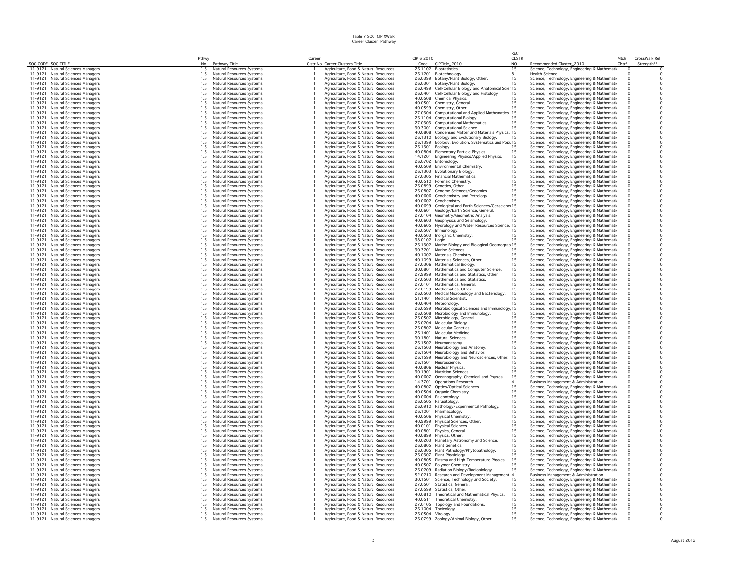Table 7 SOC_CIP XWalk
Career Cluster_Pathway

| SOC CODE | SOC TITLE | Pthwy No | Pathway Title | Career Clstr No | Career Clusters Title | CIP 6 2010 Code | CIPTitle_2010 | REC CLSTR NO | Recommended Cluster_2010 | Mtch Clstr* | CrossWalk Rel Strength** |
|---|---|---|---|---|---|---|---|---|---|---|---|
| 11-9121 | Natural Sciences Managers | 1.5 | Natural Resources Systems | 1 | Agriculture, Food & Natural Resources | 26.1102 | Biostatistics. | 15 | Science, Technology, Engineering & Mathemati | 0 | 0 |
| 11-9121 | Natural Sciences Managers | 1.5 | Natural Resources Systems | 1 | Agriculture, Food & Natural Resources | 26.1201 | Biotechnology. | 8 | Health Science | 0 | 0 |
| 11-9121 | Natural Sciences Managers | 1.5 | Natural Resources Systems | 1 | Agriculture, Food & Natural Resources | 26.0399 | Botany/Plant Biology, Other. | 15 | Science, Technology, Engineering & Mathemati | 0 | 0 |
| 11-9121 | Natural Sciences Managers | 1.5 | Natural Resources Systems | 1 | Agriculture, Food & Natural Resources | 26.0301 | Botany/Plant Biology. | 15 | Science, Technology, Engineering & Mathemati | 0 | 0 |
| 11-9121 | Natural Sciences Managers | 1.5 | Natural Resources Systems | 1 | Agriculture, Food & Natural Resources | 26.0499 | Cell/Cellular Biology and Anatomical Scier | 15 | Science, Technology, Engineering & Mathemati | 0 | 0 |
| 11-9121 | Natural Sciences Managers | 1.5 | Natural Resources Systems | 1 | Agriculture, Food & Natural Resources | 26.0401 | Cell/Cellular Biology and Histology. | 15 | Science, Technology, Engineering & Mathemati | 0 | 0 |
| 11-9121 | Natural Sciences Managers | 1.5 | Natural Resources Systems | 1 | Agriculture, Food & Natural Resources | 40.0508 | Chemical Physics. | 15 | Science, Technology, Engineering & Mathemati | 0 | 0 |
| 11-9121 | Natural Sciences Managers | 1.5 | Natural Resources Systems | 1 | Agriculture, Food & Natural Resources | 40.0501 | Chemistry, General. | 15 | Science, Technology, Engineering & Mathemati | 0 | 0 |
| 11-9121 | Natural Sciences Managers | 1.5 | Natural Resources Systems | 1 | Agriculture, Food & Natural Resources | 40.0599 | Chemistry, Other. | 15 | Science, Technology, Engineering & Mathemati | 0 | 0 |
| 11-9121 | Natural Sciences Managers | 1.5 | Natural Resources Systems | 1 | Agriculture, Food & Natural Resources | 27.0304 | Computational and Applied Mathematics. | 15 | Science, Technology, Engineering & Mathemati | 0 | 0 |
| 11-9121 | Natural Sciences Managers | 1.5 | Natural Resources Systems | 1 | Agriculture, Food & Natural Resources | 26.1104 | Computational Biology. | 15 | Science, Technology, Engineering & Mathemati | 0 | 0 |
| 11-9121 | Natural Sciences Managers | 1.5 | Natural Resources Systems | 1 | Agriculture, Food & Natural Resources | 27.0303 | Computational Mathematics. | 15 | Science, Technology, Engineering & Mathemati | 0 | 0 |
| 11-9121 | Natural Sciences Managers | 1.5 | Natural Resources Systems | 1 | Agriculture, Food & Natural Resources | 30.3001 | Computational Science. | 15 | Science, Technology, Engineering & Mathemati | 0 | 0 |
| 11-9121 | Natural Sciences Managers | 1.5 | Natural Resources Systems | 1 | Agriculture, Food & Natural Resources | 40.0808 | Condensed Matter and Materials Physics. | 15 | Science, Technology, Engineering & Mathemati | 0 | 0 |
| 11-9121 | Natural Sciences Managers | 1.5 | Natural Resources Systems | 1 | Agriculture, Food & Natural Resources | 26.1310 | Ecology and Evolutionary Biology. | 15 | Science, Technology, Engineering & Mathemati | 0 | 0 |
| 11-9121 | Natural Sciences Managers | 1.5 | Natural Resources Systems | 1 | Agriculture, Food & Natural Resources | 26.1399 | Ecology, Evolution, Systematics and Popu | 15 | Science, Technology, Engineering & Mathemati | 0 | 0 |
| 11-9121 | Natural Sciences Managers | 1.5 | Natural Resources Systems | 1 | Agriculture, Food & Natural Resources | 26.1301 | Ecology. | 15 | Science, Technology, Engineering & Mathemati | 0 | 0 |
| 11-9121 | Natural Sciences Managers | 1.5 | Natural Resources Systems | 1 | Agriculture, Food & Natural Resources | 40.0804 | Elementary Particle Physics. | 15 | Science, Technology, Engineering & Mathemati | 0 | 0 |
| 11-9121 | Natural Sciences Managers | 1.5 | Natural Resources Systems | 1 | Agriculture, Food & Natural Resources | 14.1201 | Engineering Physics/Applied Physics. | 15 | Science, Technology, Engineering & Mathemati | 0 | 0 |
| 11-9121 | Natural Sciences Managers | 1.5 | Natural Resources Systems | 1 | Agriculture, Food & Natural Resources | 26.0702 | Entomology. | 15 | Science, Technology, Engineering & Mathemati | 0 | 0 |
| 11-9121 | Natural Sciences Managers | 1.5 | Natural Resources Systems | 1 | Agriculture, Food & Natural Resources | 40.0509 | Environmental Chemistry. | 15 | Science, Technology, Engineering & Mathemati | 0 | 0 |
| 11-9121 | Natural Sciences Managers | 1.5 | Natural Resources Systems | 1 | Agriculture, Food & Natural Resources | 26.1303 | Evolutionary Biology. | 15 | Science, Technology, Engineering & Mathemati | 0 | 0 |
| 11-9121 | Natural Sciences Managers | 1.5 | Natural Resources Systems | 1 | Agriculture, Food & Natural Resources | 27.0305 | Financial Mathematics. | 15 | Science, Technology, Engineering & Mathemati | 0 | 0 |
| 11-9121 | Natural Sciences Managers | 1.5 | Natural Resources Systems | 1 | Agriculture, Food & Natural Resources | 40.0510 | Forensic Chemistry. | 15 | Science, Technology, Engineering & Mathemati | 0 | 0 |
| 11-9121 | Natural Sciences Managers | 1.5 | Natural Resources Systems | 1 | Agriculture, Food & Natural Resources | 26.0899 | Genetics, Other. | 15 | Science, Technology, Engineering & Mathemati | 0 | 0 |
| 11-9121 | Natural Sciences Managers | 1.5 | Natural Resources Systems | 1 | Agriculture, Food & Natural Resources | 26.0807 | Genome Sciences/Genomics. | 15 | Science, Technology, Engineering & Mathemati | 0 | 0 |
| 11-9121 | Natural Sciences Managers | 1.5 | Natural Resources Systems | 1 | Agriculture, Food & Natural Resources | 40.0606 | Geochemistry and Petrology. | 15 | Science, Technology, Engineering & Mathemati | 0 | 0 |
| 11-9121 | Natural Sciences Managers | 1.5 | Natural Resources Systems | 1 | Agriculture, Food & Natural Resources | 40.0602 | Geochemistry. | 15 | Science, Technology, Engineering & Mathemati | 0 | 0 |
| 11-9121 | Natural Sciences Managers | 1.5 | Natural Resources Systems | 1 | Agriculture, Food & Natural Resources | 40.0699 | Geological and Earth Sciences/Geoscienc | 15 | Science, Technology, Engineering & Mathemati | 0 | 0 |
| 11-9121 | Natural Sciences Managers | 1.5 | Natural Resources Systems | 1 | Agriculture, Food & Natural Resources | 40.0601 | Geology/Earth Science, General. | 15 | Science, Technology, Engineering & Mathemati | 0 | 0 |
| 11-9121 | Natural Sciences Managers | 1.5 | Natural Resources Systems | 1 | Agriculture, Food & Natural Resources | 27.0104 | Geometry/Geometric Analysis. | 15 | Science, Technology, Engineering & Mathemati | 0 | 0 |
| 11-9121 | Natural Sciences Managers | 1.5 | Natural Resources Systems | 1 | Agriculture, Food & Natural Resources | 40.0603 | Geophysics and Seismology. | 15 | Science, Technology, Engineering & Mathemati | 0 | 0 |
| 11-9121 | Natural Sciences Managers | 1.5 | Natural Resources Systems | 1 | Agriculture, Food & Natural Resources | 40.0605 | Hydrology and Water Resources Science. | 15 | Science, Technology, Engineering & Mathemati | 0 | 0 |
| 11-9121 | Natural Sciences Managers | 1.5 | Natural Resources Systems | 1 | Agriculture, Food & Natural Resources | 26.0507 | Immunology. | 15 | Science, Technology, Engineering & Mathemati | 0 | 0 |
| 11-9121 | Natural Sciences Managers | 1.5 | Natural Resources Systems | 1 | Agriculture, Food & Natural Resources | 40.0503 | Inorganic Chemistry. | 15 | Science, Technology, Engineering & Mathemati | 0 | 0 |
| 11-9121 | Natural Sciences Managers | 1.5 | Natural Resources Systems | 1 | Agriculture, Food & Natural Resources | 38.0102 | Logic. | 15 | Science, Technology, Engineering & Mathemati | 0 | 0 |
| 11-9121 | Natural Sciences Managers | 1.5 | Natural Resources Systems | 1 | Agriculture, Food & Natural Resources | 26.1302 | Marine Biology and Biological Oceanograp | 15 | Science, Technology, Engineering & Mathemati | 0 | 0 |
| 11-9121 | Natural Sciences Managers | 1.5 | Natural Resources Systems | 1 | Agriculture, Food & Natural Resources | 30.3201 | Marine Sciences. | 15 | Science, Technology, Engineering & Mathemati | 0 | 0 |
| 11-9121 | Natural Sciences Managers | 1.5 | Natural Resources Systems | 1 | Agriculture, Food & Natural Resources | 40.1002 | Materials Chemistry. | 15 | Science, Technology, Engineering & Mathemati | 0 | 0 |
| 11-9121 | Natural Sciences Managers | 1.5 | Natural Resources Systems | 1 | Agriculture, Food & Natural Resources | 40.1099 | Materials Sciences, Other. | 15 | Science, Technology, Engineering & Mathemati | 0 | 0 |
| 11-9121 | Natural Sciences Managers | 1.5 | Natural Resources Systems | 1 | Agriculture, Food & Natural Resources | 27.0306 | Mathematical Biology. | 15 | Science, Technology, Engineering & Mathemati | 0 | 0 |
| 11-9121 | Natural Sciences Managers | 1.5 | Natural Resources Systems | 1 | Agriculture, Food & Natural Resources | 30.0801 | Mathematics and Computer Science. | 15 | Science, Technology, Engineering & Mathemati | 0 | 0 |
| 11-9121 | Natural Sciences Managers | 1.5 | Natural Resources Systems | 1 | Agriculture, Food & Natural Resources | 27.9999 | Mathematics and Statistics, Other. | 15 | Science, Technology, Engineering & Mathemati | 0 | 0 |
| 11-9121 | Natural Sciences Managers | 1.5 | Natural Resources Systems | 1 | Agriculture, Food & Natural Resources | 27.0503 | Mathematics and Statistics. | 15 | Science, Technology, Engineering & Mathemati | 0 | 0 |
| 11-9121 | Natural Sciences Managers | 1.5 | Natural Resources Systems | 1 | Agriculture, Food & Natural Resources | 27.0101 | Mathematics, General. | 15 | Science, Technology, Engineering & Mathemati | 0 | 0 |
| 11-9121 | Natural Sciences Managers | 1.5 | Natural Resources Systems | 1 | Agriculture, Food & Natural Resources | 27.0199 | Mathematics, Other. | 15 | Science, Technology, Engineering & Mathemati | 0 | 0 |
| 11-9121 | Natural Sciences Managers | 1.5 | Natural Resources Systems | 1 | Agriculture, Food & Natural Resources | 26.0503 | Medical Microbiology and Bacteriology. | 15 | Science, Technology, Engineering & Mathemati | 0 | 0 |
| 11-9121 | Natural Sciences Managers | 1.5 | Natural Resources Systems | 1 | Agriculture, Food & Natural Resources | 51.1401 | Medical Scientist. | 15 | Science, Technology, Engineering & Mathemati | 0 | 0 |
| 11-9121 | Natural Sciences Managers | 1.5 | Natural Resources Systems | 1 | Agriculture, Food & Natural Resources | 40.0404 | Meteorology. | 15 | Science, Technology, Engineering & Mathemati | 0 | 0 |
| 11-9121 | Natural Sciences Managers | 1.5 | Natural Resources Systems | 1 | Agriculture, Food & Natural Resources | 26.0599 | Microbiological Sciences and Immunology, | 15 | Science, Technology, Engineering & Mathemati | 0 | 0 |
| 11-9121 | Natural Sciences Managers | 1.5 | Natural Resources Systems | 1 | Agriculture, Food & Natural Resources | 26.0508 | Microbiology and Immunology. | 15 | Science, Technology, Engineering & Mathemati | 0 | 0 |
| 11-9121 | Natural Sciences Managers | 1.5 | Natural Resources Systems | 1 | Agriculture, Food & Natural Resources | 26.0502 | Microbiology, General. | 15 | Science, Technology, Engineering & Mathemati | 0 | 0 |
| 11-9121 | Natural Sciences Managers | 1.5 | Natural Resources Systems | 1 | Agriculture, Food & Natural Resources | 26.0204 | Molecular Biology. | 15 | Science, Technology, Engineering & Mathemati | 0 | 0 |
| 11-9121 | Natural Sciences Managers | 1.5 | Natural Resources Systems | 1 | Agriculture, Food & Natural Resources | 26.0802 | Molecular Genetics. | 15 | Science, Technology, Engineering & Mathemati | 0 | 0 |
| 11-9121 | Natural Sciences Managers | 1.5 | Natural Resources Systems | 1 | Agriculture, Food & Natural Resources | 26.1401 | Molecular Medicine. | 15 | Science, Technology, Engineering & Mathemati | 0 | 0 |
| 11-9121 | Natural Sciences Managers | 1.5 | Natural Resources Systems | 1 | Agriculture, Food & Natural Resources | 30.1801 | Natural Sciences. | 15 | Science, Technology, Engineering & Mathemati | 0 | 0 |
| 11-9121 | Natural Sciences Managers | 1.5 | Natural Resources Systems | 1 | Agriculture, Food & Natural Resources | 26.1502 | Neuroanatomy. | 15 | Science, Technology, Engineering & Mathemati | 0 | 0 |
| 11-9121 | Natural Sciences Managers | 1.5 | Natural Resources Systems | 1 | Agriculture, Food & Natural Resources | 26.1503 | Neurobiology and Anatomy. | 15 | Science, Technology, Engineering & Mathemati | 0 | 0 |
| 11-9121 | Natural Sciences Managers | 1.5 | Natural Resources Systems | 1 | Agriculture, Food & Natural Resources | 26.1504 | Neurobiology and Behavior. | 15 | Science, Technology, Engineering & Mathemati | 0 | 0 |
| 11-9121 | Natural Sciences Managers | 1.5 | Natural Resources Systems | 1 | Agriculture, Food & Natural Resources | 26.1599 | Neurobiology and Neurosciences, Other. | 15 | Science, Technology, Engineering & Mathemati | 0 | 0 |
| 11-9121 | Natural Sciences Managers | 1.5 | Natural Resources Systems | 1 | Agriculture, Food & Natural Resources | 26.1501 | Neuroscience. | 15 | Science, Technology, Engineering & Mathemati | 0 | 0 |
| 11-9121 | Natural Sciences Managers | 1.5 | Natural Resources Systems | 1 | Agriculture, Food & Natural Resources | 40.0806 | Nuclear Physics. | 15 | Science, Technology, Engineering & Mathemati | 0 | 0 |
| 11-9121 | Natural Sciences Managers | 1.5 | Natural Resources Systems | 1 | Agriculture, Food & Natural Resources | 30.1901 | Nutrition Sciences. | 15 | Science, Technology, Engineering & Mathemati | 0 | 0 |
| 11-9121 | Natural Sciences Managers | 1.5 | Natural Resources Systems | 1 | Agriculture, Food & Natural Resources | 40.0607 | Oceanography, Chemical and Physical. | 15 | Science, Technology, Engineering & Mathemati | 0 | 0 |
| 11-9121 | Natural Sciences Managers | 1.5 | Natural Resources Systems | 1 | Agriculture, Food & Natural Resources | 14.3701 | Operations Research. | 4 | Business Management & Administration | 0 | 0 |
| 11-9121 | Natural Sciences Managers | 1.5 | Natural Resources Systems | 1 | Agriculture, Food & Natural Resources | 40.0807 | Optics/Optical Sciences. | 15 | Science, Technology, Engineering & Mathemati | 0 | 0 |
| 11-9121 | Natural Sciences Managers | 1.5 | Natural Resources Systems | 1 | Agriculture, Food & Natural Resources | 40.0504 | Organic Chemistry. | 15 | Science, Technology, Engineering & Mathemati | 0 | 0 |
| 11-9121 | Natural Sciences Managers | 1.5 | Natural Resources Systems | 1 | Agriculture, Food & Natural Resources | 40.0604 | Paleontology. | 15 | Science, Technology, Engineering & Mathemati | 0 | 0 |
| 11-9121 | Natural Sciences Managers | 1.5 | Natural Resources Systems | 1 | Agriculture, Food & Natural Resources | 26.0505 | Parasitology. | 15 | Science, Technology, Engineering & Mathemati | 0 | 0 |
| 11-9121 | Natural Sciences Managers | 1.5 | Natural Resources Systems | 1 | Agriculture, Food & Natural Resources | 26.0910 | Pathology/Experimental Pathology. | 15 | Science, Technology, Engineering & Mathemati | 0 | 0 |
| 11-9121 | Natural Sciences Managers | 1.5 | Natural Resources Systems | 1 | Agriculture, Food & Natural Resources | 26.1001 | Pharmacology. | 15 | Science, Technology, Engineering & Mathemati | 0 | 0 |
| 11-9121 | Natural Sciences Managers | 1.5 | Natural Resources Systems | 1 | Agriculture, Food & Natural Resources | 40.0506 | Physical Chemistry. | 15 | Science, Technology, Engineering & Mathemati | 0 | 0 |
| 11-9121 | Natural Sciences Managers | 1.5 | Natural Resources Systems | 1 | Agriculture, Food & Natural Resources | 40.9999 | Physical Sciences, Other. | 15 | Science, Technology, Engineering & Mathemati | 0 | 0 |
| 11-9121 | Natural Sciences Managers | 1.5 | Natural Resources Systems | 1 | Agriculture, Food & Natural Resources | 40.0101 | Physical Sciences. | 15 | Science, Technology, Engineering & Mathemati | 0 | 0 |
| 11-9121 | Natural Sciences Managers | 1.5 | Natural Resources Systems | 1 | Agriculture, Food & Natural Resources | 40.0801 | Physics, General. | 15 | Science, Technology, Engineering & Mathemati | 0 | 0 |
| 11-9121 | Natural Sciences Managers | 1.5 | Natural Resources Systems | 1 | Agriculture, Food & Natural Resources | 40.0899 | Physics, Other. | 15 | Science, Technology, Engineering & Mathemati | 0 | 0 |
| 11-9121 | Natural Sciences Managers | 1.5 | Natural Resources Systems | 1 | Agriculture, Food & Natural Resources | 40.0203 | Planetary Astronomy and Science. | 15 | Science, Technology, Engineering & Mathemati | 0 | 0 |
| 11-9121 | Natural Sciences Managers | 1.5 | Natural Resources Systems | 1 | Agriculture, Food & Natural Resources | 26.0805 | Plant Genetics. | 15 | Science, Technology, Engineering & Mathemati | 0 | 0 |
| 11-9121 | Natural Sciences Managers | 1.5 | Natural Resources Systems | 1 | Agriculture, Food & Natural Resources | 26.0305 | Plant Pathology/Phytopathology. | 15 | Science, Technology, Engineering & Mathemati | 0 | 0 |
| 11-9121 | Natural Sciences Managers | 1.5 | Natural Resources Systems | 1 | Agriculture, Food & Natural Resources | 26.0307 | Plant Physiology. | 15 | Science, Technology, Engineering & Mathemati | 0 | 0 |
| 11-9121 | Natural Sciences Managers | 1.5 | Natural Resources Systems | 1 | Agriculture, Food & Natural Resources | 40.0805 | Plasma and High-Temperature Physics. | 15 | Science, Technology, Engineering & Mathemati | 0 | 0 |
| 11-9121 | Natural Sciences Managers | 1.5 | Natural Resources Systems | 1 | Agriculture, Food & Natural Resources | 40.0507 | Polymer Chemistry. | 15 | Science, Technology, Engineering & Mathemati | 0 | 0 |
| 11-9121 | Natural Sciences Managers | 1.5 | Natural Resources Systems | 1 | Agriculture, Food & Natural Resources | 26.0209 | Radiation Biology/Radiobiology. | 15 | Science, Technology, Engineering & Mathemati | 0 | 0 |
| 11-9121 | Natural Sciences Managers | 1.5 | Natural Resources Systems | 1 | Agriculture, Food & Natural Resources | 52.0210 | Research and Development Management. | 4 | Business Management & Administration | 0 | 0 |
| 11-9121 | Natural Sciences Managers | 1.5 | Natural Resources Systems | 1 | Agriculture, Food & Natural Resources | 30.1501 | Science, Technology and Society. | 15 | Science, Technology, Engineering & Mathemati | 0 | 0 |
| 11-9121 | Natural Sciences Managers | 1.5 | Natural Resources Systems | 1 | Agriculture, Food & Natural Resources | 27.0501 | Statistics, General. | 15 | Science, Technology, Engineering & Mathemati | 0 | 0 |
| 11-9121 | Natural Sciences Managers | 1.5 | Natural Resources Systems | 1 | Agriculture, Food & Natural Resources | 27.0599 | Statistics, Other. | 15 | Science, Technology, Engineering & Mathemati | 0 | 0 |
| 11-9121 | Natural Sciences Managers | 1.5 | Natural Resources Systems | 1 | Agriculture, Food & Natural Resources | 40.0810 | Theoretical and Mathematical Physics. | 15 | Science, Technology, Engineering & Mathemati | 0 | 0 |
| 11-9121 | Natural Sciences Managers | 1.5 | Natural Resources Systems | 1 | Agriculture, Food & Natural Resources | 40.0511 | Theoretical Chemistry. | 15 | Science, Technology, Engineering & Mathemati | 0 | 0 |
| 11-9121 | Natural Sciences Managers | 1.5 | Natural Resources Systems | 1 | Agriculture, Food & Natural Resources | 27.0105 | Topology and Foundations. | 15 | Science, Technology, Engineering & Mathemati | 0 | 0 |
| 11-9121 | Natural Sciences Managers | 1.5 | Natural Resources Systems | 1 | Agriculture, Food & Natural Resources | 26.1004 | Toxicology. | 15 | Science, Technology, Engineering & Mathemati | 0 | 0 |
| 11-9121 | Natural Sciences Managers | 1.5 | Natural Resources Systems | 1 | Agriculture, Food & Natural Resources | 26.0504 | Virology. | 15 | Science, Technology, Engineering & Mathemati | 0 | 0 |
| 11-9121 | Natural Sciences Managers | 1.5 | Natural Resources Systems | 1 | Agriculture, Food & Natural Resources | 26.0799 | Zoology/Animal Biology, Other. | 15 | Science, Technology, Engineering & Mathemati | 0 | 0 |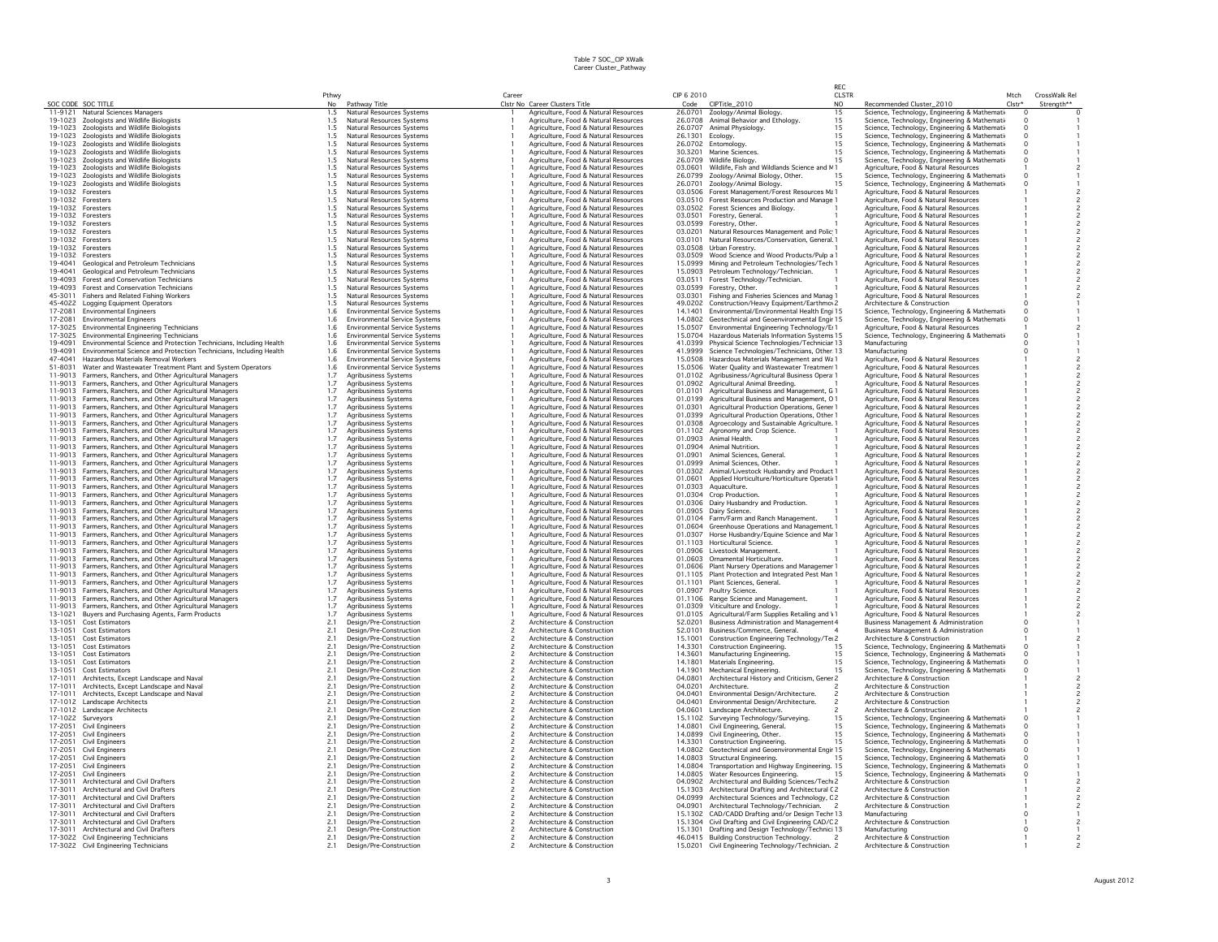Table 7 SOC_CIP XWalk
Career Cluster_Pathway

| SOC CODE | SOC TITLE | Pthwy No | Pathway Title | Career Clstr No | Career Clusters Title | CIP 6 2010 Code | CIPTitle_2010 | REC CLSTR NO | Recommended Cluster_2010 | Mtch Clstr* | CrossWalk Rel Strength** |
|---|---|---|---|---|---|---|---|---|---|---|---|
| 11-9121 | Natural Sciences Managers | 1.5 | Natural Resources Systems | 1 | Agriculture, Food & Natural Resources | 26.0701 | Zoology/Animal Biology. | 15 | Science, Technology, Engineering & Mathemati | 0 | 0 |
| 19-1023 | Zoologists and Wildlife Biologists | 1.5 | Natural Resources Systems | 1 | Agriculture, Food & Natural Resources | 26.0708 | Animal Behavior and Ethology. | 15 | Science, Technology, Engineering & Mathemati | 0 | 1 |
| 19-1023 | Zoologists and Wildlife Biologists | 1.5 | Natural Resources Systems | 1 | Agriculture, Food & Natural Resources | 26.0707 | Animal Physiology. | 15 | Science, Technology, Engineering & Mathemati | 0 | 1 |
| 19-1023 | Zoologists and Wildlife Biologists | 1.5 | Natural Resources Systems | 1 | Agriculture, Food & Natural Resources | 26.1301 | Ecology. | 15 | Science, Technology, Engineering & Mathemati | 0 | 1 |
| 19-1023 | Zoologists and Wildlife Biologists | 1.5 | Natural Resources Systems | 1 | Agriculture, Food & Natural Resources | 26.0702 | Entomology. | 15 | Science, Technology, Engineering & Mathemati | 0 | 1 |
| 19-1023 | Zoologists and Wildlife Biologists | 1.5 | Natural Resources Systems | 1 | Agriculture, Food & Natural Resources | 30.3201 | Marine Sciences. | 15 | Science, Technology, Engineering & Mathemati | 0 | 1 |
| 19-1023 | Zoologists and Wildlife Biologists | 1.5 | Natural Resources Systems | 1 | Agriculture, Food & Natural Resources | 26.0709 | Wildlife Biology. | 15 | Science, Technology, Engineering & Mathemati | 0 | 1 |
| 19-1023 | Zoologists and Wildlife Biologists | 1.5 | Natural Resources Systems | 1 | Agriculture, Food & Natural Resources | 03.0601 | Wildlife, Fish and Wildlands Science and M | 1 | Agriculture, Food & Natural Resources | 1 | 2 |
| 19-1023 | Zoologists and Wildlife Biologists | 1.5 | Natural Resources Systems | 1 | Agriculture, Food & Natural Resources | 26.0799 | Zoology/Animal Biology, Other. | 15 | Science, Technology, Engineering & Mathemati | 0 | 1 |
| 19-1023 | Zoologists and Wildlife Biologists | 1.5 | Natural Resources Systems | 1 | Agriculture, Food & Natural Resources | 26.0701 | Zoology/Animal Biology. | 15 | Science, Technology, Engineering & Mathemati | 0 | 1 |
| 19-1032 | Foresters | 1.5 | Natural Resources Systems | 1 | Agriculture, Food & Natural Resources | 03.0506 | Forest Management/Forest Resources Ma | 1 | Agriculture, Food & Natural Resources | 1 | 2 |
| 19-1032 | Foresters | 1.5 | Natural Resources Systems | 1 | Agriculture, Food & Natural Resources | 03.0510 | Forest Resources Production and Manage | 1 | Agriculture, Food & Natural Resources | 1 | 2 |
| 19-1032 | Foresters | 1.5 | Natural Resources Systems | 1 | Agriculture, Food & Natural Resources | 03.0502 | Forest Sciences and Biology. | 1 | Agriculture, Food & Natural Resources | 1 | 2 |
| 19-1032 | Foresters | 1.5 | Natural Resources Systems | 1 | Agriculture, Food & Natural Resources | 03.0501 | Forestry, General. | 1 | Agriculture, Food & Natural Resources | 1 | 2 |
| 19-1032 | Foresters | 1.5 | Natural Resources Systems | 1 | Agriculture, Food & Natural Resources | 03.0599 | Forestry, Other. | 1 | Agriculture, Food & Natural Resources | 1 | 2 |
| 19-1032 | Foresters | 1.5 | Natural Resources Systems | 1 | Agriculture, Food & Natural Resources | 03.0201 | Natural Resources Management and Polic | 1 | Agriculture, Food & Natural Resources | 1 | 2 |
| 19-1032 | Foresters | 1.5 | Natural Resources Systems | 1 | Agriculture, Food & Natural Resources | 03.0101 | Natural Resources/Conservation, General. | 1 | Agriculture, Food & Natural Resources | 1 | 2 |
| 19-1032 | Foresters | 1.5 | Natural Resources Systems | 1 | Agriculture, Food & Natural Resources | 03.0508 | Urban Forestry. | 1 | Agriculture, Food & Natural Resources | 1 | 2 |
| 19-1032 | Foresters | 1.5 | Natural Resources Systems | 1 | Agriculture, Food & Natural Resources | 03.0509 | Wood Science and Wood Products/Pulp a | 1 | Agriculture, Food & Natural Resources | 1 | 2 |
| 19-4041 | Geological and Petroleum Technicians | 1.5 | Natural Resources Systems | 1 | Agriculture, Food & Natural Resources | 15.0999 | Mining and Petroleum Technologies/Tech | 1 | Agriculture, Food & Natural Resources | 1 | 2 |
| 19-4041 | Geological and Petroleum Technicians | 1.5 | Natural Resources Systems | 1 | Agriculture, Food & Natural Resources | 15.0903 | Petroleum Technology/Technician. | 1 | Agriculture, Food & Natural Resources | 1 | 2 |
| 19-4093 | Forest and Conservation Technicians | 1.5 | Natural Resources Systems | 1 | Agriculture, Food & Natural Resources | 03.0511 | Forest Technology/Technician. | 1 | Agriculture, Food & Natural Resources | 1 | 2 |
| 19-4093 | Forest and Conservation Technicians | 1.5 | Natural Resources Systems | 1 | Agriculture, Food & Natural Resources | 03.0599 | Forestry, Other. | 1 | Agriculture, Food & Natural Resources | 1 | 2 |
| 45-3011 | Fishers and Related Fishing Workers | 1.5 | Natural Resources Systems | 1 | Agriculture, Food & Natural Resources | 03.0301 | Fishing and Fisheries Sciences and Manag | 1 | Agriculture, Food & Natural Resources | 1 | 2 |
| 45-4022 | Logging Equipment Operators | 1.5 | Natural Resources Systems | 1 | Agriculture, Food & Natural Resources | 49.0202 | Construction/Heavy Equipment/Earthmov | 2 | Architecture & Construction | 0 | 1 |
| 17-2081 | Environmental Engineers | 1.6 | Environmental Service Systems | 1 | Agriculture, Food & Natural Resources | 14.1401 | Environmental/Environmental Health Engi | 15 | Science, Technology, Engineering & Mathemati | 0 | 1 |
| 17-2081 | Environmental Engineers | 1.6 | Environmental Service Systems | 1 | Agriculture, Food & Natural Resources | 14.0802 | Geotechnical and Geoenvironmental Engir | 15 | Science, Technology, Engineering & Mathemati | 0 | 1 |
| 17-3025 | Environmental Engineering Technicians | 1.6 | Environmental Service Systems | 1 | Agriculture, Food & Natural Resources | 15.0507 | Environmental Engineering Technology/Er | 1 | Agriculture, Food & Natural Resources | 1 | 2 |
| 17-3025 | Environmental Engineering Technicians | 1.6 | Environmental Service Systems | 1 | Agriculture, Food & Natural Resources | 15.0704 | Hazardous Materials Information Systems | 15 | Science, Technology, Engineering & Mathemati | 0 | 1 |
| 19-4091 | Environmental Science and Protection Technicians, Including Health | 1.6 | Environmental Service Systems | 1 | Agriculture, Food & Natural Resources | 41.0399 | Physical Science Technologies/Techniciar | 13 | Manufacturing | 0 | 1 |
| 19-4091 | Environmental Science and Protection Technicians, Including Health | 1.6 | Environmental Service Systems | 1 | Agriculture, Food & Natural Resources | 41.9999 | Science Technologies/Technicians, Other. | 13 | Manufacturing | 0 | 1 |
| 47-4041 | Hazardous Materials Removal Workers | 1.6 | Environmental Service Systems | 1 | Agriculture, Food & Natural Resources | 15.0508 | Hazardous Materials Management and Wa | 1 | Agriculture, Food & Natural Resources | 1 | 2 |
| 51-8031 | Water and Wastewater Treatment Plant and System Operators | 1.6 | Environmental Service Systems | 1 | Agriculture, Food & Natural Resources | 15.0506 | Water Quality and Wastewater Treatment | 1 | Agriculture, Food & Natural Resources | 1 | 2 |
| 11-9013 | Farmers, Ranchers, and Other Agricultural Managers | 1.7 | Agribusiness Systems | 1 | Agriculture, Food & Natural Resources | 01.0102 | Agribusiness/Agricultural Business Opera | 1 | Agriculture, Food & Natural Resources | 1 | 2 |
| 11-9013 | Farmers, Ranchers, and Other Agricultural Managers | 1.7 | Agribusiness Systems | 1 | Agriculture, Food & Natural Resources | 01.0902 | Agricultural Animal Breeding. | 1 | Agriculture, Food & Natural Resources | 1 | 2 |
| 11-9013 | Farmers, Ranchers, and Other Agricultural Managers | 1.7 | Agribusiness Systems | 1 | Agriculture, Food & Natural Resources | 01.0101 | Agricultural Business and Management, G | 1 | Agriculture, Food & Natural Resources | 1 | 2 |
| 11-9013 | Farmers, Ranchers, and Other Agricultural Managers | 1.7 | Agribusiness Systems | 1 | Agriculture, Food & Natural Resources | 01.0199 | Agricultural Business and Management, O | 1 | Agriculture, Food & Natural Resources | 1 | 2 |
| 11-9013 | Farmers, Ranchers, and Other Agricultural Managers | 1.7 | Agribusiness Systems | 1 | Agriculture, Food & Natural Resources | 01.0301 | Agricultural Production Operations, Gener | 1 | Agriculture, Food & Natural Resources | 1 | 2 |
| 11-9013 | Farmers, Ranchers, and Other Agricultural Managers | 1.7 | Agribusiness Systems | 1 | Agriculture, Food & Natural Resources | 01.0399 | Agricultural Production Operations, Other | 1 | Agriculture, Food & Natural Resources | 1 | 2 |
| 11-9013 | Farmers, Ranchers, and Other Agricultural Managers | 1.7 | Agribusiness Systems | 1 | Agriculture, Food & Natural Resources | 01.0308 | Agroecology and Sustainable Agriculture. | 1 | Agriculture, Food & Natural Resources | 1 | 2 |
| 11-9013 | Farmers, Ranchers, and Other Agricultural Managers | 1.7 | Agribusiness Systems | 1 | Agriculture, Food & Natural Resources | 01.1102 | Agronomy and Crop Science. | 1 | Agriculture, Food & Natural Resources | 1 | 2 |
| 11-9013 | Farmers, Ranchers, and Other Agricultural Managers | 1.7 | Agribusiness Systems | 1 | Agriculture, Food & Natural Resources | 01.0903 | Animal Health. | 1 | Agriculture, Food & Natural Resources | 1 | 2 |
| 11-9013 | Farmers, Ranchers, and Other Agricultural Managers | 1.7 | Agribusiness Systems | 1 | Agriculture, Food & Natural Resources | 01.0904 | Animal Nutrition. | 1 | Agriculture, Food & Natural Resources | 1 | 2 |
| 11-9013 | Farmers, Ranchers, and Other Agricultural Managers | 1.7 | Agribusiness Systems | 1 | Agriculture, Food & Natural Resources | 01.0901 | Animal Sciences, General. | 1 | Agriculture, Food & Natural Resources | 1 | 2 |
| 11-9013 | Farmers, Ranchers, and Other Agricultural Managers | 1.7 | Agribusiness Systems | 1 | Agriculture, Food & Natural Resources | 01.0999 | Animal Sciences, Other. | 1 | Agriculture, Food & Natural Resources | 1 | 2 |
| 11-9013 | Farmers, Ranchers, and Other Agricultural Managers | 1.7 | Agribusiness Systems | 1 | Agriculture, Food & Natural Resources | 01.0302 | Animal/Livestock Husbandry and Product | 1 | Agriculture, Food & Natural Resources | 1 | 2 |
| 11-9013 | Farmers, Ranchers, and Other Agricultural Managers | 1.7 | Agribusiness Systems | 1 | Agriculture, Food & Natural Resources | 01.0601 | Applied Horticulture/Horticulture Operatio | 1 | Agriculture, Food & Natural Resources | 1 | 2 |
| 11-9013 | Farmers, Ranchers, and Other Agricultural Managers | 1.7 | Agribusiness Systems | 1 | Agriculture, Food & Natural Resources | 01.0303 | Aquaculture. | 1 | Agriculture, Food & Natural Resources | 1 | 2 |
| 11-9013 | Farmers, Ranchers, and Other Agricultural Managers | 1.7 | Agribusiness Systems | 1 | Agriculture, Food & Natural Resources | 01.0304 | Crop Production. | 1 | Agriculture, Food & Natural Resources | 1 | 2 |
| 11-9013 | Farmers, Ranchers, and Other Agricultural Managers | 1.7 | Agribusiness Systems | 1 | Agriculture, Food & Natural Resources | 01.0306 | Dairy Husbandry and Production. | 1 | Agriculture, Food & Natural Resources | 1 | 2 |
| 11-9013 | Farmers, Ranchers, and Other Agricultural Managers | 1.7 | Agribusiness Systems | 1 | Agriculture, Food & Natural Resources | 01.0905 | Dairy Science. | 1 | Agriculture, Food & Natural Resources | 1 | 2 |
| 11-9013 | Farmers, Ranchers, and Other Agricultural Managers | 1.7 | Agribusiness Systems | 1 | Agriculture, Food & Natural Resources | 01.0104 | Farm/Farm and Ranch Management. | 1 | Agriculture, Food & Natural Resources | 1 | 2 |
| 11-9013 | Farmers, Ranchers, and Other Agricultural Managers | 1.7 | Agribusiness Systems | 1 | Agriculture, Food & Natural Resources | 01.0604 | Greenhouse Operations and Management. | 1 | Agriculture, Food & Natural Resources | 1 | 2 |
| 11-9013 | Farmers, Ranchers, and Other Agricultural Managers | 1.7 | Agribusiness Systems | 1 | Agriculture, Food & Natural Resources | 01.0307 | Horse Husbandry/Equine Science and Mar | 1 | Agriculture, Food & Natural Resources | 1 | 2 |
| 11-9013 | Farmers, Ranchers, and Other Agricultural Managers | 1.7 | Agribusiness Systems | 1 | Agriculture, Food & Natural Resources | 01.1103 | Horticultural Science. | 1 | Agriculture, Food & Natural Resources | 1 | 2 |
| 11-9013 | Farmers, Ranchers, and Other Agricultural Managers | 1.7 | Agribusiness Systems | 1 | Agriculture, Food & Natural Resources | 01.0906 | Livestock Management. | 1 | Agriculture, Food & Natural Resources | 1 | 2 |
| 11-9013 | Farmers, Ranchers, and Other Agricultural Managers | 1.7 | Agribusiness Systems | 1 | Agriculture, Food & Natural Resources | 01.0603 | Ornamental Horticulture. | 1 | Agriculture, Food & Natural Resources | 1 | 2 |
| 11-9013 | Farmers, Ranchers, and Other Agricultural Managers | 1.7 | Agribusiness Systems | 1 | Agriculture, Food & Natural Resources | 01.0606 | Plant Nursery Operations and Managemer | 1 | Agriculture, Food & Natural Resources | 1 | 2 |
| 11-9013 | Farmers, Ranchers, and Other Agricultural Managers | 1.7 | Agribusiness Systems | 1 | Agriculture, Food & Natural Resources | 01.1105 | Plant Protection and Integrated Pest Man | 1 | Agriculture, Food & Natural Resources | 1 | 2 |
| 11-9013 | Farmers, Ranchers, and Other Agricultural Managers | 1.7 | Agribusiness Systems | 1 | Agriculture, Food & Natural Resources | 01.1101 | Plant Sciences, General. | 1 | Agriculture, Food & Natural Resources | 1 | 2 |
| 11-9013 | Farmers, Ranchers, and Other Agricultural Managers | 1.7 | Agribusiness Systems | 1 | Agriculture, Food & Natural Resources | 01.0907 | Poultry Science. | 1 | Agriculture, Food & Natural Resources | 1 | 2 |
| 11-9013 | Farmers, Ranchers, and Other Agricultural Managers | 1.7 | Agribusiness Systems | 1 | Agriculture, Food & Natural Resources | 01.1106 | Range Science and Management. | 1 | Agriculture, Food & Natural Resources | 1 | 2 |
| 11-9013 | Farmers, Ranchers, and Other Agricultural Managers | 1.7 | Agribusiness Systems | 1 | Agriculture, Food & Natural Resources | 01.0309 | Viticulture and Enology. | 1 | Agriculture, Food & Natural Resources | 1 | 2 |
| 13-1021 | Buyers and Purchasing Agents, Farm Products | 1.7 | Agribusiness Systems | 1 | Agriculture, Food & Natural Resources | 01.0105 | Agricultural/Farm Supplies Retailing and V | 1 | Agriculture, Food & Natural Resources | 1 | 2 |
| 13-1051 | Cost Estimators | 2.1 | Design/Pre-Construction | 2 | Architecture & Construction | 52.0201 | Business Administration and Management | 4 | Business Management & Administration | 0 | 1 |
| 13-1051 | Cost Estimators | 2.1 | Design/Pre-Construction | 2 | Architecture & Construction | 52.0101 | Business/Commerce, General. | 4 | Business Management & Administration | 0 | 1 |
| 13-1051 | Cost Estimators | 2.1 | Design/Pre-Construction | 2 | Architecture & Construction | 15.1001 | Construction Engineering Technology/Tec | 2 | Architecture & Construction | 1 | 2 |
| 13-1051 | Cost Estimators | 2.1 | Design/Pre-Construction | 2 | Architecture & Construction | 14.3301 | Construction Engineering. | 15 | Science, Technology, Engineering & Mathemati | 0 | 1 |
| 13-1051 | Cost Estimators | 2.1 | Design/Pre-Construction | 2 | Architecture & Construction | 14.3601 | Manufacturing Engineering. | 15 | Science, Technology, Engineering & Mathemati | 0 | 1 |
| 13-1051 | Cost Estimators | 2.1 | Design/Pre-Construction | 2 | Architecture & Construction | 14.1801 | Materials Engineering. | 15 | Science, Technology, Engineering & Mathemati | 0 | 1 |
| 13-1051 | Cost Estimators | 2.1 | Design/Pre-Construction | 2 | Architecture & Construction | 14.1901 | Mechanical Engineering. | 15 | Science, Technology, Engineering & Mathemati | 0 | 1 |
| 17-1011 | Architects, Except Landscape and Naval | 2.1 | Design/Pre-Construction | 2 | Architecture & Construction | 04.0801 | Architectural History and Criticism, Gener | 2 | Architecture & Construction | 1 | 2 |
| 17-1011 | Architects, Except Landscape and Naval | 2.1 | Design/Pre-Construction | 2 | Architecture & Construction | 04.0201 | Architecture. | 2 | Architecture & Construction | 1 | 2 |
| 17-1011 | Architects, Except Landscape and Naval | 2.1 | Design/Pre-Construction | 2 | Architecture & Construction | 04.0401 | Environmental Design/Architecture. | 2 | Architecture & Construction | 1 | 2 |
| 17-1012 | Landscape Architects | 2.1 | Design/Pre-Construction | 2 | Architecture & Construction | 04.0401 | Environmental Design/Architecture. | 2 | Architecture & Construction | 1 | 2 |
| 17-1012 | Landscape Architects | 2.1 | Design/Pre-Construction | 2 | Architecture & Construction | 04.0601 | Landscape Architecture. | 2 | Architecture & Construction | 1 | 2 |
| 17-1022 | Surveyors | 2.1 | Design/Pre-Construction | 2 | Architecture & Construction | 15.1102 | Surveying Technology/Surveying. | 15 | Science, Technology, Engineering & Mathemati | 0 | 1 |
| 17-2051 | Civil Engineers | 2.1 | Design/Pre-Construction | 2 | Architecture & Construction | 14.0801 | Civil Engineering, General. | 15 | Science, Technology, Engineering & Mathemati | 0 | 1 |
| 17-2051 | Civil Engineers | 2.1 | Design/Pre-Construction | 2 | Architecture & Construction | 14.0899 | Civil Engineering, Other. | 15 | Science, Technology, Engineering & Mathemati | 0 | 1 |
| 17-2051 | Civil Engineers | 2.1 | Design/Pre-Construction | 2 | Architecture & Construction | 14.3301 | Construction Engineering. | 15 | Science, Technology, Engineering & Mathemati | 0 | 1 |
| 17-2051 | Civil Engineers | 2.1 | Design/Pre-Construction | 2 | Architecture & Construction | 14.0802 | Geotechnical and Geoenvironmental Engir | 15 | Science, Technology, Engineering & Mathemati | 0 | 1 |
| 17-2051 | Civil Engineers | 2.1 | Design/Pre-Construction | 2 | Architecture & Construction | 14.0803 | Structural Engineering. | 15 | Science, Technology, Engineering & Mathemati | 0 | 1 |
| 17-2051 | Civil Engineers | 2.1 | Design/Pre-Construction | 2 | Architecture & Construction | 14.0804 | Transportation and Highway Engineering. | 15 | Science, Technology, Engineering & Mathemati | 0 | 1 |
| 17-2051 | Civil Engineers | 2.1 | Design/Pre-Construction | 2 | Architecture & Construction | 14.0805 | Water Resources Engineering. | 15 | Science, Technology, Engineering & Mathemati | 0 | 1 |
| 17-3011 | Architectural and Civil Drafters | 2.1 | Design/Pre-Construction | 2 | Architecture & Construction | 04.0902 | Architectural and Building Sciences/Techr | 2 | Architecture & Construction | 1 | 2 |
| 17-3011 | Architectural and Civil Drafters | 2.1 | Design/Pre-Construction | 2 | Architecture & Construction | 15.1303 | Architectural Drafting and Architectural C | 2 | Architecture & Construction | 1 | 2 |
| 17-3011 | Architectural and Civil Drafters | 2.1 | Design/Pre-Construction | 2 | Architecture & Construction | 04.0999 | Architectural Sciences and Technology, C | 2 | Architecture & Construction | 1 | 2 |
| 17-3011 | Architectural and Civil Drafters | 2.1 | Design/Pre-Construction | 2 | Architecture & Construction | 04.0901 | Architectural Technology/Technician. | 2 | Architecture & Construction | 1 | 2 |
| 17-3011 | Architectural and Civil Drafters | 2.1 | Design/Pre-Construction | 2 | Architecture & Construction | 15.1302 | CAD/CADD Drafting and/or Design Techr | 13 | Manufacturing | 0 | 1 |
| 17-3011 | Architectural and Civil Drafters | 2.1 | Design/Pre-Construction | 2 | Architecture & Construction | 15.1304 | Civil Drafting and Civil Engineering CAD/C | 2 | Architecture & Construction | 1 | 2 |
| 17-3011 | Architectural and Civil Drafters | 2.1 | Design/Pre-Construction | 2 | Architecture & Construction | 15.1301 | Drafting and Design Technology/Technici | 13 | Manufacturing | 0 | 1 |
| 17-3022 | Civil Engineering Technicians | 2.1 | Design/Pre-Construction | 2 | Architecture & Construction | 46.0415 | Building Construction Technology. | 2 | Architecture & Construction | 1 | 2 |
| 17-3022 | Civil Engineering Technicians | 2.1 | Design/Pre-Construction | 2 | Architecture & Construction | 15.0201 | Civil Engineering Technology/Technician. | 2 | Architecture & Construction | 1 | 2 |

August 2012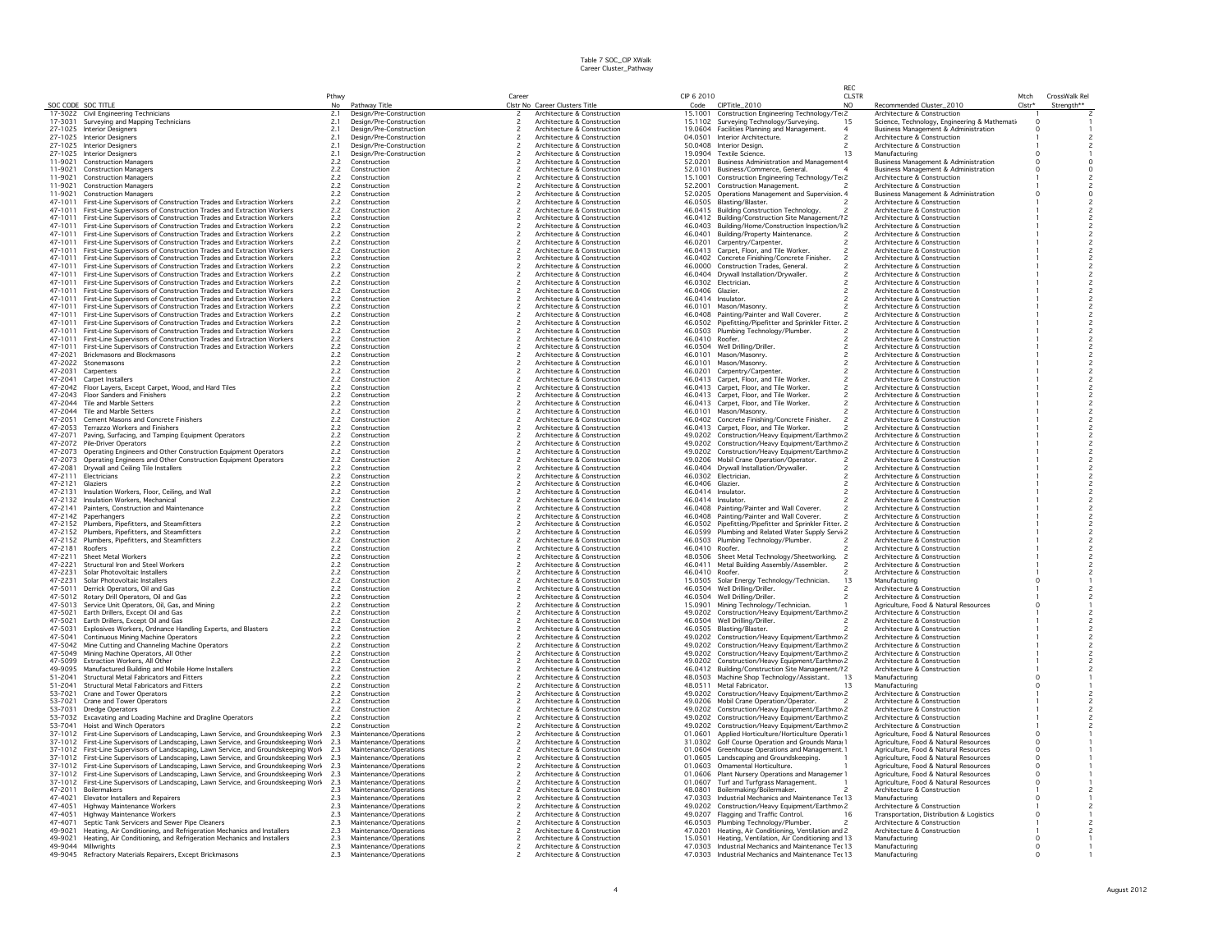Table 7 SOC_CIP XWalk
Career Cluster_Pathway

| SOC CODE | SOC TITLE | Pthwy No | Pathway Title | Career Clstr No | Career Clusters Title | CIP 6 2010 Code | CIPTitle_2010 | REC CLSTR NO | Recommended Cluster_2010 | Mtch Clstr* | CrossWalk Rel Strength** |
|---|---|---|---|---|---|---|---|---|---|---|---|
| 17-3022 | Civil Engineering Technicians | 2.1 | Design/Pre-Construction | 2 | Architecture & Construction | 15.1001 | Construction Engineering Technology/Tec | 2 | Architecture & Construction | 1 | 2 |
| 17-3031 | Surveying and Mapping Technicians | 2.1 | Design/Pre-Construction | 2 | Architecture & Construction | 15.1102 | Surveying Technology/Surveying. | 15 | Science, Technology, Engineering & Mathemati | 0 | 1 |
| 27-1025 | Interior Designers | 2.1 | Design/Pre-Construction | 2 | Architecture & Construction | 19.0604 | Facilities Planning and Management. | 4 | Business Management & Administration | 0 | 1 |
| 27-1025 | Interior Designers | 2.1 | Design/Pre-Construction | 2 | Architecture & Construction | 04.0501 | Interior Architecture. | 2 | Architecture & Construction | 1 | 2 |
| 27-1025 | Interior Designers | 2.1 | Design/Pre-Construction | 2 | Architecture & Construction | 50.0408 | Interior Design. | 2 | Architecture & Construction | 1 | 2 |
| 27-1025 | Interior Designers | 2.1 | Design/Pre-Construction | 2 | Architecture & Construction | 19.0904 | Textile Science. | 13 | Manufacturing | 0 | 1 |
| 11-9021 | Construction Managers | 2.2 | Construction | 2 | Architecture & Construction | 52.0201 | Business Administration and Management | 4 | Business Management & Administration | 0 | 0 |
| 11-9021 | Construction Managers | 2.2 | Construction | 2 | Architecture & Construction | 52.0101 | Business/Commerce, General. | 4 | Business Management & Administration | 0 | 0 |
| 11-9021 | Construction Managers | 2.2 | Construction | 2 | Architecture & Construction | 15.1001 | Construction Engineering Technology/Tec | 2 | Architecture & Construction | 1 | 2 |
| 11-9021 | Construction Managers | 2.2 | Construction | 2 | Architecture & Construction | 52.2001 | Construction Management. | 2 | Architecture & Construction | 1 | 2 |
| 11-9021 | Construction Managers | 2.2 | Construction | 2 | Architecture & Construction | 52.0205 | Operations Management and Supervision. | 4 | Business Management & Administration | 0 | 0 |
| 47-1011 | First-Line Supervisors of Construction Trades and Extraction Workers | 2.2 | Construction | 2 | Architecture & Construction | 46.0505 | Blasting/Blaster. | 2 | Architecture & Construction | 1 | 2 |
| 47-1011 | First-Line Supervisors of Construction Trades and Extraction Workers | 2.2 | Construction | 2 | Architecture & Construction | 46.0415 | Building Construction Technology. | 2 | Architecture & Construction | 1 | 2 |
| 47-1011 | First-Line Supervisors of Construction Trades and Extraction Workers | 2.2 | Construction | 2 | Architecture & Construction | 46.0412 | Building/Construction Site Management/I | 2 | Architecture & Construction | 1 | 2 |
| 47-1011 | First-Line Supervisors of Construction Trades and Extraction Workers | 2.2 | Construction | 2 | Architecture & Construction | 46.0403 | Building/Home/Construction Inspection/I | 2 | Architecture & Construction | 1 | 2 |
| 47-1011 | First-Line Supervisors of Construction Trades and Extraction Workers | 2.2 | Construction | 2 | Architecture & Construction | 46.0401 | Building/Property Maintenance. | 2 | Architecture & Construction | 1 | 2 |
| 47-1011 | First-Line Supervisors of Construction Trades and Extraction Workers | 2.2 | Construction | 2 | Architecture & Construction | 46.0201 | Carpentry/Carpenter. | 2 | Architecture & Construction | 1 | 2 |
| 47-1011 | First-Line Supervisors of Construction Trades and Extraction Workers | 2.2 | Construction | 2 | Architecture & Construction | 46.0413 | Carpet, Floor, and Tile Worker. | 2 | Architecture & Construction | 1 | 2 |
| 47-1011 | First-Line Supervisors of Construction Trades and Extraction Workers | 2.2 | Construction | 2 | Architecture & Construction | 46.0402 | Concrete Finishing/Concrete Finisher. | 2 | Architecture & Construction | 1 | 2 |
| 47-1011 | First-Line Supervisors of Construction Trades and Extraction Workers | 2.2 | Construction | 2 | Architecture & Construction | 46.0000 | Construction Trades, General. | 2 | Architecture & Construction | 1 | 2 |
| 47-1011 | First-Line Supervisors of Construction Trades and Extraction Workers | 2.2 | Construction | 2 | Architecture & Construction | 46.0404 | Drywall Installation/Drywaller. | 2 | Architecture & Construction | 1 | 2 |
| 47-1011 | First-Line Supervisors of Construction Trades and Extraction Workers | 2.2 | Construction | 2 | Architecture & Construction | 46.0302 | Electrician. | 2 | Architecture & Construction | 1 | 2 |
| 47-1011 | First-Line Supervisors of Construction Trades and Extraction Workers | 2.2 | Construction | 2 | Architecture & Construction | 46.0406 | Glazier. | 2 | Architecture & Construction | 1 | 2 |
| 47-1011 | First-Line Supervisors of Construction Trades and Extraction Workers | 2.2 | Construction | 2 | Architecture & Construction | 46.0414 | Insulator. | 2 | Architecture & Construction | 1 | 2 |
| 47-1011 | First-Line Supervisors of Construction Trades and Extraction Workers | 2.2 | Construction | 2 | Architecture & Construction | 46.0101 | Mason/Masonry. | 2 | Architecture & Construction | 1 | 2 |
| 47-1011 | First-Line Supervisors of Construction Trades and Extraction Workers | 2.2 | Construction | 2 | Architecture & Construction | 46.0408 | Painting/Painter and Wall Coverer. | 2 | Architecture & Construction | 1 | 2 |
| 47-1011 | First-Line Supervisors of Construction Trades and Extraction Workers | 2.2 | Construction | 2 | Architecture & Construction | 46.0502 | Pipefitting/Pipefitter and Sprinkler Fitter. | 2 | Architecture & Construction | 1 | 2 |
| 47-1011 | First-Line Supervisors of Construction Trades and Extraction Workers | 2.2 | Construction | 2 | Architecture & Construction | 46.0503 | Plumbing Technology/Plumber. | 2 | Architecture & Construction | 1 | 2 |
| 47-1011 | First-Line Supervisors of Construction Trades and Extraction Workers | 2.2 | Construction | 2 | Architecture & Construction | 46.0410 | Roofer. | 2 | Architecture & Construction | 1 | 2 |
| 47-1011 | First-Line Supervisors of Construction Trades and Extraction Workers | 2.2 | Construction | 2 | Architecture & Construction | 46.0504 | Well Drilling/Driller. | 2 | Architecture & Construction | 1 | 2 |
| 47-2021 | Brickmasons and Blockmasons | 2.2 | Construction | 2 | Architecture & Construction | 46.0101 | Mason/Masonry. | 2 | Architecture & Construction | 1 | 2 |
| 47-2022 | Stonemasons | 2.2 | Construction | 2 | Architecture & Construction | 46.0101 | Mason/Masonry. | 2 | Architecture & Construction | 1 | 2 |
| 47-2031 | Carpenters | 2.2 | Construction | 2 | Architecture & Construction | 46.0201 | Carpentry/Carpenter. | 2 | Architecture & Construction | 1 | 2 |
| 47-2041 | Carpet Installers | 2.2 | Construction | 2 | Architecture & Construction | 46.0413 | Carpet, Floor, and Tile Worker. | 2 | Architecture & Construction | 1 | 2 |
| 47-2042 | Floor Layers, Except Carpet, Wood, and Hard Tiles | 2.2 | Construction | 2 | Architecture & Construction | 46.0413 | Carpet, Floor, and Tile Worker. | 2 | Architecture & Construction | 1 | 2 |
| 47-2043 | Floor Sanders and Finishers | 2.2 | Construction | 2 | Architecture & Construction | 46.0413 | Carpet, Floor, and Tile Worker. | 2 | Architecture & Construction | 1 | 2 |
| 47-2044 | Tile and Marble Setters | 2.2 | Construction | 2 | Architecture & Construction | 46.0413 | Carpet, Floor, and Tile Worker. | 2 | Architecture & Construction | 1 | 2 |
| 47-2044 | Tile and Marble Setters | 2.2 | Construction | 2 | Architecture & Construction | 46.0101 | Mason/Masonry. | 2 | Architecture & Construction | 1 | 2 |
| 47-2051 | Cement Masons and Concrete Finishers | 2.2 | Construction | 2 | Architecture & Construction | 46.0402 | Concrete Finishing/Concrete Finisher. | 2 | Architecture & Construction | 1 | 2 |
| 47-2053 | Terrazzo Workers and Finishers | 2.2 | Construction | 2 | Architecture & Construction | 46.0413 | Carpet, Floor, and Tile Worker. | 2 | Architecture & Construction | 1 | 2 |
| 47-2071 | Paving, Surfacing, and Tamping Equipment Operators | 2.2 | Construction | 2 | Architecture & Construction | 49.0202 | Construction/Heavy Equipment/Earthmo | 2 | Architecture & Construction | 1 | 2 |
| 47-2072 | Pile-Driver Operators | 2.2 | Construction | 2 | Architecture & Construction | 49.0202 | Construction/Heavy Equipment/Earthmo | 2 | Architecture & Construction | 1 | 2 |
| 47-2073 | Operating Engineers and Other Construction Equipment Operators | 2.2 | Construction | 2 | Architecture & Construction | 49.0202 | Construction/Heavy Equipment/Earthmo | 2 | Architecture & Construction | 1 | 2 |
| 47-2073 | Operating Engineers and Other Construction Equipment Operators | 2.2 | Construction | 2 | Architecture & Construction | 49.0206 | Mobil Crane Operation/Operator. | 2 | Architecture & Construction | 1 | 2 |
| 47-2081 | Drywall and Ceiling Tile Installers | 2.2 | Construction | 2 | Architecture & Construction | 46.0404 | Drywall Installation/Drywaller. | 2 | Architecture & Construction | 1 | 2 |
| 47-2111 | Electricians | 2.2 | Construction | 2 | Architecture & Construction | 46.0302 | Electrician. | 2 | Architecture & Construction | 1 | 2 |
| 47-2121 | Glaziers | 2.2 | Construction | 2 | Architecture & Construction | 46.0406 | Glazier. | 2 | Architecture & Construction | 1 | 2 |
| 47-2131 | Insulation Workers, Floor, Ceiling, and Wall | 2.2 | Construction | 2 | Architecture & Construction | 46.0414 | Insulator. | 2 | Architecture & Construction | 1 | 2 |
| 47-2132 | Insulation Workers, Mechanical | 2.2 | Construction | 2 | Architecture & Construction | 46.0414 | Insulator. | 2 | Architecture & Construction | 1 | 2 |
| 47-2141 | Painters, Construction and Maintenance | 2.2 | Construction | 2 | Architecture & Construction | 46.0408 | Painting/Painter and Wall Coverer. | 2 | Architecture & Construction | 1 | 2 |
| 47-2142 | Paperhangers | 2.2 | Construction | 2 | Architecture & Construction | 46.0408 | Painting/Painter and Wall Coverer. | 2 | Architecture & Construction | 1 | 2 |
| 47-2152 | Plumbers, Pipefitters, and Steamfitters | 2.2 | Construction | 2 | Architecture & Construction | 46.0502 | Pipefitting/Pipefitter and Sprinkler Fitter. | 2 | Architecture & Construction | 1 | 2 |
| 47-2152 | Plumbers, Pipefitters, and Steamfitters | 2.2 | Construction | 2 | Architecture & Construction | 46.0599 | Plumbing and Related Water Supply Servi | 2 | Architecture & Construction | 1 | 2 |
| 47-2152 | Plumbers, Pipefitters, and Steamfitters | 2.2 | Construction | 2 | Architecture & Construction | 46.0503 | Plumbing Technology/Plumber. | 2 | Architecture & Construction | 1 | 2 |
| 47-2181 | Roofers | 2.2 | Construction | 2 | Architecture & Construction | 46.0410 | Roofer. | 2 | Architecture & Construction | 1 | 2 |
| 47-2211 | Sheet Metal Workers | 2.2 | Construction | 2 | Architecture & Construction | 48.0506 | Sheet Metal Technology/Sheetworking. | 2 | Architecture & Construction | 1 | 2 |
| 47-2221 | Structural Iron and Steel Workers | 2.2 | Construction | 2 | Architecture & Construction | 46.0411 | Metal Building Assembly/Assembler. | 2 | Architecture & Construction | 1 | 2 |
| 47-2231 | Solar Photovoltaic Installers | 2.2 | Construction | 2 | Architecture & Construction | 46.0410 | Roofer. | 2 | Architecture & Construction | 1 | 2 |
| 47-2231 | Solar Photovoltaic Installers | 2.2 | Construction | 2 | Architecture & Construction | 15.0505 | Solar Energy Technology/Technician. | 13 | Manufacturing | 0 | 1 |
| 47-5011 | Derrick Operators, Oil and Gas | 2.2 | Construction | 2 | Architecture & Construction | 46.0504 | Well Drilling/Driller. | 2 | Architecture & Construction | 1 | 2 |
| 47-5012 | Rotary Drill Operators, Oil and Gas | 2.2 | Construction | 2 | Architecture & Construction | 46.0504 | Well Drilling/Driller. | 2 | Architecture & Construction | 1 | 2 |
| 47-5013 | Service Unit Operators, Oil, Gas, and Mining | 2.2 | Construction | 2 | Architecture & Construction | 15.0901 | Mining Technology/Technician. | 1 | Agriculture, Food & Natural Resources | 0 | 1 |
| 47-5021 | Earth Drillers, Except Oil and Gas | 2.2 | Construction | 2 | Architecture & Construction | 49.0202 | Construction/Heavy Equipment/Earthmo | 2 | Architecture & Construction | 1 | 2 |
| 47-5021 | Earth Drillers, Except Oil and Gas | 2.2 | Construction | 2 | Architecture & Construction | 46.0504 | Well Drilling/Driller. | 2 | Architecture & Construction | 1 | 2 |
| 47-5031 | Explosives Workers, Ordnance Handling Experts, and Blasters | 2.2 | Construction | 2 | Architecture & Construction | 46.0505 | Blasting/Blaster. | 2 | Architecture & Construction | 1 | 2 |
| 47-5041 | Continuous Mining Machine Operators | 2.2 | Construction | 2 | Architecture & Construction | 49.0202 | Construction/Heavy Equipment/Earthmo | 2 | Architecture & Construction | 1 | 2 |
| 47-5042 | Mine Cutting and Channeling Machine Operators | 2.2 | Construction | 2 | Architecture & Construction | 49.0202 | Construction/Heavy Equipment/Earthmo | 2 | Architecture & Construction | 1 | 2 |
| 47-5049 | Mining Machine Operators, All Other | 2.2 | Construction | 2 | Architecture & Construction | 49.0202 | Construction/Heavy Equipment/Earthmo | 2 | Architecture & Construction | 1 | 2 |
| 47-5099 | Extraction Workers, All Other | 2.2 | Construction | 2 | Architecture & Construction | 49.0202 | Construction/Heavy Equipment/Earthmo | 2 | Architecture & Construction | 1 | 2 |
| 49-9095 | Manufactured Building and Mobile Home Installers | 2.2 | Construction | 2 | Architecture & Construction | 46.0412 | Building/Construction Site Management/I | 2 | Architecture & Construction | 1 | 2 |
| 51-2041 | Structural Metal Fabricators and Fitters | 2.2 | Construction | 2 | Architecture & Construction | 48.0503 | Machine Shop Technology/Assistant. | 13 | Manufacturing | 0 | 1 |
| 51-2041 | Structural Metal Fabricators and Fitters | 2.2 | Construction | 2 | Architecture & Construction | 48.0511 | Metal Fabricator. | 13 | Manufacturing | 0 | 1 |
| 53-7021 | Crane and Tower Operators | 2.2 | Construction | 2 | Architecture & Construction | 49.0202 | Construction/Heavy Equipment/Earthmo | 2 | Architecture & Construction | 1 | 2 |
| 53-7021 | Crane and Tower Operators | 2.2 | Construction | 2 | Architecture & Construction | 49.0206 | Mobil Crane Operation/Operator. | 2 | Architecture & Construction | 1 | 2 |
| 53-7031 | Dredge Operators | 2.2 | Construction | 2 | Architecture & Construction | 49.0202 | Construction/Heavy Equipment/Earthmo | 2 | Architecture & Construction | 1 | 2 |
| 53-7032 | Excavating and Loading Machine and Dragline Operators | 2.2 | Construction | 2 | Architecture & Construction | 49.0202 | Construction/Heavy Equipment/Earthmo | 2 | Architecture & Construction | 1 | 2 |
| 53-7041 | Hoist and Winch Operators | 2.2 | Construction | 2 | Architecture & Construction | 49.0202 | Construction/Heavy Equipment/Earthmo | 2 | Architecture & Construction | 1 | 2 |
| 37-1012 | First-Line Supervisors of Landscaping, Lawn Service, and Groundskeeping Work | 2.3 | Maintenance/Operations | 2 | Architecture & Construction | 01.0601 | Applied Horticulture/Horticulture Operati | 1 | Agriculture, Food & Natural Resources | 0 | 1 |
| 37-1012 | First-Line Supervisors of Landscaping, Lawn Service, and Groundskeeping Work | 2.3 | Maintenance/Operations | 2 | Architecture & Construction | 31.0302 | Golf Course Operation and Grounds Mana | 1 | Agriculture, Food & Natural Resources | 0 | 1 |
| 37-1012 | First-Line Supervisors of Landscaping, Lawn Service, and Groundskeeping Work | 2.3 | Maintenance/Operations | 2 | Architecture & Construction | 01.0604 | Greenhouse Operations and Management. | 1 | Agriculture, Food & Natural Resources | 0 | 1 |
| 37-1012 | First-Line Supervisors of Landscaping, Lawn Service, and Groundskeeping Work | 2.3 | Maintenance/Operations | 2 | Architecture & Construction | 01.0605 | Landscaping and Groundskeeping. | 1 | Agriculture, Food & Natural Resources | 0 | 1 |
| 37-1012 | First-Line Supervisors of Landscaping, Lawn Service, and Groundskeeping Work | 2.3 | Maintenance/Operations | 2 | Architecture & Construction | 01.0603 | Ornamental Horticulture. | 1 | Agriculture, Food & Natural Resources | 0 | 1 |
| 37-1012 | First-Line Supervisors of Landscaping, Lawn Service, and Groundskeeping Work | 2.3 | Maintenance/Operations | 2 | Architecture & Construction | 01.0606 | Plant Nursery Operations and Manageme | 1 | Agriculture, Food & Natural Resources | 0 | 1 |
| 37-1012 | First-Line Supervisors of Landscaping, Lawn Service, and Groundskeeping Work | 2.3 | Maintenance/Operations | 2 | Architecture & Construction | 01.0607 | Turf and Turfgrass Management. | 1 | Agriculture, Food & Natural Resources | 0 | 1 |
| 47-2011 | Boilermakers | 2.3 | Maintenance/Operations | 2 | Architecture & Construction | 48.0801 | Boilermaking/Boilermaker. | 2 | Architecture & Construction | 1 | 2 |
| 47-4021 | Elevator Installers and Repairers | 2.3 | Maintenance/Operations | 2 | Architecture & Construction | 47.0303 | Industrial Mechanics and Maintenance Te | 13 | Manufacturing | 0 | 1 |
| 47-4051 | Highway Maintenance Workers | 2.3 | Maintenance/Operations | 2 | Architecture & Construction | 49.0202 | Construction/Heavy Equipment/Earthmo | 2 | Architecture & Construction | 1 | 2 |
| 47-4051 | Highway Maintenance Workers | 2.3 | Maintenance/Operations | 2 | Architecture & Construction | 49.0207 | Flagging and Traffic Control. | 16 | Transportation, Distribution & Logistics | 0 | 1 |
| 47-4071 | Septic Tank Servicers and Sewer Pipe Cleaners | 2.3 | Maintenance/Operations | 2 | Architecture & Construction | 46.0503 | Plumbing Technology/Plumber. | 2 | Architecture & Construction | 1 | 2 |
| 49-9021 | Heating, Air Conditioning, and Refrigeration Mechanics and Installers | 2.3 | Maintenance/Operations | 2 | Architecture & Construction | 47.0201 | Heating, Air Conditioning, Ventilation and | 2 | Architecture & Construction | 1 | 2 |
| 49-9021 | Heating, Air Conditioning, and Refrigeration Mechanics and Installers | 2.3 | Maintenance/Operations | 2 | Architecture & Construction | 15.0501 | Heating, Ventilation, Air Conditioning and | 13 | Manufacturing | 0 | 1 |
| 49-9044 | Millwrights | 2.3 | Maintenance/Operations | 2 | Architecture & Construction | 47.0303 | Industrial Mechanics and Maintenance Te | 13 | Manufacturing | 0 | 1 |
| 49-9045 | Refractory Materials Repairers, Except Brickmasons | 2.3 | Maintenance/Operations | 2 | Architecture & Construction | 47.0303 | Industrial Mechanics and Maintenance Te | 13 | Manufacturing | 0 | 1 |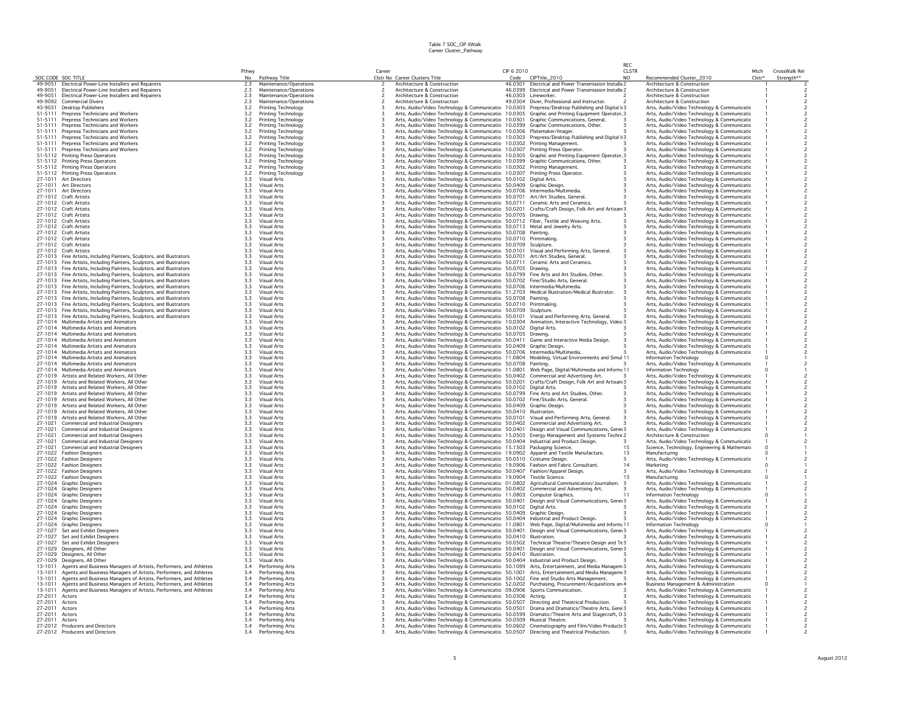Table 7 SOC_CIP XWalk
Career Cluster_Pathway

| SOC CODE | SOC TITLE | Pthwy No | Pathway Title | Career Clstr No | Career Clusters Title | CIP 6 2010 Code | CIPTitle_2010 | REC CLSTR NO | Recommended Cluster_2010 | Mtch Clstr* | CrossWalk Rel Strength** |
|---|---|---|---|---|---|---|---|---|---|---|---|
| 49-9051 | Electrical Power-Line Installers and Repairers | 2.3 | Maintenance/Operations | 2 | Architecture & Construction | 46.0301 | Electrical and Power Transmission Installa | 2 | Architecture & Construction | 1 | 2 |
| 49-9051 | Electrical Power-Line Installers and Repairers | 2.3 | Maintenance/Operations | 2 | Architecture & Construction | 46.0399 | Electrical and Power Transmission Installe | 2 | Architecture & Construction | 1 | 2 |
| 49-9051 | Electrical Power-Line Installers and Repairers | 2.3 | Maintenance/Operations | 2 | Architecture & Construction | 46.0303 | Lineworker. | 2 | Architecture & Construction | 1 | 2 |
| 49-9092 | Commercial Divers | 2.3 | Maintenance/Operations | 2 | Architecture & Construction | 49.0304 | Diver, Professional and Instructor. | 2 | Architecture & Construction | 1 | 2 |
| 43-9031 | Desktop Publishers | 3.2 | Printing Technology | 3 | Arts, Audio/Video Technology & Communicatio | 10.0303 | Prepress/Desktop Publishing and Digital Ir | 3 | Arts, Audio/Video Technology & Communicatic | 1 | 2 |
| 51-5111 | Prepress Technicians and Workers | 3.2 | Printing Technology | 3 | Arts, Audio/Video Technology & Communicatio | 10.0305 | Graphic and Printing Equipment Operator, | 3 | Arts, Audio/Video Technology & Communicatic | 1 | 2 |
| 51-5111 | Prepress Technicians and Workers | 3.2 | Printing Technology | 3 | Arts, Audio/Video Technology & Communicatio | 10.0301 | Graphic Communications, General. | 3 | Arts, Audio/Video Technology & Communicatic | 1 | 2 |
| 51-5111 | Prepress Technicians and Workers | 3.2 | Printing Technology | 3 | Arts, Audio/Video Technology & Communicatio | 10.0399 | Graphic Communications, Other. | 3 | Arts, Audio/Video Technology & Communicatic | 1 | 2 |
| 51-5111 | Prepress Technicians and Workers | 3.2 | Printing Technology | 3 | Arts, Audio/Video Technology & Communicatio | 10.0306 | Platemaker/Imager. | 3 | Arts, Audio/Video Technology & Communicatic | 1 | 2 |
| 51-5111 | Prepress Technicians and Workers | 3.2 | Printing Technology | 3 | Arts, Audio/Video Technology & Communicatio | 10.0303 | Prepress/Desktop Publishing and Digital Ir | 3 | Arts, Audio/Video Technology & Communicatic | 1 | 2 |
| 51-5111 | Prepress Technicians and Workers | 3.2 | Printing Technology | 3 | Arts, Audio/Video Technology & Communicatio | 10.0302 | Printing Management. | 3 | Arts, Audio/Video Technology & Communicatic | 1 | 2 |
| 51-5111 | Prepress Technicians and Workers | 3.2 | Printing Technology | 3 | Arts, Audio/Video Technology & Communicatio | 10.0307 | Printing Press Operator. | 3 | Arts, Audio/Video Technology & Communicatic | 1 | 2 |
| 51-5112 | Printing Press Operators | 3.2 | Printing Technology | 3 | Arts, Audio/Video Technology & Communicatio | 10.0305 | Graphic and Printing Equipment Operator, | 3 | Arts, Audio/Video Technology & Communicatic | 1 | 2 |
| 51-5112 | Printing Press Operators | 3.2 | Printing Technology | 3 | Arts, Audio/Video Technology & Communicatio | 10.0399 | Graphic Communications, Other. | 3 | Arts, Audio/Video Technology & Communicatic | 1 | 2 |
| 51-5112 | Printing Press Operators | 3.2 | Printing Technology | 3 | Arts, Audio/Video Technology & Communicatio | 10.0302 | Printing Management. | 3 | Arts, Audio/Video Technology & Communicatic | 1 | 2 |
| 51-5112 | Printing Press Operators | 3.2 | Printing Technology | 3 | Arts, Audio/Video Technology & Communicatio | 10.0307 | Printing Press Operator. | 3 | Arts, Audio/Video Technology & Communicatic | 1 | 2 |
| 27-1011 | Art Directors | 3.3 | Visual Arts | 3 | Arts, Audio/Video Technology & Communicatio | 50.0102 | Digital Arts. | 3 | Arts, Audio/Video Technology & Communicatic | 1 | 2 |
| 27-1011 | Art Directors | 3.3 | Visual Arts | 3 | Arts, Audio/Video Technology & Communicatio | 50.0409 | Graphic Design. | 3 | Arts, Audio/Video Technology & Communicatic | 1 | 2 |
| 27-1011 | Art Directors | 3.3 | Visual Arts | 3 | Arts, Audio/Video Technology & Communicatio | 50.0706 | Intermedia/Multimedia. | 3 | Arts, Audio/Video Technology & Communicatic | 1 | 2 |
| 27-1012 | Craft Artists | 3.3 | Visual Arts | 3 | Arts, Audio/Video Technology & Communicatio | 50.0701 | Art/Art Studies, General. | 3 | Arts, Audio/Video Technology & Communicatic | 1 | 2 |
| 27-1012 | Craft Artists | 3.3 | Visual Arts | 3 | Arts, Audio/Video Technology & Communicatio | 50.0711 | Ceramic Arts and Ceramics. | 3 | Arts, Audio/Video Technology & Communicatic | 1 | 2 |
| 27-1012 | Craft Artists | 3.3 | Visual Arts | 3 | Arts, Audio/Video Technology & Communicatio | 50.0201 | Crafts/Craft Design, Folk Art and Artisan | 3 | Arts, Audio/Video Technology & Communicatic | 1 | 2 |
| 27-1012 | Craft Artists | 3.3 | Visual Arts | 3 | Arts, Audio/Video Technology & Communicatio | 50.0705 | Drawing. | 3 | Arts, Audio/Video Technology & Communicatic | 1 | 2 |
| 27-1012 | Craft Artists | 3.3 | Visual Arts | 3 | Arts, Audio/Video Technology & Communicatio | 50.0712 | Fiber, Textile and Weaving Arts. | 3 | Arts, Audio/Video Technology & Communicatic | 1 | 2 |
| 27-1012 | Craft Artists | 3.3 | Visual Arts | 3 | Arts, Audio/Video Technology & Communicatio | 50.0713 | Metal and Jewelry Arts. | 3 | Arts, Audio/Video Technology & Communicatic | 1 | 2 |
| 27-1012 | Craft Artists | 3.3 | Visual Arts | 3 | Arts, Audio/Video Technology & Communicatio | 50.0708 | Painting. | 3 | Arts, Audio/Video Technology & Communicatic | 1 | 2 |
| 27-1012 | Craft Artists | 3.3 | Visual Arts | 3 | Arts, Audio/Video Technology & Communicatio | 50.0710 | Printmaking. | 3 | Arts, Audio/Video Technology & Communicatic | 1 | 2 |
| 27-1012 | Craft Artists | 3.3 | Visual Arts | 3 | Arts, Audio/Video Technology & Communicatio | 50.0709 | Sculpture. | 3 | Arts, Audio/Video Technology & Communicatic | 1 | 2 |
| 27-1012 | Craft Artists | 3.3 | Visual Arts | 3 | Arts, Audio/Video Technology & Communicatio | 50.0101 | Visual and Performing Arts, General. | 3 | Arts, Audio/Video Technology & Communicatic | 1 | 2 |
| 27-1013 | Fine Artists, Including Painters, Sculptors, and Illustrators | 3.3 | Visual Arts | 3 | Arts, Audio/Video Technology & Communicatio | 50.0701 | Art/Art Studies, General. | 3 | Arts, Audio/Video Technology & Communicatic | 1 | 2 |
| 27-1013 | Fine Artists, Including Painters, Sculptors, and Illustrators | 3.3 | Visual Arts | 3 | Arts, Audio/Video Technology & Communicatio | 50.0711 | Ceramic Arts and Ceramics. | 3 | Arts, Audio/Video Technology & Communicatic | 1 | 2 |
| 27-1013 | Fine Artists, Including Painters, Sculptors, and Illustrators | 3.3 | Visual Arts | 3 | Arts, Audio/Video Technology & Communicatio | 50.0705 | Drawing. | 3 | Arts, Audio/Video Technology & Communicatic | 1 | 2 |
| 27-1013 | Fine Artists, Including Painters, Sculptors, and Illustrators | 3.3 | Visual Arts | 3 | Arts, Audio/Video Technology & Communicatio | 50.0799 | Fine Arts and Art Studies, Other. | 3 | Arts, Audio/Video Technology & Communicatic | 1 | 2 |
| 27-1013 | Fine Artists, Including Painters, Sculptors, and Illustrators | 3.3 | Visual Arts | 3 | Arts, Audio/Video Technology & Communicatio | 50.0702 | Fine/Studio Arts, General. | 3 | Arts, Audio/Video Technology & Communicatic | 1 | 2 |
| 27-1013 | Fine Artists, Including Painters, Sculptors, and Illustrators | 3.3 | Visual Arts | 3 | Arts, Audio/Video Technology & Communicatio | 50.0706 | Intermedia/Multimedia. | 3 | Arts, Audio/Video Technology & Communicatic | 1 | 2 |
| 27-1013 | Fine Artists, Including Painters, Sculptors, and Illustrators | 3.3 | Visual Arts | 3 | Arts, Audio/Video Technology & Communicatio | 51.2703 | Medical Illustration/Medical Illustrator. | 3 | Arts, Audio/Video Technology & Communicatic | 1 | 2 |
| 27-1013 | Fine Artists, Including Painters, Sculptors, and Illustrators | 3.3 | Visual Arts | 3 | Arts, Audio/Video Technology & Communicatio | 50.0708 | Painting. | 3 | Arts, Audio/Video Technology & Communicatic | 1 | 2 |
| 27-1013 | Fine Artists, Including Painters, Sculptors, and Illustrators | 3.3 | Visual Arts | 3 | Arts, Audio/Video Technology & Communicatio | 50.0710 | Printmaking. | 3 | Arts, Audio/Video Technology & Communicatic | 1 | 2 |
| 27-1013 | Fine Artists, Including Painters, Sculptors, and Illustrators | 3.3 | Visual Arts | 3 | Arts, Audio/Video Technology & Communicatio | 50.0709 | Sculpture. | 3 | Arts, Audio/Video Technology & Communicatic | 1 | 2 |
| 27-1013 | Fine Artists, Including Painters, Sculptors, and Illustrators | 3.3 | Visual Arts | 3 | Arts, Audio/Video Technology & Communicatio | 50.0101 | Visual and Performing Arts, General. | 3 | Arts, Audio/Video Technology & Communicatic | 1 | 2 |
| 27-1014 | Multimedia Artists and Animators | 3.3 | Visual Arts | 3 | Arts, Audio/Video Technology & Communicatio | 10.0304 | Animation, Interactive Technology, Video | 3 | Arts, Audio/Video Technology & Communicatic | 1 | 2 |
| 27-1014 | Multimedia Artists and Animators | 3.3 | Visual Arts | 3 | Arts, Audio/Video Technology & Communicatio | 50.0102 | Digital Arts. | 3 | Arts, Audio/Video Technology & Communicatic | 1 | 2 |
| 27-1014 | Multimedia Artists and Animators | 3.3 | Visual Arts | 3 | Arts, Audio/Video Technology & Communicatio | 50.0705 | Drawing. | 3 | Arts, Audio/Video Technology & Communicatic | 1 | 2 |
| 27-1014 | Multimedia Artists and Animators | 3.3 | Visual Arts | 3 | Arts, Audio/Video Technology & Communicatio | 50.0411 | Game and Interactive Media Design. | 3 | Arts, Audio/Video Technology & Communicatic | 1 | 2 |
| 27-1014 | Multimedia Artists and Animators | 3.3 | Visual Arts | 3 | Arts, Audio/Video Technology & Communicatio | 50.0409 | Graphic Design. | 3 | Arts, Audio/Video Technology & Communicatic | 1 | 2 |
| 27-1014 | Multimedia Artists and Animators | 3.3 | Visual Arts | 3 | Arts, Audio/Video Technology & Communicatio | 50.0706 | Intermedia/Multimedia. | 3 | Arts, Audio/Video Technology & Communicatic | 1 | 2 |
| 27-1014 | Multimedia Artists and Animators | 3.3 | Visual Arts | 3 | Arts, Audio/Video Technology & Communicatio | 11.0804 | Modeling, Virtual Environments and Simul | 11 | Information Technology | 0 | 1 |
| 27-1014 | Multimedia Artists and Animators | 3.3 | Visual Arts | 3 | Arts, Audio/Video Technology & Communicatio | 50.0708 | Painting. | 3 | Arts, Audio/Video Technology & Communicatic | 1 | 2 |
| 27-1014 | Multimedia Artists and Animators | 3.3 | Visual Arts | 3 | Arts, Audio/Video Technology & Communicatio | 11.0801 | Web Page, Digital/Multimedia and Inform | 11 | Information Technology | 0 | 1 |
| 27-1019 | Artists and Related Workers, All Other | 3.3 | Visual Arts | 3 | Arts, Audio/Video Technology & Communicatio | 50.0402 | Commercial and Advertising Art. | 3 | Arts, Audio/Video Technology & Communicatic | 1 | 2 |
| 27-1019 | Artists and Related Workers, All Other | 3.3 | Visual Arts | 3 | Arts, Audio/Video Technology & Communicatio | 50.0201 | Crafts/Craft Design, Folk Art and Artisan | 3 | Arts, Audio/Video Technology & Communicatic | 1 | 2 |
| 27-1019 | Artists and Related Workers, All Other | 3.3 | Visual Arts | 3 | Arts, Audio/Video Technology & Communicatio | 50.0102 | Digital Arts. | 3 | Arts, Audio/Video Technology & Communicatic | 1 | 2 |
| 27-1019 | Artists and Related Workers, All Other | 3.3 | Visual Arts | 3 | Arts, Audio/Video Technology & Communicatio | 50.0799 | Fine Arts and Art Studies, Other. | 3 | Arts, Audio/Video Technology & Communicatic | 1 | 2 |
| 27-1019 | Artists and Related Workers, All Other | 3.3 | Visual Arts | 3 | Arts, Audio/Video Technology & Communicatio | 50.0702 | Fine/Studio Arts, General. | 3 | Arts, Audio/Video Technology & Communicatic | 1 | 2 |
| 27-1019 | Artists and Related Workers, All Other | 3.3 | Visual Arts | 3 | Arts, Audio/Video Technology & Communicatio | 50.0409 | Graphic Design. | 3 | Arts, Audio/Video Technology & Communicatic | 1 | 2 |
| 27-1019 | Artists and Related Workers, All Other | 3.3 | Visual Arts | 3 | Arts, Audio/Video Technology & Communicatio | 50.0410 | Illustration. | 3 | Arts, Audio/Video Technology & Communicatic | 1 | 2 |
| 27-1019 | Artists and Related Workers, All Other | 3.3 | Visual Arts | 3 | Arts, Audio/Video Technology & Communicatio | 50.0101 | Visual and Performing Arts, General. | 3 | Arts, Audio/Video Technology & Communicatic | 1 | 2 |
| 27-1021 | Commercial and Industrial Designers | 3.3 | Visual Arts | 3 | Arts, Audio/Video Technology & Communicatio | 50.0402 | Commercial and Advertising Art. | 3 | Arts, Audio/Video Technology & Communicatic | 1 | 2 |
| 27-1021 | Commercial and Industrial Designers | 3.3 | Visual Arts | 3 | Arts, Audio/Video Technology & Communicatio | 50.0401 | Design and Visual Communications, Gener | 3 | Arts, Audio/Video Technology & Communicatic | 1 | 2 |
| 27-1021 | Commercial and Industrial Designers | 3.3 | Visual Arts | 3 | Arts, Audio/Video Technology & Communicatio | 15.0503 | Energy Management and Systems Technc | 2 | Architecture & Construction | 0 | 1 |
| 27-1021 | Commercial and Industrial Designers | 3.3 | Visual Arts | 3 | Arts, Audio/Video Technology & Communicatio | 50.0404 | Industrial and Product Design. | 3 | Arts, Audio/Video Technology & Communicatic | 1 | 2 |
| 27-1021 | Commercial and Industrial Designers | 3.3 | Visual Arts | 3 | Arts, Audio/Video Technology & Communicatio | 15.1503 | Packaging Science. | 15 | Science, Technology, Engineering & Mathemati | 0 | 1 |
| 27-1022 | Fashion Designers | 3.3 | Visual Arts | 3 | Arts, Audio/Video Technology & Communicatio | 19.0902 | Apparel and Textile Manufacture. | 13 | Manufacturing | 0 | 1 |
| 27-1022 | Fashion Designers | 3.3 | Visual Arts | 3 | Arts, Audio/Video Technology & Communicatio | 50.0510 | Costume Design. | 3 | Arts, Audio/Video Technology & Communicatic | 1 | 2 |
| 27-1022 | Fashion Designers | 3.3 | Visual Arts | 3 | Arts, Audio/Video Technology & Communicatio | 19.0906 | Fashion and Fabric Consultant. | 14 | Marketing | 0 | 1 |
| 27-1022 | Fashion Designers | 3.3 | Visual Arts | 3 | Arts, Audio/Video Technology & Communicatio | 50.0407 | Fashion/Apparel Design. | 3 | Arts, Audio/Video Technology & Communicatic | 1 | 2 |
| 27-1022 | Fashion Designers | 3.3 | Visual Arts | 3 | Arts, Audio/Video Technology & Communicatio | 19.0904 | Textile Science. | 13 | Manufacturing | 0 | 1 |
| 27-1024 | Graphic Designers | 3.3 | Visual Arts | 3 | Arts, Audio/Video Technology & Communicatio | 01.0802 | Agricultural Communication/Journalism. | 3 | Arts, Audio/Video Technology & Communicatic | 1 | 2 |
| 27-1024 | Graphic Designers | 3.3 | Visual Arts | 3 | Arts, Audio/Video Technology & Communicatio | 50.0402 | Commercial and Advertising Art. | 3 | Arts, Audio/Video Technology & Communicatic | 1 | 2 |
| 27-1024 | Graphic Designers | 3.3 | Visual Arts | 3 | Arts, Audio/Video Technology & Communicatio | 11.0803 | Computer Graphics. | 11 | Information Technology | 0 | 1 |
| 27-1024 | Graphic Designers | 3.3 | Visual Arts | 3 | Arts, Audio/Video Technology & Communicatio | 50.0401 | Design and Visual Communications, Gener | 3 | Arts, Audio/Video Technology & Communicatic | 1 | 2 |
| 27-1024 | Graphic Designers | 3.3 | Visual Arts | 3 | Arts, Audio/Video Technology & Communicatio | 50.0102 | Digital Arts. | 3 | Arts, Audio/Video Technology & Communicatic | 1 | 2 |
| 27-1024 | Graphic Designers | 3.3 | Visual Arts | 3 | Arts, Audio/Video Technology & Communicatio | 50.0409 | Graphic Design. | 3 | Arts, Audio/Video Technology & Communicatic | 1 | 2 |
| 27-1024 | Graphic Designers | 3.3 | Visual Arts | 3 | Arts, Audio/Video Technology & Communicatio | 50.0404 | Industrial and Product Design. | 3 | Arts, Audio/Video Technology & Communicatic | 1 | 2 |
| 27-1024 | Graphic Designers | 3.3 | Visual Arts | 3 | Arts, Audio/Video Technology & Communicatio | 11.0801 | Web Page, Digital/Multimedia and Inform | 11 | Information Technology | 0 | 1 |
| 27-1027 | Set and Exhibit Designers | 3.3 | Visual Arts | 3 | Arts, Audio/Video Technology & Communicatio | 50.0401 | Design and Visual Communications, Gener | 3 | Arts, Audio/Video Technology & Communicatic | 1 | 2 |
| 27-1027 | Set and Exhibit Designers | 3.3 | Visual Arts | 3 | Arts, Audio/Video Technology & Communicatio | 50.0410 | Illustration. | 3 | Arts, Audio/Video Technology & Communicatic | 1 | 2 |
| 27-1027 | Set and Exhibit Designers | 3.3 | Visual Arts | 3 | Arts, Audio/Video Technology & Communicatio | 50.0502 | Technical Theatre/Theatre Design and Te | 3 | Arts, Audio/Video Technology & Communicatic | 1 | 2 |
| 27-1029 | Designers, All Other | 3.3 | Visual Arts | 3 | Arts, Audio/Video Technology & Communicatio | 50.0401 | Design and Visual Communications, Gener | 3 | Arts, Audio/Video Technology & Communicatic | 1 | 2 |
| 27-1029 | Designers, All Other | 3.3 | Visual Arts | 3 | Arts, Audio/Video Technology & Communicatio | 50.0410 | Illustration. | 3 | Arts, Audio/Video Technology & Communicatic | 1 | 2 |
| 27-1029 | Designers, All Other | 3.3 | Visual Arts | 3 | Arts, Audio/Video Technology & Communicatio | 50.0404 | Industrial and Product Design. | 3 | Arts, Audio/Video Technology & Communicatic | 1 | 2 |
| 13-1011 | Agents and Business Managers of Artists, Performers, and Athletes | 3.4 | Performing Arts | 3 | Arts, Audio/Video Technology & Communicatio | 50.1099 | Arts, Entertainment, and Media Managem | 3 | Arts, Audio/Video Technology & Communicatic | 1 | 2 |
| 13-1011 | Agents and Business Managers of Artists, Performers, and Athletes | 3.4 | Performing Arts | 3 | Arts, Audio/Video Technology & Communicatio | 50.1001 | Arts, Entertainment,and Media Manageme | 3 | Arts, Audio/Video Technology & Communicatic | 1 | 2 |
| 13-1011 | Agents and Business Managers of Artists, Performers, and Athletes | 3.4 | Performing Arts | 3 | Arts, Audio/Video Technology & Communicatio | 50.1002 | Fine and Studio Arts Management. | 3 | Arts, Audio/Video Technology & Communicatic | 1 | 2 |
| 13-1011 | Agents and Business Managers of Artists, Performers, and Athletes | 3.4 | Performing Arts | 3 | Arts, Audio/Video Technology & Communicatio | 52.0202 | Purchasing, Procurement/Acquisitions an | 4 | Business Management & Administration | 0 | 1 |
| 13-1011 | Agents and Business Managers of Artists, Performers, and Athletes | 3.4 | Performing Arts | 3 | Arts, Audio/Video Technology & Communicatio | 09.0906 | Sports Communication. | 3 | Arts, Audio/Video Technology & Communicatic | 1 | 2 |
| 27-2011 | Actors | 3.4 | Performing Arts | 3 | Arts, Audio/Video Technology & Communicatio | 50.0506 | Acting. | 3 | Arts, Audio/Video Technology & Communicatic | 1 | 2 |
| 27-2011 | Actors | 3.4 | Performing Arts | 3 | Arts, Audio/Video Technology & Communicatio | 50.0507 | Directing and Theatrical Production. | 3 | Arts, Audio/Video Technology & Communicatic | 1 | 2 |
| 27-2011 | Actors | 3.4 | Performing Arts | 3 | Arts, Audio/Video Technology & Communicatio | 50.0501 | Drama and Dramatics/Theatre Arts, Gene | 3 | Arts, Audio/Video Technology & Communicatic | 1 | 2 |
| 27-2011 | Actors | 3.4 | Performing Arts | 3 | Arts, Audio/Video Technology & Communicatio | 50.0599 | Dramatic/Theatre Arts and Stagecraft, O | 3 | Arts, Audio/Video Technology & Communicatic | 1 | 2 |
| 27-2011 | Actors | 3.4 | Performing Arts | 3 | Arts, Audio/Video Technology & Communicatio | 50.0509 | Musical Theatre. | 3 | Arts, Audio/Video Technology & Communicatic | 1 | 2 |
| 27-2012 | Producers and Directors | 3.4 | Performing Arts | 3 | Arts, Audio/Video Technology & Communicatio | 50.0602 | Cinematography and Film/Video Producti | 3 | Arts, Audio/Video Technology & Communicatic | 1 | 2 |
| 27-2012 | Producers and Directors | 3.4 | Performing Arts | 3 | Arts, Audio/Video Technology & Communicatio | 50.0507 | Directing and Theatrical Production. | 3 | Arts, Audio/Video Technology & Communicatic | 1 | 2 |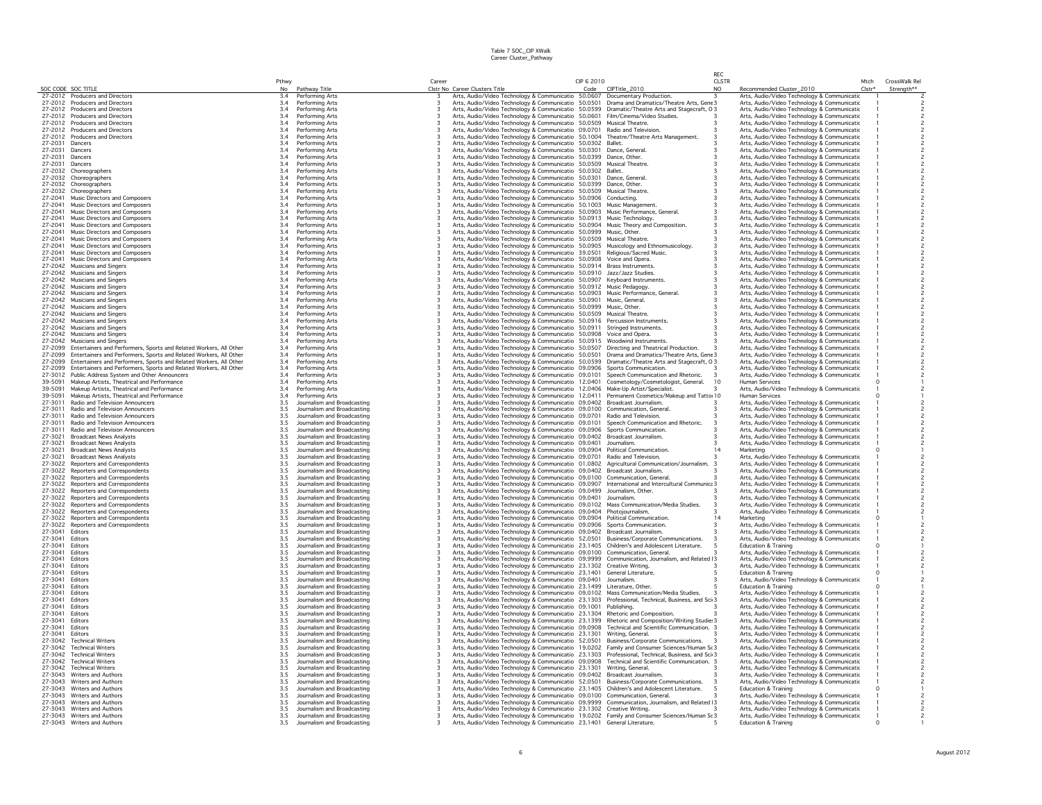Table 7 SOC_CIP XWalk
Career Cluster_Pathway

| SOC CODE | SOC TITLE | Pthwy No | Pathway Title | Career Clstr No | Career Clusters Title | CIP 6 2010 Code | CIPTitle_2010 | REC CLSTR NO | Recommended Cluster_2010 | Mtch Clstr* | CrossWalk Rel Strength** |
|---|---|---|---|---|---|---|---|---|---|---|---|
| 27-2012 | Producers and Directors | 3.4 | Performing Arts | 3 | Arts, Audio/Video Technology & Communicatio | 50.0607 | Documentary Production. | 3 | Arts, Audio/Video Technology & Communicatic | 1 | 2 |
| 27-2012 | Producers and Directors | 3.4 | Performing Arts | 3 | Arts, Audio/Video Technology & Communicatio | 50.0501 | Drama and Dramatics/Theatre Arts, Gene | 3 | Arts, Audio/Video Technology & Communicatic | 1 | 2 |
| 27-2012 | Producers and Directors | 3.4 | Performing Arts | 3 | Arts, Audio/Video Technology & Communicatio | 50.0599 | Dramatic/Theatre Arts and Stagecraft, O | 3 | Arts, Audio/Video Technology & Communicatic | 1 | 2 |
| 27-2012 | Producers and Directors | 3.4 | Performing Arts | 3 | Arts, Audio/Video Technology & Communicatio | 50.0601 | Film/Cinema/Video Studies. | 3 | Arts, Audio/Video Technology & Communicatic | 1 | 2 |
| 27-2012 | Producers and Directors | 3.4 | Performing Arts | 3 | Arts, Audio/Video Technology & Communicatio | 50.0509 | Musical Theatre. | 3 | Arts, Audio/Video Technology & Communicatic | 1 | 2 |
| 27-2012 | Producers and Directors | 3.4 | Performing Arts | 3 | Arts, Audio/Video Technology & Communicatio | 09.0701 | Radio and Television. | 3 | Arts, Audio/Video Technology & Communicatic | 1 | 2 |
| 27-2012 | Producers and Directors | 3.4 | Performing Arts | 3 | Arts, Audio/Video Technology & Communicatio | 50.1004 | Theatre/Theatre Arts Management. | 3 | Arts, Audio/Video Technology & Communicatic | 1 | 2 |
| 27-2031 | Dancers | 3.4 | Performing Arts | 3 | Arts, Audio/Video Technology & Communicatio | 50.0302 | Ballet. | 3 | Arts, Audio/Video Technology & Communicatic | 1 | 2 |
| 27-2031 | Dancers | 3.4 | Performing Arts | 3 | Arts, Audio/Video Technology & Communicatio | 50.0301 | Dance, General. | 3 | Arts, Audio/Video Technology & Communicatic | 1 | 2 |
| 27-2031 | Dancers | 3.4 | Performing Arts | 3 | Arts, Audio/Video Technology & Communicatio | 50.0399 | Dance, Other. | 3 | Arts, Audio/Video Technology & Communicatic | 1 | 2 |
| 27-2031 | Dancers | 3.4 | Performing Arts | 3 | Arts, Audio/Video Technology & Communicatio | 50.0509 | Musical Theatre. | 3 | Arts, Audio/Video Technology & Communicatic | 1 | 2 |
| 27-2032 | Choreographers | 3.4 | Performing Arts | 3 | Arts, Audio/Video Technology & Communicatio | 50.0302 | Ballet. | 3 | Arts, Audio/Video Technology & Communicatic | 1 | 2 |
| 27-2032 | Choreographers | 3.4 | Performing Arts | 3 | Arts, Audio/Video Technology & Communicatio | 50.0301 | Dance, General. | 3 | Arts, Audio/Video Technology & Communicatic | 1 | 2 |
| 27-2032 | Choreographers | 3.4 | Performing Arts | 3 | Arts, Audio/Video Technology & Communicatio | 50.0399 | Dance, Other. | 3 | Arts, Audio/Video Technology & Communicatic | 1 | 2 |
| 27-2032 | Choreographers | 3.4 | Performing Arts | 3 | Arts, Audio/Video Technology & Communicatio | 50.0509 | Musical Theatre. | 3 | Arts, Audio/Video Technology & Communicatic | 1 | 2 |
| 27-2041 | Music Directors and Composers | 3.4 | Performing Arts | 3 | Arts, Audio/Video Technology & Communicatio | 50.0906 | Conducting. | 3 | Arts, Audio/Video Technology & Communicatic | 1 | 2 |
| 27-2041 | Music Directors and Composers | 3.4 | Performing Arts | 3 | Arts, Audio/Video Technology & Communicatio | 50.1003 | Music Management. | 3 | Arts, Audio/Video Technology & Communicatic | 1 | 2 |
| 27-2041 | Music Directors and Composers | 3.4 | Performing Arts | 3 | Arts, Audio/Video Technology & Communicatio | 50.0903 | Music Performance, General. | 3 | Arts, Audio/Video Technology & Communicatic | 1 | 2 |
| 27-2041 | Music Directors and Composers | 3.4 | Performing Arts | 3 | Arts, Audio/Video Technology & Communicatio | 50.0913 | Music Technology. | 3 | Arts, Audio/Video Technology & Communicatic | 1 | 2 |
| 27-2041 | Music Directors and Composers | 3.4 | Performing Arts | 3 | Arts, Audio/Video Technology & Communicatio | 50.0904 | Music Theory and Composition. | 3 | Arts, Audio/Video Technology & Communicatic | 1 | 2 |
| 27-2041 | Music Directors and Composers | 3.4 | Performing Arts | 3 | Arts, Audio/Video Technology & Communicatio | 50.0999 | Music, Other. | 3 | Arts, Audio/Video Technology & Communicatic | 1 | 2 |
| 27-2041 | Music Directors and Composers | 3.4 | Performing Arts | 3 | Arts, Audio/Video Technology & Communicatio | 50.0509 | Musical Theatre. | 3 | Arts, Audio/Video Technology & Communicatic | 1 | 2 |
| 27-2041 | Music Directors and Composers | 3.4 | Performing Arts | 3 | Arts, Audio/Video Technology & Communicatio | 50.0905 | Musicology and Ethnomusicology. | 3 | Arts, Audio/Video Technology & Communicatic | 1 | 2 |
| 27-2041 | Music Directors and Composers | 3.4 | Performing Arts | 3 | Arts, Audio/Video Technology & Communicatio | 39.0501 | Religious/Sacred Music. | 3 | Arts, Audio/Video Technology & Communicatic | 1 | 2 |
| 27-2041 | Music Directors and Composers | 3.4 | Performing Arts | 3 | Arts, Audio/Video Technology & Communicatio | 50.0908 | Voice and Opera. | 3 | Arts, Audio/Video Technology & Communicatic | 1 | 2 |
| 27-2042 | Musicians and Singers | 3.4 | Performing Arts | 3 | Arts, Audio/Video Technology & Communicatio | 50.0914 | Brass Instruments. | 3 | Arts, Audio/Video Technology & Communicatic | 1 | 2 |
| 27-2042 | Musicians and Singers | 3.4 | Performing Arts | 3 | Arts, Audio/Video Technology & Communicatio | 50.0910 | Jazz/Jazz Studies. | 3 | Arts, Audio/Video Technology & Communicatic | 1 | 2 |
| 27-2042 | Musicians and Singers | 3.4 | Performing Arts | 3 | Arts, Audio/Video Technology & Communicatio | 50.0907 | Keyboard Instruments. | 3 | Arts, Audio/Video Technology & Communicatic | 1 | 2 |
| 27-2042 | Musicians and Singers | 3.4 | Performing Arts | 3 | Arts, Audio/Video Technology & Communicatio | 50.0912 | Music Pedagogy. | 3 | Arts, Audio/Video Technology & Communicatic | 1 | 2 |
| 27-2042 | Musicians and Singers | 3.4 | Performing Arts | 3 | Arts, Audio/Video Technology & Communicatio | 50.0903 | Music Performance, General. | 3 | Arts, Audio/Video Technology & Communicatic | 1 | 2 |
| 27-2042 | Musicians and Singers | 3.4 | Performing Arts | 3 | Arts, Audio/Video Technology & Communicatio | 50.0901 | Music, General. | 3 | Arts, Audio/Video Technology & Communicatic | 1 | 2 |
| 27-2042 | Musicians and Singers | 3.4 | Performing Arts | 3 | Arts, Audio/Video Technology & Communicatio | 50.0999 | Music, Other. | 3 | Arts, Audio/Video Technology & Communicatic | 1 | 2 |
| 27-2042 | Musicians and Singers | 3.4 | Performing Arts | 3 | Arts, Audio/Video Technology & Communicatio | 50.0509 | Musical Theatre. | 3 | Arts, Audio/Video Technology & Communicatic | 1 | 2 |
| 27-2042 | Musicians and Singers | 3.4 | Performing Arts | 3 | Arts, Audio/Video Technology & Communicatio | 50.0916 | Percussion Instruments. | 3 | Arts, Audio/Video Technology & Communicatic | 1 | 2 |
| 27-2042 | Musicians and Singers | 3.4 | Performing Arts | 3 | Arts, Audio/Video Technology & Communicatio | 50.0911 | Stringed Instruments. | 3 | Arts, Audio/Video Technology & Communicatic | 1 | 2 |
| 27-2042 | Musicians and Singers | 3.4 | Performing Arts | 3 | Arts, Audio/Video Technology & Communicatio | 50.0908 | Voice and Opera. | 3 | Arts, Audio/Video Technology & Communicatic | 1 | 2 |
| 27-2042 | Musicians and Singers | 3.4 | Performing Arts | 3 | Arts, Audio/Video Technology & Communicatio | 50.0915 | Woodwind Instruments. | 3 | Arts, Audio/Video Technology & Communicatic | 1 | 2 |
| 27-2099 | Entertainers and Performers, Sports and Related Workers, All Other | 3.4 | Performing Arts | 3 | Arts, Audio/Video Technology & Communicatio | 50.0507 | Directing and Theatrical Production. | 3 | Arts, Audio/Video Technology & Communicatic | 1 | 2 |
| 27-2099 | Entertainers and Performers, Sports and Related Workers, All Other | 3.4 | Performing Arts | 3 | Arts, Audio/Video Technology & Communicatio | 50.0501 | Drama and Dramatics/Theatre Arts, Gene | 3 | Arts, Audio/Video Technology & Communicatic | 1 | 2 |
| 27-2099 | Entertainers and Performers, Sports and Related Workers, All Other | 3.4 | Performing Arts | 3 | Arts, Audio/Video Technology & Communicatio | 50.0599 | Dramatic/Theatre Arts and Stagecraft, O | 3 | Arts, Audio/Video Technology & Communicatic | 1 | 2 |
| 27-2099 | Entertainers and Performers, Sports and Related Workers, All Other | 3.4 | Performing Arts | 3 | Arts, Audio/Video Technology & Communicatio | 09.0906 | Sports Communication. | 3 | Arts, Audio/Video Technology & Communicatic | 1 | 2 |
| 27-3012 | Public Address System and Other Announcers | 3.4 | Performing Arts | 3 | Arts, Audio/Video Technology & Communicatio | 09.0101 | Speech Communication and Rhetoric. | 3 | Arts, Audio/Video Technology & Communicatic | 1 | 2 |
| 39-5091 | Makeup Artists, Theatrical and Performance | 3.4 | Performing Arts | 3 | Arts, Audio/Video Technology & Communicatio | 12.0401 | Cosmetology/Cosmetologist, General. | 10 | Human Services | 0 | 1 |
| 39-5091 | Makeup Artists, Theatrical and Performance | 3.4 | Performing Arts | 3 | Arts, Audio/Video Technology & Communicatio | 12.0406 | Make-Up Artist/Specialist. | 3 | Arts, Audio/Video Technology & Communicatic | 1 | 2 |
| 39-5091 | Makeup Artists, Theatrical and Performance | 3.4 | Performing Arts | 3 | Arts, Audio/Video Technology & Communicatio | 12.0411 | Permanent Cosmetics/Makeup and Tatto | 10 | Human Services | 0 | 1 |
| 27-3011 | Radio and Television Announcers | 3.5 | Journalism and Broadcasting | 3 | Arts, Audio/Video Technology & Communicatio | 09.0402 | Broadcast Journalism. | 3 | Arts, Audio/Video Technology & Communicatic | 1 | 2 |
| 27-3011 | Radio and Television Announcers | 3.5 | Journalism and Broadcasting | 3 | Arts, Audio/Video Technology & Communicatio | 09.0100 | Communication, General. | 3 | Arts, Audio/Video Technology & Communicatic | 1 | 2 |
| 27-3011 | Radio and Television Announcers | 3.5 | Journalism and Broadcasting | 3 | Arts, Audio/Video Technology & Communicatio | 09.0701 | Radio and Television. | 3 | Arts, Audio/Video Technology & Communicatic | 1 | 2 |
| 27-3011 | Radio and Television Announcers | 3.5 | Journalism and Broadcasting | 3 | Arts, Audio/Video Technology & Communicatio | 09.0101 | Speech Communication and Rhetoric. | 3 | Arts, Audio/Video Technology & Communicatic | 1 | 2 |
| 27-3011 | Radio and Television Announcers | 3.5 | Journalism and Broadcasting | 3 | Arts, Audio/Video Technology & Communicatio | 09.0906 | Sports Communication. | 3 | Arts, Audio/Video Technology & Communicatic | 1 | 2 |
| 27-3021 | Broadcast News Analysts | 3.5 | Journalism and Broadcasting | 3 | Arts, Audio/Video Technology & Communicatio | 09.0402 | Broadcast Journalism. | 3 | Arts, Audio/Video Technology & Communicatic | 1 | 2 |
| 27-3021 | Broadcast News Analysts | 3.5 | Journalism and Broadcasting | 3 | Arts, Audio/Video Technology & Communicatio | 09.0401 | Journalism. | 3 | Arts, Audio/Video Technology & Communicatic | 1 | 2 |
| 27-3021 | Broadcast News Analysts | 3.5 | Journalism and Broadcasting | 3 | Arts, Audio/Video Technology & Communicatio | 09.0904 | Political Communication. | 14 | Marketing | 0 | 1 |
| 27-3021 | Broadcast News Analysts | 3.5 | Journalism and Broadcasting | 3 | Arts, Audio/Video Technology & Communicatio | 09.0701 | Radio and Television. | 3 | Arts, Audio/Video Technology & Communicatic | 1 | 2 |
| 27-3022 | Reporters and Correspondents | 3.5 | Journalism and Broadcasting | 3 | Arts, Audio/Video Technology & Communicatio | 01.0802 | Agricultural Communication/Journalism. | 3 | Arts, Audio/Video Technology & Communicatic | 1 | 2 |
| 27-3022 | Reporters and Correspondents | 3.5 | Journalism and Broadcasting | 3 | Arts, Audio/Video Technology & Communicatio | 09.0402 | Broadcast Journalism. | 3 | Arts, Audio/Video Technology & Communicatic | 1 | 2 |
| 27-3022 | Reporters and Correspondents | 3.5 | Journalism and Broadcasting | 3 | Arts, Audio/Video Technology & Communicatio | 09.0100 | Communication, General. | 3 | Arts, Audio/Video Technology & Communicatic | 1 | 2 |
| 27-3022 | Reporters and Correspondents | 3.5 | Journalism and Broadcasting | 3 | Arts, Audio/Video Technology & Communicatio | 09.0907 | International and Intercultural Communica | 3 | Arts, Audio/Video Technology & Communicatic | 1 | 2 |
| 27-3022 | Reporters and Correspondents | 3.5 | Journalism and Broadcasting | 3 | Arts, Audio/Video Technology & Communicatio | 09.0499 | Journalism, Other. | 3 | Arts, Audio/Video Technology & Communicatic | 1 | 2 |
| 27-3022 | Reporters and Correspondents | 3.5 | Journalism and Broadcasting | 3 | Arts, Audio/Video Technology & Communicatio | 09.0401 | Journalism. | 3 | Arts, Audio/Video Technology & Communicatic | 1 | 2 |
| 27-3022 | Reporters and Correspondents | 3.5 | Journalism and Broadcasting | 3 | Arts, Audio/Video Technology & Communicatio | 09.0102 | Mass Communication/Media Studies. | 3 | Arts, Audio/Video Technology & Communicatic | 1 | 2 |
| 27-3022 | Reporters and Correspondents | 3.5 | Journalism and Broadcasting | 3 | Arts, Audio/Video Technology & Communicatio | 09.0404 | Photojournalism. | 3 | Arts, Audio/Video Technology & Communicatic | 1 | 2 |
| 27-3022 | Reporters and Correspondents | 3.5 | Journalism and Broadcasting | 3 | Arts, Audio/Video Technology & Communicatio | 09.0904 | Political Communication. | 14 | Marketing | 0 | 1 |
| 27-3022 | Reporters and Correspondents | 3.5 | Journalism and Broadcasting | 3 | Arts, Audio/Video Technology & Communicatio | 09.0906 | Sports Communication. | 3 | Arts, Audio/Video Technology & Communicatic | 1 | 2 |
| 27-3041 | Editors | 3.5 | Journalism and Broadcasting | 3 | Arts, Audio/Video Technology & Communicatio | 09.0402 | Broadcast Journalism. | 3 | Arts, Audio/Video Technology & Communicatic | 1 | 2 |
| 27-3041 | Editors | 3.5 | Journalism and Broadcasting | 3 | Arts, Audio/Video Technology & Communicatio | 52.0501 | Business/Corporate Communications. | 3 | Arts, Audio/Video Technology & Communicatic | 1 | 2 |
| 27-3041 | Editors | 3.5 | Journalism and Broadcasting | 3 | Arts, Audio/Video Technology & Communicatio | 23.1405 | Children's and Adolescent Literature. | 5 | Education & Training | 0 | 1 |
| 27-3041 | Editors | 3.5 | Journalism and Broadcasting | 3 | Arts, Audio/Video Technology & Communicatio | 09.0100 | Communication, General. | 3 | Arts, Audio/Video Technology & Communicatic | 1 | 2 |
| 27-3041 | Editors | 3.5 | Journalism and Broadcasting | 3 | Arts, Audio/Video Technology & Communicatio | 09.9999 | Communication, Journalism, and Related I | 3 | Arts, Audio/Video Technology & Communicatic | 1 | 2 |
| 27-3041 | Editors | 3.5 | Journalism and Broadcasting | 3 | Arts, Audio/Video Technology & Communicatio | 23.1302 | Creative Writing. | 3 | Arts, Audio/Video Technology & Communicatic | 1 | 2 |
| 27-3041 | Editors | 3.5 | Journalism and Broadcasting | 3 | Arts, Audio/Video Technology & Communicatio | 23.1401 | General Literature. | 5 | Education & Training | 0 | 1 |
| 27-3041 | Editors | 3.5 | Journalism and Broadcasting | 3 | Arts, Audio/Video Technology & Communicatio | 09.0401 | Journalism. | 3 | Arts, Audio/Video Technology & Communicatic | 1 | 2 |
| 27-3041 | Editors | 3.5 | Journalism and Broadcasting | 3 | Arts, Audio/Video Technology & Communicatio | 23.1499 | Literature, Other. | 5 | Education & Training | 0 | 1 |
| 27-3041 | Editors | 3.5 | Journalism and Broadcasting | 3 | Arts, Audio/Video Technology & Communicatio | 09.0102 | Mass Communication/Media Studies. | 3 | Arts, Audio/Video Technology & Communicatic | 1 | 2 |
| 27-3041 | Editors | 3.5 | Journalism and Broadcasting | 3 | Arts, Audio/Video Technology & Communicatio | 23.1303 | Professional, Technical, Business, and Sci | 3 | Arts, Audio/Video Technology & Communicatic | 1 | 2 |
| 27-3041 | Editors | 3.5 | Journalism and Broadcasting | 3 | Arts, Audio/Video Technology & Communicatio | 09.1001 | Publishing. | 3 | Arts, Audio/Video Technology & Communicatic | 1 | 2 |
| 27-3041 | Editors | 3.5 | Journalism and Broadcasting | 3 | Arts, Audio/Video Technology & Communicatio | 23.1304 | Rhetoric and Composition. | 3 | Arts, Audio/Video Technology & Communicatic | 1 | 2 |
| 27-3041 | Editors | 3.5 | Journalism and Broadcasting | 3 | Arts, Audio/Video Technology & Communicatio | 23.1399 | Rhetoric and Composition/Writing Studies | 3 | Arts, Audio/Video Technology & Communicatic | 1 | 2 |
| 27-3041 | Editors | 3.5 | Journalism and Broadcasting | 3 | Arts, Audio/Video Technology & Communicatio | 09.0908 | Technical and Scientific Communication. | 3 | Arts, Audio/Video Technology & Communicatic | 1 | 2 |
| 27-3041 | Editors | 3.5 | Journalism and Broadcasting | 3 | Arts, Audio/Video Technology & Communicatio | 23.1301 | Writing, General. | 3 | Arts, Audio/Video Technology & Communicatic | 1 | 2 |
| 27-3042 | Technical Writers | 3.5 | Journalism and Broadcasting | 3 | Arts, Audio/Video Technology & Communicatio | 52.0501 | Business/Corporate Communications. | 3 | Arts, Audio/Video Technology & Communicatic | 1 | 2 |
| 27-3042 | Technical Writers | 3.5 | Journalism and Broadcasting | 3 | Arts, Audio/Video Technology & Communicatio | 19.0202 | Family and Consumer Sciences/Human Sc | 3 | Arts, Audio/Video Technology & Communicatic | 1 | 2 |
| 27-3042 | Technical Writers | 3.5 | Journalism and Broadcasting | 3 | Arts, Audio/Video Technology & Communicatio | 23.1303 | Professional, Technical, Business, and Sci | 3 | Arts, Audio/Video Technology & Communicatic | 1 | 2 |
| 27-3042 | Technical Writers | 3.5 | Journalism and Broadcasting | 3 | Arts, Audio/Video Technology & Communicatio | 09.0908 | Technical and Scientific Communication. | 3 | Arts, Audio/Video Technology & Communicatic | 1 | 2 |
| 27-3042 | Technical Writers | 3.5 | Journalism and Broadcasting | 3 | Arts, Audio/Video Technology & Communicatio | 23.1301 | Writing, General. | 3 | Arts, Audio/Video Technology & Communicatic | 1 | 2 |
| 27-3043 | Writers and Authors | 3.5 | Journalism and Broadcasting | 3 | Arts, Audio/Video Technology & Communicatio | 09.0402 | Broadcast Journalism. | 3 | Arts, Audio/Video Technology & Communicatic | 1 | 2 |
| 27-3043 | Writers and Authors | 3.5 | Journalism and Broadcasting | 3 | Arts, Audio/Video Technology & Communicatio | 52.0501 | Business/Corporate Communications. | 3 | Arts, Audio/Video Technology & Communicatic | 1 | 2 |
| 27-3043 | Writers and Authors | 3.5 | Journalism and Broadcasting | 3 | Arts, Audio/Video Technology & Communicatio | 23.1405 | Children's and Adolescent Literature. | 5 | Education & Training | 0 | 1 |
| 27-3043 | Writers and Authors | 3.5 | Journalism and Broadcasting | 3 | Arts, Audio/Video Technology & Communicatio | 09.0100 | Communication, General. | 3 | Arts, Audio/Video Technology & Communicatic | 1 | 2 |
| 27-3043 | Writers and Authors | 3.5 | Journalism and Broadcasting | 3 | Arts, Audio/Video Technology & Communicatio | 09.9999 | Communication, Journalism, and Related I | 3 | Arts, Audio/Video Technology & Communicatic | 1 | 2 |
| 27-3043 | Writers and Authors | 3.5 | Journalism and Broadcasting | 3 | Arts, Audio/Video Technology & Communicatio | 23.1302 | Creative Writing. | 3 | Arts, Audio/Video Technology & Communicatic | 1 | 2 |
| 27-3043 | Writers and Authors | 3.5 | Journalism and Broadcasting | 3 | Arts, Audio/Video Technology & Communicatio | 19.0202 | Family and Consumer Sciences/Human Sc | 3 | Arts, Audio/Video Technology & Communicatic | 1 | 2 |
| 27-3043 | Writers and Authors | 3.5 | Journalism and Broadcasting | 3 | Arts, Audio/Video Technology & Communicatio | 23.1401 | General Literature. | 5 | Education & Training | 0 | 1 |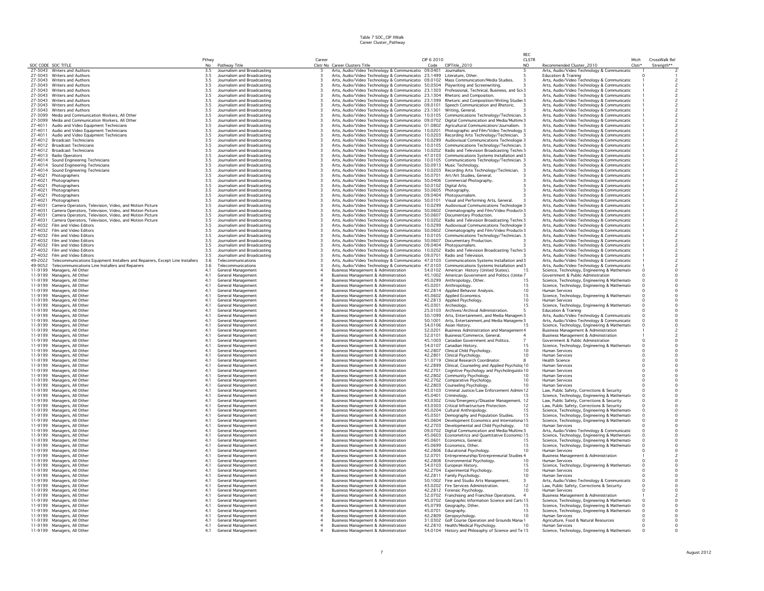Table 7 SOC_CIP XWalk
Career Cluster_Pathway

| SOC CODE | SOC TITLE | Pthwy No | Pathway Title | Career Clstr No | Career Clusters Title | CIP 6 2010 Code | CIPTitle_2010 | REC CLSTR NO | Recommended Cluster_2010 | Mtch Clstr* | CrossWalk Rel Strength** |
|---|---|---|---|---|---|---|---|---|---|---|---|
| 27-3043 | Writers and Authors | 3.5 | Journalism and Broadcasting | 3 | Arts, Audio/Video Technology & Communicatio | 09.0401 | Journalism. | 3 | Arts, Audio/Video Technology & Communicatio | 1 | 2 |
| 27-3043 | Writers and Authors | 3.5 | Journalism and Broadcasting | 3 | Arts, Audio/Video Technology & Communicatio | 23.1499 | Literature, Other. | 5 | Education & Training | 0 | 1 |
| 27-3043 | Writers and Authors | 3.5 | Journalism and Broadcasting | 3 | Arts, Audio/Video Technology & Communicatio | 09.0102 | Mass Communication/Media Studies. | 3 | Arts, Audio/Video Technology & Communicatio | 1 | 2 |
| 27-3043 | Writers and Authors | 3.5 | Journalism and Broadcasting | 3 | Arts, Audio/Video Technology & Communicatio | 50.0504 | Playwriting and Screenwriting. | 3 | Arts, Audio/Video Technology & Communicatio | 1 | 2 |
| 27-3043 | Writers and Authors | 3.5 | Journalism and Broadcasting | 3 | Arts, Audio/Video Technology & Communicatio | 23.1303 | Professional, Technical, Business, and Sci | 3 | Arts, Audio/Video Technology & Communicatio | 1 | 2 |
| 27-3043 | Writers and Authors | 3.5 | Journalism and Broadcasting | 3 | Arts, Audio/Video Technology & Communicatio | 23.1304 | Rhetoric and Composition. | 3 | Arts, Audio/Video Technology & Communicatio | 1 | 2 |
| 27-3043 | Writers and Authors | 3.5 | Journalism and Broadcasting | 3 | Arts, Audio/Video Technology & Communicatio | 23.1399 | Rhetoric and Composition/Writing Studies | 3 | Arts, Audio/Video Technology & Communicatio | 1 | 2 |
| 27-3043 | Writers and Authors | 3.5 | Journalism and Broadcasting | 3 | Arts, Audio/Video Technology & Communicatio | 09.0101 | Speech Communication and Rhetoric. | 3 | Arts, Audio/Video Technology & Communicatio | 1 | 2 |
| 27-3043 | Writers and Authors | 3.5 | Journalism and Broadcasting | 3 | Arts, Audio/Video Technology & Communicatio | 23.1301 | Writing, General. | 3 | Arts, Audio/Video Technology & Communicatio | 1 | 2 |
| 27-3099 | Media and Communication Workers, All Other | 3.5 | Journalism and Broadcasting | 3 | Arts, Audio/Video Technology & Communicatio | 10.0105 | Communications Technology/Technician. | 3 | Arts, Audio/Video Technology & Communicatio | 1 | 2 |
| 27-3099 | Media and Communication Workers, All Other | 3.5 | Journalism and Broadcasting | 3 | Arts, Audio/Video Technology & Communicatio | 09.0702 | Digital Communication and Media/Multime | 3 | Arts, Audio/Video Technology & Communicatio | 1 | 2 |
| 27-4011 | Audio and Video Equipment Technicians | 3.5 | Journalism and Broadcasting | 3 | Arts, Audio/Video Technology & Communicatio | 01.0802 | Agricultural Communication/Journalism. | 3 | Arts, Audio/Video Technology & Communicatio | 1 | 2 |
| 27-4011 | Audio and Video Equipment Technicians | 3.5 | Journalism and Broadcasting | 3 | Arts, Audio/Video Technology & Communicatio | 10.0201 | Photographic and Film/Video Technology | 3 | Arts, Audio/Video Technology & Communicatio | 1 | 2 |
| 27-4011 | Audio and Video Equipment Technicians | 3.5 | Journalism and Broadcasting | 3 | Arts, Audio/Video Technology & Communicatio | 10.0203 | Recording Arts Technology/Technician. | 3 | Arts, Audio/Video Technology & Communicatio | 1 | 2 |
| 27-4012 | Broadcast Technicians | 3.5 | Journalism and Broadcasting | 3 | Arts, Audio/Video Technology & Communicatio | 10.0299 | Audiovisual Communications Technologie | 3 | Arts, Audio/Video Technology & Communicatio | 1 | 2 |
| 27-4012 | Broadcast Technicians | 3.5 | Journalism and Broadcasting | 3 | Arts, Audio/Video Technology & Communicatio | 10.0105 | Communications Technology/Technician. | 3 | Arts, Audio/Video Technology & Communicatio | 1 | 2 |
| 27-4012 | Broadcast Technicians | 3.5 | Journalism and Broadcasting | 3 | Arts, Audio/Video Technology & Communicatio | 10.0202 | Radio and Television Broadcasting Techn | 3 | Arts, Audio/Video Technology & Communicatio | 1 | 2 |
| 27-4013 | Radio Operators | 3.5 | Journalism and Broadcasting | 3 | Arts, Audio/Video Technology & Communicatio | 47.0103 | Communications Systems Installation and | 3 | Arts, Audio/Video Technology & Communicatio | 1 | 2 |
| 27-4014 | Sound Engineering Technicians | 3.5 | Journalism and Broadcasting | 3 | Arts, Audio/Video Technology & Communicatio | 10.0105 | Communications Technology/Technician. | 3 | Arts, Audio/Video Technology & Communicatio | 1 | 2 |
| 27-4014 | Sound Engineering Technicians | 3.5 | Journalism and Broadcasting | 3 | Arts, Audio/Video Technology & Communicatio | 50.0913 | Music Technology. | 3 | Arts, Audio/Video Technology & Communicatio | 1 | 2 |
| 27-4014 | Sound Engineering Technicians | 3.5 | Journalism and Broadcasting | 3 | Arts, Audio/Video Technology & Communicatio | 10.0203 | Recording Arts Technology/Technician. | 3 | Arts, Audio/Video Technology & Communicatio | 1 | 2 |
| 27-4021 | Photographers | 3.5 | Journalism and Broadcasting | 3 | Arts, Audio/Video Technology & Communicatio | 50.0701 | Art/Art Studies, General. | 3 | Arts, Audio/Video Technology & Communicatio | 1 | 2 |
| 27-4021 | Photographers | 3.5 | Journalism and Broadcasting | 3 | Arts, Audio/Video Technology & Communicatio | 50.0406 | Commercial Photography. | 3 | Arts, Audio/Video Technology & Communicatio | 1 | 2 |
| 27-4021 | Photographers | 3.5 | Journalism and Broadcasting | 3 | Arts, Audio/Video Technology & Communicatio | 50.0102 | Digital Arts. | 3 | Arts, Audio/Video Technology & Communicatio | 1 | 2 |
| 27-4021 | Photographers | 3.5 | Journalism and Broadcasting | 3 | Arts, Audio/Video Technology & Communicatio | 50.0605 | Photography. | 3 | Arts, Audio/Video Technology & Communicatio | 1 | 2 |
| 27-4021 | Photographers | 3.5 | Journalism and Broadcasting | 3 | Arts, Audio/Video Technology & Communicatio | 09.0404 | Photojournalism. | 3 | Arts, Audio/Video Technology & Communicatio | 1 | 2 |
| 27-4021 | Photographers | 3.5 | Journalism and Broadcasting | 3 | Arts, Audio/Video Technology & Communicatio | 50.0101 | Visual and Performing Arts, General. | 3 | Arts, Audio/Video Technology & Communicatio | 1 | 2 |
| 27-4031 | Camera Operators, Television, Video, and Motion Picture | 3.5 | Journalism and Broadcasting | 3 | Arts, Audio/Video Technology & Communicatio | 10.0299 | Audiovisual Communications Technologie | 3 | Arts, Audio/Video Technology & Communicatio | 1 | 2 |
| 27-4031 | Camera Operators, Television, Video, and Motion Picture | 3.5 | Journalism and Broadcasting | 3 | Arts, Audio/Video Technology & Communicatio | 50.0602 | Cinematography and Film/Video Producti | 3 | Arts, Audio/Video Technology & Communicatio | 1 | 2 |
| 27-4031 | Camera Operators, Television, Video, and Motion Picture | 3.5 | Journalism and Broadcasting | 3 | Arts, Audio/Video Technology & Communicatio | 50.0607 | Documentary Production. | 3 | Arts, Audio/Video Technology & Communicatio | 1 | 2 |
| 27-4031 | Camera Operators, Television, Video, and Motion Picture | 3.5 | Journalism and Broadcasting | 3 | Arts, Audio/Video Technology & Communicatio | 10.0202 | Radio and Television Broadcasting Techn | 3 | Arts, Audio/Video Technology & Communicatio | 1 | 2 |
| 27-4032 | Film and Video Editors | 3.5 | Journalism and Broadcasting | 3 | Arts, Audio/Video Technology & Communicatio | 10.0299 | Audiovisual Communications Technologie | 3 | Arts, Audio/Video Technology & Communicatio | 1 | 2 |
| 27-4032 | Film and Video Editors | 3.5 | Journalism and Broadcasting | 3 | Arts, Audio/Video Technology & Communicatio | 50.0602 | Cinematography and Film/Video Producti | 3 | Arts, Audio/Video Technology & Communicatio | 1 | 2 |
| 27-4032 | Film and Video Editors | 3.5 | Journalism and Broadcasting | 3 | Arts, Audio/Video Technology & Communicatio | 10.0105 | Communications Technology/Technician. | 3 | Arts, Audio/Video Technology & Communicatio | 1 | 2 |
| 27-4032 | Film and Video Editors | 3.5 | Journalism and Broadcasting | 3 | Arts, Audio/Video Technology & Communicatio | 50.0607 | Documentary Production. | 3 | Arts, Audio/Video Technology & Communicatio | 1 | 2 |
| 27-4032 | Film and Video Editors | 3.5 | Journalism and Broadcasting | 3 | Arts, Audio/Video Technology & Communicatio | 09.0404 | Photojournalism. | 3 | Arts, Audio/Video Technology & Communicatio | 1 | 2 |
| 27-4032 | Film and Video Editors | 3.5 | Journalism and Broadcasting | 3 | Arts, Audio/Video Technology & Communicatio | 10.0202 | Radio and Television Broadcasting Techn | 3 | Arts, Audio/Video Technology & Communicatio | 1 | 2 |
| 27-4032 | Film and Video Editors | 3.5 | Journalism and Broadcasting | 3 | Arts, Audio/Video Technology & Communicatio | 09.0701 | Radio and Television. | 3 | Arts, Audio/Video Technology & Communicatio | 1 | 2 |
| 49-2022 | Telecommunications Equipment Installers and Repairers, Except Line Installers | 3.6 | Telecommunications | 3 | Arts, Audio/Video Technology & Communicatio | 47.0103 | Communications Systems Installation and | 3 | Arts, Audio/Video Technology & Communicatio | 1 | 2 |
| 49-9052 | Telecommunications Line Installers and Repairers | 3.6 | Telecommunications | 3 | Arts, Audio/Video Technology & Communicatio | 47.0103 | Communications Systems Installation and | 3 | Arts, Audio/Video Technology & Communicatio | 1 | 2 |
| 11-9199 | Managers, All Other | 4.1 | General Management | 4 | Business Management & Administration | 54.0102 | American History (United States). | 15 | Science, Technology, Engineering & Mathemati | 0 | 0 |
| 11-9199 | Managers, All Other | 4.1 | General Management | 4 | Business Management & Administration | 45.1002 | American Government and Politics (Unite | 7 | Government & Public Administration | 0 | 0 |
| 11-9199 | Managers, All Other | 4.1 | General Management | 4 | Business Management & Administration | 45.0299 | Anthropology, Other. | 15 | Science, Technology, Engineering & Mathemati | 0 | 0 |
| 11-9199 | Managers, All Other | 4.1 | General Management | 4 | Business Management & Administration | 45.0201 | Anthropology. | 15 | Science, Technology, Engineering & Mathemati | 0 | 0 |
| 11-9199 | Managers, All Other | 4.1 | General Management | 4 | Business Management & Administration | 42.2814 | Applied Behavior Analysis. | 10 | Human Services | 0 | 0 |
| 11-9199 | Managers, All Other | 4.1 | General Management | 4 | Business Management & Administration | 45.0602 | Applied Economics. | 15 | Science, Technology, Engineering & Mathemati | 0 | 0 |
| 11-9199 | Managers, All Other | 4.1 | General Management | 4 | Business Management & Administration | 42.2813 | Applied Psychology. | 10 | Human Services | 0 | 0 |
| 11-9199 | Managers, All Other | 4.1 | General Management | 4 | Business Management & Administration | 45.0301 | Archeology. | 15 | Science, Technology, Engineering & Mathemati | 0 | 0 |
| 11-9199 | Managers, All Other | 4.1 | General Management | 4 | Business Management & Administration | 25.0103 | Archives/Archival Administration. | 5 | Education & Training | 0 | 0 |
| 11-9199 | Managers, All Other | 4.1 | General Management | 4 | Business Management & Administration | 50.1099 | Arts, Entertainment, and Media Managem | 3 | Arts, Audio/Video Technology & Communicatio | 0 | 0 |
| 11-9199 | Managers, All Other | 4.1 | General Management | 4 | Business Management & Administration | 50.1001 | Arts, Entertainment,and Media Managem | 3 | Arts, Audio/Video Technology & Communicatio | 0 | 0 |
| 11-9199 | Managers, All Other | 4.1 | General Management | 4 | Business Management & Administration | 54.0106 | Asian History. | 15 | Science, Technology, Engineering & Mathemati | 0 | 0 |
| 11-9199 | Managers, All Other | 4.1 | General Management | 4 | Business Management & Administration | 52.0201 | Business Administration and Management | 4 | Business Management & Administration | 1 | 2 |
| 11-9199 | Managers, All Other | 4.1 | General Management | 4 | Business Management & Administration | 52.0101 | Business/Commerce, General. | 4 | Business Management & Administration | 1 | 2 |
| 11-9199 | Managers, All Other | 4.1 | General Management | 4 | Business Management & Administration | 45.1003 | Canadian Government and Politics. | 7 | Government & Public Administration | 0 | 0 |
| 11-9199 | Managers, All Other | 4.1 | General Management | 4 | Business Management & Administration | 54.0107 | Canadian History. | 15 | Science, Technology, Engineering & Mathemati | 0 | 0 |
| 11-9199 | Managers, All Other | 4.1 | General Management | 4 | Business Management & Administration | 42.2807 | Clinical Child Psychology. | 10 | Human Services | 0 | 0 |
| 11-9199 | Managers, All Other | 4.1 | General Management | 4 | Business Management & Administration | 42.2801 | Clinical Psychology. | 10 | Human Services | 0 | 0 |
| 11-9199 | Managers, All Other | 4.1 | General Management | 4 | Business Management & Administration | 51.0719 | Clinical Research Coordinator. | 8 | Health Science | 0 | 0 |
| 11-9199 | Managers, All Other | 4.1 | General Management | 4 | Business Management & Administration | 42.2899 | Clinical, Counseling and Applied Psycholo | 10 | Human Services | 0 | 0 |
| 11-9199 | Managers, All Other | 4.1 | General Management | 4 | Business Management & Administration | 42.2701 | Cognitive Psychology and Psycholinguisti | 10 | Human Services | 0 | 0 |
| 11-9199 | Managers, All Other | 4.1 | General Management | 4 | Business Management & Administration | 42.2802 | Community Psychology. | 10 | Human Services | 0 | 0 |
| 11-9199 | Managers, All Other | 4.1 | General Management | 4 | Business Management & Administration | 42.2702 | Comparative Psychology. | 10 | Human Services | 0 | 0 |
| 11-9199 | Managers, All Other | 4.1 | General Management | 4 | Business Management & Administration | 42.2803 | Counseling Psychology. | 10 | Human Services | 0 | 0 |
| 11-9199 | Managers, All Other | 4.1 | General Management | 4 | Business Management & Administration | 43.0103 | Criminal Justice/Law Enforcement Admin | 12 | Law, Public Safety, Corrections & Security | 0 | 0 |
| 11-9199 | Managers, All Other | 4.1 | General Management | 4 | Business Management & Administration | 45.0401 | Criminology. | 15 | Science, Technology, Engineering & Mathemati | 0 | 0 |
| 11-9199 | Managers, All Other | 4.1 | General Management | 4 | Business Management & Administration | 43.0302 | Crisis/Emergency/Disaster Management. | 12 | Law, Public Safety, Corrections & Security | 0 | 0 |
| 11-9199 | Managers, All Other | 4.1 | General Management | 4 | Business Management & Administration | 43.0303 | Critical Infrastructure Protection. | 12 | Law, Public Safety, Corrections & Security | 0 | 0 |
| 11-9199 | Managers, All Other | 4.1 | General Management | 4 | Business Management & Administration | 45.0204 | Cultural Anthropology. | 15 | Science, Technology, Engineering & Mathemati | 0 | 0 |
| 11-9199 | Managers, All Other | 4.1 | General Management | 4 | Business Management & Administration | 45.0501 | Demography and Population Studies. | 15 | Science, Technology, Engineering & Mathemati | 0 | 0 |
| 11-9199 | Managers, All Other | 4.1 | General Management | 4 | Business Management & Administration | 45.0604 | Development Economics and Internationa | 15 | Science, Technology, Engineering & Mathemati | 0 | 0 |
| 11-9199 | Managers, All Other | 4.1 | General Management | 4 | Business Management & Administration | 42.2703 | Developmental and Child Psychology. | 10 | Human Services | 0 | 0 |
| 11-9199 | Managers, All Other | 4.1 | General Management | 4 | Business Management & Administration | 09.0702 | Digital Communication and Media/Multime | 3 | Arts, Audio/Video Technology & Communicatio | 0 | 0 |
| 11-9199 | Managers, All Other | 4.1 | General Management | 4 | Business Management & Administration | 45.0603 | Econometrics and Quantitative Economic | 15 | Science, Technology, Engineering & Mathemati | 0 | 0 |
| 11-9199 | Managers, All Other | 4.1 | General Management | 4 | Business Management & Administration | 45.0601 | Economics, General. | 15 | Science, Technology, Engineering & Mathemati | 0 | 0 |
| 11-9199 | Managers, All Other | 4.1 | General Management | 4 | Business Management & Administration | 45.0699 | Economics, Other. | 15 | Science, Technology, Engineering & Mathemati | 0 | 0 |
| 11-9199 | Managers, All Other | 4.1 | General Management | 4 | Business Management & Administration | 42.2806 | Educational Psychology. | 10 | Human Services | 0 | 0 |
| 11-9199 | Managers, All Other | 4.1 | General Management | 4 | Business Management & Administration | 52.0701 | Entrepreneurship/Entrepreneurial Studies | 4 | Business Management & Administration | 1 | 2 |
| 11-9199 | Managers, All Other | 4.1 | General Management | 4 | Business Management & Administration | 42.2808 | Environmental Psychology. | 10 | Human Services | 0 | 0 |
| 11-9199 | Managers, All Other | 4.1 | General Management | 4 | Business Management & Administration | 54.0103 | European History. | 15 | Science, Technology, Engineering & Mathemati | 0 | 0 |
| 11-9199 | Managers, All Other | 4.1 | General Management | 4 | Business Management & Administration | 42.2704 | Experimental Psychology. | 10 | Human Services | 0 | 0 |
| 11-9199 | Managers, All Other | 4.1 | General Management | 4 | Business Management & Administration | 42.2811 | Family Psychology. | 10 | Human Services | 0 | 0 |
| 11-9199 | Managers, All Other | 4.1 | General Management | 4 | Business Management & Administration | 50.1002 | Fine and Studio Arts Management. | 3 | Arts, Audio/Video Technology & Communicatio | 0 | 0 |
| 11-9199 | Managers, All Other | 4.1 | General Management | 4 | Business Management & Administration | 43.0202 | Fire Services Administration. | 12 | Law, Public Safety, Corrections & Security | 0 | 0 |
| 11-9199 | Managers, All Other | 4.1 | General Management | 4 | Business Management & Administration | 42.2812 | Forensic Psychology. | 10 | Human Services | 0 | 0 |
| 11-9199 | Managers, All Other | 4.1 | General Management | 4 | Business Management & Administration | 52.0702 | Franchising and Franchise Operations. | 4 | Business Management & Administration | 1 | 2 |
| 11-9199 | Managers, All Other | 4.1 | General Management | 4 | Business Management & Administration | 45.0702 | Geographic Information Science and Carto | 15 | Science, Technology, Engineering & Mathemati | 0 | 0 |
| 11-9199 | Managers, All Other | 4.1 | General Management | 4 | Business Management & Administration | 45.0799 | Geography, Other. | 15 | Science, Technology, Engineering & Mathemati | 0 | 0 |
| 11-9199 | Managers, All Other | 4.1 | General Management | 4 | Business Management & Administration | 45.0701 | Geography. | 15 | Science, Technology, Engineering & Mathemati | 0 | 0 |
| 11-9199 | Managers, All Other | 4.1 | General Management | 4 | Business Management & Administration | 42.2809 | Geropsychology. | 10 | Human Services | 0 | 0 |
| 11-9199 | Managers, All Other | 4.1 | General Management | 4 | Business Management & Administration | 31.0302 | Golf Course Operation and Grounds Mana | 1 | Agriculture, Food & Natural Resources | 0 | 0 |
| 11-9199 | Managers, All Other | 4.1 | General Management | 4 | Business Management & Administration | 42.2810 | Health/Medical Psychology. | 10 | Human Services | 0 | 0 |
| 11-9199 | Managers, All Other | 4.1 | General Management | 4 | Business Management & Administration | 54.0104 | History and Philosophy of Science and Te | 15 | Science, Technology, Engineering & Mathemati | 0 | 0 |

August 2012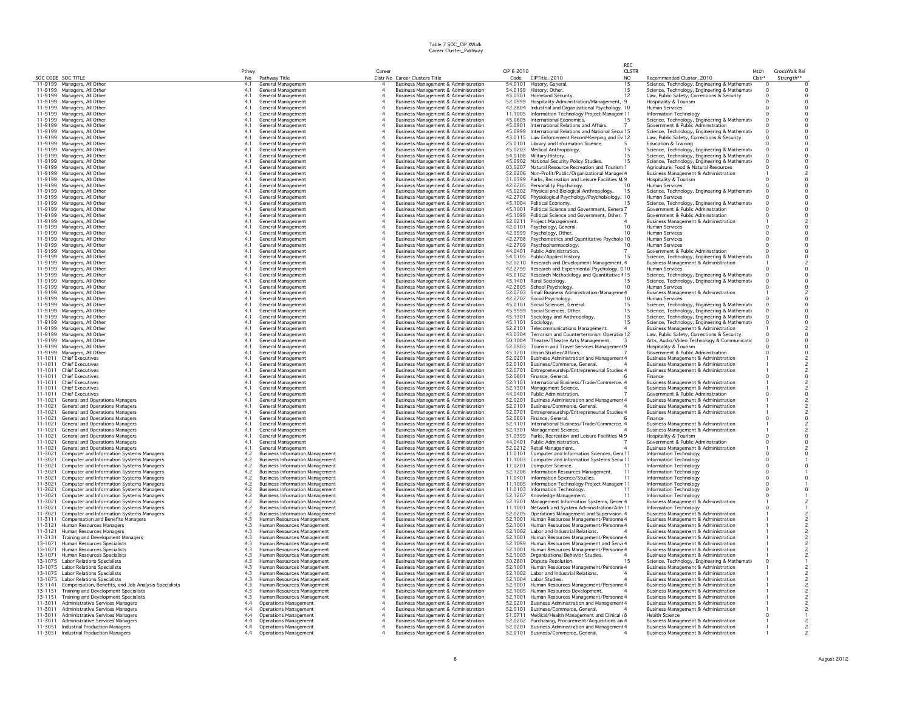Table 7 SOC_CIP XWalk
Career Cluster_Pathway

| SOC CODE | SOC TITLE | Pthwy No | Pathway Title | Career Clstr No | Career Clusters Title | CIP 6 2010 Code | CIPTitle_2010 | REC CLSTR NO | Recommended Cluster_2010 | Mtch Clstr* | CrossWalk Rel Strength** |
|---|---|---|---|---|---|---|---|---|---|---|---|
| 11-9199 | Managers, All Other | 4.1 | General Management | 4 | Business Management & Administration | 54.0101 | History, General. | 15 | Science, Technology, Engineering & Mathemati | 0 | 0 |
| 11-9199 | Managers, All Other | 4.1 | General Management | 4 | Business Management & Administration | 54.0199 | History, Other. | 15 | Science, Technology, Engineering & Mathemati | 0 | 0 |
| 11-9199 | Managers, All Other | 4.1 | General Management | 4 | Business Management & Administration | 43.0301 | Homeland Security. | 12 | Law, Public Safety, Corrections & Security | 0 | 0 |
| 11-9199 | Managers, All Other | 4.1 | General Management | 4 | Business Management & Administration | 52.0999 | Hospitality Administration/Management, | 9 | Hospitality & Tourism | 0 | 0 |
| 11-9199 | Managers, All Other | 4.1 | General Management | 4 | Business Management & Administration | 42.2804 | Industrial and Organizational Psychology. | 10 | Human Services | 0 | 0 |
| 11-9199 | Managers, All Other | 4.1 | General Management | 4 | Business Management & Administration | 11.1005 | Information Technology Project Managem | 11 | Information Technology | 0 | 0 |
| 11-9199 | Managers, All Other | 4.1 | General Management | 4 | Business Management & Administration | 45.0605 | International Economics. | 15 | Science, Technology, Engineering & Mathemati | 0 | 0 |
| 11-9199 | Managers, All Other | 4.1 | General Management | 4 | Business Management & Administration | 45.0901 | International Relations and Affairs. | 7 | Government & Public Adminstration | 0 | 0 |
| 11-9199 | Managers, All Other | 4.1 | General Management | 4 | Business Management & Administration | 45.0999 | International Relations and National Secur | 15 | Science, Technology, Engineering & Mathemati | 0 | 0 |
| 11-9199 | Managers, All Other | 4.1 | General Management | 4 | Business Management & Administration | 43.0115 | Law Enforcement Record-Keeping and Ev | 12 | Law, Public Safety, Corrections & Security | 0 | 0 |
| 11-9199 | Managers, All Other | 4.1 | General Management | 4 | Business Management & Administration | 25.0101 | Library and Information Science. | 5 | Education & Training | 0 | 0 |
| 11-9199 | Managers, All Other | 4.1 | General Management | 4 | Business Management & Administration | 45.0203 | Medical Anthropology. | 15 | Science, Technology, Engineering & Mathemati | 0 | 0 |
| 11-9199 | Managers, All Other | 4.1 | General Management | 4 | Business Management & Administration | 54.0108 | Military History. | 15 | Science, Technology, Engineering & Mathemati | 0 | 0 |
| 11-9199 | Managers, All Other | 4.1 | General Management | 4 | Business Management & Administration | 45.0902 | National Security Policy Studies. | 15 | Science, Technology, Engineering & Mathemati | 0 | 0 |
| 11-9199 | Managers, All Other | 4.1 | General Management | 4 | Business Management & Administration | 03.0207 | Natural Resource Recreation and Tourism | 1 | Agriculture, Food & Natural Resources | 0 | 0 |
| 11-9199 | Managers, All Other | 4.1 | General Management | 4 | Business Management & Administration | 52.0206 | Non-Profit/Public/Organizational Manager | 4 | Business Management & Administration | 1 | 2 |
| 11-9199 | Managers, All Other | 4.1 | General Management | 4 | Business Management & Administration | 31.0399 | Parks, Recreation and Leisure Facilities M | 9 | Hospitality & Tourism | 0 | 0 |
| 11-9199 | Managers, All Other | 4.1 | General Management | 4 | Business Management & Administration | 42.2705 | Personality Psychology. | 10 | Human Services | 0 | 0 |
| 11-9199 | Managers, All Other | 4.1 | General Management | 4 | Business Management & Administration | 45.0202 | Physical and Biological Anthropology. | 15 | Science, Technology, Engineering & Mathemati | 0 | 0 |
| 11-9199 | Managers, All Other | 4.1 | General Management | 4 | Business Management & Administration | 42.2706 | Physiological Psychology/Psychobiology. | 10 | Human Services | 0 | 0 |
| 11-9199 | Managers, All Other | 4.1 | General Management | 4 | Business Management & Administration | 45.1004 | Political Economy. | 15 | Science, Technology, Engineering & Mathemati | 0 | 0 |
| 11-9199 | Managers, All Other | 4.1 | General Management | 4 | Business Management & Administration | 45.1001 | Political Science and Government, Genera | 7 | Government & Public Adminstration | 0 | 0 |
| 11-9199 | Managers, All Other | 4.1 | General Management | 4 | Business Management & Administration | 45.1099 | Political Science and Government, Other. | 7 | Government & Public Adminstration | 0 | 0 |
| 11-9199 | Managers, All Other | 4.1 | General Management | 4 | Business Management & Administration | 52.0211 | Project Management. | 4 | Business Management & Administration | 1 | 2 |
| 11-9199 | Managers, All Other | 4.1 | General Management | 4 | Business Management & Administration | 42.0101 | Psychology, General. | 10 | Human Services | 0 | 0 |
| 11-9199 | Managers, All Other | 4.1 | General Management | 4 | Business Management & Administration | 42.9999 | Psychology, Other. | 10 | Human Services | 0 | 0 |
| 11-9199 | Managers, All Other | 4.1 | General Management | 4 | Business Management & Administration | 42.2708 | Psychometrics and Quantitative Psycholo | 10 | Human Services | 0 | 0 |
| 11-9199 | Managers, All Other | 4.1 | General Management | 4 | Business Management & Administration | 42.2709 | Psychopharmacology. | 10 | Human Services | 0 | 0 |
| 11-9199 | Managers, All Other | 4.1 | General Management | 4 | Business Management & Administration | 44.0401 | Public Administration. | 7 | Government & Public Adminstration | 0 | 0 |
| 11-9199 | Managers, All Other | 4.1 | General Management | 4 | Business Management & Administration | 54.0105 | Public/Applied History. | 15 | Science, Technology, Engineering & Mathemati | 0 | 0 |
| 11-9199 | Managers, All Other | 4.1 | General Management | 4 | Business Management & Administration | 52.0210 | Research and Development Management. | 4 | Business Management & Administration | 1 | 2 |
| 11-9199 | Managers, All Other | 4.1 | General Management | 4 | Business Management & Administration | 42.2799 | Research and Experimental Psychology, O | 10 | Human Services | 0 | 0 |
| 11-9199 | Managers, All Other | 4.1 | General Management | 4 | Business Management & Administration | 45.0102 | Research Methodology and Quantitative M | 15 | Science, Technology, Engineering & Mathemati | 0 | 0 |
| 11-9199 | Managers, All Other | 4.1 | General Management | 4 | Business Management & Administration | 45.1401 | Rural Sociology. | 15 | Science, Technology, Engineering & Mathemati | 0 | 0 |
| 11-9199 | Managers, All Other | 4.1 | General Management | 4 | Business Management & Administration | 42.2805 | School Psychology. | 10 | Human Services | 0 | 0 |
| 11-9199 | Managers, All Other | 4.1 | General Management | 4 | Business Management & Administration | 52.0703 | Small Business Administration/Manageme | 4 | Business Management & Administration | 1 | 2 |
| 11-9199 | Managers, All Other | 4.1 | General Management | 4 | Business Management & Administration | 42.2707 | Social Psychology. | 10 | Human Services | 0 | 0 |
| 11-9199 | Managers, All Other | 4.1 | General Management | 4 | Business Management & Administration | 45.0101 | Social Sciences, General. | 15 | Science, Technology, Engineering & Mathemati | 0 | 0 |
| 11-9199 | Managers, All Other | 4.1 | General Management | 4 | Business Management & Administration | 45.9999 | Social Sciences, Other. | 15 | Science, Technology, Engineering & Mathemati | 0 | 0 |
| 11-9199 | Managers, All Other | 4.1 | General Management | 4 | Business Management & Administration | 45.1301 | Sociology and Anthropology. | 15 | Science, Technology, Engineering & Mathemati | 0 | 0 |
| 11-9199 | Managers, All Other | 4.1 | General Management | 4 | Business Management & Administration | 45.1101 | Sociology. | 15 | Science, Technology, Engineering & Mathemati | 0 | 0 |
| 11-9199 | Managers, All Other | 4.1 | General Management | 4 | Business Management & Administration | 52.2101 | Telecommunications Management. | 4 | Business Management & Administration | 1 | 2 |
| 11-9199 | Managers, All Other | 4.1 | General Management | 4 | Business Management & Administration | 43.0304 | Terrorism and Counterterrorism Operatio | 12 | Law, Public Safety, Corrections & Security | 0 | 0 |
| 11-9199 | Managers, All Other | 4.1 | General Management | 4 | Business Management & Administration | 50.1004 | Theatre/Theatre Arts Management. | 3 | Arts, Audio/Video Technology & Communicatio | 0 | 0 |
| 11-9199 | Managers, All Other | 4.1 | General Management | 4 | Business Management & Administration | 52.0903 | Tourism and Travel Services Management | 9 | Hospitality & Tourism | 0 | 0 |
| 11-9199 | Managers, All Other | 4.1 | General Management | 4 | Business Management & Administration | 45.1201 | Urban Studies/Affairs. | 7 | Government & Public Adminstration | 0 | 0 |
| 11-1011 | Chief Executives | 4.1 | General Management | 4 | Business Management & Administration | 52.0201 | Business Administration and Management | 4 | Business Management & Administration | 1 | 2 |
| 11-1011 | Chief Executives | 4.1 | General Management | 4 | Business Management & Administration | 52.0101 | Business/Commerce, General. | 4 | Business Management & Administration | 1 | 2 |
| 11-1011 | Chief Executives | 4.1 | General Management | 4 | Business Management & Administration | 52.0701 | Entrepreneurship/Entrepreneurial Studies | 4 | Business Management & Administration | 1 | 2 |
| 11-1011 | Chief Executives | 4.1 | General Management | 4 | Business Management & Administration | 52.0801 | Finance, General. | 6 | Finance | 0 | 0 |
| 11-1011 | Chief Executives | 4.1 | General Management | 4 | Business Management & Administration | 52.1101 | International Business/Trade/Commerce. | 4 | Business Management & Administration | 1 | 2 |
| 11-1011 | Chief Executives | 4.1 | General Management | 4 | Business Management & Administration | 52.1301 | Management Science. | 4 | Business Management & Administration | 1 | 2 |
| 11-1011 | Chief Executives | 4.1 | General Management | 4 | Business Management & Administration | 44.0401 | Public Administration. | 7 | Government & Public Adminstration | 0 | 0 |
| 11-1021 | General and Operations Managers | 4.1 | General Management | 4 | Business Management & Administration | 52.0201 | Business Administration and Management | 4 | Business Management & Administration | 1 | 2 |
| 11-1021 | General and Operations Managers | 4.1 | General Management | 4 | Business Management & Administration | 52.0101 | Business/Commerce, General. | 4 | Business Management & Administration | 1 | 2 |
| 11-1021 | General and Operations Managers | 4.1 | General Management | 4 | Business Management & Administration | 52.0701 | Entrepreneurship/Entrepreneurial Studies | 4 | Business Management & Administration | 1 | 2 |
| 11-1021 | General and Operations Managers | 4.1 | General Management | 4 | Business Management & Administration | 52.0801 | Finance, General. | 6 | Finance | 0 | 0 |
| 11-1021 | General and Operations Managers | 4.1 | General Management | 4 | Business Management & Administration | 52.1101 | International Business/Trade/Commerce. | 4 | Business Management & Administration | 1 | 2 |
| 11-1021 | General and Operations Managers | 4.1 | General Management | 4 | Business Management & Administration | 52.1301 | Management Science. | 4 | Business Management & Administration | 1 | 2 |
| 11-1021 | General and Operations Managers | 4.1 | General Management | 4 | Business Management & Administration | 31.0399 | Parks, Recreation and Leisure Facilities M | 9 | Hospitality & Tourism | 0 | 0 |
| 11-1021 | General and Operations Managers | 4.1 | General Management | 4 | Business Management & Administration | 44.0401 | Public Administration. | 7 | Government & Public Adminstration | 0 | 0 |
| 11-1021 | General and Operations Managers | 4.1 | General Management | 4 | Business Management & Administration | 52.0212 | Retail Management. | 4 | Business Management & Administration | 1 | 2 |
| 11-3021 | Computer and Information Systems Managers | 4.2 | Business Information Management | 4 | Business Management & Administration | 11.0101 | Computer and Information Sciences, Gene | 11 | Information Technology | 0 | 0 |
| 11-3021 | Computer and Information Systems Managers | 4.2 | Business Information Management | 4 | Business Management & Administration | 11.1003 | Computer and Information Systems Secur | 11 | Information Technology | 0 | 1 |
| 11-3021 | Computer and Information Systems Managers | 4.2 | Business Information Management | 4 | Business Management & Administration | 11.0701 | Computer Science. | 11 | Information Technology | 0 | 0 |
| 11-3021 | Computer and Information Systems Managers | 4.2 | Business Information Management | 4 | Business Management & Administration | 52.1206 | Information Resources Management. | 11 | Information Technology | 0 | 1 |
| 11-3021 | Computer and Information Systems Managers | 4.2 | Business Information Management | 4 | Business Management & Administration | 11.0401 | Information Science/Studies. | 11 | Information Technology | 0 | 0 |
| 11-3021 | Computer and Information Systems Managers | 4.2 | Business Information Management | 4 | Business Management & Administration | 11.1005 | Information Technology Project Managem | 11 | Information Technology | 0 | 1 |
| 11-3021 | Computer and Information Systems Managers | 4.2 | Business Information Management | 4 | Business Management & Administration | 11.0103 | Information Technology. | 11 | Information Technology | 0 | 0 |
| 11-3021 | Computer and Information Systems Managers | 4.2 | Business Information Management | 4 | Business Management & Administration | 52.1207 | Knowledge Management. | 11 | Information Technology | 0 | 1 |
| 11-3021 | Computer and Information Systems Managers | 4.2 | Business Information Management | 4 | Business Management & Administration | 52.1201 | Management Information Systems, Gener | 4 | Business Management & Administration | 1 | 2 |
| 11-3021 | Computer and Information Systems Managers | 4.2 | Business Information Management | 4 | Business Management & Administration | 11.1001 | Network and System Administration/Adm | 11 | Information Technology | 0 | 1 |
| 11-3021 | Computer and Information Systems Managers | 4.2 | Business Information Management | 4 | Business Management & Administration | 52.0205 | Operations Management and Supervision. | 4 | Business Management & Administration | 1 | 2 |
| 11-3111 | Compensation and Benefits Managers | 4.3 | Human Resources Management | 4 | Business Management & Administration | 52.1001 | Human Resources Management/Personne | 4 | Business Management & Administration | 1 | 2 |
| 11-3121 | Human Resources Managers | 4.3 | Human Resources Management | 4 | Business Management & Administration | 52.1001 | Human Resources Management/Personne | 4 | Business Management & Administration | 1 | 2 |
| 11-3121 | Human Resources Managers | 4.3 | Human Resources Management | 4 | Business Management & Administration | 52.1002 | Labor and Industrial Relations. | 4 | Business Management & Administration | 1 | 2 |
| 11-3131 | Training and Development Managers | 4.3 | Human Resources Management | 4 | Business Management & Administration | 52.1001 | Human Resources Management/Personne | 4 | Business Management & Administration | 1 | 2 |
| 13-1071 | Human Resources Specialists | 4.3 | Human Resources Management | 4 | Business Management & Administration | 52.1099 | Human Resources Management and Servi | 4 | Business Management & Administration | 1 | 2 |
| 13-1071 | Human Resources Specialists | 4.3 | Human Resources Management | 4 | Business Management & Administration | 52.1001 | Human Resources Management/Personne | 4 | Business Management & Administration | 1 | 2 |
| 13-1071 | Human Resources Specialists | 4.3 | Human Resources Management | 4 | Business Management & Administration | 52.1003 | Organizational Behavior Studies. | 4 | Business Management & Administration | 1 | 2 |
| 13-1075 | Labor Relations Specialists | 4.3 | Human Resources Management | 4 | Business Management & Administration | 30.2801 | Dispute Resolution. | 15 | Science, Technology, Engineering & Mathemati | 0 | 1 |
| 13-1075 | Labor Relations Specialists | 4.3 | Human Resources Management | 4 | Business Management & Administration | 52.1001 | Human Resources Management/Personne | 4 | Business Management & Administration | 1 | 2 |
| 13-1075 | Labor Relations Specialists | 4.3 | Human Resources Management | 4 | Business Management & Administration | 52.1002 | Labor and Industrial Relations. | 4 | Business Management & Administration | 1 | 2 |
| 13-1075 | Labor Relations Specialists | 4.3 | Human Resources Management | 4 | Business Management & Administration | 52.1004 | Labor Studies. | 4 | Business Management & Administration | 1 | 2 |
| 13-1141 | Compensation, Benefits, and Job Analysis Specialists | 4.3 | Human Resources Management | 4 | Business Management & Administration | 52.1001 | Human Resources Management/Personne | 4 | Business Management & Administration | 1 | 2 |
| 13-1151 | Training and Development Specialists | 4.3 | Human Resources Management | 4 | Business Management & Administration | 52.1005 | Human Resources Development. | 4 | Business Management & Administration | 1 | 2 |
| 13-1151 | Training and Development Specialists | 4.3 | Human Resources Management | 4 | Business Management & Administration | 52.1001 | Human Resources Management/Personne | 4 | Business Management & Administration | 1 | 2 |
| 11-3011 | Administrative Services Managers | 4.4 | Operations Management | 4 | Business Management & Administration | 52.0201 | Business Administration and Management | 4 | Business Management & Administration | 1 | 2 |
| 11-3011 | Administrative Services Managers | 4.4 | Operations Management | 4 | Business Management & Administration | 52.0101 | Business/Commerce, General. | 4 | Business Management & Administration | 1 | 2 |
| 11-3011 | Administrative Services Managers | 4.4 | Operations Management | 4 | Business Management & Administration | 51.0711 | Medical/Health Management and Clinical A | 8 | Health Science | 0 | 1 |
| 11-3011 | Administrative Services Managers | 4.4 | Operations Management | 4 | Business Management & Administration | 52.0202 | Purchasing, Procurement/Acquisitions an | 4 | Business Management & Administration | 1 | 2 |
| 11-3051 | Industrial Production Managers | 4.4 | Operations Management | 4 | Business Management & Administration | 52.0201 | Business Administration and Management | 4 | Business Management & Administration | 1 | 2 |
| 11-3051 | Industrial Production Managers | 4.4 | Operations Management | 4 | Business Management & Administration | 52.0101 | Business/Commerce, General. | 4 | Business Management & Administration | 1 | 2 |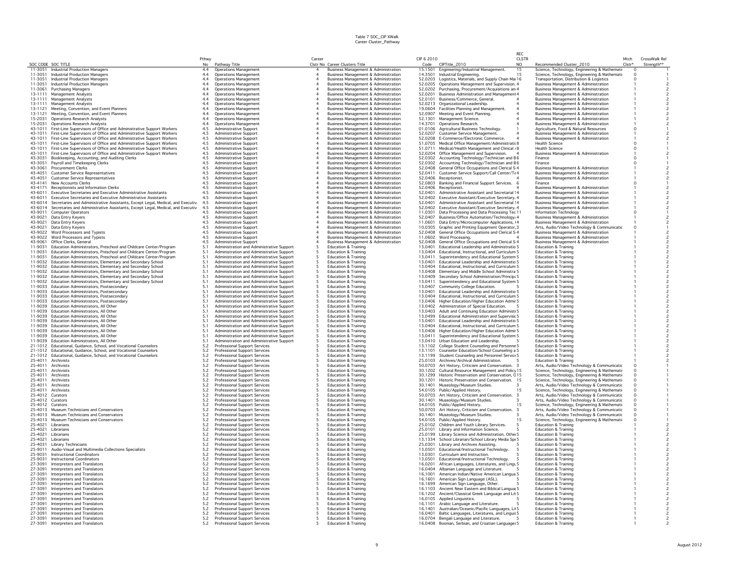Table 7 SOC_CIP XWalk
Career Cluster_Pathway

| SOC CODE | SOC TITLE | Pthwy No | Pathway Title | Career Clstr No | Career Clusters Title | CIP 6 2010 Code | CIPTitle_2010 | REC CLSTR NO | Recommended Cluster_2010 | Mtch Clstr* | CrossWalk Rel Strength** |
|---|---|---|---|---|---|---|---|---|---|---|---|
| 11-3051 | Industrial Production Managers | 4.4 | Operations Management | 4 | Business Management & Administration | 15.1501 | Engineering/Industrial Management. | 15 | Science, Technology, Engineering & Mathemati | 0 | 1 |
| 11-3051 | Industrial Production Managers | 4.4 | Operations Management | 4 | Business Management & Administration | 14.3501 | Industrial Engineering. | 15 | Science, Technology, Engineering & Mathemati | 0 | 1 |
| 11-3051 | Industrial Production Managers | 4.4 | Operations Management | 4 | Business Management & Administration | 52.0203 | Logistics, Materials, and Supply Chain Mar | 16 | Transportation, Distribution & Logistics | 0 | 1 |
| 11-3051 | Industrial Production Managers | 4.4 | Operations Management | 4 | Business Management & Administration | 52.0205 | Operations Management and Supervision. | 4 | Business Management & Administration | 1 | 2 |
| 11-3061 | Purchasing Managers | 4.4 | Operations Management | 4 | Business Management & Administration | 52.0202 | Purchasing, Procurement/Acquisitions an | 4 | Business Management & Administration | 1 | 2 |
| 13-1111 | Management Analysts | 4.4 | Operations Management | 4 | Business Management & Administration | 52.0201 | Business Administration and Management | 4 | Business Management & Administration | 1 | 2 |
| 13-1111 | Management Analysts | 4.4 | Operations Management | 4 | Business Management & Administration | 52.0101 | Business/Commerce, General. | 4 | Business Management & Administration | 1 | 2 |
| 13-1111 | Management Analysts | 4.4 | Operations Management | 4 | Business Management & Administration | 52.0213 | Organizational Leadership. | 4 | Business Management & Administration | 1 | 2 |
| 13-1121 | Meeting, Convention, and Event Planners | 4.4 | Operations Management | 4 | Business Management & Administration | 19.0604 | Facilities Planning and Management. | 4 | Business Management & Administration | 1 | 2 |
| 13-1121 | Meeting, Convention, and Event Planners | 4.4 | Operations Management | 4 | Business Management & Administration | 52.0907 | Meeting and Event Planning. | 4 | Business Management & Administration | 1 | 2 |
| 15-2031 | Operations Research Analysts | 4.4 | Operations Management | 4 | Business Management & Administration | 52.1301 | Management Science. | 4 | Business Management & Administration | 1 | 2 |
| 15-2031 | Operations Research Analysts | 4.4 | Operations Management | 4 | Business Management & Administration | 14.3701 | Operations Research. | 4 | Business Management & Administration | 1 | 2 |
| 43-1011 | First-Line Supervisors of Office and Administrative Support Workers | 4.5 | Administrative Support | 4 | Business Management & Administration | 01.0106 | Agricultural Business Technology. | 1 | Agriculture, Food & Natural Resources | 0 | 1 |
| 43-1011 | First-Line Supervisors of Office and Administrative Support Workers | 4.5 | Administrative Support | 4 | Business Management & Administration | 52.0207 | Customer Service Management. | 4 | Business Management & Administration | 1 | 2 |
| 43-1011 | First-Line Supervisors of Office and Administrative Support Workers | 4.5 | Administrative Support | 4 | Business Management & Administration | 52.0208 | E-Commerce/Electronic Commerce. | 4 | Business Management & Administration | 1 | 2 |
| 43-1011 | First-Line Supervisors of Office and Administrative Support Workers | 4.5 | Administrative Support | 4 | Business Management & Administration | 51.0705 | Medical Office Management/Administratio | 8 | Health Science | 0 | 1 |
| 43-1011 | First-Line Supervisors of Office and Administrative Support Workers | 4.5 | Administrative Support | 4 | Business Management & Administration | 51.0711 | Medical/Health Management and Clinical A | 8 | Health Science | 0 | 1 |
| 43-1011 | First-Line Supervisors of Office and Administrative Support Workers | 4.5 | Administrative Support | 4 | Business Management & Administration | 52.0204 | Office Management and Supervision. | 4 | Business Management & Administration | 1 | 2 |
| 43-3031 | Bookkeeping, Accounting, and Auditing Clerks | 4.5 | Administrative Support | 4 | Business Management & Administration | 52.0302 | Accounting Technology/Technician and B | 6 | Finance | 0 | 1 |
| 43-3051 | Payroll and Timekeeping Clerks | 4.5 | Administrative Support | 4 | Business Management & Administration | 52.0302 | Accounting Technology/Technician and B | 6 | Finance | 0 | 1 |
| 43-3061 | Procurement Clerks | 4.5 | Administrative Support | 4 | Business Management & Administration | 52.0408 | General Office Occupations and Clerical S | 4 | Business Management & Administration | 1 | 2 |
| 43-4051 | Customer Service Representatives | 4.5 | Administrative Support | 4 | Business Management & Administration | 52.0411 | Customer Service Support/Call Center/Te | 4 | Business Management & Administration | 1 | 2 |
| 43-4051 | Customer Service Representatives | 4.5 | Administrative Support | 4 | Business Management & Administration | 52.0406 | Receptionist. | 4 | Business Management & Administration | 1 | 2 |
| 43-4141 | New Accounts Clerks | 4.5 | Administrative Support | 4 | Business Management & Administration | 52.0803 | Banking and Financial Support Services. | 6 | Finance | 0 | 1 |
| 43-4171 | Receptionists and Information Clerks | 4.5 | Administrative Support | 4 | Business Management & Administration | 52.0406 | Receptionist. | 4 | Business Management & Administration | 1 | 2 |
| 43-6011 | Executive Secretaries and Executive Administrative Assistants | 4.5 | Administrative Support | 4 | Business Management & Administration | 52.0401 | Administrative Assistant and Secretarial S | 4 | Business Management & Administration | 1 | 2 |
| 43-6011 | Executive Secretaries and Executive Administrative Assistants | 4.5 | Administrative Support | 4 | Business Management & Administration | 52.0402 | Executive Assistant/Executive Secretary. | 4 | Business Management & Administration | 1 | 2 |
| 43-6014 | Secretaries and Administrative Assistants, Except Legal, Medical, and Executiv | 4.5 | Administrative Support | 4 | Business Management & Administration | 52.0401 | Administrative Assistant and Secretarial S | 4 | Business Management & Administration | 1 | 2 |
| 43-6014 | Secretaries and Administrative Assistants, Except Legal, Medical, and Executiv | 4.5 | Administrative Support | 4 | Business Management & Administration | 52.0402 | Executive Assistant/Executive Secretary. | 4 | Business Management & Administration | 1 | 2 |
| 43-9011 | Computer Operators | 4.5 | Administrative Support | 4 | Business Management & Administration | 11.0301 | Data Processing and Data Processing Tec | 11 | Information Technology | 0 | 1 |
| 43-9021 | Data Entry Keyers | 4.5 | Administrative Support | 4 | Business Management & Administration | 52.0407 | Business/Office Automation/Technology/ | 4 | Business Management & Administration | 1 | 2 |
| 43-9021 | Data Entry Keyers | 4.5 | Administrative Support | 4 | Business Management & Administration | 11.0601 | Data Entry/Microcomputer Applications, | 4 | Business Management & Administration | 1 | 2 |
| 43-9021 | Data Entry Keyers | 4.5 | Administrative Support | 4 | Business Management & Administration | 10.0305 | Graphic and Printing Equipment Operator, | 3 | Arts, Audio/Video Technology & Communicatio | 0 | 1 |
| 43-9022 | Word Processors and Typists | 4.5 | Administrative Support | 4 | Business Management & Administration | 52.0408 | General Office Occupations and Clerical S | 4 | Business Management & Administration | 1 | 2 |
| 43-9022 | Word Processors and Typists | 4.5 | Administrative Support | 4 | Business Management & Administration | 11.0602 | Word Processing. | 4 | Business Management & Administration | 1 | 2 |
| 43-9061 | Office Clerks, General | 4.5 | Administrative Support | 4 | Business Management & Administration | 52.0408 | General Office Occupations and Clerical S | 4 | Business Management & Administration | 1 | 2 |
| 11-9031 | Education Administrators, Preschool and Childcare Center/Program | 5.1 | Administration and Administrative Support | 5 | Education & Training | 13.0401 | Educational Leadership and Administratio | 5 | Education & Training | 1 | 2 |
| 11-9031 | Education Administrators, Preschool and Childcare Center/Program | 5.1 | Administration and Administrative Support | 5 | Education & Training | 13.0404 | Educational, Instructional, and Curriculum | 5 | Education & Training | 1 | 2 |
| 11-9031 | Education Administrators, Preschool and Childcare Center/Program | 5.1 | Administration and Administrative Support | 5 | Education & Training | 13.0411 | Superintendency and Educational System | 5 | Education & Training | 1 | 2 |
| 11-9032 | Education Administrators, Elementary and Secondary School | 5.1 | Administration and Administrative Support | 5 | Education & Training | 13.0401 | Educational Leadership and Administratio | 5 | Education & Training | 1 | 2 |
| 11-9032 | Education Administrators, Elementary and Secondary School | 5.1 | Administration and Administrative Support | 5 | Education & Training | 13.0404 | Educational, Instructional, and Curriculum | 5 | Education & Training | 1 | 2 |
| 11-9032 | Education Administrators, Elementary and Secondary School | 5.1 | Administration and Administrative Support | 5 | Education & Training | 13.0408 | Elementary and Middle School Administra | 5 | Education & Training | 1 | 2 |
| 11-9032 | Education Administrators, Elementary and Secondary School | 5.1 | Administration and Administrative Support | 5 | Education & Training | 13.0409 | Secondary School Administration/Principa | 5 | Education & Training | 1 | 2 |
| 11-9032 | Education Administrators, Elementary and Secondary School | 5.1 | Administration and Administrative Support | 5 | Education & Training | 13.0411 | Superintendency and Educational System | 5 | Education & Training | 1 | 2 |
| 11-9033 | Education Administrators, Postsecondary | 5.1 | Administration and Administrative Support | 5 | Education & Training | 13.0407 | Community College Education. | 5 | Education & Training | 1 | 2 |
| 11-9033 | Education Administrators, Postsecondary | 5.1 | Administration and Administrative Support | 5 | Education & Training | 13.0401 | Educational Leadership and Administratio | 5 | Education & Training | 1 | 2 |
| 11-9033 | Education Administrators, Postsecondary | 5.1 | Administration and Administrative Support | 5 | Education & Training | 13.0404 | Educational, Instructional, and Curriculum | 5 | Education & Training | 1 | 2 |
| 11-9033 | Education Administrators, Postsecondary | 5.1 | Administration and Administrative Support | 5 | Education & Training | 13.0406 | Higher Education/Higher Education Admir | 5 | Education & Training | 1 | 2 |
| 11-9039 | Education Administrators, All Other | 5.1 | Administration and Administrative Support | 5 | Education & Training | 13.0402 | Administration of Special Education. | 5 | Education & Training | 1 | 2 |
| 11-9039 | Education Administrators, All Other | 5.1 | Administration and Administrative Support | 5 | Education & Training | 13.0403 | Adult and Continuing Education Administ | 5 | Education & Training | 1 | 2 |
| 11-9039 | Education Administrators, All Other | 5.1 | Administration and Administrative Support | 5 | Education & Training | 13.0499 | Educational Administration and Supervisio | 5 | Education & Training | 1 | 2 |
| 11-9039 | Education Administrators, All Other | 5.1 | Administration and Administrative Support | 5 | Education & Training | 13.0401 | Educational Leadership and Administratio | 5 | Education & Training | 1 | 2 |
| 11-9039 | Education Administrators, All Other | 5.1 | Administration and Administrative Support | 5 | Education & Training | 13.0404 | Educational, Instructional, and Curriculum | 5 | Education & Training | 1 | 2 |
| 11-9039 | Education Administrators, All Other | 5.1 | Administration and Administrative Support | 5 | Education & Training | 13.0406 | Higher Education/Higher Education Admir | 5 | Education & Training | 1 | 2 |
| 11-9039 | Education Administrators, All Other | 5.1 | Administration and Administrative Support | 5 | Education & Training | 13.0411 | Superintendency and Educational System | 5 | Education & Training | 1 | 2 |
| 11-9039 | Education Administrators, All Other | 5.1 | Administration and Administrative Support | 5 | Education & Training | 13.0410 | Urban Education and Leadership. | 5 | Education & Training | 1 | 2 |
| 21-1012 | Educational, Guidance, School, and Vocational Counselors | 5.2 | Professional Support Services | 5 | Education & Training | 13.1102 | College Student Counseling and Personne | 5 | Education & Training | 1 | 2 |
| 21-1012 | Educational, Guidance, School, and Vocational Counselors | 5.2 | Professional Support Services | 5 | Education & Training | 13.1101 | Counselor Education/School Counseling a | 5 | Education & Training | 1 | 2 |
| 21-1012 | Educational, Guidance, School, and Vocational Counselors | 5.2 | Professional Support Services | 5 | Education & Training | 13.1199 | Student Counseling and Personnel Service | 5 | Education & Training | 1 | 2 |
| 25-4011 | Archivists | 5.2 | Professional Support Services | 5 | Education & Training | 25.0103 | Archives/Archival Administration. | 5 | Education & Training | 1 | 2 |
| 25-4011 | Archivists | 5.2 | Professional Support Services | 5 | Education & Training | 50.0703 | Art History, Criticism and Conservation. | 3 | Arts, Audio/Video Technology & Communicatio | 0 | 1 |
| 25-4011 | Archivists | 5.2 | Professional Support Services | 5 | Education & Training | 30.1202 | Cultural Resource Management and Policy | 15 | Science, Technology, Engineering & Mathemati | 0 | 1 |
| 25-4011 | Archivists | 5.2 | Professional Support Services | 5 | Education & Training | 30.1299 | Historic Preservation and Conservation, O | 15 | Science, Technology, Engineering & Mathemati | 0 | 1 |
| 25-4011 | Archivists | 5.2 | Professional Support Services | 5 | Education & Training | 30.1201 | Historic Preservation and Conservation. | 15 | Science, Technology, Engineering & Mathemati | 0 | 1 |
| 25-4011 | Archivists | 5.2 | Professional Support Services | 5 | Education & Training | 30.1401 | Museology/Museum Studies. | 3 | Arts, Audio/Video Technology & Communicatio | 0 | 1 |
| 25-4011 | Archivists | 5.2 | Professional Support Services | 5 | Education & Training | 54.0105 | Public/Applied History. | 15 | Science, Technology, Engineering & Mathemati | 0 | 1 |
| 25-4012 | Curators | 5.2 | Professional Support Services | 5 | Education & Training | 50.0703 | Art History, Criticism and Conservation. | 3 | Arts, Audio/Video Technology & Communicatio | 0 | 1 |
| 25-4012 | Curators | 5.2 | Professional Support Services | 5 | Education & Training | 30.1401 | Museology/Museum Studies. | 3 | Arts, Audio/Video Technology & Communicatio | 0 | 1 |
| 25-4012 | Curators | 5.2 | Professional Support Services | 5 | Education & Training | 54.0105 | Public/Applied History. | 15 | Science, Technology, Engineering & Mathemati | 0 | 1 |
| 25-4013 | Museum Technicians and Conservators | 5.2 | Professional Support Services | 5 | Education & Training | 50.0703 | Art History, Criticism and Conservation. | 3 | Arts, Audio/Video Technology & Communicatio | 0 | 1 |
| 25-4013 | Museum Technicians and Conservators | 5.2 | Professional Support Services | 5 | Education & Training | 30.1401 | Museology/Museum Studies. | 3 | Arts, Audio/Video Technology & Communicatio | 0 | 1 |
| 25-4013 | Museum Technicians and Conservators | 5.2 | Professional Support Services | 5 | Education & Training | 54.0105 | Public/Applied History. | 15 | Science, Technology, Engineering & Mathemati | 0 | 1 |
| 25-4021 | Librarians | 5.2 | Professional Support Services | 5 | Education & Training | 25.0102 | Children and Youth Library Services. | 5 | Education & Training | 1 | 2 |
| 25-4021 | Librarians | 5.2 | Professional Support Services | 5 | Education & Training | 25.0101 | Library and Information Science. | 5 | Education & Training | 1 | 2 |
| 25-4021 | Librarians | 5.2 | Professional Support Services | 5 | Education & Training | 25.0199 | Library Science and Administration, Other | 5 | Education & Training | 1 | 2 |
| 25-4021 | Librarians | 5.2 | Professional Support Services | 5 | Education & Training | 13.1334 | School Librarian/School Library Media Spe | 5 | Education & Training | 1 | 2 |
| 25-4031 | Library Technicians | 5.2 | Professional Support Services | 5 | Education & Training | 25.0301 | Library and Archives Assisting. | 5 | Education & Training | 1 | 2 |
| 25-9011 | Audio-Visual and Multimedia Collections Specialists | 5.2 | Professional Support Services | 5 | Education & Training | 13.0501 | Educational/Instructional Technology. | 5 | Education & Training | 1 | 2 |
| 25-9031 | Instructional Coordinators | 5.2 | Professional Support Services | 5 | Education & Training | 13.0301 | Curriculum and Instruction. | 5 | Education & Training | 1 | 2 |
| 25-9031 | Instructional Coordinators | 5.2 | Professional Support Services | 5 | Education & Training | 13.0501 | Educational/Instructional Technology. | 5 | Education & Training | 1 | 2 |
| 27-3091 | Interpreters and Translators | 5.2 | Professional Support Services | 5 | Education & Training | 16.0201 | African Languages, Literatures, and Lingu | 5 | Education & Training | 1 | 2 |
| 27-3091 | Interpreters and Translators | 5.2 | Professional Support Services | 5 | Education & Training | 16.0404 | Albanian Language and Literature. | 5 | Education & Training | 1 | 2 |
| 27-3091 | Interpreters and Translators | 5.2 | Professional Support Services | 5 | Education & Training | 16.1001 | American Indian/Native American Langua | 5 | Education & Training | 1 | 2 |
| 27-3091 | Interpreters and Translators | 5.2 | Professional Support Services | 5 | Education & Training | 16.1601 | American Sign Language (ASL). | 5 | Education & Training | 1 | 2 |
| 27-3091 | Interpreters and Translators | 5.2 | Professional Support Services | 5 | Education & Training | 16.1699 | American Sign Language, Other. | 5 | Education & Training | 1 | 2 |
| 27-3091 | Interpreters and Translators | 5.2 | Professional Support Services | 5 | Education & Training | 16.1103 | Ancient Near Eastern and Biblical Langua | 5 | Education & Training | 1 | 2 |
| 27-3091 | Interpreters and Translators | 5.2 | Professional Support Services | 5 | Education & Training | 16.1202 | Ancient/Classical Greek Language and Lit | 5 | Education & Training | 1 | 2 |
| 27-3091 | Interpreters and Translators | 5.2 | Professional Support Services | 5 | Education & Training | 16.0105 | Applied Linguistics. | 5 | Education & Training | 1 | 2 |
| 27-3091 | Interpreters and Translators | 5.2 | Professional Support Services | 5 | Education & Training | 16.1101 | Arabic Language and Literature. | 5 | Education & Training | 1 | 2 |
| 27-3091 | Interpreters and Translators | 5.2 | Professional Support Services | 5 | Education & Training | 16.1401 | Australian/Oceanic/Pacific Languages, Lit | 5 | Education & Training | 1 | 2 |
| 27-3091 | Interpreters and Translators | 5.2 | Professional Support Services | 5 | Education & Training | 16.0401 | Baltic Languages, Literatures, and Linguis | 5 | Education & Training | 1 | 2 |
| 27-3091 | Interpreters and Translators | 5.2 | Professional Support Services | 5 | Education & Training | 16.0704 | Bengali Language and Literature. | 5 | Education & Training | 1 | 2 |
| 27-3091 | Interpreters and Translators | 5.2 | Professional Support Services | 5 | Education & Training | 16.0408 | Bosnian, Serbian, and Croatian Languages | 5 | Education & Training | 1 | 2 |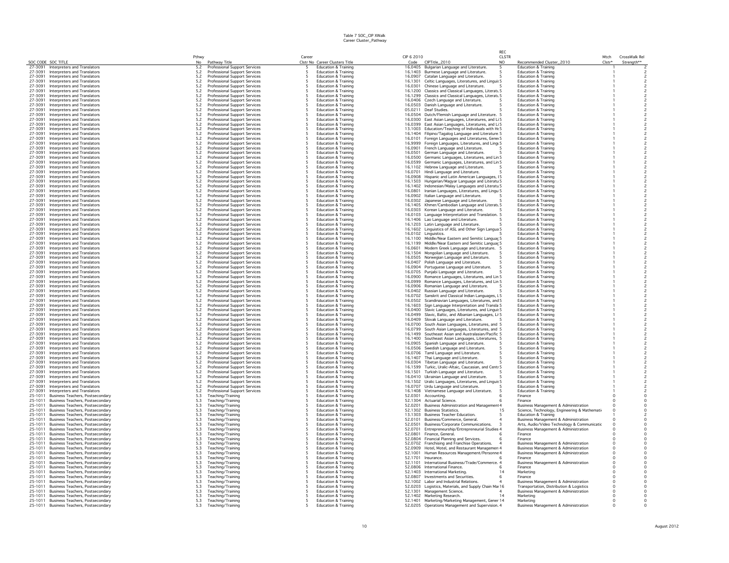# Table 7 SOC_CIP XWalk
## Career Cluster_Pathway

| SOC CODE | SOC TITLE | Pthwy No | Pathway Title | Career Clstr No | Career Clusters Title | CIP 6 2010 Code | CIPTitle_2010 | REC CLSTR NO | Recommended Cluster_2010 | Mtch Clstr* | CrossWalk Rel Strength** |
|---|---|---|---|---|---|---|---|---|---|---|---|
| 27-3091 | Interpreters and Translators | 5.2 | Professional Support Services | 5 | Education & Training | 16.0405 | Bulgarian Language and Literature. | 5 | Education & Training | 1 | 2 |
| 27-3091 | Interpreters and Translators | 5.2 | Professional Support Services | 5 | Education & Training | 16.1403 | Burmese Language and Literature. | 5 | Education & Training | 1 | 2 |
| 27-3091 | Interpreters and Translators | 5.2 | Professional Support Services | 5 | Education & Training | 16.0907 | Catalan Language and Literature. | 5 | Education & Training | 1 | 2 |
| 27-3091 | Interpreters and Translators | 5.2 | Professional Support Services | 5 | Education & Training | 16.1301 | Celtic Languages, Literatures, and Linguis | 5 | Education & Training | 1 | 2 |
| 27-3091 | Interpreters and Translators | 5.2 | Professional Support Services | 5 | Education & Training | 16.0301 | Chinese Language and Literature. | 5 | Education & Training | 1 | 2 |
| 27-3091 | Interpreters and Translators | 5.2 | Professional Support Services | 5 | Education & Training | 16.1200 | Classics and Classical Languages, Literatu | 5 | Education & Training | 1 | 2 |
| 27-3091 | Interpreters and Translators | 5.2 | Professional Support Services | 5 | Education & Training | 16.1299 | Classics and Classical Languages, Literatu | 5 | Education & Training | 1 | 2 |
| 27-3091 | Interpreters and Translators | 5.2 | Professional Support Services | 5 | Education & Training | 16.0406 | Czech Language and Literature. | 5 | Education & Training | 1 | 2 |
| 27-3091 | Interpreters and Translators | 5.2 | Professional Support Services | 5 | Education & Training | 16.0503 | Danish Language and Literature. | 5 | Education & Training | 1 | 2 |
| 27-3091 | Interpreters and Translators | 5.2 | Professional Support Services | 5 | Education & Training | 05.0211 | Deaf Studies. | 5 | Education & Training | 1 | 2 |
| 27-3091 | Interpreters and Translators | 5.2 | Professional Support Services | 5 | Education & Training | 16.0504 | Dutch/Flemish Language and Literature. | 5 | Education & Training | 1 | 2 |
| 27-3091 | Interpreters and Translators | 5.2 | Professional Support Services | 5 | Education & Training | 16.0300 | East Asian Languages, Literatures, and Li | 5 | Education & Training | 1 | 2 |
| 27-3091 | Interpreters and Translators | 5.2 | Professional Support Services | 5 | Education & Training | 16.0399 | East Asian Languages, Literatures, and Li | 5 | Education & Training | 1 | 2 |
| 27-3091 | Interpreters and Translators | 5.2 | Professional Support Services | 5 | Education & Training | 13.1003 | Education/Teaching of Individuals with He | 5 | Education & Training | 1 | 2 |
| 27-3091 | Interpreters and Translators | 5.2 | Professional Support Services | 5 | Education & Training | 16.1404 | Filipino/Tagalog Language and Literature | 5 | Education & Training | 1 | 2 |
| 27-3091 | Interpreters and Translators | 5.2 | Professional Support Services | 5 | Education & Training | 16.0101 | Foreign Languages and Literatures, Gener | 5 | Education & Training | 1 | 2 |
| 27-3091 | Interpreters and Translators | 5.2 | Professional Support Services | 5 | Education & Training | 16.9999 | Foreign Languages, Literatures, and Lingu | 5 | Education & Training | 1 | 2 |
| 27-3091 | Interpreters and Translators | 5.2 | Professional Support Services | 5 | Education & Training | 16.0901 | French Language and Literature. | 5 | Education & Training | 1 | 2 |
| 27-3091 | Interpreters and Translators | 5.2 | Professional Support Services | 5 | Education & Training | 16.0501 | German Language and Literature. | 5 | Education & Training | 1 | 2 |
| 27-3091 | Interpreters and Translators | 5.2 | Professional Support Services | 5 | Education & Training | 16.0500 | Germanic Languages, Literatures, and Lin | 5 | Education & Training | 1 | 2 |
| 27-3091 | Interpreters and Translators | 5.2 | Professional Support Services | 5 | Education & Training | 16.0599 | Germanic Languages, Literatures, and Lin | 5 | Education & Training | 1 | 2 |
| 27-3091 | Interpreters and Translators | 5.2 | Professional Support Services | 5 | Education & Training | 16.1102 | Hebrew Language and Literature. | 5 | Education & Training | 1 | 2 |
| 27-3091 | Interpreters and Translators | 5.2 | Professional Support Services | 5 | Education & Training | 16.0701 | Hindi Language and Literature. | 5 | Education & Training | 1 | 2 |
| 27-3091 | Interpreters and Translators | 5.2 | Professional Support Services | 5 | Education & Training | 16.0908 | Hispanic and Latin American Languages, l | 5 | Education & Training | 1 | 2 |
| 27-3091 | Interpreters and Translators | 5.2 | Professional Support Services | 5 | Education & Training | 16.1503 | Hungarian/Magyar Language and Literatu | 5 | Education & Training | 1 | 2 |
| 27-3091 | Interpreters and Translators | 5.2 | Professional Support Services | 5 | Education & Training | 16.1402 | Indonesian/Malay Languages and Literatu | 5 | Education & Training | 1 | 2 |
| 27-3091 | Interpreters and Translators | 5.2 | Professional Support Services | 5 | Education & Training | 16.0801 | Iranian Languages, Literatures, and Lingu | 5 | Education & Training | 1 | 2 |
| 27-3091 | Interpreters and Translators | 5.2 | Professional Support Services | 5 | Education & Training | 16.0902 | Italian Language and Literature. | 5 | Education & Training | 1 | 2 |
| 27-3091 | Interpreters and Translators | 5.2 | Professional Support Services | 5 | Education & Training | 16.0302 | Japanese Language and Literature. | 5 | Education & Training | 1 | 2 |
| 27-3091 | Interpreters and Translators | 5.2 | Professional Support Services | 5 | Education & Training | 16.1405 | Khmer/Cambodian Language and Literatu | 5 | Education & Training | 1 | 2 |
| 27-3091 | Interpreters and Translators | 5.2 | Professional Support Services | 5 | Education & Training | 16.0303 | Korean Language and Literature. | 5 | Education & Training | 1 | 2 |
| 27-3091 | Interpreters and Translators | 5.2 | Professional Support Services | 5 | Education & Training | 16.0103 | Language Interpretation and Translation. | 5 | Education & Training | 1 | 2 |
| 27-3091 | Interpreters and Translators | 5.2 | Professional Support Services | 5 | Education & Training | 16.1406 | Lao Language and Literature. | 5 | Education & Training | 1 | 2 |
| 27-3091 | Interpreters and Translators | 5.2 | Professional Support Services | 5 | Education & Training | 16.1203 | Latin Language and Literature. | 5 | Education & Training | 1 | 2 |
| 27-3091 | Interpreters and Translators | 5.2 | Professional Support Services | 5 | Education & Training | 16.1602 | Linguistics of ASL and Other Sign Langua | 5 | Education & Training | 1 | 2 |
| 27-3091 | Interpreters and Translators | 5.2 | Professional Support Services | 5 | Education & Training | 16.0102 | Linguistics. | 5 | Education & Training | 1 | 2 |
| 27-3091 | Interpreters and Translators | 5.2 | Professional Support Services | 5 | Education & Training | 16.1100 | Middle/Near Eastern and Semitic Languag | 5 | Education & Training | 1 | 2 |
| 27-3091 | Interpreters and Translators | 5.2 | Professional Support Services | 5 | Education & Training | 16.1199 | Middle/Near Eastern and Semitic Languag | 5 | Education & Training | 1 | 2 |
| 27-3091 | Interpreters and Translators | 5.2 | Professional Support Services | 5 | Education & Training | 16.0601 | Modern Greek Language and Literature. | 5 | Education & Training | 1 | 2 |
| 27-3091 | Interpreters and Translators | 5.2 | Professional Support Services | 5 | Education & Training | 16.1504 | Mongolian Language and Literature. | 5 | Education & Training | 1 | 2 |
| 27-3091 | Interpreters and Translators | 5.2 | Professional Support Services | 5 | Education & Training | 16.0505 | Norwegian Language and Literature. | 5 | Education & Training | 1 | 2 |
| 27-3091 | Interpreters and Translators | 5.2 | Professional Support Services | 5 | Education & Training | 16.0407 | Polish Language and Literature. | 5 | Education & Training | 1 | 2 |
| 27-3091 | Interpreters and Translators | 5.2 | Professional Support Services | 5 | Education & Training | 16.0904 | Portuguese Language and Literature. | 5 | Education & Training | 1 | 2 |
| 27-3091 | Interpreters and Translators | 5.2 | Professional Support Services | 5 | Education & Training | 16.0705 | Punjabi Language and Literature. | 5 | Education & Training | 1 | 2 |
| 27-3091 | Interpreters and Translators | 5.2 | Professional Support Services | 5 | Education & Training | 16.0900 | Romance Languages, Literatures, and Lin | 5 | Education & Training | 1 | 2 |
| 27-3091 | Interpreters and Translators | 5.2 | Professional Support Services | 5 | Education & Training | 16.0999 | Romance Languages, Literatures, and Lin | 5 | Education & Training | 1 | 2 |
| 27-3091 | Interpreters and Translators | 5.2 | Professional Support Services | 5 | Education & Training | 16.0906 | Romanian Language and Literature. | 5 | Education & Training | 1 | 2 |
| 27-3091 | Interpreters and Translators | 5.2 | Professional Support Services | 5 | Education & Training | 16.0402 | Russian Language and Literature. | 5 | Education & Training | 1 | 2 |
| 27-3091 | Interpreters and Translators | 5.2 | Professional Support Services | 5 | Education & Training | 16.0702 | Sanskrit and Classical Indian Languages, L | 5 | Education & Training | 1 | 2 |
| 27-3091 | Interpreters and Translators | 5.2 | Professional Support Services | 5 | Education & Training | 16.0502 | Scandinavian Languages, Literatures, and | 5 | Education & Training | 1 | 2 |
| 27-3091 | Interpreters and Translators | 5.2 | Professional Support Services | 5 | Education & Training | 16.1603 | Sign Language Interpretation and Transla | 5 | Education & Training | 1 | 2 |
| 27-3091 | Interpreters and Translators | 5.2 | Professional Support Services | 5 | Education & Training | 16.0400 | Slavic Languages, Literatures, and Lingui | 5 | Education & Training | 1 | 2 |
| 27-3091 | Interpreters and Translators | 5.2 | Professional Support Services | 5 | Education & Training | 16.0499 | Slavic, Baltic, and Albanian Languages, Li | 5 | Education & Training | 1 | 2 |
| 27-3091 | Interpreters and Translators | 5.2 | Professional Support Services | 5 | Education & Training | 16.0409 | Slovak Language and Literature. | 5 | Education & Training | 1 | 2 |
| 27-3091 | Interpreters and Translators | 5.2 | Professional Support Services | 5 | Education & Training | 16.0700 | South Asian Languages, Literatures, and | 5 | Education & Training | 1 | 2 |
| 27-3091 | Interpreters and Translators | 5.2 | Professional Support Services | 5 | Education & Training | 16.0799 | South Asian Languages, Literatures, and | 5 | Education & Training | 1 | 2 |
| 27-3091 | Interpreters and Translators | 5.2 | Professional Support Services | 5 | Education & Training | 16.1499 | Southeast Asian and Australasian/Pacific | 5 | Education & Training | 1 | 2 |
| 27-3091 | Interpreters and Translators | 5.2 | Professional Support Services | 5 | Education & Training | 16.1400 | Southeast Asian Languages, Literatures, | 5 | Education & Training | 1 | 2 |
| 27-3091 | Interpreters and Translators | 5.2 | Professional Support Services | 5 | Education & Training | 16.0905 | Spanish Language and Literature. | 5 | Education & Training | 1 | 2 |
| 27-3091 | Interpreters and Translators | 5.2 | Professional Support Services | 5 | Education & Training | 16.0506 | Swedish Language and Literature. | 5 | Education & Training | 1 | 2 |
| 27-3091 | Interpreters and Translators | 5.2 | Professional Support Services | 5 | Education & Training | 16.0706 | Tamil Language and Literature. | 5 | Education & Training | 1 | 2 |
| 27-3091 | Interpreters and Translators | 5.2 | Professional Support Services | 5 | Education & Training | 16.1407 | Thai Language and Literature. | 5 | Education & Training | 1 | 2 |
| 27-3091 | Interpreters and Translators | 5.2 | Professional Support Services | 5 | Education & Training | 16.0304 | Tibetan Language and Literature. | 5 | Education & Training | 1 | 2 |
| 27-3091 | Interpreters and Translators | 5.2 | Professional Support Services | 5 | Education & Training | 16.1599 | Turkic, Uralic-Altaic, Caucasian, and Centr | 5 | Education & Training | 1 | 2 |
| 27-3091 | Interpreters and Translators | 5.2 | Professional Support Services | 5 | Education & Training | 16.1501 | Turkish Language and Literature. | 5 | Education & Training | 1 | 2 |
| 27-3091 | Interpreters and Translators | 5.2 | Professional Support Services | 5 | Education & Training | 16.0410 | Ukrainian Language and Literature. | 5 | Education & Training | 1 | 2 |
| 27-3091 | Interpreters and Translators | 5.2 | Professional Support Services | 5 | Education & Training | 16.1502 | Uralic Languages, Literatures, and Linguis | 5 | Education & Training | 1 | 2 |
| 27-3091 | Interpreters and Translators | 5.2 | Professional Support Services | 5 | Education & Training | 16.0707 | Urdu Language and Literature. | 5 | Education & Training | 1 | 2 |
| 27-3091 | Interpreters and Translators | 5.2 | Professional Support Services | 5 | Education & Training | 16.1408 | Vietnamese Language and Literature. | 5 | Education & Training | 1 | 2 |
| 25-1011 | Business Teachers, Postsecondary | 5.3 | Teaching/Training | 5 | Education & Training | 52.0301 | Accounting. | 6 | Finance | 0 | 0 |
| 25-1011 | Business Teachers, Postsecondary | 5.3 | Teaching/Training | 5 | Education & Training | 52.1304 | Actuarial Science. | 6 | Finance | 0 | 0 |
| 25-1011 | Business Teachers, Postsecondary | 5.3 | Teaching/Training | 5 | Education & Training | 52.0201 | Business Administration and Management | 4 | Business Management & Administration | 0 | 0 |
| 25-1011 | Business Teachers, Postsecondary | 5.3 | Teaching/Training | 5 | Education & Training | 52.1302 | Business Statistics. | 15 | Science, Technology, Engineering & Mathemati | 0 | 0 |
| 25-1011 | Business Teachers, Postsecondary | 5.3 | Teaching/Training | 5 | Education & Training | 13.1303 | Business Teacher Education. | 5 | Education & Training | 1 | 2 |
| 25-1011 | Business Teachers, Postsecondary | 5.3 | Teaching/Training | 5 | Education & Training | 52.0101 | Business/Commerce, General. | 4 | Business Management & Administration | 0 | 0 |
| 25-1011 | Business Teachers, Postsecondary | 5.3 | Teaching/Training | 5 | Education & Training | 52.0501 | Business/Corporate Communications. | 3 | Arts, Audio/Video Technology & Communicatic | 0 | 0 |
| 25-1011 | Business Teachers, Postsecondary | 5.3 | Teaching/Training | 5 | Education & Training | 52.0701 | Entrepreneurship/Entrepreneurial Studies | 4 | Business Management & Administration | 0 | 0 |
| 25-1011 | Business Teachers, Postsecondary | 5.3 | Teaching/Training | 5 | Education & Training | 52.0801 | Finance, General. | 6 | Finance | 0 | 0 |
| 25-1011 | Business Teachers, Postsecondary | 5.3 | Teaching/Training | 5 | Education & Training | 52.0804 | Financial Planning and Services. | 6 | Finance | 0 | 0 |
| 25-1011 | Business Teachers, Postsecondary | 5.3 | Teaching/Training | 5 | Education & Training | 52.0702 | Franchising and Franchise Operations. | 4 | Business Management & Administration | 0 | 0 |
| 25-1011 | Business Teachers, Postsecondary | 5.3 | Teaching/Training | 5 | Education & Training | 52.0909 | Hotel, Motel, and Restaurant Managemen | 4 | Business Management & Administration | 0 | 0 |
| 25-1011 | Business Teachers, Postsecondary | 5.3 | Teaching/Training | 5 | Education & Training | 52.1001 | Human Resources Management/Personne | 4 | Business Management & Administration | 0 | 0 |
| 25-1011 | Business Teachers, Postsecondary | 5.3 | Teaching/Training | 5 | Education & Training | 52.1701 | Insurance. | 6 | Finance | 0 | 0 |
| 25-1011 | Business Teachers, Postsecondary | 5.3 | Teaching/Training | 5 | Education & Training | 52.1101 | International Business/Trade/Commerce. | 4 | Business Management & Administration | 0 | 0 |
| 25-1011 | Business Teachers, Postsecondary | 5.3 | Teaching/Training | 5 | Education & Training | 52.0806 | International Finance. | 6 | Finance | 0 | 0 |
| 25-1011 | Business Teachers, Postsecondary | 5.3 | Teaching/Training | 5 | Education & Training | 52.1403 | International Marketing. | 14 | Marketing | 0 | 0 |
| 25-1011 | Business Teachers, Postsecondary | 5.3 | Teaching/Training | 5 | Education & Training | 52.0807 | Investments and Securities. | 6 | Finance | 0 | 0 |
| 25-1011 | Business Teachers, Postsecondary | 5.3 | Teaching/Training | 5 | Education & Training | 52.1002 | Labor and Industrial Relations. | 4 | Business Management & Administration | 0 | 0 |
| 25-1011 | Business Teachers, Postsecondary | 5.3 | Teaching/Training | 5 | Education & Training | 52.0203 | Logistics, Materials, and Supply Chain Mar | 16 | Transportation, Distribution & Logistics | 0 | 0 |
| 25-1011 | Business Teachers, Postsecondary | 5.3 | Teaching/Training | 5 | Education & Training | 52.1301 | Management Science. | 4 | Business Management & Administration | 0 | 0 |
| 25-1011 | Business Teachers, Postsecondary | 5.3 | Teaching/Training | 5 | Education & Training | 52.1402 | Marketing Research. | 14 | Marketing | 0 | 0 |
| 25-1011 | Business Teachers, Postsecondary | 5.3 | Teaching/Training | 5 | Education & Training | 52.1401 | Marketing/Marketing Management, Gener | 14 | Marketing | 0 | 0 |
| 25-1011 | Business Teachers, Postsecondary | 5.3 | Teaching/Training | 5 | Education & Training | 52.0205 | Operations Management and Supervision. | 4 | Business Management & Administration | 0 | 0 |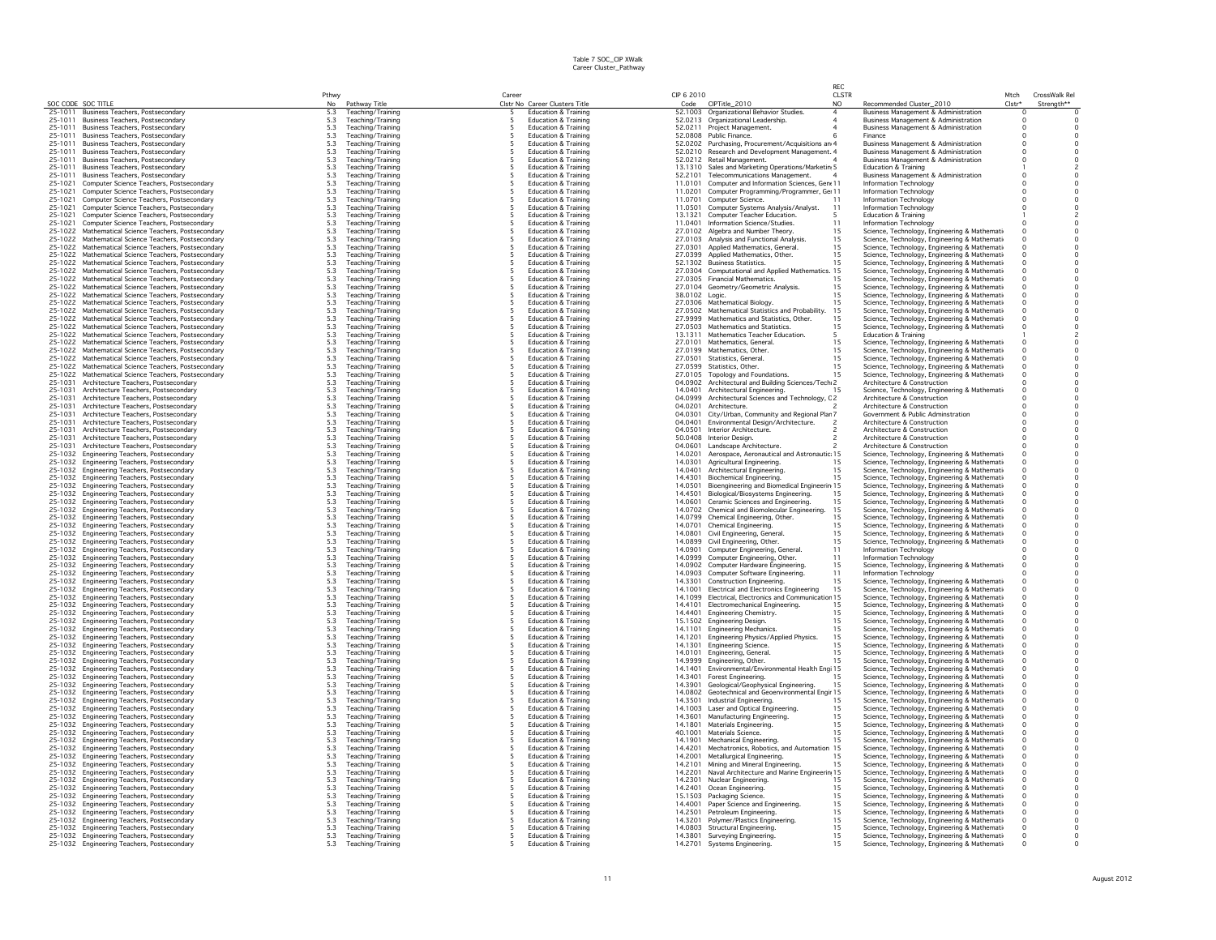# Table 7 SOC_CIP XWalk
## Career Cluster_Pathway

| SOC CODE | SOC TITLE | Pthwy No | Pathway Title | Career Clstr No | Career Clusters Title | CIP 6 2010 Code | CIPTitle_2010 | REC CLSTR NO | Recommended Cluster_2010 | Mtch Clstr* | CrossWalk Rel Strength** |
|---|---|---|---|---|---|---|---|---|---|---|---|
| 25-1011 | Business Teachers, Postsecondary | 5.3 | Teaching/Training | 5 | Education & Training | 52.1003 | Organizational Behavior Studies. | 4 | Business Management & Administration | 0 | 0 |
| 25-1011 | Business Teachers, Postsecondary | 5.3 | Teaching/Training | 5 | Education & Training | 52.0213 | Organizational Leadership. | 4 | Business Management & Administration | 0 | 0 |
| 25-1011 | Business Teachers, Postsecondary | 5.3 | Teaching/Training | 5 | Education & Training | 52.0211 | Project Management. | 4 | Business Management & Administration | 0 | 0 |
| 25-1011 | Business Teachers, Postsecondary | 5.3 | Teaching/Training | 5 | Education & Training | 52.0808 | Public Finance. | 6 | Finance | 0 | 0 |
| 25-1011 | Business Teachers, Postsecondary | 5.3 | Teaching/Training | 5 | Education & Training | 52.0202 | Purchasing, Procurement/Acquisitions an | 4 | Business Management & Administration | 0 | 0 |
| 25-1011 | Business Teachers, Postsecondary | 5.3 | Teaching/Training | 5 | Education & Training | 52.0210 | Research and Development Management. | 4 | Business Management & Administration | 0 | 0 |
| 25-1011 | Business Teachers, Postsecondary | 5.3 | Teaching/Training | 5 | Education & Training | 52.0212 | Retail Management. | 4 | Business Management & Administration | 0 | 0 |
| 25-1011 | Business Teachers, Postsecondary | 5.3 | Teaching/Training | 5 | Education & Training | 13.1310 | Sales and Marketing Operations/Marketin | 5 | Education & Training | 1 | 2 |
| 25-1011 | Business Teachers, Postsecondary | 5.3 | Teaching/Training | 5 | Education & Training | 52.2101 | Telecommunications Management. | 4 | Business Management & Administration | 0 | 0 |
| 25-1021 | Computer Science Teachers, Postsecondary | 5.3 | Teaching/Training | 5 | Education & Training | 11.0101 | Computer and Information Sciences, Gene | 11 | Information Technology | 0 | 0 |
| 25-1021 | Computer Science Teachers, Postsecondary | 5.3 | Teaching/Training | 5 | Education & Training | 11.0201 | Computer Programming/Programmer, Ger | 11 | Information Technology | 0 | 0 |
| 25-1021 | Computer Science Teachers, Postsecondary | 5.3 | Teaching/Training | 5 | Education & Training | 11.0701 | Computer Science. | 11 | Information Technology | 0 | 0 |
| 25-1021 | Computer Science Teachers, Postsecondary | 5.3 | Teaching/Training | 5 | Education & Training | 11.0501 | Computer Systems Analysis/Analyst. | 11 | Information Technology | 0 | 0 |
| 25-1021 | Computer Science Teachers, Postsecondary | 5.3 | Teaching/Training | 5 | Education & Training | 13.1321 | Computer Teacher Education. | 5 | Education & Training | 1 | 2 |
| 25-1021 | Computer Science Teachers, Postsecondary | 5.3 | Teaching/Training | 5 | Education & Training | 11.0401 | Information Science/Studies. | 11 | Information Technology | 0 | 0 |
| 25-1022 | Mathematical Science Teachers, Postsecondary | 5.3 | Teaching/Training | 5 | Education & Training | 27.0102 | Algebra and Number Theory. | 15 | Science, Technology, Engineering & Mathemati | 0 | 0 |
| 25-1022 | Mathematical Science Teachers, Postsecondary | 5.3 | Teaching/Training | 5 | Education & Training | 27.0103 | Analysis and Functional Analysis. | 15 | Science, Technology, Engineering & Mathemati | 0 | 0 |
| 25-1022 | Mathematical Science Teachers, Postsecondary | 5.3 | Teaching/Training | 5 | Education & Training | 27.0301 | Applied Mathematics, General. | 15 | Science, Technology, Engineering & Mathemati | 0 | 0 |
| 25-1022 | Mathematical Science Teachers, Postsecondary | 5.3 | Teaching/Training | 5 | Education & Training | 27.0399 | Applied Mathematics, Other. | 15 | Science, Technology, Engineering & Mathemati | 0 | 0 |
| 25-1022 | Mathematical Science Teachers, Postsecondary | 5.3 | Teaching/Training | 5 | Education & Training | 52.1302 | Business Statistics. | 15 | Science, Technology, Engineering & Mathemati | 0 | 0 |
| 25-1022 | Mathematical Science Teachers, Postsecondary | 5.3 | Teaching/Training | 5 | Education & Training | 27.0304 | Computational and Applied Mathematics. | 15 | Science, Technology, Engineering & Mathemati | 0 | 0 |
| 25-1022 | Mathematical Science Teachers, Postsecondary | 5.3 | Teaching/Training | 5 | Education & Training | 27.0305 | Financial Mathematics. | 15 | Science, Technology, Engineering & Mathemati | 0 | 0 |
| 25-1022 | Mathematical Science Teachers, Postsecondary | 5.3 | Teaching/Training | 5 | Education & Training | 27.0104 | Geometry/Geometric Analysis. | 15 | Science, Technology, Engineering & Mathemati | 0 | 0 |
| 25-1022 | Mathematical Science Teachers, Postsecondary | 5.3 | Teaching/Training | 5 | Education & Training | 38.0102 | Logic. | 15 | Science, Technology, Engineering & Mathemati | 0 | 0 |
| 25-1022 | Mathematical Science Teachers, Postsecondary | 5.3 | Teaching/Training | 5 | Education & Training | 27.0306 | Mathematical Biology. | 15 | Science, Technology, Engineering & Mathemati | 0 | 0 |
| 25-1022 | Mathematical Science Teachers, Postsecondary | 5.3 | Teaching/Training | 5 | Education & Training | 27.0502 | Mathematical Statistics and Probability. | 15 | Science, Technology, Engineering & Mathemati | 0 | 0 |
| 25-1022 | Mathematical Science Teachers, Postsecondary | 5.3 | Teaching/Training | 5 | Education & Training | 27.9999 | Mathematics and Statistics, Other. | 15 | Science, Technology, Engineering & Mathemati | 0 | 0 |
| 25-1022 | Mathematical Science Teachers, Postsecondary | 5.3 | Teaching/Training | 5 | Education & Training | 27.0503 | Mathematics and Statistics. | 15 | Science, Technology, Engineering & Mathemati | 0 | 0 |
| 25-1022 | Mathematical Science Teachers, Postsecondary | 5.3 | Teaching/Training | 5 | Education & Training | 13.1311 | Mathematics Teacher Education. | 5 | Education & Training | 1 | 2 |
| 25-1022 | Mathematical Science Teachers, Postsecondary | 5.3 | Teaching/Training | 5 | Education & Training | 27.0101 | Mathematics, General. | 15 | Science, Technology, Engineering & Mathemati | 0 | 0 |
| 25-1022 | Mathematical Science Teachers, Postsecondary | 5.3 | Teaching/Training | 5 | Education & Training | 27.0199 | Mathematics, Other. | 15 | Science, Technology, Engineering & Mathemati | 0 | 0 |
| 25-1022 | Mathematical Science Teachers, Postsecondary | 5.3 | Teaching/Training | 5 | Education & Training | 27.0501 | Statistics, General. | 15 | Science, Technology, Engineering & Mathemati | 0 | 0 |
| 25-1022 | Mathematical Science Teachers, Postsecondary | 5.3 | Teaching/Training | 5 | Education & Training | 27.0599 | Statistics, Other. | 15 | Science, Technology, Engineering & Mathemati | 0 | 0 |
| 25-1022 | Mathematical Science Teachers, Postsecondary | 5.3 | Teaching/Training | 5 | Education & Training | 27.0105 | Topology and Foundations. | 15 | Science, Technology, Engineering & Mathemati | 0 | 0 |
| 25-1031 | Architecture Teachers, Postsecondary | 5.3 | Teaching/Training | 5 | Education & Training | 04.0902 | Architectural and Building Sciences/Techn | 2 | Architecture & Construction | 0 | 0 |
| 25-1031 | Architecture Teachers, Postsecondary | 5.3 | Teaching/Training | 5 | Education & Training | 14.0401 | Architectural Engineering. | 15 | Science, Technology, Engineering & Mathemati | 0 | 0 |
| 25-1031 | Architecture Teachers, Postsecondary | 5.3 | Teaching/Training | 5 | Education & Training | 04.0999 | Architectural Sciences and Technology, O | 2 | Architecture & Construction | 0 | 0 |
| 25-1031 | Architecture Teachers, Postsecondary | 5.3 | Teaching/Training | 5 | Education & Training | 04.0201 | Architecture. | 2 | Architecture & Construction | 0 | 0 |
| 25-1031 | Architecture Teachers, Postsecondary | 5.3 | Teaching/Training | 5 | Education & Training | 04.0301 | City/Urban, Community and Regional Plan | 7 | Government & Public Adminstration | 0 | 0 |
| 25-1031 | Architecture Teachers, Postsecondary | 5.3 | Teaching/Training | 5 | Education & Training | 04.0401 | Environmental Design/Architecture. | 2 | Architecture & Construction | 0 | 0 |
| 25-1031 | Architecture Teachers, Postsecondary | 5.3 | Teaching/Training | 5 | Education & Training | 04.0501 | Interior Architecture. | 2 | Architecture & Construction | 0 | 0 |
| 25-1031 | Architecture Teachers, Postsecondary | 5.3 | Teaching/Training | 5 | Education & Training | 50.0408 | Interior Design. | 2 | Architecture & Construction | 0 | 0 |
| 25-1031 | Architecture Teachers, Postsecondary | 5.3 | Teaching/Training | 5 | Education & Training | 04.0601 | Landscape Architecture. | 2 | Architecture & Construction | 0 | 0 |
| 25-1032 | Engineering Teachers, Postsecondary | 5.3 | Teaching/Training | 5 | Education & Training | 14.0201 | Aerospace, Aeronautical and Astronautic | 15 | Science, Technology, Engineering & Mathemati | 0 | 0 |
| 25-1032 | Engineering Teachers, Postsecondary | 5.3 | Teaching/Training | 5 | Education & Training | 14.0301 | Agricultural Engineering. | 15 | Science, Technology, Engineering & Mathemati | 0 | 0 |
| 25-1032 | Engineering Teachers, Postsecondary | 5.3 | Teaching/Training | 5 | Education & Training | 14.0401 | Architectural Engineering. | 15 | Science, Technology, Engineering & Mathemati | 0 | 0 |
| 25-1032 | Engineering Teachers, Postsecondary | 5.3 | Teaching/Training | 5 | Education & Training | 14.4301 | Biochemical Engineering. | 15 | Science, Technology, Engineering & Mathemati | 0 | 0 |
| 25-1032 | Engineering Teachers, Postsecondary | 5.3 | Teaching/Training | 5 | Education & Training | 14.0501 | Bioengineering and Biomedical Engineerin | 15 | Science, Technology, Engineering & Mathemati | 0 | 0 |
| 25-1032 | Engineering Teachers, Postsecondary | 5.3 | Teaching/Training | 5 | Education & Training | 14.4501 | Biological/Biosystems Engineering. | 15 | Science, Technology, Engineering & Mathemati | 0 | 0 |
| 25-1032 | Engineering Teachers, Postsecondary | 5.3 | Teaching/Training | 5 | Education & Training | 14.0601 | Ceramic Sciences and Engineering. | 15 | Science, Technology, Engineering & Mathemati | 0 | 0 |
| 25-1032 | Engineering Teachers, Postsecondary | 5.3 | Teaching/Training | 5 | Education & Training | 14.0702 | Chemical and Biomolecular Engineering. | 15 | Science, Technology, Engineering & Mathemati | 0 | 0 |
| 25-1032 | Engineering Teachers, Postsecondary | 5.3 | Teaching/Training | 5 | Education & Training | 14.0799 | Chemical Engineering, Other. | 15 | Science, Technology, Engineering & Mathemati | 0 | 0 |
| 25-1032 | Engineering Teachers, Postsecondary | 5.3 | Teaching/Training | 5 | Education & Training | 14.0701 | Chemical Engineering. | 15 | Science, Technology, Engineering & Mathemati | 0 | 0 |
| 25-1032 | Engineering Teachers, Postsecondary | 5.3 | Teaching/Training | 5 | Education & Training | 14.0801 | Civil Engineering, General. | 15 | Science, Technology, Engineering & Mathemati | 0 | 0 |
| 25-1032 | Engineering Teachers, Postsecondary | 5.3 | Teaching/Training | 5 | Education & Training | 14.0899 | Civil Engineering, Other. | 15 | Science, Technology, Engineering & Mathemati | 0 | 0 |
| 25-1032 | Engineering Teachers, Postsecondary | 5.3 | Teaching/Training | 5 | Education & Training | 14.0901 | Computer Engineering, General. | 11 | Information Technology | 0 | 0 |
| 25-1032 | Engineering Teachers, Postsecondary | 5.3 | Teaching/Training | 5 | Education & Training | 14.0999 | Computer Engineering, Other. | 11 | Information Technology | 0 | 0 |
| 25-1032 | Engineering Teachers, Postsecondary | 5.3 | Teaching/Training | 5 | Education & Training | 14.0902 | Computer Hardware Engineering. | 15 | Science, Technology, Engineering & Mathemati | 0 | 0 |
| 25-1032 | Engineering Teachers, Postsecondary | 5.3 | Teaching/Training | 5 | Education & Training | 14.0903 | Computer Software Engineering. | 11 | Information Technology | 0 | 0 |
| 25-1032 | Engineering Teachers, Postsecondary | 5.3 | Teaching/Training | 5 | Education & Training | 14.3301 | Construction Engineering. | 15 | Science, Technology, Engineering & Mathemati | 0 | 0 |
| 25-1032 | Engineering Teachers, Postsecondary | 5.3 | Teaching/Training | 5 | Education & Training | 14.1001 | Electrical and Electronics Engineering | 15 | Science, Technology, Engineering & Mathemati | 0 | 0 |
| 25-1032 | Engineering Teachers, Postsecondary | 5.3 | Teaching/Training | 5 | Education & Training | 14.1099 | Electrical, Electronics and Communication | 15 | Science, Technology, Engineering & Mathemati | 0 | 0 |
| 25-1032 | Engineering Teachers, Postsecondary | 5.3 | Teaching/Training | 5 | Education & Training | 14.4101 | Electromechanical Engineering. | 15 | Science, Technology, Engineering & Mathemati | 0 | 0 |
| 25-1032 | Engineering Teachers, Postsecondary | 5.3 | Teaching/Training | 5 | Education & Training | 14.4401 | Engineering Chemistry. | 15 | Science, Technology, Engineering & Mathemati | 0 | 0 |
| 25-1032 | Engineering Teachers, Postsecondary | 5.3 | Teaching/Training | 5 | Education & Training | 15.1502 | Engineering Design. | 15 | Science, Technology, Engineering & Mathemati | 0 | 0 |
| 25-1032 | Engineering Teachers, Postsecondary | 5.3 | Teaching/Training | 5 | Education & Training | 14.1101 | Engineering Mechanics. | 15 | Science, Technology, Engineering & Mathemati | 0 | 0 |
| 25-1032 | Engineering Teachers, Postsecondary | 5.3 | Teaching/Training | 5 | Education & Training | 14.1201 | Engineering Physics/Applied Physics. | 15 | Science, Technology, Engineering & Mathemati | 0 | 0 |
| 25-1032 | Engineering Teachers, Postsecondary | 5.3 | Teaching/Training | 5 | Education & Training | 14.1301 | Engineering Science. | 15 | Science, Technology, Engineering & Mathemati | 0 | 0 |
| 25-1032 | Engineering Teachers, Postsecondary | 5.3 | Teaching/Training | 5 | Education & Training | 14.0101 | Engineering, General. | 15 | Science, Technology, Engineering & Mathemati | 0 | 0 |
| 25-1032 | Engineering Teachers, Postsecondary | 5.3 | Teaching/Training | 5 | Education & Training | 14.9999 | Engineering, Other. | 15 | Science, Technology, Engineering & Mathemati | 0 | 0 |
| 25-1032 | Engineering Teachers, Postsecondary | 5.3 | Teaching/Training | 5 | Education & Training | 14.1401 | Environmental/Environmental Health Engi | 15 | Science, Technology, Engineering & Mathemati | 0 | 0 |
| 25-1032 | Engineering Teachers, Postsecondary | 5.3 | Teaching/Training | 5 | Education & Training | 14.3401 | Forest Engineering. | 15 | Science, Technology, Engineering & Mathemati | 0 | 0 |
| 25-1032 | Engineering Teachers, Postsecondary | 5.3 | Teaching/Training | 5 | Education & Training | 14.3901 | Geological/Geophysical Engineering. | 15 | Science, Technology, Engineering & Mathemati | 0 | 0 |
| 25-1032 | Engineering Teachers, Postsecondary | 5.3 | Teaching/Training | 5 | Education & Training | 14.0802 | Geotechnical and Geoenvironmental Engir | 15 | Science, Technology, Engineering & Mathemati | 0 | 0 |
| 25-1032 | Engineering Teachers, Postsecondary | 5.3 | Teaching/Training | 5 | Education & Training | 14.3501 | Industrial Engineering. | 15 | Science, Technology, Engineering & Mathemati | 0 | 0 |
| 25-1032 | Engineering Teachers, Postsecondary | 5.3 | Teaching/Training | 5 | Education & Training | 14.1003 | Laser and Optical Engineering. | 15 | Science, Technology, Engineering & Mathemati | 0 | 0 |
| 25-1032 | Engineering Teachers, Postsecondary | 5.3 | Teaching/Training | 5 | Education & Training | 14.3601 | Manufacturing Engineering. | 15 | Science, Technology, Engineering & Mathemati | 0 | 0 |
| 25-1032 | Engineering Teachers, Postsecondary | 5.3 | Teaching/Training | 5 | Education & Training | 14.1801 | Materials Engineering. | 15 | Science, Technology, Engineering & Mathemati | 0 | 0 |
| 25-1032 | Engineering Teachers, Postsecondary | 5.3 | Teaching/Training | 5 | Education & Training | 40.1001 | Materials Science. | 15 | Science, Technology, Engineering & Mathemati | 0 | 0 |
| 25-1032 | Engineering Teachers, Postsecondary | 5.3 | Teaching/Training | 5 | Education & Training | 14.1901 | Mechanical Engineering. | 15 | Science, Technology, Engineering & Mathemati | 0 | 0 |
| 25-1032 | Engineering Teachers, Postsecondary | 5.3 | Teaching/Training | 5 | Education & Training | 14.4201 | Mechatronics, Robotics, and Automation | 15 | Science, Technology, Engineering & Mathemati | 0 | 0 |
| 25-1032 | Engineering Teachers, Postsecondary | 5.3 | Teaching/Training | 5 | Education & Training | 14.2001 | Metallurgical Engineering. | 15 | Science, Technology, Engineering & Mathemati | 0 | 0 |
| 25-1032 | Engineering Teachers, Postsecondary | 5.3 | Teaching/Training | 5 | Education & Training | 14.2101 | Mining and Mineral Engineering. | 15 | Science, Technology, Engineering & Mathemati | 0 | 0 |
| 25-1032 | Engineering Teachers, Postsecondary | 5.3 | Teaching/Training | 5 | Education & Training | 14.2201 | Naval Architecture and Marine Engineerin | 15 | Science, Technology, Engineering & Mathemati | 0 | 0 |
| 25-1032 | Engineering Teachers, Postsecondary | 5.3 | Teaching/Training | 5 | Education & Training | 14.2301 | Nuclear Engineering. | 15 | Science, Technology, Engineering & Mathemati | 0 | 0 |
| 25-1032 | Engineering Teachers, Postsecondary | 5.3 | Teaching/Training | 5 | Education & Training | 14.2401 | Ocean Engineering. | 15 | Science, Technology, Engineering & Mathemati | 0 | 0 |
| 25-1032 | Engineering Teachers, Postsecondary | 5.3 | Teaching/Training | 5 | Education & Training | 15.1503 | Packaging Science. | 15 | Science, Technology, Engineering & Mathemati | 0 | 0 |
| 25-1032 | Engineering Teachers, Postsecondary | 5.3 | Teaching/Training | 5 | Education & Training | 14.4001 | Paper Science and Engineering. | 15 | Science, Technology, Engineering & Mathemati | 0 | 0 |
| 25-1032 | Engineering Teachers, Postsecondary | 5.3 | Teaching/Training | 5 | Education & Training | 14.2501 | Petroleum Engineering. | 15 | Science, Technology, Engineering & Mathemati | 0 | 0 |
| 25-1032 | Engineering Teachers, Postsecondary | 5.3 | Teaching/Training | 5 | Education & Training | 14.3201 | Polymer/Plastics Engineering. | 15 | Science, Technology, Engineering & Mathemati | 0 | 0 |
| 25-1032 | Engineering Teachers, Postsecondary | 5.3 | Teaching/Training | 5 | Education & Training | 14.0803 | Structural Engineering. | 15 | Science, Technology, Engineering & Mathemati | 0 | 0 |
| 25-1032 | Engineering Teachers, Postsecondary | 5.3 | Teaching/Training | 5 | Education & Training | 14.3801 | Surveying Engineering. | 15 | Science, Technology, Engineering & Mathemati | 0 | 0 |
| 25-1032 | Engineering Teachers, Postsecondary | 5.3 | Teaching/Training | 5 | Education & Training | 14.2701 | Systems Engineering. | 15 | Science, Technology, Engineering & Mathemati | 0 | 0 |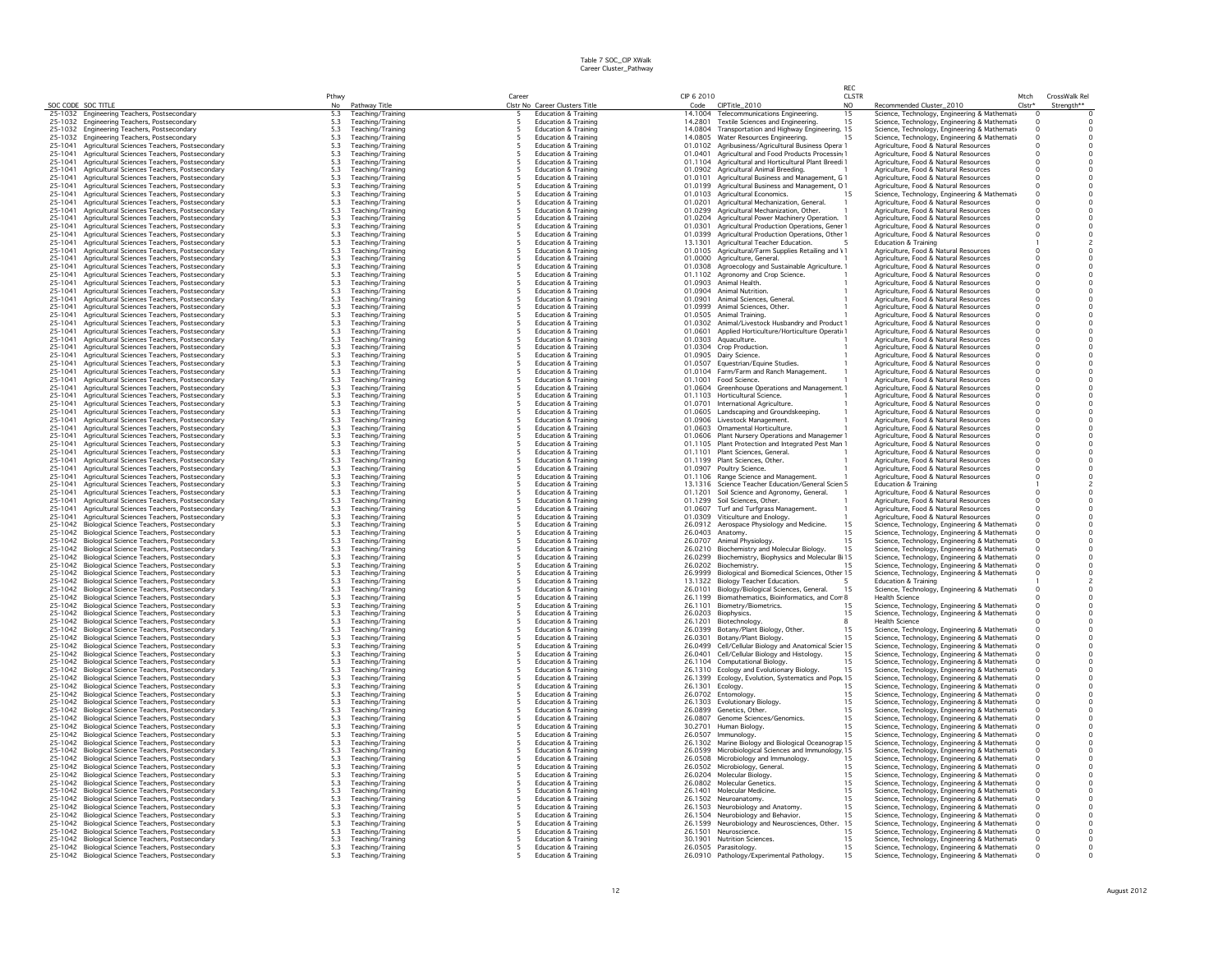Table 7 SOC_CIP XWalk
Career Cluster_Pathway

| SOC CODE | SOC TITLE | Pthwy No | Pathway Title | Career Clstr No | Career Clusters Title | CIP 6 2010 Code | CIPTitle_2010 | REC CLSTR NO | Recommended Cluster_2010 | Mtch Clstr* | CrossWalk Rel Strength** |
|---|---|---|---|---|---|---|---|---|---|---|---|
| 25-1032 | Engineering Teachers, Postsecondary | 5.3 | Teaching/Training | 5 | Education & Training | 14.1004 | Telecommunications Engineering. | 15 | Science, Technology, Engineering & Mathemati | 0 | 0 |
| 25-1032 | Engineering Teachers, Postsecondary | 5.3 | Teaching/Training | 5 | Education & Training | 14.2801 | Textile Sciences and Engineering. | 15 | Science, Technology, Engineering & Mathemati | 0 | 0 |
| 25-1032 | Engineering Teachers, Postsecondary | 5.3 | Teaching/Training | 5 | Education & Training | 14.0804 | Transportation and Highway Engineering. | 15 | Science, Technology, Engineering & Mathemati | 0 | 0 |
| 25-1032 | Engineering Teachers, Postsecondary | 5.3 | Teaching/Training | 5 | Education & Training | 14.0805 | Water Resources Engineering. | 15 | Science, Technology, Engineering & Mathemati | 0 | 0 |
| 25-1041 | Agricultural Sciences Teachers, Postsecondary | 5.3 | Teaching/Training | 5 | Education & Training | 01.0102 | Agribusiness/Agricultural Business Opera | 1 | Agriculture, Food & Natural Resources | 0 | 0 |
| 25-1041 | Agricultural Sciences Teachers, Postsecondary | 5.3 | Teaching/Training | 5 | Education & Training | 01.0401 | Agricultural and Food Products Processin | 1 | Agriculture, Food & Natural Resources | 0 | 0 |
| 25-1041 | Agricultural Sciences Teachers, Postsecondary | 5.3 | Teaching/Training | 5 | Education & Training | 01.1104 | Agricultural and Horticultural Plant Breedi | 1 | Agriculture, Food & Natural Resources | 0 | 0 |
| 25-1041 | Agricultural Sciences Teachers, Postsecondary | 5.3 | Teaching/Training | 5 | Education & Training | 01.0902 | Agricultural Animal Breeding. | 1 | Agriculture, Food & Natural Resources | 0 | 0 |
| 25-1041 | Agricultural Sciences Teachers, Postsecondary | 5.3 | Teaching/Training | 5 | Education & Training | 01.0101 | Agricultural Business and Management, G | 1 | Agriculture, Food & Natural Resources | 0 | 0 |
| 25-1041 | Agricultural Sciences Teachers, Postsecondary | 5.3 | Teaching/Training | 5 | Education & Training | 01.0199 | Agricultural Business and Management, O | 1 | Agriculture, Food & Natural Resources | 0 | 0 |
| 25-1041 | Agricultural Sciences Teachers, Postsecondary | 5.3 | Teaching/Training | 5 | Education & Training | 01.0103 | Agricultural Economics. | 15 | Science, Technology, Engineering & Mathemati | 0 | 0 |
| 25-1041 | Agricultural Sciences Teachers, Postsecondary | 5.3 | Teaching/Training | 5 | Education & Training | 01.0201 | Agricultural Mechanization, General. | 1 | Agriculture, Food & Natural Resources | 0 | 0 |
| 25-1041 | Agricultural Sciences Teachers, Postsecondary | 5.3 | Teaching/Training | 5 | Education & Training | 01.0299 | Agricultural Mechanization, Other. | 1 | Agriculture, Food & Natural Resources | 0 | 0 |
| 25-1041 | Agricultural Sciences Teachers, Postsecondary | 5.3 | Teaching/Training | 5 | Education & Training | 01.0204 | Agricultural Power Machinery Operation. | 1 | Agriculture, Food & Natural Resources | 0 | 0 |
| 25-1041 | Agricultural Sciences Teachers, Postsecondary | 5.3 | Teaching/Training | 5 | Education & Training | 01.0301 | Agricultural Production Operations, Gener | 1 | Agriculture, Food & Natural Resources | 0 | 0 |
| 25-1041 | Agricultural Sciences Teachers, Postsecondary | 5.3 | Teaching/Training | 5 | Education & Training | 01.0399 | Agricultural Production Operations, Other | 1 | Agriculture, Food & Natural Resources | 0 | 0 |
| 25-1041 | Agricultural Sciences Teachers, Postsecondary | 5.3 | Teaching/Training | 5 | Education & Training | 13.1301 | Agricultural Teacher Education. | 5 | Education & Training | 1 | 2 |
| 25-1041 | Agricultural Sciences Teachers, Postsecondary | 5.3 | Teaching/Training | 5 | Education & Training | 01.0105 | Agricultural/Farm Supplies Retailing and W | 1 | Agriculture, Food & Natural Resources | 0 | 0 |
| 25-1041 | Agricultural Sciences Teachers, Postsecondary | 5.3 | Teaching/Training | 5 | Education & Training | 01.0000 | Agriculture, General. | 1 | Agriculture, Food & Natural Resources | 0 | 0 |
| 25-1041 | Agricultural Sciences Teachers, Postsecondary | 5.3 | Teaching/Training | 5 | Education & Training | 01.0308 | Agroecology and Sustainable Agriculture. | 1 | Agriculture, Food & Natural Resources | 0 | 0 |
| 25-1041 | Agricultural Sciences Teachers, Postsecondary | 5.3 | Teaching/Training | 5 | Education & Training | 01.1102 | Agronomy and Crop Science. | 1 | Agriculture, Food & Natural Resources | 0 | 0 |
| 25-1041 | Agricultural Sciences Teachers, Postsecondary | 5.3 | Teaching/Training | 5 | Education & Training | 01.0903 | Animal Health. | 1 | Agriculture, Food & Natural Resources | 0 | 0 |
| 25-1041 | Agricultural Sciences Teachers, Postsecondary | 5.3 | Teaching/Training | 5 | Education & Training | 01.0904 | Animal Nutrition. | 1 | Agriculture, Food & Natural Resources | 0 | 0 |
| 25-1041 | Agricultural Sciences Teachers, Postsecondary | 5.3 | Teaching/Training | 5 | Education & Training | 01.0901 | Animal Sciences, General. | 1 | Agriculture, Food & Natural Resources | 0 | 0 |
| 25-1041 | Agricultural Sciences Teachers, Postsecondary | 5.3 | Teaching/Training | 5 | Education & Training | 01.0999 | Animal Sciences, Other. | 1 | Agriculture, Food & Natural Resources | 0 | 0 |
| 25-1041 | Agricultural Sciences Teachers, Postsecondary | 5.3 | Teaching/Training | 5 | Education & Training | 01.0505 | Animal Training. | 1 | Agriculture, Food & Natural Resources | 0 | 0 |
| 25-1041 | Agricultural Sciences Teachers, Postsecondary | 5.3 | Teaching/Training | 5 | Education & Training | 01.0302 | Animal/Livestock Husbandry and Product | 1 | Agriculture, Food & Natural Resources | 0 | 0 |
| 25-1041 | Agricultural Sciences Teachers, Postsecondary | 5.3 | Teaching/Training | 5 | Education & Training | 01.0601 | Applied Horticulture/Horticulture Operati | 1 | Agriculture, Food & Natural Resources | 0 | 0 |
| 25-1041 | Agricultural Sciences Teachers, Postsecondary | 5.3 | Teaching/Training | 5 | Education & Training | 01.0303 | Aquaculture. | 1 | Agriculture, Food & Natural Resources | 0 | 0 |
| 25-1041 | Agricultural Sciences Teachers, Postsecondary | 5.3 | Teaching/Training | 5 | Education & Training | 01.0304 | Crop Production. | 1 | Agriculture, Food & Natural Resources | 0 | 0 |
| 25-1041 | Agricultural Sciences Teachers, Postsecondary | 5.3 | Teaching/Training | 5 | Education & Training | 01.0905 | Dairy Science. | 1 | Agriculture, Food & Natural Resources | 0 | 0 |
| 25-1041 | Agricultural Sciences Teachers, Postsecondary | 5.3 | Teaching/Training | 5 | Education & Training | 01.0507 | Equestrian/Equine Studies. | 1 | Agriculture, Food & Natural Resources | 0 | 0 |
| 25-1041 | Agricultural Sciences Teachers, Postsecondary | 5.3 | Teaching/Training | 5 | Education & Training | 01.0104 | Farm/Farm and Ranch Management. | 1 | Agriculture, Food & Natural Resources | 0 | 0 |
| 25-1041 | Agricultural Sciences Teachers, Postsecondary | 5.3 | Teaching/Training | 5 | Education & Training | 01.1001 | Food Science. | 1 | Agriculture, Food & Natural Resources | 0 | 0 |
| 25-1041 | Agricultural Sciences Teachers, Postsecondary | 5.3 | Teaching/Training | 5 | Education & Training | 01.0604 | Greenhouse Operations and Management. | 1 | Agriculture, Food & Natural Resources | 0 | 0 |
| 25-1041 | Agricultural Sciences Teachers, Postsecondary | 5.3 | Teaching/Training | 5 | Education & Training | 01.1103 | Horticultural Science. | 1 | Agriculture, Food & Natural Resources | 0 | 0 |
| 25-1041 | Agricultural Sciences Teachers, Postsecondary | 5.3 | Teaching/Training | 5 | Education & Training | 01.0701 | International Agriculture. | 1 | Agriculture, Food & Natural Resources | 0 | 0 |
| 25-1041 | Agricultural Sciences Teachers, Postsecondary | 5.3 | Teaching/Training | 5 | Education & Training | 01.0605 | Landscaping and Groundskeeping. | 1 | Agriculture, Food & Natural Resources | 0 | 0 |
| 25-1041 | Agricultural Sciences Teachers, Postsecondary | 5.3 | Teaching/Training | 5 | Education & Training | 01.0906 | Livestock Management. | 1 | Agriculture, Food & Natural Resources | 0 | 0 |
| 25-1041 | Agricultural Sciences Teachers, Postsecondary | 5.3 | Teaching/Training | 5 | Education & Training | 01.0603 | Ornamental Horticulture. | 1 | Agriculture, Food & Natural Resources | 0 | 0 |
| 25-1041 | Agricultural Sciences Teachers, Postsecondary | 5.3 | Teaching/Training | 5 | Education & Training | 01.0606 | Plant Nursery Operations and Managemer | 1 | Agriculture, Food & Natural Resources | 0 | 0 |
| 25-1041 | Agricultural Sciences Teachers, Postsecondary | 5.3 | Teaching/Training | 5 | Education & Training | 01.1105 | Plant Protection and Integrated Pest Man | 1 | Agriculture, Food & Natural Resources | 0 | 0 |
| 25-1041 | Agricultural Sciences Teachers, Postsecondary | 5.3 | Teaching/Training | 5 | Education & Training | 01.1101 | Plant Sciences, General. | 1 | Agriculture, Food & Natural Resources | 0 | 0 |
| 25-1041 | Agricultural Sciences Teachers, Postsecondary | 5.3 | Teaching/Training | 5 | Education & Training | 01.1199 | Plant Sciences, Other. | 1 | Agriculture, Food & Natural Resources | 0 | 0 |
| 25-1041 | Agricultural Sciences Teachers, Postsecondary | 5.3 | Teaching/Training | 5 | Education & Training | 01.0907 | Poultry Science. | 1 | Agriculture, Food & Natural Resources | 0 | 0 |
| 25-1041 | Agricultural Sciences Teachers, Postsecondary | 5.3 | Teaching/Training | 5 | Education & Training | 01.1106 | Range Science and Management. | 1 | Agriculture, Food & Natural Resources | 0 | 0 |
| 25-1041 | Agricultural Sciences Teachers, Postsecondary | 5.3 | Teaching/Training | 5 | Education & Training | 13.1316 | Science Teacher Education/General Scien | 5 | Education & Training | 1 | 2 |
| 25-1041 | Agricultural Sciences Teachers, Postsecondary | 5.3 | Teaching/Training | 5 | Education & Training | 01.1201 | Soil Science and Agronomy, General. | 1 | Agriculture, Food & Natural Resources | 0 | 0 |
| 25-1041 | Agricultural Sciences Teachers, Postsecondary | 5.3 | Teaching/Training | 5 | Education & Training | 01.1299 | Soil Sciences, Other. | 1 | Agriculture, Food & Natural Resources | 0 | 0 |
| 25-1041 | Agricultural Sciences Teachers, Postsecondary | 5.3 | Teaching/Training | 5 | Education & Training | 01.0607 | Turf and Turfgrass Management. | 1 | Agriculture, Food & Natural Resources | 0 | 0 |
| 25-1041 | Agricultural Sciences Teachers, Postsecondary | 5.3 | Teaching/Training | 5 | Education & Training | 01.0309 | Viticulture and Enology. | 1 | Agriculture, Food & Natural Resources | 0 | 0 |
| 25-1042 | Biological Science Teachers, Postsecondary | 5.3 | Teaching/Training | 5 | Education & Training | 26.0912 | Aerospace Physiology and Medicine. | 15 | Science, Technology, Engineering & Mathemati | 0 | 0 |
| 25-1042 | Biological Science Teachers, Postsecondary | 5.3 | Teaching/Training | 5 | Education & Training | 26.0403 | Anatomy. | 15 | Science, Technology, Engineering & Mathemati | 0 | 0 |
| 25-1042 | Biological Science Teachers, Postsecondary | 5.3 | Teaching/Training | 5 | Education & Training | 26.0707 | Animal Physiology. | 15 | Science, Technology, Engineering & Mathemati | 0 | 0 |
| 25-1042 | Biological Science Teachers, Postsecondary | 5.3 | Teaching/Training | 5 | Education & Training | 26.0210 | Biochemistry and Molecular Biology. | 15 | Science, Technology, Engineering & Mathemati | 0 | 0 |
| 25-1042 | Biological Science Teachers, Postsecondary | 5.3 | Teaching/Training | 5 | Education & Training | 26.0299 | Biochemistry, Biophysics and Molecular Bi | 15 | Science, Technology, Engineering & Mathemati | 0 | 0 |
| 25-1042 | Biological Science Teachers, Postsecondary | 5.3 | Teaching/Training | 5 | Education & Training | 26.0202 | Biochemistry. | 15 | Science, Technology, Engineering & Mathemati | 0 | 0 |
| 25-1042 | Biological Science Teachers, Postsecondary | 5.3 | Teaching/Training | 5 | Education & Training | 26.9999 | Biological and Biomedical Sciences, Other | 15 | Science, Technology, Engineering & Mathemati | 0 | 0 |
| 25-1042 | Biological Science Teachers, Postsecondary | 5.3 | Teaching/Training | 5 | Education & Training | 13.1322 | Biology Teacher Education. | 5 | Education & Training | 1 | 2 |
| 25-1042 | Biological Science Teachers, Postsecondary | 5.3 | Teaching/Training | 5 | Education & Training | 26.0101 | Biology/Biological Sciences, General. | 15 | Science, Technology, Engineering & Mathemati | 0 | 0 |
| 25-1042 | Biological Science Teachers, Postsecondary | 5.3 | Teaching/Training | 5 | Education & Training | 26.1199 | Biomathematics, Bioinformatics, and Com | 8 | Health Science | 0 | 0 |
| 25-1042 | Biological Science Teachers, Postsecondary | 5.3 | Teaching/Training | 5 | Education & Training | 26.1101 | Biometry/Biometrics. | 15 | Science, Technology, Engineering & Mathemati | 0 | 0 |
| 25-1042 | Biological Science Teachers, Postsecondary | 5.3 | Teaching/Training | 5 | Education & Training | 26.0203 | Biophysics. | 15 | Science, Technology, Engineering & Mathemati | 0 | 0 |
| 25-1042 | Biological Science Teachers, Postsecondary | 5.3 | Teaching/Training | 5 | Education & Training | 26.1201 | Biotechnology. | 8 | Health Science | 0 | 0 |
| 25-1042 | Biological Science Teachers, Postsecondary | 5.3 | Teaching/Training | 5 | Education & Training | 26.0399 | Botany/Plant Biology, Other. | 15 | Science, Technology, Engineering & Mathemati | 0 | 0 |
| 25-1042 | Biological Science Teachers, Postsecondary | 5.3 | Teaching/Training | 5 | Education & Training | 26.0301 | Botany/Plant Biology. | 15 | Science, Technology, Engineering & Mathemati | 0 | 0 |
| 25-1042 | Biological Science Teachers, Postsecondary | 5.3 | Teaching/Training | 5 | Education & Training | 26.0499 | Cell/Cellular Biology and Anatomical Scie | 15 | Science, Technology, Engineering & Mathemati | 0 | 0 |
| 25-1042 | Biological Science Teachers, Postsecondary | 5.3 | Teaching/Training | 5 | Education & Training | 26.0401 | Cell/Cellular Biology and Histology. | 15 | Science, Technology, Engineering & Mathemati | 0 | 0 |
| 25-1042 | Biological Science Teachers, Postsecondary | 5.3 | Teaching/Training | 5 | Education & Training | 26.1104 | Computational Biology. | 15 | Science, Technology, Engineering & Mathemati | 0 | 0 |
| 25-1042 | Biological Science Teachers, Postsecondary | 5.3 | Teaching/Training | 5 | Education & Training | 26.1310 | Ecology and Evolutionary Biology. | 15 | Science, Technology, Engineering & Mathemati | 0 | 0 |
| 25-1042 | Biological Science Teachers, Postsecondary | 5.3 | Teaching/Training | 5 | Education & Training | 26.1399 | Ecology, Evolution, Systematics and Pop. | 15 | Science, Technology, Engineering & Mathemati | 0 | 0 |
| 25-1042 | Biological Science Teachers, Postsecondary | 5.3 | Teaching/Training | 5 | Education & Training | 26.1301 | Ecology. | 15 | Science, Technology, Engineering & Mathemati | 0 | 0 |
| 25-1042 | Biological Science Teachers, Postsecondary | 5.3 | Teaching/Training | 5 | Education & Training | 26.0702 | Entomology. | 15 | Science, Technology, Engineering & Mathemati | 0 | 0 |
| 25-1042 | Biological Science Teachers, Postsecondary | 5.3 | Teaching/Training | 5 | Education & Training | 26.1303 | Evolutionary Biology. | 15 | Science, Technology, Engineering & Mathemati | 0 | 0 |
| 25-1042 | Biological Science Teachers, Postsecondary | 5.3 | Teaching/Training | 5 | Education & Training | 26.0899 | Genetics, Other. | 15 | Science, Technology, Engineering & Mathemati | 0 | 0 |
| 25-1042 | Biological Science Teachers, Postsecondary | 5.3 | Teaching/Training | 5 | Education & Training | 26.0807 | Genome Sciences/Genomics. | 15 | Science, Technology, Engineering & Mathemati | 0 | 0 |
| 25-1042 | Biological Science Teachers, Postsecondary | 5.3 | Teaching/Training | 5 | Education & Training | 30.2701 | Human Biology. | 15 | Science, Technology, Engineering & Mathemati | 0 | 0 |
| 25-1042 | Biological Science Teachers, Postsecondary | 5.3 | Teaching/Training | 5 | Education & Training | 26.0507 | Immunology. | 15 | Science, Technology, Engineering & Mathemati | 0 | 0 |
| 25-1042 | Biological Science Teachers, Postsecondary | 5.3 | Teaching/Training | 5 | Education & Training | 26.1302 | Marine Biology and Biological Oceanograp | 15 | Science, Technology, Engineering & Mathemati | 0 | 0 |
| 25-1042 | Biological Science Teachers, Postsecondary | 5.3 | Teaching/Training | 5 | Education & Training | 26.0599 | Microbiological Sciences and Immunology, | 15 | Science, Technology, Engineering & Mathemati | 0 | 0 |
| 25-1042 | Biological Science Teachers, Postsecondary | 5.3 | Teaching/Training | 5 | Education & Training | 26.0508 | Microbiology and Immunology. | 15 | Science, Technology, Engineering & Mathemati | 0 | 0 |
| 25-1042 | Biological Science Teachers, Postsecondary | 5.3 | Teaching/Training | 5 | Education & Training | 26.0502 | Microbiology, General. | 15 | Science, Technology, Engineering & Mathemati | 0 | 0 |
| 25-1042 | Biological Science Teachers, Postsecondary | 5.3 | Teaching/Training | 5 | Education & Training | 26.0204 | Molecular Biology. | 15 | Science, Technology, Engineering & Mathemati | 0 | 0 |
| 25-1042 | Biological Science Teachers, Postsecondary | 5.3 | Teaching/Training | 5 | Education & Training | 26.0802 | Molecular Genetics. | 15 | Science, Technology, Engineering & Mathemati | 0 | 0 |
| 25-1042 | Biological Science Teachers, Postsecondary | 5.3 | Teaching/Training | 5 | Education & Training | 26.1401 | Molecular Medicine. | 15 | Science, Technology, Engineering & Mathemati | 0 | 0 |
| 25-1042 | Biological Science Teachers, Postsecondary | 5.3 | Teaching/Training | 5 | Education & Training | 26.1502 | Neuroanatomy. | 15 | Science, Technology, Engineering & Mathemati | 0 | 0 |
| 25-1042 | Biological Science Teachers, Postsecondary | 5.3 | Teaching/Training | 5 | Education & Training | 26.1503 | Neurobiology and Anatomy. | 15 | Science, Technology, Engineering & Mathemati | 0 | 0 |
| 25-1042 | Biological Science Teachers, Postsecondary | 5.3 | Teaching/Training | 5 | Education & Training | 26.1504 | Neurobiology and Behavior. | 15 | Science, Technology, Engineering & Mathemati | 0 | 0 |
| 25-1042 | Biological Science Teachers, Postsecondary | 5.3 | Teaching/Training | 5 | Education & Training | 26.1599 | Neurobiology and Neurosciences, Other. | 15 | Science, Technology, Engineering & Mathemati | 0 | 0 |
| 25-1042 | Biological Science Teachers, Postsecondary | 5.3 | Teaching/Training | 5 | Education & Training | 26.1501 | Neuroscience. | 15 | Science, Technology, Engineering & Mathemati | 0 | 0 |
| 25-1042 | Biological Science Teachers, Postsecondary | 5.3 | Teaching/Training | 5 | Education & Training | 30.1901 | Nutrition Sciences. | 15 | Science, Technology, Engineering & Mathemati | 0 | 0 |
| 25-1042 | Biological Science Teachers, Postsecondary | 5.3 | Teaching/Training | 5 | Education & Training | 26.0505 | Parasitology. | 15 | Science, Technology, Engineering & Mathemati | 0 | 0 |
| 25-1042 | Biological Science Teachers, Postsecondary | 5.3 | Teaching/Training | 5 | Education & Training | 26.0910 | Pathology/Experimental Pathology. | 15 | Science, Technology, Engineering & Mathemati | 0 | 0 |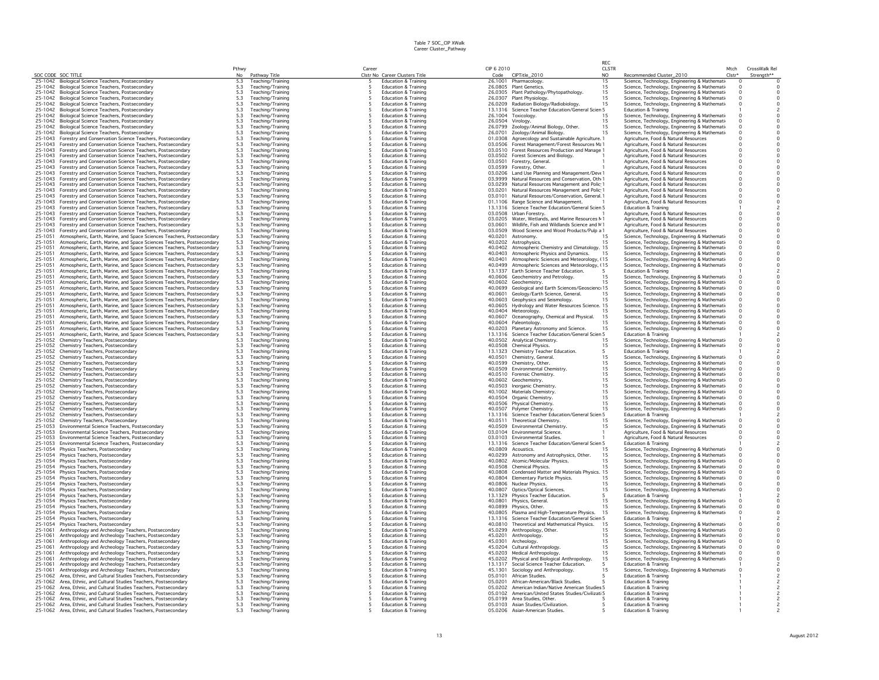Table 7 SOC_CIP XWalk
Career Cluster_Pathway

| SOC CODE | SOC TITLE | Pthwy No | Pathway Title | Career Clstr No | Career Clusters Title | CIP 6 2010 Code | CIPTitle_2010 | REC CLSTR NO | Recommended Cluster_2010 | Mtch Clstr* | CrossWalk Rel Strength** |
|---|---|---|---|---|---|---|---|---|---|---|---|
| 25-1042 | Biological Science Teachers, Postsecondary | 5.3 | Teaching/Training | 5 | Education & Training | 26.1001 | Pharmacology. | 15 | Science, Technology, Engineering & Mathemati | 0 | 0 |
| 25-1042 | Biological Science Teachers, Postsecondary | 5.3 | Teaching/Training | 5 | Education & Training | 26.0805 | Plant Genetics. | 15 | Science, Technology, Engineering & Mathemati | 0 | 0 |
| 25-1042 | Biological Science Teachers, Postsecondary | 5.3 | Teaching/Training | 5 | Education & Training | 26.0305 | Plant Pathology/Phytopathology. | 15 | Science, Technology, Engineering & Mathemati | 0 | 0 |
| 25-1042 | Biological Science Teachers, Postsecondary | 5.3 | Teaching/Training | 5 | Education & Training | 26.0307 | Plant Physiology. | 15 | Science, Technology, Engineering & Mathemati | 0 | 0 |
| 25-1042 | Biological Science Teachers, Postsecondary | 5.3 | Teaching/Training | 5 | Education & Training | 26.0209 | Radiation Biology/Radiobiology. | 15 | Science, Technology, Engineering & Mathemati | 0 | 0 |
| 25-1042 | Biological Science Teachers, Postsecondary | 5.3 | Teaching/Training | 5 | Education & Training | 13.1316 | Science Teacher Education/General Scien | 5 | Education & Training | 1 | 2 |
| 25-1042 | Biological Science Teachers, Postsecondary | 5.3 | Teaching/Training | 5 | Education & Training | 26.1004 | Toxicology. | 15 | Science, Technology, Engineering & Mathemati | 0 | 0 |
| 25-1042 | Biological Science Teachers, Postsecondary | 5.3 | Teaching/Training | 5 | Education & Training | 26.0504 | Virology. | 15 | Science, Technology, Engineering & Mathemati | 0 | 0 |
| 25-1042 | Biological Science Teachers, Postsecondary | 5.3 | Teaching/Training | 5 | Education & Training | 26.0799 | Zoology/Animal Biology, Other. | 15 | Science, Technology, Engineering & Mathemati | 0 | 0 |
| 25-1042 | Biological Science Teachers, Postsecondary | 5.3 | Teaching/Training | 5 | Education & Training | 26.0701 | Zoology/Animal Biology. | 15 | Science, Technology, Engineering & Mathemati | 0 | 0 |
| 25-1043 | Forestry and Conservation Science Teachers, Postsecondary | 5.3 | Teaching/Training | 5 | Education & Training | 01.0308 | Agroecology and Sustainable Agriculture. | 1 | Agriculture, Food & Natural Resources | 0 | 0 |
| 25-1043 | Forestry and Conservation Science Teachers, Postsecondary | 5.3 | Teaching/Training | 5 | Education & Training | 03.0506 | Forest Management/Forest Resources Ma | 1 | Agriculture, Food & Natural Resources | 0 | 0 |
| 25-1043 | Forestry and Conservation Science Teachers, Postsecondary | 5.3 | Teaching/Training | 5 | Education & Training | 03.0510 | Forest Resources Production and Manage | 1 | Agriculture, Food & Natural Resources | 0 | 0 |
| 25-1043 | Forestry and Conservation Science Teachers, Postsecondary | 5.3 | Teaching/Training | 5 | Education & Training | 03.0502 | Forest Sciences and Biology. | 1 | Agriculture, Food & Natural Resources | 0 | 0 |
| 25-1043 | Forestry and Conservation Science Teachers, Postsecondary | 5.3 | Teaching/Training | 5 | Education & Training | 03.0501 | Forestry, General. | 1 | Agriculture, Food & Natural Resources | 0 | 0 |
| 25-1043 | Forestry and Conservation Science Teachers, Postsecondary | 5.3 | Teaching/Training | 5 | Education & Training | 03.0599 | Forestry, Other. | 1 | Agriculture, Food & Natural Resources | 0 | 0 |
| 25-1043 | Forestry and Conservation Science Teachers, Postsecondary | 5.3 | Teaching/Training | 5 | Education & Training | 03.0206 | Land Use Planning and Management/Deve | 1 | Agriculture, Food & Natural Resources | 0 | 0 |
| 25-1043 | Forestry and Conservation Science Teachers, Postsecondary | 5.3 | Teaching/Training | 5 | Education & Training | 03.9999 | Natural Resources and Conservation, Oth | 1 | Agriculture, Food & Natural Resources | 0 | 0 |
| 25-1043 | Forestry and Conservation Science Teachers, Postsecondary | 5.3 | Teaching/Training | 5 | Education & Training | 03.0299 | Natural Resources Management and Polic | 1 | Agriculture, Food & Natural Resources | 0 | 0 |
| 25-1043 | Forestry and Conservation Science Teachers, Postsecondary | 5.3 | Teaching/Training | 5 | Education & Training | 03.0201 | Natural Resources Management and Polic | 1 | Agriculture, Food & Natural Resources | 0 | 0 |
| 25-1043 | Forestry and Conservation Science Teachers, Postsecondary | 5.3 | Teaching/Training | 5 | Education & Training | 03.0101 | Natural Resources/Conservation, General. | 1 | Agriculture, Food & Natural Resources | 0 | 0 |
| 25-1043 | Forestry and Conservation Science Teachers, Postsecondary | 5.3 | Teaching/Training | 5 | Education & Training | 01.1106 | Range Science and Management. | 1 | Agriculture, Food & Natural Resources | 0 | 0 |
| 25-1043 | Forestry and Conservation Science Teachers, Postsecondary | 5.3 | Teaching/Training | 5 | Education & Training | 13.1316 | Science Teacher Education/General Scien | 5 | Education & Training | 1 | 2 |
| 25-1043 | Forestry and Conservation Science Teachers, Postsecondary | 5.3 | Teaching/Training | 5 | Education & Training | 03.0508 | Urban Forestry. | 1 | Agriculture, Food & Natural Resources | 0 | 0 |
| 25-1043 | Forestry and Conservation Science Teachers, Postsecondary | 5.3 | Teaching/Training | 5 | Education & Training | 03.0205 | Water, Wetlands, and Marine Resources M | 1 | Agriculture, Food & Natural Resources | 0 | 0 |
| 25-1043 | Forestry and Conservation Science Teachers, Postsecondary | 5.3 | Teaching/Training | 5 | Education & Training | 03.0601 | Wildlife, Fish and Wildlands Science and M | 1 | Agriculture, Food & Natural Resources | 0 | 0 |
| 25-1043 | Forestry and Conservation Science Teachers, Postsecondary | 5.3 | Teaching/Training | 5 | Education & Training | 03.0509 | Wood Science and Wood Products/Pulp a | 1 | Agriculture, Food & Natural Resources | 0 | 0 |
| 25-1051 | Atmospheric, Earth, Marine, and Space Sciences Teachers, Postsecondary | 5.3 | Teaching/Training | 5 | Education & Training | 40.0201 | Astronomy. | 15 | Science, Technology, Engineering & Mathemati | 0 | 0 |
| 25-1051 | Atmospheric, Earth, Marine, and Space Sciences Teachers, Postsecondary | 5.3 | Teaching/Training | 5 | Education & Training | 40.0202 | Astrophysics. | 15 | Science, Technology, Engineering & Mathemati | 0 | 0 |
| 25-1051 | Atmospheric, Earth, Marine, and Space Sciences Teachers, Postsecondary | 5.3 | Teaching/Training | 5 | Education & Training | 40.0402 | Atmospheric Chemistry and Climatology. | 15 | Science, Technology, Engineering & Mathemati | 0 | 0 |
| 25-1051 | Atmospheric, Earth, Marine, and Space Sciences Teachers, Postsecondary | 5.3 | Teaching/Training | 5 | Education & Training | 40.0403 | Atmospheric Physics and Dynamics. | 15 | Science, Technology, Engineering & Mathemati | 0 | 0 |
| 25-1051 | Atmospheric, Earth, Marine, and Space Sciences Teachers, Postsecondary | 5.3 | Teaching/Training | 5 | Education & Training | 40.0401 | Atmospheric Sciences and Meteorology, ( | 15 | Science, Technology, Engineering & Mathemati | 0 | 0 |
| 25-1051 | Atmospheric, Earth, Marine, and Space Sciences Teachers, Postsecondary | 5.3 | Teaching/Training | 5 | Education & Training | 40.0499 | Atmospheric Sciences and Meteorology, ( | 15 | Science, Technology, Engineering & Mathemati | 0 | 0 |
| 25-1051 | Atmospheric, Earth, Marine, and Space Sciences Teachers, Postsecondary | 5.3 | Teaching/Training | 5 | Education & Training | 13.1337 | Earth Science Teacher Education. | 5 | Education & Training | 1 | 2 |
| 25-1051 | Atmospheric, Earth, Marine, and Space Sciences Teachers, Postsecondary | 5.3 | Teaching/Training | 5 | Education & Training | 40.0606 | Geochemistry and Petrology. | 15 | Science, Technology, Engineering & Mathemati | 0 | 0 |
| 25-1051 | Atmospheric, Earth, Marine, and Space Sciences Teachers, Postsecondary | 5.3 | Teaching/Training | 5 | Education & Training | 40.0602 | Geochemistry. | 15 | Science, Technology, Engineering & Mathemati | 0 | 0 |
| 25-1051 | Atmospheric, Earth, Marine, and Space Sciences Teachers, Postsecondary | 5.3 | Teaching/Training | 5 | Education & Training | 40.0699 | Geological and Earth Sciences/Geoscienc | 15 | Science, Technology, Engineering & Mathemati | 0 | 0 |
| 25-1051 | Atmospheric, Earth, Marine, and Space Sciences Teachers, Postsecondary | 5.3 | Teaching/Training | 5 | Education & Training | 40.0601 | Geology/Earth Science, General. | 15 | Science, Technology, Engineering & Mathemati | 0 | 0 |
| 25-1051 | Atmospheric, Earth, Marine, and Space Sciences Teachers, Postsecondary | 5.3 | Teaching/Training | 5 | Education & Training | 40.0603 | Geophysics and Seismology. | 15 | Science, Technology, Engineering & Mathemati | 0 | 0 |
| 25-1051 | Atmospheric, Earth, Marine, and Space Sciences Teachers, Postsecondary | 5.3 | Teaching/Training | 5 | Education & Training | 40.0605 | Hydrology and Water Resources Science. | 15 | Science, Technology, Engineering & Mathemati | 0 | 0 |
| 25-1051 | Atmospheric, Earth, Marine, and Space Sciences Teachers, Postsecondary | 5.3 | Teaching/Training | 5 | Education & Training | 40.0404 | Meteorology. | 15 | Science, Technology, Engineering & Mathemati | 0 | 0 |
| 25-1051 | Atmospheric, Earth, Marine, and Space Sciences Teachers, Postsecondary | 5.3 | Teaching/Training | 5 | Education & Training | 40.0607 | Oceanography, Chemical and Physical. | 15 | Science, Technology, Engineering & Mathemati | 0 | 0 |
| 25-1051 | Atmospheric, Earth, Marine, and Space Sciences Teachers, Postsecondary | 5.3 | Teaching/Training | 5 | Education & Training | 40.0604 | Paleontology. | 15 | Science, Technology, Engineering & Mathemati | 0 | 0 |
| 25-1051 | Atmospheric, Earth, Marine, and Space Sciences Teachers, Postsecondary | 5.3 | Teaching/Training | 5 | Education & Training | 40.0203 | Planetary Astronomy and Science. | 15 | Science, Technology, Engineering & Mathemati | 0 | 0 |
| 25-1051 | Atmospheric, Earth, Marine, and Space Sciences Teachers, Postsecondary | 5.3 | Teaching/Training | 5 | Education & Training | 13.1316 | Science Teacher Education/General Scien | 5 | Education & Training | 1 | 2 |
| 25-1052 | Chemistry Teachers, Postsecondary | 5.3 | Teaching/Training | 5 | Education & Training | 40.0502 | Analytical Chemistry. | 15 | Science, Technology, Engineering & Mathemati | 0 | 0 |
| 25-1052 | Chemistry Teachers, Postsecondary | 5.3 | Teaching/Training | 5 | Education & Training | 40.0508 | Chemical Physics. | 15 | Science, Technology, Engineering & Mathemati | 0 | 0 |
| 25-1052 | Chemistry Teachers, Postsecondary | 5.3 | Teaching/Training | 5 | Education & Training | 13.1323 | Chemistry Teacher Education. | 5 | Education & Training | 1 | 2 |
| 25-1052 | Chemistry Teachers, Postsecondary | 5.3 | Teaching/Training | 5 | Education & Training | 40.0501 | Chemistry, General. | 15 | Science, Technology, Engineering & Mathemati | 0 | 0 |
| 25-1052 | Chemistry Teachers, Postsecondary | 5.3 | Teaching/Training | 5 | Education & Training | 40.0599 | Chemistry, Other. | 15 | Science, Technology, Engineering & Mathemati | 0 | 0 |
| 25-1052 | Chemistry Teachers, Postsecondary | 5.3 | Teaching/Training | 5 | Education & Training | 40.0509 | Environmental Chemistry. | 15 | Science, Technology, Engineering & Mathemati | 0 | 0 |
| 25-1052 | Chemistry Teachers, Postsecondary | 5.3 | Teaching/Training | 5 | Education & Training | 40.0510 | Forensic Chemistry. | 15 | Science, Technology, Engineering & Mathemati | 0 | 0 |
| 25-1052 | Chemistry Teachers, Postsecondary | 5.3 | Teaching/Training | 5 | Education & Training | 40.0602 | Geochemistry. | 15 | Science, Technology, Engineering & Mathemati | 0 | 0 |
| 25-1052 | Chemistry Teachers, Postsecondary | 5.3 | Teaching/Training | 5 | Education & Training | 40.0503 | Inorganic Chemistry. | 15 | Science, Technology, Engineering & Mathemati | 0 | 0 |
| 25-1052 | Chemistry Teachers, Postsecondary | 5.3 | Teaching/Training | 5 | Education & Training | 40.1002 | Materials Chemistry. | 15 | Science, Technology, Engineering & Mathemati | 0 | 0 |
| 25-1052 | Chemistry Teachers, Postsecondary | 5.3 | Teaching/Training | 5 | Education & Training | 40.0504 | Organic Chemistry. | 15 | Science, Technology, Engineering & Mathemati | 0 | 0 |
| 25-1052 | Chemistry Teachers, Postsecondary | 5.3 | Teaching/Training | 5 | Education & Training | 40.0506 | Physical Chemistry. | 15 | Science, Technology, Engineering & Mathemati | 0 | 0 |
| 25-1052 | Chemistry Teachers, Postsecondary | 5.3 | Teaching/Training | 5 | Education & Training | 40.0507 | Polymer Chemistry. | 15 | Science, Technology, Engineering & Mathemati | 0 | 0 |
| 25-1052 | Chemistry Teachers, Postsecondary | 5.3 | Teaching/Training | 5 | Education & Training | 13.1316 | Science Teacher Education/General Scien | 5 | Education & Training | 1 | 2 |
| 25-1052 | Chemistry Teachers, Postsecondary | 5.3 | Teaching/Training | 5 | Education & Training | 40.0511 | Theoretical Chemistry. | 15 | Science, Technology, Engineering & Mathemati | 0 | 0 |
| 25-1053 | Environmental Science Teachers, Postsecondary | 5.3 | Teaching/Training | 5 | Education & Training | 40.0509 | Environmental Chemistry. | 15 | Science, Technology, Engineering & Mathemati | 0 | 0 |
| 25-1053 | Environmental Science Teachers, Postsecondary | 5.3 | Teaching/Training | 5 | Education & Training | 03.0104 | Environmental Science. | 1 | Agriculture, Food & Natural Resources | 0 | 0 |
| 25-1053 | Environmental Science Teachers, Postsecondary | 5.3 | Teaching/Training | 5 | Education & Training | 03.0103 | Environmental Studies. | 1 | Agriculture, Food & Natural Resources | 0 | 0 |
| 25-1053 | Environmental Science Teachers, Postsecondary | 5.3 | Teaching/Training | 5 | Education & Training | 13.1316 | Science Teacher Education/General Scien | 5 | Education & Training | 1 | 2 |
| 25-1054 | Physics Teachers, Postsecondary | 5.3 | Teaching/Training | 5 | Education & Training | 40.0809 | Acoustics. | 15 | Science, Technology, Engineering & Mathemati | 0 | 0 |
| 25-1054 | Physics Teachers, Postsecondary | 5.3 | Teaching/Training | 5 | Education & Training | 40.0299 | Astronomy and Astrophysics, Other. | 15 | Science, Technology, Engineering & Mathemati | 0 | 0 |
| 25-1054 | Physics Teachers, Postsecondary | 5.3 | Teaching/Training | 5 | Education & Training | 40.0802 | Atomic/Molecular Physics. | 15 | Science, Technology, Engineering & Mathemati | 0 | 0 |
| 25-1054 | Physics Teachers, Postsecondary | 5.3 | Teaching/Training | 5 | Education & Training | 40.0508 | Chemical Physics. | 15 | Science, Technology, Engineering & Mathemati | 0 | 0 |
| 25-1054 | Physics Teachers, Postsecondary | 5.3 | Teaching/Training | 5 | Education & Training | 40.0808 | Condensed Matter and Materials Physics. | 15 | Science, Technology, Engineering & Mathemati | 0 | 0 |
| 25-1054 | Physics Teachers, Postsecondary | 5.3 | Teaching/Training | 5 | Education & Training | 40.0804 | Elementary Particle Physics. | 15 | Science, Technology, Engineering & Mathemati | 0 | 0 |
| 25-1054 | Physics Teachers, Postsecondary | 5.3 | Teaching/Training | 5 | Education & Training | 40.0806 | Nuclear Physics. | 15 | Science, Technology, Engineering & Mathemati | 0 | 0 |
| 25-1054 | Physics Teachers, Postsecondary | 5.3 | Teaching/Training | 5 | Education & Training | 40.0807 | Optics/Optical Sciences. | 15 | Science, Technology, Engineering & Mathemati | 0 | 0 |
| 25-1054 | Physics Teachers, Postsecondary | 5.3 | Teaching/Training | 5 | Education & Training | 13.1329 | Physics Teacher Education. | 5 | Education & Training | 1 | 2 |
| 25-1054 | Physics Teachers, Postsecondary | 5.3 | Teaching/Training | 5 | Education & Training | 40.0801 | Physics, General. | 15 | Science, Technology, Engineering & Mathemati | 0 | 0 |
| 25-1054 | Physics Teachers, Postsecondary | 5.3 | Teaching/Training | 5 | Education & Training | 40.0899 | Physics, Other. | 15 | Science, Technology, Engineering & Mathemati | 0 | 0 |
| 25-1054 | Physics Teachers, Postsecondary | 5.3 | Teaching/Training | 5 | Education & Training | 40.0805 | Plasma and High-Temperature Physics. | 15 | Science, Technology, Engineering & Mathemati | 0 | 0 |
| 25-1054 | Physics Teachers, Postsecondary | 5.3 | Teaching/Training | 5 | Education & Training | 13.1316 | Science Teacher Education/General Scien | 5 | Education & Training | 1 | 2 |
| 25-1054 | Physics Teachers, Postsecondary | 5.3 | Teaching/Training | 5 | Education & Training | 40.0810 | Theoretical and Mathematical Physics. | 15 | Science, Technology, Engineering & Mathemati | 0 | 0 |
| 25-1061 | Anthropology and Archeology Teachers, Postsecondary | 5.3 | Teaching/Training | 5 | Education & Training | 45.0299 | Anthropology, Other. | 15 | Science, Technology, Engineering & Mathemati | 0 | 0 |
| 25-1061 | Anthropology and Archeology Teachers, Postsecondary | 5.3 | Teaching/Training | 5 | Education & Training | 45.0201 | Anthropology. | 15 | Science, Technology, Engineering & Mathemati | 0 | 0 |
| 25-1061 | Anthropology and Archeology Teachers, Postsecondary | 5.3 | Teaching/Training | 5 | Education & Training | 45.0301 | Archeology. | 15 | Science, Technology, Engineering & Mathemati | 0 | 0 |
| 25-1061 | Anthropology and Archeology Teachers, Postsecondary | 5.3 | Teaching/Training | 5 | Education & Training | 45.0204 | Cultural Anthropology. | 15 | Science, Technology, Engineering & Mathemati | 0 | 0 |
| 25-1061 | Anthropology and Archeology Teachers, Postsecondary | 5.3 | Teaching/Training | 5 | Education & Training | 45.0203 | Medical Anthropology. | 15 | Science, Technology, Engineering & Mathemati | 0 | 0 |
| 25-1061 | Anthropology and Archeology Teachers, Postsecondary | 5.3 | Teaching/Training | 5 | Education & Training | 45.0202 | Physical and Biological Anthropology. | 15 | Science, Technology, Engineering & Mathemati | 0 | 0 |
| 25-1061 | Anthropology and Archeology Teachers, Postsecondary | 5.3 | Teaching/Training | 5 | Education & Training | 13.1317 | Social Science Teacher Education. | 5 | Education & Training | 1 | 2 |
| 25-1061 | Anthropology and Archeology Teachers, Postsecondary | 5.3 | Teaching/Training | 5 | Education & Training | 45.1301 | Sociology and Anthropology. | 15 | Science, Technology, Engineering & Mathemati | 0 | 0 |
| 25-1062 | Area, Ethnic, and Cultural Studies Teachers, Postsecondary | 5.3 | Teaching/Training | 5 | Education & Training | 05.0101 | African Studies. | 5 | Education & Training | 1 | 2 |
| 25-1062 | Area, Ethnic, and Cultural Studies Teachers, Postsecondary | 5.3 | Teaching/Training | 5 | Education & Training | 05.0201 | African-American/Black Studies. | 5 | Education & Training | 1 | 2 |
| 25-1062 | Area, Ethnic, and Cultural Studies Teachers, Postsecondary | 5.3 | Teaching/Training | 5 | Education & Training | 05.0202 | American Indian/Native American Studies | 5 | Education & Training | 1 | 2 |
| 25-1062 | Area, Ethnic, and Cultural Studies Teachers, Postsecondary | 5.3 | Teaching/Training | 5 | Education & Training | 05.0102 | American/United States Studies/Civilizati | 5 | Education & Training | 1 | 2 |
| 25-1062 | Area, Ethnic, and Cultural Studies Teachers, Postsecondary | 5.3 | Teaching/Training | 5 | Education & Training | 05.0199 | Area Studies, Other. | 5 | Education & Training | 1 | 2 |
| 25-1062 | Area, Ethnic, and Cultural Studies Teachers, Postsecondary | 5.3 | Teaching/Training | 5 | Education & Training | 05.0103 | Asian Studies/Civilization. | 5 | Education & Training | 1 | 2 |
| 25-1062 | Area, Ethnic, and Cultural Studies Teachers, Postsecondary | 5.3 | Teaching/Training | 5 | Education & Training | 05.0206 | Asian-American Studies. | 5 | Education & Training | 1 | 2 |

August 2012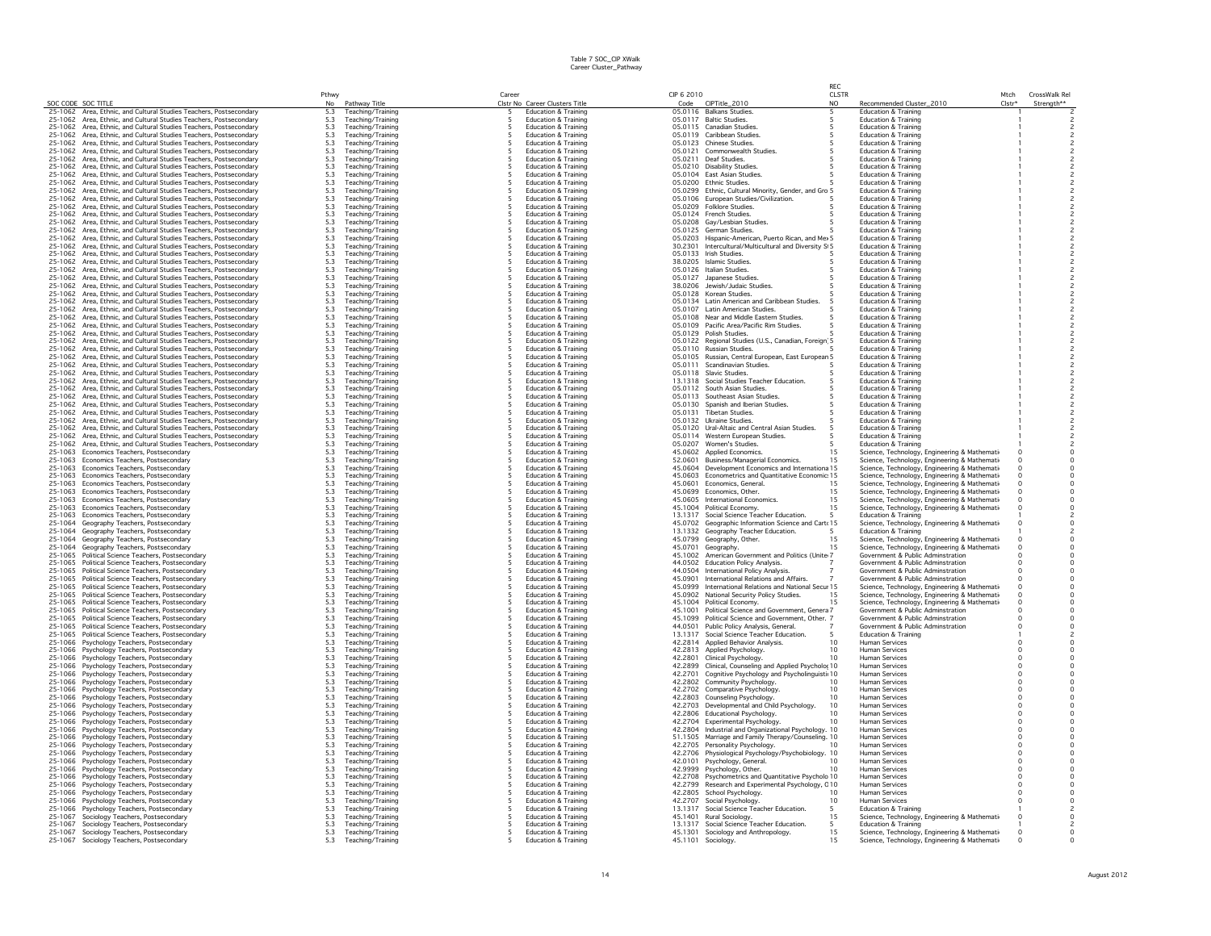Table 7 SOC_CIP XWalk
Career Cluster_Pathway

| SOC CODE | SOC TITLE | Pthwy No | Pathway Title | Career Clstr No | Career Clusters Title | CIP 6 2010 Code | CIPTitle_2010 | REC CLSTR NO | Recommended Cluster_2010 | Mtch Clstr* | CrossWalk Rel Strength** |
|---|---|---|---|---|---|---|---|---|---|---|---|
| 25-1062 | Area, Ethnic, and Cultural Studies Teachers, Postsecondary | 5.3 | Teaching/Training | 5 | Education & Training | 05.0116 | Balkans Studies. | 5 | Education & Training | 1 | 2 |
| 25-1062 | Area, Ethnic, and Cultural Studies Teachers, Postsecondary | 5.3 | Teaching/Training | 5 | Education & Training | 05.0117 | Baltic Studies. | 5 | Education & Training | 1 | 2 |
| 25-1062 | Area, Ethnic, and Cultural Studies Teachers, Postsecondary | 5.3 | Teaching/Training | 5 | Education & Training | 05.0115 | Canadian Studies. | 5 | Education & Training | 1 | 2 |
| 25-1062 | Area, Ethnic, and Cultural Studies Teachers, Postsecondary | 5.3 | Teaching/Training | 5 | Education & Training | 05.0119 | Caribbean Studies. | 5 | Education & Training | 1 | 2 |
| 25-1062 | Area, Ethnic, and Cultural Studies Teachers, Postsecondary | 5.3 | Teaching/Training | 5 | Education & Training | 05.0123 | Chinese Studies. | 5 | Education & Training | 1 | 2 |
| 25-1062 | Area, Ethnic, and Cultural Studies Teachers, Postsecondary | 5.3 | Teaching/Training | 5 | Education & Training | 05.0121 | Commonwealth Studies. | 5 | Education & Training | 1 | 2 |
| 25-1062 | Area, Ethnic, and Cultural Studies Teachers, Postsecondary | 5.3 | Teaching/Training | 5 | Education & Training | 05.0211 | Deaf Studies. | 5 | Education & Training | 1 | 2 |
| 25-1062 | Area, Ethnic, and Cultural Studies Teachers, Postsecondary | 5.3 | Teaching/Training | 5 | Education & Training | 05.0210 | Disability Studies. | 5 | Education & Training | 1 | 2 |
| 25-1062 | Area, Ethnic, and Cultural Studies Teachers, Postsecondary | 5.3 | Teaching/Training | 5 | Education & Training | 05.0104 | East Asian Studies. | 5 | Education & Training | 1 | 2 |
| 25-1062 | Area, Ethnic, and Cultural Studies Teachers, Postsecondary | 5.3 | Teaching/Training | 5 | Education & Training | 05.0200 | Ethnic Studies. | 5 | Education & Training | 1 | 2 |
| 25-1062 | Area, Ethnic, and Cultural Studies Teachers, Postsecondary | 5.3 | Teaching/Training | 5 | Education & Training | 05.0299 | Ethnic, Cultural Minority, Gender, and Gro | 5 | Education & Training | 1 | 2 |
| 25-1062 | Area, Ethnic, and Cultural Studies Teachers, Postsecondary | 5.3 | Teaching/Training | 5 | Education & Training | 05.0106 | European Studies/Civilization. | 5 | Education & Training | 1 | 2 |
| 25-1062 | Area, Ethnic, and Cultural Studies Teachers, Postsecondary | 5.3 | Teaching/Training | 5 | Education & Training | 05.0209 | Folklore Studies. | 5 | Education & Training | 1 | 2 |
| 25-1062 | Area, Ethnic, and Cultural Studies Teachers, Postsecondary | 5.3 | Teaching/Training | 5 | Education & Training | 05.0124 | French Studies. | 5 | Education & Training | 1 | 2 |
| 25-1062 | Area, Ethnic, and Cultural Studies Teachers, Postsecondary | 5.3 | Teaching/Training | 5 | Education & Training | 05.0208 | Gay/Lesbian Studies. | 5 | Education & Training | 1 | 2 |
| 25-1062 | Area, Ethnic, and Cultural Studies Teachers, Postsecondary | 5.3 | Teaching/Training | 5 | Education & Training | 05.0125 | German Studies. | 5 | Education & Training | 1 | 2 |
| 25-1062 | Area, Ethnic, and Cultural Studies Teachers, Postsecondary | 5.3 | Teaching/Training | 5 | Education & Training | 05.0203 | Hispanic-American, Puerto Rican, and Mex | 5 | Education & Training | 1 | 2 |
| 25-1062 | Area, Ethnic, and Cultural Studies Teachers, Postsecondary | 5.3 | Teaching/Training | 5 | Education & Training | 30.2301 | Intercultural/Multicultural and Diversity St | 5 | Education & Training | 1 | 2 |
| 25-1062 | Area, Ethnic, and Cultural Studies Teachers, Postsecondary | 5.3 | Teaching/Training | 5 | Education & Training | 05.0133 | Irish Studies. | 5 | Education & Training | 1 | 2 |
| 25-1062 | Area, Ethnic, and Cultural Studies Teachers, Postsecondary | 5.3 | Teaching/Training | 5 | Education & Training | 38.0205 | Islamic Studies. | 5 | Education & Training | 1 | 2 |
| 25-1062 | Area, Ethnic, and Cultural Studies Teachers, Postsecondary | 5.3 | Teaching/Training | 5 | Education & Training | 05.0126 | Italian Studies. | 5 | Education & Training | 1 | 2 |
| 25-1062 | Area, Ethnic, and Cultural Studies Teachers, Postsecondary | 5.3 | Teaching/Training | 5 | Education & Training | 05.0127 | Japanese Studies. | 5 | Education & Training | 1 | 2 |
| 25-1062 | Area, Ethnic, and Cultural Studies Teachers, Postsecondary | 5.3 | Teaching/Training | 5 | Education & Training | 38.0206 | Jewish/Judaic Studies. | 5 | Education & Training | 1 | 2 |
| 25-1062 | Area, Ethnic, and Cultural Studies Teachers, Postsecondary | 5.3 | Teaching/Training | 5 | Education & Training | 05.0128 | Korean Studies. | 5 | Education & Training | 1 | 2 |
| 25-1062 | Area, Ethnic, and Cultural Studies Teachers, Postsecondary | 5.3 | Teaching/Training | 5 | Education & Training | 05.0134 | Latin American and Caribbean Studies. | 5 | Education & Training | 1 | 2 |
| 25-1062 | Area, Ethnic, and Cultural Studies Teachers, Postsecondary | 5.3 | Teaching/Training | 5 | Education & Training | 05.0107 | Latin American Studies. | 5 | Education & Training | 1 | 2 |
| 25-1062 | Area, Ethnic, and Cultural Studies Teachers, Postsecondary | 5.3 | Teaching/Training | 5 | Education & Training | 05.0108 | Near and Middle Eastern Studies. | 5 | Education & Training | 1 | 2 |
| 25-1062 | Area, Ethnic, and Cultural Studies Teachers, Postsecondary | 5.3 | Teaching/Training | 5 | Education & Training | 05.0109 | Pacific Area/Pacific Rim Studies. | 5 | Education & Training | 1 | 2 |
| 25-1062 | Area, Ethnic, and Cultural Studies Teachers, Postsecondary | 5.3 | Teaching/Training | 5 | Education & Training | 05.0129 | Polish Studies. | 5 | Education & Training | 1 | 2 |
| 25-1062 | Area, Ethnic, and Cultural Studies Teachers, Postsecondary | 5.3 | Teaching/Training | 5 | Education & Training | 05.0122 | Regional Studies (U.S., Canadian, Foreign) | 5 | Education & Training | 1 | 2 |
| 25-1062 | Area, Ethnic, and Cultural Studies Teachers, Postsecondary | 5.3 | Teaching/Training | 5 | Education & Training | 05.0110 | Russian Studies. | 5 | Education & Training | 1 | 2 |
| 25-1062 | Area, Ethnic, and Cultural Studies Teachers, Postsecondary | 5.3 | Teaching/Training | 5 | Education & Training | 05.0105 | Russian, Central European, East European | 5 | Education & Training | 1 | 2 |
| 25-1062 | Area, Ethnic, and Cultural Studies Teachers, Postsecondary | 5.3 | Teaching/Training | 5 | Education & Training | 05.0111 | Scandinavian Studies. | 5 | Education & Training | 1 | 2 |
| 25-1062 | Area, Ethnic, and Cultural Studies Teachers, Postsecondary | 5.3 | Teaching/Training | 5 | Education & Training | 05.0118 | Slavic Studies. | 5 | Education & Training | 1 | 2 |
| 25-1062 | Area, Ethnic, and Cultural Studies Teachers, Postsecondary | 5.3 | Teaching/Training | 5 | Education & Training | 13.1318 | Social Studies Teacher Education. | 5 | Education & Training | 1 | 2 |
| 25-1062 | Area, Ethnic, and Cultural Studies Teachers, Postsecondary | 5.3 | Teaching/Training | 5 | Education & Training | 05.0112 | South Asian Studies. | 5 | Education & Training | 1 | 2 |
| 25-1062 | Area, Ethnic, and Cultural Studies Teachers, Postsecondary | 5.3 | Teaching/Training | 5 | Education & Training | 05.0113 | Southeast Asian Studies. | 5 | Education & Training | 1 | 2 |
| 25-1062 | Area, Ethnic, and Cultural Studies Teachers, Postsecondary | 5.3 | Teaching/Training | 5 | Education & Training | 05.0130 | Spanish and Iberian Studies. | 5 | Education & Training | 1 | 2 |
| 25-1062 | Area, Ethnic, and Cultural Studies Teachers, Postsecondary | 5.3 | Teaching/Training | 5 | Education & Training | 05.0131 | Tibetan Studies. | 5 | Education & Training | 1 | 2 |
| 25-1062 | Area, Ethnic, and Cultural Studies Teachers, Postsecondary | 5.3 | Teaching/Training | 5 | Education & Training | 05.0132 | Ukraine Studies. | 5 | Education & Training | 1 | 2 |
| 25-1062 | Area, Ethnic, and Cultural Studies Teachers, Postsecondary | 5.3 | Teaching/Training | 5 | Education & Training | 05.0120 | Ural-Altaic and Central Asian Studies. | 5 | Education & Training | 1 | 2 |
| 25-1062 | Area, Ethnic, and Cultural Studies Teachers, Postsecondary | 5.3 | Teaching/Training | 5 | Education & Training | 05.0114 | Western European Studies. | 5 | Education & Training | 1 | 2 |
| 25-1062 | Area, Ethnic, and Cultural Studies Teachers, Postsecondary | 5.3 | Teaching/Training | 5 | Education & Training | 05.0207 | Women's Studies. | 5 | Education & Training | 1 | 2 |
| 25-1063 | Economics Teachers, Postsecondary | 5.3 | Teaching/Training | 5 | Education & Training | 45.0602 | Applied Economics. | 15 | Science, Technology, Engineering & Mathemati | 0 | 0 |
| 25-1063 | Economics Teachers, Postsecondary | 5.3 | Teaching/Training | 5 | Education & Training | 52.0601 | Business/Managerial Economics. | 15 | Science, Technology, Engineering & Mathemati | 0 | 0 |
| 25-1063 | Economics Teachers, Postsecondary | 5.3 | Teaching/Training | 5 | Education & Training | 45.0604 | Development Economics and Internationa | 15 | Science, Technology, Engineering & Mathemati | 0 | 0 |
| 25-1063 | Economics Teachers, Postsecondary | 5.3 | Teaching/Training | 5 | Education & Training | 45.0603 | Econometrics and Quantitative Economics | 15 | Science, Technology, Engineering & Mathemati | 0 | 0 |
| 25-1063 | Economics Teachers, Postsecondary | 5.3 | Teaching/Training | 5 | Education & Training | 45.0601 | Economics, General. | 15 | Science, Technology, Engineering & Mathemati | 0 | 0 |
| 25-1063 | Economics Teachers, Postsecondary | 5.3 | Teaching/Training | 5 | Education & Training | 45.0699 | Economics, Other. | 15 | Science, Technology, Engineering & Mathemati | 0 | 0 |
| 25-1063 | Economics Teachers, Postsecondary | 5.3 | Teaching/Training | 5 | Education & Training | 45.0605 | International Economics. | 15 | Science, Technology, Engineering & Mathemati | 0 | 0 |
| 25-1063 | Economics Teachers, Postsecondary | 5.3 | Teaching/Training | 5 | Education & Training | 45.1004 | Political Economy. | 15 | Science, Technology, Engineering & Mathemati | 0 | 0 |
| 25-1063 | Economics Teachers, Postsecondary | 5.3 | Teaching/Training | 5 | Education & Training | 13.1317 | Social Science Teacher Education. | 5 | Education & Training | 1 | 2 |
| 25-1064 | Geography Teachers, Postsecondary | 5.3 | Teaching/Training | 5 | Education & Training | 45.0702 | Geographic Information Science and Carto | 15 | Science, Technology, Engineering & Mathemati | 0 | 0 |
| 25-1064 | Geography Teachers, Postsecondary | 5.3 | Teaching/Training | 5 | Education & Training | 13.1332 | Geography Teacher Education. | 5 | Education & Training | 1 | 2 |
| 25-1064 | Geography Teachers, Postsecondary | 5.3 | Teaching/Training | 5 | Education & Training | 45.0799 | Geography, Other. | 15 | Science, Technology, Engineering & Mathemati | 0 | 0 |
| 25-1064 | Geography Teachers, Postsecondary | 5.3 | Teaching/Training | 5 | Education & Training | 45.0701 | Geography. | 15 | Science, Technology, Engineering & Mathemati | 0 | 0 |
| 25-1065 | Political Science Teachers, Postsecondary | 5.3 | Teaching/Training | 5 | Education & Training | 45.1002 | American Government and Politics (Unite | 7 | Government & Public Adminstration | 0 | 0 |
| 25-1065 | Political Science Teachers, Postsecondary | 5.3 | Teaching/Training | 5 | Education & Training | 44.0502 | Education Policy Analysis. | 7 | Government & Public Adminstration | 0 | 0 |
| 25-1065 | Political Science Teachers, Postsecondary | 5.3 | Teaching/Training | 5 | Education & Training | 44.0504 | International Policy Analysis. | 7 | Government & Public Adminstration | 0 | 0 |
| 25-1065 | Political Science Teachers, Postsecondary | 5.3 | Teaching/Training | 5 | Education & Training | 45.0901 | International Relations and Affairs. | 7 | Government & Public Adminstration | 0 | 0 |
| 25-1065 | Political Science Teachers, Postsecondary | 5.3 | Teaching/Training | 5 | Education & Training | 45.0999 | International Relations and National Secur | 15 | Science, Technology, Engineering & Mathemati | 0 | 0 |
| 25-1065 | Political Science Teachers, Postsecondary | 5.3 | Teaching/Training | 5 | Education & Training | 45.0902 | National Security Policy Studies. | 15 | Science, Technology, Engineering & Mathemati | 0 | 0 |
| 25-1065 | Political Science Teachers, Postsecondary | 5.3 | Teaching/Training | 5 | Education & Training | 45.1004 | Political Economy. | 15 | Science, Technology, Engineering & Mathemati | 0 | 0 |
| 25-1065 | Political Science Teachers, Postsecondary | 5.3 | Teaching/Training | 5 | Education & Training | 45.1001 | Political Science and Government, Genera | 7 | Government & Public Adminstration | 0 | 0 |
| 25-1065 | Political Science Teachers, Postsecondary | 5.3 | Teaching/Training | 5 | Education & Training | 45.1099 | Political Science and Government, Other. | 7 | Government & Public Adminstration | 0 | 0 |
| 25-1065 | Political Science Teachers, Postsecondary | 5.3 | Teaching/Training | 5 | Education & Training | 44.0501 | Public Policy Analysis, General. | 7 | Government & Public Adminstration | 0 | 0 |
| 25-1065 | Political Science Teachers, Postsecondary | 5.3 | Teaching/Training | 5 | Education & Training | 13.1317 | Social Science Teacher Education. | 5 | Education & Training | 1 | 2 |
| 25-1066 | Psychology Teachers, Postsecondary | 5.3 | Teaching/Training | 5 | Education & Training | 42.2814 | Applied Behavior Analysis. | 10 | Human Services | 0 | 0 |
| 25-1066 | Psychology Teachers, Postsecondary | 5.3 | Teaching/Training | 5 | Education & Training | 42.2813 | Applied Psychology. | 10 | Human Services | 0 | 0 |
| 25-1066 | Psychology Teachers, Postsecondary | 5.3 | Teaching/Training | 5 | Education & Training | 42.2801 | Clinical Psychology. | 10 | Human Services | 0 | 0 |
| 25-1066 | Psychology Teachers, Postsecondary | 5.3 | Teaching/Training | 5 | Education & Training | 42.2899 | Clinical, Counseling and Applied Psycholog | 10 | Human Services | 0 | 0 |
| 25-1066 | Psychology Teachers, Postsecondary | 5.3 | Teaching/Training | 5 | Education & Training | 42.2701 | Cognitive Psychology and Psycholinguisti | 10 | Human Services | 0 | 0 |
| 25-1066 | Psychology Teachers, Postsecondary | 5.3 | Teaching/Training | 5 | Education & Training | 42.2802 | Community Psychology. | 10 | Human Services | 0 | 0 |
| 25-1066 | Psychology Teachers, Postsecondary | 5.3 | Teaching/Training | 5 | Education & Training | 42.2702 | Comparative Psychology. | 10 | Human Services | 0 | 0 |
| 25-1066 | Psychology Teachers, Postsecondary | 5.3 | Teaching/Training | 5 | Education & Training | 42.2803 | Counseling Psychology. | 10 | Human Services | 0 | 0 |
| 25-1066 | Psychology Teachers, Postsecondary | 5.3 | Teaching/Training | 5 | Education & Training | 42.2703 | Developmental and Child Psychology. | 10 | Human Services | 0 | 0 |
| 25-1066 | Psychology Teachers, Postsecondary | 5.3 | Teaching/Training | 5 | Education & Training | 42.2806 | Educational Psychology. | 10 | Human Services | 0 | 0 |
| 25-1066 | Psychology Teachers, Postsecondary | 5.3 | Teaching/Training | 5 | Education & Training | 42.2704 | Experimental Psychology. | 10 | Human Services | 0 | 0 |
| 25-1066 | Psychology Teachers, Postsecondary | 5.3 | Teaching/Training | 5 | Education & Training | 42.2804 | Industrial and Organizational Psychology. | 10 | Human Services | 0 | 0 |
| 25-1066 | Psychology Teachers, Postsecondary | 5.3 | Teaching/Training | 5 | Education & Training | 51.1505 | Marriage and Family Therapy/Counseling. | 10 | Human Services | 0 | 0 |
| 25-1066 | Psychology Teachers, Postsecondary | 5.3 | Teaching/Training | 5 | Education & Training | 42.2705 | Personality Psychology. | 10 | Human Services | 0 | 0 |
| 25-1066 | Psychology Teachers, Postsecondary | 5.3 | Teaching/Training | 5 | Education & Training | 42.2706 | Physiological Psychology/Psychobiology. | 10 | Human Services | 0 | 0 |
| 25-1066 | Psychology Teachers, Postsecondary | 5.3 | Teaching/Training | 5 | Education & Training | 42.0101 | Psychology, General. | 10 | Human Services | 0 | 0 |
| 25-1066 | Psychology Teachers, Postsecondary | 5.3 | Teaching/Training | 5 | Education & Training | 42.9999 | Psychology, Other. | 10 | Human Services | 0 | 0 |
| 25-1066 | Psychology Teachers, Postsecondary | 5.3 | Teaching/Training | 5 | Education & Training | 42.2708 | Psychometrics and Quantitative Psycholo | 10 | Human Services | 0 | 0 |
| 25-1066 | Psychology Teachers, Postsecondary | 5.3 | Teaching/Training | 5 | Education & Training | 42.2799 | Research and Experimental Psychology, O | 10 | Human Services | 0 | 0 |
| 25-1066 | Psychology Teachers, Postsecondary | 5.3 | Teaching/Training | 5 | Education & Training | 42.2805 | School Psychology. | 10 | Human Services | 0 | 0 |
| 25-1066 | Psychology Teachers, Postsecondary | 5.3 | Teaching/Training | 5 | Education & Training | 42.2707 | Social Psychology. | 10 | Human Services | 0 | 0 |
| 25-1066 | Psychology Teachers, Postsecondary | 5.3 | Teaching/Training | 5 | Education & Training | 13.1317 | Social Science Teacher Education. | 5 | Education & Training | 1 | 2 |
| 25-1067 | Sociology Teachers, Postsecondary | 5.3 | Teaching/Training | 5 | Education & Training | 45.1401 | Rural Sociology. | 15 | Science, Technology, Engineering & Mathemati | 0 | 0 |
| 25-1067 | Sociology Teachers, Postsecondary | 5.3 | Teaching/Training | 5 | Education & Training | 13.1317 | Social Science Teacher Education. | 5 | Education & Training | 1 | 2 |
| 25-1067 | Sociology Teachers, Postsecondary | 5.3 | Teaching/Training | 5 | Education & Training | 45.1301 | Sociology and Anthropology. | 15 | Science, Technology, Engineering & Mathemati | 0 | 0 |
| 25-1067 | Sociology Teachers, Postsecondary | 5.3 | Teaching/Training | 5 | Education & Training | 45.1101 | Sociology. | 15 | Science, Technology, Engineering & Mathemati | 0 | 0 |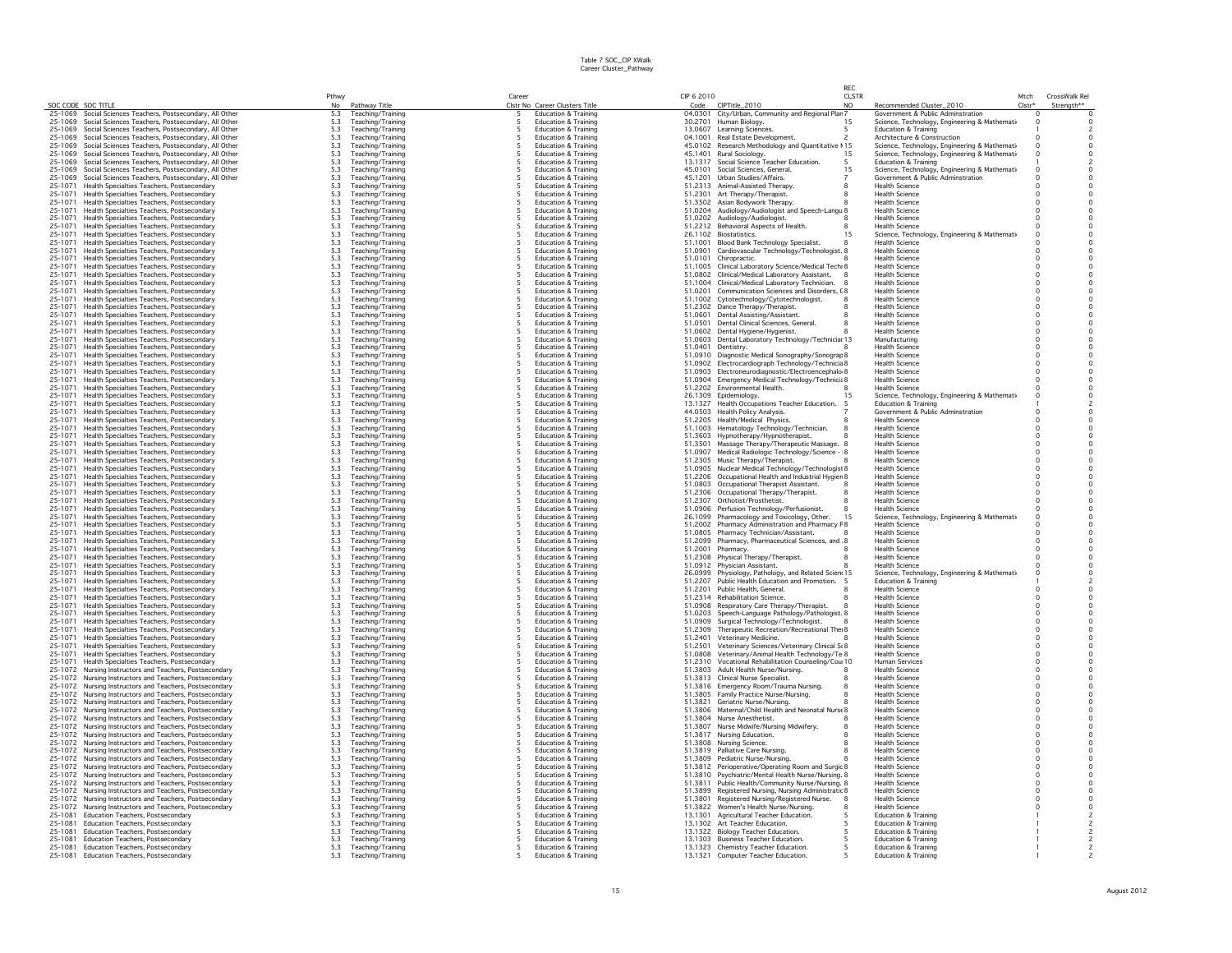Table 7 SOC_CIP XWalk
Career Cluster_Pathway

| SOC CODE | SOC TITLE | Pthwy No | Pathway Title | Career Clstr No | Career Clusters Title | CIP 6 2010 Code | CIPTitle_2010 | REC CLSTR NO | Recommended Cluster_2010 | Mtch Clstr* | CrossWalk Rel Strength** |
|---|---|---|---|---|---|---|---|---|---|---|---|
| 25-1069 | Social Sciences Teachers, Postsecondary, All Other | 5.3 | Teaching/Training | 5 | Education & Training | 04.0301 | City/Urban, Community and Regional Plan | 7 | Government & Public Adminstration | 0 | 0 |
| 25-1069 | Social Sciences Teachers, Postsecondary, All Other | 5.3 | Teaching/Training | 5 | Education & Training | 30.2701 | Human Biology. | 15 | Science, Technology, Engineering & Mathemati | 0 | 0 |
| 25-1069 | Social Sciences Teachers, Postsecondary, All Other | 5.3 | Teaching/Training | 5 | Education & Training | 13.0607 | Learning Sciences. | 5 | Education & Training | 1 | 2 |
| 25-1069 | Social Sciences Teachers, Postsecondary, All Other | 5.3 | Teaching/Training | 5 | Education & Training | 04.1001 | Real Estate Development. | 2 | Architecture & Construction | 0 | 0 |
| 25-1069 | Social Sciences Teachers, Postsecondary, All Other | 5.3 | Teaching/Training | 5 | Education & Training | 45.0102 | Research Methodology and Quantitative M | 15 | Science, Technology, Engineering & Mathemati | 0 | 0 |
| 25-1069 | Social Sciences Teachers, Postsecondary, All Other | 5.3 | Teaching/Training | 5 | Education & Training | 45.1401 | Rural Sociology. | 15 | Science, Technology, Engineering & Mathemati | 0 | 0 |
| 25-1069 | Social Sciences Teachers, Postsecondary, All Other | 5.3 | Teaching/Training | 5 | Education & Training | 13.1317 | Social Science Teacher Education. | 5 | Education & Training | 1 | 2 |
| 25-1069 | Social Sciences Teachers, Postsecondary, All Other | 5.3 | Teaching/Training | 5 | Education & Training | 45.0101 | Social Sciences, General. | 15 | Science, Technology, Engineering & Mathemati | 0 | 0 |
| 25-1069 | Social Sciences Teachers, Postsecondary, All Other | 5.3 | Teaching/Training | 5 | Education & Training | 45.1201 | Urban Studies/Affairs. | 7 | Government & Public Adminstration | 0 | 0 |
| 25-1071 | Health Specialties Teachers, Postsecondary | 5.3 | Teaching/Training | 5 | Education & Training | 51.2313 | Animal-Assisted Therapy. | 8 | Health Science | 0 | 0 |
| 25-1071 | Health Specialties Teachers, Postsecondary | 5.3 | Teaching/Training | 5 | Education & Training | 51.2301 | Art Therapy/Therapist. | 8 | Health Science | 0 | 0 |
| 25-1071 | Health Specialties Teachers, Postsecondary | 5.3 | Teaching/Training | 5 | Education & Training | 51.3502 | Asian Bodywork Therapy. | 8 | Health Science | 0 | 0 |
| 25-1071 | Health Specialties Teachers, Postsecondary | 5.3 | Teaching/Training | 5 | Education & Training | 51.0204 | Audiology/Audiologist and Speech-Langu | 8 | Health Science | 0 | 0 |
| 25-1071 | Health Specialties Teachers, Postsecondary | 5.3 | Teaching/Training | 5 | Education & Training | 51.0202 | Audiology/Audiologist. | 8 | Health Science | 0 | 0 |
| 25-1071 | Health Specialties Teachers, Postsecondary | 5.3 | Teaching/Training | 5 | Education & Training | 51.2212 | Behavioral Aspects of Health. | 8 | Health Science | 0 | 0 |
| 25-1071 | Health Specialties Teachers, Postsecondary | 5.3 | Teaching/Training | 5 | Education & Training | 26.1102 | Biostatistics. | 15 | Science, Technology, Engineering & Mathemati | 0 | 0 |
| 25-1071 | Health Specialties Teachers, Postsecondary | 5.3 | Teaching/Training | 5 | Education & Training | 51.1001 | Blood Bank Technology Specialist. | 8 | Health Science | 0 | 0 |
| 25-1071 | Health Specialties Teachers, Postsecondary | 5.3 | Teaching/Training | 5 | Education & Training | 51.0901 | Cardiovascular Technology/Technologist. | 8 | Health Science | 0 | 0 |
| 25-1071 | Health Specialties Teachers, Postsecondary | 5.3 | Teaching/Training | 5 | Education & Training | 51.0101 | Chiropractic. | 8 | Health Science | 0 | 0 |
| 25-1071 | Health Specialties Teachers, Postsecondary | 5.3 | Teaching/Training | 5 | Education & Training | 51.1005 | Clinical Laboratory Science/Medical Techr | 8 | Health Science | 0 | 0 |
| 25-1071 | Health Specialties Teachers, Postsecondary | 5.3 | Teaching/Training | 5 | Education & Training | 51.0802 | Clinical/Medical Laboratory Assistant. | 8 | Health Science | 0 | 0 |
| 25-1071 | Health Specialties Teachers, Postsecondary | 5.3 | Teaching/Training | 5 | Education & Training | 51.1004 | Clinical/Medical Laboratory Technician. | 8 | Health Science | 0 | 0 |
| 25-1071 | Health Specialties Teachers, Postsecondary | 5.3 | Teaching/Training | 5 | Education & Training | 51.0201 | Communication Sciences and Disorders, G | 8 | Health Science | 0 | 0 |
| 25-1071 | Health Specialties Teachers, Postsecondary | 5.3 | Teaching/Training | 5 | Education & Training | 51.1002 | Cytotechnology/Cytotechnologist. | 8 | Health Science | 0 | 0 |
| 25-1071 | Health Specialties Teachers, Postsecondary | 5.3 | Teaching/Training | 5 | Education & Training | 51.2302 | Dance Therapy/Therapist. | 8 | Health Science | 0 | 0 |
| 25-1071 | Health Specialties Teachers, Postsecondary | 5.3 | Teaching/Training | 5 | Education & Training | 51.0601 | Dental Assisting/Assistant. | 8 | Health Science | 0 | 0 |
| 25-1071 | Health Specialties Teachers, Postsecondary | 5.3 | Teaching/Training | 5 | Education & Training | 51.0501 | Dental Clinical Sciences, General. | 8 | Health Science | 0 | 0 |
| 25-1071 | Health Specialties Teachers, Postsecondary | 5.3 | Teaching/Training | 5 | Education & Training | 51.0602 | Dental Hygiene/Hygienist. | 8 | Health Science | 0 | 0 |
| 25-1071 | Health Specialties Teachers, Postsecondary | 5.3 | Teaching/Training | 5 | Education & Training | 51.0603 | Dental Laboratory Technology/Techniciar | 13 | Manufacturing | 0 | 0 |
| 25-1071 | Health Specialties Teachers, Postsecondary | 5.3 | Teaching/Training | 5 | Education & Training | 51.0401 | Dentistry. | 8 | Health Science | 0 | 0 |
| 25-1071 | Health Specialties Teachers, Postsecondary | 5.3 | Teaching/Training | 5 | Education & Training | 51.0910 | Diagnostic Medical Sonography/Sonograp | 8 | Health Science | 0 | 0 |
| 25-1071 | Health Specialties Teachers, Postsecondary | 5.3 | Teaching/Training | 5 | Education & Training | 51.0902 | Electrocardiograph Technology/Technicia | 8 | Health Science | 0 | 0 |
| 25-1071 | Health Specialties Teachers, Postsecondary | 5.3 | Teaching/Training | 5 | Education & Training | 51.0903 | Electroneurodiagnostic/Electroencephalo | 8 | Health Science | 0 | 0 |
| 25-1071 | Health Specialties Teachers, Postsecondary | 5.3 | Teaching/Training | 5 | Education & Training | 51.0904 | Emergency Medical Technology/Technici | 8 | Health Science | 0 | 0 |
| 25-1071 | Health Specialties Teachers, Postsecondary | 5.3 | Teaching/Training | 5 | Education & Training | 51.2202 | Environmental Health. | 8 | Health Science | 0 | 0 |
| 25-1071 | Health Specialties Teachers, Postsecondary | 5.3 | Teaching/Training | 5 | Education & Training | 26.1309 | Epidemiology. | 15 | Science, Technology, Engineering & Mathemati | 0 | 0 |
| 25-1071 | Health Specialties Teachers, Postsecondary | 5.3 | Teaching/Training | 5 | Education & Training | 13.1327 | Health Occupations Teacher Education. | 5 | Education & Training | 1 | 2 |
| 25-1071 | Health Specialties Teachers, Postsecondary | 5.3 | Teaching/Training | 5 | Education & Training | 44.0503 | Health Policy Analysis. | 7 | Government & Public Adminstration | 0 | 0 |
| 25-1071 | Health Specialties Teachers, Postsecondary | 5.3 | Teaching/Training | 5 | Education & Training | 51.2205 | Health/Medical Physics. | 8 | Health Science | 0 | 0 |
| 25-1071 | Health Specialties Teachers, Postsecondary | 5.3 | Teaching/Training | 5 | Education & Training | 51.1003 | Hematology Technology/Technician. | 8 | Health Science | 0 | 0 |
| 25-1071 | Health Specialties Teachers, Postsecondary | 5.3 | Teaching/Training | 5 | Education & Training | 51.3603 | Hypnotherapy/Hypnotherapist. | 8 | Health Science | 0 | 0 |
| 25-1071 | Health Specialties Teachers, Postsecondary | 5.3 | Teaching/Training | 5 | Education & Training | 51.3501 | Massage Therapy/Therapeutic Massage. | 8 | Health Science | 0 | 0 |
| 25-1071 | Health Specialties Teachers, Postsecondary | 5.3 | Teaching/Training | 5 | Education & Training | 51.0907 | Medical Radiologic Technology/Science - | 8 | Health Science | 0 | 0 |
| 25-1071 | Health Specialties Teachers, Postsecondary | 5.3 | Teaching/Training | 5 | Education & Training | 51.2305 | Music Therapy/Therapist. | 8 | Health Science | 0 | 0 |
| 25-1071 | Health Specialties Teachers, Postsecondary | 5.3 | Teaching/Training | 5 | Education & Training | 51.0905 | Nuclear Medical Technology/Technologist | 8 | Health Science | 0 | 0 |
| 25-1071 | Health Specialties Teachers, Postsecondary | 5.3 | Teaching/Training | 5 | Education & Training | 51.2206 | Occupational Health and Industrial Hygien | 8 | Health Science | 0 | 0 |
| 25-1071 | Health Specialties Teachers, Postsecondary | 5.3 | Teaching/Training | 5 | Education & Training | 51.0803 | Occupational Therapist Assistant. | 8 | Health Science | 0 | 0 |
| 25-1071 | Health Specialties Teachers, Postsecondary | 5.3 | Teaching/Training | 5 | Education & Training | 51.2306 | Occupational Therapy/Therapist. | 8 | Health Science | 0 | 0 |
| 25-1071 | Health Specialties Teachers, Postsecondary | 5.3 | Teaching/Training | 5 | Education & Training | 51.2307 | Orthotist/Prosthetist. | 8 | Health Science | 0 | 0 |
| 25-1071 | Health Specialties Teachers, Postsecondary | 5.3 | Teaching/Training | 5 | Education & Training | 51.0906 | Perfusion Technology/Perfusionist. | 8 | Health Science | 0 | 0 |
| 25-1071 | Health Specialties Teachers, Postsecondary | 5.3 | Teaching/Training | 5 | Education & Training | 26.1099 | Pharmacology and Toxicology, Other. | 15 | Science, Technology, Engineering & Mathemati | 0 | 0 |
| 25-1071 | Health Specialties Teachers, Postsecondary | 5.3 | Teaching/Training | 5 | Education & Training | 51.2002 | Pharmacy Administration and Pharmacy P | 8 | Health Science | 0 | 0 |
| 25-1071 | Health Specialties Teachers, Postsecondary | 5.3 | Teaching/Training | 5 | Education & Training | 51.0805 | Pharmacy Technician/Assistant. | 8 | Health Science | 0 | 0 |
| 25-1071 | Health Specialties Teachers, Postsecondary | 5.3 | Teaching/Training | 5 | Education & Training | 51.2099 | Pharmacy, Pharmaceutical Sciences, and | 8 | Health Science | 0 | 0 |
| 25-1071 | Health Specialties Teachers, Postsecondary | 5.3 | Teaching/Training | 5 | Education & Training | 51.2001 | Pharmacy. | 8 | Health Science | 0 | 0 |
| 25-1071 | Health Specialties Teachers, Postsecondary | 5.3 | Teaching/Training | 5 | Education & Training | 51.2308 | Physical Therapy/Therapist. | 8 | Health Science | 0 | 0 |
| 25-1071 | Health Specialties Teachers, Postsecondary | 5.3 | Teaching/Training | 5 | Education & Training | 51.0912 | Physician Assistant. | 8 | Health Science | 0 | 0 |
| 25-1071 | Health Specialties Teachers, Postsecondary | 5.3 | Teaching/Training | 5 | Education & Training | 26.0999 | Physiology, Pathology, and Related Scienc | 15 | Science, Technology, Engineering & Mathemati | 0 | 0 |
| 25-1071 | Health Specialties Teachers, Postsecondary | 5.3 | Teaching/Training | 5 | Education & Training | 51.2207 | Public Health Education and Promotion. | 5 | Education & Training | 1 | 2 |
| 25-1071 | Health Specialties Teachers, Postsecondary | 5.3 | Teaching/Training | 5 | Education & Training | 51.2201 | Public Health, General. | 8 | Health Science | 0 | 0 |
| 25-1071 | Health Specialties Teachers, Postsecondary | 5.3 | Teaching/Training | 5 | Education & Training | 51.2314 | Rehabilitation Science. | 8 | Health Science | 0 | 0 |
| 25-1071 | Health Specialties Teachers, Postsecondary | 5.3 | Teaching/Training | 5 | Education & Training | 51.0908 | Respiratory Care Therapy/Therapist. | 8 | Health Science | 0 | 0 |
| 25-1071 | Health Specialties Teachers, Postsecondary | 5.3 | Teaching/Training | 5 | Education & Training | 51.0203 | Speech-Language Pathology/Pathologist. | 8 | Health Science | 0 | 0 |
| 25-1071 | Health Specialties Teachers, Postsecondary | 5.3 | Teaching/Training | 5 | Education & Training | 51.0909 | Surgical Technology/Technologist. | 8 | Health Science | 0 | 0 |
| 25-1071 | Health Specialties Teachers, Postsecondary | 5.3 | Teaching/Training | 5 | Education & Training | 51.2309 | Therapeutic Recreation/Recreational Ther | 8 | Health Science | 0 | 0 |
| 25-1071 | Health Specialties Teachers, Postsecondary | 5.3 | Teaching/Training | 5 | Education & Training | 51.2401 | Veterinary Medicine. | 8 | Health Science | 0 | 0 |
| 25-1071 | Health Specialties Teachers, Postsecondary | 5.3 | Teaching/Training | 5 | Education & Training | 51.2501 | Veterinary Sciences/Veterinary Clinical Sc | 8 | Health Science | 0 | 0 |
| 25-1071 | Health Specialties Teachers, Postsecondary | 5.3 | Teaching/Training | 5 | Education & Training | 51.0808 | Veterinary/Animal Health Technology/Te | 8 | Health Science | 0 | 0 |
| 25-1071 | Health Specialties Teachers, Postsecondary | 5.3 | Teaching/Training | 5 | Education & Training | 51.2310 | Vocational Rehabilitation Counseling/Cou | 10 | Human Services | 0 | 0 |
| 25-1072 | Nursing Instructors and Teachers, Postsecondary | 5.3 | Teaching/Training | 5 | Education & Training | 51.3803 | Adult Health Nurse/Nursing. | 8 | Health Science | 0 | 0 |
| 25-1072 | Nursing Instructors and Teachers, Postsecondary | 5.3 | Teaching/Training | 5 | Education & Training | 51.3813 | Clinical Nurse Specialist. | 8 | Health Science | 0 | 0 |
| 25-1072 | Nursing Instructors and Teachers, Postsecondary | 5.3 | Teaching/Training | 5 | Education & Training | 51.3816 | Emergency Room/Trauma Nursing. | 8 | Health Science | 0 | 0 |
| 25-1072 | Nursing Instructors and Teachers, Postsecondary | 5.3 | Teaching/Training | 5 | Education & Training | 51.3805 | Family Practice Nurse/Nursing. | 8 | Health Science | 0 | 0 |
| 25-1072 | Nursing Instructors and Teachers, Postsecondary | 5.3 | Teaching/Training | 5 | Education & Training | 51.3821 | Geriatric Nurse/Nursing. | 8 | Health Science | 0 | 0 |
| 25-1072 | Nursing Instructors and Teachers, Postsecondary | 5.3 | Teaching/Training | 5 | Education & Training | 51.3806 | Maternal/Child Health and Neonatal Nurs | 8 | Health Science | 0 | 0 |
| 25-1072 | Nursing Instructors and Teachers, Postsecondary | 5.3 | Teaching/Training | 5 | Education & Training | 51.3804 | Nurse Anesthetist. | 8 | Health Science | 0 | 0 |
| 25-1072 | Nursing Instructors and Teachers, Postsecondary | 5.3 | Teaching/Training | 5 | Education & Training | 51.3807 | Nurse Midwife/Nursing Midwifery. | 8 | Health Science | 0 | 0 |
| 25-1072 | Nursing Instructors and Teachers, Postsecondary | 5.3 | Teaching/Training | 5 | Education & Training | 51.3817 | Nursing Education. | 8 | Health Science | 0 | 0 |
| 25-1072 | Nursing Instructors and Teachers, Postsecondary | 5.3 | Teaching/Training | 5 | Education & Training | 51.3808 | Nursing Science. | 8 | Health Science | 0 | 0 |
| 25-1072 | Nursing Instructors and Teachers, Postsecondary | 5.3 | Teaching/Training | 5 | Education & Training | 51.3819 | Palliative Care Nursing. | 8 | Health Science | 0 | 0 |
| 25-1072 | Nursing Instructors and Teachers, Postsecondary | 5.3 | Teaching/Training | 5 | Education & Training | 51.3809 | Pediatric Nurse/Nursing. | 8 | Health Science | 0 | 0 |
| 25-1072 | Nursing Instructors and Teachers, Postsecondary | 5.3 | Teaching/Training | 5 | Education & Training | 51.3812 | Perioperative/Operating Room and Surgic | 8 | Health Science | 0 | 0 |
| 25-1072 | Nursing Instructors and Teachers, Postsecondary | 5.3 | Teaching/Training | 5 | Education & Training | 51.3810 | Psychiatric/Mental Health Nurse/Nursing. | 8 | Health Science | 0 | 0 |
| 25-1072 | Nursing Instructors and Teachers, Postsecondary | 5.3 | Teaching/Training | 5 | Education & Training | 51.3811 | Public Health/Community Nurse/Nursing. | 8 | Health Science | 0 | 0 |
| 25-1072 | Nursing Instructors and Teachers, Postsecondary | 5.3 | Teaching/Training | 5 | Education & Training | 51.3899 | Registered Nursing, Nursing Administratic | 8 | Health Science | 0 | 0 |
| 25-1072 | Nursing Instructors and Teachers, Postsecondary | 5.3 | Teaching/Training | 5 | Education & Training | 51.3801 | Registered Nursing/Registered Nurse. | 8 | Health Science | 0 | 0 |
| 25-1072 | Nursing Instructors and Teachers, Postsecondary | 5.3 | Teaching/Training | 5 | Education & Training | 51.3822 | Women's Health Nurse/Nursing. | 8 | Health Science | 0 | 0 |
| 25-1081 | Education Teachers, Postsecondary | 5.3 | Teaching/Training | 5 | Education & Training | 13.1301 | Agricultural Teacher Education. | 5 | Education & Training | 1 | 2 |
| 25-1081 | Education Teachers, Postsecondary | 5.3 | Teaching/Training | 5 | Education & Training | 13.1302 | Art Teacher Education. | 5 | Education & Training | 1 | 2 |
| 25-1081 | Education Teachers, Postsecondary | 5.3 | Teaching/Training | 5 | Education & Training | 13.1322 | Biology Teacher Education. | 5 | Education & Training | 1 | 2 |
| 25-1081 | Education Teachers, Postsecondary | 5.3 | Teaching/Training | 5 | Education & Training | 13.1303 | Business Teacher Education. | 5 | Education & Training | 1 | 2 |
| 25-1081 | Education Teachers, Postsecondary | 5.3 | Teaching/Training | 5 | Education & Training | 13.1323 | Chemistry Teacher Education. | 5 | Education & Training | 1 | 2 |
| 25-1081 | Education Teachers, Postsecondary | 5.3 | Teaching/Training | 5 | Education & Training | 13.1321 | Computer Teacher Education. | 5 | Education & Training | 1 | 2 |

August 2012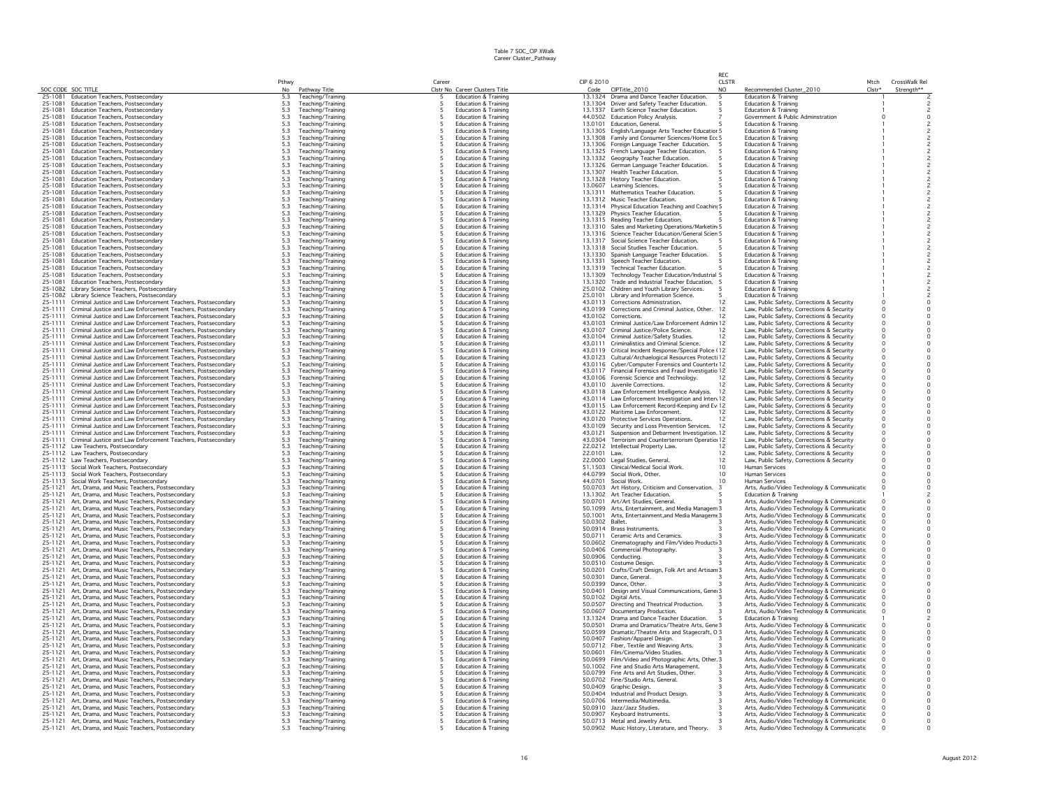Table 7 SOC_CIP XWalk
Career Cluster_Pathway

| SOC CODE | SOC TITLE | Pthwy No | Pathway Title | Career Clstr No | Career Clusters Title | CIP 6 2010 Code | CIPTitle_2010 | REC CLSTR NO | Recommended Cluster_2010 | Mtch Clstr* | CrossWalk Rel Strength** |
|---|---|---|---|---|---|---|---|---|---|---|---|
| 25-1081 | Education Teachers, Postsecondary | 5.3 | Teaching/Training | 5 | Education & Training | 13.1324 | Drama and Dance Teacher Education. | 5 | Education & Training | 1 | 2 |
| 25-1081 | Education Teachers, Postsecondary | 5.3 | Teaching/Training | 5 | Education & Training | 13.1304 | Driver and Safety Teacher Education. | 5 | Education & Training | 1 | 2 |
| 25-1081 | Education Teachers, Postsecondary | 5.3 | Teaching/Training | 5 | Education & Training | 13.1337 | Earth Science Teacher Education. | 5 | Education & Training | 1 | 2 |
| 25-1081 | Education Teachers, Postsecondary | 5.3 | Teaching/Training | 5 | Education & Training | 44.0502 | Education Policy Analysis. | 7 | Government & Public Adminstration | 0 | 0 |
| 25-1081 | Education Teachers, Postsecondary | 5.3 | Teaching/Training | 5 | Education & Training | 13.0101 | Education, General. | 5 | Education & Training | 1 | 2 |
| 25-1081 | Education Teachers, Postsecondary | 5.3 | Teaching/Training | 5 | Education & Training | 13.1305 | English/Language Arts Teacher Educatior | 5 | Education & Training | 1 | 2 |
| 25-1081 | Education Teachers, Postsecondary | 5.3 | Teaching/Training | 5 | Education & Training | 13.1308 | Family and Consumer Sciences/Home Ecc | 5 | Education & Training | 1 | 2 |
| 25-1081 | Education Teachers, Postsecondary | 5.3 | Teaching/Training | 5 | Education & Training | 13.1306 | Foreign Language Teacher Education. | 5 | Education & Training | 1 | 2 |
| 25-1081 | Education Teachers, Postsecondary | 5.3 | Teaching/Training | 5 | Education & Training | 13.1325 | French Language Teacher Education. | 5 | Education & Training | 1 | 2 |
| 25-1081 | Education Teachers, Postsecondary | 5.3 | Teaching/Training | 5 | Education & Training | 13.1332 | Geography Teacher Education. | 5 | Education & Training | 1 | 2 |
| 25-1081 | Education Teachers, Postsecondary | 5.3 | Teaching/Training | 5 | Education & Training | 13.1326 | German Language Teacher Education. | 5 | Education & Training | 1 | 2 |
| 25-1081 | Education Teachers, Postsecondary | 5.3 | Teaching/Training | 5 | Education & Training | 13.1307 | Health Teacher Education. | 5 | Education & Training | 1 | 2 |
| 25-1081 | Education Teachers, Postsecondary | 5.3 | Teaching/Training | 5 | Education & Training | 13.1328 | History Teacher Education. | 5 | Education & Training | 1 | 2 |
| 25-1081 | Education Teachers, Postsecondary | 5.3 | Teaching/Training | 5 | Education & Training | 13.0607 | Learning Sciences. | 5 | Education & Training | 1 | 2 |
| 25-1081 | Education Teachers, Postsecondary | 5.3 | Teaching/Training | 5 | Education & Training | 13.1311 | Mathematics Teacher Education. | 5 | Education & Training | 1 | 2 |
| 25-1081 | Education Teachers, Postsecondary | 5.3 | Teaching/Training | 5 | Education & Training | 13.1312 | Music Teacher Education. | 5 | Education & Training | 1 | 2 |
| 25-1081 | Education Teachers, Postsecondary | 5.3 | Teaching/Training | 5 | Education & Training | 13.1314 | Physical Education Teaching and Coachin | 5 | Education & Training | 1 | 2 |
| 25-1081 | Education Teachers, Postsecondary | 5.3 | Teaching/Training | 5 | Education & Training | 13.1329 | Physics Teacher Education. | 5 | Education & Training | 1 | 2 |
| 25-1081 | Education Teachers, Postsecondary | 5.3 | Teaching/Training | 5 | Education & Training | 13.1315 | Reading Teacher Education. | 5 | Education & Training | 1 | 2 |
| 25-1081 | Education Teachers, Postsecondary | 5.3 | Teaching/Training | 5 | Education & Training | 13.1310 | Sales and Marketing Operations/Marketin | 5 | Education & Training | 1 | 2 |
| 25-1081 | Education Teachers, Postsecondary | 5.3 | Teaching/Training | 5 | Education & Training | 13.1316 | Science Teacher Education/General Scien | 5 | Education & Training | 1 | 2 |
| 25-1081 | Education Teachers, Postsecondary | 5.3 | Teaching/Training | 5 | Education & Training | 13.1317 | Social Science Teacher Education. | 5 | Education & Training | 1 | 2 |
| 25-1081 | Education Teachers, Postsecondary | 5.3 | Teaching/Training | 5 | Education & Training | 13.1318 | Social Studies Teacher Education. | 5 | Education & Training | 1 | 2 |
| 25-1081 | Education Teachers, Postsecondary | 5.3 | Teaching/Training | 5 | Education & Training | 13.1330 | Spanish Language Teacher Education. | 5 | Education & Training | 1 | 2 |
| 25-1081 | Education Teachers, Postsecondary | 5.3 | Teaching/Training | 5 | Education & Training | 13.1331 | Speech Teacher Education. | 5 | Education & Training | 1 | 2 |
| 25-1081 | Education Teachers, Postsecondary | 5.3 | Teaching/Training | 5 | Education & Training | 13.1319 | Technical Teacher Education. | 5 | Education & Training | 1 | 2 |
| 25-1081 | Education Teachers, Postsecondary | 5.3 | Teaching/Training | 5 | Education & Training | 13.1309 | Technology Teacher Education/Industrial | 5 | Education & Training | 1 | 2 |
| 25-1081 | Education Teachers, Postsecondary | 5.3 | Teaching/Training | 5 | Education & Training | 13.1320 | Trade and Industrial Teacher Education. | 5 | Education & Training | 1 | 2 |
| 25-1082 | Library Science Teachers, Postsecondary | 5.3 | Teaching/Training | 5 | Education & Training | 25.0102 | Children and Youth Library Services. | 5 | Education & Training | 1 | 2 |
| 25-1082 | Library Science Teachers, Postsecondary | 5.3 | Teaching/Training | 5 | Education & Training | 25.0101 | Library and Information Science. | 5 | Education & Training | 1 | 2 |
| 25-1111 | Criminal Justice and Law Enforcement Teachers, Postsecondary | 5.3 | Teaching/Training | 5 | Education & Training | 43.0113 | Corrections Administration. | 12 | Law, Public Safety, Corrections & Security | 0 | 0 |
| 25-1111 | Criminal Justice and Law Enforcement Teachers, Postsecondary | 5.3 | Teaching/Training | 5 | Education & Training | 43.0199 | Corrections and Criminal Justice, Other. | 12 | Law, Public Safety, Corrections & Security | 0 | 0 |
| 25-1111 | Criminal Justice and Law Enforcement Teachers, Postsecondary | 5.3 | Teaching/Training | 5 | Education & Training | 43.0102 | Corrections. | 12 | Law, Public Safety, Corrections & Security | 0 | 0 |
| 25-1111 | Criminal Justice and Law Enforcement Teachers, Postsecondary | 5.3 | Teaching/Training | 5 | Education & Training | 43.0103 | Criminal Justice/Law Enforcement Admini | 12 | Law, Public Safety, Corrections & Security | 0 | 0 |
| 25-1111 | Criminal Justice and Law Enforcement Teachers, Postsecondary | 5.3 | Teaching/Training | 5 | Education & Training | 43.0107 | Criminal Justice/Police Science. | 12 | Law, Public Safety, Corrections & Security | 0 | 0 |
| 25-1111 | Criminal Justice and Law Enforcement Teachers, Postsecondary | 5.3 | Teaching/Training | 5 | Education & Training | 43.0104 | Criminal Justice/Safety Studies. | 12 | Law, Public Safety, Corrections & Security | 0 | 0 |
| 25-1111 | Criminal Justice and Law Enforcement Teachers, Postsecondary | 5.3 | Teaching/Training | 5 | Education & Training | 43.0111 | Criminalistics and Criminal Science. | 12 | Law, Public Safety, Corrections & Security | 0 | 0 |
| 25-1111 | Criminal Justice and Law Enforcement Teachers, Postsecondary | 5.3 | Teaching/Training | 5 | Education & Training | 43.0119 | Critical Incident Response/Special Police ( | 12 | Law, Public Safety, Corrections & Security | 0 | 0 |
| 25-1111 | Criminal Justice and Law Enforcement Teachers, Postsecondary | 5.3 | Teaching/Training | 5 | Education & Training | 43.0123 | Cultural/Archaeological Resources Protecti | 12 | Law, Public Safety, Corrections & Security | 0 | 0 |
| 25-1111 | Criminal Justice and Law Enforcement Teachers, Postsecondary | 5.3 | Teaching/Training | 5 | Education & Training | 43.0116 | Cyber/Computer Forensics and Counterte | 12 | Law, Public Safety, Corrections & Security | 0 | 0 |
| 25-1111 | Criminal Justice and Law Enforcement Teachers, Postsecondary | 5.3 | Teaching/Training | 5 | Education & Training | 43.0117 | Financial Forensics and Fraud Investigatio | 12 | Law, Public Safety, Corrections & Security | 0 | 0 |
| 25-1111 | Criminal Justice and Law Enforcement Teachers, Postsecondary | 5.3 | Teaching/Training | 5 | Education & Training | 43.0106 | Forensic Science and Technology. | 12 | Law, Public Safety, Corrections & Security | 0 | 0 |
| 25-1111 | Criminal Justice and Law Enforcement Teachers, Postsecondary | 5.3 | Teaching/Training | 5 | Education & Training | 43.0110 | Juvenile Corrections. | 12 | Law, Public Safety, Corrections & Security | 0 | 0 |
| 25-1111 | Criminal Justice and Law Enforcement Teachers, Postsecondary | 5.3 | Teaching/Training | 5 | Education & Training | 43.0118 | Law Enforcement Intelligence Analysis. | 12 | Law, Public Safety, Corrections & Security | 0 | 0 |
| 25-1111 | Criminal Justice and Law Enforcement Teachers, Postsecondary | 5.3 | Teaching/Training | 5 | Education & Training | 43.0114 | Law Enforcement Investigation and Interv | 12 | Law, Public Safety, Corrections & Security | 0 | 0 |
| 25-1111 | Criminal Justice and Law Enforcement Teachers, Postsecondary | 5.3 | Teaching/Training | 5 | Education & Training | 43.0115 | Law Enforcement Record-Keeping and Ev | 12 | Law, Public Safety, Corrections & Security | 0 | 0 |
| 25-1111 | Criminal Justice and Law Enforcement Teachers, Postsecondary | 5.3 | Teaching/Training | 5 | Education & Training | 43.0122 | Maritime Law Enforcement. | 12 | Law, Public Safety, Corrections & Security | 0 | 0 |
| 25-1111 | Criminal Justice and Law Enforcement Teachers, Postsecondary | 5.3 | Teaching/Training | 5 | Education & Training | 43.0120 | Protective Services Operations. | 12 | Law, Public Safety, Corrections & Security | 0 | 0 |
| 25-1111 | Criminal Justice and Law Enforcement Teachers, Postsecondary | 5.3 | Teaching/Training | 5 | Education & Training | 43.0109 | Security and Loss Prevention Services. | 12 | Law, Public Safety, Corrections & Security | 0 | 0 |
| 25-1111 | Criminal Justice and Law Enforcement Teachers, Postsecondary | 5.3 | Teaching/Training | 5 | Education & Training | 43.0121 | Suspension and Debarment Investigation. | 12 | Law, Public Safety, Corrections & Security | 0 | 0 |
| 25-1111 | Criminal Justice and Law Enforcement Teachers, Postsecondary | 5.3 | Teaching/Training | 5 | Education & Training | 43.0304 | Terrorism and Counterterrorism Operatio | 12 | Law, Public Safety, Corrections & Security | 0 | 0 |
| 25-1112 | Law Teachers, Postsecondary | 5.3 | Teaching/Training | 5 | Education & Training | 22.0212 | Intellectual Property Law. | 12 | Law, Public Safety, Corrections & Security | 0 | 0 |
| 25-1112 | Law Teachers, Postsecondary | 5.3 | Teaching/Training | 5 | Education & Training | 22.0101 | Law. | 12 | Law, Public Safety, Corrections & Security | 0 | 0 |
| 25-1112 | Law Teachers, Postsecondary | 5.3 | Teaching/Training | 5 | Education & Training | 22.0000 | Legal Studies, General. | 12 | Law, Public Safety, Corrections & Security | 0 | 0 |
| 25-1113 | Social Work Teachers, Postsecondary | 5.3 | Teaching/Training | 5 | Education & Training | 51.1503 | Clinical/Medical Social Work. | 10 | Human Services | 0 | 0 |
| 25-1113 | Social Work Teachers, Postsecondary | 5.3 | Teaching/Training | 5 | Education & Training | 44.0799 | Social Work, Other. | 10 | Human Services | 0 | 0 |
| 25-1113 | Social Work Teachers, Postsecondary | 5.3 | Teaching/Training | 5 | Education & Training | 44.0701 | Social Work. | 10 | Human Services | 0 | 0 |
| 25-1121 | Art, Drama, and Music Teachers, Postsecondary | 5.3 | Teaching/Training | 5 | Education & Training | 50.0703 | Art History, Criticism and Conservation. | 3 | Arts, Audio/Video Technology & Communicatic | 0 | 0 |
| 25-1121 | Art, Drama, and Music Teachers, Postsecondary | 5.3 | Teaching/Training | 5 | Education & Training | 13.1302 | Art Teacher Education. | 5 | Education & Training | 1 | 2 |
| 25-1121 | Art, Drama, and Music Teachers, Postsecondary | 5.3 | Teaching/Training | 5 | Education & Training | 50.0701 | Art/Art Studies, General. | 3 | Arts, Audio/Video Technology & Communicatic | 0 | 0 |
| 25-1121 | Art, Drama, and Music Teachers, Postsecondary | 5.3 | Teaching/Training | 5 | Education & Training | 50.1099 | Arts, Entertainment, and Media Managem | 3 | Arts, Audio/Video Technology & Communicatic | 0 | 0 |
| 25-1121 | Art, Drama, and Music Teachers, Postsecondary | 5.3 | Teaching/Training | 5 | Education & Training | 50.1001 | Arts, Entertainment,and Media Managem | 3 | Arts, Audio/Video Technology & Communicatic | 0 | 0 |
| 25-1121 | Art, Drama, and Music Teachers, Postsecondary | 5.3 | Teaching/Training | 5 | Education & Training | 50.0302 | Ballet. | 3 | Arts, Audio/Video Technology & Communicatic | 0 | 0 |
| 25-1121 | Art, Drama, and Music Teachers, Postsecondary | 5.3 | Teaching/Training | 5 | Education & Training | 50.0914 | Brass Instruments. | 3 | Arts, Audio/Video Technology & Communicatic | 0 | 0 |
| 25-1121 | Art, Drama, and Music Teachers, Postsecondary | 5.3 | Teaching/Training | 5 | Education & Training | 50.0711 | Ceramic Arts and Ceramics. | 3 | Arts, Audio/Video Technology & Communicatic | 0 | 0 |
| 25-1121 | Art, Drama, and Music Teachers, Postsecondary | 5.3 | Teaching/Training | 5 | Education & Training | 50.0602 | Cinematography and Film/Video Producti | 3 | Arts, Audio/Video Technology & Communicatic | 0 | 0 |
| 25-1121 | Art, Drama, and Music Teachers, Postsecondary | 5.3 | Teaching/Training | 5 | Education & Training | 50.0406 | Commercial Photography. | 3 | Arts, Audio/Video Technology & Communicatic | 0 | 0 |
| 25-1121 | Art, Drama, and Music Teachers, Postsecondary | 5.3 | Teaching/Training | 5 | Education & Training | 50.0906 | Conducting. | 3 | Arts, Audio/Video Technology & Communicatic | 0 | 0 |
| 25-1121 | Art, Drama, and Music Teachers, Postsecondary | 5.3 | Teaching/Training | 5 | Education & Training | 50.0510 | Costume Design. | 3 | Arts, Audio/Video Technology & Communicatic | 0 | 0 |
| 25-1121 | Art, Drama, and Music Teachers, Postsecondary | 5.3 | Teaching/Training | 5 | Education & Training | 50.0201 | Crafts/Craft Design, Folk Art and Artisanı | 3 | Arts, Audio/Video Technology & Communicatic | 0 | 0 |
| 25-1121 | Art, Drama, and Music Teachers, Postsecondary | 5.3 | Teaching/Training | 5 | Education & Training | 50.0301 | Dance, General. | 3 | Arts, Audio/Video Technology & Communicatic | 0 | 0 |
| 25-1121 | Art, Drama, and Music Teachers, Postsecondary | 5.3 | Teaching/Training | 5 | Education & Training | 50.0399 | Dance, Other. | 3 | Arts, Audio/Video Technology & Communicatic | 0 | 0 |
| 25-1121 | Art, Drama, and Music Teachers, Postsecondary | 5.3 | Teaching/Training | 5 | Education & Training | 50.0401 | Design and Visual Communications, Gene | 3 | Arts, Audio/Video Technology & Communicatic | 0 | 0 |
| 25-1121 | Art, Drama, and Music Teachers, Postsecondary | 5.3 | Teaching/Training | 5 | Education & Training | 50.0102 | Digital Arts. | 3 | Arts, Audio/Video Technology & Communicatic | 0 | 0 |
| 25-1121 | Art, Drama, and Music Teachers, Postsecondary | 5.3 | Teaching/Training | 5 | Education & Training | 50.0507 | Directing and Theatrical Production. | 3 | Arts, Audio/Video Technology & Communicatic | 0 | 0 |
| 25-1121 | Art, Drama, and Music Teachers, Postsecondary | 5.3 | Teaching/Training | 5 | Education & Training | 50.0607 | Documentary Production. | 3 | Arts, Audio/Video Technology & Communicatic | 0 | 0 |
| 25-1121 | Art, Drama, and Music Teachers, Postsecondary | 5.3 | Teaching/Training | 5 | Education & Training | 13.1324 | Drama and Dance Teacher Education. | 5 | Education & Training | 1 | 2 |
| 25-1121 | Art, Drama, and Music Teachers, Postsecondary | 5.3 | Teaching/Training | 5 | Education & Training | 50.0501 | Drama and Dramatics/Theatre Arts, Gene | 3 | Arts, Audio/Video Technology & Communicatic | 0 | 0 |
| 25-1121 | Art, Drama, and Music Teachers, Postsecondary | 5.3 | Teaching/Training | 5 | Education & Training | 50.0599 | Dramatic/Theatre Arts and Stagecraft, O | 3 | Arts, Audio/Video Technology & Communicatic | 0 | 0 |
| 25-1121 | Art, Drama, and Music Teachers, Postsecondary | 5.3 | Teaching/Training | 5 | Education & Training | 50.0407 | Fashion/Apparel Design. | 3 | Arts, Audio/Video Technology & Communicatic | 0 | 0 |
| 25-1121 | Art, Drama, and Music Teachers, Postsecondary | 5.3 | Teaching/Training | 5 | Education & Training | 50.0712 | Fiber, Textile and Weaving Arts. | 3 | Arts, Audio/Video Technology & Communicatic | 0 | 0 |
| 25-1121 | Art, Drama, and Music Teachers, Postsecondary | 5.3 | Teaching/Training | 5 | Education & Training | 50.0601 | Film/Cinema/Video Studies. | 3 | Arts, Audio/Video Technology & Communicatic | 0 | 0 |
| 25-1121 | Art, Drama, and Music Teachers, Postsecondary | 5.3 | Teaching/Training | 5 | Education & Training | 50.0699 | Film/Video and Photographic Arts, Other. | 3 | Arts, Audio/Video Technology & Communicatic | 0 | 0 |
| 25-1121 | Art, Drama, and Music Teachers, Postsecondary | 5.3 | Teaching/Training | 5 | Education & Training | 50.1002 | Fine and Studio Arts Management. | 3 | Arts, Audio/Video Technology & Communicatic | 0 | 0 |
| 25-1121 | Art, Drama, and Music Teachers, Postsecondary | 5.3 | Teaching/Training | 5 | Education & Training | 50.0799 | Fine Arts and Art Studies, Other. | 3 | Arts, Audio/Video Technology & Communicatic | 0 | 0 |
| 25-1121 | Art, Drama, and Music Teachers, Postsecondary | 5.3 | Teaching/Training | 5 | Education & Training | 50.0702 | Fine/Studio Arts, General. | 3 | Arts, Audio/Video Technology & Communicatic | 0 | 0 |
| 25-1121 | Art, Drama, and Music Teachers, Postsecondary | 5.3 | Teaching/Training | 5 | Education & Training | 50.0409 | Graphic Design. | 3 | Arts, Audio/Video Technology & Communicatic | 0 | 0 |
| 25-1121 | Art, Drama, and Music Teachers, Postsecondary | 5.3 | Teaching/Training | 5 | Education & Training | 50.0404 | Industrial and Product Design. | 3 | Arts, Audio/Video Technology & Communicatic | 0 | 0 |
| 25-1121 | Art, Drama, and Music Teachers, Postsecondary | 5.3 | Teaching/Training | 5 | Education & Training | 50.0706 | Intermedia/Multimedia. | 3 | Arts, Audio/Video Technology & Communicatic | 0 | 0 |
| 25-1121 | Art, Drama, and Music Teachers, Postsecondary | 5.3 | Teaching/Training | 5 | Education & Training | 50.0910 | Jazz/Jazz Studies. | 3 | Arts, Audio/Video Technology & Communicatic | 0 | 0 |
| 25-1121 | Art, Drama, and Music Teachers, Postsecondary | 5.3 | Teaching/Training | 5 | Education & Training | 50.0907 | Keyboard Instruments. | 3 | Arts, Audio/Video Technology & Communicatic | 0 | 0 |
| 25-1121 | Art, Drama, and Music Teachers, Postsecondary | 5.3 | Teaching/Training | 5 | Education & Training | 50.0713 | Metal and Jewelry Arts. | 3 | Arts, Audio/Video Technology & Communicatic | 0 | 0 |
| 25-1121 | Art, Drama, and Music Teachers, Postsecondary | 5.3 | Teaching/Training | 5 | Education & Training | 50.0902 | Music History, Literature, and Theory. | 3 | Arts, Audio/Video Technology & Communicatic | 0 | 0 |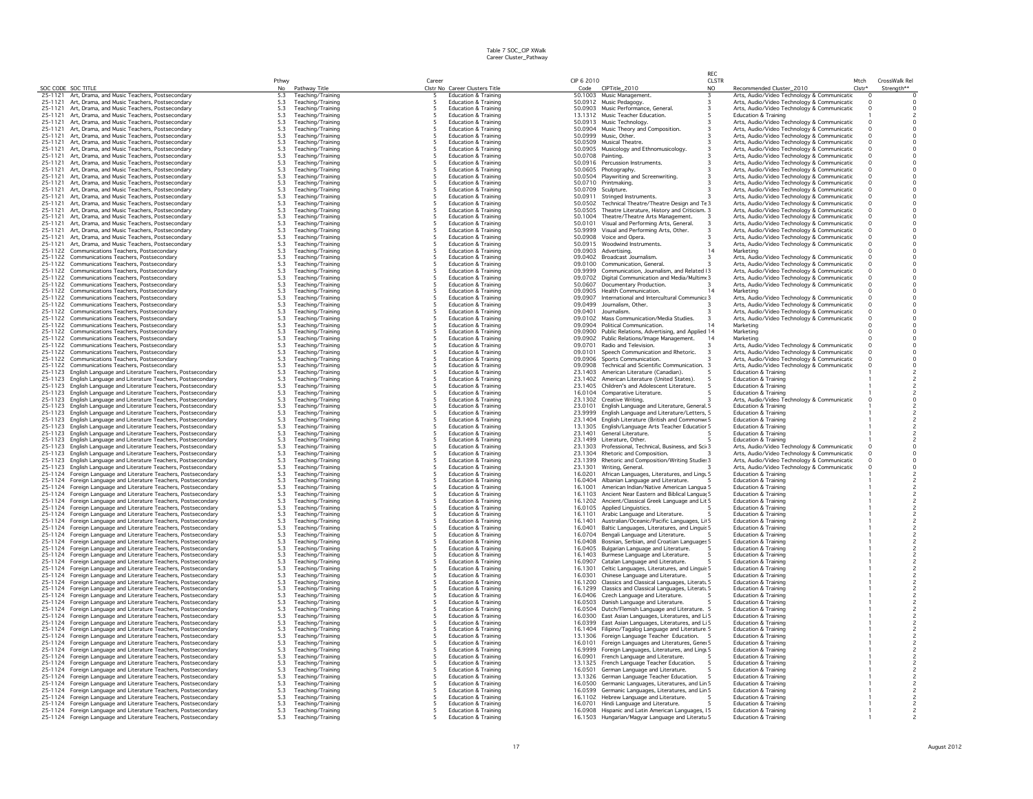# Table 7 SOC_CIP XWalk
## Career Cluster_Pathway

| SOC CODE | SOC TITLE | Pthwy No | Pathway Title | Career Clstr No | Career Clusters Title | CIP 6 2010 Code | CIPTitle_2010 | REC CLSTR NO | Recommended Cluster_2010 | Mtch Clstr* | CrossWalk Rel Strength** |
|---|---|---|---|---|---|---|---|---|---|---|---|
| 25-1121 | Art, Drama, and Music Teachers, Postsecondary | 5.3 | Teaching/Training | 5 | Education & Training | 50.1003 | Music Management. | 3 | Arts, Audio/Video Technology & Communicatic | 0 | 0 |
| 25-1121 | Art, Drama, and Music Teachers, Postsecondary | 5.3 | Teaching/Training | 5 | Education & Training | 50.0912 | Music Pedagogy. | 3 | Arts, Audio/Video Technology & Communicatic | 0 | 0 |
| 25-1121 | Art, Drama, and Music Teachers, Postsecondary | 5.3 | Teaching/Training | 5 | Education & Training | 50.0903 | Music Performance, General. | 3 | Arts, Audio/Video Technology & Communicatic | 0 | 0 |
| 25-1121 | Art, Drama, and Music Teachers, Postsecondary | 5.3 | Teaching/Training | 5 | Education & Training | 13.1312 | Music Teacher Education. | 5 | Education & Training | 1 | 2 |
| 25-1121 | Art, Drama, and Music Teachers, Postsecondary | 5.3 | Teaching/Training | 5 | Education & Training | 50.0913 | Music Technology. | 3 | Arts, Audio/Video Technology & Communicatic | 0 | 0 |
| 25-1121 | Art, Drama, and Music Teachers, Postsecondary | 5.3 | Teaching/Training | 5 | Education & Training | 50.0904 | Music Theory and Composition. | 3 | Arts, Audio/Video Technology & Communicatic | 0 | 0 |
| 25-1121 | Art, Drama, and Music Teachers, Postsecondary | 5.3 | Teaching/Training | 5 | Education & Training | 50.0999 | Music, Other. | 3 | Arts, Audio/Video Technology & Communicatic | 0 | 0 |
| 25-1121 | Art, Drama, and Music Teachers, Postsecondary | 5.3 | Teaching/Training | 5 | Education & Training | 50.0509 | Musical Theatre. | 3 | Arts, Audio/Video Technology & Communicatic | 0 | 0 |
| 25-1121 | Art, Drama, and Music Teachers, Postsecondary | 5.3 | Teaching/Training | 5 | Education & Training | 50.0905 | Musicology and Ethnomusicology. | 3 | Arts, Audio/Video Technology & Communicatic | 0 | 0 |
| 25-1121 | Art, Drama, and Music Teachers, Postsecondary | 5.3 | Teaching/Training | 5 | Education & Training | 50.0708 | Painting. | 3 | Arts, Audio/Video Technology & Communicatic | 0 | 0 |
| 25-1121 | Art, Drama, and Music Teachers, Postsecondary | 5.3 | Teaching/Training | 5 | Education & Training | 50.0916 | Percussion Instruments. | 3 | Arts, Audio/Video Technology & Communicatic | 0 | 0 |
| 25-1121 | Art, Drama, and Music Teachers, Postsecondary | 5.3 | Teaching/Training | 5 | Education & Training | 50.0605 | Photography. | 3 | Arts, Audio/Video Technology & Communicatic | 0 | 0 |
| 25-1121 | Art, Drama, and Music Teachers, Postsecondary | 5.3 | Teaching/Training | 5 | Education & Training | 50.0504 | Playwriting and Screenwriting. | 3 | Arts, Audio/Video Technology & Communicatic | 0 | 0 |
| 25-1121 | Art, Drama, and Music Teachers, Postsecondary | 5.3 | Teaching/Training | 5 | Education & Training | 50.0710 | Printmaking. | 3 | Arts, Audio/Video Technology & Communicatic | 0 | 0 |
| 25-1121 | Art, Drama, and Music Teachers, Postsecondary | 5.3 | Teaching/Training | 5 | Education & Training | 50.0709 | Sculpture. | 3 | Arts, Audio/Video Technology & Communicatic | 0 | 0 |
| 25-1121 | Art, Drama, and Music Teachers, Postsecondary | 5.3 | Teaching/Training | 5 | Education & Training | 50.0911 | Stringed Instruments. | 3 | Arts, Audio/Video Technology & Communicatic | 0 | 0 |
| 25-1121 | Art, Drama, and Music Teachers, Postsecondary | 5.3 | Teaching/Training | 5 | Education & Training | 50.0502 | Technical Theatre/Theatre Design and Te | 3 | Arts, Audio/Video Technology & Communicatic | 0 | 0 |
| 25-1121 | Art, Drama, and Music Teachers, Postsecondary | 5.3 | Teaching/Training | 5 | Education & Training | 50.0505 | Theatre Literature, History and Criticism. | 3 | Arts, Audio/Video Technology & Communicatic | 0 | 0 |
| 25-1121 | Art, Drama, and Music Teachers, Postsecondary | 5.3 | Teaching/Training | 5 | Education & Training | 50.1004 | Theatre/Theatre Arts Management. | 3 | Arts, Audio/Video Technology & Communicatic | 0 | 0 |
| 25-1121 | Art, Drama, and Music Teachers, Postsecondary | 5.3 | Teaching/Training | 5 | Education & Training | 50.0101 | Visual and Performing Arts, General. | 3 | Arts, Audio/Video Technology & Communicatic | 0 | 0 |
| 25-1121 | Art, Drama, and Music Teachers, Postsecondary | 5.3 | Teaching/Training | 5 | Education & Training | 50.9999 | Visual and Performing Arts, Other. | 3 | Arts, Audio/Video Technology & Communicatic | 0 | 0 |
| 25-1121 | Art, Drama, and Music Teachers, Postsecondary | 5.3 | Teaching/Training | 5 | Education & Training | 50.0908 | Voice and Opera. | 3 | Arts, Audio/Video Technology & Communicatic | 0 | 0 |
| 25-1121 | Art, Drama, and Music Teachers, Postsecondary | 5.3 | Teaching/Training | 5 | Education & Training | 50.0915 | Woodwind Instruments. | 3 | Arts, Audio/Video Technology & Communicatic | 0 | 0 |
| 25-1122 | Communications Teachers, Postsecondary | 5.3 | Teaching/Training | 5 | Education & Training | 09.0903 | Advertising. | 14 | Marketing | 0 | 0 |
| 25-1122 | Communications Teachers, Postsecondary | 5.3 | Teaching/Training | 5 | Education & Training | 09.0402 | Broadcast Journalism. | 3 | Arts, Audio/Video Technology & Communicatic | 0 | 0 |
| 25-1122 | Communications Teachers, Postsecondary | 5.3 | Teaching/Training | 5 | Education & Training | 09.0100 | Communication, General. | 3 | Arts, Audio/Video Technology & Communicatic | 0 | 0 |
| 25-1122 | Communications Teachers, Postsecondary | 5.3 | Teaching/Training | 5 | Education & Training | 09.9999 | Communication, Journalism, and Related I | 3 | Arts, Audio/Video Technology & Communicatic | 0 | 0 |
| 25-1122 | Communications Teachers, Postsecondary | 5.3 | Teaching/Training | 5 | Education & Training | 09.0702 | Digital Communication and Media/Multime | 3 | Arts, Audio/Video Technology & Communicatic | 0 | 0 |
| 25-1122 | Communications Teachers, Postsecondary | 5.3 | Teaching/Training | 5 | Education & Training | 50.0607 | Documentary Production. | 3 | Arts, Audio/Video Technology & Communicatic | 0 | 0 |
| 25-1122 | Communications Teachers, Postsecondary | 5.3 | Teaching/Training | 5 | Education & Training | 09.0905 | Health Communication. | 14 | Marketing | 0 | 0 |
| 25-1122 | Communications Teachers, Postsecondary | 5.3 | Teaching/Training | 5 | Education & Training | 09.0907 | International and Intercultural Communica | 3 | Arts, Audio/Video Technology & Communicatic | 0 | 0 |
| 25-1122 | Communications Teachers, Postsecondary | 5.3 | Teaching/Training | 5 | Education & Training | 09.0499 | Journalism, Other. | 3 | Arts, Audio/Video Technology & Communicatic | 0 | 0 |
| 25-1122 | Communications Teachers, Postsecondary | 5.3 | Teaching/Training | 5 | Education & Training | 09.0401 | Journalism. | 3 | Arts, Audio/Video Technology & Communicatic | 0 | 0 |
| 25-1122 | Communications Teachers, Postsecondary | 5.3 | Teaching/Training | 5 | Education & Training | 09.0102 | Mass Communication/Media Studies. | 3 | Arts, Audio/Video Technology & Communicatic | 0 | 0 |
| 25-1122 | Communications Teachers, Postsecondary | 5.3 | Teaching/Training | 5 | Education & Training | 09.0904 | Political Communication. | 14 | Marketing | 0 | 0 |
| 25-1122 | Communications Teachers, Postsecondary | 5.3 | Teaching/Training | 5 | Education & Training | 09.0900 | Public Relations, Advertising, and Applied | 14 | Marketing | 0 | 0 |
| 25-1122 | Communications Teachers, Postsecondary | 5.3 | Teaching/Training | 5 | Education & Training | 09.0902 | Public Relations/Image Management. | 14 | Marketing | 0 | 0 |
| 25-1122 | Communications Teachers, Postsecondary | 5.3 | Teaching/Training | 5 | Education & Training | 09.0701 | Radio and Television. | 3 | Arts, Audio/Video Technology & Communicatic | 0 | 0 |
| 25-1122 | Communications Teachers, Postsecondary | 5.3 | Teaching/Training | 5 | Education & Training | 09.0101 | Speech Communication and Rhetoric. | 3 | Arts, Audio/Video Technology & Communicatic | 0 | 0 |
| 25-1122 | Communications Teachers, Postsecondary | 5.3 | Teaching/Training | 5 | Education & Training | 09.0906 | Sports Communication. | 3 | Arts, Audio/Video Technology & Communicatic | 0 | 0 |
| 25-1122 | Communications Teachers, Postsecondary | 5.3 | Teaching/Training | 5 | Education & Training | 09.0908 | Technical and Scientific Communication. | 3 | Arts, Audio/Video Technology & Communicatic | 0 | 0 |
| 25-1123 | English Language and Literature Teachers, Postsecondary | 5.3 | Teaching/Training | 5 | Education & Training | 23.1403 | American Literature (Canadian). | 5 | Education & Training | 1 | 2 |
| 25-1123 | English Language and Literature Teachers, Postsecondary | 5.3 | Teaching/Training | 5 | Education & Training | 23.1402 | American Literature (United States). | 5 | Education & Training | 1 | 2 |
| 25-1123 | English Language and Literature Teachers, Postsecondary | 5.3 | Teaching/Training | 5 | Education & Training | 23.1405 | Children's and Adolescent Literature. | 5 | Education & Training | 1 | 2 |
| 25-1123 | English Language and Literature Teachers, Postsecondary | 5.3 | Teaching/Training | 5 | Education & Training | 16.0104 | Comparative Literature. | 5 | Education & Training | 1 | 2 |
| 25-1123 | English Language and Literature Teachers, Postsecondary | 5.3 | Teaching/Training | 5 | Education & Training | 23.1302 | Creative Writing. | 3 | Arts, Audio/Video Technology & Communicatic | 0 | 0 |
| 25-1123 | English Language and Literature Teachers, Postsecondary | 5.3 | Teaching/Training | 5 | Education & Training | 23.0101 | English Language and Literature, General. | 5 | Education & Training | 1 | 2 |
| 25-1123 | English Language and Literature Teachers, Postsecondary | 5.3 | Teaching/Training | 5 | Education & Training | 23.9999 | English Language and Literature/Letters, | 5 | Education & Training | 1 | 2 |
| 25-1123 | English Language and Literature Teachers, Postsecondary | 5.3 | Teaching/Training | 5 | Education & Training | 23.1404 | English Literature (British and Commonw | 5 | Education & Training | 1 | 2 |
| 25-1123 | English Language and Literature Teachers, Postsecondary | 5.3 | Teaching/Training | 5 | Education & Training | 13.1305 | English/Language Arts Teacher Educatior | 5 | Education & Training | 1 | 2 |
| 25-1123 | English Language and Literature Teachers, Postsecondary | 5.3 | Teaching/Training | 5 | Education & Training | 23.1401 | General Literature. | 5 | Education & Training | 1 | 2 |
| 25-1123 | English Language and Literature Teachers, Postsecondary | 5.3 | Teaching/Training | 5 | Education & Training | 23.1499 | Literature, Other. | 5 | Education & Training | 1 | 2 |
| 25-1123 | English Language and Literature Teachers, Postsecondary | 5.3 | Teaching/Training | 5 | Education & Training | 23.1303 | Professional, Technical, Business, and Sci | 3 | Arts, Audio/Video Technology & Communicatic | 0 | 0 |
| 25-1123 | English Language and Literature Teachers, Postsecondary | 5.3 | Teaching/Training | 5 | Education & Training | 23.1304 | Rhetoric and Composition. | 3 | Arts, Audio/Video Technology & Communicatic | 0 | 0 |
| 25-1123 | English Language and Literature Teachers, Postsecondary | 5.3 | Teaching/Training | 5 | Education & Training | 23.1399 | Rhetoric and Composition/Writing Studies | 3 | Arts, Audio/Video Technology & Communicatic | 0 | 0 |
| 25-1123 | English Language and Literature Teachers, Postsecondary | 5.3 | Teaching/Training | 5 | Education & Training | 23.1301 | Writing, General. | 3 | Arts, Audio/Video Technology & Communicatic | 0 | 0 |
| 25-1124 | Foreign Language and Literature Teachers, Postsecondary | 5.3 | Teaching/Training | 5 | Education & Training | 16.0201 | African Languages, Literatures, and Lingu | 5 | Education & Training | 1 | 2 |
| 25-1124 | Foreign Language and Literature Teachers, Postsecondary | 5.3 | Teaching/Training | 5 | Education & Training | 16.0404 | Albanian Language and Literature. | 5 | Education & Training | 1 | 2 |
| 25-1124 | Foreign Language and Literature Teachers, Postsecondary | 5.3 | Teaching/Training | 5 | Education & Training | 16.1001 | American Indian/Native American Langua | 5 | Education & Training | 1 | 2 |
| 25-1124 | Foreign Language and Literature Teachers, Postsecondary | 5.3 | Teaching/Training | 5 | Education & Training | 16.1103 | Ancient Near Eastern and Biblical Langua | 5 | Education & Training | 1 | 2 |
| 25-1124 | Foreign Language and Literature Teachers, Postsecondary | 5.3 | Teaching/Training | 5 | Education & Training | 16.1202 | Ancient/Classical Greek Language and Lit | 5 | Education & Training | 1 | 2 |
| 25-1124 | Foreign Language and Literature Teachers, Postsecondary | 5.3 | Teaching/Training | 5 | Education & Training | 16.0105 | Applied Linguistics. | 5 | Education & Training | 1 | 2 |
| 25-1124 | Foreign Language and Literature Teachers, Postsecondary | 5.3 | Teaching/Training | 5 | Education & Training | 16.1101 | Arabic Language and Literature. | 5 | Education & Training | 1 | 2 |
| 25-1124 | Foreign Language and Literature Teachers, Postsecondary | 5.3 | Teaching/Training | 5 | Education & Training | 16.1401 | Australian/Oceanic/Pacific Languages, Lit | 5 | Education & Training | 1 | 2 |
| 25-1124 | Foreign Language and Literature Teachers, Postsecondary | 5.3 | Teaching/Training | 5 | Education & Training | 16.0401 | Baltic Languages, Literatures, and Lingui | 5 | Education & Training | 1 | 2 |
| 25-1124 | Foreign Language and Literature Teachers, Postsecondary | 5.3 | Teaching/Training | 5 | Education & Training | 16.0704 | Bengali Language and Literature. | 5 | Education & Training | 1 | 2 |
| 25-1124 | Foreign Language and Literature Teachers, Postsecondary | 5.3 | Teaching/Training | 5 | Education & Training | 16.0408 | Bosnian, Serbian, and Croatian Language | 5 | Education & Training | 1 | 2 |
| 25-1124 | Foreign Language and Literature Teachers, Postsecondary | 5.3 | Teaching/Training | 5 | Education & Training | 16.0405 | Bulgarian Language and Literature. | 5 | Education & Training | 1 | 2 |
| 25-1124 | Foreign Language and Literature Teachers, Postsecondary | 5.3 | Teaching/Training | 5 | Education & Training | 16.1403 | Burmese Language and Literature. | 5 | Education & Training | 1 | 2 |
| 25-1124 | Foreign Language and Literature Teachers, Postsecondary | 5.3 | Teaching/Training | 5 | Education & Training | 16.0907 | Catalan Language and Literature. | 5 | Education & Training | 1 | 2 |
| 25-1124 | Foreign Language and Literature Teachers, Postsecondary | 5.3 | Teaching/Training | 5 | Education & Training | 16.1301 | Celtic Languages, Literatures, and Lingui | 5 | Education & Training | 1 | 2 |
| 25-1124 | Foreign Language and Literature Teachers, Postsecondary | 5.3 | Teaching/Training | 5 | Education & Training | 16.0301 | Chinese Language and Literature. | 5 | Education & Training | 1 | 2 |
| 25-1124 | Foreign Language and Literature Teachers, Postsecondary | 5.3 | Teaching/Training | 5 | Education & Training | 16.1200 | Classics and Classical Languages, Literatu | 5 | Education & Training | 1 | 2 |
| 25-1124 | Foreign Language and Literature Teachers, Postsecondary | 5.3 | Teaching/Training | 5 | Education & Training | 16.1299 | Classics and Classical Languages, Literatu | 5 | Education & Training | 1 | 2 |
| 25-1124 | Foreign Language and Literature Teachers, Postsecondary | 5.3 | Teaching/Training | 5 | Education & Training | 16.0406 | Czech Language and Literature. | 5 | Education & Training | 1 | 2 |
| 25-1124 | Foreign Language and Literature Teachers, Postsecondary | 5.3 | Teaching/Training | 5 | Education & Training | 16.0503 | Danish Language and Literature. | 5 | Education & Training | 1 | 2 |
| 25-1124 | Foreign Language and Literature Teachers, Postsecondary | 5.3 | Teaching/Training | 5 | Education & Training | 16.0504 | Dutch/Flemish Language and Literature. | 5 | Education & Training | 1 | 2 |
| 25-1124 | Foreign Language and Literature Teachers, Postsecondary | 5.3 | Teaching/Training | 5 | Education & Training | 16.0300 | East Asian Languages, Literatures, and Li | 5 | Education & Training | 1 | 2 |
| 25-1124 | Foreign Language and Literature Teachers, Postsecondary | 5.3 | Teaching/Training | 5 | Education & Training | 16.0399 | East Asian Languages, Literatures, and Li | 5 | Education & Training | 1 | 2 |
| 25-1124 | Foreign Language and Literature Teachers, Postsecondary | 5.3 | Teaching/Training | 5 | Education & Training | 16.1404 | Filipino/Tagalog Language and Literature. | 5 | Education & Training | 1 | 2 |
| 25-1124 | Foreign Language and Literature Teachers, Postsecondary | 5.3 | Teaching/Training | 5 | Education & Training | 13.1306 | Foreign Language Teacher Education. | 5 | Education & Training | 1 | 2 |
| 25-1124 | Foreign Language and Literature Teachers, Postsecondary | 5.3 | Teaching/Training | 5 | Education & Training | 16.0101 | Foreign Languages and Literatures, Gener | 5 | Education & Training | 1 | 2 |
| 25-1124 | Foreign Language and Literature Teachers, Postsecondary | 5.3 | Teaching/Training | 5 | Education & Training | 16.9999 | Foreign Languages, Literatures, and Lingu | 5 | Education & Training | 1 | 2 |
| 25-1124 | Foreign Language and Literature Teachers, Postsecondary | 5.3 | Teaching/Training | 5 | Education & Training | 16.0901 | French Language and Literature. | 5 | Education & Training | 1 | 2 |
| 25-1124 | Foreign Language and Literature Teachers, Postsecondary | 5.3 | Teaching/Training | 5 | Education & Training | 13.1325 | French Language Teacher Education. | 5 | Education & Training | 1 | 2 |
| 25-1124 | Foreign Language and Literature Teachers, Postsecondary | 5.3 | Teaching/Training | 5 | Education & Training | 16.0501 | German Language and Literature. | 5 | Education & Training | 1 | 2 |
| 25-1124 | Foreign Language and Literature Teachers, Postsecondary | 5.3 | Teaching/Training | 5 | Education & Training | 13.1326 | German Language Teacher Education. | 5 | Education & Training | 1 | 2 |
| 25-1124 | Foreign Language and Literature Teachers, Postsecondary | 5.3 | Teaching/Training | 5 | Education & Training | 16.0500 | Germanic Languages, Literatures, and Lin | 5 | Education & Training | 1 | 2 |
| 25-1124 | Foreign Language and Literature Teachers, Postsecondary | 5.3 | Teaching/Training | 5 | Education & Training | 16.0599 | Germanic Languages, Literatures, and Lin | 5 | Education & Training | 1 | 2 |
| 25-1124 | Foreign Language and Literature Teachers, Postsecondary | 5.3 | Teaching/Training | 5 | Education & Training | 16.1102 | Hebrew Language and Literature. | 5 | Education & Training | 1 | 2 |
| 25-1124 | Foreign Language and Literature Teachers, Postsecondary | 5.3 | Teaching/Training | 5 | Education & Training | 16.0701 | Hindi Language and Literature. | 5 | Education & Training | 1 | 2 |
| 25-1124 | Foreign Language and Literature Teachers, Postsecondary | 5.3 | Teaching/Training | 5 | Education & Training | 16.0908 | Hispanic and Latin American Languages, I | 5 | Education & Training | 1 | 2 |
| 25-1124 | Foreign Language and Literature Teachers, Postsecondary | 5.3 | Teaching/Training | 5 | Education & Training | 16.1503 | Hungarian/Magyar Language and Literatu | 5 | Education & Training | 1 | 2 |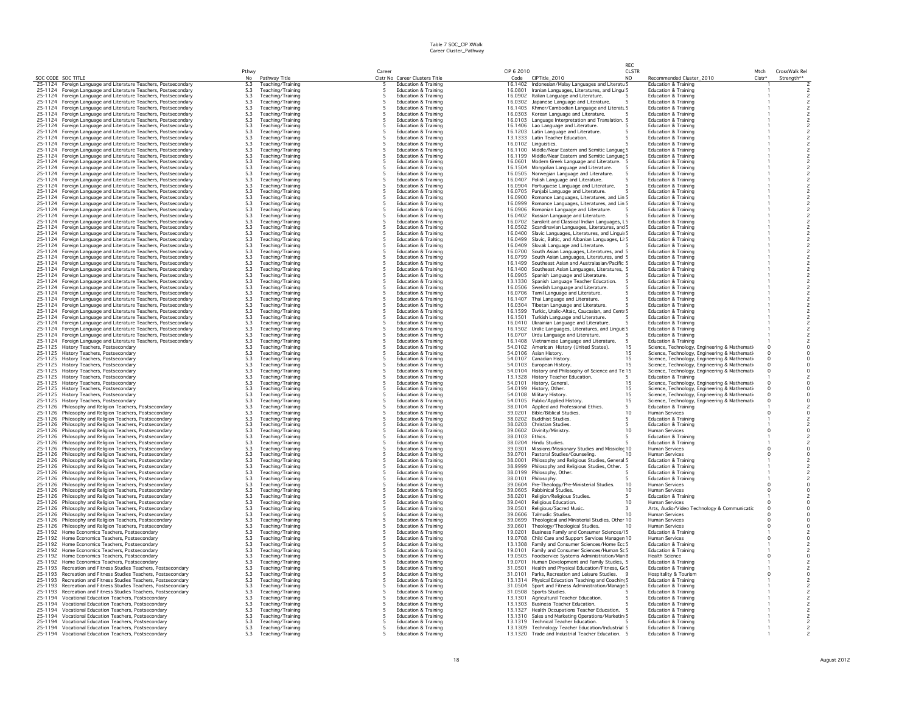Table 7 SOC_CIP XWalk
Career Cluster_Pathway

| SOC CODE | SOC TITLE | Pthwy No | Pathway Title | Career Clstr No | Career Clusters Title | CIP 6 2010 Code | CIPTitle_2010 | REC CLSTR NO | Recommended Cluster_2010 | Mtch Clstr* | CrossWalk Rel Strength** |
|---|---|---|---|---|---|---|---|---|---|---|---|
| 25-1124 | Foreign Language and Literature Teachers, Postsecondary | 5.3 | Teaching/Training | 5 | Education & Training | 16.1402 | Indonesian/Malay Languages and Literatu | 5 | Education & Training | 1 | 2 |
| 25-1124 | Foreign Language and Literature Teachers, Postsecondary | 5.3 | Teaching/Training | 5 | Education & Training | 16.0801 | Iranian Languages, Literatures, and Lingu | 5 | Education & Training | 1 | 2 |
| 25-1124 | Foreign Language and Literature Teachers, Postsecondary | 5.3 | Teaching/Training | 5 | Education & Training | 16.0902 | Italian Language and Literature. | 5 | Education & Training | 1 | 2 |
| 25-1124 | Foreign Language and Literature Teachers, Postsecondary | 5.3 | Teaching/Training | 5 | Education & Training | 16.0302 | Japanese Language and Literature. | 5 | Education & Training | 1 | 2 |
| 25-1124 | Foreign Language and Literature Teachers, Postsecondary | 5.3 | Teaching/Training | 5 | Education & Training | 16.1405 | Khmer/Cambodian Language and Literatu | 5 | Education & Training | 1 | 2 |
| 25-1124 | Foreign Language and Literature Teachers, Postsecondary | 5.3 | Teaching/Training | 5 | Education & Training | 16.0303 | Korean Language and Literature. | 5 | Education & Training | 1 | 2 |
| 25-1124 | Foreign Language and Literature Teachers, Postsecondary | 5.3 | Teaching/Training | 5 | Education & Training | 16.0103 | Language Interpretation and Translation. | 5 | Education & Training | 1 | 2 |
| 25-1124 | Foreign Language and Literature Teachers, Postsecondary | 5.3 | Teaching/Training | 5 | Education & Training | 16.1406 | Lao Language and Literature. | 5 | Education & Training | 1 | 2 |
| 25-1124 | Foreign Language and Literature Teachers, Postsecondary | 5.3 | Teaching/Training | 5 | Education & Training | 16.1203 | Latin Language and Literature. | 5 | Education & Training | 1 | 2 |
| 25-1124 | Foreign Language and Literature Teachers, Postsecondary | 5.3 | Teaching/Training | 5 | Education & Training | 13.1333 | Latin Teacher Education. | 5 | Education & Training | 1 | 2 |
| 25-1124 | Foreign Language and Literature Teachers, Postsecondary | 5.3 | Teaching/Training | 5 | Education & Training | 16.0102 | Linguistics. | 5 | Education & Training | 1 | 2 |
| 25-1124 | Foreign Language and Literature Teachers, Postsecondary | 5.3 | Teaching/Training | 5 | Education & Training | 16.1100 | Middle/Near Eastern and Semitic Languag | 5 | Education & Training | 1 | 2 |
| 25-1124 | Foreign Language and Literature Teachers, Postsecondary | 5.3 | Teaching/Training | 5 | Education & Training | 16.1199 | Middle/Near Eastern and Semitic Languag | 5 | Education & Training | 1 | 2 |
| 25-1124 | Foreign Language and Literature Teachers, Postsecondary | 5.3 | Teaching/Training | 5 | Education & Training | 16.0601 | Modern Greek Language and Literature. | 5 | Education & Training | 1 | 2 |
| 25-1124 | Foreign Language and Literature Teachers, Postsecondary | 5.3 | Teaching/Training | 5 | Education & Training | 16.1504 | Mongolian Language and Literature. | 5 | Education & Training | 1 | 2 |
| 25-1124 | Foreign Language and Literature Teachers, Postsecondary | 5.3 | Teaching/Training | 5 | Education & Training | 16.0505 | Norwegian Language and Literature. | 5 | Education & Training | 1 | 2 |
| 25-1124 | Foreign Language and Literature Teachers, Postsecondary | 5.3 | Teaching/Training | 5 | Education & Training | 16.0407 | Polish Language and Literature. | 5 | Education & Training | 1 | 2 |
| 25-1124 | Foreign Language and Literature Teachers, Postsecondary | 5.3 | Teaching/Training | 5 | Education & Training | 16.0904 | Portuguese Language and Literature. | 5 | Education & Training | 1 | 2 |
| 25-1124 | Foreign Language and Literature Teachers, Postsecondary | 5.3 | Teaching/Training | 5 | Education & Training | 16.0705 | Punjabi Language and Literature. | 5 | Education & Training | 1 | 2 |
| 25-1124 | Foreign Language and Literature Teachers, Postsecondary | 5.3 | Teaching/Training | 5 | Education & Training | 16.0900 | Romance Languages, Literatures, and Lin | 5 | Education & Training | 1 | 2 |
| 25-1124 | Foreign Language and Literature Teachers, Postsecondary | 5.3 | Teaching/Training | 5 | Education & Training | 16.0999 | Romance Languages, Literatures, and Lin | 5 | Education & Training | 1 | 2 |
| 25-1124 | Foreign Language and Literature Teachers, Postsecondary | 5.3 | Teaching/Training | 5 | Education & Training | 16.0906 | Romanian Language and Literature. | 5 | Education & Training | 1 | 2 |
| 25-1124 | Foreign Language and Literature Teachers, Postsecondary | 5.3 | Teaching/Training | 5 | Education & Training | 16.0402 | Russian Language and Literature. | 5 | Education & Training | 1 | 2 |
| 25-1124 | Foreign Language and Literature Teachers, Postsecondary | 5.3 | Teaching/Training | 5 | Education & Training | 16.0702 | Sanskrit and Classical Indian Languages, L | 5 | Education & Training | 1 | 2 |
| 25-1124 | Foreign Language and Literature Teachers, Postsecondary | 5.3 | Teaching/Training | 5 | Education & Training | 16.0502 | Scandinavian Languages, Literatures, and | 5 | Education & Training | 1 | 2 |
| 25-1124 | Foreign Language and Literature Teachers, Postsecondary | 5.3 | Teaching/Training | 5 | Education & Training | 16.0400 | Slavic Languages, Literatures, and Linguis | 5 | Education & Training | 1 | 2 |
| 25-1124 | Foreign Language and Literature Teachers, Postsecondary | 5.3 | Teaching/Training | 5 | Education & Training | 16.0499 | Slavic, Baltic, and Albanian Languages, Li | 5 | Education & Training | 1 | 2 |
| 25-1124 | Foreign Language and Literature Teachers, Postsecondary | 5.3 | Teaching/Training | 5 | Education & Training | 16.0409 | Slovak Language and Literature. | 5 | Education & Training | 1 | 2 |
| 25-1124 | Foreign Language and Literature Teachers, Postsecondary | 5.3 | Teaching/Training | 5 | Education & Training | 16.0700 | South Asian Languages, Literatures, and | 5 | Education & Training | 1 | 2 |
| 25-1124 | Foreign Language and Literature Teachers, Postsecondary | 5.3 | Teaching/Training | 5 | Education & Training | 16.0799 | South Asian Languages, Literatures, and | 5 | Education & Training | 1 | 2 |
| 25-1124 | Foreign Language and Literature Teachers, Postsecondary | 5.3 | Teaching/Training | 5 | Education & Training | 16.1499 | Southeast Asian and Australasian/Pacific | 5 | Education & Training | 1 | 2 |
| 25-1124 | Foreign Language and Literature Teachers, Postsecondary | 5.3 | Teaching/Training | 5 | Education & Training | 16.1400 | Southeast Asian Languages, Literatures, | 5 | Education & Training | 1 | 2 |
| 25-1124 | Foreign Language and Literature Teachers, Postsecondary | 5.3 | Teaching/Training | 5 | Education & Training | 16.0905 | Spanish Language and Literature. | 5 | Education & Training | 1 | 2 |
| 25-1124 | Foreign Language and Literature Teachers, Postsecondary | 5.3 | Teaching/Training | 5 | Education & Training | 13.1330 | Spanish Language Teacher Education. | 5 | Education & Training | 1 | 2 |
| 25-1124 | Foreign Language and Literature Teachers, Postsecondary | 5.3 | Teaching/Training | 5 | Education & Training | 16.0506 | Swedish Language and Literature. | 5 | Education & Training | 1 | 2 |
| 25-1124 | Foreign Language and Literature Teachers, Postsecondary | 5.3 | Teaching/Training | 5 | Education & Training | 16.0706 | Tamil Language and Literature. | 5 | Education & Training | 1 | 2 |
| 25-1124 | Foreign Language and Literature Teachers, Postsecondary | 5.3 | Teaching/Training | 5 | Education & Training | 16.1407 | Thai Language and Literature. | 5 | Education & Training | 1 | 2 |
| 25-1124 | Foreign Language and Literature Teachers, Postsecondary | 5.3 | Teaching/Training | 5 | Education & Training | 16.0304 | Tibetan Language and Literature. | 5 | Education & Training | 1 | 2 |
| 25-1124 | Foreign Language and Literature Teachers, Postsecondary | 5.3 | Teaching/Training | 5 | Education & Training | 16.1599 | Turkic, Uralic-Altaic, Caucasian, and Centr | 5 | Education & Training | 1 | 2 |
| 25-1124 | Foreign Language and Literature Teachers, Postsecondary | 5.3 | Teaching/Training | 5 | Education & Training | 16.1501 | Turkish Language and Literature. | 5 | Education & Training | 1 | 2 |
| 25-1124 | Foreign Language and Literature Teachers, Postsecondary | 5.3 | Teaching/Training | 5 | Education & Training | 16.0410 | Ukrainian Language and Literature. | 5 | Education & Training | 1 | 2 |
| 25-1124 | Foreign Language and Literature Teachers, Postsecondary | 5.3 | Teaching/Training | 5 | Education & Training | 16.1502 | Uralic Languages, Literatures, and Linguis | 5 | Education & Training | 1 | 2 |
| 25-1124 | Foreign Language and Literature Teachers, Postsecondary | 5.3 | Teaching/Training | 5 | Education & Training | 16.0707 | Urdu Language and Literature. | 5 | Education & Training | 1 | 2 |
| 25-1124 | Foreign Language and Literature Teachers, Postsecondary | 5.3 | Teaching/Training | 5 | Education & Training | 16.1408 | Vietnamese Language and Literature. | 5 | Education & Training | 1 | 2 |
| 25-1125 | History Teachers, Postsecondary | 5.3 | Teaching/Training | 5 | Education & Training | 54.0102 | American History (United States). | 15 | Science, Technology, Engineering & Mathemati | 0 | 0 |
| 25-1125 | History Teachers, Postsecondary | 5.3 | Teaching/Training | 5 | Education & Training | 54.0106 | Asian History. | 15 | Science, Technology, Engineering & Mathemati | 0 | 0 |
| 25-1125 | History Teachers, Postsecondary | 5.3 | Teaching/Training | 5 | Education & Training | 54.0107 | Canadian History. | 15 | Science, Technology, Engineering & Mathemati | 0 | 0 |
| 25-1125 | History Teachers, Postsecondary | 5.3 | Teaching/Training | 5 | Education & Training | 54.0103 | European History. | 15 | Science, Technology, Engineering & Mathemati | 0 | 0 |
| 25-1125 | History Teachers, Postsecondary | 5.3 | Teaching/Training | 5 | Education & Training | 54.0104 | History and Philosophy of Science and Te | 15 | Science, Technology, Engineering & Mathemati | 0 | 0 |
| 25-1125 | History Teachers, Postsecondary | 5.3 | Teaching/Training | 5 | Education & Training | 13.1328 | History Teacher Education. | 5 | Education & Training | 1 | 2 |
| 25-1125 | History Teachers, Postsecondary | 5.3 | Teaching/Training | 5 | Education & Training | 54.0101 | History, General. | 15 | Science, Technology, Engineering & Mathemati | 0 | 0 |
| 25-1125 | History Teachers, Postsecondary | 5.3 | Teaching/Training | 5 | Education & Training | 54.0199 | History, Other. | 15 | Science, Technology, Engineering & Mathemati | 0 | 0 |
| 25-1125 | History Teachers, Postsecondary | 5.3 | Teaching/Training | 5 | Education & Training | 54.0108 | Military History. | 15 | Science, Technology, Engineering & Mathemati | 0 | 0 |
| 25-1125 | History Teachers, Postsecondary | 5.3 | Teaching/Training | 5 | Education & Training | 54.0105 | Public/Applied History. | 15 | Science, Technology, Engineering & Mathemati | 0 | 0 |
| 25-1126 | Philosophy and Religion Teachers, Postsecondary | 5.3 | Teaching/Training | 5 | Education & Training | 38.0104 | Applied and Professional Ethics. | 5 | Education & Training | 1 | 2 |
| 25-1126 | Philosophy and Religion Teachers, Postsecondary | 5.3 | Teaching/Training | 5 | Education & Training | 39.0201 | Bible/Biblical Studies. | 10 | Human Services | 0 | 0 |
| 25-1126 | Philosophy and Religion Teachers, Postsecondary | 5.3 | Teaching/Training | 5 | Education & Training | 38.0202 | Buddhist Studies. | 5 | Education & Training | 1 | 2 |
| 25-1126 | Philosophy and Religion Teachers, Postsecondary | 5.3 | Teaching/Training | 5 | Education & Training | 38.0203 | Christian Studies. | 5 | Education & Training | 1 | 2 |
| 25-1126 | Philosophy and Religion Teachers, Postsecondary | 5.3 | Teaching/Training | 5 | Education & Training | 39.0602 | Divinity/Ministry. | 10 | Human Services | 0 | 0 |
| 25-1126 | Philosophy and Religion Teachers, Postsecondary | 5.3 | Teaching/Training | 5 | Education & Training | 38.0103 | Ethics. | 5 | Education & Training | 1 | 2 |
| 25-1126 | Philosophy and Religion Teachers, Postsecondary | 5.3 | Teaching/Training | 5 | Education & Training | 38.0204 | Hindu Studies. | 5 | Education & Training | 1 | 2 |
| 25-1126 | Philosophy and Religion Teachers, Postsecondary | 5.3 | Teaching/Training | 5 | Education & Training | 39.0301 | Missions/Missionary Studies and Missiolo | 10 | Human Services | 0 | 0 |
| 25-1126 | Philosophy and Religion Teachers, Postsecondary | 5.3 | Teaching/Training | 5 | Education & Training | 39.0701 | Pastoral Studies/Counseling. | 10 | Human Services | 0 | 0 |
| 25-1126 | Philosophy and Religion Teachers, Postsecondary | 5.3 | Teaching/Training | 5 | Education & Training | 38.0001 | Philosophy and Religious Studies, General | 5 | Education & Training | 1 | 2 |
| 25-1126 | Philosophy and Religion Teachers, Postsecondary | 5.3 | Teaching/Training | 5 | Education & Training | 38.9999 | Philosophy and Religious Studies, Other. | 5 | Education & Training | 1 | 2 |
| 25-1126 | Philosophy and Religion Teachers, Postsecondary | 5.3 | Teaching/Training | 5 | Education & Training | 38.0199 | Philosophy, Other. | 5 | Education & Training | 1 | 2 |
| 25-1126 | Philosophy and Religion Teachers, Postsecondary | 5.3 | Teaching/Training | 5 | Education & Training | 38.0101 | Philosophy. | 5 | Education & Training | 1 | 2 |
| 25-1126 | Philosophy and Religion Teachers, Postsecondary | 5.3 | Teaching/Training | 5 | Education & Training | 39.0604 | Pre-Theology/Pre-Ministerial Studies. | 10 | Human Services | 0 | 0 |
| 25-1126 | Philosophy and Religion Teachers, Postsecondary | 5.3 | Teaching/Training | 5 | Education & Training | 39.0605 | Rabbinical Studies. | 10 | Human Services | 0 | 0 |
| 25-1126 | Philosophy and Religion Teachers, Postsecondary | 5.3 | Teaching/Training | 5 | Education & Training | 38.0201 | Religion/Religious Studies. | 5 | Education & Training | 1 | 2 |
| 25-1126 | Philosophy and Religion Teachers, Postsecondary | 5.3 | Teaching/Training | 5 | Education & Training | 39.0401 | Religious Education. | 10 | Human Services | 0 | 0 |
| 25-1126 | Philosophy and Religion Teachers, Postsecondary | 5.3 | Teaching/Training | 5 | Education & Training | 39.0501 | Religious/Sacred Music. | 3 | Arts, Audio/Video Technology & Communicatic | 0 | 0 |
| 25-1126 | Philosophy and Religion Teachers, Postsecondary | 5.3 | Teaching/Training | 5 | Education & Training | 39.0606 | Talmudic Studies. | 10 | Human Services | 0 | 0 |
| 25-1126 | Philosophy and Religion Teachers, Postsecondary | 5.3 | Teaching/Training | 5 | Education & Training | 39.0699 | Theological and Ministerial Studies, Other | 10 | Human Services | 0 | 0 |
| 25-1126 | Philosophy and Religion Teachers, Postsecondary | 5.3 | Teaching/Training | 5 | Education & Training | 39.0601 | Theology/Theological Studies. | 10 | Human Services | 0 | 0 |
| 25-1192 | Home Economics Teachers, Postsecondary | 5.3 | Teaching/Training | 5 | Education & Training | 19.0201 | Business Family and Consumer Sciences/I | 5 | Education & Training | 1 | 2 |
| 25-1192 | Home Economics Teachers, Postsecondary | 5.3 | Teaching/Training | 5 | Education & Training | 19.0708 | Child Care and Support Services Managen | 10 | Human Services | 0 | 0 |
| 25-1192 | Home Economics Teachers, Postsecondary | 5.3 | Teaching/Training | 5 | Education & Training | 13.1308 | Family and Consumer Sciences/Home Ecc | 5 | Education & Training | 1 | 2 |
| 25-1192 | Home Economics Teachers, Postsecondary | 5.3 | Teaching/Training | 5 | Education & Training | 19.0101 | Family and Consumer Sciences/Human Sc | 5 | Education & Training | 1 | 2 |
| 25-1192 | Home Economics Teachers, Postsecondary | 5.3 | Teaching/Training | 5 | Education & Training | 19.0505 | Foodservice Systems Administration/Man | 8 | Health Science | 0 | 0 |
| 25-1192 | Home Economics Teachers, Postsecondary | 5.3 | Teaching/Training | 5 | Education & Training | 19.0701 | Human Development and Family Studies, | 5 | Education & Training | 1 | 2 |
| 25-1193 | Recreation and Fitness Studies Teachers, Postsecondary | 5.3 | Teaching/Training | 5 | Education & Training | 31.0501 | Health and Physical Education/Fitness, Ge | 5 | Education & Training | 1 | 2 |
| 25-1193 | Recreation and Fitness Studies Teachers, Postsecondary | 5.3 | Teaching/Training | 5 | Education & Training | 31.0101 | Parks, Recreation and Leisure Studies. | 9 | Hospitality & Tourism | 0 | 0 |
| 25-1193 | Recreation and Fitness Studies Teachers, Postsecondary | 5.3 | Teaching/Training | 5 | Education & Training | 13.1314 | Physical Education Teaching and Coaching | 5 | Education & Training | 1 | 2 |
| 25-1193 | Recreation and Fitness Studies Teachers, Postsecondary | 5.3 | Teaching/Training | 5 | Education & Training | 31.0504 | Sport and Fitness Administration/Manage | 5 | Education & Training | 1 | 2 |
| 25-1193 | Recreation and Fitness Studies Teachers, Postsecondary | 5.3 | Teaching/Training | 5 | Education & Training | 31.0508 | Sports Studies. | 5 | Education & Training | 1 | 2 |
| 25-1194 | Vocational Education Teachers, Postsecondary | 5.3 | Teaching/Training | 5 | Education & Training | 13.1301 | Agricultural Teacher Education. | 5 | Education & Training | 1 | 2 |
| 25-1194 | Vocational Education Teachers, Postsecondary | 5.3 | Teaching/Training | 5 | Education & Training | 13.1303 | Business Teacher Education. | 5 | Education & Training | 1 | 2 |
| 25-1194 | Vocational Education Teachers, Postsecondary | 5.3 | Teaching/Training | 5 | Education & Training | 13.1327 | Health Occupations Teacher Education. | 5 | Education & Training | 1 | 2 |
| 25-1194 | Vocational Education Teachers, Postsecondary | 5.3 | Teaching/Training | 5 | Education & Training | 13.1310 | Sales and Marketing Operations/Marketin | 5 | Education & Training | 1 | 2 |
| 25-1194 | Vocational Education Teachers, Postsecondary | 5.3 | Teaching/Training | 5 | Education & Training | 13.1319 | Technical Teacher Education. | 5 | Education & Training | 1 | 2 |
| 25-1194 | Vocational Education Teachers, Postsecondary | 5.3 | Teaching/Training | 5 | Education & Training | 13.1309 | Technology Teacher Education/Industrial | 5 | Education & Training | 1 | 2 |
| 25-1194 | Vocational Education Teachers, Postsecondary | 5.3 | Teaching/Training | 5 | Education & Training | 13.1320 | Trade and Industrial Teacher Education. | 5 | Education & Training | 1 | 2 |

August 2012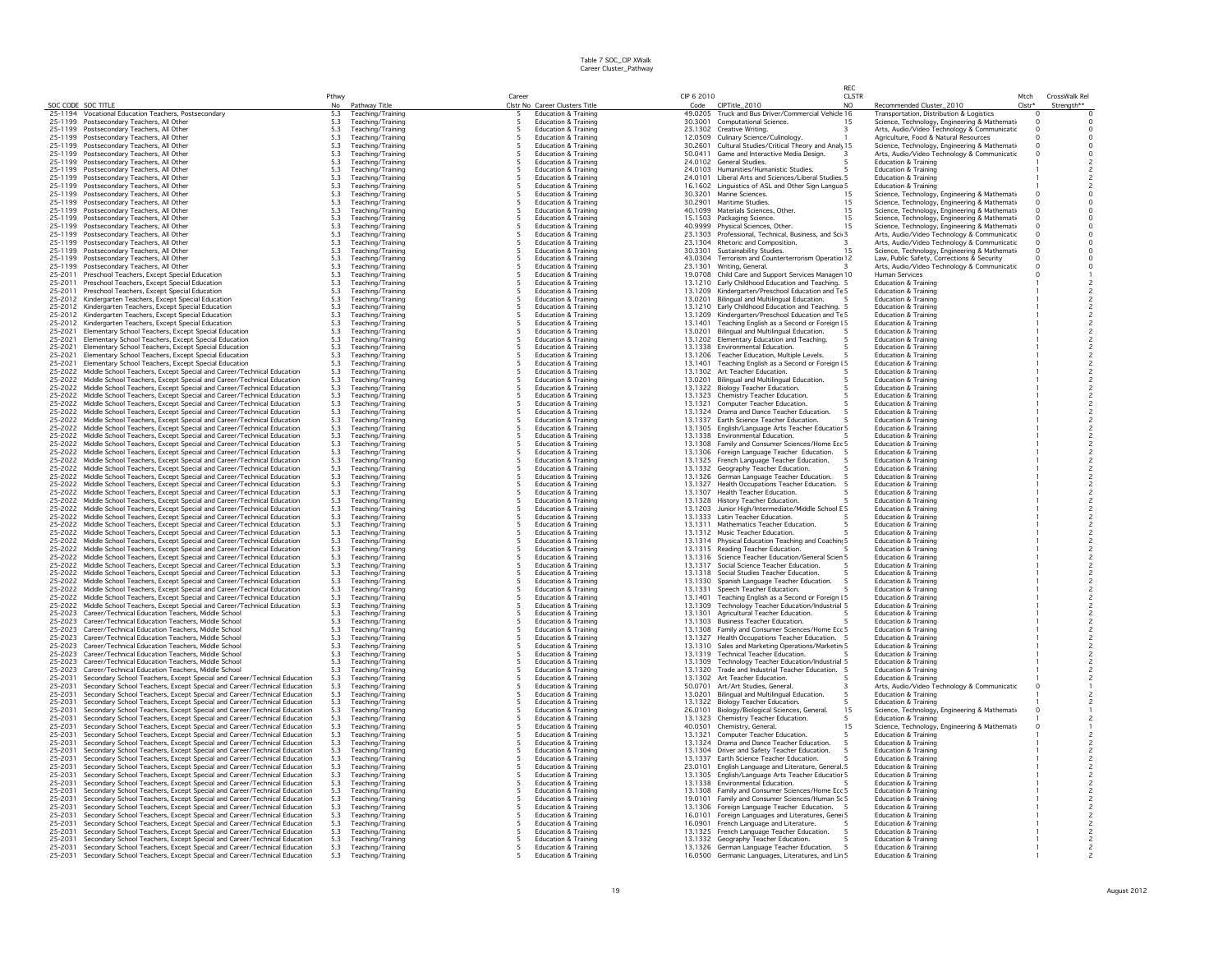Table 7 SOC_CIP XWalk
Career Cluster_Pathway

| SOC CODE | SOC TITLE | Pthwy No | Pathway Title | Career Clstr No | Career Clusters Title | CIP 6 2010 Code | CIPTitle_2010 | REC CLSTR NO | Recommended Cluster_2010 | Mtch Clstr* | CrossWalk Rel Strength** |
|---|---|---|---|---|---|---|---|---|---|---|---|
| 25-1194 | Vocational Education Teachers, Postsecondary | 5.3 | Teaching/Training | 5 | Education & Training | 49.0205 | Truck and Bus Driver/Commercial Vehicle | 16 | Transportation, Distribution & Logistics | 0 | 0 |
| 25-1199 | Postsecondary Teachers, All Other | 5.3 | Teaching/Training | 5 | Education & Training | 30.3001 | Computational Science. | 15 | Science, Technology, Engineering & Mathemati | 0 | 0 |
| 25-1199 | Postsecondary Teachers, All Other | 5.3 | Teaching/Training | 5 | Education & Training | 23.1302 | Creative Writing. | 3 | Arts, Audio/Video Technology & Communicatio | 0 | 0 |
| 25-1199 | Postsecondary Teachers, All Other | 5.3 | Teaching/Training | 5 | Education & Training | 12.0509 | Culinary Science/Culinology. | 1 | Agriculture, Food & Natural Resources | 0 | 0 |
| 25-1199 | Postsecondary Teachers, All Other | 5.3 | Teaching/Training | 5 | Education & Training | 30.2601 | Cultural Studies/Critical Theory and Analy | 15 | Science, Technology, Engineering & Mathemati | 0 | 0 |
| 25-1199 | Postsecondary Teachers, All Other | 5.3 | Teaching/Training | 5 | Education & Training | 50.0411 | Game and Interactive Media Design. | 3 | Arts, Audio/Video Technology & Communicatio | 0 | 0 |
| 25-1199 | Postsecondary Teachers, All Other | 5.3 | Teaching/Training | 5 | Education & Training | 24.0102 | General Studies. | 5 | Education & Training | 1 | 2 |
| 25-1199 | Postsecondary Teachers, All Other | 5.3 | Teaching/Training | 5 | Education & Training | 24.0103 | Humanities/Humanistic Studies. | 5 | Education & Training | 1 | 2 |
| 25-1199 | Postsecondary Teachers, All Other | 5.3 | Teaching/Training | 5 | Education & Training | 24.0101 | Liberal Arts and Sciences/Liberal Studies. | 5 | Education & Training | 1 | 2 |
| 25-1199 | Postsecondary Teachers, All Other | 5.3 | Teaching/Training | 5 | Education & Training | 16.1602 | Linguistics of ASL and Other Sign Langua | 5 | Education & Training | 1 | 2 |
| 25-1199 | Postsecondary Teachers, All Other | 5.3 | Teaching/Training | 5 | Education & Training | 30.3201 | Marine Sciences. | 15 | Science, Technology, Engineering & Mathemati | 0 | 0 |
| 25-1199 | Postsecondary Teachers, All Other | 5.3 | Teaching/Training | 5 | Education & Training | 30.2901 | Maritime Studies. | 15 | Science, Technology, Engineering & Mathemati | 0 | 0 |
| 25-1199 | Postsecondary Teachers, All Other | 5.3 | Teaching/Training | 5 | Education & Training | 40.1099 | Materials Sciences, Other. | 15 | Science, Technology, Engineering & Mathemati | 0 | 0 |
| 25-1199 | Postsecondary Teachers, All Other | 5.3 | Teaching/Training | 5 | Education & Training | 15.1503 | Packaging Science. | 15 | Science, Technology, Engineering & Mathemati | 0 | 0 |
| 25-1199 | Postsecondary Teachers, All Other | 5.3 | Teaching/Training | 5 | Education & Training | 40.9999 | Physical Sciences, Other. | 15 | Science, Technology, Engineering & Mathemati | 0 | 0 |
| 25-1199 | Postsecondary Teachers, All Other | 5.3 | Teaching/Training | 5 | Education & Training | 23.1303 | Professional, Technical, Business, and Sci | 3 | Arts, Audio/Video Technology & Communicatio | 0 | 0 |
| 25-1199 | Postsecondary Teachers, All Other | 5.3 | Teaching/Training | 5 | Education & Training | 23.1304 | Rhetoric and Composition. | 3 | Arts, Audio/Video Technology & Communicatio | 0 | 0 |
| 25-1199 | Postsecondary Teachers, All Other | 5.3 | Teaching/Training | 5 | Education & Training | 30.3301 | Sustainability Studies. | 15 | Science, Technology, Engineering & Mathemati | 0 | 0 |
| 25-1199 | Postsecondary Teachers, All Other | 5.3 | Teaching/Training | 5 | Education & Training | 43.0304 | Terrorism and Counterterrorism Operatio | 12 | Law, Public Safety, Corrections & Security | 0 | 0 |
| 25-1199 | Postsecondary Teachers, All Other | 5.3 | Teaching/Training | 5 | Education & Training | 23.1301 | Writing, General. | 3 | Arts, Audio/Video Technology & Communicatio | 0 | 0 |
| 25-2011 | Preschool Teachers, Except Special Education | 5.3 | Teaching/Training | 5 | Education & Training | 19.0708 | Child Care and Support Services Managem | 10 | Human Services | 0 | 1 |
| 25-2011 | Preschool Teachers, Except Special Education | 5.3 | Teaching/Training | 5 | Education & Training | 13.1210 | Early Childhood Education and Teaching. | 5 | Education & Training | 1 | 2 |
| 25-2011 | Preschool Teachers, Except Special Education | 5.3 | Teaching/Training | 5 | Education & Training | 13.1209 | Kindergarten/Preschool Education and Te | 5 | Education & Training | 1 | 2 |
| 25-2012 | Kindergarten Teachers, Except Special Education | 5.3 | Teaching/Training | 5 | Education & Training | 13.0201 | Bilingual and Multilingual Education. | 5 | Education & Training | 1 | 2 |
| 25-2012 | Kindergarten Teachers, Except Special Education | 5.3 | Teaching/Training | 5 | Education & Training | 13.1210 | Early Childhood Education and Teaching. | 5 | Education & Training | 1 | 2 |
| 25-2012 | Kindergarten Teachers, Except Special Education | 5.3 | Teaching/Training | 5 | Education & Training | 13.1209 | Kindergarten/Preschool Education and Te | 5 | Education & Training | 1 | 2 |
| 25-2012 | Kindergarten Teachers, Except Special Education | 5.3 | Teaching/Training | 5 | Education & Training | 13.1401 | Teaching English as a Second or Foreign L | 5 | Education & Training | 1 | 2 |
| 25-2021 | Elementary School Teachers, Except Special Education | 5.3 | Teaching/Training | 5 | Education & Training | 13.0201 | Bilingual and Multilingual Education. | 5 | Education & Training | 1 | 2 |
| 25-2021 | Elementary School Teachers, Except Special Education | 5.3 | Teaching/Training | 5 | Education & Training | 13.1202 | Elementary Education and Teaching. | 5 | Education & Training | 1 | 2 |
| 25-2021 | Elementary School Teachers, Except Special Education | 5.3 | Teaching/Training | 5 | Education & Training | 13.1338 | Environmental Education. | 5 | Education & Training | 1 | 2 |
| 25-2021 | Elementary School Teachers, Except Special Education | 5.3 | Teaching/Training | 5 | Education & Training | 13.1206 | Teacher Education, Multiple Levels. | 5 | Education & Training | 1 | 2 |
| 25-2021 | Elementary School Teachers, Except Special Education | 5.3 | Teaching/Training | 5 | Education & Training | 13.1401 | Teaching English as a Second or Foreign L | 5 | Education & Training | 1 | 2 |
| 25-2022 | Middle School Teachers, Except Special and Career/Technical Education | 5.3 | Teaching/Training | 5 | Education & Training | 13.1302 | Art Teacher Education. | 5 | Education & Training | 1 | 2 |
| 25-2022 | Middle School Teachers, Except Special and Career/Technical Education | 5.3 | Teaching/Training | 5 | Education & Training | 13.0201 | Bilingual and Multilingual Education. | 5 | Education & Training | 1 | 2 |
| 25-2022 | Middle School Teachers, Except Special and Career/Technical Education | 5.3 | Teaching/Training | 5 | Education & Training | 13.1322 | Biology Teacher Education. | 5 | Education & Training | 1 | 2 |
| 25-2022 | Middle School Teachers, Except Special and Career/Technical Education | 5.3 | Teaching/Training | 5 | Education & Training | 13.1323 | Chemistry Teacher Education. | 5 | Education & Training | 1 | 2 |
| 25-2022 | Middle School Teachers, Except Special and Career/Technical Education | 5.3 | Teaching/Training | 5 | Education & Training | 13.1321 | Computer Teacher Education. | 5 | Education & Training | 1 | 2 |
| 25-2022 | Middle School Teachers, Except Special and Career/Technical Education | 5.3 | Teaching/Training | 5 | Education & Training | 13.1324 | Drama and Dance Teacher Education. | 5 | Education & Training | 1 | 2 |
| 25-2022 | Middle School Teachers, Except Special and Career/Technical Education | 5.3 | Teaching/Training | 5 | Education & Training | 13.1337 | Earth Science Teacher Education. | 5 | Education & Training | 1 | 2 |
| 25-2022 | Middle School Teachers, Except Special and Career/Technical Education | 5.3 | Teaching/Training | 5 | Education & Training | 13.1305 | English/Language Arts Teacher Educatio | 5 | Education & Training | 1 | 2 |
| 25-2022 | Middle School Teachers, Except Special and Career/Technical Education | 5.3 | Teaching/Training | 5 | Education & Training | 13.1338 | Environmental Education. | 5 | Education & Training | 1 | 2 |
| 25-2022 | Middle School Teachers, Except Special and Career/Technical Education | 5.3 | Teaching/Training | 5 | Education & Training | 13.1308 | Family and Consumer Sciences/Home Eco | 5 | Education & Training | 1 | 2 |
| 25-2022 | Middle School Teachers, Except Special and Career/Technical Education | 5.3 | Teaching/Training | 5 | Education & Training | 13.1306 | Foreign Language Teacher Education. | 5 | Education & Training | 1 | 2 |
| 25-2022 | Middle School Teachers, Except Special and Career/Technical Education | 5.3 | Teaching/Training | 5 | Education & Training | 13.1325 | French Language Teacher Education. | 5 | Education & Training | 1 | 2 |
| 25-2022 | Middle School Teachers, Except Special and Career/Technical Education | 5.3 | Teaching/Training | 5 | Education & Training | 13.1332 | Geography Teacher Education. | 5 | Education & Training | 1 | 2 |
| 25-2022 | Middle School Teachers, Except Special and Career/Technical Education | 5.3 | Teaching/Training | 5 | Education & Training | 13.1326 | German Language Teacher Education. | 5 | Education & Training | 1 | 2 |
| 25-2022 | Middle School Teachers, Except Special and Career/Technical Education | 5.3 | Teaching/Training | 5 | Education & Training | 13.1327 | Health Occupations Teacher Education. | 5 | Education & Training | 1 | 2 |
| 25-2022 | Middle School Teachers, Except Special and Career/Technical Education | 5.3 | Teaching/Training | 5 | Education & Training | 13.1307 | Health Teacher Education. | 5 | Education & Training | 1 | 2 |
| 25-2022 | Middle School Teachers, Except Special and Career/Technical Education | 5.3 | Teaching/Training | 5 | Education & Training | 13.1328 | History Teacher Education. | 5 | Education & Training | 1 | 2 |
| 25-2022 | Middle School Teachers, Except Special and Career/Technical Education | 5.3 | Teaching/Training | 5 | Education & Training | 13.1203 | Junior High/Intermediate/Middle School E | 5 | Education & Training | 1 | 2 |
| 25-2022 | Middle School Teachers, Except Special and Career/Technical Education | 5.3 | Teaching/Training | 5 | Education & Training | 13.1333 | Latin Teacher Education. | 5 | Education & Training | 1 | 2 |
| 25-2022 | Middle School Teachers, Except Special and Career/Technical Education | 5.3 | Teaching/Training | 5 | Education & Training | 13.1311 | Mathematics Teacher Education. | 5 | Education & Training | 1 | 2 |
| 25-2022 | Middle School Teachers, Except Special and Career/Technical Education | 5.3 | Teaching/Training | 5 | Education & Training | 13.1312 | Music Teacher Education. | 5 | Education & Training | 1 | 2 |
| 25-2022 | Middle School Teachers, Except Special and Career/Technical Education | 5.3 | Teaching/Training | 5 | Education & Training | 13.1314 | Physical Education Teaching and Coachin | 5 | Education & Training | 1 | 2 |
| 25-2022 | Middle School Teachers, Except Special and Career/Technical Education | 5.3 | Teaching/Training | 5 | Education & Training | 13.1315 | Reading Teacher Education. | 5 | Education & Training | 1 | 2 |
| 25-2022 | Middle School Teachers, Except Special and Career/Technical Education | 5.3 | Teaching/Training | 5 | Education & Training | 13.1316 | Science Teacher Education/General Scien | 5 | Education & Training | 1 | 2 |
| 25-2022 | Middle School Teachers, Except Special and Career/Technical Education | 5.3 | Teaching/Training | 5 | Education & Training | 13.1317 | Social Science Teacher Education. | 5 | Education & Training | 1 | 2 |
| 25-2022 | Middle School Teachers, Except Special and Career/Technical Education | 5.3 | Teaching/Training | 5 | Education & Training | 13.1318 | Social Studies Teacher Education. | 5 | Education & Training | 1 | 2 |
| 25-2022 | Middle School Teachers, Except Special and Career/Technical Education | 5.3 | Teaching/Training | 5 | Education & Training | 13.1330 | Spanish Language Teacher Education. | 5 | Education & Training | 1 | 2 |
| 25-2022 | Middle School Teachers, Except Special and Career/Technical Education | 5.3 | Teaching/Training | 5 | Education & Training | 13.1331 | Speech Teacher Education. | 5 | Education & Training | 1 | 2 |
| 25-2022 | Middle School Teachers, Except Special and Career/Technical Education | 5.3 | Teaching/Training | 5 | Education & Training | 13.1401 | Teaching English as a Second or Foreign L | 5 | Education & Training | 1 | 2 |
| 25-2022 | Middle School Teachers, Except Special and Career/Technical Education | 5.3 | Teaching/Training | 5 | Education & Training | 13.1309 | Technology Teacher Education/Industrial | 5 | Education & Training | 1 | 2 |
| 25-2023 | Career/Technical Education Teachers, Middle School | 5.3 | Teaching/Training | 5 | Education & Training | 13.1301 | Agricultural Teacher Education. | 5 | Education & Training | 1 | 2 |
| 25-2023 | Career/Technical Education Teachers, Middle School | 5.3 | Teaching/Training | 5 | Education & Training | 13.1303 | Business Teacher Education. | 5 | Education & Training | 1 | 2 |
| 25-2023 | Career/Technical Education Teachers, Middle School | 5.3 | Teaching/Training | 5 | Education & Training | 13.1308 | Family and Consumer Sciences/Home Eco | 5 | Education & Training | 1 | 2 |
| 25-2023 | Career/Technical Education Teachers, Middle School | 5.3 | Teaching/Training | 5 | Education & Training | 13.1327 | Health Occupations Teacher Education. | 5 | Education & Training | 1 | 2 |
| 25-2023 | Career/Technical Education Teachers, Middle School | 5.3 | Teaching/Training | 5 | Education & Training | 13.1310 | Sales and Marketing Operations/Marketin | 5 | Education & Training | 1 | 2 |
| 25-2023 | Career/Technical Education Teachers, Middle School | 5.3 | Teaching/Training | 5 | Education & Training | 13.1319 | Technical Teacher Education. | 5 | Education & Training | 1 | 2 |
| 25-2023 | Career/Technical Education Teachers, Middle School | 5.3 | Teaching/Training | 5 | Education & Training | 13.1309 | Technology Teacher Education/Industrial | 5 | Education & Training | 1 | 2 |
| 25-2023 | Career/Technical Education Teachers, Middle School | 5.3 | Teaching/Training | 5 | Education & Training | 13.1320 | Trade and Industrial Teacher Education. | 5 | Education & Training | 1 | 2 |
| 25-2031 | Secondary School Teachers, Except Special and Career/Technical Education | 5.3 | Teaching/Training | 5 | Education & Training | 13.1302 | Art Teacher Education. | 5 | Education & Training | 1 | 2 |
| 25-2031 | Secondary School Teachers, Except Special and Career/Technical Education | 5.3 | Teaching/Training | 5 | Education & Training | 50.0701 | Art/Art Studies, General. | 3 | Arts, Audio/Video Technology & Communicatio | 0 | 1 |
| 25-2031 | Secondary School Teachers, Except Special and Career/Technical Education | 5.3 | Teaching/Training | 5 | Education & Training | 13.0201 | Bilingual and Multilingual Education. | 5 | Education & Training | 1 | 2 |
| 25-2031 | Secondary School Teachers, Except Special and Career/Technical Education | 5.3 | Teaching/Training | 5 | Education & Training | 13.1322 | Biology Teacher Education. | 5 | Education & Training | 1 | 2 |
| 25-2031 | Secondary School Teachers, Except Special and Career/Technical Education | 5.3 | Teaching/Training | 5 | Education & Training | 26.0101 | Biology/Biological Sciences, General. | 15 | Science, Technology, Engineering & Mathemati | 0 | 1 |
| 25-2031 | Secondary School Teachers, Except Special and Career/Technical Education | 5.3 | Teaching/Training | 5 | Education & Training | 13.1323 | Chemistry Teacher Education. | 5 | Education & Training | 1 | 2 |
| 25-2031 | Secondary School Teachers, Except Special and Career/Technical Education | 5.3 | Teaching/Training | 5 | Education & Training | 40.0501 | Chemistry, General. | 15 | Science, Technology, Engineering & Mathemati | 0 | 1 |
| 25-2031 | Secondary School Teachers, Except Special and Career/Technical Education | 5.3 | Teaching/Training | 5 | Education & Training | 13.1321 | Computer Teacher Education. | 5 | Education & Training | 1 | 2 |
| 25-2031 | Secondary School Teachers, Except Special and Career/Technical Education | 5.3 | Teaching/Training | 5 | Education & Training | 13.1324 | Drama and Dance Teacher Education. | 5 | Education & Training | 1 | 2 |
| 25-2031 | Secondary School Teachers, Except Special and Career/Technical Education | 5.3 | Teaching/Training | 5 | Education & Training | 13.1304 | Driver and Safety Teacher Education. | 5 | Education & Training | 1 | 2 |
| 25-2031 | Secondary School Teachers, Except Special and Career/Technical Education | 5.3 | Teaching/Training | 5 | Education & Training | 13.1337 | Earth Science Teacher Education. | 5 | Education & Training | 1 | 2 |
| 25-2031 | Secondary School Teachers, Except Special and Career/Technical Education | 5.3 | Teaching/Training | 5 | Education & Training | 23.0101 | English Language and Literature, General. | 5 | Education & Training | 1 | 2 |
| 25-2031 | Secondary School Teachers, Except Special and Career/Technical Education | 5.3 | Teaching/Training | 5 | Education & Training | 13.1305 | English/Language Arts Teacher Educatio | 5 | Education & Training | 1 | 2 |
| 25-2031 | Secondary School Teachers, Except Special and Career/Technical Education | 5.3 | Teaching/Training | 5 | Education & Training | 13.1338 | Environmental Education. | 5 | Education & Training | 1 | 2 |
| 25-2031 | Secondary School Teachers, Except Special and Career/Technical Education | 5.3 | Teaching/Training | 5 | Education & Training | 13.1308 | Family and Consumer Sciences/Home Eco | 5 | Education & Training | 1 | 2 |
| 25-2031 | Secondary School Teachers, Except Special and Career/Technical Education | 5.3 | Teaching/Training | 5 | Education & Training | 19.0101 | Family and Consumer Sciences/Human Sc | 5 | Education & Training | 1 | 2 |
| 25-2031 | Secondary School Teachers, Except Special and Career/Technical Education | 5.3 | Teaching/Training | 5 | Education & Training | 13.1306 | Foreign Language Teacher Education. | 5 | Education & Training | 1 | 2 |
| 25-2031 | Secondary School Teachers, Except Special and Career/Technical Education | 5.3 | Teaching/Training | 5 | Education & Training | 16.0101 | Foreign Languages and Literatures, Gener | 5 | Education & Training | 1 | 2 |
| 25-2031 | Secondary School Teachers, Except Special and Career/Technical Education | 5.3 | Teaching/Training | 5 | Education & Training | 16.0901 | French Language and Literature. | 5 | Education & Training | 1 | 2 |
| 25-2031 | Secondary School Teachers, Except Special and Career/Technical Education | 5.3 | Teaching/Training | 5 | Education & Training | 13.1325 | French Language Teacher Education. | 5 | Education & Training | 1 | 2 |
| 25-2031 | Secondary School Teachers, Except Special and Career/Technical Education | 5.3 | Teaching/Training | 5 | Education & Training | 13.1332 | Geography Teacher Education. | 5 | Education & Training | 1 | 2 |
| 25-2031 | Secondary School Teachers, Except Special and Career/Technical Education | 5.3 | Teaching/Training | 5 | Education & Training | 13.1326 | German Language Teacher Education. | 5 | Education & Training | 1 | 2 |
| 25-2031 | Secondary School Teachers, Except Special and Career/Technical Education | 5.3 | Teaching/Training | 5 | Education & Training | 16.0500 | Germanic Languages, Literatures, and Lin | 5 | Education & Training | 1 | 2 |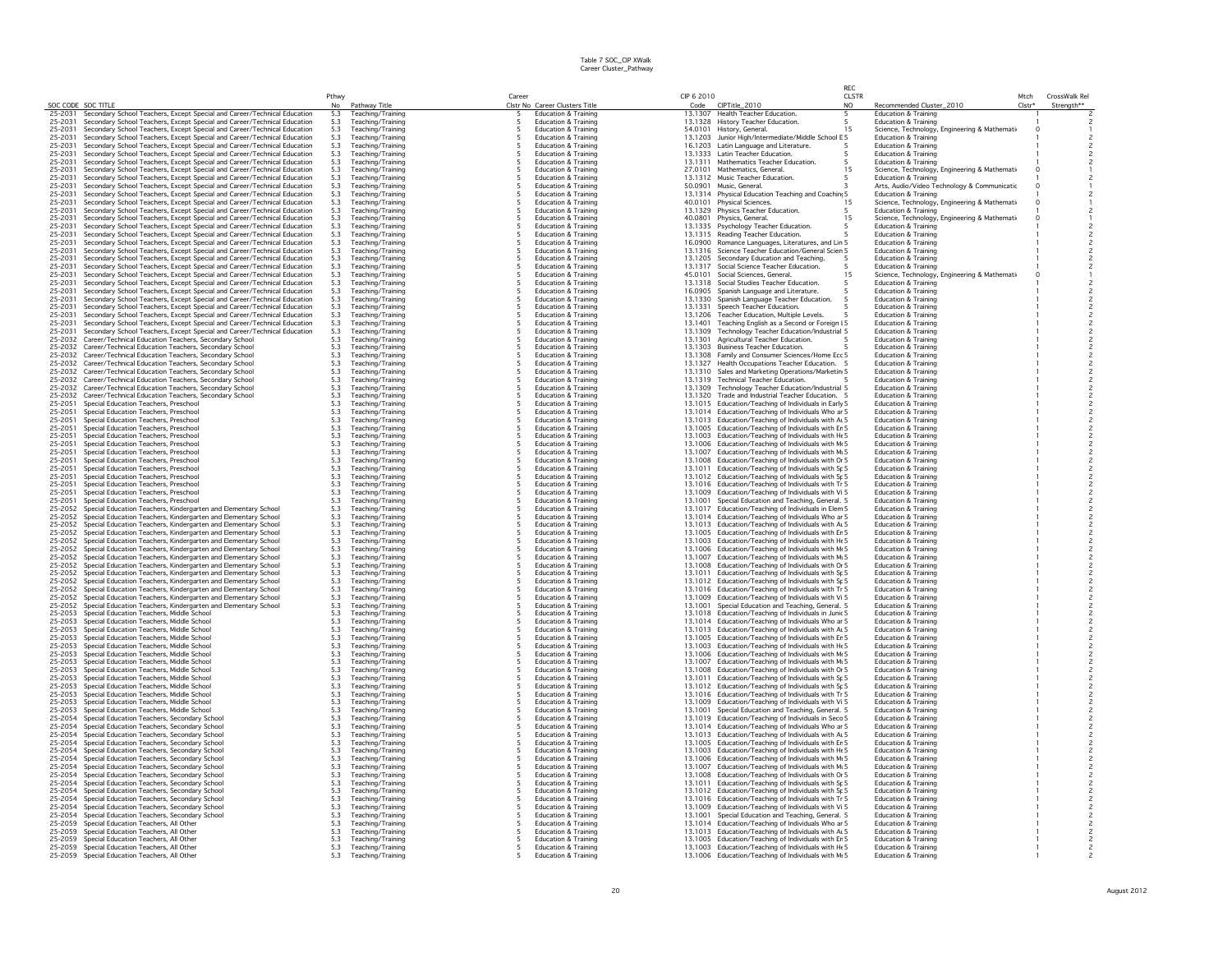Table 7 SOC_CIP XWalk
Career Cluster_Pathway

| SOC CODE | SOC TITLE | Pthwy No | Pathway Title | Career Clstr No | Career Clusters Title | CIP 6 2010 Code | CIPTitle_2010 | REC CLSTR NO | Recommended Cluster_2010 | Mtch Clstr* | CrossWalk Rel Strength** |
|---|---|---|---|---|---|---|---|---|---|---|---|
| 25-2031 | Secondary School Teachers, Except Special and Career/Technical Education | 5.3 | Teaching/Training | 5 | Education & Training | 13.1307 | Health Teacher Education. | 5 | Education & Training | 1 | 2 |
| 25-2031 | Secondary School Teachers, Except Special and Career/Technical Education | 5.3 | Teaching/Training | 5 | Education & Training | 13.1328 | History Teacher Education. | 5 | Education & Training | 1 | 2 |
| 25-2031 | Secondary School Teachers, Except Special and Career/Technical Education | 5.3 | Teaching/Training | 5 | Education & Training | 54.0101 | History, General. | 15 | Science, Technology, Engineering & Mathemati | 0 | 1 |
| 25-2031 | Secondary School Teachers, Except Special and Career/Technical Education | 5.3 | Teaching/Training | 5 | Education & Training | 13.1203 | Junior High/Intermediate/Middle School E | 5 | Education & Training | 1 | 2 |
| 25-2031 | Secondary School Teachers, Except Special and Career/Technical Education | 5.3 | Teaching/Training | 5 | Education & Training | 16.1203 | Latin Language and Literature. | 5 | Education & Training | 1 | 2 |
| 25-2031 | Secondary School Teachers, Except Special and Career/Technical Education | 5.3 | Teaching/Training | 5 | Education & Training | 13.1333 | Latin Teacher Education. | 5 | Education & Training | 1 | 2 |
| 25-2031 | Secondary School Teachers, Except Special and Career/Technical Education | 5.3 | Teaching/Training | 5 | Education & Training | 13.1311 | Mathematics Teacher Education. | 5 | Education & Training | 1 | 2 |
| 25-2031 | Secondary School Teachers, Except Special and Career/Technical Education | 5.3 | Teaching/Training | 5 | Education & Training | 27.0101 | Mathematics, General. | 15 | Science, Technology, Engineering & Mathemati | 0 | 1 |
| 25-2031 | Secondary School Teachers, Except Special and Career/Technical Education | 5.3 | Teaching/Training | 5 | Education & Training | 13.1312 | Music Teacher Education. | 5 | Education & Training | 1 | 2 |
| 25-2031 | Secondary School Teachers, Except Special and Career/Technical Education | 5.3 | Teaching/Training | 5 | Education & Training | 50.0901 | Music, General. | 3 | Arts, Audio/Video Technology & Communicatic | 0 | 1 |
| 25-2031 | Secondary School Teachers, Except Special and Career/Technical Education | 5.3 | Teaching/Training | 5 | Education & Training | 13.1314 | Physical Education Teaching and Coachin | 5 | Education & Training | 1 | 2 |
| 25-2031 | Secondary School Teachers, Except Special and Career/Technical Education | 5.3 | Teaching/Training | 5 | Education & Training | 40.0101 | Physical Sciences. | 15 | Science, Technology, Engineering & Mathemati | 0 | 1 |
| 25-2031 | Secondary School Teachers, Except Special and Career/Technical Education | 5.3 | Teaching/Training | 5 | Education & Training | 13.1329 | Physics Teacher Education. | 5 | Education & Training | 1 | 2 |
| 25-2031 | Secondary School Teachers, Except Special and Career/Technical Education | 5.3 | Teaching/Training | 5 | Education & Training | 40.0801 | Physics, General. | 15 | Science, Technology, Engineering & Mathemati | 0 | 1 |
| 25-2031 | Secondary School Teachers, Except Special and Career/Technical Education | 5.3 | Teaching/Training | 5 | Education & Training | 13.1335 | Psychology Teacher Education. | 5 | Education & Training | 1 | 2 |
| 25-2031 | Secondary School Teachers, Except Special and Career/Technical Education | 5.3 | Teaching/Training | 5 | Education & Training | 13.1315 | Reading Teacher Education. | 5 | Education & Training | 1 | 2 |
| 25-2031 | Secondary School Teachers, Except Special and Career/Technical Education | 5.3 | Teaching/Training | 5 | Education & Training | 16.0900 | Romance Languages, Literatures, and Lin | 5 | Education & Training | 1 | 2 |
| 25-2031 | Secondary School Teachers, Except Special and Career/Technical Education | 5.3 | Teaching/Training | 5 | Education & Training | 13.1316 | Science Teacher Education/General Scien | 5 | Education & Training | 1 | 2 |
| 25-2031 | Secondary School Teachers, Except Special and Career/Technical Education | 5.3 | Teaching/Training | 5 | Education & Training | 13.1205 | Secondary Education and Teaching. | 5 | Education & Training | 1 | 2 |
| 25-2031 | Secondary School Teachers, Except Special and Career/Technical Education | 5.3 | Teaching/Training | 5 | Education & Training | 13.1317 | Social Science Teacher Education. | 5 | Education & Training | 1 | 2 |
| 25-2031 | Secondary School Teachers, Except Special and Career/Technical Education | 5.3 | Teaching/Training | 5 | Education & Training | 45.0101 | Social Sciences, General. | 15 | Science, Technology, Engineering & Mathemati | 0 | 1 |
| 25-2031 | Secondary School Teachers, Except Special and Career/Technical Education | 5.3 | Teaching/Training | 5 | Education & Training | 13.1318 | Social Studies Teacher Education. | 5 | Education & Training | 1 | 2 |
| 25-2031 | Secondary School Teachers, Except Special and Career/Technical Education | 5.3 | Teaching/Training | 5 | Education & Training | 16.0905 | Spanish Language and Literature. | 5 | Education & Training | 1 | 2 |
| 25-2031 | Secondary School Teachers, Except Special and Career/Technical Education | 5.3 | Teaching/Training | 5 | Education & Training | 13.1330 | Spanish Language Teacher Education. | 5 | Education & Training | 1 | 2 |
| 25-2031 | Secondary School Teachers, Except Special and Career/Technical Education | 5.3 | Teaching/Training | 5 | Education & Training | 13.1331 | Speech Teacher Education. | 5 | Education & Training | 1 | 2 |
| 25-2031 | Secondary School Teachers, Except Special and Career/Technical Education | 5.3 | Teaching/Training | 5 | Education & Training | 13.1206 | Teacher Education, Multiple Levels. | 5 | Education & Training | 1 | 2 |
| 25-2031 | Secondary School Teachers, Except Special and Career/Technical Education | 5.3 | Teaching/Training | 5 | Education & Training | 13.1401 | Teaching English as a Second or Foreign L | 5 | Education & Training | 1 | 2 |
| 25-2031 | Secondary School Teachers, Except Special and Career/Technical Education | 5.3 | Teaching/Training | 5 | Education & Training | 13.1309 | Technology Teacher Education/Industrial | 5 | Education & Training | 1 | 2 |
| 25-2032 | Career/Technical Education Teachers, Secondary School | 5.3 | Teaching/Training | 5 | Education & Training | 13.1301 | Agricultural Teacher Education. | 5 | Education & Training | 1 | 2 |
| 25-2032 | Career/Technical Education Teachers, Secondary School | 5.3 | Teaching/Training | 5 | Education & Training | 13.1303 | Business Teacher Education. | 5 | Education & Training | 1 | 2 |
| 25-2032 | Career/Technical Education Teachers, Secondary School | 5.3 | Teaching/Training | 5 | Education & Training | 13.1308 | Family and Consumer Sciences/Home Ecc | 5 | Education & Training | 1 | 2 |
| 25-2032 | Career/Technical Education Teachers, Secondary School | 5.3 | Teaching/Training | 5 | Education & Training | 13.1327 | Health Occupations Teacher Education. | 5 | Education & Training | 1 | 2 |
| 25-2032 | Career/Technical Education Teachers, Secondary School | 5.3 | Teaching/Training | 5 | Education & Training | 13.1310 | Sales and Marketing Operations/Marketin | 5 | Education & Training | 1 | 2 |
| 25-2032 | Career/Technical Education Teachers, Secondary School | 5.3 | Teaching/Training | 5 | Education & Training | 13.1319 | Technical Teacher Education. | 5 | Education & Training | 1 | 2 |
| 25-2032 | Career/Technical Education Teachers, Secondary School | 5.3 | Teaching/Training | 5 | Education & Training | 13.1309 | Technology Teacher Education/Industrial | 5 | Education & Training | 1 | 2 |
| 25-2032 | Career/Technical Education Teachers, Secondary School | 5.3 | Teaching/Training | 5 | Education & Training | 13.1320 | Trade and Industrial Teacher Education. | 5 | Education & Training | 1 | 2 |
| 25-2051 | Special Education Teachers, Preschool | 5.3 | Teaching/Training | 5 | Education & Training | 13.1015 | Education/Teaching of Individuals in Early | 5 | Education & Training | 1 | 2 |
| 25-2051 | Special Education Teachers, Preschool | 5.3 | Teaching/Training | 5 | Education & Training | 13.1014 | Education/Teaching of Individuals Who ar | 5 | Education & Training | 1 | 2 |
| 25-2051 | Special Education Teachers, Preschool | 5.3 | Teaching/Training | 5 | Education & Training | 13.1013 | Education/Teaching of Individuals with Au | 5 | Education & Training | 1 | 2 |
| 25-2051 | Special Education Teachers, Preschool | 5.3 | Teaching/Training | 5 | Education & Training | 13.1005 | Education/Teaching of Individuals with En | 5 | Education & Training | 1 | 2 |
| 25-2051 | Special Education Teachers, Preschool | 5.3 | Teaching/Training | 5 | Education & Training | 13.1003 | Education/Teaching of Individuals with He | 5 | Education & Training | 1 | 2 |
| 25-2051 | Special Education Teachers, Preschool | 5.3 | Teaching/Training | 5 | Education & Training | 13.1006 | Education/Teaching of Individuals with Me | 5 | Education & Training | 1 | 2 |
| 25-2051 | Special Education Teachers, Preschool | 5.3 | Teaching/Training | 5 | Education & Training | 13.1007 | Education/Teaching of Individuals with Mu | 5 | Education & Training | 1 | 2 |
| 25-2051 | Special Education Teachers, Preschool | 5.3 | Teaching/Training | 5 | Education & Training | 13.1008 | Education/Teaching of Individuals with Or | 5 | Education & Training | 1 | 2 |
| 25-2051 | Special Education Teachers, Preschool | 5.3 | Teaching/Training | 5 | Education & Training | 13.1011 | Education/Teaching of Individuals with Sp | 5 | Education & Training | 1 | 2 |
| 25-2051 | Special Education Teachers, Preschool | 5.3 | Teaching/Training | 5 | Education & Training | 13.1012 | Education/Teaching of Individuals with Sp | 5 | Education & Training | 1 | 2 |
| 25-2051 | Special Education Teachers, Preschool | 5.3 | Teaching/Training | 5 | Education & Training | 13.1016 | Education/Teaching of Individuals with Tr | 5 | Education & Training | 1 | 2 |
| 25-2051 | Special Education Teachers, Preschool | 5.3 | Teaching/Training | 5 | Education & Training | 13.1009 | Education/Teaching of Individuals with Vi | 5 | Education & Training | 1 | 2 |
| 25-2051 | Special Education Teachers, Preschool | 5.3 | Teaching/Training | 5 | Education & Training | 13.1001 | Special Education and Teaching, General. | 5 | Education & Training | 1 | 2 |
| 25-2052 | Special Education Teachers, Kindergarten and Elementary School | 5.3 | Teaching/Training | 5 | Education & Training | 13.1017 | Education/Teaching of Individuals in Elem | 5 | Education & Training | 1 | 2 |
| 25-2052 | Special Education Teachers, Kindergarten and Elementary School | 5.3 | Teaching/Training | 5 | Education & Training | 13.1014 | Education/Teaching of Individuals Who ar | 5 | Education & Training | 1 | 2 |
| 25-2052 | Special Education Teachers, Kindergarten and Elementary School | 5.3 | Teaching/Training | 5 | Education & Training | 13.1013 | Education/Teaching of Individuals with Au | 5 | Education & Training | 1 | 2 |
| 25-2052 | Special Education Teachers, Kindergarten and Elementary School | 5.3 | Teaching/Training | 5 | Education & Training | 13.1005 | Education/Teaching of Individuals with En | 5 | Education & Training | 1 | 2 |
| 25-2052 | Special Education Teachers, Kindergarten and Elementary School | 5.3 | Teaching/Training | 5 | Education & Training | 13.1003 | Education/Teaching of Individuals with He | 5 | Education & Training | 1 | 2 |
| 25-2052 | Special Education Teachers, Kindergarten and Elementary School | 5.3 | Teaching/Training | 5 | Education & Training | 13.1006 | Education/Teaching of Individuals with Me | 5 | Education & Training | 1 | 2 |
| 25-2052 | Special Education Teachers, Kindergarten and Elementary School | 5.3 | Teaching/Training | 5 | Education & Training | 13.1007 | Education/Teaching of Individuals with Mu | 5 | Education & Training | 1 | 2 |
| 25-2052 | Special Education Teachers, Kindergarten and Elementary School | 5.3 | Teaching/Training | 5 | Education & Training | 13.1008 | Education/Teaching of Individuals with Or | 5 | Education & Training | 1 | 2 |
| 25-2052 | Special Education Teachers, Kindergarten and Elementary School | 5.3 | Teaching/Training | 5 | Education & Training | 13.1011 | Education/Teaching of Individuals with Sp | 5 | Education & Training | 1 | 2 |
| 25-2052 | Special Education Teachers, Kindergarten and Elementary School | 5.3 | Teaching/Training | 5 | Education & Training | 13.1012 | Education/Teaching of Individuals with Sp | 5 | Education & Training | 1 | 2 |
| 25-2052 | Special Education Teachers, Kindergarten and Elementary School | 5.3 | Teaching/Training | 5 | Education & Training | 13.1016 | Education/Teaching of Individuals with Tr | 5 | Education & Training | 1 | 2 |
| 25-2052 | Special Education Teachers, Kindergarten and Elementary School | 5.3 | Teaching/Training | 5 | Education & Training | 13.1009 | Education/Teaching of Individuals with Vi | 5 | Education & Training | 1 | 2 |
| 25-2052 | Special Education Teachers, Kindergarten and Elementary School | 5.3 | Teaching/Training | 5 | Education & Training | 13.1001 | Special Education and Teaching, General. | 5 | Education & Training | 1 | 2 |
| 25-2053 | Special Education Teachers, Middle School | 5.3 | Teaching/Training | 5 | Education & Training | 13.1018 | Education/Teaching of Individuals in Junic | 5 | Education & Training | 1 | 2 |
| 25-2053 | Special Education Teachers, Middle School | 5.3 | Teaching/Training | 5 | Education & Training | 13.1014 | Education/Teaching of Individuals Who ar | 5 | Education & Training | 1 | 2 |
| 25-2053 | Special Education Teachers, Middle School | 5.3 | Teaching/Training | 5 | Education & Training | 13.1013 | Education/Teaching of Individuals with Au | 5 | Education & Training | 1 | 2 |
| 25-2053 | Special Education Teachers, Middle School | 5.3 | Teaching/Training | 5 | Education & Training | 13.1005 | Education/Teaching of Individuals with En | 5 | Education & Training | 1 | 2 |
| 25-2053 | Special Education Teachers, Middle School | 5.3 | Teaching/Training | 5 | Education & Training | 13.1003 | Education/Teaching of Individuals with He | 5 | Education & Training | 1 | 2 |
| 25-2053 | Special Education Teachers, Middle School | 5.3 | Teaching/Training | 5 | Education & Training | 13.1006 | Education/Teaching of Individuals with Me | 5 | Education & Training | 1 | 2 |
| 25-2053 | Special Education Teachers, Middle School | 5.3 | Teaching/Training | 5 | Education & Training | 13.1007 | Education/Teaching of Individuals with Mu | 5 | Education & Training | 1 | 2 |
| 25-2053 | Special Education Teachers, Middle School | 5.3 | Teaching/Training | 5 | Education & Training | 13.1008 | Education/Teaching of Individuals with Or | 5 | Education & Training | 1 | 2 |
| 25-2053 | Special Education Teachers, Middle School | 5.3 | Teaching/Training | 5 | Education & Training | 13.1011 | Education/Teaching of Individuals with Sp | 5 | Education & Training | 1 | 2 |
| 25-2053 | Special Education Teachers, Middle School | 5.3 | Teaching/Training | 5 | Education & Training | 13.1012 | Education/Teaching of Individuals with Sp | 5 | Education & Training | 1 | 2 |
| 25-2053 | Special Education Teachers, Middle School | 5.3 | Teaching/Training | 5 | Education & Training | 13.1016 | Education/Teaching of Individuals with Tr | 5 | Education & Training | 1 | 2 |
| 25-2053 | Special Education Teachers, Middle School | 5.3 | Teaching/Training | 5 | Education & Training | 13.1009 | Education/Teaching of Individuals with Vi | 5 | Education & Training | 1 | 2 |
| 25-2053 | Special Education Teachers, Middle School | 5.3 | Teaching/Training | 5 | Education & Training | 13.1001 | Special Education and Teaching, General. | 5 | Education & Training | 1 | 2 |
| 25-2054 | Special Education Teachers, Secondary School | 5.3 | Teaching/Training | 5 | Education & Training | 13.1019 | Education/Teaching of Individuals in Seco | 5 | Education & Training | 1 | 2 |
| 25-2054 | Special Education Teachers, Secondary School | 5.3 | Teaching/Training | 5 | Education & Training | 13.1014 | Education/Teaching of Individuals Who ar | 5 | Education & Training | 1 | 2 |
| 25-2054 | Special Education Teachers, Secondary School | 5.3 | Teaching/Training | 5 | Education & Training | 13.1013 | Education/Teaching of Individuals with Au | 5 | Education & Training | 1 | 2 |
| 25-2054 | Special Education Teachers, Secondary School | 5.3 | Teaching/Training | 5 | Education & Training | 13.1005 | Education/Teaching of Individuals with En | 5 | Education & Training | 1 | 2 |
| 25-2054 | Special Education Teachers, Secondary School | 5.3 | Teaching/Training | 5 | Education & Training | 13.1003 | Education/Teaching of Individuals with He | 5 | Education & Training | 1 | 2 |
| 25-2054 | Special Education Teachers, Secondary School | 5.3 | Teaching/Training | 5 | Education & Training | 13.1006 | Education/Teaching of Individuals with Me | 5 | Education & Training | 1 | 2 |
| 25-2054 | Special Education Teachers, Secondary School | 5.3 | Teaching/Training | 5 | Education & Training | 13.1007 | Education/Teaching of Individuals with Mu | 5 | Education & Training | 1 | 2 |
| 25-2054 | Special Education Teachers, Secondary School | 5.3 | Teaching/Training | 5 | Education & Training | 13.1008 | Education/Teaching of Individuals with Or | 5 | Education & Training | 1 | 2 |
| 25-2054 | Special Education Teachers, Secondary School | 5.3 | Teaching/Training | 5 | Education & Training | 13.1011 | Education/Teaching of Individuals with Sp | 5 | Education & Training | 1 | 2 |
| 25-2054 | Special Education Teachers, Secondary School | 5.3 | Teaching/Training | 5 | Education & Training | 13.1012 | Education/Teaching of Individuals with Sp | 5 | Education & Training | 1 | 2 |
| 25-2054 | Special Education Teachers, Secondary School | 5.3 | Teaching/Training | 5 | Education & Training | 13.1016 | Education/Teaching of Individuals with Tr | 5 | Education & Training | 1 | 2 |
| 25-2054 | Special Education Teachers, Secondary School | 5.3 | Teaching/Training | 5 | Education & Training | 13.1009 | Education/Teaching of Individuals with Vi | 5 | Education & Training | 1 | 2 |
| 25-2054 | Special Education Teachers, Secondary School | 5.3 | Teaching/Training | 5 | Education & Training | 13.1001 | Special Education and Teaching, General. | 5 | Education & Training | 1 | 2 |
| 25-2059 | Special Education Teachers, All Other | 5.3 | Teaching/Training | 5 | Education & Training | 13.1014 | Education/Teaching of Individuals Who ar | 5 | Education & Training | 1 | 2 |
| 25-2059 | Special Education Teachers, All Other | 5.3 | Teaching/Training | 5 | Education & Training | 13.1013 | Education/Teaching of Individuals with Au | 5 | Education & Training | 1 | 2 |
| 25-2059 | Special Education Teachers, All Other | 5.3 | Teaching/Training | 5 | Education & Training | 13.1005 | Education/Teaching of Individuals with En | 5 | Education & Training | 1 | 2 |
| 25-2059 | Special Education Teachers, All Other | 5.3 | Teaching/Training | 5 | Education & Training | 13.1003 | Education/Teaching of Individuals with He | 5 | Education & Training | 1 | 2 |
| 25-2059 | Special Education Teachers, All Other | 5.3 | Teaching/Training | 5 | Education & Training | 13.1006 | Education/Teaching of Individuals with Me | 5 | Education & Training | 1 | 2 |

August 2012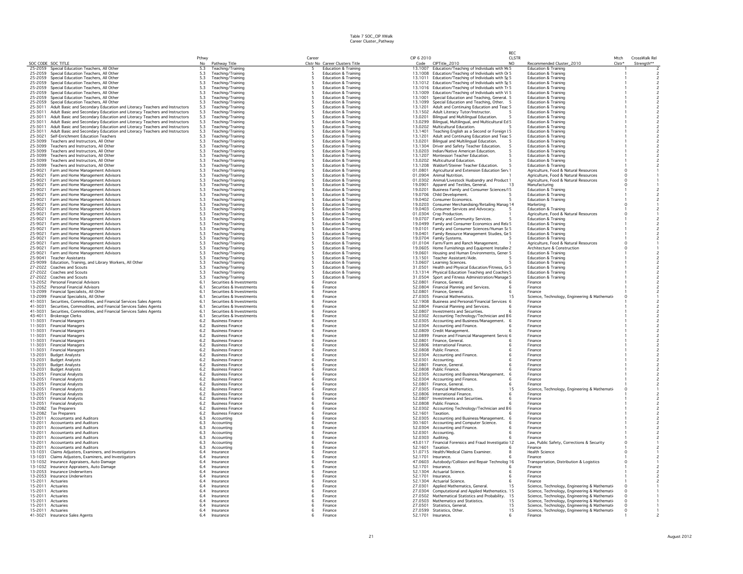Table 7 SOC_CIP XWalk
Career Cluster_Pathway

| SOC CODE | SOC TITLE | Pthwy No | Pathway Title | Career Clstr No | Career Clusters Title | CIP 6 2010 Code | CIPTitle_2010 | REC CLSTR NO | Recommended Cluster_2010 | Mtch Clstr* | CrossWalk Rel Strength** |
|---|---|---|---|---|---|---|---|---|---|---|---|
| 25-2059 | Special Education Teachers, All Other | 5.3 | Teaching/Training | 5 | Education & Training | 13.1007 | Education/Teaching of Individuals with Mu | 5 | Education & Training | 1 | 2 |
| 25-2059 | Special Education Teachers, All Other | 5.3 | Teaching/Training | 5 | Education & Training | 13.1008 | Education/Teaching of Individuals with Or | 5 | Education & Training | 1 | 2 |
| 25-2059 | Special Education Teachers, All Other | 5.3 | Teaching/Training | 5 | Education & Training | 13.1011 | Education/Teaching of Individuals with Sp | 5 | Education & Training | 1 | 2 |
| 25-2059 | Special Education Teachers, All Other | 5.3 | Teaching/Training | 5 | Education & Training | 13.1012 | Education/Teaching of Individuals with Sp | 5 | Education & Training | 1 | 2 |
| 25-2059 | Special Education Teachers, All Other | 5.3 | Teaching/Training | 5 | Education & Training | 13.1016 | Education/Teaching of Individuals with Tr | 5 | Education & Training | 1 | 2 |
| 25-2059 | Special Education Teachers, All Other | 5.3 | Teaching/Training | 5 | Education & Training | 13.1009 | Education/Teaching of Individuals with Vi | 5 | Education & Training | 1 | 2 |
| 25-2059 | Special Education Teachers, All Other | 5.3 | Teaching/Training | 5 | Education & Training | 13.1001 | Special Education and Teaching, General. | 5 | Education & Training | 1 | 2 |
| 25-2059 | Special Education Teachers, All Other | 5.3 | Teaching/Training | 5 | Education & Training | 13.1099 | Special Education and Teaching, Other. | 5 | Education & Training | 1 | 2 |
| 25-3011 | Adult Basic and Secondary Education and Literacy Teachers and Instructors | 5.3 | Teaching/Training | 5 | Education & Training | 13.1201 | Adult and Continuing Education and Teac | 5 | Education & Training | 1 | 2 |
| 25-3011 | Adult Basic and Secondary Education and Literacy Teachers and Instructors | 5.3 | Teaching/Training | 5 | Education & Training | 13.1502 | Adult Literacy Tutor/Instructor. | 5 | Education & Training | 1 | 2 |
| 25-3011 | Adult Basic and Secondary Education and Literacy Teachers and Instructors | 5.3 | Teaching/Training | 5 | Education & Training | 13.0201 | Bilingual and Multilingual Education. | 5 | Education & Training | 1 | 2 |
| 25-3011 | Adult Basic and Secondary Education and Literacy Teachers and Instructors | 5.3 | Teaching/Training | 5 | Education & Training | 13.0299 | Bilingual, Multilingual, and Multicultural Ed | 5 | Education & Training | 1 | 2 |
| 25-3011 | Adult Basic and Secondary Education and Literacy Teachers and Instructors | 5.3 | Teaching/Training | 5 | Education & Training | 13.0202 | Multicultural Education. | 5 | Education & Training | 1 | 2 |
| 25-3011 | Adult Basic and Secondary Education and Literacy Teachers and Instructors | 5.3 | Teaching/Training | 5 | Education & Training | 13.1401 | Teaching English as a Second or Foreign L | 5 | Education & Training | 1 | 2 |
| 25-3021 | Self-Enrichment Education Teachers | 5.3 | Teaching/Training | 5 | Education & Training | 13.1201 | Adult and Continuing Education and Teac | 5 | Education & Training | 1 | 2 |
| 25-3099 | Teachers and Instructors, All Other | 5.3 | Teaching/Training | 5 | Education & Training | 13.0201 | Bilingual and Multilingual Education. | 5 | Education & Training | 1 | 2 |
| 25-3099 | Teachers and Instructors, All Other | 5.3 | Teaching/Training | 5 | Education & Training | 13.1304 | Driver and Safety Teacher Education. | 5 | Education & Training | 1 | 2 |
| 25-3099 | Teachers and Instructors, All Other | 5.3 | Teaching/Training | 5 | Education & Training | 13.0203 | Indian/Native American Education. | 5 | Education & Training | 1 | 2 |
| 25-3099 | Teachers and Instructors, All Other | 5.3 | Teaching/Training | 5 | Education & Training | 13.1207 | Montessori Teacher Education. | 5 | Education & Training | 1 | 2 |
| 25-3099 | Teachers and Instructors, All Other | 5.3 | Teaching/Training | 5 | Education & Training | 13.0202 | Multicultural Education. | 5 | Education & Training | 1 | 2 |
| 25-3099 | Teachers and Instructors, All Other | 5.3 | Teaching/Training | 5 | Education & Training | 13.1208 | Waldorf/Steiner Teacher Education. | 5 | Education & Training | 1 | 2 |
| 25-9021 | Farm and Home Management Advisors | 5.3 | Teaching/Training | 5 | Education & Training | 01.0801 | Agricultural and Extension Education Serv | 1 | Agriculture, Food & Natural Resources | 0 | 1 |
| 25-9021 | Farm and Home Management Advisors | 5.3 | Teaching/Training | 5 | Education & Training | 01.0904 | Animal Nutrition. | 1 | Agriculture, Food & Natural Resources | 0 | 1 |
| 25-9021 | Farm and Home Management Advisors | 5.3 | Teaching/Training | 5 | Education & Training | 01.0302 | Animal/Livestock Husbandry and Product | 1 | Agriculture, Food & Natural Resources | 0 | 1 |
| 25-9021 | Farm and Home Management Advisors | 5.3 | Teaching/Training | 5 | Education & Training | 19.0901 | Apparel and Textiles, General. | 13 | Manufacturing | 0 | 1 |
| 25-9021 | Farm and Home Management Advisors | 5.3 | Teaching/Training | 5 | Education & Training | 19.0201 | Business Family and Consumer Sciences/H | 5 | Education & Training | 1 | 2 |
| 25-9021 | Farm and Home Management Advisors | 5.3 | Teaching/Training | 5 | Education & Training | 19.0706 | Child Development. | 5 | Education & Training | 1 | 2 |
| 25-9021 | Farm and Home Management Advisors | 5.3 | Teaching/Training | 5 | Education & Training | 19.0402 | Consumer Economics. | 5 | Education & Training | 1 | 2 |
| 25-9021 | Farm and Home Management Advisors | 5.3 | Teaching/Training | 5 | Education & Training | 19.0203 | Consumer Merchandising/Retailing Manag | 14 | Marketing | 0 | 1 |
| 25-9021 | Farm and Home Management Advisors | 5.3 | Teaching/Training | 5 | Education & Training | 19.0403 | Consumer Services and Advocacy. | 5 | Education & Training | 1 | 2 |
| 25-9021 | Farm and Home Management Advisors | 5.3 | Teaching/Training | 5 | Education & Training | 01.0304 | Crop Production. | 1 | Agriculture, Food & Natural Resources | 0 | 1 |
| 25-9021 | Farm and Home Management Advisors | 5.3 | Teaching/Training | 5 | Education & Training | 19.0707 | Family and Community Services. | 5 | Education & Training | 1 | 2 |
| 25-9021 | Farm and Home Management Advisors | 5.3 | Teaching/Training | 5 | Education & Training | 19.0499 | Family and Consumer Economics and Rela | 5 | Education & Training | 1 | 2 |
| 25-9021 | Farm and Home Management Advisors | 5.3 | Teaching/Training | 5 | Education & Training | 19.0101 | Family and Consumer Sciences/Human Sc | 5 | Education & Training | 1 | 2 |
| 25-9021 | Farm and Home Management Advisors | 5.3 | Teaching/Training | 5 | Education & Training | 19.0401 | Family Resource Management Studies, Ge | 5 | Education & Training | 1 | 2 |
| 25-9021 | Farm and Home Management Advisors | 5.3 | Teaching/Training | 5 | Education & Training | 19.0704 | Family Systems. | 5 | Education & Training | 1 | 2 |
| 25-9021 | Farm and Home Management Advisors | 5.3 | Teaching/Training | 5 | Education & Training | 01.0104 | Farm/Farm and Ranch Management. | 1 | Agriculture, Food & Natural Resources | 0 | 1 |
| 25-9021 | Farm and Home Management Advisors | 5.3 | Teaching/Training | 5 | Education & Training | 19.0605 | Home Furnishings and Equipment Installer | 2 | Architecture & Construction | 0 | 1 |
| 25-9021 | Farm and Home Management Advisors | 5.3 | Teaching/Training | 5 | Education & Training | 19.0601 | Housing and Human Environments, Gener | 5 | Education & Training | 1 | 2 |
| 25-9041 | Teacher Assistants | 5.3 | Teaching/Training | 5 | Education & Training | 13.1501 | Teacher Assistant/Aide. | 5 | Education & Training | 1 | 2 |
| 25-9099 | Education, Training, and Library Workers, All Other | 5.3 | Teaching/Training | 5 | Education & Training | 13.0607 | Learning Sciences. | 5 | Education & Training | 1 | 2 |
| 27-2022 | Coaches and Scouts | 5.3 | Teaching/Training | 5 | Education & Training | 31.0501 | Health and Physical Education/Fitness, Ge | 5 | Education & Training | 1 | 2 |
| 27-2022 | Coaches and Scouts | 5.3 | Teaching/Training | 5 | Education & Training | 13.1314 | Physical Education Teaching and Coaching | 5 | Education & Training | 1 | 2 |
| 27-2022 | Coaches and Scouts | 5.3 | Teaching/Training | 5 | Education & Training | 31.0504 | Sport and Fitness Administration/Manage | 5 | Education & Training | 1 | 2 |
| 13-2052 | Personal Financial Advisors | 6.1 | Securities & Investments | 6 | Finance | 52.0801 | Finance, General. | 6 | Finance | 1 | 2 |
| 13-2052 | Personal Financial Advisors | 6.1 | Securities & Investments | 6 | Finance | 52.0804 | Financial Planning and Services. | 6 | Finance | 1 | 2 |
| 13-2099 | Financial Specialists, All Other | 6.1 | Securities & Investments | 6 | Finance | 52.0801 | Finance, General. | 6 | Finance | 1 | 2 |
| 13-2099 | Financial Specialists, All Other | 6.1 | Securities & Investments | 6 | Finance | 27.0305 | Financial Mathematics. | 15 | Science, Technology, Engineering & Mathemati | 0 | 1 |
| 41-3031 | Securities, Commodities, and Financial Services Sales Agents | 6.1 | Securities & Investments | 6 | Finance | 52.1908 | Business and Personal/Financial Services | 6 | Finance | 1 | 2 |
| 41-3031 | Securities, Commodities, and Financial Services Sales Agents | 6.1 | Securities & Investments | 6 | Finance | 52.0804 | Financial Planning and Services. | 6 | Finance | 1 | 2 |
| 41-3031 | Securities, Commodities, and Financial Services Sales Agents | 6.1 | Securities & Investments | 6 | Finance | 52.0807 | Investments and Securities. | 6 | Finance | 1 | 2 |
| 43-4011 | Brokerage Clerks | 6.1 | Securities & Investments | 6 | Finance | 52.0302 | Accounting Technology/Technician and B | 6 | Finance | 1 | 2 |
| 11-3031 | Financial Managers | 6.2 | Business Finance | 6 | Finance | 52.0305 | Accounting and Business/Management. | 6 | Finance | 1 | 2 |
| 11-3031 | Financial Managers | 6.2 | Business Finance | 6 | Finance | 52.0304 | Accounting and Finance. | 6 | Finance | 1 | 2 |
| 11-3031 | Financial Managers | 6.2 | Business Finance | 6 | Finance | 52.0809 | Credit Management. | 6 | Finance | 1 | 2 |
| 11-3031 | Financial Managers | 6.2 | Business Finance | 6 | Finance | 52.0899 | Finance and Financial Management Servic | 6 | Finance | 1 | 2 |
| 11-3031 | Financial Managers | 6.2 | Business Finance | 6 | Finance | 52.0801 | Finance, General. | 6 | Finance | 1 | 2 |
| 11-3031 | Financial Managers | 6.2 | Business Finance | 6 | Finance | 52.0806 | International Finance. | 6 | Finance | 1 | 2 |
| 11-3031 | Financial Managers | 6.2 | Business Finance | 6 | Finance | 52.0808 | Public Finance. | 6 | Finance | 1 | 2 |
| 13-2031 | Budget Analysts | 6.2 | Business Finance | 6 | Finance | 52.0304 | Accounting and Finance. | 6 | Finance | 1 | 2 |
| 13-2031 | Budget Analysts | 6.2 | Business Finance | 6 | Finance | 52.0301 | Accounting. | 6 | Finance | 1 | 2 |
| 13-2031 | Budget Analysts | 6.2 | Business Finance | 6 | Finance | 52.0801 | Finance, General. | 6 | Finance | 1 | 2 |
| 13-2031 | Budget Analysts | 6.2 | Business Finance | 6 | Finance | 52.0808 | Public Finance. | 6 | Finance | 1 | 2 |
| 13-2051 | Financial Analysts | 6.2 | Business Finance | 6 | Finance | 52.0305 | Accounting and Business/Management. | 6 | Finance | 1 | 2 |
| 13-2051 | Financial Analysts | 6.2 | Business Finance | 6 | Finance | 52.0304 | Accounting and Finance. | 6 | Finance | 1 | 2 |
| 13-2051 | Financial Analysts | 6.2 | Business Finance | 6 | Finance | 52.0801 | Finance, General. | 6 | Finance | 1 | 2 |
| 13-2051 | Financial Analysts | 6.2 | Business Finance | 6 | Finance | 27.0305 | Financial Mathematics. | 15 | Science, Technology, Engineering & Mathemati | 0 | 1 |
| 13-2051 | Financial Analysts | 6.2 | Business Finance | 6 | Finance | 52.0806 | International Finance. | 6 | Finance | 1 | 2 |
| 13-2051 | Financial Analysts | 6.2 | Business Finance | 6 | Finance | 52.0807 | Investments and Securities. | 6 | Finance | 1 | 2 |
| 13-2051 | Financial Analysts | 6.2 | Business Finance | 6 | Finance | 52.0808 | Public Finance. | 6 | Finance | 1 | 2 |
| 13-2082 | Tax Preparers | 6.2 | Business Finance | 6 | Finance | 52.0302 | Accounting Technology/Technician and B | 6 | Finance | 1 | 2 |
| 13-2082 | Tax Preparers | 6.2 | Business Finance | 6 | Finance | 52.1601 | Taxation. | 6 | Finance | 1 | 2 |
| 13-2011 | Accountants and Auditors | 6.3 | Accounting | 6 | Finance | 52.0305 | Accounting and Business/Management. | 6 | Finance | 1 | 2 |
| 13-2011 | Accountants and Auditors | 6.3 | Accounting | 6 | Finance | 30.1601 | Accounting and Computer Science. | 6 | Finance | 1 | 2 |
| 13-2011 | Accountants and Auditors | 6.3 | Accounting | 6 | Finance | 52.0304 | Accounting and Finance. | 6 | Finance | 1 | 2 |
| 13-2011 | Accountants and Auditors | 6.3 | Accounting | 6 | Finance | 52.0301 | Accounting. | 6 | Finance | 1 | 2 |
| 13-2011 | Accountants and Auditors | 6.3 | Accounting | 6 | Finance | 52.0303 | Auditing. | 6 | Finance | 1 | 2 |
| 13-2011 | Accountants and Auditors | 6.3 | Accounting | 6 | Finance | 43.0117 | Financial Forensics and Fraud Investigatio | 12 | Law, Public Safety, Corrections & Security | 0 | 1 |
| 13-2011 | Accountants and Auditors | 6.3 | Accounting | 6 | Finance | 52.1601 | Taxation. | 6 | Finance | 1 | 2 |
| 13-1031 | Claims Adjusters, Examiners, and Investigators | 6.4 | Insurance | 6 | Finance | 51.0715 | Health/Medical Claims Examiner. | 8 | Health Science | 0 | 1 |
| 13-1031 | Claims Adjusters, Examiners, and Investigators | 6.4 | Insurance | 6 | Finance | 52.1701 | Insurance. | 6 | Finance | 1 | 2 |
| 13-1032 | Insurance Appraisers, Auto Damage | 6.4 | Insurance | 6 | Finance | 47.0603 | Autobody/Collision and Repair Technolog | 16 | Transportation, Distribution & Logistics | 0 | 1 |
| 13-1032 | Insurance Appraisers, Auto Damage | 6.4 | Insurance | 6 | Finance | 52.1701 | Insurance. | 6 | Finance | 1 | 2 |
| 13-2053 | Insurance Underwriters | 6.4 | Insurance | 6 | Finance | 52.1304 | Actuarial Science. | 6 | Finance | 1 | 2 |
| 13-2053 | Insurance Underwriters | 6.4 | Insurance | 6 | Finance | 52.1701 | Insurance. | 6 | Finance | 1 | 2 |
| 15-2011 | Actuaries | 6.4 | Insurance | 6 | Finance | 52.1304 | Actuarial Science. | 6 | Finance | 1 | 2 |
| 15-2011 | Actuaries | 6.4 | Insurance | 6 | Finance | 27.0301 | Applied Mathematics, General. | 15 | Science, Technology, Engineering & Mathemati | 0 | 1 |
| 15-2011 | Actuaries | 6.4 | Insurance | 6 | Finance | 27.0304 | Computational and Applied Mathematics. | 15 | Science, Technology, Engineering & Mathemati | 0 | 1 |
| 15-2011 | Actuaries | 6.4 | Insurance | 6 | Finance | 27.0502 | Mathematical Statistics and Probability. | 15 | Science, Technology, Engineering & Mathemati | 0 | 1 |
| 15-2011 | Actuaries | 6.4 | Insurance | 6 | Finance | 27.0503 | Mathematics and Statistics. | 15 | Science, Technology, Engineering & Mathemati | 0 | 1 |
| 15-2011 | Actuaries | 6.4 | Insurance | 6 | Finance | 27.0501 | Statistics, General. | 15 | Science, Technology, Engineering & Mathemati | 0 | 1 |
| 15-2011 | Actuaries | 6.4 | Insurance | 6 | Finance | 27.0599 | Statistics, Other. | 15 | Science, Technology, Engineering & Mathemati | 0 | 1 |
| 41-3021 | Insurance Sales Agents | 6.4 | Insurance | 6 | Finance | 52.1701 | Insurance. | 6 | Finance | 1 | 2 |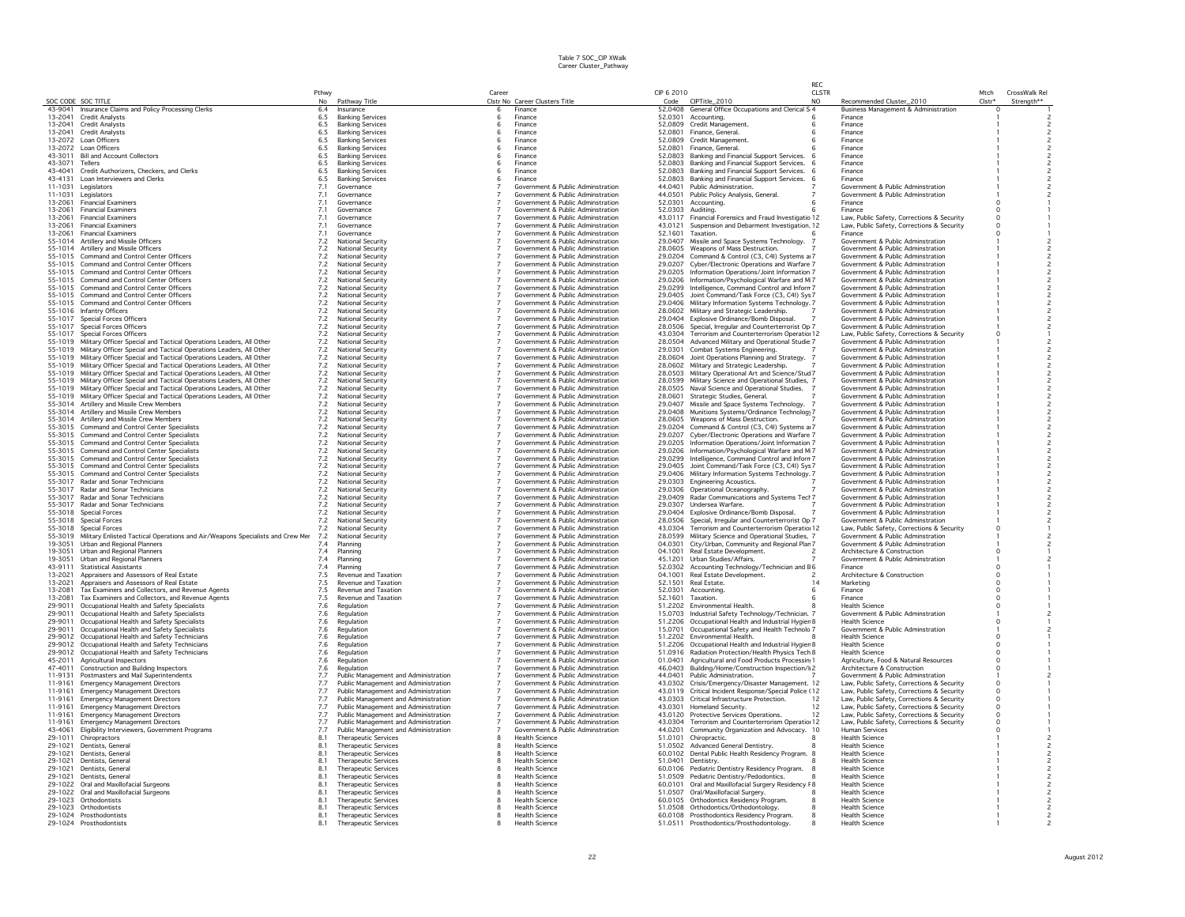Table 7 SOC_CIP XWalk
Career Cluster_Pathway

| SOC CODE | SOC TITLE | Pthwy No | Pathway Title | Career Clstr No | Career Clusters Title | CIP 6 2010 Code | CIPTitle_2010 | REC CLSTR NO | Recommended Cluster_2010 | Mtch Clstr* | CrossWalk Rel Strength** |
|---|---|---|---|---|---|---|---|---|---|---|---|
| 43-9041 | Insurance Claims and Policy Processing Clerks | 6.4 | Insurance | 6 | Finance | 52.0408 | General Office Occupations and Clerical S | 4 | Business Management & Administration | 0 | 1 |
| 13-2041 | Credit Analysts | 6.5 | Banking Services | 6 | Finance | 52.0301 | Accounting. | 6 | Finance | 1 | 2 |
| 13-2041 | Credit Analysts | 6.5 | Banking Services | 6 | Finance | 52.0809 | Credit Management. | 6 | Finance | 1 | 2 |
| 13-2041 | Credit Analysts | 6.5 | Banking Services | 6 | Finance | 52.0801 | Finance, General. | 6 | Finance | 1 | 2 |
| 13-2072 | Loan Officers | 6.5 | Banking Services | 6 | Finance | 52.0809 | Credit Management. | 6 | Finance | 1 | 2 |
| 13-2072 | Loan Officers | 6.5 | Banking Services | 6 | Finance | 52.0801 | Finance, General. | 6 | Finance | 1 | 2 |
| 43-3011 | Bill and Account Collectors | 6.5 | Banking Services | 6 | Finance | 52.0803 | Banking and Financial Support Services. | 6 | Finance | 1 | 2 |
| 43-3071 | Tellers | 6.5 | Banking Services | 6 | Finance | 52.0803 | Banking and Financial Support Services. | 6 | Finance | 1 | 2 |
| 43-4041 | Credit Authorizers, Checkers, and Clerks | 6.5 | Banking Services | 6 | Finance | 52.0803 | Banking and Financial Support Services. | 6 | Finance | 1 | 2 |
| 43-4131 | Loan Interviewers and Clerks | 6.5 | Banking Services | 6 | Finance | 52.0803 | Banking and Financial Support Services. | 6 | Finance | 1 | 2 |
| 11-1031 | Legislators | 7.1 | Governance | 7 | Government & Public Adminstration | 44.0401 | Public Administration. | 7 | Government & Public Adminstration | 1 | 2 |
| 11-1031 | Legislators | 7.1 | Governance | 7 | Government & Public Adminstration | 44.0501 | Public Policy Analysis, General. | 7 | Government & Public Adminstration | 1 | 2 |
| 13-2061 | Financial Examiners | 7.1 | Governance | 7 | Government & Public Adminstration | 52.0301 | Accounting. | 6 | Finance | 0 | 1 |
| 13-2061 | Financial Examiners | 7.1 | Governance | 7 | Government & Public Adminstration | 52.0303 | Auditing. | 6 | Finance | 0 | 1 |
| 13-2061 | Financial Examiners | 7.1 | Governance | 7 | Government & Public Adminstration | 43.0117 | Financial Forensics and Fraud Investigatio | 12 | Law, Public Safety, Corrections & Security | 0 | 1 |
| 13-2061 | Financial Examiners | 7.1 | Governance | 7 | Government & Public Adminstration | 43.0121 | Suspension and Debarment Investigation. | 12 | Law, Public Safety, Corrections & Security | 0 | 1 |
| 13-2061 | Financial Examiners | 7.1 | Governance | 7 | Government & Public Adminstration | 52.1601 | Taxation. | 6 | Finance | 0 | 1 |
| 55-1014 | Artillery and Missile Officers | 7.2 | National Security | 7 | Government & Public Adminstration | 29.0407 | Missile and Space Systems Technology. | 7 | Government & Public Adminstration | 1 | 2 |
| 55-1014 | Artillery and Missile Officers | 7.2 | National Security | 7 | Government & Public Adminstration | 28.0605 | Weapons of Mass Destruction. | 7 | Government & Public Adminstration | 1 | 2 |
| 55-1015 | Command and Control Center Officers | 7.2 | National Security | 7 | Government & Public Adminstration | 29.0204 | Command & Control (C3, C4I) Systems a | 7 | Government & Public Adminstration | 1 | 2 |
| 55-1015 | Command and Control Center Officers | 7.2 | National Security | 7 | Government & Public Adminstration | 29.0207 | Cyber/Electronic Operations and Warfare | 7 | Government & Public Adminstration | 1 | 2 |
| 55-1015 | Command and Control Center Officers | 7.2 | National Security | 7 | Government & Public Adminstration | 29.0205 | Information Operations/Joint Information | 7 | Government & Public Adminstration | 1 | 2 |
| 55-1015 | Command and Control Center Officers | 7.2 | National Security | 7 | Government & Public Adminstration | 29.0206 | Information/Psychological Warfare and M | 7 | Government & Public Adminstration | 1 | 2 |
| 55-1015 | Command and Control Center Officers | 7.2 | National Security | 7 | Government & Public Adminstration | 29.0299 | Intelligence, Command Control and Inform | 7 | Government & Public Adminstration | 1 | 2 |
| 55-1015 | Command and Control Center Officers | 7.2 | National Security | 7 | Government & Public Adminstration | 29.0405 | Joint Command/Task Force (C3, C4I) Sys | 7 | Government & Public Adminstration | 1 | 2 |
| 55-1015 | Command and Control Center Officers | 7.2 | National Security | 7 | Government & Public Adminstration | 29.0406 | Military Information Systems Technology. | 7 | Government & Public Adminstration | 1 | 2 |
| 55-1016 | Infantry Officers | 7.2 | National Security | 7 | Government & Public Adminstration | 28.0602 | Military and Strategic Leadership. | 7 | Government & Public Adminstration | 1 | 2 |
| 55-1017 | Special Forces Officers | 7.2 | National Security | 7 | Government & Public Adminstration | 29.0404 | Explosive Ordinance/Bomb Disposal. | 7 | Government & Public Adminstration | 1 | 2 |
| 55-1017 | Special Forces Officers | 7.2 | National Security | 7 | Government & Public Adminstration | 28.0506 | Special, Irregular and Counterterrorist Op | 7 | Government & Public Adminstration | 1 | 2 |
| 55-1017 | Special Forces Officers | 7.2 | National Security | 7 | Government & Public Adminstration | 43.0304 | Terrorism and Counterterrorism Operatio | 12 | Law, Public Safety, Corrections & Security | 0 | 1 |
| 55-1019 | Military Officer Special and Tactical Operations Leaders, All Other | 7.2 | National Security | 7 | Government & Public Adminstration | 28.0504 | Advanced Military and Operational Studie | 7 | Government & Public Adminstration | 1 | 2 |
| 55-1019 | Military Officer Special and Tactical Operations Leaders, All Other | 7.2 | National Security | 7 | Government & Public Adminstration | 29.0301 | Combat Systems Engineering. | 7 | Government & Public Adminstration | 1 | 2 |
| 55-1019 | Military Officer Special and Tactical Operations Leaders, All Other | 7.2 | National Security | 7 | Government & Public Adminstration | 28.0604 | Joint Operations Planning and Strategy. | 7 | Government & Public Adminstration | 1 | 2 |
| 55-1019 | Military Officer Special and Tactical Operations Leaders, All Other | 7.2 | National Security | 7 | Government & Public Adminstration | 28.0602 | Military and Strategic Leadership. | 7 | Government & Public Adminstration | 1 | 2 |
| 55-1019 | Military Officer Special and Tactical Operations Leaders, All Other | 7.2 | National Security | 7 | Government & Public Adminstration | 28.0503 | Military Operational Art and Science/Stud | 7 | Government & Public Adminstration | 1 | 2 |
| 55-1019 | Military Officer Special and Tactical Operations Leaders, All Other | 7.2 | National Security | 7 | Government & Public Adminstration | 28.0599 | Military Science and Operational Studies, | 7 | Government & Public Adminstration | 1 | 2 |
| 55-1019 | Military Officer Special and Tactical Operations Leaders, All Other | 7.2 | National Security | 7 | Government & Public Adminstration | 28.0505 | Naval Science and Operational Studies. | 7 | Government & Public Adminstration | 1 | 2 |
| 55-1019 | Military Officer Special and Tactical Operations Leaders, All Other | 7.2 | National Security | 7 | Government & Public Adminstration | 28.0601 | Strategic Studies, General. | 7 | Government & Public Adminstration | 1 | 2 |
| 55-3014 | Artillery and Missile Crew Members | 7.2 | National Security | 7 | Government & Public Adminstration | 29.0407 | Missile and Space Systems Technology. | 7 | Government & Public Adminstration | 1 | 2 |
| 55-3014 | Artillery and Missile Crew Members | 7.2 | National Security | 7 | Government & Public Adminstration | 29.0408 | Munitions Systems/Ordinance Technolog | 7 | Government & Public Adminstration | 1 | 2 |
| 55-3014 | Artillery and Missile Crew Members | 7.2 | National Security | 7 | Government & Public Adminstration | 28.0605 | Weapons of Mass Destruction. | 7 | Government & Public Adminstration | 1 | 2 |
| 55-3015 | Command and Control Center Specialists | 7.2 | National Security | 7 | Government & Public Adminstration | 29.0204 | Command & Control (C3, C4I) Systems a | 7 | Government & Public Adminstration | 1 | 2 |
| 55-3015 | Command and Control Center Specialists | 7.2 | National Security | 7 | Government & Public Adminstration | 29.0207 | Cyber/Electronic Operations and Warfare | 7 | Government & Public Adminstration | 1 | 2 |
| 55-3015 | Command and Control Center Specialists | 7.2 | National Security | 7 | Government & Public Adminstration | 29.0205 | Information Operations/Joint Information | 7 | Government & Public Adminstration | 1 | 2 |
| 55-3015 | Command and Control Center Specialists | 7.2 | National Security | 7 | Government & Public Adminstration | 29.0206 | Information/Psychological Warfare and M | 7 | Government & Public Adminstration | 1 | 2 |
| 55-3015 | Command and Control Center Specialists | 7.2 | National Security | 7 | Government & Public Adminstration | 29.0299 | Intelligence, Command Control and Inform | 7 | Government & Public Adminstration | 1 | 2 |
| 55-3015 | Command and Control Center Specialists | 7.2 | National Security | 7 | Government & Public Adminstration | 29.0405 | Joint Command/Task Force (C3, C4I) Sys | 7 | Government & Public Adminstration | 1 | 2 |
| 55-3015 | Command and Control Center Specialists | 7.2 | National Security | 7 | Government & Public Adminstration | 29.0406 | Military Information Systems Technology. | 7 | Government & Public Adminstration | 1 | 2 |
| 55-3017 | Radar and Sonar Technicians | 7.2 | National Security | 7 | Government & Public Adminstration | 29.0303 | Engineering Acoustics. | 7 | Government & Public Adminstration | 1 | 2 |
| 55-3017 | Radar and Sonar Technicians | 7.2 | National Security | 7 | Government & Public Adminstration | 29.0306 | Operational Oceanography. | 7 | Government & Public Adminstration | 1 | 2 |
| 55-3017 | Radar and Sonar Technicians | 7.2 | National Security | 7 | Government & Public Adminstration | 29.0409 | Radar Communications and Systems Tech | 7 | Government & Public Adminstration | 1 | 2 |
| 55-3017 | Radar and Sonar Technicians | 7.2 | National Security | 7 | Government & Public Adminstration | 29.0307 | Undersea Warfare. | 7 | Government & Public Adminstration | 1 | 2 |
| 55-3018 | Special Forces | 7.2 | National Security | 7 | Government & Public Adminstration | 29.0404 | Explosive Ordinance/Bomb Disposal. | 7 | Government & Public Adminstration | 1 | 2 |
| 55-3018 | Special Forces | 7.2 | National Security | 7 | Government & Public Adminstration | 28.0506 | Special, Irregular and Counterterrorist Op | 7 | Government & Public Adminstration | 1 | 2 |
| 55-3018 | Special Forces | 7.2 | National Security | 7 | Government & Public Adminstration | 43.0304 | Terrorism and Counterterrorism Operatio | 12 | Law, Public Safety, Corrections & Security | 0 | 1 |
| 55-3019 | Military Enlisted Tactical Operations and Air/Weapons Specialists and Crew Mer | 7.2 | National Security | 7 | Government & Public Adminstration | 28.0599 | Military Science and Operational Studies, | 7 | Government & Public Adminstration | 1 | 2 |
| 19-3051 | Urban and Regional Planners | 7.4 | Planning | 7 | Government & Public Adminstration | 04.0301 | City/Urban, Community and Regional Plan | 7 | Government & Public Adminstration | 1 | 2 |
| 19-3051 | Urban and Regional Planners | 7.4 | Planning | 7 | Government & Public Adminstration | 04.1001 | Real Estate Development. | 2 | Architecture & Construction | 0 | 1 |
| 19-3051 | Urban and Regional Planners | 7.4 | Planning | 7 | Government & Public Adminstration | 45.1201 | Urban Studies/Affairs. | 7 | Government & Public Adminstration | 1 | 2 |
| 43-9111 | Statistical Assistants | 7.4 | Planning | 7 | Government & Public Adminstration | 52.0302 | Accounting Technology/Technician and B | 6 | Finance | 0 | 1 |
| 13-2021 | Appraisers and Assessors of Real Estate | 7.5 | Revenue and Taxation | 7 | Government & Public Adminstration | 04.1001 | Real Estate Development. | 2 | Architecture & Construction | 0 | 1 |
| 13-2021 | Appraisers and Assessors of Real Estate | 7.5 | Revenue and Taxation | 7 | Government & Public Adminstration | 52.1501 | Real Estate. | 14 | Marketing | 0 | 1 |
| 13-2081 | Tax Examiners and Collectors, and Revenue Agents | 7.5 | Revenue and Taxation | 7 | Government & Public Adminstration | 52.0301 | Accounting. | 6 | Finance | 0 | 1 |
| 13-2081 | Tax Examiners and Collectors, and Revenue Agents | 7.5 | Revenue and Taxation | 7 | Government & Public Adminstration | 52.1601 | Taxation. | 6 | Finance | 0 | 1 |
| 29-9011 | Occupational Health and Safety Specialists | 7.6 | Regulation | 7 | Government & Public Adminstration | 51.2202 | Environmental Health. | 8 | Health Science | 0 | 1 |
| 29-9011 | Occupational Health and Safety Specialists | 7.6 | Regulation | 7 | Government & Public Adminstration | 15.0703 | Industrial Safety Technology/Technician. | 7 | Government & Public Adminstration | 1 | 2 |
| 29-9011 | Occupational Health and Safety Specialists | 7.6 | Regulation | 7 | Government & Public Adminstration | 51.2206 | Occupational Health and Industrial Hygien | 8 | Health Science | 0 | 1 |
| 29-9011 | Occupational Health and Safety Specialists | 7.6 | Regulation | 7 | Government & Public Adminstration | 15.0701 | Occupational Safety and Health Technolo | 7 | Government & Public Adminstration | 1 | 2 |
| 29-9012 | Occupational Health and Safety Technicians | 7.6 | Regulation | 7 | Government & Public Adminstration | 51.2202 | Environmental Health. | 8 | Health Science | 0 | 1 |
| 29-9012 | Occupational Health and Safety Technicians | 7.6 | Regulation | 7 | Government & Public Adminstration | 51.2206 | Occupational Health and Industrial Hygien | 8 | Health Science | 0 | 1 |
| 29-9012 | Occupational Health and Safety Technicians | 7.6 | Regulation | 7 | Government & Public Adminstration | 51.0916 | Radiation Protection/Health Physics Tech | 8 | Health Science | 0 | 1 |
| 45-2011 | Agricultural Inspectors | 7.6 | Regulation | 7 | Government & Public Adminstration | 01.0401 | Agricultural and Food Products Processin | 1 | Agriculture, Food & Natural Resources | 0 | 1 |
| 47-4011 | Construction and Building Inspectors | 7.6 | Regulation | 7 | Government & Public Adminstration | 46.0403 | Building/Home/Construction Inspection/I | 2 | Architecture & Construction | 0 | 1 |
| 11-9131 | Postmasters and Mail Superintendents | 7.7 | Public Management and Administration | 7 | Government & Public Adminstration | 44.0401 | Public Administration. | 7 | Government & Public Adminstration | 1 | 2 |
| 11-9161 | Emergency Management Directors | 7.7 | Public Management and Administration | 7 | Government & Public Adminstration | 43.0302 | Crisis/Emergency/Disaster Management. | 12 | Law, Public Safety, Corrections & Security | 0 | 1 |
| 11-9161 | Emergency Management Directors | 7.7 | Public Management and Administration | 7 | Government & Public Adminstration | 43.0119 | Critical Incident Response/Special Police ( | 12 | Law, Public Safety, Corrections & Security | 0 | 1 |
| 11-9161 | Emergency Management Directors | 7.7 | Public Management and Administration | 7 | Government & Public Adminstration | 43.0303 | Critical Infrastructure Protection. | 12 | Law, Public Safety, Corrections & Security | 0 | 1 |
| 11-9161 | Emergency Management Directors | 7.7 | Public Management and Administration | 7 | Government & Public Adminstration | 43.0301 | Homeland Security. | 12 | Law, Public Safety, Corrections & Security | 0 | 1 |
| 11-9161 | Emergency Management Directors | 7.7 | Public Management and Administration | 7 | Government & Public Adminstration | 43.0120 | Protective Services Operations. | 12 | Law, Public Safety, Corrections & Security | 0 | 1 |
| 11-9161 | Emergency Management Directors | 7.7 | Public Management and Administration | 7 | Government & Public Adminstration | 43.0304 | Terrorism and Counterterrorism Operatio | 12 | Law, Public Safety, Corrections & Security | 0 | 1 |
| 43-4061 | Eligibility Interviewers, Government Programs | 7.7 | Public Management and Administration | 7 | Government & Public Adminstration | 44.0201 | Community Organization and Advocacy. | 10 | Human Services | 0 | 1 |
| 29-1011 | Chiropractors | 8.1 | Therapeutic Services | 8 | Health Science | 51.0101 | Chiropractic. | 8 | Health Science | 1 | 2 |
| 29-1021 | Dentists, General | 8.1 | Therapeutic Services | 8 | Health Science | 51.0502 | Advanced General Dentistry. | 8 | Health Science | 1 | 2 |
| 29-1021 | Dentists, General | 8.1 | Therapeutic Services | 8 | Health Science | 60.0102 | Dental Public Health Residency Program. | 8 | Health Science | 1 | 2 |
| 29-1021 | Dentists, General | 8.1 | Therapeutic Services | 8 | Health Science | 51.0401 | Dentistry. | 8 | Health Science | 1 | 2 |
| 29-1021 | Dentists, General | 8.1 | Therapeutic Services | 8 | Health Science | 60.0106 | Pediatric Dentistry Residency Program. | 8 | Health Science | 1 | 2 |
| 29-1021 | Dentists, General | 8.1 | Therapeutic Services | 8 | Health Science | 51.0509 | Pediatric Dentistry/Pedodontics. | 8 | Health Science | 1 | 2 |
| 29-1022 | Oral and Maxillofacial Surgeons | 8.1 | Therapeutic Services | 8 | Health Science | 60.0101 | Oral and Maxillofacial Surgery Residency P | 8 | Health Science | 1 | 2 |
| 29-1022 | Oral and Maxillofacial Surgeons | 8.1 | Therapeutic Services | 8 | Health Science | 51.0507 | Oral/Maxillofacial Surgery. | 8 | Health Science | 1 | 2 |
| 29-1023 | Orthodontists | 8.1 | Therapeutic Services | 8 | Health Science | 60.0105 | Orthodontics Residency Program. | 8 | Health Science | 1 | 2 |
| 29-1023 | Orthodontists | 8.1 | Therapeutic Services | 8 | Health Science | 51.0508 | Orthodontics/Orthodontology. | 8 | Health Science | 1 | 2 |
| 29-1024 | Prosthodontists | 8.1 | Therapeutic Services | 8 | Health Science | 60.0108 | Prosthodontics Residency Program. | 8 | Health Science | 1 | 2 |
| 29-1024 | Prosthodontists | 8.1 | Therapeutic Services | 8 | Health Science | 51.0511 | Prosthodontics/Prosthodontology. | 8 | Health Science | 1 | 2 |

August 2012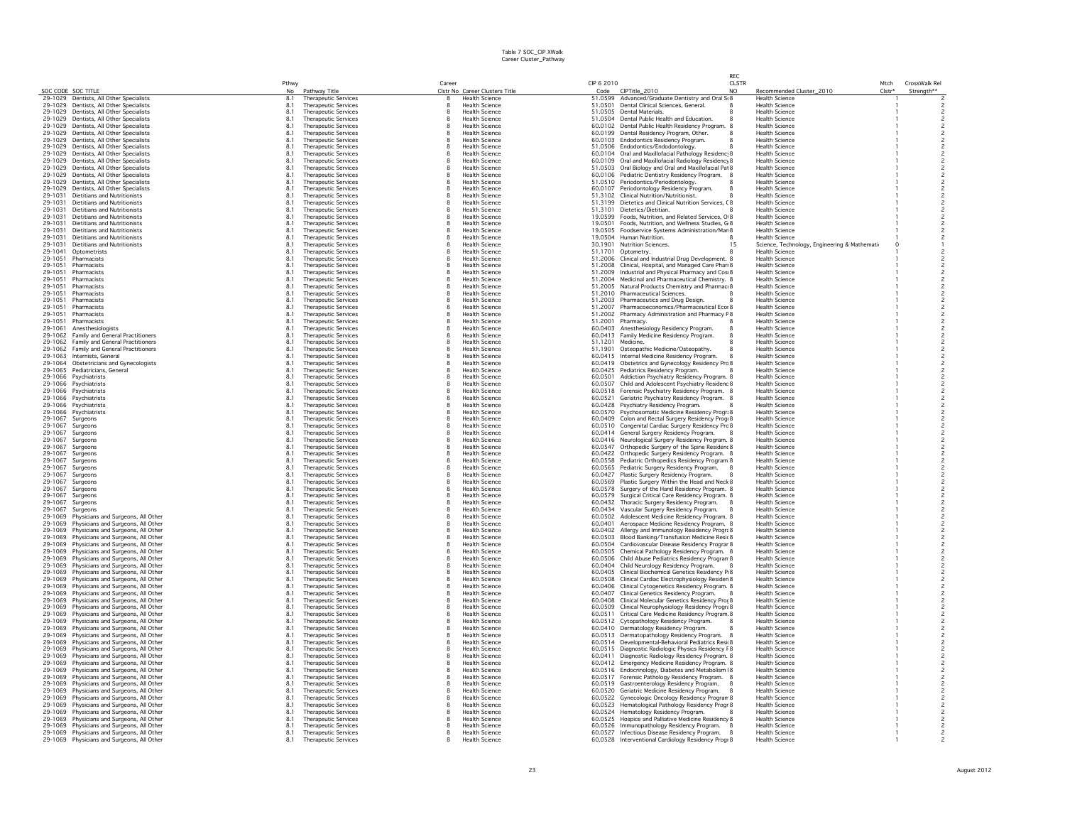Table 7 SOC_CIP XWalk
Career Cluster_Pathway

| SOC CODE | SOC TITLE | Pthwy No | Pathway Title | Career Clstr No | Career Clusters Title | CIP 6 2010 Code | CIPTitle_2010 | REC CLSTR NO | Recommended Cluster_2010 | Mtch Clstr* | CrossWalk Rel Strength** |
|---|---|---|---|---|---|---|---|---|---|---|---|
| 29-1029 | Dentists, All Other Specialists | 8.1 | Therapeutic Services | 8 | Health Science | 51.0599 | Advanced/Graduate Dentistry and Oral Sc | 8 | Health Science | 1 | 2 |
| 29-1029 | Dentists, All Other Specialists | 8.1 | Therapeutic Services | 8 | Health Science | 51.0501 | Dental Clinical Sciences, General. | 8 | Health Science | 1 | 2 |
| 29-1029 | Dentists, All Other Specialists | 8.1 | Therapeutic Services | 8 | Health Science | 51.0505 | Dental Materials. | 8 | Health Science | 1 | 2 |
| 29-1029 | Dentists, All Other Specialists | 8.1 | Therapeutic Services | 8 | Health Science | 51.0504 | Dental Public Health and Education. | 8 | Health Science | 1 | 2 |
| 29-1029 | Dentists, All Other Specialists | 8.1 | Therapeutic Services | 8 | Health Science | 60.0102 | Dental Public Health Residency Program. | 8 | Health Science | 1 | 2 |
| 29-1029 | Dentists, All Other Specialists | 8.1 | Therapeutic Services | 8 | Health Science | 60.0199 | Dental Residency Program, Other. | 8 | Health Science | 1 | 2 |
| 29-1029 | Dentists, All Other Specialists | 8.1 | Therapeutic Services | 8 | Health Science | 60.0103 | Endodontics Residency Program. | 8 | Health Science | 1 | 2 |
| 29-1029 | Dentists, All Other Specialists | 8.1 | Therapeutic Services | 8 | Health Science | 51.0506 | Endodontics/Endodontology. | 8 | Health Science | 1 | 2 |
| 29-1029 | Dentists, All Other Specialists | 8.1 | Therapeutic Services | 8 | Health Science | 60.0104 | Oral and Maxillofacial Pathology Residency | 8 | Health Science | 1 | 2 |
| 29-1029 | Dentists, All Other Specialists | 8.1 | Therapeutic Services | 8 | Health Science | 60.0109 | Oral and Maxillofacial Radiology Residency | 8 | Health Science | 1 | 2 |
| 29-1029 | Dentists, All Other Specialists | 8.1 | Therapeutic Services | 8 | Health Science | 51.0503 | Oral Biology and Oral and Maxillofacial Pat | 8 | Health Science | 1 | 2 |
| 29-1029 | Dentists, All Other Specialists | 8.1 | Therapeutic Services | 8 | Health Science | 60.0106 | Pediatric Dentistry Residency Program. | 8 | Health Science | 1 | 2 |
| 29-1029 | Dentists, All Other Specialists | 8.1 | Therapeutic Services | 8 | Health Science | 51.0510 | Periodontics/Periodontology. | 8 | Health Science | 1 | 2 |
| 29-1029 | Dentists, All Other Specialists | 8.1 | Therapeutic Services | 8 | Health Science | 60.0107 | Periodontology Residency Program. | 8 | Health Science | 1 | 2 |
| 29-1031 | Dietitians and Nutritionists | 8.1 | Therapeutic Services | 8 | Health Science | 51.3102 | Clinical Nutrition/Nutritionist. | 8 | Health Science | 1 | 2 |
| 29-1031 | Dietitians and Nutritionists | 8.1 | Therapeutic Services | 8 | Health Science | 51.3199 | Dietetics and Clinical Nutrition Services, C | 8 | Health Science | 1 | 2 |
| 29-1031 | Dietitians and Nutritionists | 8.1 | Therapeutic Services | 8 | Health Science | 51.3101 | Dietetics/Dietitian. | 8 | Health Science | 1 | 2 |
| 29-1031 | Dietitians and Nutritionists | 8.1 | Therapeutic Services | 8 | Health Science | 19.0599 | Foods, Nutrition, and Related Services, O | 8 | Health Science | 1 | 2 |
| 29-1031 | Dietitians and Nutritionists | 8.1 | Therapeutic Services | 8 | Health Science | 19.0501 | Foods, Nutrition, and Wellness Studies, G | 8 | Health Science | 1 | 2 |
| 29-1031 | Dietitians and Nutritionists | 8.1 | Therapeutic Services | 8 | Health Science | 19.0505 | Foodservice Systems Administration/Man | 8 | Health Science | 1 | 2 |
| 29-1031 | Dietitians and Nutritionists | 8.1 | Therapeutic Services | 8 | Health Science | 19.0504 | Human Nutrition. | 8 | Health Science | 1 | 2 |
| 29-1031 | Dietitians and Nutritionists | 8.1 | Therapeutic Services | 8 | Health Science | 30.1901 | Nutrition Sciences. | 15 | Science, Technology, Engineering & Mathemati | 0 | 1 |
| 29-1041 | Optometrists | 8.1 | Therapeutic Services | 8 | Health Science | 51.1701 | Optometry. | 8 | Health Science | 1 | 2 |
| 29-1051 | Pharmacists | 8.1 | Therapeutic Services | 8 | Health Science | 51.2006 | Clinical and Industrial Drug Development. | 8 | Health Science | 1 | 2 |
| 29-1051 | Pharmacists | 8.1 | Therapeutic Services | 8 | Health Science | 51.2008 | Clinical, Hospital, and Managed Care Pharr | 8 | Health Science | 1 | 2 |
| 29-1051 | Pharmacists | 8.1 | Therapeutic Services | 8 | Health Science | 51.2009 | Industrial and Physical Pharmacy and Cosi | 8 | Health Science | 1 | 2 |
| 29-1051 | Pharmacists | 8.1 | Therapeutic Services | 8 | Health Science | 51.2004 | Medicinal and Pharmaceutical Chemistry. | 8 | Health Science | 1 | 2 |
| 29-1051 | Pharmacists | 8.1 | Therapeutic Services | 8 | Health Science | 51.2005 | Natural Products Chemistry and Pharmaco | 8 | Health Science | 1 | 2 |
| 29-1051 | Pharmacists | 8.1 | Therapeutic Services | 8 | Health Science | 51.2010 | Pharmaceutical Sciences. | 8 | Health Science | 1 | 2 |
| 29-1051 | Pharmacists | 8.1 | Therapeutic Services | 8 | Health Science | 51.2003 | Pharmaceutics and Drug Design. | 8 | Health Science | 1 | 2 |
| 29-1051 | Pharmacists | 8.1 | Therapeutic Services | 8 | Health Science | 51.2007 | Pharmacoeconomics/Pharmaceutical Econ | 8 | Health Science | 1 | 2 |
| 29-1051 | Pharmacists | 8.1 | Therapeutic Services | 8 | Health Science | 51.2002 | Pharmacy Administration and Pharmacy P | 8 | Health Science | 1 | 2 |
| 29-1051 | Pharmacists | 8.1 | Therapeutic Services | 8 | Health Science | 51.2001 | Pharmacy. | 8 | Health Science | 1 | 2 |
| 29-1061 | Anesthesiologists | 8.1 | Therapeutic Services | 8 | Health Science | 60.0403 | Anesthesiology Residency Program. | 8 | Health Science | 1 | 2 |
| 29-1062 | Family and General Practitioners | 8.1 | Therapeutic Services | 8 | Health Science | 60.0413 | Family Medicine Residency Program. | 8 | Health Science | 1 | 2 |
| 29-1062 | Family and General Practitioners | 8.1 | Therapeutic Services | 8 | Health Science | 51.1201 | Medicine. | 8 | Health Science | 1 | 2 |
| 29-1062 | Family and General Practitioners | 8.1 | Therapeutic Services | 8 | Health Science | 51.1901 | Osteopathic Medicine/Osteopathy. | 8 | Health Science | 1 | 2 |
| 29-1063 | Internists, General | 8.1 | Therapeutic Services | 8 | Health Science | 60.0415 | Internal Medicine Residency Program. | 8 | Health Science | 1 | 2 |
| 29-1064 | Obstetricians and Gynecologists | 8.1 | Therapeutic Services | 8 | Health Science | 60.0419 | Obstetrics and Gynecology Residency Pro | 8 | Health Science | 1 | 2 |
| 29-1065 | Pediatricians, General | 8.1 | Therapeutic Services | 8 | Health Science | 60.0425 | Pediatrics Residency Program. | 8 | Health Science | 1 | 2 |
| 29-1066 | Psychiatrists | 8.1 | Therapeutic Services | 8 | Health Science | 60.0501 | Addiction Psychiatry Residency Program. | 8 | Health Science | 1 | 2 |
| 29-1066 | Psychiatrists | 8.1 | Therapeutic Services | 8 | Health Science | 60.0507 | Child and Adolescent Psychiatry Residenc | 8 | Health Science | 1 | 2 |
| 29-1066 | Psychiatrists | 8.1 | Therapeutic Services | 8 | Health Science | 60.0518 | Forensic Psychiatry Residency Program. | 8 | Health Science | 1 | 2 |
| 29-1066 | Psychiatrists | 8.1 | Therapeutic Services | 8 | Health Science | 60.0521 | Geriatric Psychiatry Residency Program. | 8 | Health Science | 1 | 2 |
| 29-1066 | Psychiatrists | 8.1 | Therapeutic Services | 8 | Health Science | 60.0428 | Psychiatry Residency Program. | 8 | Health Science | 1 | 2 |
| 29-1066 | Psychiatrists | 8.1 | Therapeutic Services | 8 | Health Science | 60.0570 | Psychosomatic Medicine Residency Progr | 8 | Health Science | 1 | 2 |
| 29-1067 | Surgeons | 8.1 | Therapeutic Services | 8 | Health Science | 60.0409 | Colon and Rectal Surgery Residency Progr | 8 | Health Science | 1 | 2 |
| 29-1067 | Surgeons | 8.1 | Therapeutic Services | 8 | Health Science | 60.0510 | Congenital Cardiac Surgery Residency Pro | 8 | Health Science | 1 | 2 |
| 29-1067 | Surgeons | 8.1 | Therapeutic Services | 8 | Health Science | 60.0414 | General Surgery Residency Program. | 8 | Health Science | 1 | 2 |
| 29-1067 | Surgeons | 8.1 | Therapeutic Services | 8 | Health Science | 60.0416 | Neurological Surgery Residency Program. | 8 | Health Science | 1 | 2 |
| 29-1067 | Surgeons | 8.1 | Therapeutic Services | 8 | Health Science | 60.0547 | Orthopedic Surgery of the Spine Residenc | 8 | Health Science | 1 | 2 |
| 29-1067 | Surgeons | 8.1 | Therapeutic Services | 8 | Health Science | 60.0422 | Orthopedic Surgery Residency Program. | 8 | Health Science | 1 | 2 |
| 29-1067 | Surgeons | 8.1 | Therapeutic Services | 8 | Health Science | 60.0558 | Pediatric Orthopedics Residency Program | 8 | Health Science | 1 | 2 |
| 29-1067 | Surgeons | 8.1 | Therapeutic Services | 8 | Health Science | 60.0565 | Pediatric Surgery Residency Program. | 8 | Health Science | 1 | 2 |
| 29-1067 | Surgeons | 8.1 | Therapeutic Services | 8 | Health Science | 60.0427 | Plastic Surgery Residency Program. | 8 | Health Science | 1 | 2 |
| 29-1067 | Surgeons | 8.1 | Therapeutic Services | 8 | Health Science | 60.0569 | Plastic Surgery Within the Head and Neck | 8 | Health Science | 1 | 2 |
| 29-1067 | Surgeons | 8.1 | Therapeutic Services | 8 | Health Science | 60.0578 | Surgery of the Hand Residency Program. | 8 | Health Science | 1 | 2 |
| 29-1067 | Surgeons | 8.1 | Therapeutic Services | 8 | Health Science | 60.0579 | Surgical Critical Care Residency Program. | 8 | Health Science | 1 | 2 |
| 29-1067 | Surgeons | 8.1 | Therapeutic Services | 8 | Health Science | 60.0432 | Thoracic Surgery Residency Program. | 8 | Health Science | 1 | 2 |
| 29-1067 | Surgeons | 8.1 | Therapeutic Services | 8 | Health Science | 60.0434 | Vascular Surgery Residency Program. | 8 | Health Science | 1 | 2 |
| 29-1069 | Physicians and Surgeons, All Other | 8.1 | Therapeutic Services | 8 | Health Science | 60.0502 | Adolescent Medicine Residency Program. | 8 | Health Science | 1 | 2 |
| 29-1069 | Physicians and Surgeons, All Other | 8.1 | Therapeutic Services | 8 | Health Science | 60.0401 | Aerospace Medicine Residency Program. | 8 | Health Science | 1 | 2 |
| 29-1069 | Physicians and Surgeons, All Other | 8.1 | Therapeutic Services | 8 | Health Science | 60.0402 | Allergy and Immunology Residency Progr | 8 | Health Science | 1 | 2 |
| 29-1069 | Physicians and Surgeons, All Other | 8.1 | Therapeutic Services | 8 | Health Science | 60.0503 | Blood Banking/Transfusion Medicine Resi | 8 | Health Science | 1 | 2 |
| 29-1069 | Physicians and Surgeons, All Other | 8.1 | Therapeutic Services | 8 | Health Science | 60.0504 | Cardiovascular Disease Residency Progran | 8 | Health Science | 1 | 2 |
| 29-1069 | Physicians and Surgeons, All Other | 8.1 | Therapeutic Services | 8 | Health Science | 60.0505 | Chemical Pathology Residency Program. | 8 | Health Science | 1 | 2 |
| 29-1069 | Physicians and Surgeons, All Other | 8.1 | Therapeutic Services | 8 | Health Science | 60.0506 | Child Abuse Pediatrics Residency Progran | 8 | Health Science | 1 | 2 |
| 29-1069 | Physicians and Surgeons, All Other | 8.1 | Therapeutic Services | 8 | Health Science | 60.0404 | Child Neurology Residency Program. | 8 | Health Science | 1 | 2 |
| 29-1069 | Physicians and Surgeons, All Other | 8.1 | Therapeutic Services | 8 | Health Science | 60.0405 | Clinical Biochemical Genetics Residency P | 8 | Health Science | 1 | 2 |
| 29-1069 | Physicians and Surgeons, All Other | 8.1 | Therapeutic Services | 8 | Health Science | 60.0508 | Clinical Cardiac Electrophysiology Residen | 8 | Health Science | 1 | 2 |
| 29-1069 | Physicians and Surgeons, All Other | 8.1 | Therapeutic Services | 8 | Health Science | 60.0406 | Clinical Cytogenetics Residency Program. | 8 | Health Science | 1 | 2 |
| 29-1069 | Physicians and Surgeons, All Other | 8.1 | Therapeutic Services | 8 | Health Science | 60.0407 | Clinical Genetics Residency Program. | 8 | Health Science | 1 | 2 |
| 29-1069 | Physicians and Surgeons, All Other | 8.1 | Therapeutic Services | 8 | Health Science | 60.0408 | Clinical Molecular Genetics Residency Pro | 8 | Health Science | 1 | 2 |
| 29-1069 | Physicians and Surgeons, All Other | 8.1 | Therapeutic Services | 8 | Health Science | 60.0509 | Clinical Neurophysiology Residency Progr | 8 | Health Science | 1 | 2 |
| 29-1069 | Physicians and Surgeons, All Other | 8.1 | Therapeutic Services | 8 | Health Science | 60.0511 | Critical Care Medicine Residency Program. | 8 | Health Science | 1 | 2 |
| 29-1069 | Physicians and Surgeons, All Other | 8.1 | Therapeutic Services | 8 | Health Science | 60.0512 | Cytopathology Residency Program. | 8 | Health Science | 1 | 2 |
| 29-1069 | Physicians and Surgeons, All Other | 8.1 | Therapeutic Services | 8 | Health Science | 60.0410 | Dermatology Residency Program. | 8 | Health Science | 1 | 2 |
| 29-1069 | Physicians and Surgeons, All Other | 8.1 | Therapeutic Services | 8 | Health Science | 60.0513 | Dermatopathology Residency Program. | 8 | Health Science | 1 | 2 |
| 29-1069 | Physicians and Surgeons, All Other | 8.1 | Therapeutic Services | 8 | Health Science | 60.0514 | Developmental-Behavioral Pediatrics Resi | 8 | Health Science | 1 | 2 |
| 29-1069 | Physicians and Surgeons, All Other | 8.1 | Therapeutic Services | 8 | Health Science | 60.0515 | Diagnostic Radiologic Physics Residency F | 8 | Health Science | 1 | 2 |
| 29-1069 | Physicians and Surgeons, All Other | 8.1 | Therapeutic Services | 8 | Health Science | 60.0411 | Diagnostic Radiology Residency Program. | 8 | Health Science | 1 | 2 |
| 29-1069 | Physicians and Surgeons, All Other | 8.1 | Therapeutic Services | 8 | Health Science | 60.0412 | Emergency Medicine Residency Program. | 8 | Health Science | 1 | 2 |
| 29-1069 | Physicians and Surgeons, All Other | 8.1 | Therapeutic Services | 8 | Health Science | 60.0516 | Endocrinology, Diabetes and Metabolism I | 8 | Health Science | 1 | 2 |
| 29-1069 | Physicians and Surgeons, All Other | 8.1 | Therapeutic Services | 8 | Health Science | 60.0517 | Forensic Pathology Residency Program. | 8 | Health Science | 1 | 2 |
| 29-1069 | Physicians and Surgeons, All Other | 8.1 | Therapeutic Services | 8 | Health Science | 60.0519 | Gastroenterology Residency Program. | 8 | Health Science | 1 | 2 |
| 29-1069 | Physicians and Surgeons, All Other | 8.1 | Therapeutic Services | 8 | Health Science | 60.0520 | Geriatric Medicine Residency Program. | 8 | Health Science | 1 | 2 |
| 29-1069 | Physicians and Surgeons, All Other | 8.1 | Therapeutic Services | 8 | Health Science | 60.0522 | Gynecologic Oncology Residency Progran | 8 | Health Science | 1 | 2 |
| 29-1069 | Physicians and Surgeons, All Other | 8.1 | Therapeutic Services | 8 | Health Science | 60.0523 | Hematological Pathology Residency Progr | 8 | Health Science | 1 | 2 |
| 29-1069 | Physicians and Surgeons, All Other | 8.1 | Therapeutic Services | 8 | Health Science | 60.0524 | Hematology Residency Program. | 8 | Health Science | 1 | 2 |
| 29-1069 | Physicians and Surgeons, All Other | 8.1 | Therapeutic Services | 8 | Health Science | 60.0525 | Hospice and Palliative Medicine Residency | 8 | Health Science | 1 | 2 |
| 29-1069 | Physicians and Surgeons, All Other | 8.1 | Therapeutic Services | 8 | Health Science | 60.0526 | Immunopathology Residency Program. | 8 | Health Science | 1 | 2 |
| 29-1069 | Physicians and Surgeons, All Other | 8.1 | Therapeutic Services | 8 | Health Science | 60.0527 | Infectious Disease Residency Program. | 8 | Health Science | 1 | 2 |
| 29-1069 | Physicians and Surgeons, All Other | 8.1 | Therapeutic Services | 8 | Health Science | 60.0528 | Interventional Cardiology Residency Progr | 8 | Health Science | 1 | 2 |

August 2012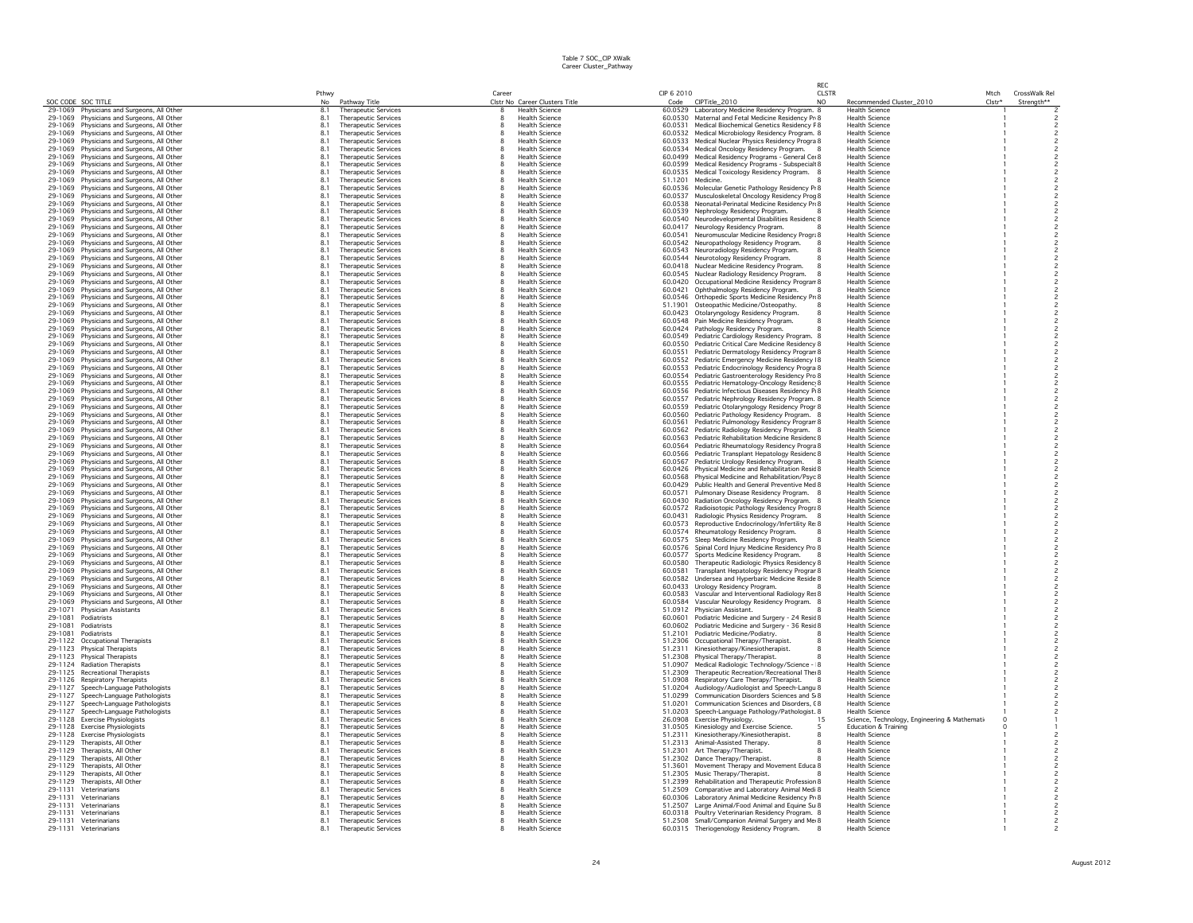Table 7 SOC_CIP XWalk
Career Cluster_Pathway

| SOC CODE | SOC TITLE | Pthwy No | Pathway Title | Career Clstr No | Career Clusters Title | CIP 6 2010 Code | CIPTitle_2010 | REC CLSTR NO | Recommended Cluster_2010 | Mtch Clstr* | CrossWalk Rel Strength** |
|---|---|---|---|---|---|---|---|---|---|---|---|
| 29-1069 | Physicians and Surgeons, All Other | 8.1 | Therapeutic Services | 8 | Health Science | 60.0529 | Laboratory Medicine Residency Program. | 8 | Health Science | 1 | 2 |
| 29-1069 | Physicians and Surgeons, All Other | 8.1 | Therapeutic Services | 8 | Health Science | 60.0530 | Maternal and Fetal Medicine Residency Pr | 8 | Health Science | 1 | 2 |
| 29-1069 | Physicians and Surgeons, All Other | 8.1 | Therapeutic Services | 8 | Health Science | 60.0531 | Medical Biochemical Genetics Residency F | 8 | Health Science | 1 | 2 |
| 29-1069 | Physicians and Surgeons, All Other | 8.1 | Therapeutic Services | 8 | Health Science | 60.0532 | Medical Microbiology Residency Program. | 8 | Health Science | 1 | 2 |
| 29-1069 | Physicians and Surgeons, All Other | 8.1 | Therapeutic Services | 8 | Health Science | 60.0533 | Medical Nuclear Physics Residency Progra | 8 | Health Science | 1 | 2 |
| 29-1069 | Physicians and Surgeons, All Other | 8.1 | Therapeutic Services | 8 | Health Science | 60.0534 | Medical Oncology Residency Program. | 8 | Health Science | 1 | 2 |
| 29-1069 | Physicians and Surgeons, All Other | 8.1 | Therapeutic Services | 8 | Health Science | 60.0499 | Medical Residency Programs - General Cer | 8 | Health Science | 1 | 2 |
| 29-1069 | Physicians and Surgeons, All Other | 8.1 | Therapeutic Services | 8 | Health Science | 60.0599 | Medical Residency Programs - Subspecialt | 8 | Health Science | 1 | 2 |
| 29-1069 | Physicians and Surgeons, All Other | 8.1 | Therapeutic Services | 8 | Health Science | 60.0535 | Medical Toxicology Residency Program. | 8 | Health Science | 1 | 2 |
| 29-1069 | Physicians and Surgeons, All Other | 8.1 | Therapeutic Services | 8 | Health Science | 51.1201 | Medicine. | 8 | Health Science | 1 | 2 |
| 29-1069 | Physicians and Surgeons, All Other | 8.1 | Therapeutic Services | 8 | Health Science | 60.0536 | Molecular Genetic Pathology Residency Pr | 8 | Health Science | 1 | 2 |
| 29-1069 | Physicians and Surgeons, All Other | 8.1 | Therapeutic Services | 8 | Health Science | 60.0537 | Musculoskeletal Oncology Residency Prog | 8 | Health Science | 1 | 2 |
| 29-1069 | Physicians and Surgeons, All Other | 8.1 | Therapeutic Services | 8 | Health Science | 60.0538 | Neonatal-Perinatal Medicine Residency Pr | 8 | Health Science | 1 | 2 |
| 29-1069 | Physicians and Surgeons, All Other | 8.1 | Therapeutic Services | 8 | Health Science | 60.0539 | Nephrology Residency Program. | 8 | Health Science | 1 | 2 |
| 29-1069 | Physicians and Surgeons, All Other | 8.1 | Therapeutic Services | 8 | Health Science | 60.0540 | Neurodevelopmental Disabilities Residenc | 8 | Health Science | 1 | 2 |
| 29-1069 | Physicians and Surgeons, All Other | 8.1 | Therapeutic Services | 8 | Health Science | 60.0417 | Neurology Residency Program. | 8 | Health Science | 1 | 2 |
| 29-1069 | Physicians and Surgeons, All Other | 8.1 | Therapeutic Services | 8 | Health Science | 60.0541 | Neuromuscular Medicine Residency Progra | 8 | Health Science | 1 | 2 |
| 29-1069 | Physicians and Surgeons, All Other | 8.1 | Therapeutic Services | 8 | Health Science | 60.0542 | Neuropathology Residency Program. | 8 | Health Science | 1 | 2 |
| 29-1069 | Physicians and Surgeons, All Other | 8.1 | Therapeutic Services | 8 | Health Science | 60.0543 | Neuroradiology Residency Program. | 8 | Health Science | 1 | 2 |
| 29-1069 | Physicians and Surgeons, All Other | 8.1 | Therapeutic Services | 8 | Health Science | 60.0544 | Neurotology Residency Program. | 8 | Health Science | 1 | 2 |
| 29-1069 | Physicians and Surgeons, All Other | 8.1 | Therapeutic Services | 8 | Health Science | 60.0418 | Nuclear Medicine Residency Program. | 8 | Health Science | 1 | 2 |
| 29-1069 | Physicians and Surgeons, All Other | 8.1 | Therapeutic Services | 8 | Health Science | 60.0545 | Nuclear Radiology Residency Program. | 8 | Health Science | 1 | 2 |
| 29-1069 | Physicians and Surgeons, All Other | 8.1 | Therapeutic Services | 8 | Health Science | 60.0420 | Occupational Medicine Residency Program | 8 | Health Science | 1 | 2 |
| 29-1069 | Physicians and Surgeons, All Other | 8.1 | Therapeutic Services | 8 | Health Science | 60.0421 | Ophthalmology Residency Program. | 8 | Health Science | 1 | 2 |
| 29-1069 | Physicians and Surgeons, All Other | 8.1 | Therapeutic Services | 8 | Health Science | 60.0546 | Orthopedic Sports Medicine Residency Pr | 8 | Health Science | 1 | 2 |
| 29-1069 | Physicians and Surgeons, All Other | 8.1 | Therapeutic Services | 8 | Health Science | 51.1901 | Osteopathic Medicine/Osteopathy. | 8 | Health Science | 1 | 2 |
| 29-1069 | Physicians and Surgeons, All Other | 8.1 | Therapeutic Services | 8 | Health Science | 60.0423 | Otolaryngology Residency Program. | 8 | Health Science | 1 | 2 |
| 29-1069 | Physicians and Surgeons, All Other | 8.1 | Therapeutic Services | 8 | Health Science | 60.0548 | Pain Medicine Residency Program. | 8 | Health Science | 1 | 2 |
| 29-1069 | Physicians and Surgeons, All Other | 8.1 | Therapeutic Services | 8 | Health Science | 60.0424 | Pathology Residency Program. | 8 | Health Science | 1 | 2 |
| 29-1069 | Physicians and Surgeons, All Other | 8.1 | Therapeutic Services | 8 | Health Science | 60.0549 | Pediatric Cardiology Residency Program. | 8 | Health Science | 1 | 2 |
| 29-1069 | Physicians and Surgeons, All Other | 8.1 | Therapeutic Services | 8 | Health Science | 60.0550 | Pediatric Critical Care Medicine Residency | 8 | Health Science | 1 | 2 |
| 29-1069 | Physicians and Surgeons, All Other | 8.1 | Therapeutic Services | 8 | Health Science | 60.0551 | Pediatric Dermatology Residency Program | 8 | Health Science | 1 | 2 |
| 29-1069 | Physicians and Surgeons, All Other | 8.1 | Therapeutic Services | 8 | Health Science | 60.0552 | Pediatric Emergency Medicine Residency I | 8 | Health Science | 1 | 2 |
| 29-1069 | Physicians and Surgeons, All Other | 8.1 | Therapeutic Services | 8 | Health Science | 60.0553 | Pediatric Endocrinology Residency Progra | 8 | Health Science | 1 | 2 |
| 29-1069 | Physicians and Surgeons, All Other | 8.1 | Therapeutic Services | 8 | Health Science | 60.0554 | Pediatric Gastroenterology Residency Pro | 8 | Health Science | 1 | 2 |
| 29-1069 | Physicians and Surgeons, All Other | 8.1 | Therapeutic Services | 8 | Health Science | 60.0555 | Pediatric Hematology-Oncology Residency | 8 | Health Science | 1 | 2 |
| 29-1069 | Physicians and Surgeons, All Other | 8.1 | Therapeutic Services | 8 | Health Science | 60.0556 | Pediatric Infectious Diseases Residency Pr | 8 | Health Science | 1 | 2 |
| 29-1069 | Physicians and Surgeons, All Other | 8.1 | Therapeutic Services | 8 | Health Science | 60.0557 | Pediatric Nephrology Residency Program. | 8 | Health Science | 1 | 2 |
| 29-1069 | Physicians and Surgeons, All Other | 8.1 | Therapeutic Services | 8 | Health Science | 60.0559 | Pediatric Otolaryngology Residency Progr | 8 | Health Science | 1 | 2 |
| 29-1069 | Physicians and Surgeons, All Other | 8.1 | Therapeutic Services | 8 | Health Science | 60.0560 | Pediatric Pathology Residency Program. | 8 | Health Science | 1 | 2 |
| 29-1069 | Physicians and Surgeons, All Other | 8.1 | Therapeutic Services | 8 | Health Science | 60.0561 | Pediatric Pulmonology Residency Program | 8 | Health Science | 1 | 2 |
| 29-1069 | Physicians and Surgeons, All Other | 8.1 | Therapeutic Services | 8 | Health Science | 60.0562 | Pediatric Radiology Residency Program. | 8 | Health Science | 1 | 2 |
| 29-1069 | Physicians and Surgeons, All Other | 8.1 | Therapeutic Services | 8 | Health Science | 60.0563 | Pediatric Rehabilitation Medicine Residenc | 8 | Health Science | 1 | 2 |
| 29-1069 | Physicians and Surgeons, All Other | 8.1 | Therapeutic Services | 8 | Health Science | 60.0564 | Pediatric Rheumatology Residency Progra | 8 | Health Science | 1 | 2 |
| 29-1069 | Physicians and Surgeons, All Other | 8.1 | Therapeutic Services | 8 | Health Science | 60.0566 | Pediatric Transplant Hepatology Residenc | 8 | Health Science | 1 | 2 |
| 29-1069 | Physicians and Surgeons, All Other | 8.1 | Therapeutic Services | 8 | Health Science | 60.0567 | Pediatric Urology Residency Program. | 8 | Health Science | 1 | 2 |
| 29-1069 | Physicians and Surgeons, All Other | 8.1 | Therapeutic Services | 8 | Health Science | 60.0426 | Physical Medicine and Rehabilitation Resid | 8 | Health Science | 1 | 2 |
| 29-1069 | Physicians and Surgeons, All Other | 8.1 | Therapeutic Services | 8 | Health Science | 60.0568 | Physical Medicine and Rehabilitation/Psyc | 8 | Health Science | 1 | 2 |
| 29-1069 | Physicians and Surgeons, All Other | 8.1 | Therapeutic Services | 8 | Health Science | 60.0429 | Public Health and General Preventive Med | 8 | Health Science | 1 | 2 |
| 29-1069 | Physicians and Surgeons, All Other | 8.1 | Therapeutic Services | 8 | Health Science | 60.0571 | Pulmonary Disease Residency Program. | 8 | Health Science | 1 | 2 |
| 29-1069 | Physicians and Surgeons, All Other | 8.1 | Therapeutic Services | 8 | Health Science | 60.0430 | Radiation Oncology Residency Program. | 8 | Health Science | 1 | 2 |
| 29-1069 | Physicians and Surgeons, All Other | 8.1 | Therapeutic Services | 8 | Health Science | 60.0572 | Radioisotopic Pathology Residency Progra | 8 | Health Science | 1 | 2 |
| 29-1069 | Physicians and Surgeons, All Other | 8.1 | Therapeutic Services | 8 | Health Science | 60.0431 | Radiologic Physics Residency Program. | 8 | Health Science | 1 | 2 |
| 29-1069 | Physicians and Surgeons, All Other | 8.1 | Therapeutic Services | 8 | Health Science | 60.0573 | Reproductive Endocrinology/Infertility Re | 8 | Health Science | 1 | 2 |
| 29-1069 | Physicians and Surgeons, All Other | 8.1 | Therapeutic Services | 8 | Health Science | 60.0574 | Rheumatology Residency Program. | 8 | Health Science | 1 | 2 |
| 29-1069 | Physicians and Surgeons, All Other | 8.1 | Therapeutic Services | 8 | Health Science | 60.0575 | Sleep Medicine Residency Program. | 8 | Health Science | 1 | 2 |
| 29-1069 | Physicians and Surgeons, All Other | 8.1 | Therapeutic Services | 8 | Health Science | 60.0576 | Spinal Cord Injury Medicine Residency Pro | 8 | Health Science | 1 | 2 |
| 29-1069 | Physicians and Surgeons, All Other | 8.1 | Therapeutic Services | 8 | Health Science | 60.0577 | Sports Medicine Residency Program. | 8 | Health Science | 1 | 2 |
| 29-1069 | Physicians and Surgeons, All Other | 8.1 | Therapeutic Services | 8 | Health Science | 60.0580 | Therapeutic Radiologic Physics Residency | 8 | Health Science | 1 | 2 |
| 29-1069 | Physicians and Surgeons, All Other | 8.1 | Therapeutic Services | 8 | Health Science | 60.0581 | Transplant Hepatology Residency Program | 8 | Health Science | 1 | 2 |
| 29-1069 | Physicians and Surgeons, All Other | 8.1 | Therapeutic Services | 8 | Health Science | 60.0582 | Undersea and Hyperbaric Medicine Reside | 8 | Health Science | 1 | 2 |
| 29-1069 | Physicians and Surgeons, All Other | 8.1 | Therapeutic Services | 8 | Health Science | 60.0433 | Urology Residency Program. | 8 | Health Science | 1 | 2 |
| 29-1069 | Physicians and Surgeons, All Other | 8.1 | Therapeutic Services | 8 | Health Science | 60.0583 | Vascular and Interventional Radiology Res | 8 | Health Science | 1 | 2 |
| 29-1069 | Physicians and Surgeons, All Other | 8.1 | Therapeutic Services | 8 | Health Science | 60.0584 | Vascular Neurology Residency Program. | 8 | Health Science | 1 | 2 |
| 29-1071 | Physician Assistants | 8.1 | Therapeutic Services | 8 | Health Science | 51.0912 | Physician Assistant. | 8 | Health Science | 1 | 2 |
| 29-1081 | Podiatrists | 8.1 | Therapeutic Services | 8 | Health Science | 60.0601 | Podiatric Medicine and Surgery - 24 Resid | 8 | Health Science | 1 | 2 |
| 29-1081 | Podiatrists | 8.1 | Therapeutic Services | 8 | Health Science | 60.0602 | Podiatric Medicine and Surgery - 36 Resid | 8 | Health Science | 1 | 2 |
| 29-1081 | Podiatrists | 8.1 | Therapeutic Services | 8 | Health Science | 51.2101 | Podiatric Medicine/Podiatry. | 8 | Health Science | 1 | 2 |
| 29-1122 | Occupational Therapists | 8.1 | Therapeutic Services | 8 | Health Science | 51.2306 | Occupational Therapy/Therapist. | 8 | Health Science | 1 | 2 |
| 29-1123 | Physical Therapists | 8.1 | Therapeutic Services | 8 | Health Science | 51.2311 | Kinesiotherapy/Kinesiotherapist. | 8 | Health Science | 1 | 2 |
| 29-1123 | Physical Therapists | 8.1 | Therapeutic Services | 8 | Health Science | 51.2308 | Physical Therapy/Therapist. | 8 | Health Science | 1 | 2 |
| 29-1124 | Radiation Therapists | 8.1 | Therapeutic Services | 8 | Health Science | 51.0907 | Medical Radiologic Technology/Science - | 8 | Health Science | 1 | 2 |
| 29-1125 | Recreational Therapists | 8.1 | Therapeutic Services | 8 | Health Science | 51.2309 | Therapeutic Recreation/Recreational Ther | 8 | Health Science | 1 | 2 |
| 29-1126 | Respiratory Therapists | 8.1 | Therapeutic Services | 8 | Health Science | 51.0908 | Respiratory Care Therapy/Therapist. | 8 | Health Science | 1 | 2 |
| 29-1127 | Speech-Language Pathologists | 8.1 | Therapeutic Services | 8 | Health Science | 51.0204 | Audiology/Audiologist and Speech-Langu | 8 | Health Science | 1 | 2 |
| 29-1127 | Speech-Language Pathologists | 8.1 | Therapeutic Services | 8 | Health Science | 51.0299 | Communication Disorders Sciences and S | 8 | Health Science | 1 | 2 |
| 29-1127 | Speech-Language Pathologists | 8.1 | Therapeutic Services | 8 | Health Science | 51.0201 | Communication Sciences and Disorders, C | 8 | Health Science | 1 | 2 |
| 29-1127 | Speech-Language Pathologists | 8.1 | Therapeutic Services | 8 | Health Science | 51.0203 | Speech-Language Pathology/Pathologist. | 8 | Health Science | 1 | 2 |
| 29-1128 | Exercise Physiologists | 8.1 | Therapeutic Services | 8 | Health Science | 26.0908 | Exercise Physiology. | 15 | Science, Technology, Engineering & Mathemati | 0 | 1 |
| 29-1128 | Exercise Physiologists | 8.1 | Therapeutic Services | 8 | Health Science | 31.0505 | Kinesiology and Exercise Science. | 5 | Education & Training | 0 | 1 |
| 29-1128 | Exercise Physiologists | 8.1 | Therapeutic Services | 8 | Health Science | 51.2311 | Kinesiotherapy/Kinesiotherapist. | 8 | Health Science | 1 | 2 |
| 29-1129 | Therapists, All Other | 8.1 | Therapeutic Services | 8 | Health Science | 51.2313 | Animal-Assisted Therapy. | 8 | Health Science | 1 | 2 |
| 29-1129 | Therapists, All Other | 8.1 | Therapeutic Services | 8 | Health Science | 51.2301 | Art Therapy/Therapist. | 8 | Health Science | 1 | 2 |
| 29-1129 | Therapists, All Other | 8.1 | Therapeutic Services | 8 | Health Science | 51.2302 | Dance Therapy/Therapist. | 8 | Health Science | 1 | 2 |
| 29-1129 | Therapists, All Other | 8.1 | Therapeutic Services | 8 | Health Science | 51.3601 | Movement Therapy and Movement Educa | 8 | Health Science | 1 | 2 |
| 29-1129 | Therapists, All Other | 8.1 | Therapeutic Services | 8 | Health Science | 51.2305 | Music Therapy/Therapist. | 8 | Health Science | 1 | 2 |
| 29-1129 | Therapists, All Other | 8.1 | Therapeutic Services | 8 | Health Science | 51.2399 | Rehabilitation and Therapeutic Profession | 8 | Health Science | 1 | 2 |
| 29-1131 | Veterinarians | 8.1 | Therapeutic Services | 8 | Health Science | 51.2509 | Comparative and Laboratory Animal Medi | 8 | Health Science | 1 | 2 |
| 29-1131 | Veterinarians | 8.1 | Therapeutic Services | 8 | Health Science | 60.0306 | Laboratory Animal Medicine Residency Pr | 8 | Health Science | 1 | 2 |
| 29-1131 | Veterinarians | 8.1 | Therapeutic Services | 8 | Health Science | 51.2507 | Large Animal/Food Animal and Equine Su | 8 | Health Science | 1 | 2 |
| 29-1131 | Veterinarians | 8.1 | Therapeutic Services | 8 | Health Science | 60.0318 | Poultry Veterinarian Residency Program. | 8 | Health Science | 1 | 2 |
| 29-1131 | Veterinarians | 8.1 | Therapeutic Services | 8 | Health Science | 51.2508 | Small/Companion Animal Surgery and Me | 8 | Health Science | 1 | 2 |
| 29-1131 | Veterinarians | 8.1 | Therapeutic Services | 8 | Health Science | 60.0315 | Theriogenology Residency Program. | 8 | Health Science | 1 | 2 |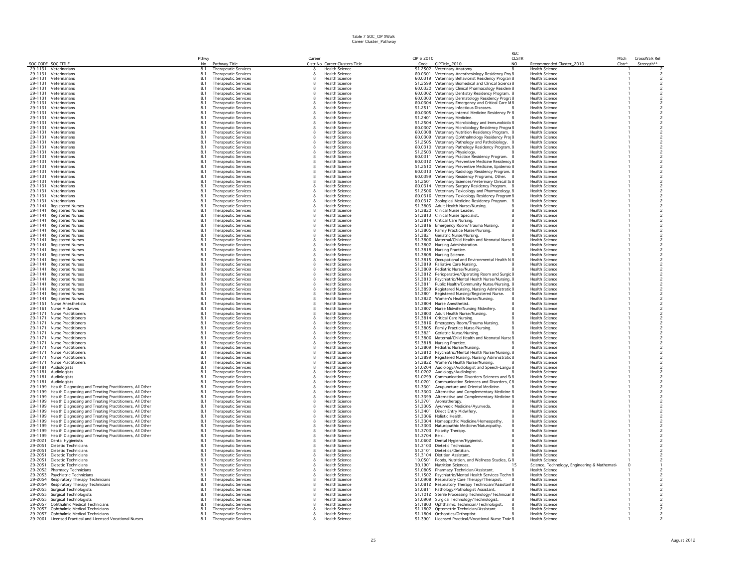Table 7 SOC_CIP XWalk
Career Cluster_Pathway

| SOC CODE | SOC TITLE | Pthwy No | Pathway Title | Career Clstr No | Career Clusters Title | CIP 6 2010 Code | CIPTitle_2010 | REC CLSTR NO | Recommended Cluster_2010 | Mtch Clstr* | CrossWalk Rel Strength** |
|---|---|---|---|---|---|---|---|---|---|---|---|
| 29-1131 | Veterinarians | 8.1 | Therapeutic Services | 8 | Health Science | 51.2502 | Veterinary Anatomy. | 8 | Health Science | 1 | 2 |
| 29-1131 | Veterinarians | 8.1 | Therapeutic Services | 8 | Health Science | 60.0301 | Veterinary Anesthesiology Residency Pro | 8 | Health Science | 1 | 2 |
| 29-1131 | Veterinarians | 8.1 | Therapeutic Services | 8 | Health Science | 60.0319 | Veterinary Behaviorist Residency Program | 8 | Health Science | 1 | 2 |
| 29-1131 | Veterinarians | 8.1 | Therapeutic Services | 8 | Health Science | 51.2599 | Veterinary Biomedical and Clinical Science | 8 | Health Science | 1 | 2 |
| 29-1131 | Veterinarians | 8.1 | Therapeutic Services | 8 | Health Science | 60.0320 | Veterinary Clinical Pharmacology Residen | 8 | Health Science | 1 | 2 |
| 29-1131 | Veterinarians | 8.1 | Therapeutic Services | 8 | Health Science | 60.0302 | Veterinary Dentistry Residency Program. | 8 | Health Science | 1 | 2 |
| 29-1131 | Veterinarians | 8.1 | Therapeutic Services | 8 | Health Science | 60.0303 | Veterinary Dermatology Residency Progra | 8 | Health Science | 1 | 2 |
| 29-1131 | Veterinarians | 8.1 | Therapeutic Services | 8 | Health Science | 60.0304 | Veterinary Emergency and Critical Care M | 8 | Health Science | 1 | 2 |
| 29-1131 | Veterinarians | 8.1 | Therapeutic Services | 8 | Health Science | 51.2511 | Veterinary Infectious Diseases. | 8 | Health Science | 1 | 2 |
| 29-1131 | Veterinarians | 8.1 | Therapeutic Services | 8 | Health Science | 60.0305 | Veterinary Internal Medicine Residency Pr | 8 | Health Science | 1 | 2 |
| 29-1131 | Veterinarians | 8.1 | Therapeutic Services | 8 | Health Science | 51.2401 | Veterinary Medicine. | 8 | Health Science | 1 | 2 |
| 29-1131 | Veterinarians | 8.1 | Therapeutic Services | 8 | Health Science | 51.2504 | Veterinary Microbiology and Immunobiolo | 8 | Health Science | 1 | 2 |
| 29-1131 | Veterinarians | 8.1 | Therapeutic Services | 8 | Health Science | 60.0307 | Veterinary Microbiology Residency Progra | 8 | Health Science | 1 | 2 |
| 29-1131 | Veterinarians | 8.1 | Therapeutic Services | 8 | Health Science | 60.0308 | Veterinary Nutrition Residency Program. | 8 | Health Science | 1 | 2 |
| 29-1131 | Veterinarians | 8.1 | Therapeutic Services | 8 | Health Science | 60.0309 | Veterinary Ophthalmology Residency Pro | 8 | Health Science | 1 | 2 |
| 29-1131 | Veterinarians | 8.1 | Therapeutic Services | 8 | Health Science | 51.2505 | Veterinary Pathology and Pathobiology. | 8 | Health Science | 1 | 2 |
| 29-1131 | Veterinarians | 8.1 | Therapeutic Services | 8 | Health Science | 60.0310 | Veterinary Pathology Residency Program. | 8 | Health Science | 1 | 2 |
| 29-1131 | Veterinarians | 8.1 | Therapeutic Services | 8 | Health Science | 51.2503 | Veterinary Physiology. | 8 | Health Science | 1 | 2 |
| 29-1131 | Veterinarians | 8.1 | Therapeutic Services | 8 | Health Science | 60.0311 | Veterinary Practice Residency Program. | 8 | Health Science | 1 | 2 |
| 29-1131 | Veterinarians | 8.1 | Therapeutic Services | 8 | Health Science | 60.0312 | Veterinary Preventive Medicine Residency | 8 | Health Science | 1 | 2 |
| 29-1131 | Veterinarians | 8.1 | Therapeutic Services | 8 | Health Science | 51.2510 | Veterinary Preventive Medicine, Epidemio | 8 | Health Science | 1 | 2 |
| 29-1131 | Veterinarians | 8.1 | Therapeutic Services | 8 | Health Science | 60.0313 | Veterinary Radiology Residency Program. | 8 | Health Science | 1 | 2 |
| 29-1131 | Veterinarians | 8.1 | Therapeutic Services | 8 | Health Science | 60.0399 | Veterinary Residency Programs, Other. | 8 | Health Science | 1 | 2 |
| 29-1131 | Veterinarians | 8.1 | Therapeutic Services | 8 | Health Science | 51.2501 | Veterinary Sciences/Veterinary Clinical Sc | 8 | Health Science | 1 | 2 |
| 29-1131 | Veterinarians | 8.1 | Therapeutic Services | 8 | Health Science | 60.0314 | Veterinary Surgery Residency Program. | 8 | Health Science | 1 | 2 |
| 29-1131 | Veterinarians | 8.1 | Therapeutic Services | 8 | Health Science | 51.2506 | Veterinary Toxicology and Pharmacology. | 8 | Health Science | 1 | 2 |
| 29-1131 | Veterinarians | 8.1 | Therapeutic Services | 8 | Health Science | 60.0316 | Veterinary Toxicology Residency Program | 8 | Health Science | 1 | 2 |
| 29-1131 | Veterinarians | 8.1 | Therapeutic Services | 8 | Health Science | 60.0317 | Zoological Medicine Residency Program. | 8 | Health Science | 1 | 2 |
| 29-1141 | Registered Nurses | 8.1 | Therapeutic Services | 8 | Health Science | 51.3803 | Adult Health Nurse/Nursing. | 8 | Health Science | 1 | 2 |
| 29-1141 | Registered Nurses | 8.1 | Therapeutic Services | 8 | Health Science | 51.3820 | Clinical Nurse Leader. | 8 | Health Science | 1 | 2 |
| 29-1141 | Registered Nurses | 8.1 | Therapeutic Services | 8 | Health Science | 51.3813 | Clinical Nurse Specialist. | 8 | Health Science | 1 | 2 |
| 29-1141 | Registered Nurses | 8.1 | Therapeutic Services | 8 | Health Science | 51.3814 | Critical Care Nursing. | 8 | Health Science | 1 | 2 |
| 29-1141 | Registered Nurses | 8.1 | Therapeutic Services | 8 | Health Science | 51.3816 | Emergency Room/Trauma Nursing. | 8 | Health Science | 1 | 2 |
| 29-1141 | Registered Nurses | 8.1 | Therapeutic Services | 8 | Health Science | 51.3805 | Family Practice Nurse/Nursing. | 8 | Health Science | 1 | 2 |
| 29-1141 | Registered Nurses | 8.1 | Therapeutic Services | 8 | Health Science | 51.3821 | Geriatric Nurse/Nursing. | 8 | Health Science | 1 | 2 |
| 29-1141 | Registered Nurses | 8.1 | Therapeutic Services | 8 | Health Science | 51.3806 | Maternal/Child Health and Neonatal Nurse | 8 | Health Science | 1 | 2 |
| 29-1141 | Registered Nurses | 8.1 | Therapeutic Services | 8 | Health Science | 51.3802 | Nursing Administration. | 8 | Health Science | 1 | 2 |
| 29-1141 | Registered Nurses | 8.1 | Therapeutic Services | 8 | Health Science | 51.3818 | Nursing Practice. | 8 | Health Science | 1 | 2 |
| 29-1141 | Registered Nurses | 8.1 | Therapeutic Services | 8 | Health Science | 51.3808 | Nursing Science. | 8 | Health Science | 1 | 2 |
| 29-1141 | Registered Nurses | 8.1 | Therapeutic Services | 8 | Health Science | 51.3815 | Occupational and Environmental Health N | 8 | Health Science | 1 | 2 |
| 29-1141 | Registered Nurses | 8.1 | Therapeutic Services | 8 | Health Science | 51.3819 | Palliative Care Nursing. | 8 | Health Science | 1 | 2 |
| 29-1141 | Registered Nurses | 8.1 | Therapeutic Services | 8 | Health Science | 51.3809 | Pediatric Nurse/Nursing. | 8 | Health Science | 1 | 2 |
| 29-1141 | Registered Nurses | 8.1 | Therapeutic Services | 8 | Health Science | 51.3812 | Perioperative/Operating Room and Surgic | 8 | Health Science | 1 | 2 |
| 29-1141 | Registered Nurses | 8.1 | Therapeutic Services | 8 | Health Science | 51.3810 | Psychiatric/Mental Health Nurse/Nursing. | 8 | Health Science | 1 | 2 |
| 29-1141 | Registered Nurses | 8.1 | Therapeutic Services | 8 | Health Science | 51.3811 | Public Health/Community Nurse/Nursing. | 8 | Health Science | 1 | 2 |
| 29-1141 | Registered Nurses | 8.1 | Therapeutic Services | 8 | Health Science | 51.3899 | Registered Nursing, Nursing Administratic | 8 | Health Science | 1 | 2 |
| 29-1141 | Registered Nurses | 8.1 | Therapeutic Services | 8 | Health Science | 51.3801 | Registered Nursing/Registered Nurse. | 8 | Health Science | 1 | 2 |
| 29-1141 | Registered Nurses | 8.1 | Therapeutic Services | 8 | Health Science | 51.3822 | Women's Health Nurse/Nursing. | 8 | Health Science | 1 | 2 |
| 29-1151 | Nurse Anesthetists | 8.1 | Therapeutic Services | 8 | Health Science | 51.3804 | Nurse Anesthetist. | 8 | Health Science | 1 | 2 |
| 29-1161 | Nurse Midwives | 8.1 | Therapeutic Services | 8 | Health Science | 51.3807 | Nurse Midwife/Nursing Midwifery. | 8 | Health Science | 1 | 2 |
| 29-1171 | Nurse Practitioners | 8.1 | Therapeutic Services | 8 | Health Science | 51.3803 | Adult Health Nurse/Nursing. | 8 | Health Science | 1 | 2 |
| 29-1171 | Nurse Practitioners | 8.1 | Therapeutic Services | 8 | Health Science | 51.3814 | Critical Care Nursing. | 8 | Health Science | 1 | 2 |
| 29-1171 | Nurse Practitioners | 8.1 | Therapeutic Services | 8 | Health Science | 51.3816 | Emergency Room/Trauma Nursing. | 8 | Health Science | 1 | 2 |
| 29-1171 | Nurse Practitioners | 8.1 | Therapeutic Services | 8 | Health Science | 51.3805 | Family Practice Nurse/Nursing. | 8 | Health Science | 1 | 2 |
| 29-1171 | Nurse Practitioners | 8.1 | Therapeutic Services | 8 | Health Science | 51.3821 | Geriatric Nurse/Nursing. | 8 | Health Science | 1 | 2 |
| 29-1171 | Nurse Practitioners | 8.1 | Therapeutic Services | 8 | Health Science | 51.3806 | Maternal/Child Health and Neonatal Nurse | 8 | Health Science | 1 | 2 |
| 29-1171 | Nurse Practitioners | 8.1 | Therapeutic Services | 8 | Health Science | 51.3818 | Nursing Practice. | 8 | Health Science | 1 | 2 |
| 29-1171 | Nurse Practitioners | 8.1 | Therapeutic Services | 8 | Health Science | 51.3809 | Pediatric Nurse/Nursing. | 8 | Health Science | 1 | 2 |
| 29-1171 | Nurse Practitioners | 8.1 | Therapeutic Services | 8 | Health Science | 51.3810 | Psychiatric/Mental Health Nurse/Nursing. | 8 | Health Science | 1 | 2 |
| 29-1171 | Nurse Practitioners | 8.1 | Therapeutic Services | 8 | Health Science | 51.3899 | Registered Nursing, Nursing Administratic | 8 | Health Science | 1 | 2 |
| 29-1171 | Nurse Practitioners | 8.1 | Therapeutic Services | 8 | Health Science | 51.3822 | Women's Health Nurse/Nursing. | 8 | Health Science | 1 | 2 |
| 29-1181 | Audiologists | 8.1 | Therapeutic Services | 8 | Health Science | 51.0204 | Audiology/Audiologist and Speech-Langu | 8 | Health Science | 1 | 2 |
| 29-1181 | Audiologists | 8.1 | Therapeutic Services | 8 | Health Science | 51.0202 | Audiology/Audiologist. | 8 | Health Science | 1 | 2 |
| 29-1181 | Audiologists | 8.1 | Therapeutic Services | 8 | Health Science | 51.0299 | Communication Disorders Sciences and Se | 8 | Health Science | 1 | 2 |
| 29-1181 | Audiologists | 8.1 | Therapeutic Services | 8 | Health Science | 51.0201 | Communication Sciences and Disorders, G | 8 | Health Science | 1 | 2 |
| 29-1199 | Health Diagnosing and Treating Practitioners, All Other | 8.1 | Therapeutic Services | 8 | Health Science | 51.3301 | Acupuncture and Oriental Medicine. | 8 | Health Science | 1 | 2 |
| 29-1199 | Health Diagnosing and Treating Practitioners, All Other | 8.1 | Therapeutic Services | 8 | Health Science | 51.3300 | Alternative and Complementary Medicine | 8 | Health Science | 1 | 2 |
| 29-1199 | Health Diagnosing and Treating Practitioners, All Other | 8.1 | Therapeutic Services | 8 | Health Science | 51.3399 | Alternative and Complementary Medicine | 8 | Health Science | 1 | 2 |
| 29-1199 | Health Diagnosing and Treating Practitioners, All Other | 8.1 | Therapeutic Services | 8 | Health Science | 51.3701 | Aromatherapy. | 8 | Health Science | 1 | 2 |
| 29-1199 | Health Diagnosing and Treating Practitioners, All Other | 8.1 | Therapeutic Services | 8 | Health Science | 51.3305 | Ayurvedic Medicine/Ayurveda. | 8 | Health Science | 1 | 2 |
| 29-1199 | Health Diagnosing and Treating Practitioners, All Other | 8.1 | Therapeutic Services | 8 | Health Science | 51.3401 | Direct Entry Midwifery. | 8 | Health Science | 1 | 2 |
| 29-1199 | Health Diagnosing and Treating Practitioners, All Other | 8.1 | Therapeutic Services | 8 | Health Science | 51.3306 | Holistic Health. | 8 | Health Science | 1 | 2 |
| 29-1199 | Health Diagnosing and Treating Practitioners, All Other | 8.1 | Therapeutic Services | 8 | Health Science | 51.3304 | Homeopathic Medicine/Homeopathy. | 8 | Health Science | 1 | 2 |
| 29-1199 | Health Diagnosing and Treating Practitioners, All Other | 8.1 | Therapeutic Services | 8 | Health Science | 51.3303 | Naturopathic Medicine/Naturopathy. | 8 | Health Science | 1 | 2 |
| 29-1199 | Health Diagnosing and Treating Practitioners, All Other | 8.1 | Therapeutic Services | 8 | Health Science | 51.3703 | Polarity Therapy. | 8 | Health Science | 1 | 2 |
| 29-1199 | Health Diagnosing and Treating Practitioners, All Other | 8.1 | Therapeutic Services | 8 | Health Science | 51.3704 | Reiki. | 8 | Health Science | 1 | 2 |
| 29-2021 | Dental Hygienists | 8.1 | Therapeutic Services | 8 | Health Science | 51.0602 | Dental Hygiene/Hygienist. | 8 | Health Science | 1 | 2 |
| 29-2051 | Dietetic Technicians | 8.1 | Therapeutic Services | 8 | Health Science | 51.3103 | Dietetic Technician. | 8 | Health Science | 1 | 2 |
| 29-2051 | Dietetic Technicians | 8.1 | Therapeutic Services | 8 | Health Science | 51.3101 | Dietetics/Dietitian. | 8 | Health Science | 1 | 2 |
| 29-2051 | Dietetic Technicians | 8.1 | Therapeutic Services | 8 | Health Science | 51.3104 | Dietitian Assistant. | 8 | Health Science | 1 | 2 |
| 29-2051 | Dietetic Technicians | 8.1 | Therapeutic Services | 8 | Health Science | 19.0501 | Foods, Nutrition, and Wellness Studies, G | 8 | Health Science | 1 | 2 |
| 29-2051 | Dietetic Technicians | 8.1 | Therapeutic Services | 8 | Health Science | 30.1901 | Nutrition Sciences. | 15 | Science, Technology, Engineering & Mathemati | 0 | 1 |
| 29-2052 | Pharmacy Technicians | 8.1 | Therapeutic Services | 8 | Health Science | 51.0805 | Pharmacy Technician/Assistant. | 8 | Health Science | 1 | 2 |
| 29-2053 | Psychiatric Technicians | 8.1 | Therapeutic Services | 8 | Health Science | 51.1502 | Psychiatric/Mental Health Services Techn | 8 | Health Science | 1 | 2 |
| 29-2054 | Respiratory Therapy Technicians | 8.1 | Therapeutic Services | 8 | Health Science | 51.0908 | Respiratory Care Therapy/Therapist. | 8 | Health Science | 1 | 2 |
| 29-2054 | Respiratory Therapy Technicians | 8.1 | Therapeutic Services | 8 | Health Science | 51.0812 | Respiratory Therapy Technician/Assistant | 8 | Health Science | 1 | 2 |
| 29-2055 | Surgical Technologists | 8.1 | Therapeutic Services | 8 | Health Science | 51.0811 | Pathology/Pathologist Assistant. | 8 | Health Science | 1 | 2 |
| 29-2055 | Surgical Technologists | 8.1 | Therapeutic Services | 8 | Health Science | 51.1012 | Sterile Processing Technology/Technician | 8 | Health Science | 1 | 2 |
| 29-2055 | Surgical Technologists | 8.1 | Therapeutic Services | 8 | Health Science | 51.0909 | Surgical Technology/Technologist. | 8 | Health Science | 1 | 2 |
| 29-2057 | Ophthalmic Medical Technicians | 8.1 | Therapeutic Services | 8 | Health Science | 51.1803 | Ophthalmic Technician/Technologist. | 8 | Health Science | 1 | 2 |
| 29-2057 | Ophthalmic Medical Technicians | 8.1 | Therapeutic Services | 8 | Health Science | 51.1802 | Optometric Technician/Assistant. | 8 | Health Science | 1 | 2 |
| 29-2057 | Ophthalmic Medical Technicians | 8.1 | Therapeutic Services | 8 | Health Science | 51.1804 | Orthoptics/Orthoptist. | 8 | Health Science | 1 | 2 |
| 29-2061 | Licensed Practical and Licensed Vocational Nurses | 8.1 | Therapeutic Services | 8 | Health Science | 51.3901 | Licensed Practical/Vocational Nurse Trair | 8 | Health Science | 1 | 2 |

August 2012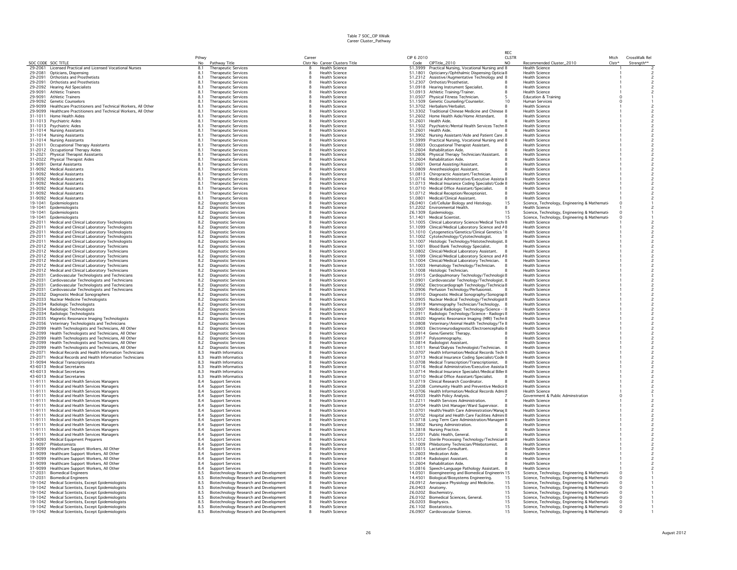# Table 7 SOC_CIP XWalk
## Career Cluster_Pathway

| SOC CODE | SOC TITLE | Pthwy No | Pathway Title | Career Clstr No | Career Clusters Title | CIP 6 2010 Code | CIPTitle_2010 | REC CLSTR NO | Recommended Cluster_2010 | Mtch Clstr* | CrossWalk Rel Strength** |
|---|---|---|---|---|---|---|---|---|---|---|---|
| 29-2061 | Licensed Practical and Licensed Vocational Nurses | 8.1 | Therapeutic Services | 8 | Health Science | 51.3999 | Practical Nursing, Vocational Nursing and | 8 | Health Science | 1 | 2 |
| 29-2081 | Opticians, Dispensing | 8.1 | Therapeutic Services | 8 | Health Science | 51.1801 | Opticianry/Ophthalmic Dispensing Optician | 8 | Health Science | 1 | 2 |
| 29-2091 | Orthotists and Prosthetists | 8.1 | Therapeutic Services | 8 | Health Science | 51.2312 | Assistive/Augmentative Technology and | 8 | Health Science | 1 | 2 |
| 29-2091 | Orthotists and Prosthetists | 8.1 | Therapeutic Services | 8 | Health Science | 51.2307 | Orthotist/Prosthetist. | 8 | Health Science | 1 | 2 |
| 29-2092 | Hearing Aid Specialists | 8.1 | Therapeutic Services | 8 | Health Science | 51.0918 | Hearing Instrument Specialist. | 8 | Health Science | 1 | 2 |
| 29-9091 | Athletic Trainers | 8.1 | Therapeutic Services | 8 | Health Science | 51.0913 | Athletic Training/Trainer. | 8 | Health Science | 1 | 2 |
| 29-9091 | Athletic Trainers | 8.1 | Therapeutic Services | 8 | Health Science | 31.0507 | Physical Fitness Technician. | 5 | Education & Training | 0 | 1 |
| 29-9092 | Genetic Counselors | 8.1 | Therapeutic Services | 8 | Health Science | 51.1509 | Genetic Counseling/Counselor. | 10 | Human Services | 0 | 1 |
| 29-9099 | Healthcare Practitioners and Technical Workers, All Other | 8.1 | Therapeutic Services | 8 | Health Science | 51.3702 | Herbalism/Herbalist. | 8 | Health Science | 1 | 2 |
| 29-9099 | Healthcare Practitioners and Technical Workers, All Other | 8.1 | Therapeutic Services | 8 | Health Science | 51.3302 | Traditional Chinese Medicine and Chinese | 8 | Health Science | 1 | 2 |
| 31-1011 | Home Health Aides | 8.1 | Therapeutic Services | 8 | Health Science | 51.2602 | Home Health Aide/Home Attendant. | 8 | Health Science | 1 | 2 |
| 31-1013 | Psychiatric Aides | 8.1 | Therapeutic Services | 8 | Health Science | 51.2601 | Health Aide. | 8 | Health Science | 1 | 2 |
| 31-1013 | Psychiatric Aides | 8.1 | Therapeutic Services | 8 | Health Science | 51.1502 | Psychiatric/Mental Health Services Techn | 8 | Health Science | 1 | 2 |
| 31-1014 | Nursing Assistants | 8.1 | Therapeutic Services | 8 | Health Science | 51.2601 | Health Aide. | 8 | Health Science | 1 | 2 |
| 31-1014 | Nursing Assistants | 8.1 | Therapeutic Services | 8 | Health Science | 51.3902 | Nursing Assistant/Aide and Patient Care | 8 | Health Science | 1 | 2 |
| 31-1014 | Nursing Assistants | 8.1 | Therapeutic Services | 8 | Health Science | 51.3999 | Practical Nursing, Vocational Nursing and | 8 | Health Science | 1 | 2 |
| 31-2011 | Occupational Therapy Assistants | 8.1 | Therapeutic Services | 8 | Health Science | 51.0803 | Occupational Therapist Assistant. | 8 | Health Science | 1 | 2 |
| 31-2012 | Occupational Therapy Aides | 8.1 | Therapeutic Services | 8 | Health Science | 51.2604 | Rehabilitation Aide. | 8 | Health Science | 1 | 2 |
| 31-2021 | Physical Therapist Assistants | 8.1 | Therapeutic Services | 8 | Health Science | 51.0806 | Physical Therapy Technician/Assistant. | 8 | Health Science | 1 | 2 |
| 31-2022 | Physical Therapist Aides | 8.1 | Therapeutic Services | 8 | Health Science | 51.2604 | Rehabilitation Aide. | 8 | Health Science | 1 | 2 |
| 31-9091 | Dental Assistants | 8.1 | Therapeutic Services | 8 | Health Science | 51.0601 | Dental Assisting/Assistant. | 8 | Health Science | 1 | 2 |
| 31-9092 | Medical Assistants | 8.1 | Therapeutic Services | 8 | Health Science | 51.0809 | Anesthesiologist Assistant. | 8 | Health Science | 1 | 2 |
| 31-9092 | Medical Assistants | 8.1 | Therapeutic Services | 8 | Health Science | 51.0813 | Chiropractic Assistant/Technician. | 8 | Health Science | 1 | 2 |
| 31-9092 | Medical Assistants | 8.1 | Therapeutic Services | 8 | Health Science | 51.0716 | Medical Administrative/Executive Assista | 8 | Health Science | 1 | 2 |
| 31-9092 | Medical Assistants | 8.1 | Therapeutic Services | 8 | Health Science | 51.0713 | Medical Insurance Coding Specialist/Code | 8 | Health Science | 1 | 2 |
| 31-9092 | Medical Assistants | 8.1 | Therapeutic Services | 8 | Health Science | 51.0710 | Medical Office Assistant/Specialist. | 8 | Health Science | 1 | 2 |
| 31-9092 | Medical Assistants | 8.1 | Therapeutic Services | 8 | Health Science | 51.0712 | Medical Reception/Receptionist. | 8 | Health Science | 1 | 2 |
| 31-9092 | Medical Assistants | 8.1 | Therapeutic Services | 8 | Health Science | 51.0801 | Medical/Clinical Assistant. | 8 | Health Science | 1 | 2 |
| 19-1041 | Epidemiologists | 8.2 | Diagnostic Services | 8 | Health Science | 26.0401 | Cell/Cellular Biology and Histology. | 15 | Science, Technology, Engineering & Mathemati | 0 | 1 |
| 19-1041 | Epidemiologists | 8.2 | Diagnostic Services | 8 | Health Science | 51.2202 | Environmental Health. | 8 | Health Science | 1 | 2 |
| 19-1041 | Epidemiologists | 8.2 | Diagnostic Services | 8 | Health Science | 26.1309 | Epidemiology. | 15 | Science, Technology, Engineering & Mathemati | 0 | 1 |
| 19-1041 | Epidemiologists | 8.2 | Diagnostic Services | 8 | Health Science | 51.1401 | Medical Scientist. | 15 | Science, Technology, Engineering & Mathemati | 0 | 1 |
| 29-2011 | Medical and Clinical Laboratory Technologists | 8.2 | Diagnostic Services | 8 | Health Science | 51.1005 | Clinical Laboratory Science/Medical Techr | 8 | Health Science | 1 | 2 |
| 29-2011 | Medical and Clinical Laboratory Technologists | 8.2 | Diagnostic Services | 8 | Health Science | 51.1099 | Clinical/Medical Laboratory Science and A | 8 | Health Science | 1 | 2 |
| 29-2011 | Medical and Clinical Laboratory Technologists | 8.2 | Diagnostic Services | 8 | Health Science | 51.1010 | Cytogenetics/Genetics/Clinical Genetics T | 8 | Health Science | 1 | 2 |
| 29-2011 | Medical and Clinical Laboratory Technologists | 8.2 | Diagnostic Services | 8 | Health Science | 51.1002 | Cytotechnology/Cytotechnologist. | 8 | Health Science | 1 | 2 |
| 29-2011 | Medical and Clinical Laboratory Technologists | 8.2 | Diagnostic Services | 8 | Health Science | 51.1007 | Histologic Technology/Histotechnologist. | 8 | Health Science | 1 | 2 |
| 29-2012 | Medical and Clinical Laboratory Technicians | 8.2 | Diagnostic Services | 8 | Health Science | 51.1001 | Blood Bank Technology Specialist. | 8 | Health Science | 1 | 2 |
| 29-2012 | Medical and Clinical Laboratory Technicians | 8.2 | Diagnostic Services | 8 | Health Science | 51.0802 | Clinical/Medical Laboratory Assistant. | 8 | Health Science | 1 | 2 |
| 29-2012 | Medical and Clinical Laboratory Technicians | 8.2 | Diagnostic Services | 8 | Health Science | 51.1099 | Clinical/Medical Laboratory Science and A | 8 | Health Science | 1 | 2 |
| 29-2012 | Medical and Clinical Laboratory Technicians | 8.2 | Diagnostic Services | 8 | Health Science | 51.1004 | Clinical/Medical Laboratory Technician. | 8 | Health Science | 1 | 2 |
| 29-2012 | Medical and Clinical Laboratory Technicians | 8.2 | Diagnostic Services | 8 | Health Science | 51.1003 | Hematology Technology/Technician. | 8 | Health Science | 1 | 2 |
| 29-2012 | Medical and Clinical Laboratory Technicians | 8.2 | Diagnostic Services | 8 | Health Science | 51.1008 | Histologic Technician. | 8 | Health Science | 1 | 2 |
| 29-2031 | Cardiovascular Technologists and Technicians | 8.2 | Diagnostic Services | 8 | Health Science | 51.0915 | Cardiopulmonary Technology/Technologis | 8 | Health Science | 1 | 2 |
| 29-2031 | Cardiovascular Technologists and Technicians | 8.2 | Diagnostic Services | 8 | Health Science | 51.0901 | Cardiovascular Technology/Technologist. | 8 | Health Science | 1 | 2 |
| 29-2031 | Cardiovascular Technologists and Technicians | 8.2 | Diagnostic Services | 8 | Health Science | 51.0902 | Electrocardiograph Technology/Technicia | 8 | Health Science | 1 | 2 |
| 29-2031 | Cardiovascular Technologists and Technicians | 8.2 | Diagnostic Services | 8 | Health Science | 51.0906 | Perfusion Technology/Perfusionist. | 8 | Health Science | 1 | 2 |
| 29-2032 | Diagnostic Medical Sonographers | 8.2 | Diagnostic Services | 8 | Health Science | 51.0910 | Diagnostic Medical Sonography/Sonograp | 8 | Health Science | 1 | 2 |
| 29-2033 | Nuclear Medicine Technologists | 8.2 | Diagnostic Services | 8 | Health Science | 51.0905 | Nuclear Medical Technology/Technologist | 8 | Health Science | 1 | 2 |
| 29-2034 | Radiologic Technologists | 8.2 | Diagnostic Services | 8 | Health Science | 51.0919 | Mammography Technician/Technology. | 8 | Health Science | 1 | 2 |
| 29-2034 | Radiologic Technologists | 8.2 | Diagnostic Services | 8 | Health Science | 51.0907 | Medical Radiologic Technology/Science - | 8 | Health Science | 1 | 2 |
| 29-2034 | Radiologic Technologists | 8.2 | Diagnostic Services | 8 | Health Science | 51.0911 | Radiologic Technology/Science - Radiogr | 8 | Health Science | 1 | 2 |
| 29-2035 | Magnetic Resonance Imaging Technologists | 8.2 | Diagnostic Services | 8 | Health Science | 51.0920 | Magnetic Resonance Imaging (MRI) Techn | 8 | Health Science | 1 | 2 |
| 29-2056 | Veterinary Technologists and Technicians | 8.2 | Diagnostic Services | 8 | Health Science | 51.0808 | Veterinary/Animal Health Technology/Te | 8 | Health Science | 1 | 2 |
| 29-2099 | Health Technologists and Technicians, All Other | 8.2 | Diagnostic Services | 8 | Health Science | 51.0903 | Electroneurodiagnostic/Electroencephalo | 8 | Health Science | 1 | 2 |
| 29-2099 | Health Technologists and Technicians, All Other | 8.2 | Diagnostic Services | 8 | Health Science | 51.0914 | Gene/Genetic Therapy. | 8 | Health Science | 1 | 2 |
| 29-2099 | Health Technologists and Technicians, All Other | 8.2 | Diagnostic Services | 8 | Health Science | 51.0917 | Polysomnography. | 8 | Health Science | 1 | 2 |
| 29-2099 | Health Technologists and Technicians, All Other | 8.2 | Diagnostic Services | 8 | Health Science | 51.0814 | Radiologist Assistant. | 8 | Health Science | 1 | 2 |
| 29-2099 | Health Technologists and Technicians, All Other | 8.2 | Diagnostic Services | 8 | Health Science | 51.1011 | Renal/Dialysis Technologist/Technician. | 8 | Health Science | 1 | 2 |
| 29-2071 | Medical Records and Health Information Technicians | 8.3 | Health Informatics | 8 | Health Science | 51.0707 | Health Information/Medical Records Tech | 8 | Health Science | 1 | 2 |
| 29-2071 | Medical Records and Health Information Technicians | 8.3 | Health Informatics | 8 | Health Science | 51.0713 | Medical Insurance Coding Specialist/Code | 8 | Health Science | 1 | 2 |
| 31-9094 | Medical Transcriptionists | 8.3 | Health Informatics | 8 | Health Science | 51.0708 | Medical Transcription/Transcriptionist. | 8 | Health Science | 1 | 2 |
| 43-6013 | Medical Secretaries | 8.3 | Health Informatics | 8 | Health Science | 51.0716 | Medical Administrative/Executive Assista | 8 | Health Science | 1 | 2 |
| 43-6013 | Medical Secretaries | 8.3 | Health Informatics | 8 | Health Science | 51.0714 | Medical Insurance Specialist/Medical Biller | 8 | Health Science | 1 | 2 |
| 43-6013 | Medical Secretaries | 8.3 | Health Informatics | 8 | Health Science | 51.0710 | Medical Office Assistant/Specialist. | 8 | Health Science | 1 | 2 |
| 11-9111 | Medical and Health Services Managers | 8.4 | Support Services | 8 | Health Science | 51.0719 | Clinical Research Coordinator. | 8 | Health Science | 1 | 2 |
| 11-9111 | Medical and Health Services Managers | 8.4 | Support Services | 8 | Health Science | 51.2208 | Community Health and Preventive Medicir | 8 | Health Science | 1 | 2 |
| 11-9111 | Medical and Health Services Managers | 8.4 | Support Services | 8 | Health Science | 51.0706 | Health Information/Medical Records Admi | 8 | Health Science | 1 | 2 |
| 11-9111 | Medical and Health Services Managers | 8.4 | Support Services | 8 | Health Science | 44.0503 | Health Policy Analysis. | 7 | Government & Public Adminstration | 0 | 1 |
| 11-9111 | Medical and Health Services Managers | 8.4 | Support Services | 8 | Health Science | 51.2211 | Health Services Administration. | 8 | Health Science | 1 | 2 |
| 11-9111 | Medical and Health Services Managers | 8.4 | Support Services | 8 | Health Science | 51.0704 | Health Unit Manager/Ward Supervisor. | 8 | Health Science | 1 | 2 |
| 11-9111 | Medical and Health Services Managers | 8.4 | Support Services | 8 | Health Science | 51.0701 | Health/Health Care Administration/Manag | 8 | Health Science | 1 | 2 |
| 11-9111 | Medical and Health Services Managers | 8.4 | Support Services | 8 | Health Science | 51.0702 | Hospital and Health Care Facilities Admini | 8 | Health Science | 1 | 2 |
| 11-9111 | Medical and Health Services Managers | 8.4 | Support Services | 8 | Health Science | 51.0718 | Long Term Care Administration/Managem | 8 | Health Science | 1 | 2 |
| 11-9111 | Medical and Health Services Managers | 8.4 | Support Services | 8 | Health Science | 51.3802 | Nursing Administration. | 8 | Health Science | 1 | 2 |
| 11-9111 | Medical and Health Services Managers | 8.4 | Support Services | 8 | Health Science | 51.3818 | Nursing Practice. | 8 | Health Science | 1 | 2 |
| 11-9111 | Medical and Health Services Managers | 8.4 | Support Services | 8 | Health Science | 51.2201 | Public Health, General. | 8 | Health Science | 1 | 2 |
| 31-9093 | Medical Equipment Preparers | 8.4 | Support Services | 8 | Health Science | 51.1012 | Sterile Processing Technology/Technician | 8 | Health Science | 1 | 2 |
| 31-9097 | Phlebotomists | 8.4 | Support Services | 8 | Health Science | 51.1009 | Phlebotomy Technician/Phlebotomist. | 8 | Health Science | 1 | 2 |
| 31-9099 | Healthcare Support Workers, All Other | 8.4 | Support Services | 8 | Health Science | 51.0815 | Lactation Consultant. | 8 | Health Science | 1 | 2 |
| 31-9099 | Healthcare Support Workers, All Other | 8.4 | Support Services | 8 | Health Science | 51.2603 | Medication Aide. | 8 | Health Science | 1 | 2 |
| 31-9099 | Healthcare Support Workers, All Other | 8.4 | Support Services | 8 | Health Science | 51.0814 | Radiologist Assistant. | 8 | Health Science | 1 | 2 |
| 31-9099 | Healthcare Support Workers, All Other | 8.4 | Support Services | 8 | Health Science | 51.2604 | Rehabilitation Aide. | 8 | Health Science | 1 | 2 |
| 31-9099 | Healthcare Support Workers, All Other | 8.4 | Support Services | 8 | Health Science | 51.0816 | Speech-Language Pathology Assistant. | 8 | Health Science | 1 | 2 |
| 17-2031 | Biomedical Engineers | 8.5 | Biotechnology Research and Development | 8 | Health Science | 14.0501 | Bioengineering and Biomedical Engineerin | 15 | Science, Technology, Engineering & Mathemati | 0 | 1 |
| 17-2031 | Biomedical Engineers | 8.5 | Biotechnology Research and Development | 8 | Health Science | 14.4501 | Biological/Biosystems Engineering. | 15 | Science, Technology, Engineering & Mathemati | 0 | 1 |
| 19-1042 | Medical Scientists, Except Epidemiologists | 8.5 | Biotechnology Research and Development | 8 | Health Science | 26.0912 | Aerospace Physiology and Medicine. | 15 | Science, Technology, Engineering & Mathemati | 0 | 1 |
| 19-1042 | Medical Scientists, Except Epidemiologists | 8.5 | Biotechnology Research and Development | 8 | Health Science | 26.0403 | Anatomy. | 15 | Science, Technology, Engineering & Mathemati | 0 | 1 |
| 19-1042 | Medical Scientists, Except Epidemiologists | 8.5 | Biotechnology Research and Development | 8 | Health Science | 26.0202 | Biochemistry. | 15 | Science, Technology, Engineering & Mathemati | 0 | 1 |
| 19-1042 | Medical Scientists, Except Epidemiologists | 8.5 | Biotechnology Research and Development | 8 | Health Science | 26.0102 | Biomedical Sciences, General. | 15 | Science, Technology, Engineering & Mathemati | 0 | 1 |
| 19-1042 | Medical Scientists, Except Epidemiologists | 8.5 | Biotechnology Research and Development | 8 | Health Science | 26.0203 | Biophysics. | 15 | Science, Technology, Engineering & Mathemati | 0 | 1 |
| 19-1042 | Medical Scientists, Except Epidemiologists | 8.5 | Biotechnology Research and Development | 8 | Health Science | 26.1102 | Biostatistics. | 15 | Science, Technology, Engineering & Mathemati | 0 | 1 |
| 19-1042 | Medical Scientists, Except Epidemiologists | 8.5 | Biotechnology Research and Development | 8 | Health Science | 26.0907 | Cardiovascular Science. | 15 | Science, Technology, Engineering & Mathemati | 0 | 1 |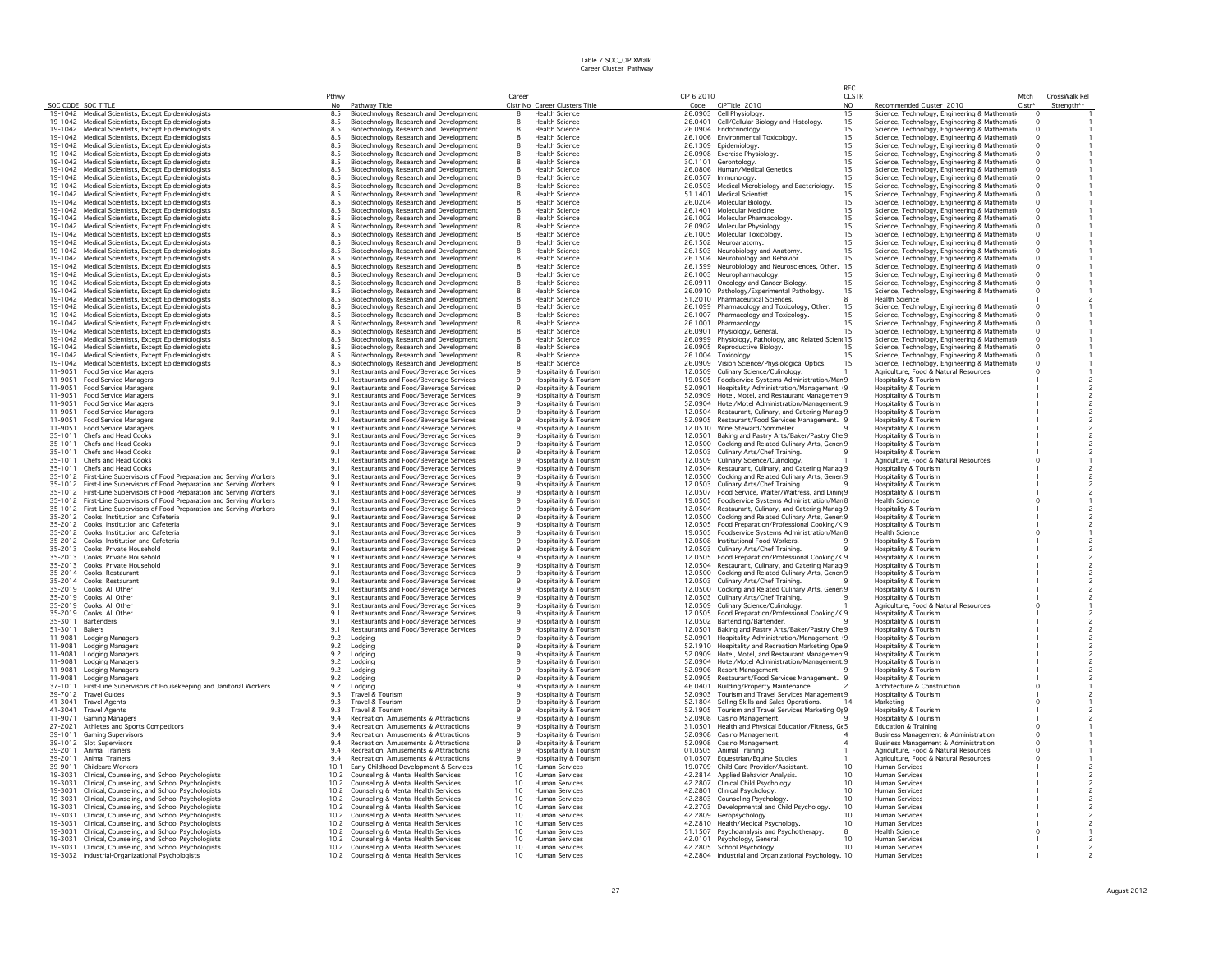Table 7 SOC_CIP XWalk
Career Cluster_Pathway

| SOC CODE | SOC TITLE | Pthwy No | Pathway Title | Career Clstr No | Career Clusters Title | CIP 6 2010 Code | CIPTitle_2010 | REC CLSTR NO | Recommended Cluster_2010 | Mtch Clstr* | CrossWalk Rel Strength** |
|---|---|---|---|---|---|---|---|---|---|---|---|
| 19-1042 | Medical Scientists, Except Epidemiologists | 8.5 | Biotechnology Research and Development | 8 | Health Science | 26.0903 | Cell Physiology. | 15 | Science, Technology, Engineering & Mathemati | 0 | 1 |
| 19-1042 | Medical Scientists, Except Epidemiologists | 8.5 | Biotechnology Research and Development | 8 | Health Science | 26.0401 | Cell/Cellular Biology and Histology. | 15 | Science, Technology, Engineering & Mathemati | 0 | 1 |
| 19-1042 | Medical Scientists, Except Epidemiologists | 8.5 | Biotechnology Research and Development | 8 | Health Science | 26.0904 | Endocrinology. | 15 | Science, Technology, Engineering & Mathemati | 0 | 1 |
| 19-1042 | Medical Scientists, Except Epidemiologists | 8.5 | Biotechnology Research and Development | 8 | Health Science | 26.1006 | Environmental Toxicology. | 15 | Science, Technology, Engineering & Mathemati | 0 | 1 |
| 19-1042 | Medical Scientists, Except Epidemiologists | 8.5 | Biotechnology Research and Development | 8 | Health Science | 26.1309 | Epidemiology. | 15 | Science, Technology, Engineering & Mathemati | 0 | 1 |
| 19-1042 | Medical Scientists, Except Epidemiologists | 8.5 | Biotechnology Research and Development | 8 | Health Science | 26.0908 | Exercise Physiology. | 15 | Science, Technology, Engineering & Mathemati | 0 | 1 |
| 19-1042 | Medical Scientists, Except Epidemiologists | 8.5 | Biotechnology Research and Development | 8 | Health Science | 30.1101 | Gerontology. | 15 | Science, Technology, Engineering & Mathemati | 0 | 1 |
| 19-1042 | Medical Scientists, Except Epidemiologists | 8.5 | Biotechnology Research and Development | 8 | Health Science | 26.0806 | Human/Medical Genetics. | 15 | Science, Technology, Engineering & Mathemati | 0 | 1 |
| 19-1042 | Medical Scientists, Except Epidemiologists | 8.5 | Biotechnology Research and Development | 8 | Health Science | 26.0507 | Immunology. | 15 | Science, Technology, Engineering & Mathemati | 0 | 1 |
| 19-1042 | Medical Scientists, Except Epidemiologists | 8.5 | Biotechnology Research and Development | 8 | Health Science | 26.0503 | Medical Microbiology and Bacteriology. | 15 | Science, Technology, Engineering & Mathemati | 0 | 1 |
| 19-1042 | Medical Scientists, Except Epidemiologists | 8.5 | Biotechnology Research and Development | 8 | Health Science | 51.1401 | Medical Scientist. | 15 | Science, Technology, Engineering & Mathemati | 0 | 1 |
| 19-1042 | Medical Scientists, Except Epidemiologists | 8.5 | Biotechnology Research and Development | 8 | Health Science | 26.0204 | Molecular Biology. | 15 | Science, Technology, Engineering & Mathemati | 0 | 1 |
| 19-1042 | Medical Scientists, Except Epidemiologists | 8.5 | Biotechnology Research and Development | 8 | Health Science | 26.1401 | Molecular Medicine. | 15 | Science, Technology, Engineering & Mathemati | 0 | 1 |
| 19-1042 | Medical Scientists, Except Epidemiologists | 8.5 | Biotechnology Research and Development | 8 | Health Science | 26.1002 | Molecular Pharmacology. | 15 | Science, Technology, Engineering & Mathemati | 0 | 1 |
| 19-1042 | Medical Scientists, Except Epidemiologists | 8.5 | Biotechnology Research and Development | 8 | Health Science | 26.0902 | Molecular Physiology. | 15 | Science, Technology, Engineering & Mathemati | 0 | 1 |
| 19-1042 | Medical Scientists, Except Epidemiologists | 8.5 | Biotechnology Research and Development | 8 | Health Science | 26.1005 | Molecular Toxicology. | 15 | Science, Technology, Engineering & Mathemati | 0 | 1 |
| 19-1042 | Medical Scientists, Except Epidemiologists | 8.5 | Biotechnology Research and Development | 8 | Health Science | 26.1502 | Neuroanatomy. | 15 | Science, Technology, Engineering & Mathemati | 0 | 1 |
| 19-1042 | Medical Scientists, Except Epidemiologists | 8.5 | Biotechnology Research and Development | 8 | Health Science | 26.1503 | Neurobiology and Anatomy. | 15 | Science, Technology, Engineering & Mathemati | 0 | 1 |
| 19-1042 | Medical Scientists, Except Epidemiologists | 8.5 | Biotechnology Research and Development | 8 | Health Science | 26.1504 | Neurobiology and Behavior. | 15 | Science, Technology, Engineering & Mathemati | 0 | 1 |
| 19-1042 | Medical Scientists, Except Epidemiologists | 8.5 | Biotechnology Research and Development | 8 | Health Science | 26.1599 | Neurobiology and Neurosciences, Other. | 15 | Science, Technology, Engineering & Mathemati | 0 | 1 |
| 19-1042 | Medical Scientists, Except Epidemiologists | 8.5 | Biotechnology Research and Development | 8 | Health Science | 26.1003 | Neuropharmacology. | 15 | Science, Technology, Engineering & Mathemati | 0 | 1 |
| 19-1042 | Medical Scientists, Except Epidemiologists | 8.5 | Biotechnology Research and Development | 8 | Health Science | 26.0911 | Oncology and Cancer Biology. | 15 | Science, Technology, Engineering & Mathemati | 0 | 1 |
| 19-1042 | Medical Scientists, Except Epidemiologists | 8.5 | Biotechnology Research and Development | 8 | Health Science | 26.0910 | Pathology/Experimental Pathology. | 15 | Science, Technology, Engineering & Mathemati | 0 | 1 |
| 19-1042 | Medical Scientists, Except Epidemiologists | 8.5 | Biotechnology Research and Development | 8 | Health Science | 51.2010 | Pharmaceutical Sciences. | 8 | Health Science | 1 | 2 |
| 19-1042 | Medical Scientists, Except Epidemiologists | 8.5 | Biotechnology Research and Development | 8 | Health Science | 26.1099 | Pharmacology and Toxicology, Other. | 15 | Science, Technology, Engineering & Mathemati | 0 | 1 |
| 19-1042 | Medical Scientists, Except Epidemiologists | 8.5 | Biotechnology Research and Development | 8 | Health Science | 26.1007 | Pharmacology and Toxicology. | 15 | Science, Technology, Engineering & Mathemati | 0 | 1 |
| 19-1042 | Medical Scientists, Except Epidemiologists | 8.5 | Biotechnology Research and Development | 8 | Health Science | 26.1001 | Pharmacology. | 15 | Science, Technology, Engineering & Mathemati | 0 | 1 |
| 19-1042 | Medical Scientists, Except Epidemiologists | 8.5 | Biotechnology Research and Development | 8 | Health Science | 26.0901 | Physiology, General. | 15 | Science, Technology, Engineering & Mathemati | 0 | 1 |
| 19-1042 | Medical Scientists, Except Epidemiologists | 8.5 | Biotechnology Research and Development | 8 | Health Science | 26.0999 | Physiology, Pathology, and Related Scien | 15 | Science, Technology, Engineering & Mathemati | 0 | 1 |
| 19-1042 | Medical Scientists, Except Epidemiologists | 8.5 | Biotechnology Research and Development | 8 | Health Science | 26.0905 | Reproductive Biology. | 15 | Science, Technology, Engineering & Mathemati | 0 | 1 |
| 19-1042 | Medical Scientists, Except Epidemiologists | 8.5 | Biotechnology Research and Development | 8 | Health Science | 26.1004 | Toxicology. | 15 | Science, Technology, Engineering & Mathemati | 0 | 1 |
| 19-1042 | Medical Scientists, Except Epidemiologists | 8.5 | Biotechnology Research and Development | 8 | Health Science | 26.0909 | Vision Science/Physiological Optics. | 15 | Science, Technology, Engineering & Mathemati | 0 | 1 |
| 11-9051 | Food Service Managers | 9.1 | Restaurants and Food/Beverage Services | 9 | Hospitality & Tourism | 12.0509 | Culinary Science/Culinology. | 1 | Agriculture, Food & Natural Resources | 0 | 1 |
| 11-9051 | Food Service Managers | 9.1 | Restaurants and Food/Beverage Services | 9 | Hospitality & Tourism | 19.0505 | Foodservice Systems Administration/Man | 9 | Hospitality & Tourism | 1 | 2 |
| 11-9051 | Food Service Managers | 9.1 | Restaurants and Food/Beverage Services | 9 | Hospitality & Tourism | 52.0901 | Hospitality Administration/Management, | 9 | Hospitality & Tourism | 1 | 2 |
| 11-9051 | Food Service Managers | 9.1 | Restaurants and Food/Beverage Services | 9 | Hospitality & Tourism | 52.0909 | Hotel, Motel, and Restaurant Managemen | 9 | Hospitality & Tourism | 1 | 2 |
| 11-9051 | Food Service Managers | 9.1 | Restaurants and Food/Beverage Services | 9 | Hospitality & Tourism | 52.0904 | Hotel/Motel Administration/Management. | 9 | Hospitality & Tourism | 1 | 2 |
| 11-9051 | Food Service Managers | 9.1 | Restaurants and Food/Beverage Services | 9 | Hospitality & Tourism | 12.0504 | Restaurant, Culinary, and Catering Manag | 9 | Hospitality & Tourism | 1 | 2 |
| 11-9051 | Food Service Managers | 9.1 | Restaurants and Food/Beverage Services | 9 | Hospitality & Tourism | 52.0905 | Restaurant/Food Services Management. | 9 | Hospitality & Tourism | 1 | 2 |
| 11-9051 | Food Service Managers | 9.1 | Restaurants and Food/Beverage Services | 9 | Hospitality & Tourism | 12.0510 | Wine Steward/Sommelier. | 9 | Hospitality & Tourism | 1 | 2 |
| 35-1011 | Chefs and Head Cooks | 9.1 | Restaurants and Food/Beverage Services | 9 | Hospitality & Tourism | 12.0501 | Baking and Pastry Arts/Baker/Pastry Che | 9 | Hospitality & Tourism | 1 | 2 |
| 35-1011 | Chefs and Head Cooks | 9.1 | Restaurants and Food/Beverage Services | 9 | Hospitality & Tourism | 12.0500 | Cooking and Related Culinary Arts, Gener | 9 | Hospitality & Tourism | 1 | 2 |
| 35-1011 | Chefs and Head Cooks | 9.1 | Restaurants and Food/Beverage Services | 9 | Hospitality & Tourism | 12.0503 | Culinary Arts/Chef Training. | 9 | Hospitality & Tourism | 1 | 2 |
| 35-1011 | Chefs and Head Cooks | 9.1 | Restaurants and Food/Beverage Services | 9 | Hospitality & Tourism | 12.0509 | Culinary Science/Culinology. | 1 | Agriculture, Food & Natural Resources | 0 | 1 |
| 35-1011 | Chefs and Head Cooks | 9.1 | Restaurants and Food/Beverage Services | 9 | Hospitality & Tourism | 12.0504 | Restaurant, Culinary, and Catering Manag | 9 | Hospitality & Tourism | 1 | 2 |
| 35-1012 | First-Line Supervisors of Food Preparation and Serving Workers | 9.1 | Restaurants and Food/Beverage Services | 9 | Hospitality & Tourism | 12.0500 | Cooking and Related Culinary Arts, Gener | 9 | Hospitality & Tourism | 1 | 2 |
| 35-1012 | First-Line Supervisors of Food Preparation and Serving Workers | 9.1 | Restaurants and Food/Beverage Services | 9 | Hospitality & Tourism | 12.0503 | Culinary Arts/Chef Training. | 9 | Hospitality & Tourism | 1 | 2 |
| 35-1012 | First-Line Supervisors of Food Preparation and Serving Workers | 9.1 | Restaurants and Food/Beverage Services | 9 | Hospitality & Tourism | 12.0507 | Food Service, Waiter/Waitress, and Dinin | 9 | Hospitality & Tourism | 1 | 2 |
| 35-1012 | First-Line Supervisors of Food Preparation and Serving Workers | 9.1 | Restaurants and Food/Beverage Services | 9 | Hospitality & Tourism | 19.0505 | Foodservice Systems Administration/Man | 8 | Health Science | 0 | 1 |
| 35-1012 | First-Line Supervisors of Food Preparation and Serving Workers | 9.1 | Restaurants and Food/Beverage Services | 9 | Hospitality & Tourism | 12.0504 | Restaurant, Culinary, and Catering Manag | 9 | Hospitality & Tourism | 1 | 2 |
| 35-2012 | Cooks, Institution and Cafeteria | 9.1 | Restaurants and Food/Beverage Services | 9 | Hospitality & Tourism | 12.0500 | Cooking and Related Culinary Arts, Gener | 9 | Hospitality & Tourism | 1 | 2 |
| 35-2012 | Cooks, Institution and Cafeteria | 9.1 | Restaurants and Food/Beverage Services | 9 | Hospitality & Tourism | 12.0505 | Food Preparation/Professional Cooking/K | 9 | Hospitality & Tourism | 1 | 2 |
| 35-2012 | Cooks, Institution and Cafeteria | 9.1 | Restaurants and Food/Beverage Services | 9 | Hospitality & Tourism | 19.0505 | Foodservice Systems Administration/Man | 8 | Health Science | 0 | 1 |
| 35-2012 | Cooks, Institution and Cafeteria | 9.1 | Restaurants and Food/Beverage Services | 9 | Hospitality & Tourism | 12.0508 | Institutional Food Workers. | 9 | Hospitality & Tourism | 1 | 2 |
| 35-2013 | Cooks, Private Household | 9.1 | Restaurants and Food/Beverage Services | 9 | Hospitality & Tourism | 12.0503 | Culinary Arts/Chef Training. | 9 | Hospitality & Tourism | 1 | 2 |
| 35-2013 | Cooks, Private Household | 9.1 | Restaurants and Food/Beverage Services | 9 | Hospitality & Tourism | 12.0505 | Food Preparation/Professional Cooking/K | 9 | Hospitality & Tourism | 1 | 2 |
| 35-2013 | Cooks, Private Household | 9.1 | Restaurants and Food/Beverage Services | 9 | Hospitality & Tourism | 12.0504 | Restaurant, Culinary, and Catering Manag | 9 | Hospitality & Tourism | 1 | 2 |
| 35-2014 | Cooks, Restaurant | 9.1 | Restaurants and Food/Beverage Services | 9 | Hospitality & Tourism | 12.0500 | Cooking and Related Culinary Arts, Gener | 9 | Hospitality & Tourism | 1 | 2 |
| 35-2014 | Cooks, Restaurant | 9.1 | Restaurants and Food/Beverage Services | 9 | Hospitality & Tourism | 12.0503 | Culinary Arts/Chef Training. | 9 | Hospitality & Tourism | 1 | 2 |
| 35-2019 | Cooks, All Other | 9.1 | Restaurants and Food/Beverage Services | 9 | Hospitality & Tourism | 12.0500 | Cooking and Related Culinary Arts, Gener | 9 | Hospitality & Tourism | 1 | 2 |
| 35-2019 | Cooks, All Other | 9.1 | Restaurants and Food/Beverage Services | 9 | Hospitality & Tourism | 12.0503 | Culinary Arts/Chef Training. | 9 | Hospitality & Tourism | 1 | 2 |
| 35-2019 | Cooks, All Other | 9.1 | Restaurants and Food/Beverage Services | 9 | Hospitality & Tourism | 12.0509 | Culinary Science/Culinology. | 1 | Agriculture, Food & Natural Resources | 0 | 1 |
| 35-2019 | Cooks, All Other | 9.1 | Restaurants and Food/Beverage Services | 9 | Hospitality & Tourism | 12.0505 | Food Preparation/Professional Cooking/K | 9 | Hospitality & Tourism | 1 | 2 |
| 35-3011 | Bartenders | 9.1 | Restaurants and Food/Beverage Services | 9 | Hospitality & Tourism | 12.0502 | Bartending/Bartender. | 9 | Hospitality & Tourism | 1 | 2 |
| 51-3011 | Bakers | 9.1 | Restaurants and Food/Beverage Services | 9 | Hospitality & Tourism | 12.0501 | Baking and Pastry Arts/Baker/Pastry Che | 9 | Hospitality & Tourism | 1 | 2 |
| 11-9081 | Lodging Managers | 9.2 | Lodging | 9 | Hospitality & Tourism | 52.0901 | Hospitality Administration/Management, | 9 | Hospitality & Tourism | 1 | 2 |
| 11-9081 | Lodging Managers | 9.2 | Lodging | 9 | Hospitality & Tourism | 52.1910 | Hospitality and Recreation Marketing Ope | 9 | Hospitality & Tourism | 1 | 2 |
| 11-9081 | Lodging Managers | 9.2 | Lodging | 9 | Hospitality & Tourism | 52.0909 | Hotel, Motel, and Restaurant Managemen | 9 | Hospitality & Tourism | 1 | 2 |
| 11-9081 | Lodging Managers | 9.2 | Lodging | 9 | Hospitality & Tourism | 52.0904 | Hotel/Motel Administration/Management | 9 | Hospitality & Tourism | 1 | 2 |
| 11-9081 | Lodging Managers | 9.2 | Lodging | 9 | Hospitality & Tourism | 52.0906 | Resort Management. | 9 | Hospitality & Tourism | 1 | 2 |
| 11-9081 | Lodging Managers | 9.2 | Lodging | 9 | Hospitality & Tourism | 52.0905 | Restaurant/Food Services Management. | 9 | Hospitality & Tourism | 1 | 2 |
| 37-1011 | First-Line Supervisors of Housekeeping and Janitorial Workers | 9.2 | Lodging | 9 | Hospitality & Tourism | 46.0401 | Building/Property Maintenance. | 2 | Architecture & Construction | 0 | 1 |
| 39-7012 | Travel Guides | 9.3 | Travel & Tourism | 9 | Hospitality & Tourism | 52.0903 | Tourism and Travel Services Management | 9 | Hospitality & Tourism | 1 | 2 |
| 41-3041 | Travel Agents | 9.3 | Travel & Tourism | 9 | Hospitality & Tourism | 52.1804 | Selling Skills and Sales Operations. | 14 | Marketing | 0 | 1 |
| 41-3041 | Travel Agents | 9.3 | Travel & Tourism | 9 | Hospitality & Tourism | 52.1905 | Tourism and Travel Services Marketing Op | 9 | Hospitality & Tourism | 1 | 2 |
| 11-9071 | Gaming Managers | 9.4 | Recreation, Amusements & Attractions | 9 | Hospitality & Tourism | 52.0908 | Casino Management. | 9 | Hospitality & Tourism | 1 | 2 |
| 27-2021 | Athletes and Sports Competitors | 9.4 | Recreation, Amusements & Attractions | 9 | Hospitality & Tourism | 31.0501 | Health and Physical Education/Fitness, Ge | 5 | Education & Training | 0 | 1 |
| 39-1011 | Gaming Supervisors | 9.4 | Recreation, Amusements & Attractions | 9 | Hospitality & Tourism | 52.0908 | Casino Management. | 4 | Business Management & Administration | 0 | 1 |
| 39-1012 | Slot Supervisors | 9.4 | Recreation, Amusements & Attractions | 9 | Hospitality & Tourism | 52.0908 | Casino Management. | 4 | Business Management & Administration | 0 | 1 |
| 39-2011 | Animal Trainers | 9.4 | Recreation, Amusements & Attractions | 9 | Hospitality & Tourism | 01.0505 | Animal Training. | 1 | Agriculture, Food & Natural Resources | 0 | 1 |
| 39-2011 | Animal Trainers | 9.4 | Recreation, Amusements & Attractions | 9 | Hospitality & Tourism | 01.0507 | Equestrian/Equine Studies. | 1 | Agriculture, Food & Natural Resources | 0 | 1 |
| 39-9011 | Childcare Workers | 10.1 | Early Childhood Development & Services | 10 | Human Services | 19.0709 | Child Care Provider/Assistant. | 10 | Human Services | 1 | 2 |
| 19-3031 | Clinical, Counseling, and School Psychologists | 10.2 | Counseling & Mental Health Services | 10 | Human Services | 42.2814 | Applied Behavior Analysis. | 10 | Human Services | 1 | 2 |
| 19-3031 | Clinical, Counseling, and School Psychologists | 10.2 | Counseling & Mental Health Services | 10 | Human Services | 42.2807 | Clinical Child Psychology. | 10 | Human Services | 1 | 2 |
| 19-3031 | Clinical, Counseling, and School Psychologists | 10.2 | Counseling & Mental Health Services | 10 | Human Services | 42.2801 | Clinical Psychology. | 10 | Human Services | 1 | 2 |
| 19-3031 | Clinical, Counseling, and School Psychologists | 10.2 | Counseling & Mental Health Services | 10 | Human Services | 42.2803 | Counseling Psychology. | 10 | Human Services | 1 | 2 |
| 19-3031 | Clinical, Counseling, and School Psychologists | 10.2 | Counseling & Mental Health Services | 10 | Human Services | 42.2703 | Developmental and Child Psychology. | 10 | Human Services | 1 | 2 |
| 19-3031 | Clinical, Counseling, and School Psychologists | 10.2 | Counseling & Mental Health Services | 10 | Human Services | 42.2809 | Geropsychology. | 10 | Human Services | 1 | 2 |
| 19-3031 | Clinical, Counseling, and School Psychologists | 10.2 | Counseling & Mental Health Services | 10 | Human Services | 42.2810 | Health/Medical Psychology. | 10 | Human Services | 1 | 2 |
| 19-3031 | Clinical, Counseling, and School Psychologists | 10.2 | Counseling & Mental Health Services | 10 | Human Services | 51.1507 | Psychoanalysis and Psychotherapy. | 8 | Health Science | 0 | 1 |
| 19-3031 | Clinical, Counseling, and School Psychologists | 10.2 | Counseling & Mental Health Services | 10 | Human Services | 42.0101 | Psychology, General. | 10 | Human Services | 1 | 2 |
| 19-3031 | Clinical, Counseling, and School Psychologists | 10.2 | Counseling & Mental Health Services | 10 | Human Services | 42.2805 | School Psychology. | 10 | Human Services | 1 | 2 |
| 19-3032 | Industrial-Organizational Psychologists | 10.2 | Counseling & Mental Health Services | 10 | Human Services | 42.2804 | Industrial and Organizational Psychology. | 10 | Human Services | 1 | 2 |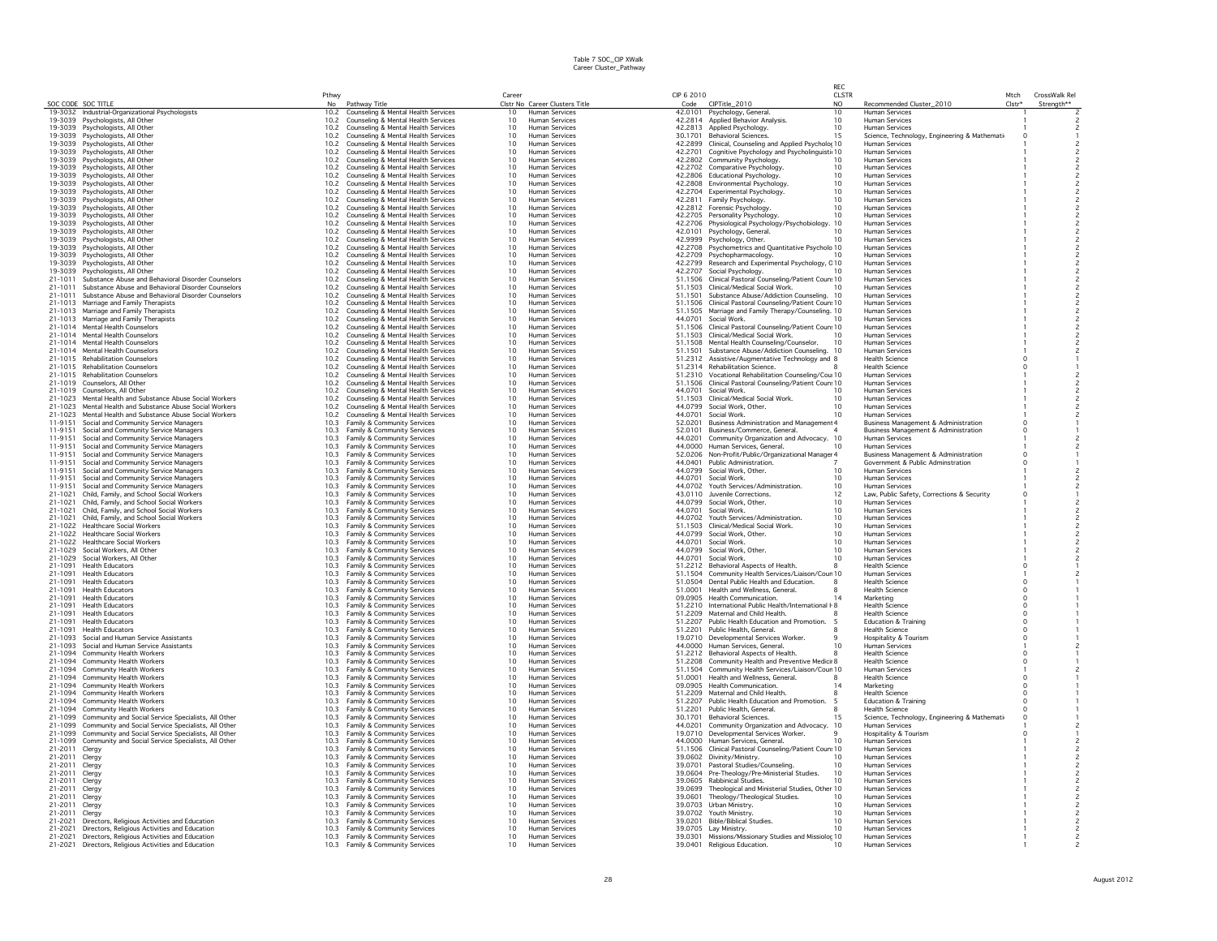Table 7 SOC_CIP XWalk
Career Cluster_Pathway

| SOC CODE | SOC TITLE | Pthwy No | Pathway Title | Career Clstr No | Career Clusters Title | CIP 6 2010 Code | CIPTitle_2010 | REC CLSTR NO | Recommended Cluster_2010 | Mtch Clstr* | CrossWalk Rel Strength** |
|---|---|---|---|---|---|---|---|---|---|---|---|
| 19-3032 | Industrial-Organizational Psychologists | 10.2 | Counseling & Mental Health Services | 10 | Human Services | 42.0101 | Psychology, General. | 10 | Human Services | 1 | 2 |
| 19-3039 | Psychologists, All Other | 10.2 | Counseling & Mental Health Services | 10 | Human Services | 42.2814 | Applied Behavior Analysis. | 10 | Human Services | 1 | 2 |
| 19-3039 | Psychologists, All Other | 10.2 | Counseling & Mental Health Services | 10 | Human Services | 42.2813 | Applied Psychology. | 10 | Human Services | 1 | 2 |
| 19-3039 | Psychologists, All Other | 10.2 | Counseling & Mental Health Services | 10 | Human Services | 30.1701 | Behavioral Sciences. | 15 | Science, Technology, Engineering & Mathemati | 0 | 1 |
| 19-3039 | Psychologists, All Other | 10.2 | Counseling & Mental Health Services | 10 | Human Services | 42.2899 | Clinical, Counseling and Applied Psycholog | 10 | Human Services | 1 | 2 |
| 19-3039 | Psychologists, All Other | 10.2 | Counseling & Mental Health Services | 10 | Human Services | 42.2701 | Cognitive Psychology and Psycholinguisti | 10 | Human Services | 1 | 2 |
| 19-3039 | Psychologists, All Other | 10.2 | Counseling & Mental Health Services | 10 | Human Services | 42.2802 | Community Psychology. | 10 | Human Services | 1 | 2 |
| 19-3039 | Psychologists, All Other | 10.2 | Counseling & Mental Health Services | 10 | Human Services | 42.2702 | Comparative Psychology. | 10 | Human Services | 1 | 2 |
| 19-3039 | Psychologists, All Other | 10.2 | Counseling & Mental Health Services | 10 | Human Services | 42.2806 | Educational Psychology. | 10 | Human Services | 1 | 2 |
| 19-3039 | Psychologists, All Other | 10.2 | Counseling & Mental Health Services | 10 | Human Services | 42.2808 | Environmental Psychology. | 10 | Human Services | 1 | 2 |
| 19-3039 | Psychologists, All Other | 10.2 | Counseling & Mental Health Services | 10 | Human Services | 42.2704 | Experimental Psychology. | 10 | Human Services | 1 | 2 |
| 19-3039 | Psychologists, All Other | 10.2 | Counseling & Mental Health Services | 10 | Human Services | 42.2811 | Family Psychology. | 10 | Human Services | 1 | 2 |
| 19-3039 | Psychologists, All Other | 10.2 | Counseling & Mental Health Services | 10 | Human Services | 42.2812 | Forensic Psychology. | 10 | Human Services | 1 | 2 |
| 19-3039 | Psychologists, All Other | 10.2 | Counseling & Mental Health Services | 10 | Human Services | 42.2705 | Personality Psychology. | 10 | Human Services | 1 | 2 |
| 19-3039 | Psychologists, All Other | 10.2 | Counseling & Mental Health Services | 10 | Human Services | 42.2706 | Physiological Psychology/Psychobiology. | 10 | Human Services | 1 | 2 |
| 19-3039 | Psychologists, All Other | 10.2 | Counseling & Mental Health Services | 10 | Human Services | 42.0101 | Psychology, General. | 10 | Human Services | 1 | 2 |
| 19-3039 | Psychologists, All Other | 10.2 | Counseling & Mental Health Services | 10 | Human Services | 42.9999 | Psychology, Other. | 10 | Human Services | 1 | 2 |
| 19-3039 | Psychologists, All Other | 10.2 | Counseling & Mental Health Services | 10 | Human Services | 42.2708 | Psychometrics and Quantitative Psycholo | 10 | Human Services | 1 | 2 |
| 19-3039 | Psychologists, All Other | 10.2 | Counseling & Mental Health Services | 10 | Human Services | 42.2709 | Psychopharmacology. | 10 | Human Services | 1 | 2 |
| 19-3039 | Psychologists, All Other | 10.2 | Counseling & Mental Health Services | 10 | Human Services | 42.2799 | Research and Experimental Psychology, O | 10 | Human Services | 1 | 2 |
| 19-3039 | Psychologists, All Other | 10.2 | Counseling & Mental Health Services | 10 | Human Services | 42.2707 | Social Psychology. | 10 | Human Services | 1 | 2 |
| 21-1011 | Substance Abuse and Behavioral Disorder Counselors | 10.2 | Counseling & Mental Health Services | 10 | Human Services | 51.1506 | Clinical Pastoral Counseling/Patient Coun | 10 | Human Services | 1 | 2 |
| 21-1011 | Substance Abuse and Behavioral Disorder Counselors | 10.2 | Counseling & Mental Health Services | 10 | Human Services | 51.1503 | Clinical/Medical Social Work. | 10 | Human Services | 1 | 2 |
| 21-1011 | Substance Abuse and Behavioral Disorder Counselors | 10.2 | Counseling & Mental Health Services | 10 | Human Services | 51.1501 | Substance Abuse/Addiction Counseling. | 10 | Human Services | 1 | 2 |
| 21-1013 | Marriage and Family Therapists | 10.2 | Counseling & Mental Health Services | 10 | Human Services | 51.1506 | Clinical Pastoral Counseling/Patient Coun | 10 | Human Services | 1 | 2 |
| 21-1013 | Marriage and Family Therapists | 10.2 | Counseling & Mental Health Services | 10 | Human Services | 51.1505 | Marriage and Family Therapy/Counseling. | 10 | Human Services | 1 | 2 |
| 21-1013 | Marriage and Family Therapists | 10.2 | Counseling & Mental Health Services | 10 | Human Services | 44.0701 | Social Work. | 10 | Human Services | 1 | 2 |
| 21-1014 | Mental Health Counselors | 10.2 | Counseling & Mental Health Services | 10 | Human Services | 51.1506 | Clinical Pastoral Counseling/Patient Coun | 10 | Human Services | 1 | 2 |
| 21-1014 | Mental Health Counselors | 10.2 | Counseling & Mental Health Services | 10 | Human Services | 51.1503 | Clinical/Medical Social Work. | 10 | Human Services | 1 | 2 |
| 21-1014 | Mental Health Counselors | 10.2 | Counseling & Mental Health Services | 10 | Human Services | 51.1508 | Mental Health Counseling/Counselor. | 10 | Human Services | 1 | 2 |
| 21-1014 | Mental Health Counselors | 10.2 | Counseling & Mental Health Services | 10 | Human Services | 51.1501 | Substance Abuse/Addiction Counseling. | 10 | Human Services | 1 | 2 |
| 21-1015 | Rehabilitation Counselors | 10.2 | Counseling & Mental Health Services | 10 | Human Services | 51.2312 | Assistive/Augmentative Technology and | 8 | Health Science | 0 | 1 |
| 21-1015 | Rehabilitation Counselors | 10.2 | Counseling & Mental Health Services | 10 | Human Services | 51.2314 | Rehabilitation Science. | 8 | Health Science | 0 | 1 |
| 21-1015 | Rehabilitation Counselors | 10.2 | Counseling & Mental Health Services | 10 | Human Services | 51.2310 | Vocational Rehabilitation Counseling/Cou | 10 | Human Services | 1 | 2 |
| 21-1019 | Counselors, All Other | 10.2 | Counseling & Mental Health Services | 10 | Human Services | 51.1506 | Clinical Pastoral Counseling/Patient Coun | 10 | Human Services | 1 | 2 |
| 21-1019 | Counselors, All Other | 10.2 | Counseling & Mental Health Services | 10 | Human Services | 44.0701 | Social Work. | 10 | Human Services | 1 | 2 |
| 21-1023 | Mental Health and Substance Abuse Social Workers | 10.2 | Counseling & Mental Health Services | 10 | Human Services | 51.1503 | Clinical/Medical Social Work. | 10 | Human Services | 1 | 2 |
| 21-1023 | Mental Health and Substance Abuse Social Workers | 10.2 | Counseling & Mental Health Services | 10 | Human Services | 44.0799 | Social Work, Other. | 10 | Human Services | 1 | 2 |
| 21-1023 | Mental Health and Substance Abuse Social Workers | 10.2 | Counseling & Mental Health Services | 10 | Human Services | 44.0701 | Social Work. | 10 | Human Services | 1 | 2 |
| 11-9151 | Social and Community Service Managers | 10.3 | Family & Community Services | 10 | Human Services | 52.0201 | Business Administration and Management | 4 | Business Management & Administration | 0 | 1 |
| 11-9151 | Social and Community Service Managers | 10.3 | Family & Community Services | 10 | Human Services | 52.0101 | Business/Commerce, General. | 4 | Business Management & Administration | 0 | 1 |
| 11-9151 | Social and Community Service Managers | 10.3 | Family & Community Services | 10 | Human Services | 44.0201 | Community Organization and Advocacy. | 10 | Human Services | 1 | 2 |
| 11-9151 | Social and Community Service Managers | 10.3 | Family & Community Services | 10 | Human Services | 44.0000 | Human Services, General. | 10 | Human Services | 1 | 2 |
| 11-9151 | Social and Community Service Managers | 10.3 | Family & Community Services | 10 | Human Services | 52.0206 | Non-Profit/Public/Organizational Manager | 4 | Business Management & Administration | 0 | 1 |
| 11-9151 | Social and Community Service Managers | 10.3 | Family & Community Services | 10 | Human Services | 44.0401 | Public Administration. | 7 | Government & Public Adminstration | 0 | 1 |
| 11-9151 | Social and Community Service Managers | 10.3 | Family & Community Services | 10 | Human Services | 44.0799 | Social Work, Other. | 10 | Human Services | 1 | 2 |
| 11-9151 | Social and Community Service Managers | 10.3 | Family & Community Services | 10 | Human Services | 44.0701 | Social Work. | 10 | Human Services | 1 | 2 |
| 11-9151 | Social and Community Service Managers | 10.3 | Family & Community Services | 10 | Human Services | 44.0702 | Youth Services/Administration. | 10 | Human Services | 1 | 2 |
| 21-1021 | Child, Family, and School Social Workers | 10.3 | Family & Community Services | 10 | Human Services | 43.0110 | Juvenile Corrections. | 12 | Law, Public Safety, Corrections & Security | 0 | 1 |
| 21-1021 | Child, Family, and School Social Workers | 10.3 | Family & Community Services | 10 | Human Services | 44.0799 | Social Work, Other. | 10 | Human Services | 1 | 2 |
| 21-1021 | Child, Family, and School Social Workers | 10.3 | Family & Community Services | 10 | Human Services | 44.0701 | Social Work. | 10 | Human Services | 1 | 2 |
| 21-1021 | Child, Family, and School Social Workers | 10.3 | Family & Community Services | 10 | Human Services | 44.0702 | Youth Services/Administration. | 10 | Human Services | 1 | 2 |
| 21-1022 | Healthcare Social Workers | 10.3 | Family & Community Services | 10 | Human Services | 51.1503 | Clinical/Medical Social Work. | 10 | Human Services | 1 | 2 |
| 21-1022 | Healthcare Social Workers | 10.3 | Family & Community Services | 10 | Human Services | 44.0799 | Social Work, Other. | 10 | Human Services | 1 | 2 |
| 21-1022 | Healthcare Social Workers | 10.3 | Family & Community Services | 10 | Human Services | 44.0701 | Social Work. | 10 | Human Services | 1 | 2 |
| 21-1029 | Social Workers, All Other | 10.3 | Family & Community Services | 10 | Human Services | 44.0799 | Social Work, Other. | 10 | Human Services | 1 | 2 |
| 21-1029 | Social Workers, All Other | 10.3 | Family & Community Services | 10 | Human Services | 44.0701 | Social Work. | 10 | Human Services | 1 | 2 |
| 21-1091 | Health Educators | 10.3 | Family & Community Services | 10 | Human Services | 51.2212 | Behavioral Aspects of Health. | 8 | Health Science | 0 | 1 |
| 21-1091 | Health Educators | 10.3 | Family & Community Services | 10 | Human Services | 51.1504 | Community Health Services/Liaison/Coun | 10 | Human Services | 1 | 2 |
| 21-1091 | Health Educators | 10.3 | Family & Community Services | 10 | Human Services | 51.0504 | Dental Public Health and Education. | 8 | Health Science | 0 | 1 |
| 21-1091 | Health Educators | 10.3 | Family & Community Services | 10 | Human Services | 51.0001 | Health and Wellness, General. | 8 | Health Science | 0 | 1 |
| 21-1091 | Health Educators | 10.3 | Family & Community Services | 10 | Human Services | 09.0905 | Health Communication. | 14 | Marketing | 0 | 1 |
| 21-1091 | Health Educators | 10.3 | Family & Community Services | 10 | Human Services | 51.2210 | International Public Health/International H | 8 | Health Science | 0 | 1 |
| 21-1091 | Health Educators | 10.3 | Family & Community Services | 10 | Human Services | 51.2209 | Maternal and Child Health. | 8 | Health Science | 0 | 1 |
| 21-1091 | Health Educators | 10.3 | Family & Community Services | 10 | Human Services | 51.2207 | Public Health Education and Promotion. | 5 | Education & Training | 0 | 1 |
| 21-1091 | Health Educators | 10.3 | Family & Community Services | 10 | Human Services | 51.2201 | Public Health, General. | 8 | Health Science | 0 | 1 |
| 21-1093 | Social and Human Service Assistants | 10.3 | Family & Community Services | 10 | Human Services | 19.0710 | Developmental Services Worker. | 9 | Hospitality & Tourism | 0 | 1 |
| 21-1093 | Social and Human Service Assistants | 10.3 | Family & Community Services | 10 | Human Services | 44.0000 | Human Services, General. | 10 | Human Services | 1 | 2 |
| 21-1094 | Community Health Workers | 10.3 | Family & Community Services | 10 | Human Services | 51.2212 | Behavioral Aspects of Health. | 8 | Health Science | 0 | 1 |
| 21-1094 | Community Health Workers | 10.3 | Family & Community Services | 10 | Human Services | 51.2208 | Community Health and Preventive Medicir | 8 | Health Science | 0 | 1 |
| 21-1094 | Community Health Workers | 10.3 | Family & Community Services | 10 | Human Services | 51.1504 | Community Health Services/Liaison/Coun | 10 | Human Services | 1 | 2 |
| 21-1094 | Community Health Workers | 10.3 | Family & Community Services | 10 | Human Services | 51.0001 | Health and Wellness, General. | 8 | Health Science | 0 | 1 |
| 21-1094 | Community Health Workers | 10.3 | Family & Community Services | 10 | Human Services | 09.0905 | Health Communication. | 14 | Marketing | 0 | 1 |
| 21-1094 | Community Health Workers | 10.3 | Family & Community Services | 10 | Human Services | 51.2209 | Maternal and Child Health. | 8 | Health Science | 0 | 1 |
| 21-1094 | Community Health Workers | 10.3 | Family & Community Services | 10 | Human Services | 51.2207 | Public Health Education and Promotion. | 5 | Education & Training | 0 | 1 |
| 21-1094 | Community Health Workers | 10.3 | Family & Community Services | 10 | Human Services | 51.2201 | Public Health, General. | 8 | Health Science | 0 | 1 |
| 21-1099 | Community and Social Service Specialists, All Other | 10.3 | Family & Community Services | 10 | Human Services | 30.1701 | Behavioral Sciences. | 15 | Science, Technology, Engineering & Mathemati | 0 | 1 |
| 21-1099 | Community and Social Service Specialists, All Other | 10.3 | Family & Community Services | 10 | Human Services | 44.0201 | Community Organization and Advocacy. | 10 | Human Services | 1 | 2 |
| 21-1099 | Community and Social Service Specialists, All Other | 10.3 | Family & Community Services | 10 | Human Services | 19.0710 | Developmental Services Worker. | 9 | Hospitality & Tourism | 0 | 1 |
| 21-1099 | Community and Social Service Specialists, All Other | 10.3 | Family & Community Services | 10 | Human Services | 44.0000 | Human Services, General. | 10 | Human Services | 1 | 2 |
| 21-2011 | Clergy | 10.3 | Family & Community Services | 10 | Human Services | 51.1506 | Clinical Pastoral Counseling/Patient Coun | 10 | Human Services | 1 | 2 |
| 21-2011 | Clergy | 10.3 | Family & Community Services | 10 | Human Services | 39.0602 | Divinity/Ministry. | 10 | Human Services | 1 | 2 |
| 21-2011 | Clergy | 10.3 | Family & Community Services | 10 | Human Services | 39.0701 | Pastoral Studies/Counseling. | 10 | Human Services | 1 | 2 |
| 21-2011 | Clergy | 10.3 | Family & Community Services | 10 | Human Services | 39.0604 | Pre-Theology/Pre-Ministerial Studies. | 10 | Human Services | 1 | 2 |
| 21-2011 | Clergy | 10.3 | Family & Community Services | 10 | Human Services | 39.0605 | Rabbinical Studies. | 10 | Human Services | 1 | 2 |
| 21-2011 | Clergy | 10.3 | Family & Community Services | 10 | Human Services | 39.0699 | Theological and Ministerial Studies, Other | 10 | Human Services | 1 | 2 |
| 21-2011 | Clergy | 10.3 | Family & Community Services | 10 | Human Services | 39.0601 | Theology/Theological Studies. | 10 | Human Services | 1 | 2 |
| 21-2011 | Clergy | 10.3 | Family & Community Services | 10 | Human Services | 39.0703 | Urban Ministry. | 10 | Human Services | 1 | 2 |
| 21-2011 | Clergy | 10.3 | Family & Community Services | 10 | Human Services | 39.0702 | Youth Ministry. | 10 | Human Services | 1 | 2 |
| 21-2021 | Directors, Religious Activities and Education | 10.3 | Family & Community Services | 10 | Human Services | 39.0201 | Bible/Biblical Studies. | 10 | Human Services | 1 | 2 |
| 21-2021 | Directors, Religious Activities and Education | 10.3 | Family & Community Services | 10 | Human Services | 39.0705 | Lay Ministry. | 10 | Human Services | 1 | 2 |
| 21-2021 | Directors, Religious Activities and Education | 10.3 | Family & Community Services | 10 | Human Services | 39.0301 | Missions/Missionary Studies and Missiolog | 10 | Human Services | 1 | 2 |
| 21-2021 | Directors, Religious Activities and Education | 10.3 | Family & Community Services | 10 | Human Services | 39.0401 | Religious Education. | 10 | Human Services | 1 | 2 |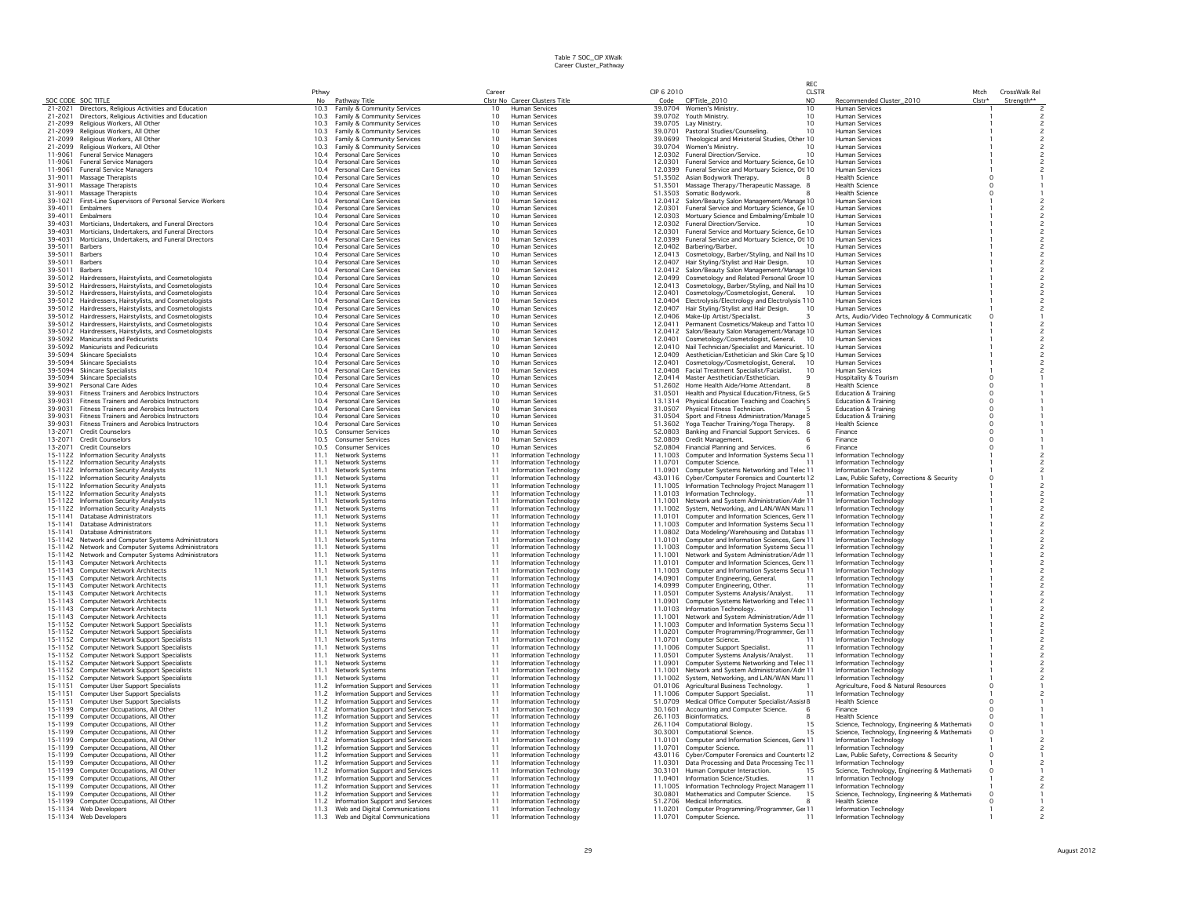Table 7 SOC_CIP XWalk
Career Cluster_Pathway

| SOC CODE | SOC TITLE | Pthwy No | Pathway Title | Career Clstr No | Career Clusters Title | CIP 6 2010 Code | CIPTitle_2010 | REC CLSTR NO | Recommended Cluster_2010 | Mtch Clstr* | CrossWalk Rel Strength** |
|---|---|---|---|---|---|---|---|---|---|---|---|
| 21-2021 | Directors, Religious Activities and Education | 10.3 | Family & Community Services | 10 | Human Services | 39.0704 | Women's Ministry. | 10 | Human Services | 1 | 2 |
| 21-2021 | Directors, Religious Activities and Education | 10.3 | Family & Community Services | 10 | Human Services | 39.0702 | Youth Ministry. | 10 | Human Services | 1 | 2 |
| 21-2099 | Religious Workers, All Other | 10.3 | Family & Community Services | 10 | Human Services | 39.0705 | Lay Ministry. | 10 | Human Services | 1 | 2 |
| 21-2099 | Religious Workers, All Other | 10.3 | Family & Community Services | 10 | Human Services | 39.0701 | Pastoral Studies/Counseling. | 10 | Human Services | 1 | 2 |
| 21-2099 | Religious Workers, All Other | 10.3 | Family & Community Services | 10 | Human Services | 39.0699 | Theological and Ministerial Studies, Other | 10 | Human Services | 1 | 2 |
| 21-2099 | Religious Workers, All Other | 10.3 | Family & Community Services | 10 | Human Services | 39.0704 | Women's Ministry. | 10 | Human Services | 1 | 2 |
| 11-9061 | Funeral Service Managers | 10.4 | Personal Care Services | 10 | Human Services | 12.0302 | Funeral Direction/Service. | 10 | Human Services | 1 | 2 |
| 11-9061 | Funeral Service Managers | 10.4 | Personal Care Services | 10 | Human Services | 12.0301 | Funeral Service and Mortuary Science, Ge | 10 | Human Services | 1 | 2 |
| 11-9061 | Funeral Service Managers | 10.4 | Personal Care Services | 10 | Human Services | 12.0399 | Funeral Service and Mortuary Science, Ot | 10 | Human Services | 1 | 2 |
| 31-9011 | Massage Therapists | 10.4 | Personal Care Services | 10 | Human Services | 51.3502 | Asian Bodywork Therapy. | 8 | Health Science | 0 | 1 |
| 31-9011 | Massage Therapists | 10.4 | Personal Care Services | 10 | Human Services | 51.3501 | Massage Therapy/Therapeutic Massage. | 8 | Health Science | 0 | 1 |
| 31-9011 | Massage Therapists | 10.4 | Personal Care Services | 10 | Human Services | 51.3503 | Somatic Bodywork. | 8 | Health Science | 0 | 1 |
| 39-1021 | First-Line Supervisors of Personal Service Workers | 10.4 | Personal Care Services | 10 | Human Services | 12.0412 | Salon/Beauty Salon Management/Manage | 10 | Human Services | 1 | 2 |
| 39-4011 | Embalmers | 10.4 | Personal Care Services | 10 | Human Services | 12.0301 | Funeral Service and Mortuary Science, Ge | 10 | Human Services | 1 | 2 |
| 39-4011 | Embalmers | 10.4 | Personal Care Services | 10 | Human Services | 12.0303 | Mortuary Science and Embalming/Embalm | 10 | Human Services | 1 | 2 |
| 39-4031 | Morticians, Undertakers, and Funeral Directors | 10.4 | Personal Care Services | 10 | Human Services | 12.0302 | Funeral Direction/Service. | 10 | Human Services | 1 | 2 |
| 39-4031 | Morticians, Undertakers, and Funeral Directors | 10.4 | Personal Care Services | 10 | Human Services | 12.0301 | Funeral Service and Mortuary Science, Ge | 10 | Human Services | 1 | 2 |
| 39-4031 | Morticians, Undertakers, and Funeral Directors | 10.4 | Personal Care Services | 10 | Human Services | 12.0399 | Funeral Service and Mortuary Science, Ot | 10 | Human Services | 1 | 2 |
| 39-5011 | Barbers | 10.4 | Personal Care Services | 10 | Human Services | 12.0402 | Barbering/Barber. | 10 | Human Services | 1 | 2 |
| 39-5011 | Barbers | 10.4 | Personal Care Services | 10 | Human Services | 12.0413 | Cosmetology, Barber/Styling, and Nail Ins | 10 | Human Services | 1 | 2 |
| 39-5011 | Barbers | 10.4 | Personal Care Services | 10 | Human Services | 12.0407 | Hair Styling/Stylist and Hair Design. | 10 | Human Services | 1 | 2 |
| 39-5011 | Barbers | 10.4 | Personal Care Services | 10 | Human Services | 12.0412 | Salon/Beauty Salon Management/Manage | 10 | Human Services | 1 | 2 |
| 39-5012 | Hairdressers, Hairstylists, and Cosmetologists | 10.4 | Personal Care Services | 10 | Human Services | 12.0499 | Cosmetology and Related Personal Groom | 10 | Human Services | 1 | 2 |
| 39-5012 | Hairdressers, Hairstylists, and Cosmetologists | 10.4 | Personal Care Services | 10 | Human Services | 12.0413 | Cosmetology, Barber/Styling, and Nail Ins | 10 | Human Services | 1 | 2 |
| 39-5012 | Hairdressers, Hairstylists, and Cosmetologists | 10.4 | Personal Care Services | 10 | Human Services | 12.0401 | Cosmetology/Cosmetologist, General. | 10 | Human Services | 1 | 2 |
| 39-5012 | Hairdressers, Hairstylists, and Cosmetologists | 10.4 | Personal Care Services | 10 | Human Services | 12.0404 | Electrolysis/Electrology and Electrolysis T | 10 | Human Services | 1 | 2 |
| 39-5012 | Hairdressers, Hairstylists, and Cosmetologists | 10.4 | Personal Care Services | 10 | Human Services | 12.0407 | Hair Styling/Stylist and Hair Design. | 10 | Human Services | 1 | 2 |
| 39-5012 | Hairdressers, Hairstylists, and Cosmetologists | 10.4 | Personal Care Services | 10 | Human Services | 12.0406 | Make-Up Artist/Specialist. | 3 | Arts, Audio/Video Technology & Communicatic | 0 | 1 |
| 39-5012 | Hairdressers, Hairstylists, and Cosmetologists | 10.4 | Personal Care Services | 10 | Human Services | 12.0411 | Permanent Cosmetics/Makeup and Tattoo | 10 | Human Services | 1 | 2 |
| 39-5012 | Hairdressers, Hairstylists, and Cosmetologists | 10.4 | Personal Care Services | 10 | Human Services | 12.0412 | Salon/Beauty Salon Management/Manage | 10 | Human Services | 1 | 2 |
| 39-5092 | Manicurists and Pedicurists | 10.4 | Personal Care Services | 10 | Human Services | 12.0401 | Cosmetology/Cosmetologist, General. | 10 | Human Services | 1 | 2 |
| 39-5092 | Manicurists and Pedicurists | 10.4 | Personal Care Services | 10 | Human Services | 12.0410 | Nail Technician/Specialist and Manicurist. | 10 | Human Services | 1 | 2 |
| 39-5094 | Skincare Specialists | 10.4 | Personal Care Services | 10 | Human Services | 12.0409 | Aesthetician/Esthetician and Skin Care Sp | 10 | Human Services | 1 | 2 |
| 39-5094 | Skincare Specialists | 10.4 | Personal Care Services | 10 | Human Services | 12.0401 | Cosmetology/Cosmetologist, General. | 10 | Human Services | 1 | 2 |
| 39-5094 | Skincare Specialists | 10.4 | Personal Care Services | 10 | Human Services | 12.0408 | Facial Treatment Specialist/Facialist. | 10 | Human Services | 1 | 2 |
| 39-5094 | Skincare Specialists | 10.4 | Personal Care Services | 10 | Human Services | 12.0414 | Master Aesthetician/Esthetician. | 9 | Hospitality & Tourism | 0 | 1 |
| 39-9021 | Personal Care Aides | 10.4 | Personal Care Services | 10 | Human Services | 51.2602 | Home Health Aide/Home Attendant. | 8 | Health Science | 0 | 1 |
| 39-9031 | Fitness Trainers and Aerobics Instructors | 10.4 | Personal Care Services | 10 | Human Services | 31.0501 | Health and Physical Education/Fitness, Ge | 5 | Education & Training | 0 | 1 |
| 39-9031 | Fitness Trainers and Aerobics Instructors | 10.4 | Personal Care Services | 10 | Human Services | 13.1314 | Physical Education Teaching and Coaching | 5 | Education & Training | 0 | 1 |
| 39-9031 | Fitness Trainers and Aerobics Instructors | 10.4 | Personal Care Services | 10 | Human Services | 31.0507 | Physical Fitness Technician. | 5 | Education & Training | 0 | 1 |
| 39-9031 | Fitness Trainers and Aerobics Instructors | 10.4 | Personal Care Services | 10 | Human Services | 31.0504 | Sport and Fitness Administration/Manage | 5 | Education & Training | 0 | 1 |
| 39-9031 | Fitness Trainers and Aerobics Instructors | 10.4 | Personal Care Services | 10 | Human Services | 51.3602 | Yoga Teacher Training/Yoga Therapy. | 8 | Health Science | 0 | 1 |
| 13-2071 | Credit Counselors | 10.5 | Consumer Services | 10 | Human Services | 52.0803 | Banking and Financial Support Services. | 6 | Finance | 0 | 1 |
| 13-2071 | Credit Counselors | 10.5 | Consumer Services | 10 | Human Services | 52.0809 | Credit Management. | 6 | Finance | 0 | 1 |
| 13-2071 | Credit Counselors | 10.5 | Consumer Services | 10 | Human Services | 52.0804 | Financial Planning and Services. | 6 | Finance | 0 | 1 |
| 15-1122 | Information Security Analysts | 11.1 | Network Systems | 11 | Information Technology | 11.1003 | Computer and Information Systems Secu | 11 | Information Technology | 1 | 2 |
| 15-1122 | Information Security Analysts | 11.1 | Network Systems | 11 | Information Technology | 11.0701 | Computer Science. | 11 | Information Technology | 1 | 2 |
| 15-1122 | Information Security Analysts | 11.1 | Network Systems | 11 | Information Technology | 11.0901 | Computer Systems Networking and Telec | 11 | Information Technology | 1 | 2 |
| 15-1122 | Information Security Analysts | 11.1 | Network Systems | 11 | Information Technology | 43.0116 | Cyber/Computer Forensics and Counterte | 12 | Law, Public Safety, Corrections & Security | 0 | 1 |
| 15-1122 | Information Security Analysts | 11.1 | Network Systems | 11 | Information Technology | 11.1005 | Information Technology Project Managem | 11 | Information Technology | 1 | 2 |
| 15-1122 | Information Security Analysts | 11.1 | Network Systems | 11 | Information Technology | 11.0103 | Information Technology. | 11 | Information Technology | 1 | 2 |
| 15-1122 | Information Security Analysts | 11.1 | Network Systems | 11 | Information Technology | 11.1001 | Network and System Administration/Adm | 11 | Information Technology | 1 | 2 |
| 15-1122 | Information Security Analysts | 11.1 | Network Systems | 11 | Information Technology | 11.1002 | System, Networking, and LAN/WAN Mana | 11 | Information Technology | 1 | 2 |
| 15-1141 | Database Administrators | 11.1 | Network Systems | 11 | Information Technology | 11.0101 | Computer and Information Sciences, Gene | 11 | Information Technology | 1 | 2 |
| 15-1141 | Database Administrators | 11.1 | Network Systems | 11 | Information Technology | 11.1003 | Computer and Information Systems Secu | 11 | Information Technology | 1 | 2 |
| 15-1141 | Database Administrators | 11.1 | Network Systems | 11 | Information Technology | 11.0802 | Data Modeling/Warehousing and Databas | 11 | Information Technology | 1 | 2 |
| 15-1142 | Network and Computer Systems Administrators | 11.1 | Network Systems | 11 | Information Technology | 11.0101 | Computer and Information Sciences, Gene | 11 | Information Technology | 1 | 2 |
| 15-1142 | Network and Computer Systems Administrators | 11.1 | Network Systems | 11 | Information Technology | 11.1003 | Computer and Information Systems Secu | 11 | Information Technology | 1 | 2 |
| 15-1142 | Network and Computer Systems Administrators | 11.1 | Network Systems | 11 | Information Technology | 11.1001 | Network and System Administration/Adm | 11 | Information Technology | 1 | 2 |
| 15-1143 | Computer Network Architects | 11.1 | Network Systems | 11 | Information Technology | 11.0101 | Computer and Information Sciences, Gene | 11 | Information Technology | 1 | 2 |
| 15-1143 | Computer Network Architects | 11.1 | Network Systems | 11 | Information Technology | 11.1003 | Computer and Information Systems Secu | 11 | Information Technology | 1 | 2 |
| 15-1143 | Computer Network Architects | 11.1 | Network Systems | 11 | Information Technology | 14.0901 | Computer Engineering, General. | 11 | Information Technology | 1 | 2 |
| 15-1143 | Computer Network Architects | 11.1 | Network Systems | 11 | Information Technology | 14.0999 | Computer Engineering, Other. | 11 | Information Technology | 1 | 2 |
| 15-1143 | Computer Network Architects | 11.1 | Network Systems | 11 | Information Technology | 11.0501 | Computer Systems Analysis/Analyst. | 11 | Information Technology | 1 | 2 |
| 15-1143 | Computer Network Architects | 11.1 | Network Systems | 11 | Information Technology | 11.0901 | Computer Systems Networking and Telec | 11 | Information Technology | 1 | 2 |
| 15-1143 | Computer Network Architects | 11.1 | Network Systems | 11 | Information Technology | 11.0103 | Information Technology. | 11 | Information Technology | 1 | 2 |
| 15-1143 | Computer Network Architects | 11.1 | Network Systems | 11 | Information Technology | 11.1001 | Network and System Administration/Adm | 11 | Information Technology | 1 | 2 |
| 15-1152 | Computer Network Support Specialists | 11.1 | Network Systems | 11 | Information Technology | 11.1003 | Computer and Information Systems Secu | 11 | Information Technology | 1 | 2 |
| 15-1152 | Computer Network Support Specialists | 11.1 | Network Systems | 11 | Information Technology | 11.0201 | Computer Programming/Programmer, Ger | 11 | Information Technology | 1 | 2 |
| 15-1152 | Computer Network Support Specialists | 11.1 | Network Systems | 11 | Information Technology | 11.0701 | Computer Science. | 11 | Information Technology | 1 | 2 |
| 15-1152 | Computer Network Support Specialists | 11.1 | Network Systems | 11 | Information Technology | 11.1006 | Computer Support Specialist. | 11 | Information Technology | 1 | 2 |
| 15-1152 | Computer Network Support Specialists | 11.1 | Network Systems | 11 | Information Technology | 11.0501 | Computer Systems Analysis/Analyst. | 11 | Information Technology | 1 | 2 |
| 15-1152 | Computer Network Support Specialists | 11.1 | Network Systems | 11 | Information Technology | 11.0901 | Computer Systems Networking and Telec | 11 | Information Technology | 1 | 2 |
| 15-1152 | Computer Network Support Specialists | 11.1 | Network Systems | 11 | Information Technology | 11.1001 | Network and System Administration/Adm | 11 | Information Technology | 1 | 2 |
| 15-1152 | Computer Network Support Specialists | 11.1 | Network Systems | 11 | Information Technology | 11.1002 | System, Networking, and LAN/WAN Mana | 11 | Information Technology | 1 | 2 |
| 15-1151 | Computer User Support Specialists | 11.2 | Information Support and Services | 11 | Information Technology | 01.0106 | Agricultural Business Technology. | 1 | Agriculture, Food & Natural Resources | 0 | 1 |
| 15-1151 | Computer User Support Specialists | 11.2 | Information Support and Services | 11 | Information Technology | 11.1006 | Computer Support Specialist. | 11 | Information Technology | 1 | 2 |
| 15-1151 | Computer User Support Specialists | 11.2 | Information Support and Services | 11 | Information Technology | 51.0709 | Medical Office Computer Specialist/Assist | 8 | Health Science | 0 | 1 |
| 15-1199 | Computer Occupations, All Other | 11.2 | Information Support and Services | 11 | Information Technology | 30.1601 | Accounting and Computer Science. | 6 | Finance | 0 | 1 |
| 15-1199 | Computer Occupations, All Other | 11.2 | Information Support and Services | 11 | Information Technology | 26.1103 | Bioinformatics. | 8 | Health Science | 0 | 1 |
| 15-1199 | Computer Occupations, All Other | 11.2 | Information Support and Services | 11 | Information Technology | 26.1104 | Computational Biology. | 15 | Science, Technology, Engineering & Mathemati | 0 | 1 |
| 15-1199 | Computer Occupations, All Other | 11.2 | Information Support and Services | 11 | Information Technology | 30.3001 | Computational Science. | 15 | Science, Technology, Engineering & Mathemati | 0 | 1 |
| 15-1199 | Computer Occupations, All Other | 11.2 | Information Support and Services | 11 | Information Technology | 11.0101 | Computer and Information Sciences, Gene | 11 | Information Technology | 1 | 2 |
| 15-1199 | Computer Occupations, All Other | 11.2 | Information Support and Services | 11 | Information Technology | 11.0701 | Computer Science. | 11 | Information Technology | 1 | 2 |
| 15-1199 | Computer Occupations, All Other | 11.2 | Information Support and Services | 11 | Information Technology | 43.0116 | Cyber/Computer Forensics and Counterte | 12 | Law, Public Safety, Corrections & Security | 0 | 1 |
| 15-1199 | Computer Occupations, All Other | 11.2 | Information Support and Services | 11 | Information Technology | 11.0301 | Data Processing and Data Processing Tec | 11 | Information Technology | 1 | 2 |
| 15-1199 | Computer Occupations, All Other | 11.2 | Information Support and Services | 11 | Information Technology | 30.3101 | Human Computer Interaction. | 15 | Science, Technology, Engineering & Mathemati | 0 | 1 |
| 15-1199 | Computer Occupations, All Other | 11.2 | Information Support and Services | 11 | Information Technology | 11.0401 | Information Science/Studies. | 11 | Information Technology | 1 | 2 |
| 15-1199 | Computer Occupations, All Other | 11.2 | Information Support and Services | 11 | Information Technology | 11.1005 | Information Technology Project Managem | 11 | Information Technology | 1 | 2 |
| 15-1199 | Computer Occupations, All Other | 11.2 | Information Support and Services | 11 | Information Technology | 30.0801 | Mathematics and Computer Science. | 15 | Science, Technology, Engineering & Mathemati | 0 | 1 |
| 15-1199 | Computer Occupations, All Other | 11.2 | Information Support and Services | 11 | Information Technology | 51.2706 | Medical Informatics. | 8 | Health Science | 0 | 1 |
| 15-1134 | Web Developers | 11.3 | Web and Digital Communications | 11 | Information Technology | 11.0201 | Computer Programming/Programmer, Ger | 11 | Information Technology | 1 | 2 |
| 15-1134 | Web Developers | 11.3 | Web and Digital Communications | 11 | Information Technology | 11.0701 | Computer Science. | 11 | Information Technology | 1 | 2 |

August 2012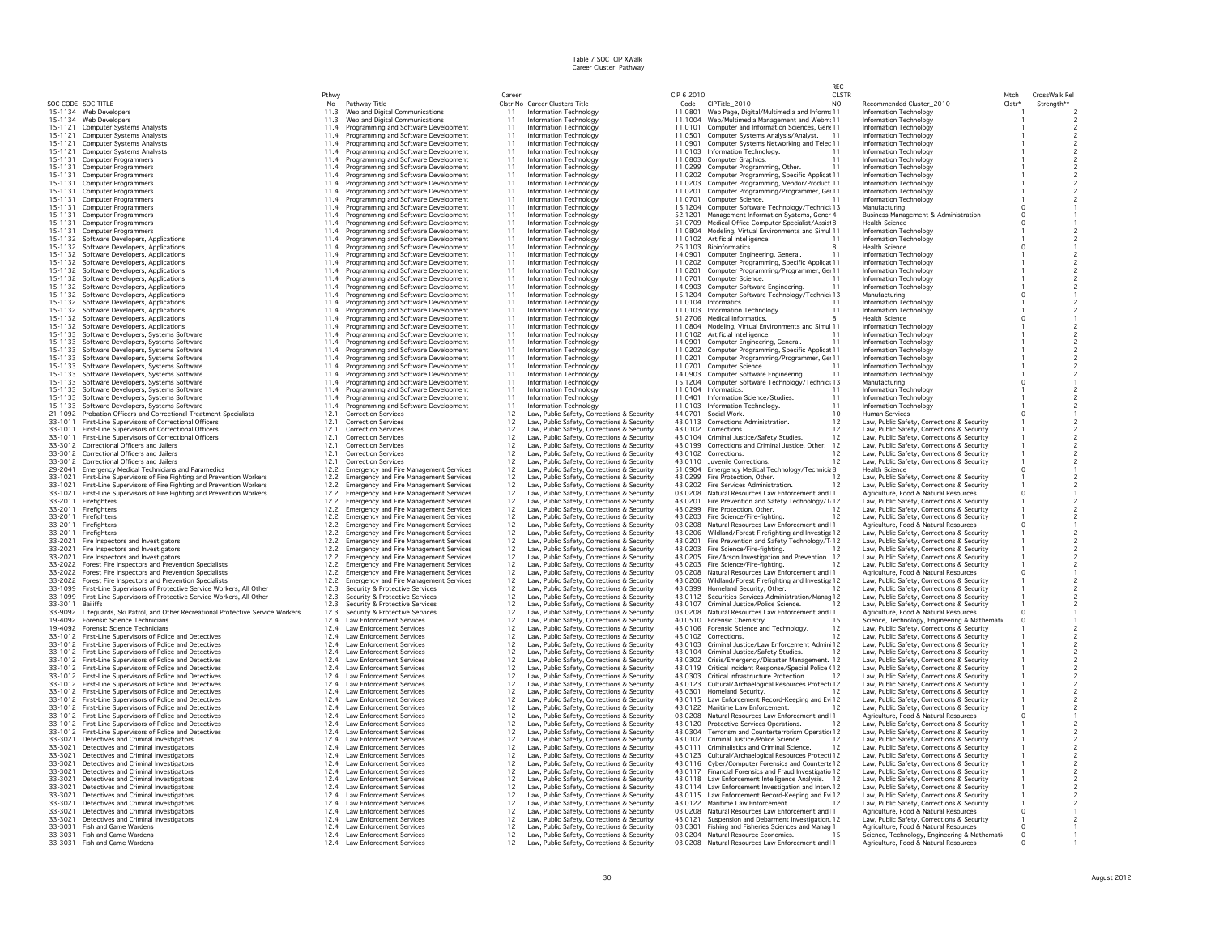Table 7 SOC_CIP XWalk
Career Cluster_Pathway

| SOC CODE | SOC TITLE | Pthwy No | Pathway Title | Career Clstr No | Career Clusters Title | CIP 6 2010 Code | CIPTitle_2010 | REC CLSTR NO | Recommended Cluster_2010 | Mtch Clstr* | CrossWalk Rel Strength** |
|---|---|---|---|---|---|---|---|---|---|---|---|
| 15-1134 | Web Developers | 11.3 | Web and Digital Communications | 11 | Information Technology | 11.0801 | Web Page, Digital/Multimedia and Informa | 11 | Information Technology | 1 | 2 |
| 15-1134 | Web Developers | 11.3 | Web and Digital Communications | 11 | Information Technology | 11.1004 | Web/Multimedia Management and Webma | 11 | Information Technology | 1 | 2 |
| 15-1121 | Computer Systems Analysts | 11.4 | Programming and Software Development | 11 | Information Technology | 11.0101 | Computer and Information Sciences, Gene | 11 | Information Technology | 1 | 2 |
| 15-1121 | Computer Systems Analysts | 11.4 | Programming and Software Development | 11 | Information Technology | 11.0501 | Computer Systems Analysis/Analyst. | 11 | Information Technology | 1 | 2 |
| 15-1121 | Computer Systems Analysts | 11.4 | Programming and Software Development | 11 | Information Technology | 11.0901 | Computer Systems Networking and Telec | 11 | Information Technology | 1 | 2 |
| 15-1121 | Computer Systems Analysts | 11.4 | Programming and Software Development | 11 | Information Technology | 11.0103 | Information Technology. | 11 | Information Technology | 1 | 2 |
| 15-1131 | Computer Programmers | 11.4 | Programming and Software Development | 11 | Information Technology | 11.0803 | Computer Graphics. | 11 | Information Technology | 1 | 2 |
| 15-1131 | Computer Programmers | 11.4 | Programming and Software Development | 11 | Information Technology | 11.0299 | Computer Programming, Other. | 11 | Information Technology | 1 | 2 |
| 15-1131 | Computer Programmers | 11.4 | Programming and Software Development | 11 | Information Technology | 11.0202 | Computer Programming, Specific Applicat | 11 | Information Technology | 1 | 2 |
| 15-1131 | Computer Programmers | 11.4 | Programming and Software Development | 11 | Information Technology | 11.0203 | Computer Programming, Vendor/Product | 11 | Information Technology | 1 | 2 |
| 15-1131 | Computer Programmers | 11.4 | Programming and Software Development | 11 | Information Technology | 11.0201 | Computer Programming/Programmer, Ger | 11 | Information Technology | 1 | 2 |
| 15-1131 | Computer Programmers | 11.4 | Programming and Software Development | 11 | Information Technology | 11.0701 | Computer Science. | 11 | Information Technology | 1 | 2 |
| 15-1131 | Computer Programmers | 11.4 | Programming and Software Development | 11 | Information Technology | 15.1204 | Computer Software Technology/Technici | 13 | Manufacturing | 0 | 1 |
| 15-1131 | Computer Programmers | 11.4 | Programming and Software Development | 11 | Information Technology | 52.1201 | Management Information Systems, Gener | 4 | Business Management & Administration | 0 | 1 |
| 15-1131 | Computer Programmers | 11.4 | Programming and Software Development | 11 | Information Technology | 51.0709 | Medical Office Computer Specialist/Assist | 8 | Health Science | 0 | 1 |
| 15-1131 | Computer Programmers | 11.4 | Programming and Software Development | 11 | Information Technology | 11.0804 | Modeling, Virtual Environments and Simul | 11 | Information Technology | 1 | 2 |
| 15-1132 | Software Developers, Applications | 11.4 | Programming and Software Development | 11 | Information Technology | 11.0102 | Artificial Intelligence. | 11 | Information Technology | 1 | 2 |
| 15-1132 | Software Developers, Applications | 11.4 | Programming and Software Development | 11 | Information Technology | 26.1103 | Bioinformatics. | 8 | Health Science | 0 | 1 |
| 15-1132 | Software Developers, Applications | 11.4 | Programming and Software Development | 11 | Information Technology | 14.0901 | Computer Engineering, General. | 11 | Information Technology | 1 | 2 |
| 15-1132 | Software Developers, Applications | 11.4 | Programming and Software Development | 11 | Information Technology | 11.0202 | Computer Programming, Specific Applicat | 11 | Information Technology | 1 | 2 |
| 15-1132 | Software Developers, Applications | 11.4 | Programming and Software Development | 11 | Information Technology | 11.0201 | Computer Programming/Programmer, Ger | 11 | Information Technology | 1 | 2 |
| 15-1132 | Software Developers, Applications | 11.4 | Programming and Software Development | 11 | Information Technology | 11.0701 | Computer Science. | 11 | Information Technology | 1 | 2 |
| 15-1132 | Software Developers, Applications | 11.4 | Programming and Software Development | 11 | Information Technology | 14.0903 | Computer Software Engineering. | 11 | Information Technology | 1 | 2 |
| 15-1132 | Software Developers, Applications | 11.4 | Programming and Software Development | 11 | Information Technology | 15.1204 | Computer Software Technology/Technici | 13 | Manufacturing | 0 | 1 |
| 15-1132 | Software Developers, Applications | 11.4 | Programming and Software Development | 11 | Information Technology | 11.0104 | Informatics. | 11 | Information Technology | 1 | 2 |
| 15-1132 | Software Developers, Applications | 11.4 | Programming and Software Development | 11 | Information Technology | 11.0103 | Information Technology. | 11 | Information Technology | 1 | 2 |
| 15-1132 | Software Developers, Applications | 11.4 | Programming and Software Development | 11 | Information Technology | 51.2706 | Medical Informatics. | 8 | Health Science | 0 | 1 |
| 15-1132 | Software Developers, Applications | 11.4 | Programming and Software Development | 11 | Information Technology | 11.0804 | Modeling, Virtual Environments and Simul | 11 | Information Technology | 1 | 2 |
| 15-1133 | Software Developers, Systems Software | 11.4 | Programming and Software Development | 11 | Information Technology | 11.0102 | Artificial Intelligence. | 11 | Information Technology | 1 | 2 |
| 15-1133 | Software Developers, Systems Software | 11.4 | Programming and Software Development | 11 | Information Technology | 14.0901 | Computer Engineering, General. | 11 | Information Technology | 1 | 2 |
| 15-1133 | Software Developers, Systems Software | 11.4 | Programming and Software Development | 11 | Information Technology | 11.0202 | Computer Programming, Specific Applicat | 11 | Information Technology | 1 | 2 |
| 15-1133 | Software Developers, Systems Software | 11.4 | Programming and Software Development | 11 | Information Technology | 11.0201 | Computer Programming/Programmer, Ger | 11 | Information Technology | 1 | 2 |
| 15-1133 | Software Developers, Systems Software | 11.4 | Programming and Software Development | 11 | Information Technology | 11.0701 | Computer Science. | 11 | Information Technology | 1 | 2 |
| 15-1133 | Software Developers, Systems Software | 11.4 | Programming and Software Development | 11 | Information Technology | 14.0903 | Computer Software Engineering. | 11 | Information Technology | 1 | 2 |
| 15-1133 | Software Developers, Systems Software | 11.4 | Programming and Software Development | 11 | Information Technology | 15.1204 | Computer Software Technology/Technici | 13 | Manufacturing | 0 | 1 |
| 15-1133 | Software Developers, Systems Software | 11.4 | Programming and Software Development | 11 | Information Technology | 11.0104 | Informatics. | 11 | Information Technology | 1 | 2 |
| 15-1133 | Software Developers, Systems Software | 11.4 | Programming and Software Development | 11 | Information Technology | 11.0401 | Information Science/Studies. | 11 | Information Technology | 1 | 2 |
| 15-1133 | Software Developers, Systems Software | 11.4 | Programming and Software Development | 11 | Information Technology | 11.0103 | Information Technology. | 11 | Information Technology | 1 | 2 |
| 21-1092 | Probation Officers and Correctional Treatment Specialists | 12.1 | Correction Services | 12 | Law, Public Safety, Corrections & Security | 44.0701 | Social Work. | 10 | Human Services | 0 | 1 |
| 33-1011 | First-Line Supervisors of Correctional Officers | 12.1 | Correction Services | 12 | Law, Public Safety, Corrections & Security | 43.0113 | Corrections Administration. | 12 | Law, Public Safety, Corrections & Security | 1 | 2 |
| 33-1011 | First-Line Supervisors of Correctional Officers | 12.1 | Correction Services | 12 | Law, Public Safety, Corrections & Security | 43.0102 | Corrections. | 12 | Law, Public Safety, Corrections & Security | 1 | 2 |
| 33-1011 | First-Line Supervisors of Correctional Officers | 12.1 | Correction Services | 12 | Law, Public Safety, Corrections & Security | 43.0104 | Criminal Justice/Safety Studies. | 12 | Law, Public Safety, Corrections & Security | 1 | 2 |
| 33-3012 | Correctional Officers and Jailers | 12.1 | Correction Services | 12 | Law, Public Safety, Corrections & Security | 43.0199 | Corrections and Criminal Justice, Other. | 12 | Law, Public Safety, Corrections & Security | 1 | 2 |
| 33-3012 | Correctional Officers and Jailers | 12.1 | Correction Services | 12 | Law, Public Safety, Corrections & Security | 43.0102 | Corrections. | 12 | Law, Public Safety, Corrections & Security | 1 | 2 |
| 33-3012 | Correctional Officers and Jailers | 12.1 | Correction Services | 12 | Law, Public Safety, Corrections & Security | 43.0110 | Juvenile Corrections. | 12 | Law, Public Safety, Corrections & Security | 1 | 2 |
| 29-2041 | Emergency Medical Technicians and Paramedics | 12.2 | Emergency and Fire Management Services | 12 | Law, Public Safety, Corrections & Security | 51.0904 | Emergency Medical Technology/Technicia | 8 | Health Science | 0 | 1 |
| 33-1021 | First-Line Supervisors of Fire Fighting and Prevention Workers | 12.2 | Emergency and Fire Management Services | 12 | Law, Public Safety, Corrections & Security | 43.0299 | Fire Protection, Other. | 12 | Law, Public Safety, Corrections & Security | 1 | 2 |
| 33-1021 | First-Line Supervisors of Fire Fighting and Prevention Workers | 12.2 | Emergency and Fire Management Services | 12 | Law, Public Safety, Corrections & Security | 43.0202 | Fire Services Administration. | 12 | Law, Public Safety, Corrections & Security | 1 | 2 |
| 33-1021 | First-Line Supervisors of Fire Fighting and Prevention Workers | 12.2 | Emergency and Fire Management Services | 12 | Law, Public Safety, Corrections & Security | 03.0208 | Natural Resources Law Enforcement and | 1 | Agriculture, Food & Natural Resources | 0 | 1 |
| 33-2011 | Firefighters | 12.2 | Emergency and Fire Management Services | 12 | Law, Public Safety, Corrections & Security | 43.0201 | Fire Prevention and Safety Technology/T | 12 | Law, Public Safety, Corrections & Security | 1 | 2 |
| 33-2011 | Firefighters | 12.2 | Emergency and Fire Management Services | 12 | Law, Public Safety, Corrections & Security | 43.0299 | Fire Protection, Other. | 12 | Law, Public Safety, Corrections & Security | 1 | 2 |
| 33-2011 | Firefighters | 12.2 | Emergency and Fire Management Services | 12 | Law, Public Safety, Corrections & Security | 43.0203 | Fire Science/Fire-fighting. | 12 | Law, Public Safety, Corrections & Security | 1 | 2 |
| 33-2011 | Firefighters | 12.2 | Emergency and Fire Management Services | 12 | Law, Public Safety, Corrections & Security | 03.0208 | Natural Resources Law Enforcement and | 1 | Agriculture, Food & Natural Resources | 0 | 1 |
| 33-2011 | Firefighters | 12.2 | Emergency and Fire Management Services | 12 | Law, Public Safety, Corrections & Security | 43.0206 | Wildland/Forest Firefighting and Investiga | 12 | Law, Public Safety, Corrections & Security | 1 | 2 |
| 33-2021 | Fire Inspectors and Investigators | 12.2 | Emergency and Fire Management Services | 12 | Law, Public Safety, Corrections & Security | 43.0201 | Fire Prevention and Safety Technology/T | 12 | Law, Public Safety, Corrections & Security | 1 | 2 |
| 33-2021 | Fire Inspectors and Investigators | 12.2 | Emergency and Fire Management Services | 12 | Law, Public Safety, Corrections & Security | 43.0203 | Fire Science/Fire-fighting. | 12 | Law, Public Safety, Corrections & Security | 1 | 2 |
| 33-2021 | Fire Inspectors and Investigators | 12.2 | Emergency and Fire Management Services | 12 | Law, Public Safety, Corrections & Security | 43.0205 | Fire/Arson Investigation and Prevention. | 12 | Law, Public Safety, Corrections & Security | 1 | 2 |
| 33-2022 | Forest Fire Inspectors and Prevention Specialists | 12.2 | Emergency and Fire Management Services | 12 | Law, Public Safety, Corrections & Security | 43.0203 | Fire Science/Fire-fighting. | 12 | Law, Public Safety, Corrections & Security | 1 | 2 |
| 33-2022 | Forest Fire Inspectors and Prevention Specialists | 12.2 | Emergency and Fire Management Services | 12 | Law, Public Safety, Corrections & Security | 03.0208 | Natural Resources Law Enforcement and | 1 | Agriculture, Food & Natural Resources | 0 | 1 |
| 33-2022 | Forest Fire Inspectors and Prevention Specialists | 12.2 | Emergency and Fire Management Services | 12 | Law, Public Safety, Corrections & Security | 43.0206 | Wildland/Forest Firefighting and Investiga | 12 | Law, Public Safety, Corrections & Security | 1 | 2 |
| 33-1099 | First-Line Supervisors of Protective Service Workers, All Other | 12.3 | Security & Protective Services | 12 | Law, Public Safety, Corrections & Security | 43.0399 | Homeland Security, Other. | 12 | Law, Public Safety, Corrections & Security | 1 | 2 |
| 33-1099 | First-Line Supervisors of Protective Service Workers, All Other | 12.3 | Security & Protective Services | 12 | Law, Public Safety, Corrections & Security | 43.0112 | Securities Services Administration/Manag | 12 | Law, Public Safety, Corrections & Security | 1 | 2 |
| 33-3011 | Bailiffs | 12.3 | Security & Protective Services | 12 | Law, Public Safety, Corrections & Security | 43.0107 | Criminal Justice/Police Science. | 12 | Law, Public Safety, Corrections & Security | 1 | 2 |
| 33-9092 | Lifeguards, Ski Patrol, and Other Recreational Protective Service Workers | 12.3 | Security & Protective Services | 12 | Law, Public Safety, Corrections & Security | 03.0208 | Natural Resources Law Enforcement and | 1 | Agriculture, Food & Natural Resources | 0 | 1 |
| 19-4092 | Forensic Science Technicians | 12.4 | Law Enforcement Services | 12 | Law, Public Safety, Corrections & Security | 40.0510 | Forensic Chemistry. | 15 | Science, Technology, Engineering & Mathemati | 0 | 1 |
| 19-4092 | Forensic Science Technicians | 12.4 | Law Enforcement Services | 12 | Law, Public Safety, Corrections & Security | 43.0106 | Forensic Science and Technology. | 12 | Law, Public Safety, Corrections & Security | 1 | 2 |
| 33-1012 | First-Line Supervisors of Police and Detectives | 12.4 | Law Enforcement Services | 12 | Law, Public Safety, Corrections & Security | 43.0102 | Corrections. | 12 | Law, Public Safety, Corrections & Security | 1 | 2 |
| 33-1012 | First-Line Supervisors of Police and Detectives | 12.4 | Law Enforcement Services | 12 | Law, Public Safety, Corrections & Security | 43.0103 | Criminal Justice/Law Enforcement Admini | 12 | Law, Public Safety, Corrections & Security | 1 | 2 |
| 33-1012 | First-Line Supervisors of Police and Detectives | 12.4 | Law Enforcement Services | 12 | Law, Public Safety, Corrections & Security | 43.0104 | Criminal Justice/Safety Studies. | 12 | Law, Public Safety, Corrections & Security | 1 | 2 |
| 33-1012 | First-Line Supervisors of Police and Detectives | 12.4 | Law Enforcement Services | 12 | Law, Public Safety, Corrections & Security | 43.0302 | Crisis/Emergency/Disaster Management. | 12 | Law, Public Safety, Corrections & Security | 1 | 2 |
| 33-1012 | First-Line Supervisors of Police and Detectives | 12.4 | Law Enforcement Services | 12 | Law, Public Safety, Corrections & Security | 43.0119 | Critical Incident Response/Special Police ( | 12 | Law, Public Safety, Corrections & Security | 1 | 2 |
| 33-1012 | First-Line Supervisors of Police and Detectives | 12.4 | Law Enforcement Services | 12 | Law, Public Safety, Corrections & Security | 43.0303 | Critical Infrastructure Protection. | 12 | Law, Public Safety, Corrections & Security | 1 | 2 |
| 33-1012 | First-Line Supervisors of Police and Detectives | 12.4 | Law Enforcement Services | 12 | Law, Public Safety, Corrections & Security | 43.0123 | Cultural/Archaelogical Resources Protecti | 12 | Law, Public Safety, Corrections & Security | 1 | 2 |
| 33-1012 | First-Line Supervisors of Police and Detectives | 12.4 | Law Enforcement Services | 12 | Law, Public Safety, Corrections & Security | 43.0301 | Homeland Security. | 12 | Law, Public Safety, Corrections & Security | 1 | 2 |
| 33-1012 | First-Line Supervisors of Police and Detectives | 12.4 | Law Enforcement Services | 12 | Law, Public Safety, Corrections & Security | 43.0115 | Law Enforcement Record-Keeping and Ev | 12 | Law, Public Safety, Corrections & Security | 1 | 2 |
| 33-1012 | First-Line Supervisors of Police and Detectives | 12.4 | Law Enforcement Services | 12 | Law, Public Safety, Corrections & Security | 43.0122 | Maritime Law Enforcement. | 12 | Law, Public Safety, Corrections & Security | 1 | 2 |
| 33-1012 | First-Line Supervisors of Police and Detectives | 12.4 | Law Enforcement Services | 12 | Law, Public Safety, Corrections & Security | 03.0208 | Natural Resources Law Enforcement and | 1 | Agriculture, Food & Natural Resources | 0 | 1 |
| 33-1012 | First-Line Supervisors of Police and Detectives | 12.4 | Law Enforcement Services | 12 | Law, Public Safety, Corrections & Security | 43.0120 | Protective Services Operations. | 12 | Law, Public Safety, Corrections & Security | 1 | 2 |
| 33-1012 | First-Line Supervisors of Police and Detectives | 12.4 | Law Enforcement Services | 12 | Law, Public Safety, Corrections & Security | 43.0304 | Terrorism and Counterterrorism Operation | 12 | Law, Public Safety, Corrections & Security | 1 | 2 |
| 33-3021 | Detectives and Criminal Investigators | 12.4 | Law Enforcement Services | 12 | Law, Public Safety, Corrections & Security | 43.0107 | Criminal Justice/Police Science. | 12 | Law, Public Safety, Corrections & Security | 1 | 2 |
| 33-3021 | Detectives and Criminal Investigators | 12.4 | Law Enforcement Services | 12 | Law, Public Safety, Corrections & Security | 43.0111 | Criminalistics and Criminal Science. | 12 | Law, Public Safety, Corrections & Security | 1 | 2 |
| 33-3021 | Detectives and Criminal Investigators | 12.4 | Law Enforcement Services | 12 | Law, Public Safety, Corrections & Security | 43.0123 | Cultural/Archaelogical Resources Protecti | 12 | Law, Public Safety, Corrections & Security | 1 | 2 |
| 33-3021 | Detectives and Criminal Investigators | 12.4 | Law Enforcement Services | 12 | Law, Public Safety, Corrections & Security | 43.0116 | Cyber/Computer Forensics and Countert | 12 | Law, Public Safety, Corrections & Security | 1 | 2 |
| 33-3021 | Detectives and Criminal Investigators | 12.4 | Law Enforcement Services | 12 | Law, Public Safety, Corrections & Security | 43.0117 | Financial Forensics and Fraud Investigatio | 12 | Law, Public Safety, Corrections & Security | 1 | 2 |
| 33-3021 | Detectives and Criminal Investigators | 12.4 | Law Enforcement Services | 12 | Law, Public Safety, Corrections & Security | 43.0118 | Law Enforcement Intelligence Analysis. | 12 | Law, Public Safety, Corrections & Security | 1 | 2 |
| 33-3021 | Detectives and Criminal Investigators | 12.4 | Law Enforcement Services | 12 | Law, Public Safety, Corrections & Security | 43.0114 | Law Enforcement Investigation and Interv | 12 | Law, Public Safety, Corrections & Security | 1 | 2 |
| 33-3021 | Detectives and Criminal Investigators | 12.4 | Law Enforcement Services | 12 | Law, Public Safety, Corrections & Security | 43.0115 | Law Enforcement Record-Keeping and Ev | 12 | Law, Public Safety, Corrections & Security | 1 | 2 |
| 33-3021 | Detectives and Criminal Investigators | 12.4 | Law Enforcement Services | 12 | Law, Public Safety, Corrections & Security | 43.0122 | Maritime Law Enforcement. | 12 | Law, Public Safety, Corrections & Security | 1 | 2 |
| 33-3021 | Detectives and Criminal Investigators | 12.4 | Law Enforcement Services | 12 | Law, Public Safety, Corrections & Security | 03.0208 | Natural Resources Law Enforcement and | 1 | Agriculture, Food & Natural Resources | 0 | 1 |
| 33-3021 | Detectives and Criminal Investigators | 12.4 | Law Enforcement Services | 12 | Law, Public Safety, Corrections & Security | 43.0121 | Suspension and Debarment Investigation. | 12 | Law, Public Safety, Corrections & Security | 1 | 2 |
| 33-3031 | Fish and Game Wardens | 12.4 | Law Enforcement Services | 12 | Law, Public Safety, Corrections & Security | 03.0301 | Fishing and Fisheries Sciences and Manag | 1 | Agriculture, Food & Natural Resources | 0 | 1 |
| 33-3031 | Fish and Game Wardens | 12.4 | Law Enforcement Services | 12 | Law, Public Safety, Corrections & Security | 03.0204 | Natural Resource Economics. | 15 | Science, Technology, Engineering & Mathemati | 0 | 1 |
| 33-3031 | Fish and Game Wardens | 12.4 | Law Enforcement Services | 12 | Law, Public Safety, Corrections & Security | 03.0208 | Natural Resources Law Enforcement and | 1 | Agriculture, Food & Natural Resources | 0 | 1 |

August 2012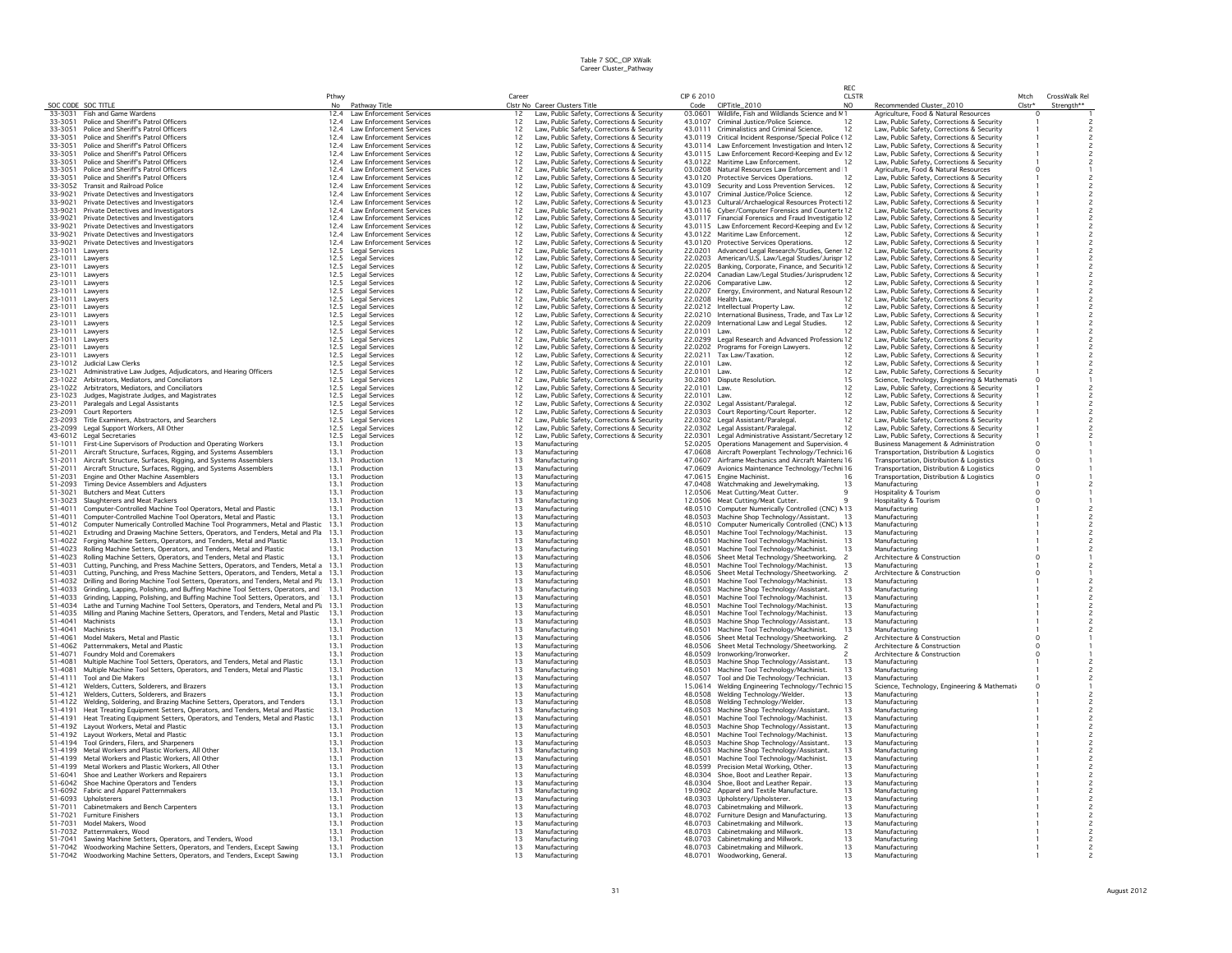Table 7 SOC_CIP XWalk
Career Cluster_Pathway

| SOC CODE | SOC TITLE | Pthwy No | Pathway Title | Career Clstr No | Career Clusters Title | CIP 6 2010 Code | CIPTitle_2010 | REC CLSTR NO | Recommended Cluster_2010 | Mtch Clstr* | CrossWalk Rel Strength** |
|---|---|---|---|---|---|---|---|---|---|---|---|
| 33-3031 | Fish and Game Wardens | 12.4 | Law Enforcement Services | 12 | Law, Public Safety, Corrections & Security | 03.0601 | Wildlife, Fish and Wildlands Science and M | 1 | Agriculture, Food & Natural Resources | 0 | 1 |
| 33-3051 | Police and Sheriff's Patrol Officers | 12.4 | Law Enforcement Services | 12 | Law, Public Safety, Corrections & Security | 43.0107 | Criminal Justice/Police Science. | 12 | Law, Public Safety, Corrections & Security | 1 | 2 |
| 33-3051 | Police and Sheriff's Patrol Officers | 12.4 | Law Enforcement Services | 12 | Law, Public Safety, Corrections & Security | 43.0111 | Criminalistics and Criminal Science. | 12 | Law, Public Safety, Corrections & Security | 1 | 2 |
| 33-3051 | Police and Sheriff's Patrol Officers | 12.4 | Law Enforcement Services | 12 | Law, Public Safety, Corrections & Security | 43.0119 | Critical Incident Response/Special Police ( | 12 | Law, Public Safety, Corrections & Security | 1 | 2 |
| 33-3051 | Police and Sheriff's Patrol Officers | 12.4 | Law Enforcement Services | 12 | Law, Public Safety, Corrections & Security | 43.0114 | Law Enforcement Investigation and Interv | 12 | Law, Public Safety, Corrections & Security | 1 | 2 |
| 33-3051 | Police and Sheriff's Patrol Officers | 12.4 | Law Enforcement Services | 12 | Law, Public Safety, Corrections & Security | 43.0115 | Law Enforcement Record-Keeping and Ev | 12 | Law, Public Safety, Corrections & Security | 1 | 2 |
| 33-3051 | Police and Sheriff's Patrol Officers | 12.4 | Law Enforcement Services | 12 | Law, Public Safety, Corrections & Security | 43.0122 | Maritime Law Enforcement. | 12 | Law, Public Safety, Corrections & Security | 1 | 2 |
| 33-3051 | Police and Sheriff's Patrol Officers | 12.4 | Law Enforcement Services | 12 | Law, Public Safety, Corrections & Security | 03.0208 | Natural Resources Law Enforcement and I | 1 | Agriculture, Food & Natural Resources | 0 | 1 |
| 33-3051 | Police and Sheriff's Patrol Officers | 12.4 | Law Enforcement Services | 12 | Law, Public Safety, Corrections & Security | 43.0120 | Protective Services Operations. | 12 | Law, Public Safety, Corrections & Security | 1 | 2 |
| 33-3052 | Transit and Railroad Police | 12.4 | Law Enforcement Services | 12 | Law, Public Safety, Corrections & Security | 43.0109 | Security and Loss Prevention Services. | 12 | Law, Public Safety, Corrections & Security | 1 | 2 |
| 33-9021 | Private Detectives and Investigators | 12.4 | Law Enforcement Services | 12 | Law, Public Safety, Corrections & Security | 43.0107 | Criminal Justice/Police Science. | 12 | Law, Public Safety, Corrections & Security | 1 | 2 |
| 33-9021 | Private Detectives and Investigators | 12.4 | Law Enforcement Services | 12 | Law, Public Safety, Corrections & Security | 43.0123 | Cultural/Archaeological Resources Protecti | 12 | Law, Public Safety, Corrections & Security | 1 | 2 |
| 33-9021 | Private Detectives and Investigators | 12.4 | Law Enforcement Services | 12 | Law, Public Safety, Corrections & Security | 43.0116 | Cyber/Computer Forensics and Countert | 12 | Law, Public Safety, Corrections & Security | 1 | 2 |
| 33-9021 | Private Detectives and Investigators | 12.4 | Law Enforcement Services | 12 | Law, Public Safety, Corrections & Security | 43.0117 | Financial Forensics and Fraud Investigatio | 12 | Law, Public Safety, Corrections & Security | 1 | 2 |
| 33-9021 | Private Detectives and Investigators | 12.4 | Law Enforcement Services | 12 | Law, Public Safety, Corrections & Security | 43.0115 | Law Enforcement Record-Keeping and Ev | 12 | Law, Public Safety, Corrections & Security | 1 | 2 |
| 33-9021 | Private Detectives and Investigators | 12.4 | Law Enforcement Services | 12 | Law, Public Safety, Corrections & Security | 43.0122 | Maritime Law Enforcement. | 12 | Law, Public Safety, Corrections & Security | 1 | 2 |
| 33-9021 | Private Detectives and Investigators | 12.4 | Law Enforcement Services | 12 | Law, Public Safety, Corrections & Security | 43.0120 | Protective Services Operations. | 12 | Law, Public Safety, Corrections & Security | 1 | 2 |
| 23-1011 | Lawyers | 12.5 | Legal Services | 12 | Law, Public Safety, Corrections & Security | 22.0201 | Advanced Legal Research/Studies, Gener | 12 | Law, Public Safety, Corrections & Security | 1 | 2 |
| 23-1011 | Lawyers | 12.5 | Legal Services | 12 | Law, Public Safety, Corrections & Security | 22.0203 | American/U.S. Law/Legal Studies/Jurispr | 12 | Law, Public Safety, Corrections & Security | 1 | 2 |
| 23-1011 | Lawyers | 12.5 | Legal Services | 12 | Law, Public Safety, Corrections & Security | 22.0205 | Banking, Corporate, Finance, and Securiti | 12 | Law, Public Safety, Corrections & Security | 1 | 2 |
| 23-1011 | Lawyers | 12.5 | Legal Services | 12 | Law, Public Safety, Corrections & Security | 22.0204 | Canadian Law/Legal Studies/Jurisprudenc | 12 | Law, Public Safety, Corrections & Security | 1 | 2 |
| 23-1011 | Lawyers | 12.5 | Legal Services | 12 | Law, Public Safety, Corrections & Security | 22.0206 | Comparative Law. | 12 | Law, Public Safety, Corrections & Security | 1 | 2 |
| 23-1011 | Lawyers | 12.5 | Legal Services | 12 | Law, Public Safety, Corrections & Security | 22.0207 | Energy, Environment, and Natural Resour | 12 | Law, Public Safety, Corrections & Security | 1 | 2 |
| 23-1011 | Lawyers | 12.5 | Legal Services | 12 | Law, Public Safety, Corrections & Security | 22.0208 | Health Law. | 12 | Law, Public Safety, Corrections & Security | 1 | 2 |
| 23-1011 | Lawyers | 12.5 | Legal Services | 12 | Law, Public Safety, Corrections & Security | 22.0212 | Intellectual Property Law. | 12 | Law, Public Safety, Corrections & Security | 1 | 2 |
| 23-1011 | Lawyers | 12.5 | Legal Services | 12 | Law, Public Safety, Corrections & Security | 22.0210 | International Business, Trade, and Tax La | 12 | Law, Public Safety, Corrections & Security | 1 | 2 |
| 23-1011 | Lawyers | 12.5 | Legal Services | 12 | Law, Public Safety, Corrections & Security | 22.0209 | International Law and Legal Studies. | 12 | Law, Public Safety, Corrections & Security | 1 | 2 |
| 23-1011 | Lawyers | 12.5 | Legal Services | 12 | Law, Public Safety, Corrections & Security | 22.0101 | Law. | 12 | Law, Public Safety, Corrections & Security | 1 | 2 |
| 23-1011 | Lawyers | 12.5 | Legal Services | 12 | Law, Public Safety, Corrections & Security | 22.0299 | Legal Research and Advanced Profession | 12 | Law, Public Safety, Corrections & Security | 1 | 2 |
| 23-1011 | Lawyers | 12.5 | Legal Services | 12 | Law, Public Safety, Corrections & Security | 22.0202 | Programs for Foreign Lawyers. | 12 | Law, Public Safety, Corrections & Security | 1 | 2 |
| 23-1011 | Lawyers | 12.5 | Legal Services | 12 | Law, Public Safety, Corrections & Security | 22.0211 | Tax Law/Taxation. | 12 | Law, Public Safety, Corrections & Security | 1 | 2 |
| 23-1012 | Judicial Law Clerks | 12.5 | Legal Services | 12 | Law, Public Safety, Corrections & Security | 22.0101 | Law. | 12 | Law, Public Safety, Corrections & Security | 1 | 2 |
| 23-1021 | Administrative Law Judges, Adjudicators, and Hearing Officers | 12.5 | Legal Services | 12 | Law, Public Safety, Corrections & Security | 22.0101 | Law. | 12 | Law, Public Safety, Corrections & Security | 1 | 2 |
| 23-1022 | Arbitrators, Mediators, and Conciliators | 12.5 | Legal Services | 12 | Law, Public Safety, Corrections & Security | 30.2801 | Dispute Resolution. | 15 | Science, Technology, Engineering & Mathemati | 0 | 1 |
| 23-1022 | Arbitrators, Mediators, and Conciliators | 12.5 | Legal Services | 12 | Law, Public Safety, Corrections & Security | 22.0101 | Law. | 12 | Law, Public Safety, Corrections & Security | 1 | 2 |
| 23-1023 | Judges, Magistrate Judges, and Magistrates | 12.5 | Legal Services | 12 | Law, Public Safety, Corrections & Security | 22.0101 | Law. | 12 | Law, Public Safety, Corrections & Security | 1 | 2 |
| 23-2011 | Paralegals and Legal Assistants | 12.5 | Legal Services | 12 | Law, Public Safety, Corrections & Security | 22.0302 | Legal Assistant/Paralegal. | 12 | Law, Public Safety, Corrections & Security | 1 | 2 |
| 23-2091 | Court Reporters | 12.5 | Legal Services | 12 | Law, Public Safety, Corrections & Security | 22.0303 | Court Reporting/Court Reporter. | 12 | Law, Public Safety, Corrections & Security | 1 | 2 |
| 23-2093 | Title Examiners, Abstractors, and Searchers | 12.5 | Legal Services | 12 | Law, Public Safety, Corrections & Security | 22.0302 | Legal Assistant/Paralegal. | 12 | Law, Public Safety, Corrections & Security | 1 | 2 |
| 23-2099 | Legal Support Workers, All Other | 12.5 | Legal Services | 12 | Law, Public Safety, Corrections & Security | 22.0302 | Legal Assistant/Paralegal. | 12 | Law, Public Safety, Corrections & Security | 1 | 2 |
| 43-6012 | Legal Secretaries | 12.5 | Legal Services | 12 | Law, Public Safety, Corrections & Security | 22.0301 | Legal Administrative Assistant/Secretary | 12 | Law, Public Safety, Corrections & Security | 1 | 2 |
| 51-1011 | First-Line Supervisors of Production and Operating Workers | 13.1 | Production | 13 | Manufacturing | 52.0205 | Operations Management and Supervision. | 4 | Business Management & Administration | 0 | 1 |
| 51-2011 | Aircraft Structure, Surfaces, Rigging, and Systems Assemblers | 13.1 | Production | 13 | Manufacturing | 47.0608 | Aircraft Powerplant Technology/Technicia | 16 | Transportation, Distribution & Logistics | 0 | 1 |
| 51-2011 | Aircraft Structure, Surfaces, Rigging, and Systems Assemblers | 13.1 | Production | 13 | Manufacturing | 47.0607 | Airframe Mechanics and Aircraft Mainten | 16 | Transportation, Distribution & Logistics | 0 | 1 |
| 51-2011 | Aircraft Structure, Surfaces, Rigging, and Systems Assemblers | 13.1 | Production | 13 | Manufacturing | 47.0609 | Avionics Maintenance Technology/Techni | 16 | Transportation, Distribution & Logistics | 0 | 1 |
| 51-2031 | Engine and Other Machine Assemblers | 13.1 | Production | 13 | Manufacturing | 47.0615 | Engine Machinist. | 16 | Transportation, Distribution & Logistics | 0 | 1 |
| 51-2093 | Timing Device Assemblers and Adjusters | 13.1 | Production | 13 | Manufacturing | 47.0408 | Watchmaking and Jewelrymaking. | 13 | Manufacturing | 1 | 2 |
| 51-3021 | Butchers and Meat Cutters | 13.1 | Production | 13 | Manufacturing | 12.0506 | Meat Cutting/Meat Cutter. | 9 | Hospitality & Tourism | 0 | 1 |
| 51-3023 | Slaughterers and Meat Packers | 13.1 | Production | 13 | Manufacturing | 12.0506 | Meat Cutting/Meat Cutter. | 9 | Hospitality & Tourism | 0 | 1 |
| 51-4011 | Computer-Controlled Machine Tool Operators, Metal and Plastic | 13.1 | Production | 13 | Manufacturing | 48.0510 | Computer Numerically Controlled (CNC) M | 13 | Manufacturing | 1 | 2 |
| 51-4011 | Computer-Controlled Machine Tool Operators, Metal and Plastic | 13.1 | Production | 13 | Manufacturing | 48.0503 | Machine Shop Technology/Assistant. | 13 | Manufacturing | 1 | 2 |
| 51-4012 | Computer Numerically Controlled Machine Tool Programmers, Metal and Plastic | 13.1 | Production | 13 | Manufacturing | 48.0510 | Computer Numerically Controlled (CNC) M | 13 | Manufacturing | 1 | 2 |
| 51-4021 | Extruding and Drawing Machine Setters, Operators, and Tenders, Metal and Pla | 13.1 | Production | 13 | Manufacturing | 48.0501 | Machine Tool Technology/Machinist. | 13 | Manufacturing | 1 | 2 |
| 51-4022 | Forging Machine Setters, Operators, and Tenders, Metal and Plastic | 13.1 | Production | 13 | Manufacturing | 48.0501 | Machine Tool Technology/Machinist. | 13 | Manufacturing | 1 | 2 |
| 51-4023 | Rolling Machine Setters, Operators, and Tenders, Metal and Plastic | 13.1 | Production | 13 | Manufacturing | 48.0501 | Machine Tool Technology/Machinist. | 13 | Manufacturing | 1 | 2 |
| 51-4023 | Rolling Machine Setters, Operators, and Tenders, Metal and Plastic | 13.1 | Production | 13 | Manufacturing | 48.0506 | Sheet Metal Technology/Sheetworking. | 2 | Architecture & Construction | 0 | 1 |
| 51-4031 | Cutting, Punching, and Press Machine Setters, Operators, and Tenders, Metal a | 13.1 | Production | 13 | Manufacturing | 48.0501 | Machine Tool Technology/Machinist. | 13 | Manufacturing | 1 | 2 |
| 51-4031 | Cutting, Punching, and Press Machine Setters, Operators, and Tenders, Metal a | 13.1 | Production | 13 | Manufacturing | 48.0506 | Sheet Metal Technology/Sheetworking. | 2 | Architecture & Construction | 0 | 1 |
| 51-4032 | Drilling and Boring Machine Tool Setters, Operators, and Tenders, Metal and Pl | 13.1 | Production | 13 | Manufacturing | 48.0501 | Machine Tool Technology/Machinist. | 13 | Manufacturing | 1 | 2 |
| 51-4033 | Grinding, Lapping, Polishing, and Buffing Machine Tool Setters, Operators, and | 13.1 | Production | 13 | Manufacturing | 48.0503 | Machine Shop Technology/Assistant. | 13 | Manufacturing | 1 | 2 |
| 51-4033 | Grinding, Lapping, Polishing, and Buffing Machine Tool Setters, Operators, and | 13.1 | Production | 13 | Manufacturing | 48.0501 | Machine Tool Technology/Machinist. | 13 | Manufacturing | 1 | 2 |
| 51-4034 | Lathe and Turning Machine Tool Setters, Operators, and Tenders, Metal and Pl | 13.1 | Production | 13 | Manufacturing | 48.0501 | Machine Tool Technology/Machinist. | 13 | Manufacturing | 1 | 2 |
| 51-4035 | Milling and Planing Machine Setters, Operators, and Tenders, Metal and Plastic | 13.1 | Production | 13 | Manufacturing | 48.0501 | Machine Tool Technology/Machinist. | 13 | Manufacturing | 1 | 2 |
| 51-4041 | Machinists | 13.1 | Production | 13 | Manufacturing | 48.0503 | Machine Shop Technology/Assistant. | 13 | Manufacturing | 1 | 2 |
| 51-4041 | Machinists | 13.1 | Production | 13 | Manufacturing | 48.0501 | Machine Tool Technology/Machinist. | 13 | Manufacturing | 1 | 2 |
| 51-4061 | Model Makers, Metal and Plastic | 13.1 | Production | 13 | Manufacturing | 48.0506 | Sheet Metal Technology/Sheetworking. | 2 | Architecture & Construction | 0 | 1 |
| 51-4062 | Patternmakers, Metal and Plastic | 13.1 | Production | 13 | Manufacturing | 48.0506 | Sheet Metal Technology/Sheetworking. | 2 | Architecture & Construction | 0 | 1 |
| 51-4071 | Foundry Mold and Coremakers | 13.1 | Production | 13 | Manufacturing | 48.0509 | Ironworking/Ironworker. | 2 | Architecture & Construction | 0 | 1 |
| 51-4081 | Multiple Machine Tool Setters, Operators, and Tenders, Metal and Plastic | 13.1 | Production | 13 | Manufacturing | 48.0503 | Machine Shop Technology/Assistant. | 13 | Manufacturing | 1 | 2 |
| 51-4081 | Multiple Machine Tool Setters, Operators, and Tenders, Metal and Plastic | 13.1 | Production | 13 | Manufacturing | 48.0501 | Machine Tool Technology/Machinist. | 13 | Manufacturing | 1 | 2 |
| 51-4111 | Tool and Die Makers | 13.1 | Production | 13 | Manufacturing | 48.0507 | Tool and Die Technology/Technician. | 13 | Manufacturing | 1 | 2 |
| 51-4121 | Welders, Cutters, Solderers, and Brazers | 13.1 | Production | 13 | Manufacturing | 15.0614 | Welding Engineering Technology/Technici | 15 | Science, Technology, Engineering & Mathemati | 0 | 1 |
| 51-4121 | Welders, Cutters, Solderers, and Brazers | 13.1 | Production | 13 | Manufacturing | 48.0508 | Welding Technology/Welder. | 13 | Manufacturing | 1 | 2 |
| 51-4122 | Welding, Soldering, and Brazing Machine Setters, Operators, and Tenders | 13.1 | Production | 13 | Manufacturing | 48.0508 | Welding Technology/Welder. | 13 | Manufacturing | 1 | 2 |
| 51-4191 | Heat Treating Equipment Setters, Operators, and Tenders, Metal and Plastic | 13.1 | Production | 13 | Manufacturing | 48.0503 | Machine Shop Technology/Assistant. | 13 | Manufacturing | 1 | 2 |
| 51-4191 | Heat Treating Equipment Setters, Operators, and Tenders, Metal and Plastic | 13.1 | Production | 13 | Manufacturing | 48.0501 | Machine Tool Technology/Machinist. | 13 | Manufacturing | 1 | 2 |
| 51-4192 | Layout Workers, Metal and Plastic | 13.1 | Production | 13 | Manufacturing | 48.0503 | Machine Shop Technology/Assistant. | 13 | Manufacturing | 1 | 2 |
| 51-4192 | Layout Workers, Metal and Plastic | 13.1 | Production | 13 | Manufacturing | 48.0501 | Machine Tool Technology/Machinist. | 13 | Manufacturing | 1 | 2 |
| 51-4194 | Tool Grinders, Filers, and Sharpeners | 13.1 | Production | 13 | Manufacturing | 48.0503 | Machine Shop Technology/Assistant. | 13 | Manufacturing | 1 | 2 |
| 51-4199 | Metal Workers and Plastic Workers, All Other | 13.1 | Production | 13 | Manufacturing | 48.0503 | Machine Shop Technology/Assistant. | 13 | Manufacturing | 1 | 2 |
| 51-4199 | Metal Workers and Plastic Workers, All Other | 13.1 | Production | 13 | Manufacturing | 48.0501 | Machine Tool Technology/Machinist. | 13 | Manufacturing | 1 | 2 |
| 51-4199 | Metal Workers and Plastic Workers, All Other | 13.1 | Production | 13 | Manufacturing | 48.0599 | Precision Metal Working, Other. | 13 | Manufacturing | 1 | 2 |
| 51-6041 | Shoe and Leather Workers and Repairers | 13.1 | Production | 13 | Manufacturing | 48.0304 | Shoe, Boot and Leather Repair. | 13 | Manufacturing | 1 | 2 |
| 51-6042 | Shoe Machine Operators and Tenders | 13.1 | Production | 13 | Manufacturing | 48.0304 | Shoe, Boot and Leather Repair. | 13 | Manufacturing | 1 | 2 |
| 51-6092 | Fabric and Apparel Patternmakers | 13.1 | Production | 13 | Manufacturing | 19.0902 | Apparel and Textile Manufacture. | 13 | Manufacturing | 1 | 2 |
| 51-6093 | Upholsterers | 13.1 | Production | 13 | Manufacturing | 48.0303 | Upholstery/Upholsterer. | 13 | Manufacturing | 1 | 2 |
| 51-7011 | Cabinetmakers and Bench Carpenters | 13.1 | Production | 13 | Manufacturing | 48.0703 | Cabinetmaking and Millwork. | 13 | Manufacturing | 1 | 2 |
| 51-7021 | Furniture Finishers | 13.1 | Production | 13 | Manufacturing | 48.0702 | Furniture Design and Manufacturing. | 13 | Manufacturing | 1 | 2 |
| 51-7031 | Model Makers, Wood | 13.1 | Production | 13 | Manufacturing | 48.0703 | Cabinetmaking and Millwork. | 13 | Manufacturing | 1 | 2 |
| 51-7032 | Patternmakers, Wood | 13.1 | Production | 13 | Manufacturing | 48.0703 | Cabinetmaking and Millwork. | 13 | Manufacturing | 1 | 2 |
| 51-7041 | Sawing Machine Setters, Operators, and Tenders, Wood | 13.1 | Production | 13 | Manufacturing | 48.0703 | Cabinetmaking and Millwork. | 13 | Manufacturing | 1 | 2 |
| 51-7042 | Woodworking Machine Setters, Operators, and Tenders, Except Sawing | 13.1 | Production | 13 | Manufacturing | 48.0703 | Cabinetmaking and Millwork. | 13 | Manufacturing | 1 | 2 |
| 51-7042 | Woodworking Machine Setters, Operators, and Tenders, Except Sawing | 13.1 | Production | 13 | Manufacturing | 48.0701 | Woodworking, General. | 13 | Manufacturing | 1 | 2 |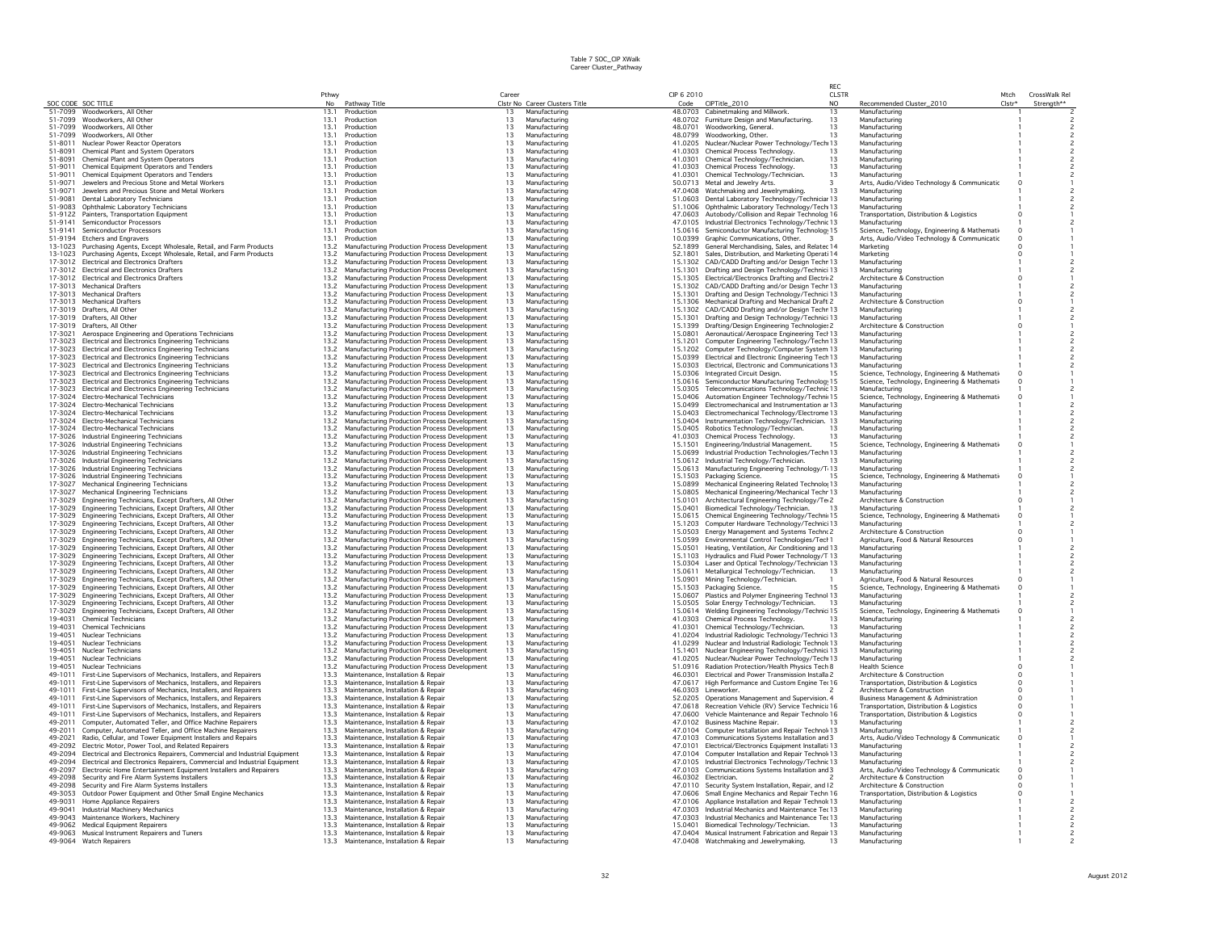# Table 7 SOC_CIP XWalk
## Career Cluster_Pathway

| SOC CODE | SOC TITLE | Pthwy No | Pathway Title | Career Clstr No | Career Clusters Title | CIP 6 2010 Code | CIPTitle_2010 | REC CLSTR NO | Recommended Cluster_2010 | Mtch Clstr* | CrossWalk Rel Strength** |
|---|---|---|---|---|---|---|---|---|---|---|---|
| 51-7099 | Woodworkers, All Other | 13.1 | Production | 13 | Manufacturing | 48.0703 | Cabinetmaking and Millwork. | 13 | Manufacturing | 1 | 2 |
| 51-7099 | Woodworkers, All Other | 13.1 | Production | 13 | Manufacturing | 48.0702 | Furniture Design and Manufacturing. | 13 | Manufacturing | 1 | 2 |
| 51-7099 | Woodworkers, All Other | 13.1 | Production | 13 | Manufacturing | 48.0701 | Woodworking, General. | 13 | Manufacturing | 1 | 2 |
| 51-7099 | Woodworkers, All Other | 13.1 | Production | 13 | Manufacturing | 48.0799 | Woodworking, Other. | 13 | Manufacturing | 1 | 2 |
| 51-8011 | Nuclear Power Reactor Operators | 13.1 | Production | 13 | Manufacturing | 41.0205 | Nuclear/Nuclear Power Technology/Techn | 13 | Manufacturing | 1 | 2 |
| 51-8091 | Chemical Plant and System Operators | 13.1 | Production | 13 | Manufacturing | 41.0303 | Chemical Process Technology. | 13 | Manufacturing | 1 | 2 |
| 51-8091 | Chemical Plant and System Operators | 13.1 | Production | 13 | Manufacturing | 41.0301 | Chemical Technology/Technician. | 13 | Manufacturing | 1 | 2 |
| 51-9011 | Chemical Equipment Operators and Tenders | 13.1 | Production | 13 | Manufacturing | 41.0303 | Chemical Process Technology. | 13 | Manufacturing | 1 | 2 |
| 51-9011 | Chemical Equipment Operators and Tenders | 13.1 | Production | 13 | Manufacturing | 41.0301 | Chemical Technology/Technician. | 13 | Manufacturing | 1 | 2 |
| 51-9071 | Jewelers and Precious Stone and Metal Workers | 13.1 | Production | 13 | Manufacturing | 50.0713 | Metal and Jewelry Arts. | 3 | Arts, Audio/Video Technology & Communicatic | 0 | 1 |
| 51-9071 | Jewelers and Precious Stone and Metal Workers | 13.1 | Production | 13 | Manufacturing | 47.0408 | Watchmaking and Jewelrymaking. | 13 | Manufacturing | 1 | 2 |
| 51-9081 | Dental Laboratory Technicians | 13.1 | Production | 13 | Manufacturing | 51.0603 | Dental Laboratory Technology/Techniciar | 13 | Manufacturing | 1 | 2 |
| 51-9083 | Ophthalmic Laboratory Technicians | 13.1 | Production | 13 | Manufacturing | 51.1006 | Ophthalmic Laboratory Technology/Techn | 13 | Manufacturing | 1 | 2 |
| 51-9122 | Painters, Transportation Equipment | 13.1 | Production | 13 | Manufacturing | 47.0603 | Autobody/Collision and Repair Technolog | 16 | Transportation, Distribution & Logistics | 0 | 1 |
| 51-9141 | Semiconductor Processors | 13.1 | Production | 13 | Manufacturing | 47.0105 | Industrial Electronics Technology/Technic | 13 | Manufacturing | 1 | 2 |
| 51-9141 | Semiconductor Processors | 13.1 | Production | 13 | Manufacturing | 15.0616 | Semiconductor Manufacturing Technolog | 15 | Science, Technology, Engineering & Mathemati | 0 | 1 |
| 51-9194 | Etchers and Engravers | 13.1 | Production | 13 | Manufacturing | 10.0399 | Graphic Communications, Other. | 3 | Arts, Audio/Video Technology & Communicatic | 0 | 1 |
| 13-1023 | Purchasing Agents, Except Wholesale, Retail, and Farm Products | 13.2 | Manufacturing Production Process Development | 13 | Manufacturing | 52.1899 | General Merchandising, Sales, and Relatec | 14 | Marketing | 0 | 1 |
| 13-1023 | Purchasing Agents, Except Wholesale, Retail, and Farm Products | 13.2 | Manufacturing Production Process Development | 13 | Manufacturing | 52.1801 | Sales, Distribution, and Marketing Operati | 14 | Marketing | 0 | 1 |
| 17-3012 | Electrical and Electronics Drafters | 13.2 | Manufacturing Production Process Development | 13 | Manufacturing | 15.1302 | CAD/CADD Drafting and/or Design Techr | 13 | Manufacturing | 1 | 2 |
| 17-3012 | Electrical and Electronics Drafters | 13.2 | Manufacturing Production Process Development | 13 | Manufacturing | 15.1301 | Drafting and Design Technology/Technici | 13 | Manufacturing | 1 | 2 |
| 17-3012 | Electrical and Electronics Drafters | 13.2 | Manufacturing Production Process Development | 13 | Manufacturing | 15.1305 | Electrical/Electronics Drafting and Electri | 2 | Architecture & Construction | 0 | 1 |
| 17-3013 | Mechanical Drafters | 13.2 | Manufacturing Production Process Development | 13 | Manufacturing | 15.1302 | CAD/CADD Drafting and/or Design Techr | 13 | Manufacturing | 1 | 2 |
| 17-3013 | Mechanical Drafters | 13.2 | Manufacturing Production Process Development | 13 | Manufacturing | 15.1301 | Drafting and Design Technology/Technici | 13 | Manufacturing | 1 | 2 |
| 17-3013 | Mechanical Drafters | 13.2 | Manufacturing Production Process Development | 13 | Manufacturing | 15.1306 | Mechanical Drafting and Mechanical Draft | 2 | Architecture & Construction | 0 | 1 |
| 17-3019 | Drafters, All Other | 13.2 | Manufacturing Production Process Development | 13 | Manufacturing | 15.1302 | CAD/CADD Drafting and/or Design Techr | 13 | Manufacturing | 1 | 2 |
| 17-3019 | Drafters, All Other | 13.2 | Manufacturing Production Process Development | 13 | Manufacturing | 15.1301 | Drafting and Design Technology/Technici | 13 | Manufacturing | 1 | 2 |
| 17-3019 | Drafters, All Other | 13.2 | Manufacturing Production Process Development | 13 | Manufacturing | 15.1399 | Drafting/Design Engineering Technologies | 2 | Architecture & Construction | 0 | 1 |
| 17-3021 | Aerospace Engineering and Operations Technicians | 13.2 | Manufacturing Production Process Development | 13 | Manufacturing | 15.0801 | Aeronautical/Aerospace Engineering Tech | 13 | Manufacturing | 1 | 2 |
| 17-3023 | Electrical and Electronics Engineering Technicians | 13.2 | Manufacturing Production Process Development | 13 | Manufacturing | 15.1201 | Computer Engineering Technology/Techn | 13 | Manufacturing | 1 | 2 |
| 17-3023 | Electrical and Electronics Engineering Technicians | 13.2 | Manufacturing Production Process Development | 13 | Manufacturing | 15.1202 | Computer Technology/Computer System | 13 | Manufacturing | 1 | 2 |
| 17-3023 | Electrical and Electronics Engineering Technicians | 13.2 | Manufacturing Production Process Development | 13 | Manufacturing | 15.0399 | Electrical and Electronic Engineering Tech | 13 | Manufacturing | 1 | 2 |
| 17-3023 | Electrical and Electronics Engineering Technicians | 13.2 | Manufacturing Production Process Development | 13 | Manufacturing | 15.0303 | Electrical, Electronic and Communications | 13 | Manufacturing | 1 | 2 |
| 17-3023 | Electrical and Electronics Engineering Technicians | 13.2 | Manufacturing Production Process Development | 13 | Manufacturing | 15.0306 | Integrated Circuit Design. | 15 | Science, Technology, Engineering & Mathemati | 0 | 1 |
| 17-3023 | Electrical and Electronics Engineering Technicians | 13.2 | Manufacturing Production Process Development | 13 | Manufacturing | 15.0616 | Semiconductor Manufacturing Technolog | 15 | Science, Technology, Engineering & Mathemati | 0 | 1 |
| 17-3023 | Electrical and Electronics Engineering Technicians | 13.2 | Manufacturing Production Process Development | 13 | Manufacturing | 15.0305 | Telecommunications Technology/Technic | 13 | Manufacturing | 1 | 2 |
| 17-3024 | Electro-Mechanical Technicians | 13.2 | Manufacturing Production Process Development | 13 | Manufacturing | 15.0406 | Automation Engineer Technology/Techni | 15 | Science, Technology, Engineering & Mathemati | 0 | 1 |
| 17-3024 | Electro-Mechanical Technicians | 13.2 | Manufacturing Production Process Development | 13 | Manufacturing | 15.0499 | Electromechanical and Instrumentation ar | 13 | Manufacturing | 1 | 2 |
| 17-3024 | Electro-Mechanical Technicians | 13.2 | Manufacturing Production Process Development | 13 | Manufacturing | 15.0403 | Electromechanical Technology/Electrome | 13 | Manufacturing | 1 | 2 |
| 17-3024 | Electro-Mechanical Technicians | 13.2 | Manufacturing Production Process Development | 13 | Manufacturing | 15.0404 | Instrumentation Technology/Technician. | 13 | Manufacturing | 1 | 2 |
| 17-3024 | Electro-Mechanical Technicians | 13.2 | Manufacturing Production Process Development | 13 | Manufacturing | 15.0405 | Robotics Technology/Technician. | 13 | Manufacturing | 1 | 2 |
| 17-3026 | Industrial Engineering Technicians | 13.2 | Manufacturing Production Process Development | 13 | Manufacturing | 41.0303 | Chemical Process Technology. | 13 | Manufacturing | 1 | 2 |
| 17-3026 | Industrial Engineering Technicians | 13.2 | Manufacturing Production Process Development | 13 | Manufacturing | 15.1501 | Engineering/Industrial Management. | 15 | Science, Technology, Engineering & Mathemati | 0 | 1 |
| 17-3026 | Industrial Engineering Technicians | 13.2 | Manufacturing Production Process Development | 13 | Manufacturing | 15.0699 | Industrial Production Technologies/Techn | 13 | Manufacturing | 1 | 2 |
| 17-3026 | Industrial Engineering Technicians | 13.2 | Manufacturing Production Process Development | 13 | Manufacturing | 15.0612 | Industrial Technology/Technician. | 13 | Manufacturing | 1 | 2 |
| 17-3026 | Industrial Engineering Technicians | 13.2 | Manufacturing Production Process Development | 13 | Manufacturing | 15.0613 | Manufacturing Engineering Technology/T | 13 | Manufacturing | 1 | 2 |
| 17-3026 | Industrial Engineering Technicians | 13.2 | Manufacturing Production Process Development | 13 | Manufacturing | 15.1503 | Packaging Science. | 15 | Science, Technology, Engineering & Mathemati | 0 | 1 |
| 17-3027 | Mechanical Engineering Technicians | 13.2 | Manufacturing Production Process Development | 13 | Manufacturing | 15.0899 | Mechanical Engineering Related Technolo | 13 | Manufacturing | 1 | 2 |
| 17-3027 | Mechanical Engineering Technicians | 13.2 | Manufacturing Production Process Development | 13 | Manufacturing | 15.0805 | Mechanical Engineering/Mechanical Tech | 13 | Manufacturing | 1 | 2 |
| 17-3029 | Engineering Technicians, Except Drafters, All Other | 13.2 | Manufacturing Production Process Development | 13 | Manufacturing | 15.0101 | Architectural Engineering Technology/Te | 2 | Architecture & Construction | 0 | 1 |
| 17-3029 | Engineering Technicians, Except Drafters, All Other | 13.2 | Manufacturing Production Process Development | 13 | Manufacturing | 15.0401 | Biomedical Technology/Technician. | 13 | Manufacturing | 1 | 2 |
| 17-3029 | Engineering Technicians, Except Drafters, All Other | 13.2 | Manufacturing Production Process Development | 13 | Manufacturing | 15.0615 | Chemical Engineering Technology/Techni | 15 | Science, Technology, Engineering & Mathemati | 0 | 1 |
| 17-3029 | Engineering Technicians, Except Drafters, All Other | 13.2 | Manufacturing Production Process Development | 13 | Manufacturing | 15.1203 | Computer Hardware Technology/Technici | 13 | Manufacturing | 1 | 2 |
| 17-3029 | Engineering Technicians, Except Drafters, All Other | 13.2 | Manufacturing Production Process Development | 13 | Manufacturing | 15.0503 | Energy Management and Systems Technc | 2 | Architecture & Construction | 0 | 1 |
| 17-3029 | Engineering Technicians, Except Drafters, All Other | 13.2 | Manufacturing Production Process Development | 13 | Manufacturing | 15.0599 | Environmental Control Technologies/Tect | 1 | Agriculture, Food & Natural Resources | 0 | 1 |
| 17-3029 | Engineering Technicians, Except Drafters, All Other | 13.2 | Manufacturing Production Process Development | 13 | Manufacturing | 15.0501 | Heating, Ventilation, Air Conditioning and | 13 | Manufacturing | 1 | 2 |
| 17-3029 | Engineering Technicians, Except Drafters, All Other | 13.2 | Manufacturing Production Process Development | 13 | Manufacturing | 15.1103 | Hydraulics and Fluid Power Technology/T | 13 | Manufacturing | 1 | 2 |
| 17-3029 | Engineering Technicians, Except Drafters, All Other | 13.2 | Manufacturing Production Process Development | 13 | Manufacturing | 15.0304 | Laser and Optical Technology/Technician | 13 | Manufacturing | 1 | 2 |
| 17-3029 | Engineering Technicians, Except Drafters, All Other | 13.2 | Manufacturing Production Process Development | 13 | Manufacturing | 15.0611 | Metallurgical Technology/Technician. | 13 | Manufacturing | 1 | 2 |
| 17-3029 | Engineering Technicians, Except Drafters, All Other | 13.2 | Manufacturing Production Process Development | 13 | Manufacturing | 15.0901 | Mining Technology/Technician. | 1 | Agriculture, Food & Natural Resources | 0 | 1 |
| 17-3029 | Engineering Technicians, Except Drafters, All Other | 13.2 | Manufacturing Production Process Development | 13 | Manufacturing | 15.1503 | Packaging Science. | 15 | Science, Technology, Engineering & Mathemati | 0 | 1 |
| 17-3029 | Engineering Technicians, Except Drafters, All Other | 13.2 | Manufacturing Production Process Development | 13 | Manufacturing | 15.0607 | Plastics and Polymer Engineering Technol | 13 | Manufacturing | 1 | 2 |
| 17-3029 | Engineering Technicians, Except Drafters, All Other | 13.2 | Manufacturing Production Process Development | 13 | Manufacturing | 15.0505 | Solar Energy Technology/Technician. | 13 | Manufacturing | 1 | 2 |
| 17-3029 | Engineering Technicians, Except Drafters, All Other | 13.2 | Manufacturing Production Process Development | 13 | Manufacturing | 15.0614 | Welding Engineering Technology/Technic | 15 | Science, Technology, Engineering & Mathemati | 0 | 1 |
| 19-4031 | Chemical Technicians | 13.2 | Manufacturing Production Process Development | 13 | Manufacturing | 41.0303 | Chemical Process Technology. | 13 | Manufacturing | 1 | 2 |
| 19-4031 | Chemical Technicians | 13.2 | Manufacturing Production Process Development | 13 | Manufacturing | 41.0301 | Chemical Technology/Technician. | 13 | Manufacturing | 1 | 2 |
| 19-4051 | Nuclear Technicians | 13.2 | Manufacturing Production Process Development | 13 | Manufacturing | 41.0204 | Industrial Radiologic Technology/Technic | 13 | Manufacturing | 1 | 2 |
| 19-4051 | Nuclear Technicians | 13.2 | Manufacturing Production Process Development | 13 | Manufacturing | 41.0299 | Nuclear and Industrial Radiologic Technol | 13 | Manufacturing | 1 | 2 |
| 19-4051 | Nuclear Technicians | 13.2 | Manufacturing Production Process Development | 13 | Manufacturing | 15.1401 | Nuclear Engineering Technology/Technici | 13 | Manufacturing | 1 | 2 |
| 19-4051 | Nuclear Technicians | 13.2 | Manufacturing Production Process Development | 13 | Manufacturing | 41.0205 | Nuclear/Nuclear Power Technology/Techn | 13 | Manufacturing | 1 | 2 |
| 19-4051 | Nuclear Technicians | 13.2 | Manufacturing Production Process Development | 13 | Manufacturing | 51.0916 | Radiation Protection/Health Physics Tech | 8 | Health Science | 0 | 1 |
| 49-1011 | First-Line Supervisors of Mechanics, Installers, and Repairers | 13.3 | Maintenance, Installation & Repair | 13 | Manufacturing | 46.0301 | Electrical and Power Transmission Installa | 2 | Architecture & Construction | 0 | 1 |
| 49-1011 | First-Line Supervisors of Mechanics, Installers, and Repairers | 13.3 | Maintenance, Installation & Repair | 13 | Manufacturing | 47.0617 | High Performance and Custom Engine Tec | 16 | Transportation, Distribution & Logistics | 0 | 1 |
| 49-1011 | First-Line Supervisors of Mechanics, Installers, and Repairers | 13.3 | Maintenance, Installation & Repair | 13 | Manufacturing | 46.0303 | Lineworker. | 2 | Architecture & Construction | 0 | 1 |
| 49-1011 | First-Line Supervisors of Mechanics, Installers, and Repairers | 13.3 | Maintenance, Installation & Repair | 13 | Manufacturing | 52.0205 | Operations Management and Supervision. | 4 | Business Management & Administration | 0 | 1 |
| 49-1011 | First-Line Supervisors of Mechanics, Installers, and Repairers | 13.3 | Maintenance, Installation & Repair | 13 | Manufacturing | 47.0618 | Recreation Vehicle (RV) Service Technici | 16 | Transportation, Distribution & Logistics | 0 | 1 |
| 49-1011 | First-Line Supervisors of Mechanics, Installers, and Repairers | 13.3 | Maintenance, Installation & Repair | 13 | Manufacturing | 47.0600 | Vehicle Maintenance and Repair Technolo | 16 | Transportation, Distribution & Logistics | 0 | 1 |
| 49-2011 | Computer, Automated Teller, and Office Machine Repairers | 13.3 | Maintenance, Installation & Repair | 13 | Manufacturing | 47.0102 | Business Machine Repair. | 13 | Manufacturing | 1 | 2 |
| 49-2011 | Computer, Automated Teller, and Office Machine Repairers | 13.3 | Maintenance, Installation & Repair | 13 | Manufacturing | 47.0104 | Computer Installation and Repair Technol | 13 | Manufacturing | 1 | 2 |
| 49-2021 | Radio, Cellular, and Tower Equipment Installers and Repairs | 13.3 | Maintenance, Installation & Repair | 13 | Manufacturing | 47.0103 | Communications Systems Installation and | 3 | Arts, Audio/Video Technology & Communicatic | 0 | 1 |
| 49-2092 | Electric Motor, Power Tool, and Related Repairers | 13.3 | Maintenance, Installation & Repair | 13 | Manufacturing | 47.0101 | Electrical/Electronics Equipment Installati | 13 | Manufacturing | 1 | 2 |
| 49-2094 | Electrical and Electronics Repairers, Commercial and Industrial Equipment | 13.3 | Maintenance, Installation & Repair | 13 | Manufacturing | 47.0104 | Computer Installation and Repair Technol | 13 | Manufacturing | 1 | 2 |
| 49-2094 | Electrical and Electronics Repairers, Commercial and Industrial Equipment | 13.3 | Maintenance, Installation & Repair | 13 | Manufacturing | 47.0105 | Industrial Electronics Technology/Technic | 13 | Manufacturing | 1 | 2 |
| 49-2097 | Electronic Home Entertainment Equipment Installers and Repairers | 13.3 | Maintenance, Installation & Repair | 13 | Manufacturing | 47.0103 | Communications Systems Installation and | 3 | Arts, Audio/Video Technology & Communicatic | 0 | 1 |
| 49-2098 | Security and Fire Alarm Systems Installers | 13.3 | Maintenance, Installation & Repair | 13 | Manufacturing | 46.0302 | Electrician. | 2 | Architecture & Construction | 0 | 1 |
| 49-2098 | Security and Fire Alarm Systems Installers | 13.3 | Maintenance, Installation & Repair | 13 | Manufacturing | 47.0110 | Security System Installation, Repair, and I | 2 | Architecture & Construction | 0 | 1 |
| 49-3053 | Outdoor Power Equipment and Other Small Engine Mechanics | 13.3 | Maintenance, Installation & Repair | 13 | Manufacturing | 47.0606 | Small Engine Mechanics and Repair Techn | 16 | Transportation, Distribution & Logistics | 0 | 1 |
| 49-9031 | Home Appliance Repairers | 13.3 | Maintenance, Installation & Repair | 13 | Manufacturing | 47.0106 | Appliance Installation and Repair Technol | 13 | Manufacturing | 1 | 2 |
| 49-9041 | Industrial Machinery Mechanics | 13.3 | Maintenance, Installation & Repair | 13 | Manufacturing | 47.0303 | Industrial Mechanics and Maintenance Tec | 13 | Manufacturing | 1 | 2 |
| 49-9043 | Maintenance Workers, Machinery | 13.3 | Maintenance, Installation & Repair | 13 | Manufacturing | 47.0303 | Industrial Mechanics and Maintenance Tec | 13 | Manufacturing | 1 | 2 |
| 49-9062 | Medical Equipment Repairers | 13.3 | Maintenance, Installation & Repair | 13 | Manufacturing | 15.0401 | Biomedical Technology/Technician. | 13 | Manufacturing | 1 | 2 |
| 49-9063 | Musical Instrument Repairers and Tuners | 13.3 | Maintenance, Installation & Repair | 13 | Manufacturing | 47.0404 | Musical Instrument Fabrication and Repair | 13 | Manufacturing | 1 | 2 |
| 49-9064 | Watch Repairers | 13.3 | Maintenance, Installation & Repair | 13 | Manufacturing | 47.0408 | Watchmaking and Jewelrymaking. | 13 | Manufacturing | 1 | 2 |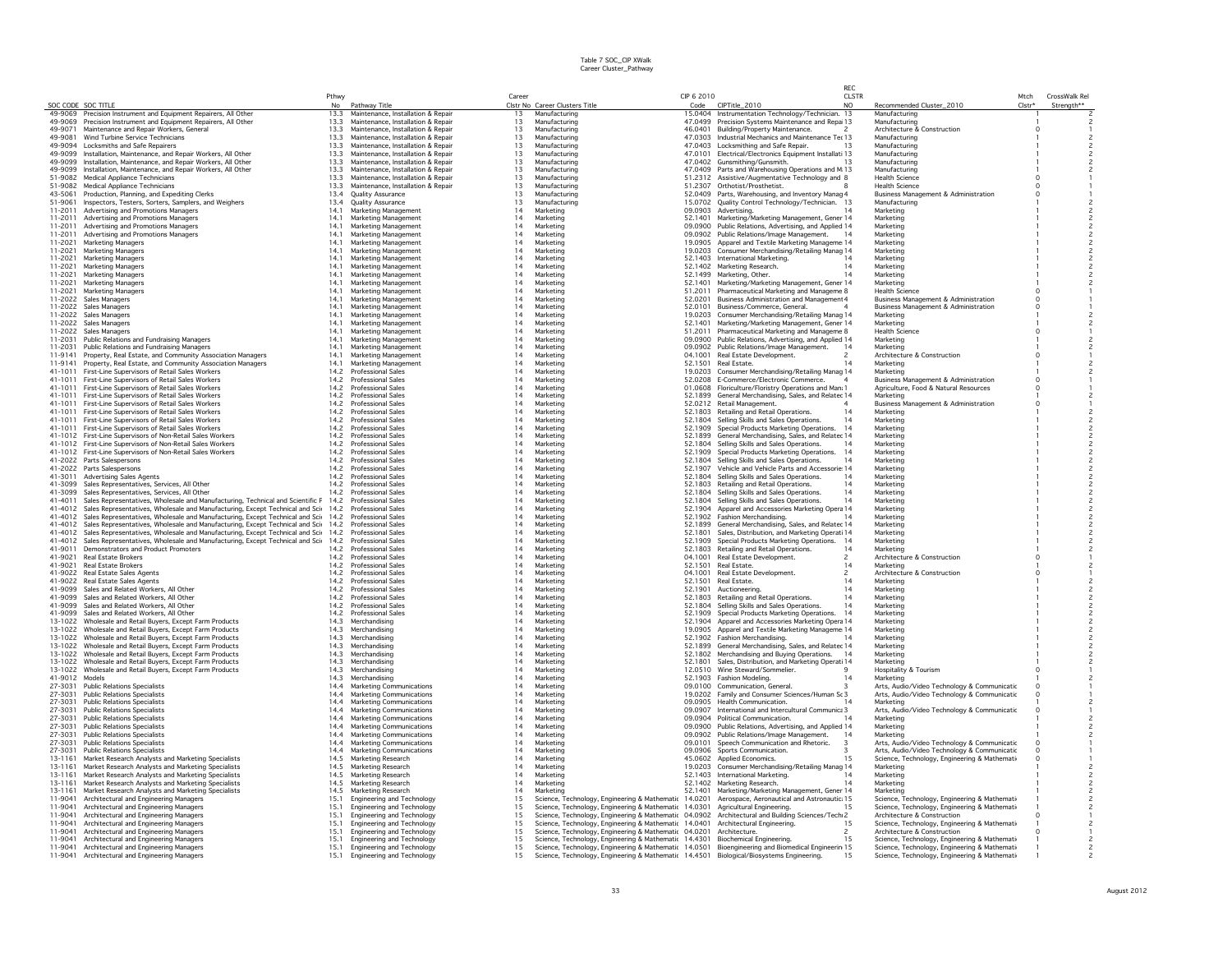Table 7 SOC_CIP XWalk
Career Cluster_Pathway

| SOC CODE | SOC TITLE | Pthwy No | Pathway Title | Career Clstr No | Career Clusters Title | CIP 6 2010 Code | CIPTitle_2010 | REC CLSTR NO | Recommended Cluster_2010 | Mtch Clstr* | CrossWalk Rel Strength** |
|---|---|---|---|---|---|---|---|---|---|---|---|
| 49-9069 | Precision Instrument and Equipment Repairers, All Other | 13.3 | Maintenance, Installation & Repair | 13 | Manufacturing | 15.0404 | Instrumentation Technology/Technician. | 13 | Manufacturing | 1 | 2 |
| 49-9069 | Precision Instrument and Equipment Repairers, All Other | 13.3 | Maintenance, Installation & Repair | 13 | Manufacturing | 47.0499 | Precision Systems Maintenance and Repai | 13 | Manufacturing | 1 | 2 |
| 49-9071 | Maintenance and Repair Workers, General | 13.3 | Maintenance, Installation & Repair | 13 | Manufacturing | 46.0401 | Building/Property Maintenance. | 2 | Architecture & Construction | 0 | 1 |
| 49-9081 | Wind Turbine Service Technicians | 13.3 | Maintenance, Installation & Repair | 13 | Manufacturing | 47.0303 | Industrial Mechanics and Maintenance Tec | 13 | Manufacturing | 1 | 2 |
| 49-9094 | Locksmiths and Safe Repairers | 13.3 | Maintenance, Installation & Repair | 13 | Manufacturing | 47.0403 | Locksmithing and Safe Repair. | 13 | Manufacturing | 1 | 2 |
| 49-9099 | Installation, Maintenance, and Repair Workers, All Other | 13.3 | Maintenance, Installation & Repair | 13 | Manufacturing | 47.0101 | Electrical/Electronics Equipment Installati | 13 | Manufacturing | 1 | 2 |
| 49-9099 | Installation, Maintenance, and Repair Workers, All Other | 13.3 | Maintenance, Installation & Repair | 13 | Manufacturing | 47.0402 | Gunsmithing/Gunsmith. | 13 | Manufacturing | 1 | 2 |
| 49-9099 | Installation, Maintenance, and Repair Workers, All Other | 13.3 | Maintenance, Installation & Repair | 13 | Manufacturing | 47.0409 | Parts and Warehousing Operations and M | 13 | Manufacturing | 1 | 2 |
| 51-9082 | Medical Appliance Technicians | 13.3 | Maintenance, Installation & Repair | 13 | Manufacturing | 51.2312 | Assistive/Augmentative Technology and | 8 | Health Science | 0 | 1 |
| 51-9082 | Medical Appliance Technicians | 13.3 | Maintenance, Installation & Repair | 13 | Manufacturing | 51.2307 | Orthotist/Prosthetist. | 8 | Health Science | 0 | 1 |
| 43-5061 | Production, Planning, and Expediting Clerks | 13.4 | Quality Assurance | 13 | Manufacturing | 52.0409 | Parts, Warehousing, and Inventory Manag | 4 | Business Management & Administration | 0 | 1 |
| 51-9061 | Inspectors, Testers, Sorters, Samplers, and Weighers | 13.4 | Quality Assurance | 13 | Manufacturing | 15.0702 | Quality Control Technology/Technician. | 13 | Manufacturing | 1 | 2 |
| 11-2011 | Advertising and Promotions Managers | 14.1 | Marketing Management | 14 | Marketing | 09.0903 | Advertising. | 14 | Marketing | 1 | 2 |
| 11-2011 | Advertising and Promotions Managers | 14.1 | Marketing Management | 14 | Marketing | 52.1401 | Marketing/Marketing Management, Gener | 14 | Marketing | 1 | 2 |
| 11-2011 | Advertising and Promotions Managers | 14.1 | Marketing Management | 14 | Marketing | 09.0900 | Public Relations, Advertising, and Applied | 14 | Marketing | 1 | 2 |
| 11-2011 | Advertising and Promotions Managers | 14.1 | Marketing Management | 14 | Marketing | 09.0902 | Public Relations/Image Management. | 14 | Marketing | 1 | 2 |
| 11-2021 | Marketing Managers | 14.1 | Marketing Management | 14 | Marketing | 19.0905 | Apparel and Textile Marketing Manageme | 14 | Marketing | 1 | 2 |
| 11-2021 | Marketing Managers | 14.1 | Marketing Management | 14 | Marketing | 19.0203 | Consumer Merchandising/Retailing Manag | 14 | Marketing | 1 | 2 |
| 11-2021 | Marketing Managers | 14.1 | Marketing Management | 14 | Marketing | 52.1403 | International Marketing. | 14 | Marketing | 1 | 2 |
| 11-2021 | Marketing Managers | 14.1 | Marketing Management | 14 | Marketing | 52.1402 | Marketing Research. | 14 | Marketing | 1 | 2 |
| 11-2021 | Marketing Managers | 14.1 | Marketing Management | 14 | Marketing | 52.1499 | Marketing, Other. | 14 | Marketing | 1 | 2 |
| 11-2021 | Marketing Managers | 14.1 | Marketing Management | 14 | Marketing | 52.1401 | Marketing/Marketing Management, Gener | 14 | Marketing | 1 | 2 |
| 11-2021 | Marketing Managers | 14.1 | Marketing Management | 14 | Marketing | 51.2011 | Pharmaceutical Marketing and Manageme | 8 | Health Science | 0 | 1 |
| 11-2022 | Sales Managers | 14.1 | Marketing Management | 14 | Marketing | 52.0201 | Business Administration and Management | 4 | Business Management & Administration | 0 | 1 |
| 11-2022 | Sales Managers | 14.1 | Marketing Management | 14 | Marketing | 52.0101 | Business/Commerce, General. | 4 | Business Management & Administration | 0 | 1 |
| 11-2022 | Sales Managers | 14.1 | Marketing Management | 14 | Marketing | 19.0203 | Consumer Merchandising/Retailing Manag | 14 | Marketing | 1 | 2 |
| 11-2022 | Sales Managers | 14.1 | Marketing Management | 14 | Marketing | 52.1401 | Marketing/Marketing Management, Gener | 14 | Marketing | 1 | 2 |
| 11-2022 | Sales Managers | 14.1 | Marketing Management | 14 | Marketing | 51.2011 | Pharmaceutical Marketing and Manageme | 8 | Health Science | 0 | 1 |
| 11-2031 | Public Relations and Fundraising Managers | 14.1 | Marketing Management | 14 | Marketing | 09.0900 | Public Relations, Advertising, and Applied | 14 | Marketing | 1 | 2 |
| 11-2031 | Public Relations and Fundraising Managers | 14.1 | Marketing Management | 14 | Marketing | 09.0902 | Public Relations/Image Management. | 14 | Marketing | 1 | 2 |
| 11-9141 | Property, Real Estate, and Community Association Managers | 14.1 | Marketing Management | 14 | Marketing | 04.1001 | Real Estate Development. | 2 | Architecture & Construction | 0 | 1 |
| 11-9141 | Property, Real Estate, and Community Association Managers | 14.1 | Marketing Management | 14 | Marketing | 52.1501 | Real Estate. | 14 | Marketing | 1 | 2 |
| 41-1011 | First-Line Supervisors of Retail Sales Workers | 14.2 | Professional Sales | 14 | Marketing | 19.0203 | Consumer Merchandising/Retailing Manag | 14 | Marketing | 1 | 2 |
| 41-1011 | First-Line Supervisors of Retail Sales Workers | 14.2 | Professional Sales | 14 | Marketing | 52.0208 | E-Commerce/Electronic Commerce. | 4 | Business Management & Administration | 0 | 1 |
| 41-1011 | First-Line Supervisors of Retail Sales Workers | 14.2 | Professional Sales | 14 | Marketing | 01.0608 | Floriculture/Floristry Operations and Man | 1 | Agriculture, Food & Natural Resources | 0 | 1 |
| 41-1011 | First-Line Supervisors of Retail Sales Workers | 14.2 | Professional Sales | 14 | Marketing | 52.1899 | General Merchandising, Sales, and Relatec | 14 | Marketing | 1 | 2 |
| 41-1011 | First-Line Supervisors of Retail Sales Workers | 14.2 | Professional Sales | 14 | Marketing | 52.0212 | Retail Management. | 4 | Business Management & Administration | 0 | 1 |
| 41-1011 | First-Line Supervisors of Retail Sales Workers | 14.2 | Professional Sales | 14 | Marketing | 52.1803 | Retailing and Retail Operations. | 14 | Marketing | 1 | 2 |
| 41-1011 | First-Line Supervisors of Retail Sales Workers | 14.2 | Professional Sales | 14 | Marketing | 52.1804 | Selling Skills and Sales Operations. | 14 | Marketing | 1 | 2 |
| 41-1011 | First-Line Supervisors of Retail Sales Workers | 14.2 | Professional Sales | 14 | Marketing | 52.1909 | Special Products Marketing Operations. | 14 | Marketing | 1 | 2 |
| 41-1012 | First-Line Supervisors of Non-Retail Sales Workers | 14.2 | Professional Sales | 14 | Marketing | 52.1899 | General Merchandising, Sales, and Relatec | 14 | Marketing | 1 | 2 |
| 41-1012 | First-Line Supervisors of Non-Retail Sales Workers | 14.2 | Professional Sales | 14 | Marketing | 52.1804 | Selling Skills and Sales Operations. | 14 | Marketing | 1 | 2 |
| 41-1012 | First-Line Supervisors of Non-Retail Sales Workers | 14.2 | Professional Sales | 14 | Marketing | 52.1909 | Special Products Marketing Operations. | 14 | Marketing | 1 | 2 |
| 41-2022 | Parts Salespersons | 14.2 | Professional Sales | 14 | Marketing | 52.1804 | Selling Skills and Sales Operations. | 14 | Marketing | 1 | 2 |
| 41-2022 | Parts Salespersons | 14.2 | Professional Sales | 14 | Marketing | 52.1907 | Vehicle and Vehicle Parts and Accessorie | 14 | Marketing | 1 | 2 |
| 41-3011 | Advertising Sales Agents | 14.2 | Professional Sales | 14 | Marketing | 52.1804 | Selling Skills and Sales Operations. | 14 | Marketing | 1 | 2 |
| 41-3099 | Sales Representatives, Services, All Other | 14.2 | Professional Sales | 14 | Marketing | 52.1803 | Retailing and Retail Operations. | 14 | Marketing | 1 | 2 |
| 41-3099 | Sales Representatives, Services, All Other | 14.2 | Professional Sales | 14 | Marketing | 52.1804 | Selling Skills and Sales Operations. | 14 | Marketing | 1 | 2 |
| 41-4011 | Sales Representatives, Wholesale and Manufacturing, Technical and Scientific F | 14.2 | Professional Sales | 14 | Marketing | 52.1804 | Selling Skills and Sales Operations. | 14 | Marketing | 1 | 2 |
| 41-4012 | Sales Representatives, Wholesale and Manufacturing, Except Technical and Sci | 14.2 | Professional Sales | 14 | Marketing | 52.1904 | Apparel and Accessories Marketing Opera | 14 | Marketing | 1 | 2 |
| 41-4012 | Sales Representatives, Wholesale and Manufacturing, Except Technical and Sci | 14.2 | Professional Sales | 14 | Marketing | 52.1902 | Fashion Merchandising. | 14 | Marketing | 1 | 2 |
| 41-4012 | Sales Representatives, Wholesale and Manufacturing, Except Technical and Sci | 14.2 | Professional Sales | 14 | Marketing | 52.1899 | General Merchandising, Sales, and Relatec | 14 | Marketing | 1 | 2 |
| 41-4012 | Sales Representatives, Wholesale and Manufacturing, Except Technical and Sci | 14.2 | Professional Sales | 14 | Marketing | 52.1801 | Sales, Distribution, and Marketing Operati | 14 | Marketing | 1 | 2 |
| 41-4012 | Sales Representatives, Wholesale and Manufacturing, Except Technical and Sci | 14.2 | Professional Sales | 14 | Marketing | 52.1909 | Special Products Marketing Operations. | 14 | Marketing | 1 | 2 |
| 41-9011 | Demonstrators and Product Promoters | 14.2 | Professional Sales | 14 | Marketing | 52.1803 | Retailing and Retail Operations. | 14 | Marketing | 1 | 2 |
| 41-9021 | Real Estate Brokers | 14.2 | Professional Sales | 14 | Marketing | 04.1001 | Real Estate Development. | 2 | Architecture & Construction | 0 | 1 |
| 41-9021 | Real Estate Brokers | 14.2 | Professional Sales | 14 | Marketing | 52.1501 | Real Estate. | 14 | Marketing | 1 | 2 |
| 41-9022 | Real Estate Sales Agents | 14.2 | Professional Sales | 14 | Marketing | 04.1001 | Real Estate Development. | 2 | Architecture & Construction | 0 | 1 |
| 41-9022 | Real Estate Sales Agents | 14.2 | Professional Sales | 14 | Marketing | 52.1501 | Real Estate. | 14 | Marketing | 1 | 2 |
| 41-9099 | Sales and Related Workers, All Other | 14.2 | Professional Sales | 14 | Marketing | 52.1901 | Auctioneering. | 14 | Marketing | 1 | 2 |
| 41-9099 | Sales and Related Workers, All Other | 14.2 | Professional Sales | 14 | Marketing | 52.1803 | Retailing and Retail Operations. | 14 | Marketing | 1 | 2 |
| 41-9099 | Sales and Related Workers, All Other | 14.2 | Professional Sales | 14 | Marketing | 52.1804 | Selling Skills and Sales Operations. | 14 | Marketing | 1 | 2 |
| 41-9099 | Sales and Related Workers, All Other | 14.2 | Professional Sales | 14 | Marketing | 52.1909 | Special Products Marketing Operations. | 14 | Marketing | 1 | 2 |
| 13-1022 | Wholesale and Retail Buyers, Except Farm Products | 14.3 | Merchandising | 14 | Marketing | 52.1904 | Apparel and Accessories Marketing Opera | 14 | Marketing | 1 | 2 |
| 13-1022 | Wholesale and Retail Buyers, Except Farm Products | 14.3 | Merchandising | 14 | Marketing | 19.0905 | Apparel and Textile Marketing Manageme | 14 | Marketing | 1 | 2 |
| 13-1022 | Wholesale and Retail Buyers, Except Farm Products | 14.3 | Merchandising | 14 | Marketing | 52.1902 | Fashion Merchandising. | 14 | Marketing | 1 | 2 |
| 13-1022 | Wholesale and Retail Buyers, Except Farm Products | 14.3 | Merchandising | 14 | Marketing | 52.1899 | General Merchandising, Sales, and Relatec | 14 | Marketing | 1 | 2 |
| 13-1022 | Wholesale and Retail Buyers, Except Farm Products | 14.3 | Merchandising | 14 | Marketing | 52.1802 | Merchandising and Buying Operations. | 14 | Marketing | 1 | 2 |
| 13-1022 | Wholesale and Retail Buyers, Except Farm Products | 14.3 | Merchandising | 14 | Marketing | 52.1801 | Sales, Distribution, and Marketing Operati | 14 | Marketing | 1 | 2 |
| 13-1022 | Wholesale and Retail Buyers, Except Farm Products | 14.3 | Merchandising | 14 | Marketing | 12.0510 | Wine Steward/Sommelier. | 9 | Hospitality & Tourism | 0 | 1 |
| 41-9012 | Models | 14.3 | Merchandising | 14 | Marketing | 52.1903 | Fashion Modeling. | 14 | Marketing | 1 | 2 |
| 27-3031 | Public Relations Specialists | 14.4 | Marketing Communications | 14 | Marketing | 09.0100 | Communication, General. | 3 | Arts, Audio/Video Technology & Communicatic | 0 | 1 |
| 27-3031 | Public Relations Specialists | 14.4 | Marketing Communications | 14 | Marketing | 19.0202 | Family and Consumer Sciences/Human Sc | 3 | Arts, Audio/Video Technology & Communicatic | 0 | 1 |
| 27-3031 | Public Relations Specialists | 14.4 | Marketing Communications | 14 | Marketing | 09.0905 | Health Communication. | 14 | Marketing | 1 | 2 |
| 27-3031 | Public Relations Specialists | 14.4 | Marketing Communications | 14 | Marketing | 09.0907 | International and Intercultural Communica | 3 | Arts, Audio/Video Technology & Communicatic | 0 | 1 |
| 27-3031 | Public Relations Specialists | 14.4 | Marketing Communications | 14 | Marketing | 09.0904 | Political Communication. | 14 | Marketing | 1 | 2 |
| 27-3031 | Public Relations Specialists | 14.4 | Marketing Communications | 14 | Marketing | 09.0900 | Public Relations, Advertising, and Applied | 14 | Marketing | 1 | 2 |
| 27-3031 | Public Relations Specialists | 14.4 | Marketing Communications | 14 | Marketing | 09.0902 | Public Relations/Image Management. | 14 | Marketing | 1 | 2 |
| 27-3031 | Public Relations Specialists | 14.4 | Marketing Communications | 14 | Marketing | 09.0101 | Speech Communication and Rhetoric. | 3 | Arts, Audio/Video Technology & Communicatic | 0 | 1 |
| 27-3031 | Public Relations Specialists | 14.4 | Marketing Communications | 14 | Marketing | 09.0906 | Sports Communication. | 3 | Arts, Audio/Video Technology & Communicatic | 0 | 1 |
| 13-1161 | Market Research Analysts and Marketing Specialists | 14.5 | Marketing Research | 14 | Marketing | 45.0602 | Applied Economics. | 15 | Science, Technology, Engineering & Mathemati | 0 | 1 |
| 13-1161 | Market Research Analysts and Marketing Specialists | 14.5 | Marketing Research | 14 | Marketing | 19.0203 | Consumer Merchandising/Retailing Manag | 14 | Marketing | 1 | 2 |
| 13-1161 | Market Research Analysts and Marketing Specialists | 14.5 | Marketing Research | 14 | Marketing | 52.1403 | International Marketing. | 14 | Marketing | 1 | 2 |
| 13-1161 | Market Research Analysts and Marketing Specialists | 14.5 | Marketing Research | 14 | Marketing | 52.1402 | Marketing Research. | 14 | Marketing | 1 | 2 |
| 13-1161 | Market Research Analysts and Marketing Specialists | 14.5 | Marketing Research | 14 | Marketing | 52.1401 | Marketing/Marketing Management, Gener | 14 | Marketing | 1 | 2 |
| 11-9041 | Architectural and Engineering Managers | 15.1 | Engineering and Technology | 15 | Science, Technology, Engineering & Mathematic | 14.0201 | Aerospace, Aeronautical and Astronautic | 15 | Science, Technology, Engineering & Mathemati | 1 | 2 |
| 11-9041 | Architectural and Engineering Managers | 15.1 | Engineering and Technology | 15 | Science, Technology, Engineering & Mathematic | 14.0301 | Agricultural Engineering. | 15 | Science, Technology, Engineering & Mathemati | 1 | 2 |
| 11-9041 | Architectural and Engineering Managers | 15.1 | Engineering and Technology | 15 | Science, Technology, Engineering & Mathematic | 04.0902 | Architectural and Building Sciences/Techr | 2 | Architecture & Construction | 0 | 1 |
| 11-9041 | Architectural and Engineering Managers | 15.1 | Engineering and Technology | 15 | Science, Technology, Engineering & Mathematic | 14.0401 | Architectural Engineering. | 15 | Science, Technology, Engineering & Mathemati | 1 | 2 |
| 11-9041 | Architectural and Engineering Managers | 15.1 | Engineering and Technology | 15 | Science, Technology, Engineering & Mathematic | 04.0201 | Architecture. | 2 | Architecture & Construction | 0 | 1 |
| 11-9041 | Architectural and Engineering Managers | 15.1 | Engineering and Technology | 15 | Science, Technology, Engineering & Mathematic | 14.4301 | Biochemical Engineering. | 15 | Science, Technology, Engineering & Mathemati | 1 | 2 |
| 11-9041 | Architectural and Engineering Managers | 15.1 | Engineering and Technology | 15 | Science, Technology, Engineering & Mathematic | 14.0501 | Bioengineering and Biomedical Engineerin | 15 | Science, Technology, Engineering & Mathemati | 1 | 2 |
| 11-9041 | Architectural and Engineering Managers | 15.1 | Engineering and Technology | 15 | Science, Technology, Engineering & Mathematic | 14.4501 | Biological/Biosystems Engineering. | 15 | Science, Technology, Engineering & Mathemati | 1 | 2 |

August 2012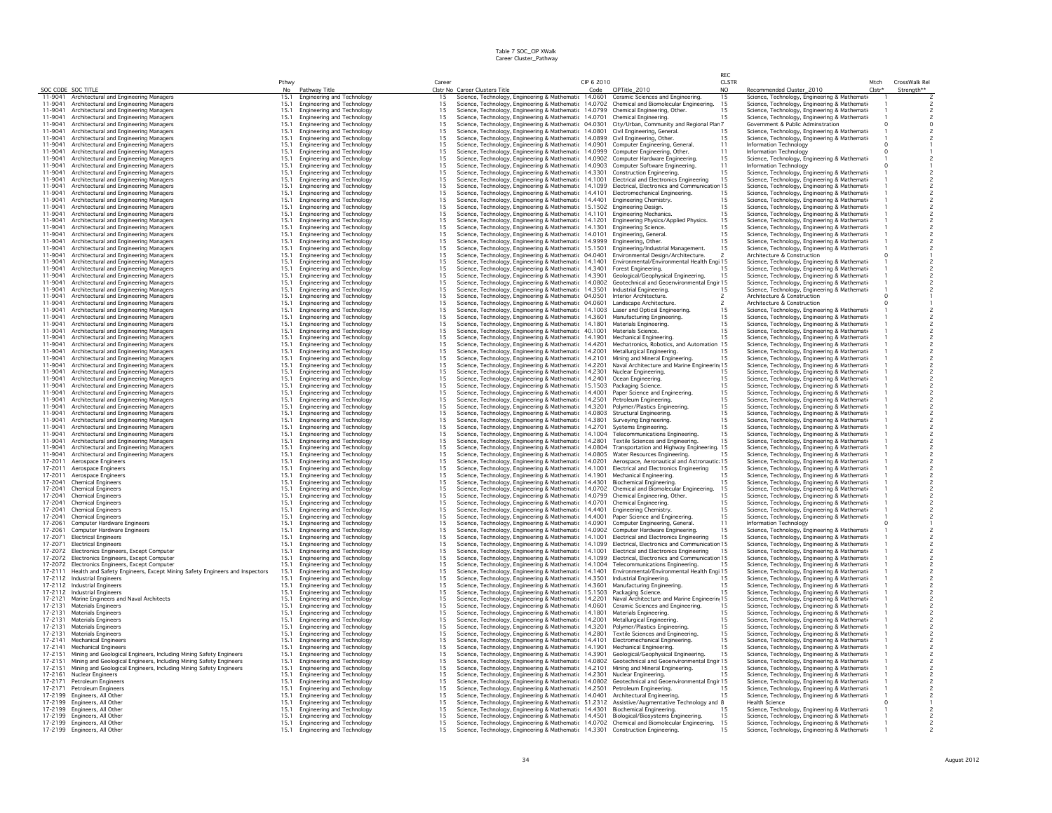Table 7 SOC_CIP XWalk
Career Cluster_Pathway

| SOC CODE | SOC TITLE | Pthwy No | Pathway Title | Career Clstr No | Career Clusters Title | CIP 6 2010 Code | CIPTitle_2010 | REC CLSTR NO | Recommended Cluster_2010 | Mtch Clstr* | CrossWalk Rel Strength** |
|---|---|---|---|---|---|---|---|---|---|---|---|
| 11-9041 | Architectural and Engineering Managers | 15.1 | Engineering and Technology | 15 | Science, Technology, Engineering & Mathematic | 14.0601 | Ceramic Sciences and Engineering. | 15 | Science, Technology, Engineering & Mathemati | 1 | 2 |
| 11-9041 | Architectural and Engineering Managers | 15.1 | Engineering and Technology | 15 | Science, Technology, Engineering & Mathematic | 14.0702 | Chemical and Biomolecular Engineering. | 15 | Science, Technology, Engineering & Mathemati | 1 | 2 |
| 11-9041 | Architectural and Engineering Managers | 15.1 | Engineering and Technology | 15 | Science, Technology, Engineering & Mathematic | 14.0799 | Chemical Engineering, Other. | 15 | Science, Technology, Engineering & Mathemati | 1 | 2 |
| 11-9041 | Architectural and Engineering Managers | 15.1 | Engineering and Technology | 15 | Science, Technology, Engineering & Mathematic | 14.0701 | Chemical Engineering. | 15 | Science, Technology, Engineering & Mathemati | 1 | 2 |
| 11-9041 | Architectural and Engineering Managers | 15.1 | Engineering and Technology | 15 | Science, Technology, Engineering & Mathematic | 04.0301 | City/Urban, Community and Regional Plan | 7 | Government & Public Adminstration | 0 | 0 |
| 11-9041 | Architectural and Engineering Managers | 15.1 | Engineering and Technology | 15 | Science, Technology, Engineering & Mathematic | 14.0801 | Civil Engineering, General. | 15 | Science, Technology, Engineering & Mathemati | 1 | 2 |
| 11-9041 | Architectural and Engineering Managers | 15.1 | Engineering and Technology | 15 | Science, Technology, Engineering & Mathematic | 14.0899 | Civil Engineering, Other. | 15 | Science, Technology, Engineering & Mathemati | 1 | 2 |
| 11-9041 | Architectural and Engineering Managers | 15.1 | Engineering and Technology | 15 | Science, Technology, Engineering & Mathematic | 14.0901 | Computer Engineering, General. | 11 | Information Technology | 0 | 1 |
| 11-9041 | Architectural and Engineering Managers | 15.1 | Engineering and Technology | 15 | Science, Technology, Engineering & Mathematic | 14.0999 | Computer Engineering, Other. | 11 | Information Technology | 0 | 1 |
| 11-9041 | Architectural and Engineering Managers | 15.1 | Engineering and Technology | 15 | Science, Technology, Engineering & Mathematic | 14.0902 | Computer Hardware Engineering. | 15 | Science, Technology, Engineering & Mathemati | 1 | 2 |
| 11-9041 | Architectural and Engineering Managers | 15.1 | Engineering and Technology | 15 | Science, Technology, Engineering & Mathematic | 14.0903 | Computer Software Engineering. | 11 | Information Technology | 0 | 1 |
| 11-9041 | Architectural and Engineering Managers | 15.1 | Engineering and Technology | 15 | Science, Technology, Engineering & Mathematic | 14.3301 | Construction Engineering. | 15 | Science, Technology, Engineering & Mathemati | 1 | 2 |
| 11-9041 | Architectural and Engineering Managers | 15.1 | Engineering and Technology | 15 | Science, Technology, Engineering & Mathematic | 14.1001 | Electrical and Electronics Engineering | 15 | Science, Technology, Engineering & Mathemati | 1 | 2 |
| 11-9041 | Architectural and Engineering Managers | 15.1 | Engineering and Technology | 15 | Science, Technology, Engineering & Mathematic | 14.1099 | Electrical, Electronics and Communication | 15 | Science, Technology, Engineering & Mathemati | 1 | 2 |
| 11-9041 | Architectural and Engineering Managers | 15.1 | Engineering and Technology | 15 | Science, Technology, Engineering & Mathematic | 14.4101 | Electromechanical Engineering. | 15 | Science, Technology, Engineering & Mathemati | 1 | 2 |
| 11-9041 | Architectural and Engineering Managers | 15.1 | Engineering and Technology | 15 | Science, Technology, Engineering & Mathematic | 14.4401 | Engineering Chemistry. | 15 | Science, Technology, Engineering & Mathemati | 1 | 2 |
| 11-9041 | Architectural and Engineering Managers | 15.1 | Engineering and Technology | 15 | Science, Technology, Engineering & Mathematic | 15.1502 | Engineering Design. | 15 | Science, Technology, Engineering & Mathemati | 1 | 2 |
| 11-9041 | Architectural and Engineering Managers | 15.1 | Engineering and Technology | 15 | Science, Technology, Engineering & Mathematic | 14.1101 | Engineering Mechanics. | 15 | Science, Technology, Engineering & Mathemati | 1 | 2 |
| 11-9041 | Architectural and Engineering Managers | 15.1 | Engineering and Technology | 15 | Science, Technology, Engineering & Mathematic | 14.1201 | Engineering Physics/Applied Physics. | 15 | Science, Technology, Engineering & Mathemati | 1 | 2 |
| 11-9041 | Architectural and Engineering Managers | 15.1 | Engineering and Technology | 15 | Science, Technology, Engineering & Mathematic | 14.1301 | Engineering Science. | 15 | Science, Technology, Engineering & Mathemati | 1 | 2 |
| 11-9041 | Architectural and Engineering Managers | 15.1 | Engineering and Technology | 15 | Science, Technology, Engineering & Mathematic | 14.0101 | Engineering, General. | 15 | Science, Technology, Engineering & Mathemati | 1 | 2 |
| 11-9041 | Architectural and Engineering Managers | 15.1 | Engineering and Technology | 15 | Science, Technology, Engineering & Mathematic | 14.9999 | Engineering, Other. | 15 | Science, Technology, Engineering & Mathemati | 1 | 2 |
| 11-9041 | Architectural and Engineering Managers | 15.1 | Engineering and Technology | 15 | Science, Technology, Engineering & Mathematic | 15.1501 | Engineering/Industrial Management. | 15 | Science, Technology, Engineering & Mathemati | 1 | 2 |
| 11-9041 | Architectural and Engineering Managers | 15.1 | Engineering and Technology | 15 | Science, Technology, Engineering & Mathematic | 04.0401 | Environmental Design/Architecture. | 2 | Architecture & Construction | 0 | 1 |
| 11-9041 | Architectural and Engineering Managers | 15.1 | Engineering and Technology | 15 | Science, Technology, Engineering & Mathematic | 14.1401 | Environmental/Environmental Health Engi | 15 | Science, Technology, Engineering & Mathemati | 1 | 2 |
| 11-9041 | Architectural and Engineering Managers | 15.1 | Engineering and Technology | 15 | Science, Technology, Engineering & Mathematic | 14.3401 | Forest Engineering. | 15 | Science, Technology, Engineering & Mathemati | 1 | 2 |
| 11-9041 | Architectural and Engineering Managers | 15.1 | Engineering and Technology | 15 | Science, Technology, Engineering & Mathematic | 14.3901 | Geological/Geophysical Engineering. | 15 | Science, Technology, Engineering & Mathemati | 1 | 2 |
| 11-9041 | Architectural and Engineering Managers | 15.1 | Engineering and Technology | 15 | Science, Technology, Engineering & Mathematic | 14.0802 | Geotechnical and Geoenvironmental Engir | 15 | Science, Technology, Engineering & Mathemati | 1 | 2 |
| 11-9041 | Architectural and Engineering Managers | 15.1 | Engineering and Technology | 15 | Science, Technology, Engineering & Mathematic | 14.3501 | Industrial Engineering. | 15 | Science, Technology, Engineering & Mathemati | 1 | 2 |
| 11-9041 | Architectural and Engineering Managers | 15.1 | Engineering and Technology | 15 | Science, Technology, Engineering & Mathematic | 04.0501 | Interior Architecture. | 2 | Architecture & Construction | 0 | 1 |
| 11-9041 | Architectural and Engineering Managers | 15.1 | Engineering and Technology | 15 | Science, Technology, Engineering & Mathematic | 04.0601 | Landscape Architecture. | 2 | Architecture & Construction | 0 | 1 |
| 11-9041 | Architectural and Engineering Managers | 15.1 | Engineering and Technology | 15 | Science, Technology, Engineering & Mathematic | 14.1003 | Laser and Optical Engineering. | 15 | Science, Technology, Engineering & Mathemati | 1 | 2 |
| 11-9041 | Architectural and Engineering Managers | 15.1 | Engineering and Technology | 15 | Science, Technology, Engineering & Mathematic | 14.3601 | Manufacturing Engineering. | 15 | Science, Technology, Engineering & Mathemati | 1 | 2 |
| 11-9041 | Architectural and Engineering Managers | 15.1 | Engineering and Technology | 15 | Science, Technology, Engineering & Mathematic | 14.1801 | Materials Engineering. | 15 | Science, Technology, Engineering & Mathemati | 1 | 2 |
| 11-9041 | Architectural and Engineering Managers | 15.1 | Engineering and Technology | 15 | Science, Technology, Engineering & Mathematic | 40.1001 | Materials Science. | 15 | Science, Technology, Engineering & Mathemati | 1 | 2 |
| 11-9041 | Architectural and Engineering Managers | 15.1 | Engineering and Technology | 15 | Science, Technology, Engineering & Mathematic | 14.1901 | Mechanical Engineering. | 15 | Science, Technology, Engineering & Mathemati | 1 | 2 |
| 11-9041 | Architectural and Engineering Managers | 15.1 | Engineering and Technology | 15 | Science, Technology, Engineering & Mathematic | 14.4201 | Mechatronics, Robotics, and Automation | 15 | Science, Technology, Engineering & Mathemati | 1 | 2 |
| 11-9041 | Architectural and Engineering Managers | 15.1 | Engineering and Technology | 15 | Science, Technology, Engineering & Mathematic | 14.2001 | Metallurgical Engineering. | 15 | Science, Technology, Engineering & Mathemati | 1 | 2 |
| 11-9041 | Architectural and Engineering Managers | 15.1 | Engineering and Technology | 15 | Science, Technology, Engineering & Mathematic | 14.2101 | Mining and Mineral Engineering. | 15 | Science, Technology, Engineering & Mathemati | 1 | 2 |
| 11-9041 | Architectural and Engineering Managers | 15.1 | Engineering and Technology | 15 | Science, Technology, Engineering & Mathematic | 14.2201 | Naval Architecture and Marine Engineerin | 15 | Science, Technology, Engineering & Mathemati | 1 | 2 |
| 11-9041 | Architectural and Engineering Managers | 15.1 | Engineering and Technology | 15 | Science, Technology, Engineering & Mathematic | 14.2301 | Nuclear Engineering. | 15 | Science, Technology, Engineering & Mathemati | 1 | 2 |
| 11-9041 | Architectural and Engineering Managers | 15.1 | Engineering and Technology | 15 | Science, Technology, Engineering & Mathematic | 14.2401 | Ocean Engineering. | 15 | Science, Technology, Engineering & Mathemati | 1 | 2 |
| 11-9041 | Architectural and Engineering Managers | 15.1 | Engineering and Technology | 15 | Science, Technology, Engineering & Mathematic | 15.1503 | Packaging Science. | 15 | Science, Technology, Engineering & Mathemati | 1 | 2 |
| 11-9041 | Architectural and Engineering Managers | 15.1 | Engineering and Technology | 15 | Science, Technology, Engineering & Mathematic | 14.4001 | Paper Science and Engineering. | 15 | Science, Technology, Engineering & Mathemati | 1 | 2 |
| 11-9041 | Architectural and Engineering Managers | 15.1 | Engineering and Technology | 15 | Science, Technology, Engineering & Mathematic | 14.2501 | Petroleum Engineering. | 15 | Science, Technology, Engineering & Mathemati | 1 | 2 |
| 11-9041 | Architectural and Engineering Managers | 15.1 | Engineering and Technology | 15 | Science, Technology, Engineering & Mathematic | 14.3201 | Polymer/Plastics Engineering. | 15 | Science, Technology, Engineering & Mathemati | 1 | 2 |
| 11-9041 | Architectural and Engineering Managers | 15.1 | Engineering and Technology | 15 | Science, Technology, Engineering & Mathematic | 14.0803 | Structural Engineering. | 15 | Science, Technology, Engineering & Mathemati | 1 | 2 |
| 11-9041 | Architectural and Engineering Managers | 15.1 | Engineering and Technology | 15 | Science, Technology, Engineering & Mathematic | 14.3801 | Surveying Engineering. | 15 | Science, Technology, Engineering & Mathemati | 1 | 2 |
| 11-9041 | Architectural and Engineering Managers | 15.1 | Engineering and Technology | 15 | Science, Technology, Engineering & Mathematic | 14.2701 | Systems Engineering. | 15 | Science, Technology, Engineering & Mathemati | 1 | 2 |
| 11-9041 | Architectural and Engineering Managers | 15.1 | Engineering and Technology | 15 | Science, Technology, Engineering & Mathematic | 14.1004 | Telecommunications Engineering. | 15 | Science, Technology, Engineering & Mathemati | 1 | 2 |
| 11-9041 | Architectural and Engineering Managers | 15.1 | Engineering and Technology | 15 | Science, Technology, Engineering & Mathematic | 14.2801 | Textile Sciences and Engineering. | 15 | Science, Technology, Engineering & Mathemati | 1 | 2 |
| 11-9041 | Architectural and Engineering Managers | 15.1 | Engineering and Technology | 15 | Science, Technology, Engineering & Mathematic | 14.0804 | Transportation and Highway Engineering. | 15 | Science, Technology, Engineering & Mathemati | 1 | 2 |
| 11-9041 | Architectural and Engineering Managers | 15.1 | Engineering and Technology | 15 | Science, Technology, Engineering & Mathematic | 14.0805 | Water Resources Engineering. | 15 | Science, Technology, Engineering & Mathemati | 1 | 2 |
| 17-2011 | Aerospace Engineers | 15.1 | Engineering and Technology | 15 | Science, Technology, Engineering & Mathematic | 14.0201 | Aerospace, Aeronautical and Astronautic | 15 | Science, Technology, Engineering & Mathemati | 1 | 2 |
| 17-2011 | Aerospace Engineers | 15.1 | Engineering and Technology | 15 | Science, Technology, Engineering & Mathematic | 14.1001 | Electrical and Electronics Engineering | 15 | Science, Technology, Engineering & Mathemati | 1 | 2 |
| 17-2011 | Aerospace Engineers | 15.1 | Engineering and Technology | 15 | Science, Technology, Engineering & Mathematic | 14.1901 | Mechanical Engineering. | 15 | Science, Technology, Engineering & Mathemati | 1 | 2 |
| 17-2041 | Chemical Engineers | 15.1 | Engineering and Technology | 15 | Science, Technology, Engineering & Mathematic | 14.4301 | Biochemical Engineering. | 15 | Science, Technology, Engineering & Mathemati | 1 | 2 |
| 17-2041 | Chemical Engineers | 15.1 | Engineering and Technology | 15 | Science, Technology, Engineering & Mathematic | 14.0702 | Chemical and Biomolecular Engineering. | 15 | Science, Technology, Engineering & Mathemati | 1 | 2 |
| 17-2041 | Chemical Engineers | 15.1 | Engineering and Technology | 15 | Science, Technology, Engineering & Mathematic | 14.0799 | Chemical Engineering, Other. | 15 | Science, Technology, Engineering & Mathemati | 1 | 2 |
| 17-2041 | Chemical Engineers | 15.1 | Engineering and Technology | 15 | Science, Technology, Engineering & Mathematic | 14.0701 | Chemical Engineering. | 15 | Science, Technology, Engineering & Mathemati | 1 | 2 |
| 17-2041 | Chemical Engineers | 15.1 | Engineering and Technology | 15 | Science, Technology, Engineering & Mathematic | 14.4401 | Engineering Chemistry. | 15 | Science, Technology, Engineering & Mathemati | 1 | 2 |
| 17-2041 | Chemical Engineers | 15.1 | Engineering and Technology | 15 | Science, Technology, Engineering & Mathematic | 14.4001 | Paper Science and Engineering. | 15 | Science, Technology, Engineering & Mathemati | 1 | 2 |
| 17-2061 | Computer Hardware Engineers | 15.1 | Engineering and Technology | 15 | Science, Technology, Engineering & Mathematic | 14.0901 | Computer Engineering, General. | 11 | Information Technology | 0 | 1 |
| 17-2061 | Computer Hardware Engineers | 15.1 | Engineering and Technology | 15 | Science, Technology, Engineering & Mathematic | 14.0902 | Computer Hardware Engineering. | 15 | Science, Technology, Engineering & Mathemati | 1 | 2 |
| 17-2071 | Electrical Engineers | 15.1 | Engineering and Technology | 15 | Science, Technology, Engineering & Mathematic | 14.1001 | Electrical and Electronics Engineering | 15 | Science, Technology, Engineering & Mathemati | 1 | 2 |
| 17-2071 | Electrical Engineers | 15.1 | Engineering and Technology | 15 | Science, Technology, Engineering & Mathematic | 14.1099 | Electrical, Electronics and Communication | 15 | Science, Technology, Engineering & Mathemati | 1 | 2 |
| 17-2072 | Electronics Engineers, Except Computer | 15.1 | Engineering and Technology | 15 | Science, Technology, Engineering & Mathematic | 14.1001 | Electrical and Electronics Engineering | 15 | Science, Technology, Engineering & Mathemati | 1 | 2 |
| 17-2072 | Electronics Engineers, Except Computer | 15.1 | Engineering and Technology | 15 | Science, Technology, Engineering & Mathematic | 14.1099 | Electrical, Electronics and Communication | 15 | Science, Technology, Engineering & Mathemati | 1 | 2 |
| 17-2072 | Electronics Engineers, Except Computer | 15.1 | Engineering and Technology | 15 | Science, Technology, Engineering & Mathematic | 14.1004 | Telecommunications Engineering. | 15 | Science, Technology, Engineering & Mathemati | 1 | 2 |
| 17-2111 | Health and Safety Engineers, Except Mining Safety Engineers and Inspectors | 15.1 | Engineering and Technology | 15 | Science, Technology, Engineering & Mathematic | 14.1401 | Environmental/Environmental Health Engi | 15 | Science, Technology, Engineering & Mathemati | 1 | 2 |
| 17-2112 | Industrial Engineers | 15.1 | Engineering and Technology | 15 | Science, Technology, Engineering & Mathematic | 14.3501 | Industrial Engineering. | 15 | Science, Technology, Engineering & Mathemati | 1 | 2 |
| 17-2112 | Industrial Engineers | 15.1 | Engineering and Technology | 15 | Science, Technology, Engineering & Mathematic | 14.3601 | Manufacturing Engineering. | 15 | Science, Technology, Engineering & Mathemati | 1 | 2 |
| 17-2112 | Industrial Engineers | 15.1 | Engineering and Technology | 15 | Science, Technology, Engineering & Mathematic | 15.1503 | Packaging Science. | 15 | Science, Technology, Engineering & Mathemati | 1 | 2 |
| 17-2121 | Marine Engineers and Naval Architects | 15.1 | Engineering and Technology | 15 | Science, Technology, Engineering & Mathematic | 14.2201 | Naval Architecture and Marine Engineerin | 15 | Science, Technology, Engineering & Mathemati | 1 | 2 |
| 17-2131 | Materials Engineers | 15.1 | Engineering and Technology | 15 | Science, Technology, Engineering & Mathematic | 14.0601 | Ceramic Sciences and Engineering. | 15 | Science, Technology, Engineering & Mathemati | 1 | 2 |
| 17-2131 | Materials Engineers | 15.1 | Engineering and Technology | 15 | Science, Technology, Engineering & Mathematic | 14.1801 | Materials Engineering. | 15 | Science, Technology, Engineering & Mathemati | 1 | 2 |
| 17-2131 | Materials Engineers | 15.1 | Engineering and Technology | 15 | Science, Technology, Engineering & Mathematic | 14.2001 | Metallurgical Engineering. | 15 | Science, Technology, Engineering & Mathemati | 1 | 2 |
| 17-2131 | Materials Engineers | 15.1 | Engineering and Technology | 15 | Science, Technology, Engineering & Mathematic | 14.3201 | Polymer/Plastics Engineering. | 15 | Science, Technology, Engineering & Mathemati | 1 | 2 |
| 17-2131 | Materials Engineers | 15.1 | Engineering and Technology | 15 | Science, Technology, Engineering & Mathematic | 14.2801 | Textile Sciences and Engineering. | 15 | Science, Technology, Engineering & Mathemati | 1 | 2 |
| 17-2141 | Mechanical Engineers | 15.1 | Engineering and Technology | 15 | Science, Technology, Engineering & Mathematic | 14.4101 | Electromechanical Engineering. | 15 | Science, Technology, Engineering & Mathemati | 1 | 2 |
| 17-2141 | Mechanical Engineers | 15.1 | Engineering and Technology | 15 | Science, Technology, Engineering & Mathematic | 14.1901 | Mechanical Engineering. | 15 | Science, Technology, Engineering & Mathemati | 1 | 2 |
| 17-2151 | Mining and Geological Engineers, Including Mining Safety Engineers | 15.1 | Engineering and Technology | 15 | Science, Technology, Engineering & Mathematic | 14.3901 | Geological/Geophysical Engineering. | 15 | Science, Technology, Engineering & Mathemati | 1 | 2 |
| 17-2151 | Mining and Geological Engineers, Including Mining Safety Engineers | 15.1 | Engineering and Technology | 15 | Science, Technology, Engineering & Mathematic | 14.0802 | Geotechnical and Geoenvironmental Engir | 15 | Science, Technology, Engineering & Mathemati | 1 | 2 |
| 17-2151 | Mining and Geological Engineers, Including Mining Safety Engineers | 15.1 | Engineering and Technology | 15 | Science, Technology, Engineering & Mathematic | 14.2101 | Mining and Mineral Engineering. | 15 | Science, Technology, Engineering & Mathemati | 1 | 2 |
| 17-2161 | Nuclear Engineers | 15.1 | Engineering and Technology | 15 | Science, Technology, Engineering & Mathematic | 14.2301 | Nuclear Engineering. | 15 | Science, Technology, Engineering & Mathemati | 1 | 2 |
| 17-2171 | Petroleum Engineers | 15.1 | Engineering and Technology | 15 | Science, Technology, Engineering & Mathematic | 14.0802 | Geotechnical and Geoenvironmental Engir | 15 | Science, Technology, Engineering & Mathemati | 1 | 2 |
| 17-2171 | Petroleum Engineers | 15.1 | Engineering and Technology | 15 | Science, Technology, Engineering & Mathematic | 14.2501 | Petroleum Engineering. | 15 | Science, Technology, Engineering & Mathemati | 1 | 2 |
| 17-2199 | Engineers, All Other | 15.1 | Engineering and Technology | 15 | Science, Technology, Engineering & Mathematic | 14.0401 | Architectural Engineering. | 15 | Science, Technology, Engineering & Mathemati | 1 | 2 |
| 17-2199 | Engineers, All Other | 15.1 | Engineering and Technology | 15 | Science, Technology, Engineering & Mathematic | 51.2312 | Assistive/Augmentative Technology and | 8 | Health Science | 0 | 1 |
| 17-2199 | Engineers, All Other | 15.1 | Engineering and Technology | 15 | Science, Technology, Engineering & Mathematic | 14.4301 | Biochemical Engineering. | 15 | Science, Technology, Engineering & Mathemati | 1 | 2 |
| 17-2199 | Engineers, All Other | 15.1 | Engineering and Technology | 15 | Science, Technology, Engineering & Mathematic | 14.4501 | Biological/Biosystems Engineering. | 15 | Science, Technology, Engineering & Mathemati | 1 | 2 |
| 17-2199 | Engineers, All Other | 15.1 | Engineering and Technology | 15 | Science, Technology, Engineering & Mathematic | 14.0702 | Chemical and Biomolecular Engineering. | 15 | Science, Technology, Engineering & Mathemati | 1 | 2 |
| 17-2199 | Engineers, All Other | 15.1 | Engineering and Technology | 15 | Science, Technology, Engineering & Mathematic | 14.3301 | Construction Engineering. | 15 | Science, Technology, Engineering & Mathemati | 1 | 2 |

August 2012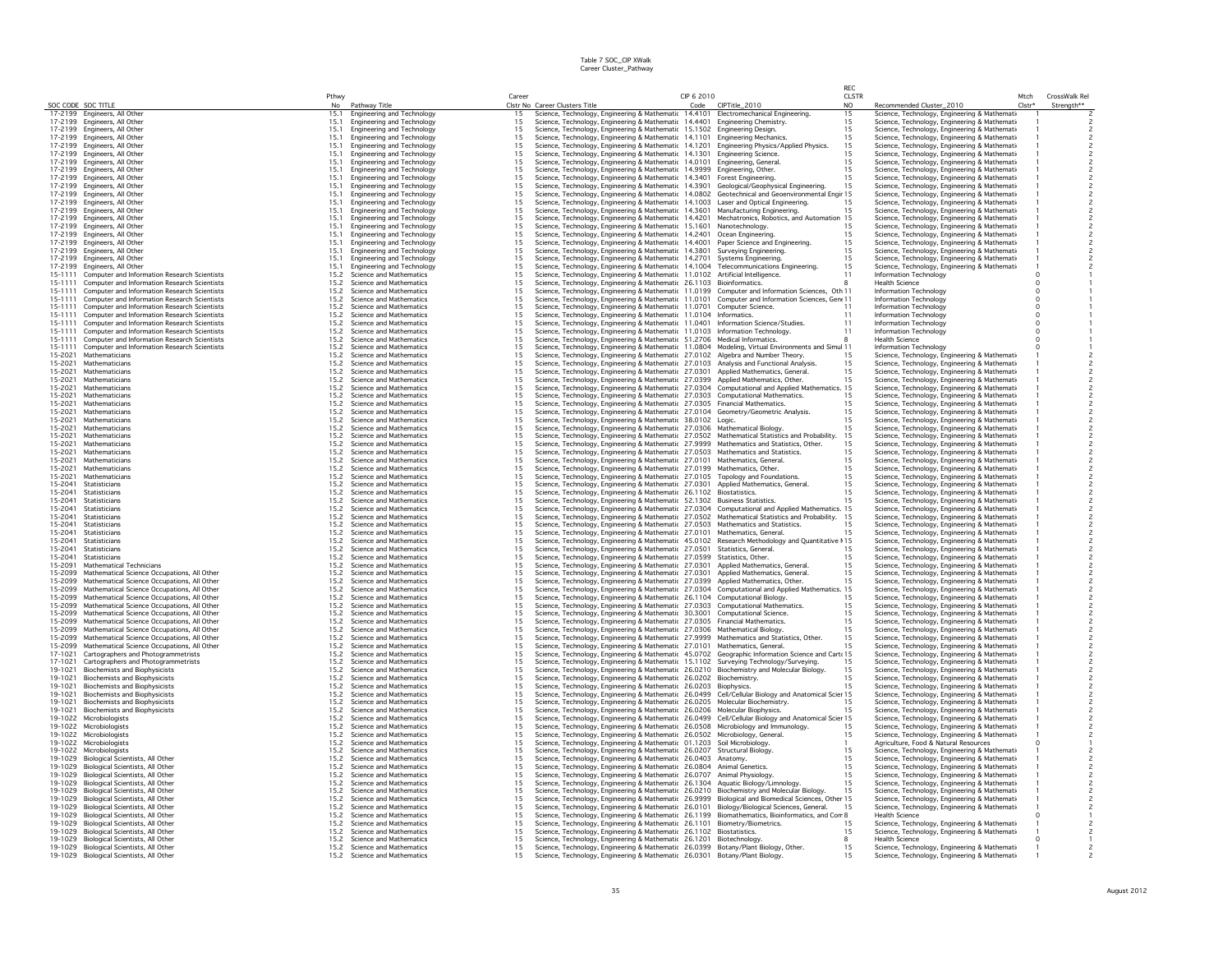Table 7 SOC_CIP XWalk
Career Cluster_Pathway

| SOC CODE | SOC TITLE | Pthwy No | Pathway Title | Career Clstr No | Career Clusters Title | CIP 6 2010 Code | CIPTitle_2010 | REC CLSTR NO | Recommended Cluster_2010 | Mtch Clstr* | CrossWalk Rel Strength** |
|---|---|---|---|---|---|---|---|---|---|---|---|
| 17-2199 | Engineers, All Other | 15.1 | Engineering and Technology | 15 | Science, Technology, Engineering & Mathematic | 14.4101 | Electromechanical Engineering. | 15 | Science, Technology, Engineering & Mathemati | 1 | 2 |
| 17-2199 | Engineers, All Other | 15.1 | Engineering and Technology | 15 | Science, Technology, Engineering & Mathematic | 14.4401 | Engineering Chemistry. | 15 | Science, Technology, Engineering & Mathemati | 1 | 2 |
| 17-2199 | Engineers, All Other | 15.1 | Engineering and Technology | 15 | Science, Technology, Engineering & Mathematic | 15.1502 | Engineering Design. | 15 | Science, Technology, Engineering & Mathemati | 1 | 2 |
| 17-2199 | Engineers, All Other | 15.1 | Engineering and Technology | 15 | Science, Technology, Engineering & Mathematic | 14.1101 | Engineering Mechanics. | 15 | Science, Technology, Engineering & Mathemati | 1 | 2 |
| 17-2199 | Engineers, All Other | 15.1 | Engineering and Technology | 15 | Science, Technology, Engineering & Mathematic | 14.1201 | Engineering Physics/Applied Physics. | 15 | Science, Technology, Engineering & Mathemati | 1 | 2 |
| 17-2199 | Engineers, All Other | 15.1 | Engineering and Technology | 15 | Science, Technology, Engineering & Mathematic | 14.1301 | Engineering Science. | 15 | Science, Technology, Engineering & Mathemati | 1 | 2 |
| 17-2199 | Engineers, All Other | 15.1 | Engineering and Technology | 15 | Science, Technology, Engineering & Mathematic | 14.0101 | Engineering, General. | 15 | Science, Technology, Engineering & Mathemati | 1 | 2 |
| 17-2199 | Engineers, All Other | 15.1 | Engineering and Technology | 15 | Science, Technology, Engineering & Mathematic | 14.9999 | Engineering, Other. | 15 | Science, Technology, Engineering & Mathemati | 1 | 2 |
| 17-2199 | Engineers, All Other | 15.1 | Engineering and Technology | 15 | Science, Technology, Engineering & Mathematic | 14.3401 | Forest Engineering. | 15 | Science, Technology, Engineering & Mathemati | 1 | 2 |
| 17-2199 | Engineers, All Other | 15.1 | Engineering and Technology | 15 | Science, Technology, Engineering & Mathematic | 14.3901 | Geological/Geophysical Engineering. | 15 | Science, Technology, Engineering & Mathemati | 1 | 2 |
| 17-2199 | Engineers, All Other | 15.1 | Engineering and Technology | 15 | Science, Technology, Engineering & Mathematic | 14.0802 | Geotechnical and Geoenvironmental Engir | 15 | Science, Technology, Engineering & Mathemati | 1 | 2 |
| 17-2199 | Engineers, All Other | 15.1 | Engineering and Technology | 15 | Science, Technology, Engineering & Mathematic | 14.1003 | Laser and Optical Engineering. | 15 | Science, Technology, Engineering & Mathemati | 1 | 2 |
| 17-2199 | Engineers, All Other | 15.1 | Engineering and Technology | 15 | Science, Technology, Engineering & Mathematic | 14.3601 | Manufacturing Engineering. | 15 | Science, Technology, Engineering & Mathemati | 1 | 2 |
| 17-2199 | Engineers, All Other | 15.1 | Engineering and Technology | 15 | Science, Technology, Engineering & Mathematic | 14.4201 | Mechatronics, Robotics, and Automation | 15 | Science, Technology, Engineering & Mathemati | 1 | 2 |
| 17-2199 | Engineers, All Other | 15.1 | Engineering and Technology | 15 | Science, Technology, Engineering & Mathematic | 15.1601 | Nanotechnology. | 15 | Science, Technology, Engineering & Mathemati | 1 | 2 |
| 17-2199 | Engineers, All Other | 15.1 | Engineering and Technology | 15 | Science, Technology, Engineering & Mathematic | 14.2401 | Ocean Engineering. | 15 | Science, Technology, Engineering & Mathemati | 1 | 2 |
| 17-2199 | Engineers, All Other | 15.1 | Engineering and Technology | 15 | Science, Technology, Engineering & Mathematic | 14.4001 | Paper Science and Engineering. | 15 | Science, Technology, Engineering & Mathemati | 1 | 2 |
| 17-2199 | Engineers, All Other | 15.1 | Engineering and Technology | 15 | Science, Technology, Engineering & Mathematic | 14.3801 | Surveying Engineering. | 15 | Science, Technology, Engineering & Mathemati | 1 | 2 |
| 17-2199 | Engineers, All Other | 15.1 | Engineering and Technology | 15 | Science, Technology, Engineering & Mathematic | 14.2701 | Systems Engineering. | 15 | Science, Technology, Engineering & Mathemati | 1 | 2 |
| 17-2199 | Engineers, All Other | 15.1 | Engineering and Technology | 15 | Science, Technology, Engineering & Mathematic | 14.1004 | Telecommunications Engineering. | 15 | Science, Technology, Engineering & Mathemati | 1 | 2 |
| 15-1111 | Computer and Information Research Scientists | 15.2 | Science and Mathematics | 15 | Science, Technology, Engineering & Mathematic | 11.0102 | Artificial Intelligence. | 11 | Information Technology | 0 | 1 |
| 15-1111 | Computer and Information Research Scientists | 15.2 | Science and Mathematics | 15 | Science, Technology, Engineering & Mathematic | 26.1103 | Bioinformatics. | 8 | Health Science | 0 | 1 |
| 15-1111 | Computer and Information Research Scientists | 15.2 | Science and Mathematics | 15 | Science, Technology, Engineering & Mathematic | 11.0199 | Computer and Information Sciences, Oth | 11 | Information Technology | 0 | 1 |
| 15-1111 | Computer and Information Research Scientists | 15.2 | Science and Mathematics | 15 | Science, Technology, Engineering & Mathematic | 11.0101 | Computer and Information Sciences, Gene | 11 | Information Technology | 0 | 1 |
| 15-1111 | Computer and Information Research Scientists | 15.2 | Science and Mathematics | 15 | Science, Technology, Engineering & Mathematic | 11.0701 | Computer Science. | 11 | Information Technology | 0 | 1 |
| 15-1111 | Computer and Information Research Scientists | 15.2 | Science and Mathematics | 15 | Science, Technology, Engineering & Mathematic | 11.0104 | Informatics. | 11 | Information Technology | 0 | 1 |
| 15-1111 | Computer and Information Research Scientists | 15.2 | Science and Mathematics | 15 | Science, Technology, Engineering & Mathematic | 11.0401 | Information Science/Studies. | 11 | Information Technology | 0 | 1 |
| 15-1111 | Computer and Information Research Scientists | 15.2 | Science and Mathematics | 15 | Science, Technology, Engineering & Mathematic | 11.0103 | Information Technology. | 11 | Information Technology | 0 | 1 |
| 15-1111 | Computer and Information Research Scientists | 15.2 | Science and Mathematics | 15 | Science, Technology, Engineering & Mathematic | 51.2706 | Medical Informatics. | 8 | Health Science | 0 | 1 |
| 15-1111 | Computer and Information Research Scientists | 15.2 | Science and Mathematics | 15 | Science, Technology, Engineering & Mathematic | 11.0804 | Modeling, Virtual Environments and Simul | 11 | Information Technology | 0 | 1 |
| 15-2021 | Mathematicians | 15.2 | Science and Mathematics | 15 | Science, Technology, Engineering & Mathematic | 27.0102 | Algebra and Number Theory. | 15 | Science, Technology, Engineering & Mathemati | 1 | 2 |
| 15-2021 | Mathematicians | 15.2 | Science and Mathematics | 15 | Science, Technology, Engineering & Mathematic | 27.0103 | Analysis and Functional Analysis. | 15 | Science, Technology, Engineering & Mathemati | 1 | 2 |
| 15-2021 | Mathematicians | 15.2 | Science and Mathematics | 15 | Science, Technology, Engineering & Mathematic | 27.0301 | Applied Mathematics, General. | 15 | Science, Technology, Engineering & Mathemati | 1 | 2 |
| 15-2021 | Mathematicians | 15.2 | Science and Mathematics | 15 | Science, Technology, Engineering & Mathematic | 27.0399 | Applied Mathematics, Other. | 15 | Science, Technology, Engineering & Mathemati | 1 | 2 |
| 15-2021 | Mathematicians | 15.2 | Science and Mathematics | 15 | Science, Technology, Engineering & Mathematic | 27.0304 | Computational and Applied Mathematics. | 15 | Science, Technology, Engineering & Mathemati | 1 | 2 |
| 15-2021 | Mathematicians | 15.2 | Science and Mathematics | 15 | Science, Technology, Engineering & Mathematic | 27.0303 | Computational Mathematics. | 15 | Science, Technology, Engineering & Mathemati | 1 | 2 |
| 15-2021 | Mathematicians | 15.2 | Science and Mathematics | 15 | Science, Technology, Engineering & Mathematic | 27.0305 | Financial Mathematics. | 15 | Science, Technology, Engineering & Mathemati | 1 | 2 |
| 15-2021 | Mathematicians | 15.2 | Science and Mathematics | 15 | Science, Technology, Engineering & Mathematic | 27.0104 | Geometry/Geometric Analysis. | 15 | Science, Technology, Engineering & Mathemati | 1 | 2 |
| 15-2021 | Mathematicians | 15.2 | Science and Mathematics | 15 | Science, Technology, Engineering & Mathematic | 38.0102 | Logic. | 15 | Science, Technology, Engineering & Mathemati | 1 | 2 |
| 15-2021 | Mathematicians | 15.2 | Science and Mathematics | 15 | Science, Technology, Engineering & Mathematic | 27.0306 | Mathematical Biology. | 15 | Science, Technology, Engineering & Mathemati | 1 | 2 |
| 15-2021 | Mathematicians | 15.2 | Science and Mathematics | 15 | Science, Technology, Engineering & Mathematic | 27.0502 | Mathematical Statistics and Probability. | 15 | Science, Technology, Engineering & Mathemati | 1 | 2 |
| 15-2021 | Mathematicians | 15.2 | Science and Mathematics | 15 | Science, Technology, Engineering & Mathematic | 27.9999 | Mathematics and Statistics, Other. | 15 | Science, Technology, Engineering & Mathemati | 1 | 2 |
| 15-2021 | Mathematicians | 15.2 | Science and Mathematics | 15 | Science, Technology, Engineering & Mathematic | 27.0503 | Mathematics and Statistics. | 15 | Science, Technology, Engineering & Mathemati | 1 | 2 |
| 15-2021 | Mathematicians | 15.2 | Science and Mathematics | 15 | Science, Technology, Engineering & Mathematic | 27.0101 | Mathematics, General. | 15 | Science, Technology, Engineering & Mathemati | 1 | 2 |
| 15-2021 | Mathematicians | 15.2 | Science and Mathematics | 15 | Science, Technology, Engineering & Mathematic | 27.0199 | Mathematics, Other. | 15 | Science, Technology, Engineering & Mathemati | 1 | 2 |
| 15-2021 | Mathematicians | 15.2 | Science and Mathematics | 15 | Science, Technology, Engineering & Mathematic | 27.0105 | Topology and Foundations. | 15 | Science, Technology, Engineering & Mathemati | 1 | 2 |
| 15-2041 | Statisticians | 15.2 | Science and Mathematics | 15 | Science, Technology, Engineering & Mathematic | 27.0301 | Applied Mathematics, General. | 15 | Science, Technology, Engineering & Mathemati | 1 | 2 |
| 15-2041 | Statisticians | 15.2 | Science and Mathematics | 15 | Science, Technology, Engineering & Mathematic | 26.1102 | Biostatistics. | 15 | Science, Technology, Engineering & Mathemati | 1 | 2 |
| 15-2041 | Statisticians | 15.2 | Science and Mathematics | 15 | Science, Technology, Engineering & Mathematic | 52.1302 | Business Statistics. | 15 | Science, Technology, Engineering & Mathemati | 1 | 2 |
| 15-2041 | Statisticians | 15.2 | Science and Mathematics | 15 | Science, Technology, Engineering & Mathematic | 27.0304 | Computational and Applied Mathematics. | 15 | Science, Technology, Engineering & Mathemati | 1 | 2 |
| 15-2041 | Statisticians | 15.2 | Science and Mathematics | 15 | Science, Technology, Engineering & Mathematic | 27.0502 | Mathematical Statistics and Probability. | 15 | Science, Technology, Engineering & Mathemati | 1 | 2 |
| 15-2041 | Statisticians | 15.2 | Science and Mathematics | 15 | Science, Technology, Engineering & Mathematic | 27.0503 | Mathematics and Statistics. | 15 | Science, Technology, Engineering & Mathemati | 1 | 2 |
| 15-2041 | Statisticians | 15.2 | Science and Mathematics | 15 | Science, Technology, Engineering & Mathematic | 27.0101 | Mathematics, General. | 15 | Science, Technology, Engineering & Mathemati | 1 | 2 |
| 15-2041 | Statisticians | 15.2 | Science and Mathematics | 15 | Science, Technology, Engineering & Mathematic | 45.0102 | Research Methodology and Quantitative M | 15 | Science, Technology, Engineering & Mathemati | 1 | 2 |
| 15-2041 | Statisticians | 15.2 | Science and Mathematics | 15 | Science, Technology, Engineering & Mathematic | 27.0501 | Statistics, General. | 15 | Science, Technology, Engineering & Mathemati | 1 | 2 |
| 15-2041 | Statisticians | 15.2 | Science and Mathematics | 15 | Science, Technology, Engineering & Mathematic | 27.0599 | Statistics, Other. | 15 | Science, Technology, Engineering & Mathemati | 1 | 2 |
| 15-2091 | Mathematical Technicians | 15.2 | Science and Mathematics | 15 | Science, Technology, Engineering & Mathematic | 27.0301 | Applied Mathematics, General. | 15 | Science, Technology, Engineering & Mathemati | 1 | 2 |
| 15-2099 | Mathematical Science Occupations, All Other | 15.2 | Science and Mathematics | 15 | Science, Technology, Engineering & Mathematic | 27.0301 | Applied Mathematics, General. | 15 | Science, Technology, Engineering & Mathemati | 1 | 2 |
| 15-2099 | Mathematical Science Occupations, All Other | 15.2 | Science and Mathematics | 15 | Science, Technology, Engineering & Mathematic | 27.0399 | Applied Mathematics, Other. | 15 | Science, Technology, Engineering & Mathemati | 1 | 2 |
| 15-2099 | Mathematical Science Occupations, All Other | 15.2 | Science and Mathematics | 15 | Science, Technology, Engineering & Mathematic | 27.0304 | Computational and Applied Mathematics. | 15 | Science, Technology, Engineering & Mathemati | 1 | 2 |
| 15-2099 | Mathematical Science Occupations, All Other | 15.2 | Science and Mathematics | 15 | Science, Technology, Engineering & Mathematic | 26.1104 | Computational Biology. | 15 | Science, Technology, Engineering & Mathemati | 1 | 2 |
| 15-2099 | Mathematical Science Occupations, All Other | 15.2 | Science and Mathematics | 15 | Science, Technology, Engineering & Mathematic | 27.0303 | Computational Mathematics. | 15 | Science, Technology, Engineering & Mathemati | 1 | 2 |
| 15-2099 | Mathematical Science Occupations, All Other | 15.2 | Science and Mathematics | 15 | Science, Technology, Engineering & Mathematic | 30.3001 | Computational Science. | 15 | Science, Technology, Engineering & Mathemati | 1 | 2 |
| 15-2099 | Mathematical Science Occupations, All Other | 15.2 | Science and Mathematics | 15 | Science, Technology, Engineering & Mathematic | 27.0305 | Financial Mathematics. | 15 | Science, Technology, Engineering & Mathemati | 1 | 2 |
| 15-2099 | Mathematical Science Occupations, All Other | 15.2 | Science and Mathematics | 15 | Science, Technology, Engineering & Mathematic | 27.0306 | Mathematical Biology. | 15 | Science, Technology, Engineering & Mathemati | 1 | 2 |
| 15-2099 | Mathematical Science Occupations, All Other | 15.2 | Science and Mathematics | 15 | Science, Technology, Engineering & Mathematic | 27.9999 | Mathematics and Statistics, Other. | 15 | Science, Technology, Engineering & Mathemati | 1 | 2 |
| 15-2099 | Mathematical Science Occupations, All Other | 15.2 | Science and Mathematics | 15 | Science, Technology, Engineering & Mathematic | 27.0101 | Mathematics, General. | 15 | Science, Technology, Engineering & Mathemati | 1 | 2 |
| 17-1021 | Cartographers and Photogrammetrists | 15.2 | Science and Mathematics | 15 | Science, Technology, Engineering & Mathematic | 45.0702 | Geographic Information Science and Carto | 15 | Science, Technology, Engineering & Mathemati | 1 | 2 |
| 17-1021 | Cartographers and Photogrammetrists | 15.2 | Science and Mathematics | 15 | Science, Technology, Engineering & Mathematic | 15.1102 | Surveying Technology/Surveying. | 15 | Science, Technology, Engineering & Mathemati | 1 | 2 |
| 19-1021 | Biochemists and Biophysicists | 15.2 | Science and Mathematics | 15 | Science, Technology, Engineering & Mathematic | 26.0210 | Biochemistry and Molecular Biology. | 15 | Science, Technology, Engineering & Mathemati | 1 | 2 |
| 19-1021 | Biochemists and Biophysicists | 15.2 | Science and Mathematics | 15 | Science, Technology, Engineering & Mathematic | 26.0202 | Biochemistry. | 15 | Science, Technology, Engineering & Mathemati | 1 | 2 |
| 19-1021 | Biochemists and Biophysicists | 15.2 | Science and Mathematics | 15 | Science, Technology, Engineering & Mathematic | 26.0203 | Biophysics. | 15 | Science, Technology, Engineering & Mathemati | 1 | 2 |
| 19-1021 | Biochemists and Biophysicists | 15.2 | Science and Mathematics | 15 | Science, Technology, Engineering & Mathematic | 26.0499 | Cell/Cellular Biology and Anatomical Scier | 15 | Science, Technology, Engineering & Mathemati | 1 | 2 |
| 19-1021 | Biochemists and Biophysicists | 15.2 | Science and Mathematics | 15 | Science, Technology, Engineering & Mathematic | 26.0205 | Molecular Biochemistry. | 15 | Science, Technology, Engineering & Mathemati | 1 | 2 |
| 19-1021 | Biochemists and Biophysicists | 15.2 | Science and Mathematics | 15 | Science, Technology, Engineering & Mathematic | 26.0206 | Molecular Biophysics. | 15 | Science, Technology, Engineering & Mathemati | 1 | 2 |
| 19-1022 | Microbiologists | 15.2 | Science and Mathematics | 15 | Science, Technology, Engineering & Mathematic | 26.0499 | Cell/Cellular Biology and Anatomical Scier | 15 | Science, Technology, Engineering & Mathemati | 1 | 2 |
| 19-1022 | Microbiologists | 15.2 | Science and Mathematics | 15 | Science, Technology, Engineering & Mathematic | 26.0508 | Microbiology and Immunology. | 15 | Science, Technology, Engineering & Mathemati | 1 | 2 |
| 19-1022 | Microbiologists | 15.2 | Science and Mathematics | 15 | Science, Technology, Engineering & Mathematic | 26.0502 | Microbiology, General. | 15 | Science, Technology, Engineering & Mathemati | 1 | 2 |
| 19-1022 | Microbiologists | 15.2 | Science and Mathematics | 15 | Science, Technology, Engineering & Mathematic | 01.1203 | Soil Microbiology. | 1 | Agriculture, Food & Natural Resources | 0 | 1 |
| 19-1022 | Microbiologists | 15.2 | Science and Mathematics | 15 | Science, Technology, Engineering & Mathematic | 26.0207 | Structural Biology. | 15 | Science, Technology, Engineering & Mathemati | 1 | 2 |
| 19-1029 | Biological Scientists, All Other | 15.2 | Science and Mathematics | 15 | Science, Technology, Engineering & Mathematic | 26.0403 | Anatomy. | 15 | Science, Technology, Engineering & Mathemati | 1 | 2 |
| 19-1029 | Biological Scientists, All Other | 15.2 | Science and Mathematics | 15 | Science, Technology, Engineering & Mathematic | 26.0804 | Animal Genetics. | 15 | Science, Technology, Engineering & Mathemati | 1 | 2 |
| 19-1029 | Biological Scientists, All Other | 15.2 | Science and Mathematics | 15 | Science, Technology, Engineering & Mathematic | 26.0707 | Animal Physiology. | 15 | Science, Technology, Engineering & Mathemati | 1 | 2 |
| 19-1029 | Biological Scientists, All Other | 15.2 | Science and Mathematics | 15 | Science, Technology, Engineering & Mathematic | 26.1304 | Aquatic Biology/Limnology. | 15 | Science, Technology, Engineering & Mathemati | 1 | 2 |
| 19-1029 | Biological Scientists, All Other | 15.2 | Science and Mathematics | 15 | Science, Technology, Engineering & Mathematic | 26.0210 | Biochemistry and Molecular Biology. | 15 | Science, Technology, Engineering & Mathemati | 1 | 2 |
| 19-1029 | Biological Scientists, All Other | 15.2 | Science and Mathematics | 15 | Science, Technology, Engineering & Mathematic | 26.9999 | Biological and Biomedical Sciences, Other | 15 | Science, Technology, Engineering & Mathemati | 1 | 2 |
| 19-1029 | Biological Scientists, All Other | 15.2 | Science and Mathematics | 15 | Science, Technology, Engineering & Mathematic | 26.0101 | Biology/Biological Sciences, General. | 15 | Science, Technology, Engineering & Mathemati | 1 | 2 |
| 19-1029 | Biological Scientists, All Other | 15.2 | Science and Mathematics | 15 | Science, Technology, Engineering & Mathematic | 26.1199 | Biomathematics, Bioinformatics, and Com | 8 | Health Science | 0 | 1 |
| 19-1029 | Biological Scientists, All Other | 15.2 | Science and Mathematics | 15 | Science, Technology, Engineering & Mathematic | 26.1101 | Biometry/Biometrics. | 15 | Science, Technology, Engineering & Mathemati | 1 | 2 |
| 19-1029 | Biological Scientists, All Other | 15.2 | Science and Mathematics | 15 | Science, Technology, Engineering & Mathematic | 26.1102 | Biostatistics. | 15 | Science, Technology, Engineering & Mathemati | 1 | 2 |
| 19-1029 | Biological Scientists, All Other | 15.2 | Science and Mathematics | 15 | Science, Technology, Engineering & Mathematic | 26.1201 | Biotechnology. | 8 | Health Science | 0 | 1 |
| 19-1029 | Biological Scientists, All Other | 15.2 | Science and Mathematics | 15 | Science, Technology, Engineering & Mathematic | 26.0399 | Botany/Plant Biology, Other. | 15 | Science, Technology, Engineering & Mathemati | 1 | 2 |
| 19-1029 | Biological Scientists, All Other | 15.2 | Science and Mathematics | 15 | Science, Technology, Engineering & Mathematic | 26.0301 | Botany/Plant Biology. | 15 | Science, Technology, Engineering & Mathemati | 1 | 2 |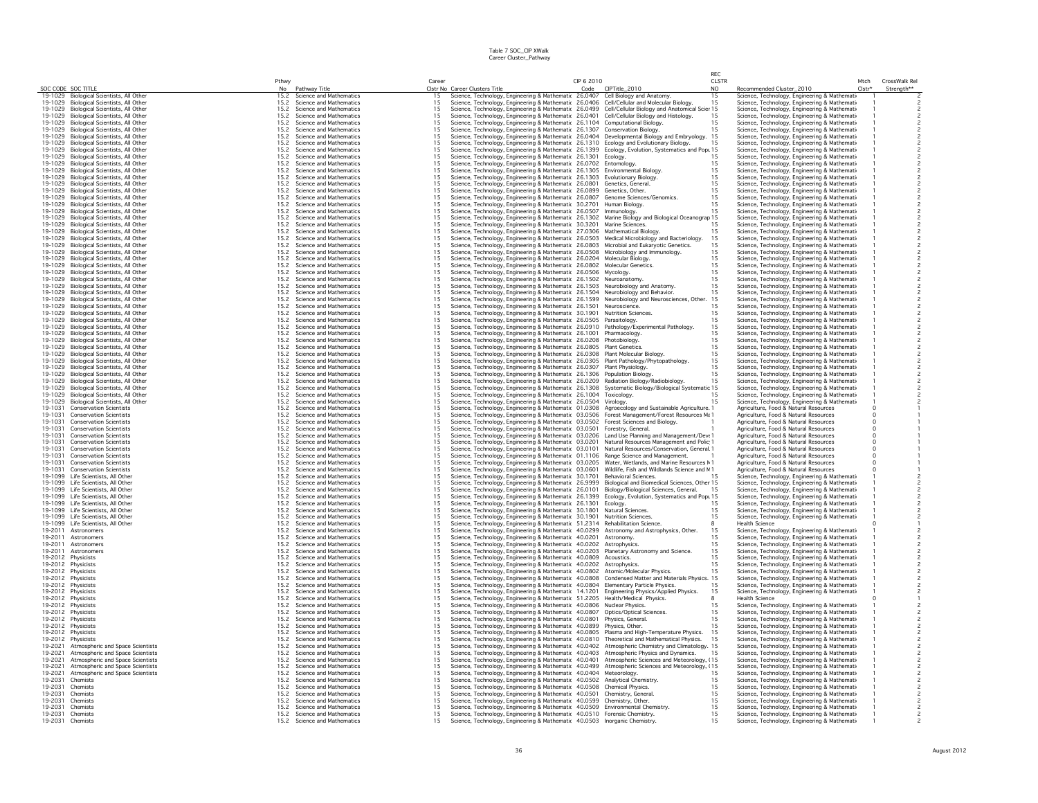Table 7 SOC_CIP XWalk
Career Cluster_Pathway

| SOC CODE | SOC TITLE | Pthwy No | Pathway Title | Career Clstr No | Career Clusters Title | CIP 6 2010 Code | CIPTitle_2010 | REC CLSTR NO | Recommended Cluster_2010 | Mtch Clstr* | CrossWalk Rel Strength** |
|---|---|---|---|---|---|---|---|---|---|---|---|
| 19-1029 | Biological Scientists, All Other | 15.2 | Science and Mathematics | 15 | Science, Technology, Engineering & Mathematic | 26.0407 | Cell Biology and Anatomy. | 15 | Science, Technology, Engineering & Mathemati | 1 | 2 |
| 19-1029 | Biological Scientists, All Other | 15.2 | Science and Mathematics | 15 | Science, Technology, Engineering & Mathematic | 26.0406 | Cell/Cellular and Molecular Biology. | 15 | Science, Technology, Engineering & Mathemati | 1 | 2 |
| 19-1029 | Biological Scientists, All Other | 15.2 | Science and Mathematics | 15 | Science, Technology, Engineering & Mathematic | 26.0499 | Cell/Cellular Biology and Anatomical Scier | 15 | Science, Technology, Engineering & Mathemati | 1 | 2 |
| 19-1029 | Biological Scientists, All Other | 15.2 | Science and Mathematics | 15 | Science, Technology, Engineering & Mathematic | 26.0401 | Cell/Cellular Biology and Histology. | 15 | Science, Technology, Engineering & Mathemati | 1 | 2 |
| 19-1029 | Biological Scientists, All Other | 15.2 | Science and Mathematics | 15 | Science, Technology, Engineering & Mathematic | 26.1104 | Computational Biology. | 15 | Science, Technology, Engineering & Mathemati | 1 | 2 |
| 19-1029 | Biological Scientists, All Other | 15.2 | Science and Mathematics | 15 | Science, Technology, Engineering & Mathematic | 26.1307 | Conservation Biology. | 15 | Science, Technology, Engineering & Mathemati | 1 | 2 |
| 19-1029 | Biological Scientists, All Other | 15.2 | Science and Mathematics | 15 | Science, Technology, Engineering & Mathematic | 26.0404 | Developmental Biology and Embryology. | 15 | Science, Technology, Engineering & Mathemati | 1 | 2 |
| 19-1029 | Biological Scientists, All Other | 15.2 | Science and Mathematics | 15 | Science, Technology, Engineering & Mathematic | 26.1310 | Ecology and Evolutionary Biology. | 15 | Science, Technology, Engineering & Mathemati | 1 | 2 |
| 19-1029 | Biological Scientists, All Other | 15.2 | Science and Mathematics | 15 | Science, Technology, Engineering & Mathematic | 26.1399 | Ecology, Evolution, Systematics and Popu | 15 | Science, Technology, Engineering & Mathemati | 1 | 2 |
| 19-1029 | Biological Scientists, All Other | 15.2 | Science and Mathematics | 15 | Science, Technology, Engineering & Mathematic | 26.1301 | Ecology. | 15 | Science, Technology, Engineering & Mathemati | 1 | 2 |
| 19-1029 | Biological Scientists, All Other | 15.2 | Science and Mathematics | 15 | Science, Technology, Engineering & Mathematic | 26.0702 | Entomology. | 15 | Science, Technology, Engineering & Mathemati | 1 | 2 |
| 19-1029 | Biological Scientists, All Other | 15.2 | Science and Mathematics | 15 | Science, Technology, Engineering & Mathematic | 26.1305 | Environmental Biology. | 15 | Science, Technology, Engineering & Mathemati | 1 | 2 |
| 19-1029 | Biological Scientists, All Other | 15.2 | Science and Mathematics | 15 | Science, Technology, Engineering & Mathematic | 26.1303 | Evolutionary Biology. | 15 | Science, Technology, Engineering & Mathemati | 1 | 2 |
| 19-1029 | Biological Scientists, All Other | 15.2 | Science and Mathematics | 15 | Science, Technology, Engineering & Mathematic | 26.0801 | Genetics, General. | 15 | Science, Technology, Engineering & Mathemati | 1 | 2 |
| 19-1029 | Biological Scientists, All Other | 15.2 | Science and Mathematics | 15 | Science, Technology, Engineering & Mathematic | 26.0899 | Genetics, Other. | 15 | Science, Technology, Engineering & Mathemati | 1 | 2 |
| 19-1029 | Biological Scientists, All Other | 15.2 | Science and Mathematics | 15 | Science, Technology, Engineering & Mathematic | 26.0807 | Genome Sciences/Genomics. | 15 | Science, Technology, Engineering & Mathemati | 1 | 2 |
| 19-1029 | Biological Scientists, All Other | 15.2 | Science and Mathematics | 15 | Science, Technology, Engineering & Mathematic | 30.2701 | Human Biology. | 15 | Science, Technology, Engineering & Mathemati | 1 | 2 |
| 19-1029 | Biological Scientists, All Other | 15.2 | Science and Mathematics | 15 | Science, Technology, Engineering & Mathematic | 26.0507 | Immunology. | 15 | Science, Technology, Engineering & Mathemati | 1 | 2 |
| 19-1029 | Biological Scientists, All Other | 15.2 | Science and Mathematics | 15 | Science, Technology, Engineering & Mathematic | 26.1302 | Marine Biology and Biological Oceanograp | 15 | Science, Technology, Engineering & Mathemati | 1 | 2 |
| 19-1029 | Biological Scientists, All Other | 15.2 | Science and Mathematics | 15 | Science, Technology, Engineering & Mathematic | 30.3201 | Marine Sciences. | 15 | Science, Technology, Engineering & Mathemati | 1 | 2 |
| 19-1029 | Biological Scientists, All Other | 15.2 | Science and Mathematics | 15 | Science, Technology, Engineering & Mathematic | 27.0306 | Mathematical Biology. | 15 | Science, Technology, Engineering & Mathemati | 1 | 2 |
| 19-1029 | Biological Scientists, All Other | 15.2 | Science and Mathematics | 15 | Science, Technology, Engineering & Mathematic | 26.0503 | Medical Microbiology and Bacteriology. | 15 | Science, Technology, Engineering & Mathemati | 1 | 2 |
| 19-1029 | Biological Scientists, All Other | 15.2 | Science and Mathematics | 15 | Science, Technology, Engineering & Mathematic | 26.0803 | Microbial and Eukaryotic Genetics. | 15 | Science, Technology, Engineering & Mathemati | 1 | 2 |
| 19-1029 | Biological Scientists, All Other | 15.2 | Science and Mathematics | 15 | Science, Technology, Engineering & Mathematic | 26.0508 | Microbiology and Immunology. | 15 | Science, Technology, Engineering & Mathemati | 1 | 2 |
| 19-1029 | Biological Scientists, All Other | 15.2 | Science and Mathematics | 15 | Science, Technology, Engineering & Mathematic | 26.0204 | Molecular Biology. | 15 | Science, Technology, Engineering & Mathemati | 1 | 2 |
| 19-1029 | Biological Scientists, All Other | 15.2 | Science and Mathematics | 15 | Science, Technology, Engineering & Mathematic | 26.0802 | Molecular Genetics. | 15 | Science, Technology, Engineering & Mathemati | 1 | 2 |
| 19-1029 | Biological Scientists, All Other | 15.2 | Science and Mathematics | 15 | Science, Technology, Engineering & Mathematic | 26.0506 | Mycology. | 15 | Science, Technology, Engineering & Mathemati | 1 | 2 |
| 19-1029 | Biological Scientists, All Other | 15.2 | Science and Mathematics | 15 | Science, Technology, Engineering & Mathematic | 26.1502 | Neuroanatomy. | 15 | Science, Technology, Engineering & Mathemati | 1 | 2 |
| 19-1029 | Biological Scientists, All Other | 15.2 | Science and Mathematics | 15 | Science, Technology, Engineering & Mathematic | 26.1503 | Neurobiology and Anatomy. | 15 | Science, Technology, Engineering & Mathemati | 1 | 2 |
| 19-1029 | Biological Scientists, All Other | 15.2 | Science and Mathematics | 15 | Science, Technology, Engineering & Mathematic | 26.1504 | Neurobiology and Behavior. | 15 | Science, Technology, Engineering & Mathemati | 1 | 2 |
| 19-1029 | Biological Scientists, All Other | 15.2 | Science and Mathematics | 15 | Science, Technology, Engineering & Mathematic | 26.1599 | Neurobiology and Neurosciences, Other. | 15 | Science, Technology, Engineering & Mathemati | 1 | 2 |
| 19-1029 | Biological Scientists, All Other | 15.2 | Science and Mathematics | 15 | Science, Technology, Engineering & Mathematic | 26.1501 | Neuroscience. | 15 | Science, Technology, Engineering & Mathemati | 1 | 2 |
| 19-1029 | Biological Scientists, All Other | 15.2 | Science and Mathematics | 15 | Science, Technology, Engineering & Mathematic | 30.1901 | Nutrition Sciences. | 15 | Science, Technology, Engineering & Mathemati | 1 | 2 |
| 19-1029 | Biological Scientists, All Other | 15.2 | Science and Mathematics | 15 | Science, Technology, Engineering & Mathematic | 26.0505 | Parasitology. | 15 | Science, Technology, Engineering & Mathemati | 1 | 2 |
| 19-1029 | Biological Scientists, All Other | 15.2 | Science and Mathematics | 15 | Science, Technology, Engineering & Mathematic | 26.0910 | Pathology/Experimental Pathology. | 15 | Science, Technology, Engineering & Mathemati | 1 | 2 |
| 19-1029 | Biological Scientists, All Other | 15.2 | Science and Mathematics | 15 | Science, Technology, Engineering & Mathematic | 26.1001 | Pharmacology. | 15 | Science, Technology, Engineering & Mathemati | 1 | 2 |
| 19-1029 | Biological Scientists, All Other | 15.2 | Science and Mathematics | 15 | Science, Technology, Engineering & Mathematic | 26.0208 | Photobiology. | 15 | Science, Technology, Engineering & Mathemati | 1 | 2 |
| 19-1029 | Biological Scientists, All Other | 15.2 | Science and Mathematics | 15 | Science, Technology, Engineering & Mathematic | 26.0805 | Plant Genetics. | 15 | Science, Technology, Engineering & Mathemati | 1 | 2 |
| 19-1029 | Biological Scientists, All Other | 15.2 | Science and Mathematics | 15 | Science, Technology, Engineering & Mathematic | 26.0308 | Plant Molecular Biology. | 15 | Science, Technology, Engineering & Mathemati | 1 | 2 |
| 19-1029 | Biological Scientists, All Other | 15.2 | Science and Mathematics | 15 | Science, Technology, Engineering & Mathematic | 26.0305 | Plant Pathology/Phytopathology. | 15 | Science, Technology, Engineering & Mathemati | 1 | 2 |
| 19-1029 | Biological Scientists, All Other | 15.2 | Science and Mathematics | 15 | Science, Technology, Engineering & Mathematic | 26.0307 | Plant Physiology. | 15 | Science, Technology, Engineering & Mathemati | 1 | 2 |
| 19-1029 | Biological Scientists, All Other | 15.2 | Science and Mathematics | 15 | Science, Technology, Engineering & Mathematic | 26.1306 | Population Biology. | 15 | Science, Technology, Engineering & Mathemati | 1 | 2 |
| 19-1029 | Biological Scientists, All Other | 15.2 | Science and Mathematics | 15 | Science, Technology, Engineering & Mathematic | 26.0209 | Radiation Biology/Radiobiology. | 15 | Science, Technology, Engineering & Mathemati | 1 | 2 |
| 19-1029 | Biological Scientists, All Other | 15.2 | Science and Mathematics | 15 | Science, Technology, Engineering & Mathematic | 26.1308 | Systematic Biology/Biological Systematic | 15 | Science, Technology, Engineering & Mathemati | 1 | 2 |
| 19-1029 | Biological Scientists, All Other | 15.2 | Science and Mathematics | 15 | Science, Technology, Engineering & Mathematic | 26.1004 | Toxicology. | 15 | Science, Technology, Engineering & Mathemati | 1 | 2 |
| 19-1029 | Biological Scientists, All Other | 15.2 | Science and Mathematics | 15 | Science, Technology, Engineering & Mathematic | 26.0504 | Virology. | 15 | Science, Technology, Engineering & Mathemati | 1 | 2 |
| 19-1031 | Conservation Scientists | 15.2 | Science and Mathematics | 15 | Science, Technology, Engineering & Mathematic | 01.0308 | Agroecology and Sustainable Agriculture. | 1 | Agriculture, Food & Natural Resources | 0 | 1 |
| 19-1031 | Conservation Scientists | 15.2 | Science and Mathematics | 15 | Science, Technology, Engineering & Mathematic | 03.0506 | Forest Management/Forest Resources Ma | 1 | Agriculture, Food & Natural Resources | 0 | 1 |
| 19-1031 | Conservation Scientists | 15.2 | Science and Mathematics | 15 | Science, Technology, Engineering & Mathematic | 03.0502 | Forest Sciences and Biology. | 1 | Agriculture, Food & Natural Resources | 0 | 1 |
| 19-1031 | Conservation Scientists | 15.2 | Science and Mathematics | 15 | Science, Technology, Engineering & Mathematic | 03.0501 | Forestry, General. | 1 | Agriculture, Food & Natural Resources | 0 | 1 |
| 19-1031 | Conservation Scientists | 15.2 | Science and Mathematics | 15 | Science, Technology, Engineering & Mathematic | 03.0206 | Land Use Planning and Management/Deve | 1 | Agriculture, Food & Natural Resources | 0 | 1 |
| 19-1031 | Conservation Scientists | 15.2 | Science and Mathematics | 15 | Science, Technology, Engineering & Mathematic | 03.0201 | Natural Resources Management and Polic | 1 | Agriculture, Food & Natural Resources | 0 | 1 |
| 19-1031 | Conservation Scientists | 15.2 | Science and Mathematics | 15 | Science, Technology, Engineering & Mathematic | 03.0101 | Natural Resources/Conservation, General. | 1 | Agriculture, Food & Natural Resources | 0 | 1 |
| 19-1031 | Conservation Scientists | 15.2 | Science and Mathematics | 15 | Science, Technology, Engineering & Mathematic | 01.1106 | Range Science and Management. | 1 | Agriculture, Food & Natural Resources | 0 | 1 |
| 19-1031 | Conservation Scientists | 15.2 | Science and Mathematics | 15 | Science, Technology, Engineering & Mathematic | 03.0205 | Water, Wetlands, and Marine Resources M | 1 | Agriculture, Food & Natural Resources | 0 | 1 |
| 19-1031 | Conservation Scientists | 15.2 | Science and Mathematics | 15 | Science, Technology, Engineering & Mathematic | 03.0601 | Wildlife, Fish and Wildlands Science and M | 1 | Agriculture, Food & Natural Resources | 0 | 1 |
| 19-1099 | Life Scientists, All Other | 15.2 | Science and Mathematics | 15 | Science, Technology, Engineering & Mathematic | 30.1701 | Behavioral Sciences. | 15 | Science, Technology, Engineering & Mathemati | 1 | 2 |
| 19-1099 | Life Scientists, All Other | 15.2 | Science and Mathematics | 15 | Science, Technology, Engineering & Mathematic | 26.9999 | Biological and Biomedical Sciences, Other | 15 | Science, Technology, Engineering & Mathemati | 1 | 2 |
| 19-1099 | Life Scientists, All Other | 15.2 | Science and Mathematics | 15 | Science, Technology, Engineering & Mathematic | 26.0101 | Biology/Biological Sciences, General. | 15 | Science, Technology, Engineering & Mathemati | 1 | 2 |
| 19-1099 | Life Scientists, All Other | 15.2 | Science and Mathematics | 15 | Science, Technology, Engineering & Mathematic | 26.1399 | Ecology, Evolution, Systematics and Popu | 15 | Science, Technology, Engineering & Mathemati | 1 | 2 |
| 19-1099 | Life Scientists, All Other | 15.2 | Science and Mathematics | 15 | Science, Technology, Engineering & Mathematic | 26.1301 | Ecology. | 15 | Science, Technology, Engineering & Mathemati | 1 | 2 |
| 19-1099 | Life Scientists, All Other | 15.2 | Science and Mathematics | 15 | Science, Technology, Engineering & Mathematic | 30.1801 | Natural Sciences. | 15 | Science, Technology, Engineering & Mathemati | 1 | 2 |
| 19-1099 | Life Scientists, All Other | 15.2 | Science and Mathematics | 15 | Science, Technology, Engineering & Mathematic | 30.1901 | Nutrition Sciences. | 15 | Science, Technology, Engineering & Mathemati | 1 | 2 |
| 19-1099 | Life Scientists, All Other | 15.2 | Science and Mathematics | 15 | Science, Technology, Engineering & Mathematic | 51.2314 | Rehabilitation Science. | 8 | Health Science | 0 | 1 |
| 19-2011 | Astronomers | 15.2 | Science and Mathematics | 15 | Science, Technology, Engineering & Mathematic | 40.0299 | Astronomy and Astrophysics, Other. | 15 | Science, Technology, Engineering & Mathemati | 1 | 2 |
| 19-2011 | Astronomers | 15.2 | Science and Mathematics | 15 | Science, Technology, Engineering & Mathematic | 40.0201 | Astronomy. | 15 | Science, Technology, Engineering & Mathemati | 1 | 2 |
| 19-2011 | Astronomers | 15.2 | Science and Mathematics | 15 | Science, Technology, Engineering & Mathematic | 40.0202 | Astrophysics. | 15 | Science, Technology, Engineering & Mathemati | 1 | 2 |
| 19-2011 | Astronomers | 15.2 | Science and Mathematics | 15 | Science, Technology, Engineering & Mathematic | 40.0203 | Planetary Astronomy and Science. | 15 | Science, Technology, Engineering & Mathemati | 1 | 2 |
| 19-2012 | Physicists | 15.2 | Science and Mathematics | 15 | Science, Technology, Engineering & Mathematic | 40.0809 | Acoustics. | 15 | Science, Technology, Engineering & Mathemati | 1 | 2 |
| 19-2012 | Physicists | 15.2 | Science and Mathematics | 15 | Science, Technology, Engineering & Mathematic | 40.0202 | Astrophysics. | 15 | Science, Technology, Engineering & Mathemati | 1 | 2 |
| 19-2012 | Physicists | 15.2 | Science and Mathematics | 15 | Science, Technology, Engineering & Mathematic | 40.0802 | Atomic/Molecular Physics. | 15 | Science, Technology, Engineering & Mathemati | 1 | 2 |
| 19-2012 | Physicists | 15.2 | Science and Mathematics | 15 | Science, Technology, Engineering & Mathematic | 40.0808 | Condensed Matter and Materials Physics. | 15 | Science, Technology, Engineering & Mathemati | 1 | 2 |
| 19-2012 | Physicists | 15.2 | Science and Mathematics | 15 | Science, Technology, Engineering & Mathematic | 40.0804 | Elementary Particle Physics. | 15 | Science, Technology, Engineering & Mathemati | 1 | 2 |
| 19-2012 | Physicists | 15.2 | Science and Mathematics | 15 | Science, Technology, Engineering & Mathematic | 14.1201 | Engineering Physics/Applied Physics. | 15 | Science, Technology, Engineering & Mathemati | 1 | 2 |
| 19-2012 | Physicists | 15.2 | Science and Mathematics | 15 | Science, Technology, Engineering & Mathematic | 51.2205 | Health/Medical Physics. | 8 | Health Science | 0 | 1 |
| 19-2012 | Physicists | 15.2 | Science and Mathematics | 15 | Science, Technology, Engineering & Mathematic | 40.0806 | Nuclear Physics. | 15 | Science, Technology, Engineering & Mathemati | 1 | 2 |
| 19-2012 | Physicists | 15.2 | Science and Mathematics | 15 | Science, Technology, Engineering & Mathematic | 40.0807 | Optics/Optical Sciences. | 15 | Science, Technology, Engineering & Mathemati | 1 | 2 |
| 19-2012 | Physicists | 15.2 | Science and Mathematics | 15 | Science, Technology, Engineering & Mathematic | 40.0801 | Physics, General. | 15 | Science, Technology, Engineering & Mathemati | 1 | 2 |
| 19-2012 | Physicists | 15.2 | Science and Mathematics | 15 | Science, Technology, Engineering & Mathematic | 40.0899 | Physics, Other. | 15 | Science, Technology, Engineering & Mathemati | 1 | 2 |
| 19-2012 | Physicists | 15.2 | Science and Mathematics | 15 | Science, Technology, Engineering & Mathematic | 40.0805 | Plasma and High-Temperature Physics. | 15 | Science, Technology, Engineering & Mathemati | 1 | 2 |
| 19-2012 | Physicists | 15.2 | Science and Mathematics | 15 | Science, Technology, Engineering & Mathematic | 40.0810 | Theoretical and Mathematical Physics. | 15 | Science, Technology, Engineering & Mathemati | 1 | 2 |
| 19-2021 | Atmospheric and Space Scientists | 15.2 | Science and Mathematics | 15 | Science, Technology, Engineering & Mathematic | 40.0402 | Atmospheric Chemistry and Climatology. | 15 | Science, Technology, Engineering & Mathemati | 1 | 2 |
| 19-2021 | Atmospheric and Space Scientists | 15.2 | Science and Mathematics | 15 | Science, Technology, Engineering & Mathematic | 40.0403 | Atmospheric Physics and Dynamics. | 15 | Science, Technology, Engineering & Mathemati | 1 | 2 |
| 19-2021 | Atmospheric and Space Scientists | 15.2 | Science and Mathematics | 15 | Science, Technology, Engineering & Mathematic | 40.0401 | Atmospheric Sciences and Meteorology, ( | 15 | Science, Technology, Engineering & Mathemati | 1 | 2 |
| 19-2021 | Atmospheric and Space Scientists | 15.2 | Science and Mathematics | 15 | Science, Technology, Engineering & Mathematic | 40.0499 | Atmospheric Sciences and Meteorology, ( | 15 | Science, Technology, Engineering & Mathemati | 1 | 2 |
| 19-2021 | Atmospheric and Space Scientists | 15.2 | Science and Mathematics | 15 | Science, Technology, Engineering & Mathematic | 40.0404 | Meteorology. | 15 | Science, Technology, Engineering & Mathemati | 1 | 2 |
| 19-2031 | Chemists | 15.2 | Science and Mathematics | 15 | Science, Technology, Engineering & Mathematic | 40.0502 | Analytical Chemistry. | 15 | Science, Technology, Engineering & Mathemati | 1 | 2 |
| 19-2031 | Chemists | 15.2 | Science and Mathematics | 15 | Science, Technology, Engineering & Mathematic | 40.0508 | Chemical Physics. | 15 | Science, Technology, Engineering & Mathemati | 1 | 2 |
| 19-2031 | Chemists | 15.2 | Science and Mathematics | 15 | Science, Technology, Engineering & Mathematic | 40.0501 | Chemistry, General. | 15 | Science, Technology, Engineering & Mathemati | 1 | 2 |
| 19-2031 | Chemists | 15.2 | Science and Mathematics | 15 | Science, Technology, Engineering & Mathematic | 40.0599 | Chemistry, Other. | 15 | Science, Technology, Engineering & Mathemati | 1 | 2 |
| 19-2031 | Chemists | 15.2 | Science and Mathematics | 15 | Science, Technology, Engineering & Mathematic | 40.0509 | Environmental Chemistry. | 15 | Science, Technology, Engineering & Mathemati | 1 | 2 |
| 19-2031 | Chemists | 15.2 | Science and Mathematics | 15 | Science, Technology, Engineering & Mathematic | 40.0510 | Forensic Chemistry. | 15 | Science, Technology, Engineering & Mathemati | 1 | 2 |
| 19-2031 | Chemists | 15.2 | Science and Mathematics | 15 | Science, Technology, Engineering & Mathematic | 40.0503 | Inorganic Chemistry. | 15 | Science, Technology, Engineering & Mathemati | 1 | 2 |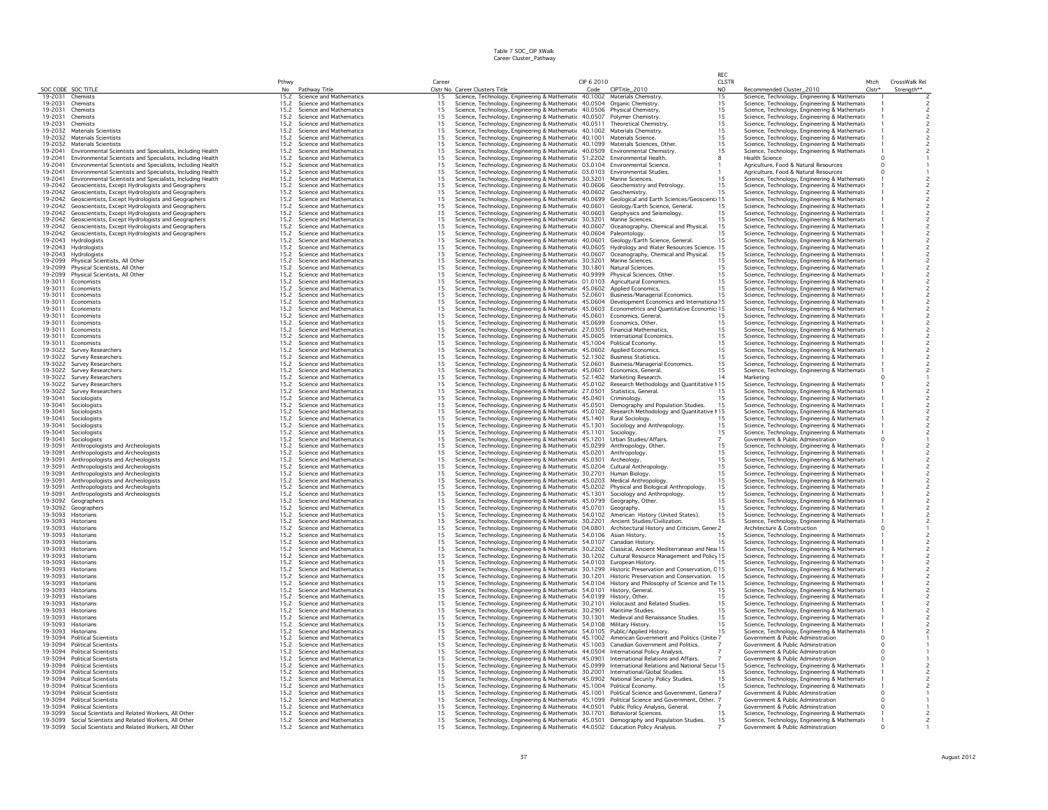Table 7 SOC_CIP XWalk
Career Cluster_Pathway

| SOC CODE | SOC TITLE | Pthwy No | Pathway Title | Career Clstr No | Career Clusters Title | CIP 6 2010 Code | CIPTitle_2010 | REC CLSTR NO | Recommended Cluster_2010 | Mtch Clstr* | CrossWalk Rel Strength** |
|---|---|---|---|---|---|---|---|---|---|---|---|
| 19-2031 | Chemists | 15.2 | Science and Mathematics | 15 | Science, Technology, Engineering & Mathematic | 40.1002 | Materials Chemistry. | 15 | Science, Technology, Engineering & Mathemati | 1 | 2 |
| 19-2031 | Chemists | 15.2 | Science and Mathematics | 15 | Science, Technology, Engineering & Mathematic | 40.0504 | Organic Chemistry. | 15 | Science, Technology, Engineering & Mathemati | 1 | 2 |
| 19-2031 | Chemists | 15.2 | Science and Mathematics | 15 | Science, Technology, Engineering & Mathematic | 40.0506 | Physical Chemistry. | 15 | Science, Technology, Engineering & Mathemati | 1 | 2 |
| 19-2031 | Chemists | 15.2 | Science and Mathematics | 15 | Science, Technology, Engineering & Mathematic | 40.0507 | Polymer Chemistry. | 15 | Science, Technology, Engineering & Mathemati | 1 | 2 |
| 19-2031 | Chemists | 15.2 | Science and Mathematics | 15 | Science, Technology, Engineering & Mathematic | 40.0511 | Theoretical Chemistry. | 15 | Science, Technology, Engineering & Mathemati | 1 | 2 |
| 19-2032 | Materials Scientists | 15.2 | Science and Mathematics | 15 | Science, Technology, Engineering & Mathematic | 40.1002 | Materials Chemistry. | 15 | Science, Technology, Engineering & Mathemati | 1 | 2 |
| 19-2032 | Materials Scientists | 15.2 | Science and Mathematics | 15 | Science, Technology, Engineering & Mathematic | 40.1001 | Materials Science. | 15 | Science, Technology, Engineering & Mathemati | 1 | 2 |
| 19-2032 | Materials Scientists | 15.2 | Science and Mathematics | 15 | Science, Technology, Engineering & Mathematic | 40.1099 | Materials Sciences, Other. | 15 | Science, Technology, Engineering & Mathemati | 1 | 2 |
| 19-2041 | Environmental Scientists and Specialists, Including Health | 15.2 | Science and Mathematics | 15 | Science, Technology, Engineering & Mathematic | 40.0509 | Environmental Chemistry. | 15 | Science, Technology, Engineering & Mathemati | 1 | 2 |
| 19-2041 | Environmental Scientists and Specialists, Including Health | 15.2 | Science and Mathematics | 15 | Science, Technology, Engineering & Mathematic | 51.2202 | Environmental Health. | 8 | Health Science | 0 | 1 |
| 19-2041 | Environmental Scientists and Specialists, Including Health | 15.2 | Science and Mathematics | 15 | Science, Technology, Engineering & Mathematic | 03.0104 | Environmental Science. | 1 | Agriculture, Food & Natural Resources | 0 | 1 |
| 19-2041 | Environmental Scientists and Specialists, Including Health | 15.2 | Science and Mathematics | 15 | Science, Technology, Engineering & Mathematic | 03.0103 | Environmental Studies. | 1 | Agriculture, Food & Natural Resources | 0 | 1 |
| 19-2041 | Environmental Scientists and Specialists, Including Health | 15.2 | Science and Mathematics | 15 | Science, Technology, Engineering & Mathematic | 30.3201 | Marine Sciences. | 15 | Science, Technology, Engineering & Mathemati | 1 | 2 |
| 19-2042 | Geoscientists, Except Hydrologists and Geographers | 15.2 | Science and Mathematics | 15 | Science, Technology, Engineering & Mathematic | 40.0606 | Geochemistry and Petrology. | 15 | Science, Technology, Engineering & Mathemati | 1 | 2 |
| 19-2042 | Geoscientists, Except Hydrologists and Geographers | 15.2 | Science and Mathematics | 15 | Science, Technology, Engineering & Mathematic | 40.0602 | Geochemistry. | 15 | Science, Technology, Engineering & Mathemati | 1 | 2 |
| 19-2042 | Geoscientists, Except Hydrologists and Geographers | 15.2 | Science and Mathematics | 15 | Science, Technology, Engineering & Mathematic | 40.0699 | Geological and Earth Sciences/Geoscienc | 15 | Science, Technology, Engineering & Mathemati | 1 | 2 |
| 19-2042 | Geoscientists, Except Hydrologists and Geographers | 15.2 | Science and Mathematics | 15 | Science, Technology, Engineering & Mathematic | 40.0601 | Geology/Earth Science, General. | 15 | Science, Technology, Engineering & Mathemati | 1 | 2 |
| 19-2042 | Geoscientists, Except Hydrologists and Geographers | 15.2 | Science and Mathematics | 15 | Science, Technology, Engineering & Mathematic | 40.0603 | Geophysics and Seismology. | 15 | Science, Technology, Engineering & Mathemati | 1 | 2 |
| 19-2042 | Geoscientists, Except Hydrologists and Geographers | 15.2 | Science and Mathematics | 15 | Science, Technology, Engineering & Mathematic | 30.3201 | Marine Sciences. | 15 | Science, Technology, Engineering & Mathemati | 1 | 2 |
| 19-2042 | Geoscientists, Except Hydrologists and Geographers | 15.2 | Science and Mathematics | 15 | Science, Technology, Engineering & Mathematic | 40.0607 | Oceanography, Chemical and Physical. | 15 | Science, Technology, Engineering & Mathemati | 1 | 2 |
| 19-2042 | Geoscientists, Except Hydrologists and Geographers | 15.2 | Science and Mathematics | 15 | Science, Technology, Engineering & Mathematic | 40.0604 | Paleontology. | 15 | Science, Technology, Engineering & Mathemati | 1 | 2 |
| 19-2043 | Hydrologists | 15.2 | Science and Mathematics | 15 | Science, Technology, Engineering & Mathematic | 40.0601 | Geology/Earth Science, General. | 15 | Science, Technology, Engineering & Mathemati | 1 | 2 |
| 19-2043 | Hydrologists | 15.2 | Science and Mathematics | 15 | Science, Technology, Engineering & Mathematic | 40.0605 | Hydrology and Water Resources Science. | 15 | Science, Technology, Engineering & Mathemati | 1 | 2 |
| 19-2043 | Hydrologists | 15.2 | Science and Mathematics | 15 | Science, Technology, Engineering & Mathematic | 40.0607 | Oceanography, Chemical and Physical. | 15 | Science, Technology, Engineering & Mathemati | 1 | 2 |
| 19-2099 | Physical Scientists, All Other | 15.2 | Science and Mathematics | 15 | Science, Technology, Engineering & Mathematic | 30.3201 | Marine Sciences. | 15 | Science, Technology, Engineering & Mathemati | 1 | 2 |
| 19-2099 | Physical Scientists, All Other | 15.2 | Science and Mathematics | 15 | Science, Technology, Engineering & Mathematic | 30.1801 | Natural Sciences. | 15 | Science, Technology, Engineering & Mathemati | 1 | 2 |
| 19-2099 | Physical Scientists, All Other | 15.2 | Science and Mathematics | 15 | Science, Technology, Engineering & Mathematic | 40.9999 | Physical Sciences, Other. | 15 | Science, Technology, Engineering & Mathemati | 1 | 2 |
| 19-3011 | Economists | 15.2 | Science and Mathematics | 15 | Science, Technology, Engineering & Mathematic | 01.0103 | Agricultural Economics. | 15 | Science, Technology, Engineering & Mathemati | 1 | 2 |
| 19-3011 | Economists | 15.2 | Science and Mathematics | 15 | Science, Technology, Engineering & Mathematic | 45.0602 | Applied Economics. | 15 | Science, Technology, Engineering & Mathemati | 1 | 2 |
| 19-3011 | Economists | 15.2 | Science and Mathematics | 15 | Science, Technology, Engineering & Mathematic | 52.0601 | Business/Managerial Economics. | 15 | Science, Technology, Engineering & Mathemati | 1 | 2 |
| 19-3011 | Economists | 15.2 | Science and Mathematics | 15 | Science, Technology, Engineering & Mathematic | 45.0604 | Development Economics and Internationa | 15 | Science, Technology, Engineering & Mathemati | 1 | 2 |
| 19-3011 | Economists | 15.2 | Science and Mathematics | 15 | Science, Technology, Engineering & Mathematic | 45.0603 | Econometrics and Quantitative Economic | 15 | Science, Technology, Engineering & Mathemati | 1 | 2 |
| 19-3011 | Economists | 15.2 | Science and Mathematics | 15 | Science, Technology, Engineering & Mathematic | 45.0601 | Economics, General. | 15 | Science, Technology, Engineering & Mathemati | 1 | 2 |
| 19-3011 | Economists | 15.2 | Science and Mathematics | 15 | Science, Technology, Engineering & Mathematic | 45.0699 | Economics, Other. | 15 | Science, Technology, Engineering & Mathemati | 1 | 2 |
| 19-3011 | Economists | 15.2 | Science and Mathematics | 15 | Science, Technology, Engineering & Mathematic | 27.0305 | Financial Mathematics. | 15 | Science, Technology, Engineering & Mathemati | 1 | 2 |
| 19-3011 | Economists | 15.2 | Science and Mathematics | 15 | Science, Technology, Engineering & Mathematic | 45.0605 | International Economics. | 15 | Science, Technology, Engineering & Mathemati | 1 | 2 |
| 19-3011 | Economists | 15.2 | Science and Mathematics | 15 | Science, Technology, Engineering & Mathematic | 45.1004 | Political Economy. | 15 | Science, Technology, Engineering & Mathemati | 1 | 2 |
| 19-3022 | Survey Researchers | 15.2 | Science and Mathematics | 15 | Science, Technology, Engineering & Mathematic | 45.0602 | Applied Economics. | 15 | Science, Technology, Engineering & Mathemati | 1 | 2 |
| 19-3022 | Survey Researchers | 15.2 | Science and Mathematics | 15 | Science, Technology, Engineering & Mathematic | 52.1302 | Business Statistics. | 15 | Science, Technology, Engineering & Mathemati | 1 | 2 |
| 19-3022 | Survey Researchers | 15.2 | Science and Mathematics | 15 | Science, Technology, Engineering & Mathematic | 52.0601 | Business/Managerial Economics. | 15 | Science, Technology, Engineering & Mathemati | 1 | 2 |
| 19-3022 | Survey Researchers | 15.2 | Science and Mathematics | 15 | Science, Technology, Engineering & Mathematic | 45.0601 | Economics, General. | 15 | Science, Technology, Engineering & Mathemati | 1 | 2 |
| 19-3022 | Survey Researchers | 15.2 | Science and Mathematics | 15 | Science, Technology, Engineering & Mathematic | 52.1402 | Marketing Research. | 14 | Marketing | 0 | 1 |
| 19-3022 | Survey Researchers | 15.2 | Science and Mathematics | 15 | Science, Technology, Engineering & Mathematic | 45.0102 | Research Methodology and Quantitative M | 15 | Science, Technology, Engineering & Mathemati | 1 | 2 |
| 19-3022 | Survey Researchers | 15.2 | Science and Mathematics | 15 | Science, Technology, Engineering & Mathematic | 27.0501 | Statistics, General. | 15 | Science, Technology, Engineering & Mathemati | 1 | 2 |
| 19-3041 | Sociologists | 15.2 | Science and Mathematics | 15 | Science, Technology, Engineering & Mathematic | 45.0401 | Criminology. | 15 | Science, Technology, Engineering & Mathemati | 1 | 2 |
| 19-3041 | Sociologists | 15.2 | Science and Mathematics | 15 | Science, Technology, Engineering & Mathematic | 45.0501 | Demography and Population Studies. | 15 | Science, Technology, Engineering & Mathemati | 1 | 2 |
| 19-3041 | Sociologists | 15.2 | Science and Mathematics | 15 | Science, Technology, Engineering & Mathematic | 45.0102 | Research Methodology and Quantitative M | 15 | Science, Technology, Engineering & Mathemati | 1 | 2 |
| 19-3041 | Sociologists | 15.2 | Science and Mathematics | 15 | Science, Technology, Engineering & Mathematic | 45.1401 | Rural Sociology. | 15 | Science, Technology, Engineering & Mathemati | 1 | 2 |
| 19-3041 | Sociologists | 15.2 | Science and Mathematics | 15 | Science, Technology, Engineering & Mathematic | 45.1301 | Sociology and Anthropology. | 15 | Science, Technology, Engineering & Mathemati | 1 | 2 |
| 19-3041 | Sociologists | 15.2 | Science and Mathematics | 15 | Science, Technology, Engineering & Mathematic | 45.1101 | Sociology. | 15 | Science, Technology, Engineering & Mathemati | 1 | 2 |
| 19-3041 | Sociologists | 15.2 | Science and Mathematics | 15 | Science, Technology, Engineering & Mathematic | 45.1201 | Urban Studies/Affairs. | 7 | Government & Public Adminstration | 0 | 1 |
| 19-3091 | Anthropologists and Archeologists | 15.2 | Science and Mathematics | 15 | Science, Technology, Engineering & Mathematic | 45.0299 | Anthropology, Other. | 15 | Science, Technology, Engineering & Mathemati | 1 | 2 |
| 19-3091 | Anthropologists and Archeologists | 15.2 | Science and Mathematics | 15 | Science, Technology, Engineering & Mathematic | 45.0201 | Anthropology. | 15 | Science, Technology, Engineering & Mathemati | 1 | 2 |
| 19-3091 | Anthropologists and Archeologists | 15.2 | Science and Mathematics | 15 | Science, Technology, Engineering & Mathematic | 45.0301 | Archeology. | 15 | Science, Technology, Engineering & Mathemati | 1 | 2 |
| 19-3091 | Anthropologists and Archeologists | 15.2 | Science and Mathematics | 15 | Science, Technology, Engineering & Mathematic | 45.0204 | Cultural Anthropology. | 15 | Science, Technology, Engineering & Mathemati | 1 | 2 |
| 19-3091 | Anthropologists and Archeologists | 15.2 | Science and Mathematics | 15 | Science, Technology, Engineering & Mathematic | 30.2701 | Human Biology. | 15 | Science, Technology, Engineering & Mathemati | 1 | 2 |
| 19-3091 | Anthropologists and Archeologists | 15.2 | Science and Mathematics | 15 | Science, Technology, Engineering & Mathematic | 45.0203 | Medical Anthropology. | 15 | Science, Technology, Engineering & Mathemati | 1 | 2 |
| 19-3091 | Anthropologists and Archeologists | 15.2 | Science and Mathematics | 15 | Science, Technology, Engineering & Mathematic | 45.0202 | Physical and Biological Anthropology. | 15 | Science, Technology, Engineering & Mathemati | 1 | 2 |
| 19-3091 | Anthropologists and Archeologists | 15.2 | Science and Mathematics | 15 | Science, Technology, Engineering & Mathematic | 45.1301 | Sociology and Anthropology. | 15 | Science, Technology, Engineering & Mathemati | 1 | 2 |
| 19-3092 | Geographers | 15.2 | Science and Mathematics | 15 | Science, Technology, Engineering & Mathematic | 45.0799 | Geography, Other. | 15 | Science, Technology, Engineering & Mathemati | 1 | 2 |
| 19-3092 | Geographers | 15.2 | Science and Mathematics | 15 | Science, Technology, Engineering & Mathematic | 45.0701 | Geography. | 15 | Science, Technology, Engineering & Mathemati | 1 | 2 |
| 19-3093 | Historians | 15.2 | Science and Mathematics | 15 | Science, Technology, Engineering & Mathematic | 54.0102 | American History (United States). | 15 | Science, Technology, Engineering & Mathemati | 1 | 2 |
| 19-3093 | Historians | 15.2 | Science and Mathematics | 15 | Science, Technology, Engineering & Mathematic | 30.2201 | Ancient Studies/Civilization. | 15 | Science, Technology, Engineering & Mathemati | 1 | 2 |
| 19-3093 | Historians | 15.2 | Science and Mathematics | 15 | Science, Technology, Engineering & Mathematic | 04.0801 | Architectural History and Criticism, Gener | 2 | Architecture & Construction | 0 | 1 |
| 19-3093 | Historians | 15.2 | Science and Mathematics | 15 | Science, Technology, Engineering & Mathematic | 54.0106 | Asian History. | 15 | Science, Technology, Engineering & Mathemati | 1 | 2 |
| 19-3093 | Historians | 15.2 | Science and Mathematics | 15 | Science, Technology, Engineering & Mathematic | 54.0107 | Canadian History. | 15 | Science, Technology, Engineering & Mathemati | 1 | 2 |
| 19-3093 | Historians | 15.2 | Science and Mathematics | 15 | Science, Technology, Engineering & Mathematic | 30.2202 | Classical, Ancient Mediterranean and Nea | 15 | Science, Technology, Engineering & Mathemati | 1 | 2 |
| 19-3093 | Historians | 15.2 | Science and Mathematics | 15 | Science, Technology, Engineering & Mathematic | 30.1202 | Cultural Resource Management and Policy | 15 | Science, Technology, Engineering & Mathemati | 1 | 2 |
| 19-3093 | Historians | 15.2 | Science and Mathematics | 15 | Science, Technology, Engineering & Mathematic | 54.0103 | European History. | 15 | Science, Technology, Engineering & Mathemati | 1 | 2 |
| 19-3093 | Historians | 15.2 | Science and Mathematics | 15 | Science, Technology, Engineering & Mathematic | 30.1299 | Historic Preservation and Conservation, O | 15 | Science, Technology, Engineering & Mathemati | 1 | 2 |
| 19-3093 | Historians | 15.2 | Science and Mathematics | 15 | Science, Technology, Engineering & Mathematic | 30.1201 | Historic Preservation and Conservation. | 15 | Science, Technology, Engineering & Mathemati | 1 | 2 |
| 19-3093 | Historians | 15.2 | Science and Mathematics | 15 | Science, Technology, Engineering & Mathematic | 54.0104 | History and Philosophy of Science and Te | 15 | Science, Technology, Engineering & Mathemati | 1 | 2 |
| 19-3093 | Historians | 15.2 | Science and Mathematics | 15 | Science, Technology, Engineering & Mathematic | 54.0101 | History, General. | 15 | Science, Technology, Engineering & Mathemati | 1 | 2 |
| 19-3093 | Historians | 15.2 | Science and Mathematics | 15 | Science, Technology, Engineering & Mathematic | 54.0199 | History, Other. | 15 | Science, Technology, Engineering & Mathemati | 1 | 2 |
| 19-3093 | Historians | 15.2 | Science and Mathematics | 15 | Science, Technology, Engineering & Mathematic | 30.2101 | Holocaust and Related Studies. | 15 | Science, Technology, Engineering & Mathemati | 1 | 2 |
| 19-3093 | Historians | 15.2 | Science and Mathematics | 15 | Science, Technology, Engineering & Mathematic | 30.2901 | Maritime Studies. | 15 | Science, Technology, Engineering & Mathemati | 1 | 2 |
| 19-3093 | Historians | 15.2 | Science and Mathematics | 15 | Science, Technology, Engineering & Mathematic | 30.1301 | Medieval and Renaissance Studies. | 15 | Science, Technology, Engineering & Mathemati | 1 | 2 |
| 19-3093 | Historians | 15.2 | Science and Mathematics | 15 | Science, Technology, Engineering & Mathematic | 54.0108 | Military History. | 15 | Science, Technology, Engineering & Mathemati | 1 | 2 |
| 19-3093 | Historians | 15.2 | Science and Mathematics | 15 | Science, Technology, Engineering & Mathematic | 54.0105 | Public/Applied History. | 15 | Science, Technology, Engineering & Mathemati | 1 | 2 |
| 19-3094 | Political Scientists | 15.2 | Science and Mathematics | 15 | Science, Technology, Engineering & Mathematic | 45.1002 | American Government and Politics (Unite | 7 | Government & Public Adminstration | 0 | 1 |
| 19-3094 | Political Scientists | 15.2 | Science and Mathematics | 15 | Science, Technology, Engineering & Mathematic | 45.1003 | Canadian Government and Politics. | 7 | Government & Public Adminstration | 0 | 1 |
| 19-3094 | Political Scientists | 15.2 | Science and Mathematics | 15 | Science, Technology, Engineering & Mathematic | 44.0504 | International Policy Analysis. | 7 | Government & Public Adminstration | 0 | 1 |
| 19-3094 | Political Scientists | 15.2 | Science and Mathematics | 15 | Science, Technology, Engineering & Mathematic | 45.0901 | International Relations and Affairs. | 7 | Government & Public Adminstration | 0 | 1 |
| 19-3094 | Political Scientists | 15.2 | Science and Mathematics | 15 | Science, Technology, Engineering & Mathematic | 45.0999 | International Relations and National Secur | 15 | Science, Technology, Engineering & Mathemati | 1 | 2 |
| 19-3094 | Political Scientists | 15.2 | Science and Mathematics | 15 | Science, Technology, Engineering & Mathematic | 30.2001 | International/Global Studies. | 15 | Science, Technology, Engineering & Mathemati | 1 | 2 |
| 19-3094 | Political Scientists | 15.2 | Science and Mathematics | 15 | Science, Technology, Engineering & Mathematic | 45.0902 | National Security Policy Studies. | 15 | Science, Technology, Engineering & Mathemati | 1 | 2 |
| 19-3094 | Political Scientists | 15.2 | Science and Mathematics | 15 | Science, Technology, Engineering & Mathematic | 45.1004 | Political Economy. | 15 | Science, Technology, Engineering & Mathemati | 1 | 2 |
| 19-3094 | Political Scientists | 15.2 | Science and Mathematics | 15 | Science, Technology, Engineering & Mathematic | 45.1001 | Political Science and Government, Genera | 7 | Government & Public Adminstration | 0 | 1 |
| 19-3094 | Political Scientists | 15.2 | Science and Mathematics | 15 | Science, Technology, Engineering & Mathematic | 45.1099 | Political Science and Government, Other. | 7 | Government & Public Adminstration | 0 | 1 |
| 19-3094 | Political Scientists | 15.2 | Science and Mathematics | 15 | Science, Technology, Engineering & Mathematic | 44.0501 | Public Policy Analysis, General. | 7 | Government & Public Adminstration | 0 | 1 |
| 19-3099 | Social Scientists and Related Workers, All Other | 15.2 | Science and Mathematics | 15 | Science, Technology, Engineering & Mathematic | 30.1701 | Behavioral Sciences. | 15 | Science, Technology, Engineering & Mathemati | 1 | 2 |
| 19-3099 | Social Scientists and Related Workers, All Other | 15.2 | Science and Mathematics | 15 | Science, Technology, Engineering & Mathematic | 45.0501 | Demography and Population Studies. | 15 | Science, Technology, Engineering & Mathemati | 1 | 2 |
| 19-3099 | Social Scientists and Related Workers, All Other | 15.2 | Science and Mathematics | 15 | Science, Technology, Engineering & Mathematic | 44.0502 | Education Policy Analysis. | 7 | Government & Public Adminstration | 0 | 1 |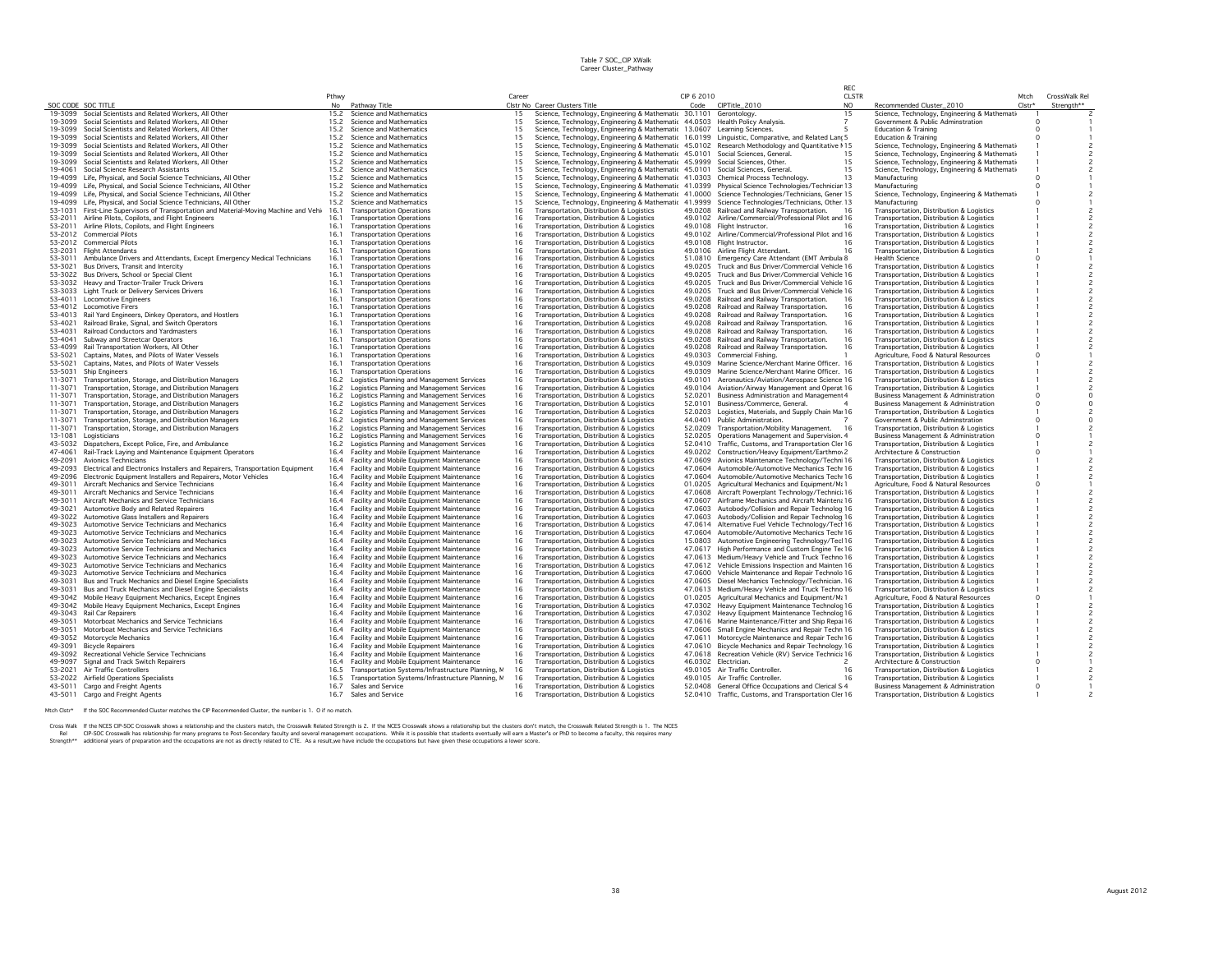Table 7 SOC_CIP XWalk
Career Cluster_Pathway

| SOC CODE | SOC TITLE | Pthwy No | Pathway Title | Career Clstr No | Career Clusters Title | CIP 6 2010 Code | CIPTitle_2010 | REC CLSTR NO | Recommended Cluster_2010 | Mtch Clstr* | CrossWalk Rel Strength** |
|---|---|---|---|---|---|---|---|---|---|---|---|
| 19-3099 | Social Scientists and Related Workers, All Other | 15.2 | Science and Mathematics | 15 | Science, Technology, Engineering & Mathematic | 30.1101 | Gerontology. | 15 | Science, Technology, Engineering & Mathemati | 1 | 2 |
| 19-3099 | Social Scientists and Related Workers, All Other | 15.2 | Science and Mathematics | 15 | Science, Technology, Engineering & Mathematic | 44.0503 | Health Policy Analysis. | 7 | Government & Public Adminstration | 0 | 1 |
| 19-3099 | Social Scientists and Related Workers, All Other | 15.2 | Science and Mathematics | 15 | Science, Technology, Engineering & Mathematic | 13.0607 | Learning Sciences. | 5 | Education & Training | 0 | 1 |
| 19-3099 | Social Scientists and Related Workers, All Other | 15.2 | Science and Mathematics | 15 | Science, Technology, Engineering & Mathematic | 16.0199 | Linguistic, Comparative, and Related Lang | 5 | Education & Training | 0 | 1 |
| 19-3099 | Social Scientists and Related Workers, All Other | 15.2 | Science and Mathematics | 15 | Science, Technology, Engineering & Mathematic | 45.0102 | Research Methodology and Quantitative M | 15 | Science, Technology, Engineering & Mathemati | 1 | 2 |
| 19-3099 | Social Scientists and Related Workers, All Other | 15.2 | Science and Mathematics | 15 | Science, Technology, Engineering & Mathematic | 45.0101 | Social Sciences, General. | 15 | Science, Technology, Engineering & Mathemati | 1 | 2 |
| 19-3099 | Social Scientists and Related Workers, All Other | 15.2 | Science and Mathematics | 15 | Science, Technology, Engineering & Mathematic | 45.9999 | Social Sciences, Other. | 15 | Science, Technology, Engineering & Mathemati | 1 | 2 |
| 19-4061 | Social Science Research Assistants | 15.2 | Science and Mathematics | 15 | Science, Technology, Engineering & Mathematic | 45.0101 | Social Sciences, General. | 15 | Science, Technology, Engineering & Mathemati | 1 | 2 |
| 19-4099 | Life, Physical, and Social Science Technicians, All Other | 15.2 | Science and Mathematics | 15 | Science, Technology, Engineering & Mathematic | 41.0303 | Chemical Process Technology. | 13 | Manufacturing | 0 | 1 |
| 19-4099 | Life, Physical, and Social Science Technicians, All Other | 15.2 | Science and Mathematics | 15 | Science, Technology, Engineering & Mathematic | 41.0399 | Physical Science Technologies/Technician | 13 | Manufacturing | 0 | 1 |
| 19-4099 | Life, Physical, and Social Science Technicians, All Other | 15.2 | Science and Mathematics | 15 | Science, Technology, Engineering & Mathematic | 41.0000 | Science Technologies/Technicians, Gener | 15 | Science, Technology, Engineering & Mathemati | 1 | 2 |
| 19-4099 | Life, Physical, and Social Science Technicians, All Other | 15.2 | Science and Mathematics | 15 | Science, Technology, Engineering & Mathematic | 41.9999 | Science Technologies/Technicians, Other. | 13 | Manufacturing | 0 | 1 |
| 53-1031 | First-Line Supervisors of Transportation and Material-Moving Machine and Vehi | 16.1 | Transportation Operations | 16 | Transportation, Distribution & Logistics | 49.0208 | Railroad and Railway Transportation. | 16 | Transportation, Distribution & Logistics | 1 | 2 |
| 53-2011 | Airline Pilots, Copilots, and Flight Engineers | 16.1 | Transportation Operations | 16 | Transportation, Distribution & Logistics | 49.0102 | Airline/Commercial/Professional Pilot and | 16 | Transportation, Distribution & Logistics | 1 | 2 |
| 53-2011 | Airline Pilots, Copilots, and Flight Engineers | 16.1 | Transportation Operations | 16 | Transportation, Distribution & Logistics | 49.0108 | Flight Instructor. | 16 | Transportation, Distribution & Logistics | 1 | 2 |
| 53-2012 | Commercial Pilots | 16.1 | Transportation Operations | 16 | Transportation, Distribution & Logistics | 49.0102 | Airline/Commercial/Professional Pilot and | 16 | Transportation, Distribution & Logistics | 1 | 2 |
| 53-2012 | Commercial Pilots | 16.1 | Transportation Operations | 16 | Transportation, Distribution & Logistics | 49.0108 | Flight Instructor. | 16 | Transportation, Distribution & Logistics | 1 | 2 |
| 53-2031 | Flight Attendants | 16.1 | Transportation Operations | 16 | Transportation, Distribution & Logistics | 49.0106 | Airline Flight Attendant. | 16 | Transportation, Distribution & Logistics | 1 | 2 |
| 53-3011 | Ambulance Drivers and Attendants, Except Emergency Medical Technicians | 16.1 | Transportation Operations | 16 | Transportation, Distribution & Logistics | 51.0810 | Emergency Care Attendant (EMT Ambula | 8 | Health Science | 0 | 1 |
| 53-3021 | Bus Drivers, Transit and Intercity | 16.1 | Transportation Operations | 16 | Transportation, Distribution & Logistics | 49.0205 | Truck and Bus Driver/Commercial Vehicle | 16 | Transportation, Distribution & Logistics | 1 | 2 |
| 53-3022 | Bus Drivers, School or Special Client | 16.1 | Transportation Operations | 16 | Transportation, Distribution & Logistics | 49.0205 | Truck and Bus Driver/Commercial Vehicle | 16 | Transportation, Distribution & Logistics | 1 | 2 |
| 53-3032 | Heavy and Tractor-Trailer Truck Drivers | 16.1 | Transportation Operations | 16 | Transportation, Distribution & Logistics | 49.0205 | Truck and Bus Driver/Commercial Vehicle | 16 | Transportation, Distribution & Logistics | 1 | 2 |
| 53-3033 | Light Truck or Delivery Services Drivers | 16.1 | Transportation Operations | 16 | Transportation, Distribution & Logistics | 49.0205 | Truck and Bus Driver/Commercial Vehicle | 16 | Transportation, Distribution & Logistics | 1 | 2 |
| 53-4011 | Locomotive Engineers | 16.1 | Transportation Operations | 16 | Transportation, Distribution & Logistics | 49.0208 | Railroad and Railway Transportation. | 16 | Transportation, Distribution & Logistics | 1 | 2 |
| 53-4012 | Locomotive Firers | 16.1 | Transportation Operations | 16 | Transportation, Distribution & Logistics | 49.0208 | Railroad and Railway Transportation. | 16 | Transportation, Distribution & Logistics | 1 | 2 |
| 53-4013 | Rail Yard Engineers, Dinkey Operators, and Hostlers | 16.1 | Transportation Operations | 16 | Transportation, Distribution & Logistics | 49.0208 | Railroad and Railway Transportation. | 16 | Transportation, Distribution & Logistics | 1 | 2 |
| 53-4021 | Railroad Brake, Signal, and Switch Operators | 16.1 | Transportation Operations | 16 | Transportation, Distribution & Logistics | 49.0208 | Railroad and Railway Transportation. | 16 | Transportation, Distribution & Logistics | 1 | 2 |
| 53-4031 | Railroad Conductors and Yardmasters | 16.1 | Transportation Operations | 16 | Transportation, Distribution & Logistics | 49.0208 | Railroad and Railway Transportation. | 16 | Transportation, Distribution & Logistics | 1 | 2 |
| 53-4041 | Subway and Streetcar Operators | 16.1 | Transportation Operations | 16 | Transportation, Distribution & Logistics | 49.0208 | Railroad and Railway Transportation. | 16 | Transportation, Distribution & Logistics | 1 | 2 |
| 53-4099 | Rail Transportation Workers, All Other | 16.1 | Transportation Operations | 16 | Transportation, Distribution & Logistics | 49.0208 | Railroad and Railway Transportation. | 16 | Transportation, Distribution & Logistics | 1 | 2 |
| 53-5021 | Captains, Mates, and Pilots of Water Vessels | 16.1 | Transportation Operations | 16 | Transportation, Distribution & Logistics | 49.0303 | Commercial Fishing. | 1 | Agriculture, Food & Natural Resources | 0 | 1 |
| 53-5021 | Captains, Mates, and Pilots of Water Vessels | 16.1 | Transportation Operations | 16 | Transportation, Distribution & Logistics | 49.0309 | Marine Science/Merchant Marine Officer. | 16 | Transportation, Distribution & Logistics | 1 | 2 |
| 53-5031 | Ship Engineers | 16.1 | Transportation Operations | 16 | Transportation, Distribution & Logistics | 49.0309 | Marine Science/Merchant Marine Officer. | 16 | Transportation, Distribution & Logistics | 1 | 2 |
| 11-3071 | Transportation, Storage, and Distribution Managers | 16.2 | Logistics Planning and Management Services | 16 | Transportation, Distribution & Logistics | 49.0101 | Aeronautics/Aviation/Aerospace Science | 16 | Transportation, Distribution & Logistics | 1 | 2 |
| 11-3071 | Transportation, Storage, and Distribution Managers | 16.2 | Logistics Planning and Management Services | 16 | Transportation, Distribution & Logistics | 49.0104 | Aviation/Airway Management and Operat | 16 | Transportation, Distribution & Logistics | 1 | 2 |
| 11-3071 | Transportation, Storage, and Distribution Managers | 16.2 | Logistics Planning and Management Services | 16 | Transportation, Distribution & Logistics | 52.0201 | Business Administration and Management | 4 | Business Management & Administration | 0 | 0 |
| 11-3071 | Transportation, Storage, and Distribution Managers | 16.2 | Logistics Planning and Management Services | 16 | Transportation, Distribution & Logistics | 52.0101 | Business/Commerce, General. | 4 | Business Management & Administration | 0 | 0 |
| 11-3071 | Transportation, Storage, and Distribution Managers | 16.2 | Logistics Planning and Management Services | 16 | Transportation, Distribution & Logistics | 52.0203 | Logistics, Materials, and Supply Chain Mar | 16 | Transportation, Distribution & Logistics | 1 | 2 |
| 11-3071 | Transportation, Storage, and Distribution Managers | 16.2 | Logistics Planning and Management Services | 16 | Transportation, Distribution & Logistics | 44.0401 | Public Administration. | 7 | Government & Public Adminstration | 0 | 0 |
| 11-3071 | Transportation, Storage, and Distribution Managers | 16.2 | Logistics Planning and Management Services | 16 | Transportation, Distribution & Logistics | 52.0209 | Transportation/Mobility Management. | 16 | Transportation, Distribution & Logistics | 1 | 2 |
| 13-1081 | Logisticians | 16.2 | Logistics Planning and Management Services | 16 | Transportation, Distribution & Logistics | 52.0205 | Operations Management and Supervision. | 4 | Business Management & Administration | 0 | 1 |
| 43-5032 | Dispatchers, Except Police, Fire, and Ambulance | 16.2 | Logistics Planning and Management Services | 16 | Transportation, Distribution & Logistics | 52.0410 | Traffic, Customs, and Transportation Cler | 16 | Transportation, Distribution & Logistics | 1 | 2 |
| 47-4061 | Rail-Track Laying and Maintenance Equipment Operators | 16.4 | Facility and Mobile Equipment Maintenance | 16 | Transportation, Distribution & Logistics | 49.0202 | Construction/Heavy Equipment/Earthmo | 2 | Architecture & Construction | 0 | 1 |
| 49-2091 | Avionics Technicians | 16.4 | Facility and Mobile Equipment Maintenance | 16 | Transportation, Distribution & Logistics | 47.0609 | Avionics Maintenance Technology/Techni | 16 | Transportation, Distribution & Logistics | 1 | 2 |
| 49-2093 | Electrical and Electronics Installers and Repairers, Transportation Equipment | 16.4 | Facility and Mobile Equipment Maintenance | 16 | Transportation, Distribution & Logistics | 47.0604 | Automobile/Automotive Mechanics Techr | 16 | Transportation, Distribution & Logistics | 1 | 2 |
| 49-2096 | Electronic Equipment Installers and Repairers, Motor Vehicles | 16.4 | Facility and Mobile Equipment Maintenance | 16 | Transportation, Distribution & Logistics | 47.0604 | Automobile/Automotive Mechanics Techr | 16 | Transportation, Distribution & Logistics | 1 | 2 |
| 49-3011 | Aircraft Mechanics and Service Technicians | 16.4 | Facility and Mobile Equipment Maintenance | 16 | Transportation, Distribution & Logistics | 01.0205 | Agricultural Mechanics and Equipment/Ma | 1 | Agriculture, Food & Natural Resources | 0 | 1 |
| 49-3011 | Aircraft Mechanics and Service Technicians | 16.4 | Facility and Mobile Equipment Maintenance | 16 | Transportation, Distribution & Logistics | 47.0608 | Aircraft Powerplant Technology/Technici | 16 | Transportation, Distribution & Logistics | 1 | 2 |
| 49-3011 | Aircraft Mechanics and Service Technicians | 16.4 | Facility and Mobile Equipment Maintenance | 16 | Transportation, Distribution & Logistics | 47.0607 | Airframe Mechanics and Aircraft Mainten | 16 | Transportation, Distribution & Logistics | 1 | 2 |
| 49-3021 | Automotive Body and Related Repairers | 16.4 | Facility and Mobile Equipment Maintenance | 16 | Transportation, Distribution & Logistics | 47.0603 | Autobody/Collision and Repair Technolog | 16 | Transportation, Distribution & Logistics | 1 | 2 |
| 49-3022 | Automotive Glass Installers and Repairers | 16.4 | Facility and Mobile Equipment Maintenance | 16 | Transportation, Distribution & Logistics | 47.0603 | Autobody/Collision and Repair Technolog | 16 | Transportation, Distribution & Logistics | 1 | 2 |
| 49-3023 | Automotive Service Technicians and Mechanics | 16.4 | Facility and Mobile Equipment Maintenance | 16 | Transportation, Distribution & Logistics | 47.0614 | Alternative Fuel Vehicle Technology/Tech | 16 | Transportation, Distribution & Logistics | 1 | 2 |
| 49-3023 | Automotive Service Technicians and Mechanics | 16.4 | Facility and Mobile Equipment Maintenance | 16 | Transportation, Distribution & Logistics | 47.0604 | Automobile/Automotive Mechanics Techr | 16 | Transportation, Distribution & Logistics | 1 | 2 |
| 49-3023 | Automotive Service Technicians and Mechanics | 16.4 | Facility and Mobile Equipment Maintenance | 16 | Transportation, Distribution & Logistics | 15.0803 | Automotive Engineering Technology/Tech | 16 | Transportation, Distribution & Logistics | 1 | 2 |
| 49-3023 | Automotive Service Technicians and Mechanics | 16.4 | Facility and Mobile Equipment Maintenance | 16 | Transportation, Distribution & Logistics | 47.0617 | High Performance and Custom Engine Tec | 16 | Transportation, Distribution & Logistics | 1 | 2 |
| 49-3023 | Automotive Service Technicians and Mechanics | 16.4 | Facility and Mobile Equipment Maintenance | 16 | Transportation, Distribution & Logistics | 47.0613 | Medium/Heavy Vehicle and Truck Techno | 16 | Transportation, Distribution & Logistics | 1 | 2 |
| 49-3023 | Automotive Service Technicians and Mechanics | 16.4 | Facility and Mobile Equipment Maintenance | 16 | Transportation, Distribution & Logistics | 47.0612 | Vehicle Emissions Inspection and Mainten | 16 | Transportation, Distribution & Logistics | 1 | 2 |
| 49-3023 | Automotive Service Technicians and Mechanics | 16.4 | Facility and Mobile Equipment Maintenance | 16 | Transportation, Distribution & Logistics | 47.0600 | Vehicle Maintenance and Repair Technolo | 16 | Transportation, Distribution & Logistics | 1 | 2 |
| 49-3031 | Bus and Truck Mechanics and Diesel Engine Specialists | 16.4 | Facility and Mobile Equipment Maintenance | 16 | Transportation, Distribution & Logistics | 47.0605 | Diesel Mechanics Technology/Technician. | 16 | Transportation, Distribution & Logistics | 1 | 2 |
| 49-3031 | Bus and Truck Mechanics and Diesel Engine Specialists | 16.4 | Facility and Mobile Equipment Maintenance | 16 | Transportation, Distribution & Logistics | 47.0613 | Medium/Heavy Vehicle and Truck Techno | 16 | Transportation, Distribution & Logistics | 1 | 2 |
| 49-3042 | Mobile Heavy Equipment Mechanics, Except Engines | 16.4 | Facility and Mobile Equipment Maintenance | 16 | Transportation, Distribution & Logistics | 01.0205 | Agricultural Mechanics and Equipment/Ma | 1 | Agriculture, Food & Natural Resources | 0 | 1 |
| 49-3042 | Mobile Heavy Equipment Mechanics, Except Engines | 16.4 | Facility and Mobile Equipment Maintenance | 16 | Transportation, Distribution & Logistics | 47.0302 | Heavy Equipment Maintenance Technolog | 16 | Transportation, Distribution & Logistics | 1 | 2 |
| 49-3043 | Rail Car Repairers | 16.4 | Facility and Mobile Equipment Maintenance | 16 | Transportation, Distribution & Logistics | 47.0302 | Heavy Equipment Maintenance Technolog | 16 | Transportation, Distribution & Logistics | 1 | 2 |
| 49-3051 | Motorboat Mechanics and Service Technicians | 16.4 | Facility and Mobile Equipment Maintenance | 16 | Transportation, Distribution & Logistics | 47.0616 | Marine Maintenance/Fitter and Ship Repai | 16 | Transportation, Distribution & Logistics | 1 | 2 |
| 49-3051 | Motorboat Mechanics and Service Technicians | 16.4 | Facility and Mobile Equipment Maintenance | 16 | Transportation, Distribution & Logistics | 47.0606 | Small Engine Mechanics and Repair Techn | 16 | Transportation, Distribution & Logistics | 1 | 2 |
| 49-3052 | Motorcycle Mechanics | 16.4 | Facility and Mobile Equipment Maintenance | 16 | Transportation, Distribution & Logistics | 47.0611 | Motorcycle Maintenance and Repair Tech | 16 | Transportation, Distribution & Logistics | 1 | 2 |
| 49-3091 | Bicycle Repairers | 16.4 | Facility and Mobile Equipment Maintenance | 16 | Transportation, Distribution & Logistics | 47.0610 | Bicycle Mechanics and Repair Technology | 16 | Transportation, Distribution & Logistics | 1 | 2 |
| 49-3092 | Recreational Vehicle Service Technicians | 16.4 | Facility and Mobile Equipment Maintenance | 16 | Transportation, Distribution & Logistics | 47.0618 | Recreation Vehicle (RV) Service Technici | 16 | Transportation, Distribution & Logistics | 1 | 2 |
| 49-9097 | Signal and Track Switch Repairers | 16.4 | Facility and Mobile Equipment Maintenance | 16 | Transportation, Distribution & Logistics | 46.0302 | Electrician. | 2 | Architecture & Construction | 0 | 1 |
| 53-2021 | Air Traffic Controllers | 16.5 | Transportation Systems/Infrastructure Planning, M | 16 | Transportation, Distribution & Logistics | 49.0105 | Air Traffic Controller. | 16 | Transportation, Distribution & Logistics | 1 | 2 |
| 53-2022 | Airfield Operations Specialists | 16.5 | Transportation Systems/Infrastructure Planning, M | 16 | Transportation, Distribution & Logistics | 49.0105 | Air Traffic Controller. | 16 | Transportation, Distribution & Logistics | 1 | 2 |
| 43-5011 | Cargo and Freight Agents | 16.7 | Sales and Service | 16 | Transportation, Distribution & Logistics | 52.0408 | General Office Occupations and Clerical S | 4 | Business Management & Administration | 0 | 1 |
| 43-5011 | Cargo and Freight Agents | 16.7 | Sales and Service | 16 | Transportation, Distribution & Logistics | 52.0410 | Traffic, Customs, and Transportation Cler | 16 | Transportation, Distribution & Logistics | 1 | 2 |

Mtch Clstr* If the SOC Recommended Cluster matches the CIP Recommended Cluster, the number is 1. 0 if no match.

Cross Walk Rel Strength** If the NCES CIP-SOC Crosswalk shows a relationship and the clusters match, the Crosswalk Related Strength is 2. If the NCES Crosswalk shows a relationship but the clusters don't match, the Crosswalk Related Strength is 1. The NCES CIP-SOC Crosswalk has relationship for many programs to Post-Secondary faculty and several management occupations. While it is possible that students eventually will earn a Master's or PhD to become a faculty, this requires many additional years of preparation and the occupations are not as directly related to CTE. As a result,we have include the occupations but have given these occupations a lower score.

August 2012